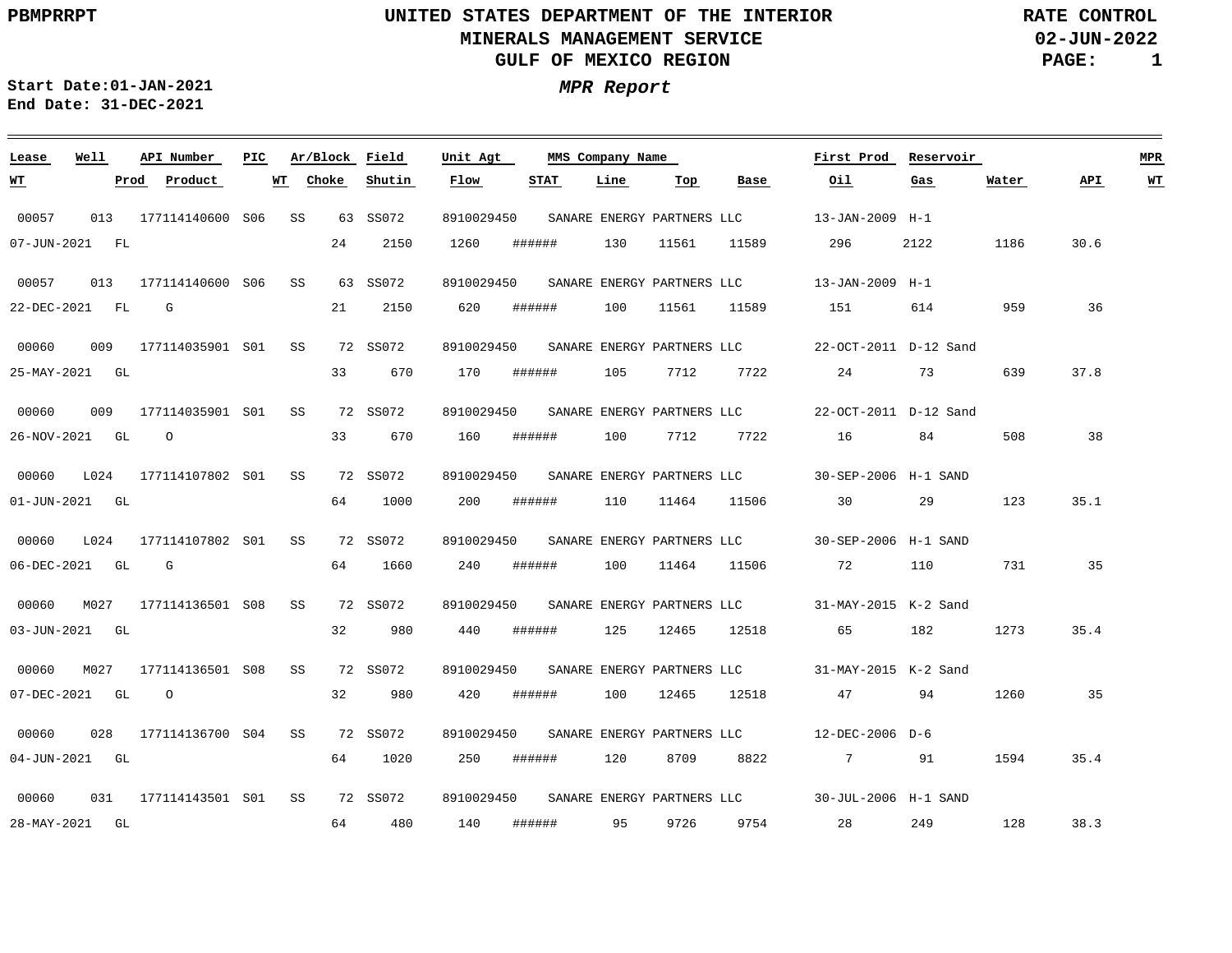PBMPRRPT

# UNITED STATES DEPARTMENT OF THE INTERIOR
## MINERALS MANAGEMENT SERVICE
## GULF OF MEXICO REGION

RATE CONTROL
02-JUN-2022

**Start Date:01-JAN-2021**
**End Date: 31-DEC-2021**

***MPR Report***

| Lease | Well | API Number | PIC | Ar/Block | Field | Unit Agt | MMS Company Name | | | First Prod | Reservoir | | | MPR |
|---|---|---|---|---|---|---|---|---|---|---|---|---|---|---|
| **WT** | **Prod** | **Product** | **WT** | **Choke** | **Shutin** | **Flow** | **STAT** | **Line** | **Top** | **Base** | **Oil** | **Gas** | **Water** | **API** | **WT** |
| 00057 | 013 | 177114140600 | S06 | SS 63 | SS072 | 8910029450 | SANARE ENERGY PARTNERS LLC | | | 13-JAN-2009 | H-1 | | | |
| 07-JUN-2021 | FL | | | 24 | 2150 | 1260 | ###### | 130 | 11561 | 11589 | 296 | 2122 | 1186 | 30.6 | |
| 00057 | 013 | 177114140600 | S06 | SS 63 | SS072 | 8910029450 | SANARE ENERGY PARTNERS LLC | | | 13-JAN-2009 | H-1 | | | |
| 22-DEC-2021 | FL | G | | 21 | 2150 | 620 | ###### | 100 | 11561 | 11589 | 151 | 614 | 959 | 36 | |
| 00060 | 009 | 177114035901 | S01 | SS 72 | SS072 | 8910029450 | SANARE ENERGY PARTNERS LLC | | | 22-OCT-2011 | D-12 Sand | | | |
| 25-MAY-2021 | GL | | | 33 | 670 | 170 | ###### | 105 | 7712 | 7722 | 24 | 73 | 639 | 37.8 | |
| 00060 | 009 | 177114035901 | S01 | SS 72 | SS072 | 8910029450 | SANARE ENERGY PARTNERS LLC | | | 22-OCT-2011 | D-12 Sand | | | |
| 26-NOV-2021 | GL | O | | 33 | 670 | 160 | ###### | 100 | 7712 | 7722 | 16 | 84 | 508 | 38 | |
| 00060 | L024 | 177114107802 | S01 | SS 72 | SS072 | 8910029450 | SANARE ENERGY PARTNERS LLC | | | 30-SEP-2006 | H-1 SAND | | | |
| 01-JUN-2021 | GL | | | 64 | 1000 | 200 | ###### | 110 | 11464 | 11506 | 30 | 29 | 123 | 35.1 | |
| 00060 | L024 | 177114107802 | S01 | SS 72 | SS072 | 8910029450 | SANARE ENERGY PARTNERS LLC | | | 30-SEP-2006 | H-1 SAND | | | |
| 06-DEC-2021 | GL | G | | 64 | 1660 | 240 | ###### | 100 | 11464 | 11506 | 72 | 110 | 731 | 35 | |
| 00060 | M027 | 177114136501 | S08 | SS 72 | SS072 | 8910029450 | SANARE ENERGY PARTNERS LLC | | | 31-MAY-2015 | K-2 Sand | | | |
| 03-JUN-2021 | GL | | | 32 | 980 | 440 | ###### | 125 | 12465 | 12518 | 65 | 182 | 1273 | 35.4 | |
| 00060 | M027 | 177114136501 | S08 | SS 72 | SS072 | 8910029450 | SANARE ENERGY PARTNERS LLC | | | 31-MAY-2015 | K-2 Sand | | | |
| 07-DEC-2021 | GL | O | | 32 | 980 | 420 | ###### | 100 | 12465 | 12518 | 47 | 94 | 1260 | 35 | |
| 00060 | 028 | 177114136700 | S04 | SS 72 | SS072 | 8910029450 | SANARE ENERGY PARTNERS LLC | | | 12-DEC-2006 | D-6 | | | |
| 04-JUN-2021 | GL | | | 64 | 1020 | 250 | ###### | 120 | 8709 | 8822 | 7 | 91 | 1594 | 35.4 | |
| 00060 | 031 | 177114143501 | S01 | SS 72 | SS072 | 8910029450 | SANARE ENERGY PARTNERS LLC | | | 30-JUL-2006 | H-1 SAND | | | |
| 28-MAY-2021 | GL | | | 64 | 480 | 140 | ###### | 95 | 9726 | 9754 | 28 | 249 | 128 | 38.3 | |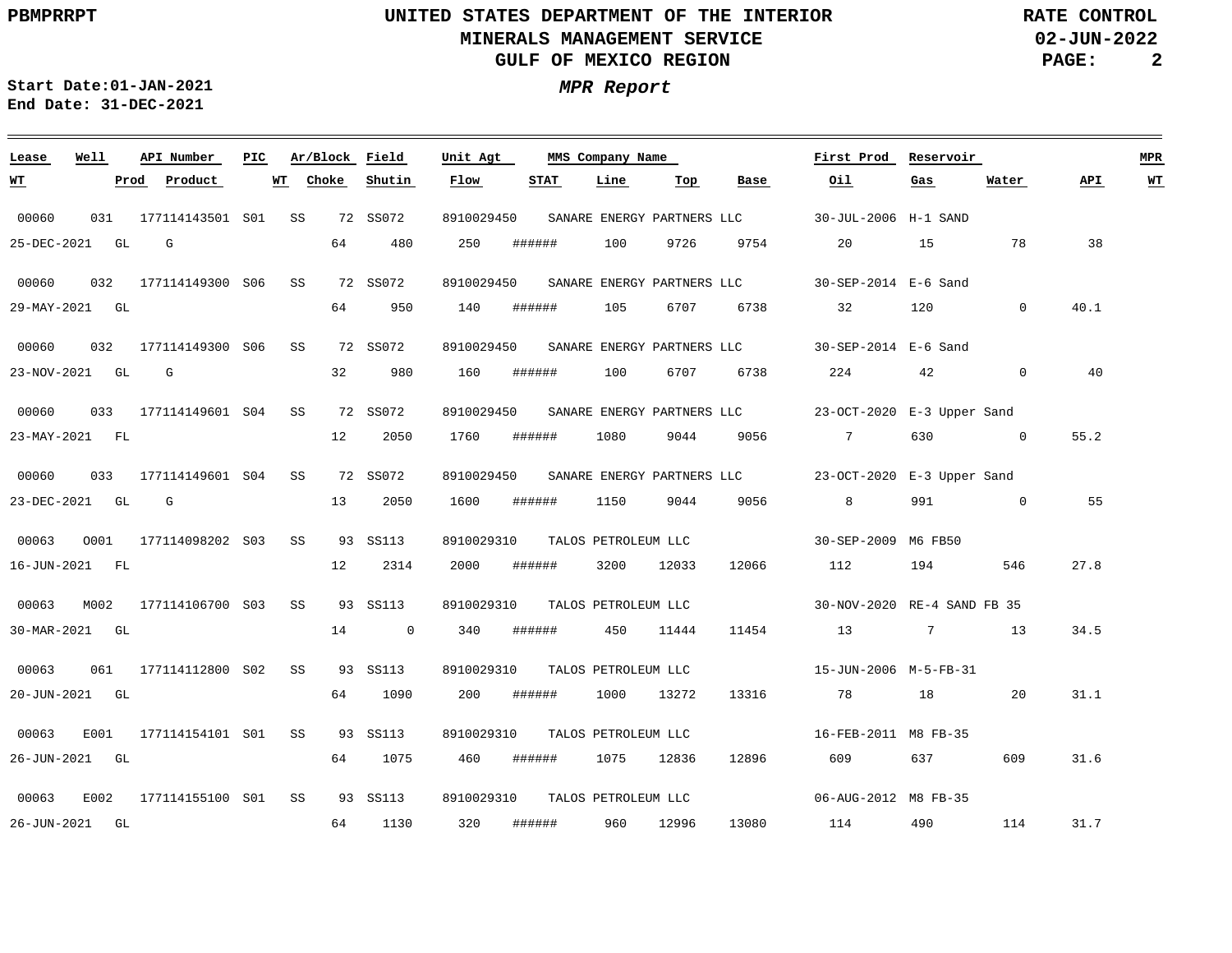UNITED STATES DEPARTMENT OF THE INTERIOR
MINERALS MANAGEMENT SERVICE
GULF OF MEXICO REGION

PBMPRRPT — RATE CONTROL — 02-JUN-2022

Start Date:01-JAN-2021
End Date: 31-DEC-2021

# *MPR Report*

| Lease | Well | API Number | PIC | Ar/Block | Field | Unit Agt | MMS Company Name | First Prod | Reservoir | | | MPR |
|---|---|---|---|---|---|---|---|---|---|---|---|---|
| **WT** | **Prod** | **Product** | **WT** | **Choke** | **Shutin** | **Flow** | **STAT** / **Line** / **Top** / **Base** | **Oil** | **Gas** | **Water** | **API** | **WT** |

| Lease | Well | API Number | PIC | Ar | Block | Field | Unit Agt | MMS Company Name | First Prod | Reservoir |
|---|---|---|---|---|---|---|---|---|---|---|
| 00060 | 031 | 177114143501 | S01 | SS | 72 | SS072 | 8910029450 | SANARE ENERGY PARTNERS LLC | 30-JUL-2006 | H-1 SAND |
| 00060 | 032 | 177114149300 | S06 | SS | 72 | SS072 | 8910029450 | SANARE ENERGY PARTNERS LLC | 30-SEP-2014 | E-6 Sand |
| 00060 | 032 | 177114149300 | S06 | SS | 72 | SS072 | 8910029450 | SANARE ENERGY PARTNERS LLC | 30-SEP-2014 | E-6 Sand |
| 00060 | 033 | 177114149601 | S04 | SS | 72 | SS072 | 8910029450 | SANARE ENERGY PARTNERS LLC | 23-OCT-2020 | E-3 Upper Sand |
| 00060 | 033 | 177114149601 | S04 | SS | 72 | SS072 | 8910029450 | SANARE ENERGY PARTNERS LLC | 23-OCT-2020 | E-3 Upper Sand |
| 00063 | O001 | 177114098202 | S03 | SS | 93 | SS113 | 8910029310 | TALOS PETROLEUM LLC | 30-SEP-2009 | M6 FB50 |
| 00063 | M002 | 177114106700 | S03 | SS | 93 | SS113 | 8910029310 | TALOS PETROLEUM LLC | 30-NOV-2020 | RE-4 SAND FB 35 |
| 00063 | 061 | 177114112800 | S02 | SS | 93 | SS113 | 8910029310 | TALOS PETROLEUM LLC | 15-JUN-2006 | M-5-FB-31 |
| 00063 | E001 | 177114154101 | S01 | SS | 93 | SS113 | 8910029310 | TALOS PETROLEUM LLC | 16-FEB-2011 | M8 FB-35 |
| 00063 | E002 | 177114155100 | S01 | SS | 93 | SS113 | 8910029310 | TALOS PETROLEUM LLC | 06-AUG-2012 | M8 FB-35 |

| WT | Prod | Product | WT | Choke | Shutin | Flow | STAT | Line | Top | Base | Oil | Gas | Water | API | MPR WT |
|---|---|---|---|---|---|---|---|---|---|---|---|---|---|---|---|
| 25-DEC-2021 | GL | G | | 64 | 480 | 250 | ###### | 100 | 9726 | 9754 | 20 | 15 | 78 | 38 | |
| 29-MAY-2021 | GL | | | 64 | 950 | 140 | ###### | 105 | 6707 | 6738 | 32 | 120 | 0 | 40.1 | |
| 23-NOV-2021 | GL | G | | 32 | 980 | 160 | ###### | 100 | 6707 | 6738 | 224 | 42 | 0 | 40 | |
| 23-MAY-2021 | FL | | | 12 | 2050 | 1760 | ###### | 1080 | 9044 | 9056 | 7 | 630 | 0 | 55.2 | |
| 23-DEC-2021 | GL | G | | 13 | 2050 | 1600 | ###### | 1150 | 9044 | 9056 | 8 | 991 | 0 | 55 | |
| 16-JUN-2021 | FL | | | 12 | 2314 | 2000 | ###### | 3200 | 12033 | 12066 | 112 | 194 | 546 | 27.8 | |
| 30-MAR-2021 | GL | | | 14 | 0 | 340 | ###### | 450 | 11444 | 11454 | 13 | 7 | 13 | 34.5 | |
| 20-JUN-2021 | GL | | | 64 | 1090 | 200 | ###### | 1000 | 13272 | 13316 | 78 | 18 | 20 | 31.1 | |
| 26-JUN-2021 | GL | | | 64 | 1075 | 460 | ###### | 1075 | 12836 | 12896 | 609 | 637 | 609 | 31.6 | |
| 26-JUN-2021 | GL | | | 64 | 1130 | 320 | ###### | 960 | 12996 | 13080 | 114 | 490 | 114 | 31.7 | |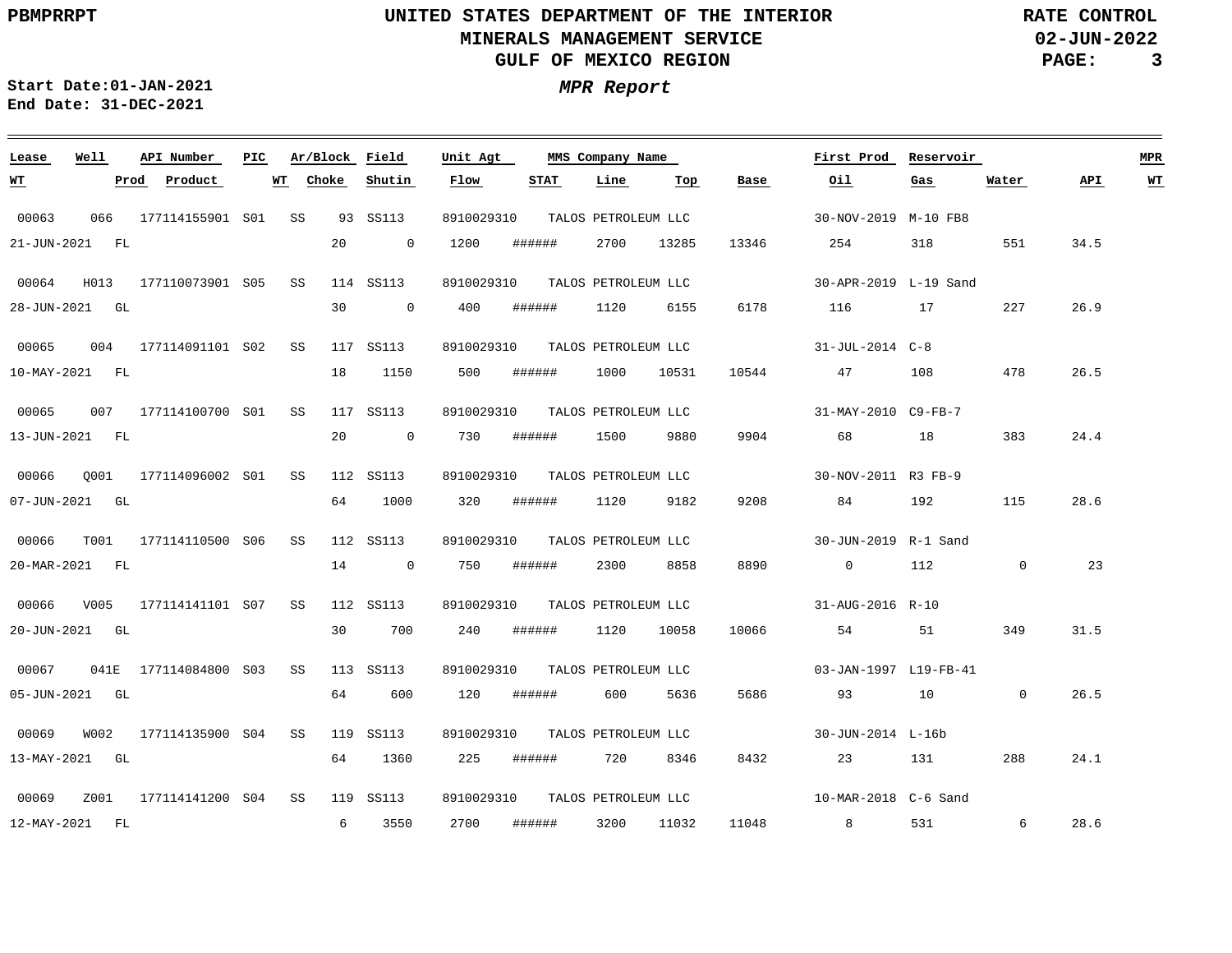UNITED STATES DEPARTMENT OF THE INTERIOR
MINERALS MANAGEMENT SERVICE
GULF OF MEXICO REGION

RATE CONTROL
02-JUN-2022

Start Date:01-JAN-2021
End Date: 31-DEC-2021

***MPR Report***

| Lease | Well | API Number | PIC | Ar/Block | Field | Unit Agt | MMS Company Name | | | | First Prod | Reservoir | | | MPR |
|---|---|---|---|---|---|---|---|---|---|---|---|---|---|---|---|
| **WT** | **Prod** | **Product** | **WT** | **Choke** | **Shutin** | **Flow** | **STAT** | **Line** | **Top** | **Base** | **Oil** | **Gas** | **Water** | **API** | **WT** |
| 00063 | 066 | 177114155901 | S01 | SS 93 | SS113 | 8910029310 | TALOS PETROLEUM LLC | | | | 30-NOV-2019 | M-10 FB8 | | | |
| 21-JUN-2021 | FL | | | 20 | 0 | 1200 | ###### | 2700 | 13285 | 13346 | 254 | 318 | 551 | 34.5 | |
| 00064 | H013 | 177110073901 | S05 | SS 114 | SS113 | 8910029310 | TALOS PETROLEUM LLC | | | | 30-APR-2019 | L-19 Sand | | | |
| 28-JUN-2021 | GL | | | 30 | 0 | 400 | ###### | 1120 | 6155 | 6178 | 116 | 17 | 227 | 26.9 | |
| 00065 | 004 | 177114091101 | S02 | SS 117 | SS113 | 8910029310 | TALOS PETROLEUM LLC | | | | 31-JUL-2014 | C-8 | | | |
| 10-MAY-2021 | FL | | | 18 | 1150 | 500 | ###### | 1000 | 10531 | 10544 | 47 | 108 | 478 | 26.5 | |
| 00065 | 007 | 177114100700 | S01 | SS 117 | SS113 | 8910029310 | TALOS PETROLEUM LLC | | | | 31-MAY-2010 | C9-FB-7 | | | |
| 13-JUN-2021 | FL | | | 20 | 0 | 730 | ###### | 1500 | 9880 | 9904 | 68 | 18 | 383 | 24.4 | |
| 00066 | Q001 | 177114096002 | S01 | SS 112 | SS113 | 8910029310 | TALOS PETROLEUM LLC | | | | 30-NOV-2011 | R3 FB-9 | | | |
| 07-JUN-2021 | GL | | | 64 | 1000 | 320 | ###### | 1120 | 9182 | 9208 | 84 | 192 | 115 | 28.6 | |
| 00066 | T001 | 177114110500 | S06 | SS 112 | SS113 | 8910029310 | TALOS PETROLEUM LLC | | | | 30-JUN-2019 | R-1 Sand | | | |
| 20-MAR-2021 | FL | | | 14 | 0 | 750 | ###### | 2300 | 8858 | 8890 | 0 | 112 | 0 | 23 | |
| 00066 | V005 | 177114141101 | S07 | SS 112 | SS113 | 8910029310 | TALOS PETROLEUM LLC | | | | 31-AUG-2016 | R-10 | | | |
| 20-JUN-2021 | GL | | | 30 | 700 | 240 | ###### | 1120 | 10058 | 10066 | 54 | 51 | 349 | 31.5 | |
| 00067 | 041E | 177114084800 | S03 | SS 113 | SS113 | 8910029310 | TALOS PETROLEUM LLC | | | | 03-JAN-1997 | L19-FB-41 | | | |
| 05-JUN-2021 | GL | | | 64 | 600 | 120 | ###### | 600 | 5636 | 5686 | 93 | 10 | 0 | 26.5 | |
| 00069 | W002 | 177114135900 | S04 | SS 119 | SS113 | 8910029310 | TALOS PETROLEUM LLC | | | | 30-JUN-2014 | L-16b | | | |
| 13-MAY-2021 | GL | | | 64 | 1360 | 225 | ###### | 720 | 8346 | 8432 | 23 | 131 | 288 | 24.1 | |
| 00069 | Z001 | 177114141200 | S04 | SS 119 | SS113 | 8910029310 | TALOS PETROLEUM LLC | | | | 10-MAR-2018 | C-6 Sand | | | |
| 12-MAY-2021 | FL | | | 6 | 3550 | 2700 | ###### | 3200 | 11032 | 11048 | 8 | 531 | 6 | 28.6 | |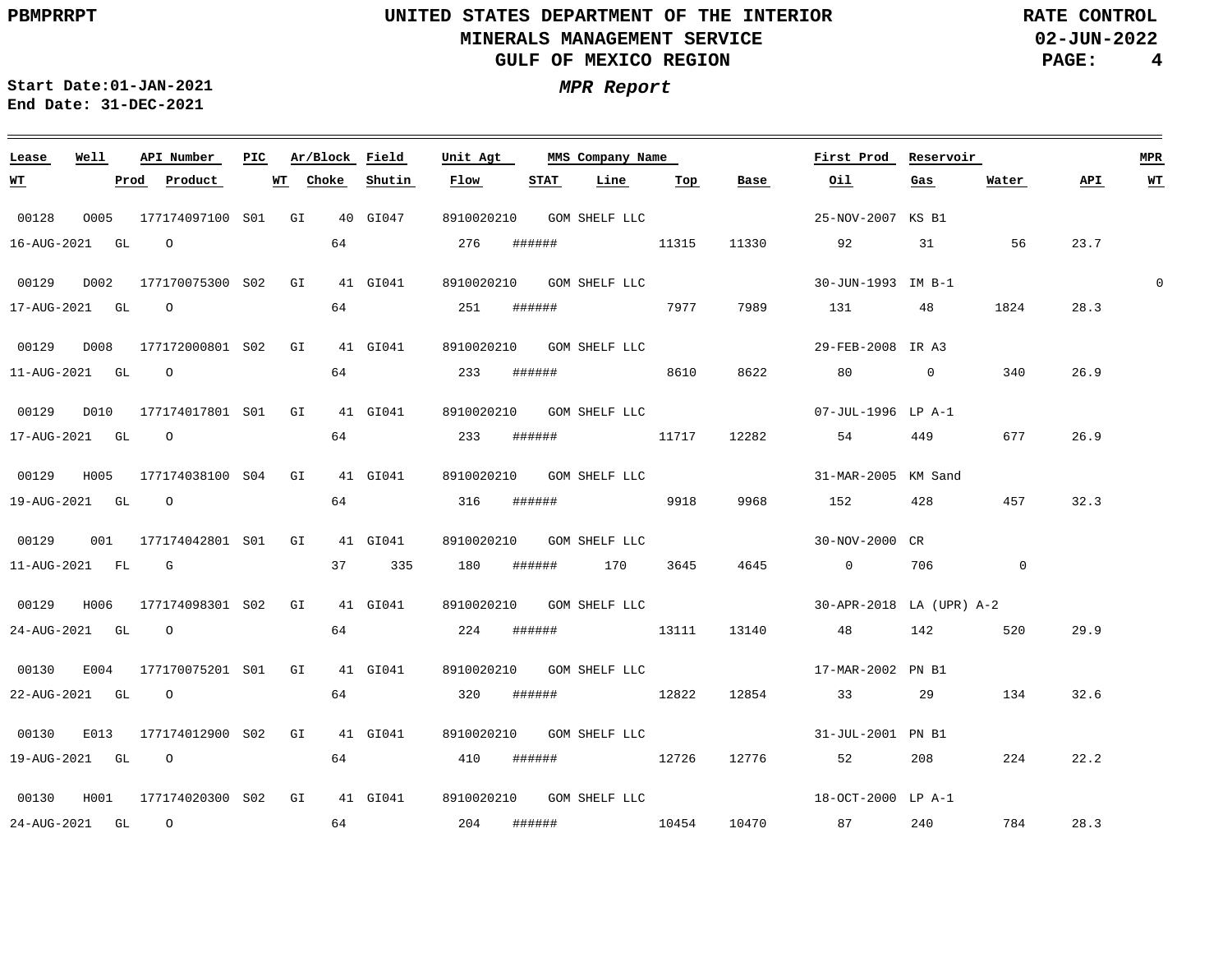PBMPRRPT

# UNITED STATES DEPARTMENT OF THE INTERIOR
## MINERALS MANAGEMENT SERVICE
## GULF OF MEXICO REGION

RATE CONTROL
02-JUN-2022

Start Date:01-JAN-2021
End Date: 31-DEC-2021

*MPR Report*

| Lease | Well | API Number | PIC | Ar/Block | Field | Unit Agt | MMS Company Name | First Prod | Reservoir | WT | Prod | Product | WT | Choke | Shutin | Flow | STAT | Line | Top | Base | Oil | Gas | Water | API | MPR WT |
|---|---|---|---|---|---|---|---|---|---|---|---|---|---|---|---|---|---|---|---|---|---|---|---|---|---|
| 00128 | O005 | 177174097100 | S01 | GI 40 | GI047 | 8910020210 | GOM SHELF LLC | 25-NOV-2007 | KS B1 | 16-AUG-2021 | GL | O | | 64 | | 276 | ###### | | 11315 | 11330 | 92 | 31 | 56 | 23.7 | |
| 00129 | D002 | 177170075300 | S02 | GI 41 | GI041 | 8910020210 | GOM SHELF LLC | 30-JUN-1993 | IM B-1 | 17-AUG-2021 | GL | O | | 64 | | 251 | ###### | | 7977 | 7989 | 131 | 48 | 1824 | 28.3 | 0 |
| 00129 | D008 | 177172000801 | S02 | GI 41 | GI041 | 8910020210 | GOM SHELF LLC | 29-FEB-2008 | IR A3 | 11-AUG-2021 | GL | O | | 64 | | 233 | ###### | | 8610 | 8622 | 80 | 0 | 340 | 26.9 | |
| 00129 | D010 | 177174017801 | S01 | GI 41 | GI041 | 8910020210 | GOM SHELF LLC | 07-JUL-1996 | LP A-1 | 17-AUG-2021 | GL | O | | 64 | | 233 | ###### | | 11717 | 12282 | 54 | 449 | 677 | 26.9 | |
| 00129 | H005 | 177174038100 | S04 | GI 41 | GI041 | 8910020210 | GOM SHELF LLC | 31-MAR-2005 | KM Sand | 19-AUG-2021 | GL | O | | 64 | | 316 | ###### | | 9918 | 9968 | 152 | 428 | 457 | 32.3 | |
| 00129 | 001 | 177174042801 | S01 | GI 41 | GI041 | 8910020210 | GOM SHELF LLC | 30-NOV-2000 | CR | 11-AUG-2021 | FL | G | | 37 | 335 | 180 | ###### | 170 | 3645 | 4645 | 0 | 706 | 0 | | |
| 00129 | H006 | 177174098301 | S02 | GI 41 | GI041 | 8910020210 | GOM SHELF LLC | 30-APR-2018 | LA (UPR) A-2 | 24-AUG-2021 | GL | O | | 64 | | 224 | ###### | | 13111 | 13140 | 48 | 142 | 520 | 29.9 | |
| 00130 | E004 | 177170075201 | S01 | GI 41 | GI041 | 8910020210 | GOM SHELF LLC | 17-MAR-2002 | PN B1 | 22-AUG-2021 | GL | O | | 64 | | 320 | ###### | | 12822 | 12854 | 33 | 29 | 134 | 32.6 | |
| 00130 | E013 | 177174012900 | S02 | GI 41 | GI041 | 8910020210 | GOM SHELF LLC | 31-JUL-2001 | PN B1 | 19-AUG-2021 | GL | O | | 64 | | 410 | ###### | | 12726 | 12776 | 52 | 208 | 224 | 22.2 | |
| 00130 | H001 | 177174020300 | S02 | GI 41 | GI041 | 8910020210 | GOM SHELF LLC | 18-OCT-2000 | LP A-1 | 24-AUG-2021 | GL | O | | 64 | | 204 | ###### | | 10454 | 10470 | 87 | 240 | 784 | 28.3 | |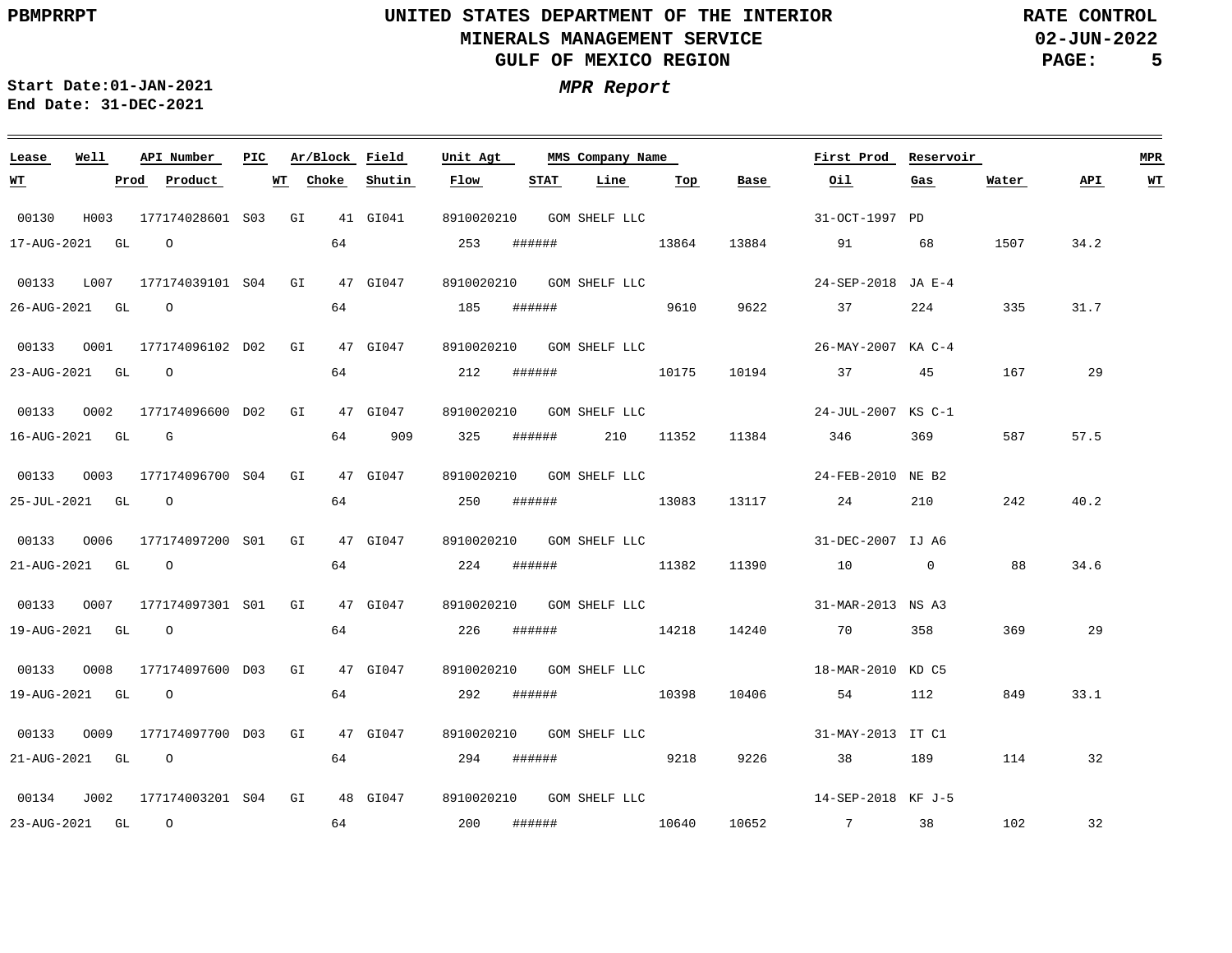**UNITED STATES DEPARTMENT OF THE INTERIOR**
**MINERALS MANAGEMENT SERVICE**
**GULF OF MEXICO REGION**

**RATE CONTROL**
**02-JUN-2022**

**PBMPRRPT**

**Start Date:01-JAN-2021**
**End Date: 31-DEC-2021**

***MPR Report***

| Lease | Well | API Number | PIC | Ar/Block | | Field | Unit Agt | MMS Company Name | | | | | First Prod | Reservoir | | | MPR |
|---|---|---|---|---|---|---|---|---|---|---|---|---|---|---|---|---|---|
| WT | Prod | Product | | WT | Choke | Shutin | Flow | STAT | Line | Top | Base | | Oil | Gas | Water | API | WT |
| 00130 | H003 | 177174028601 | S03 | GI | 41 | GI041 | 8910020210 | GOM SHELF LLC | | | | | 31-OCT-1997 | PD | | | |
| 17-AUG-2021 | GL | O | | | 64 | | 253 | ###### | | 13864 | 13884 | | 91 | 68 | 1507 | 34.2 | |
| 00133 | L007 | 177174039101 | S04 | GI | 47 | GI047 | 8910020210 | GOM SHELF LLC | | | | | 24-SEP-2018 | JA E-4 | | | |
| 26-AUG-2021 | GL | O | | | 64 | | 185 | ###### | | 9610 | 9622 | | 37 | 224 | 335 | 31.7 | |
| 00133 | O001 | 177174096102 | D02 | GI | 47 | GI047 | 8910020210 | GOM SHELF LLC | | | | | 26-MAY-2007 | KA C-4 | | | |
| 23-AUG-2021 | GL | O | | | 64 | | 212 | ###### | | 10175 | 10194 | | 37 | 45 | 167 | 29 | |
| 00133 | O002 | 177174096600 | D02 | GI | 47 | GI047 | 8910020210 | GOM SHELF LLC | | | | | 24-JUL-2007 | KS C-1 | | | |
| 16-AUG-2021 | GL | G | | | 64 | 909 | 325 | ###### | 210 | 11352 | 11384 | | 346 | 369 | 587 | 57.5 | |
| 00133 | O003 | 177174096700 | S04 | GI | 47 | GI047 | 8910020210 | GOM SHELF LLC | | | | | 24-FEB-2010 | NE B2 | | | |
| 25-JUL-2021 | GL | O | | | 64 | | 250 | ###### | | 13083 | 13117 | | 24 | 210 | 242 | 40.2 | |
| 00133 | O006 | 177174097200 | S01 | GI | 47 | GI047 | 8910020210 | GOM SHELF LLC | | | | | 31-DEC-2007 | IJ A6 | | | |
| 21-AUG-2021 | GL | O | | | 64 | | 224 | ###### | | 11382 | 11390 | | 10 | 0 | 88 | 34.6 | |
| 00133 | O007 | 177174097301 | S01 | GI | 47 | GI047 | 8910020210 | GOM SHELF LLC | | | | | 31-MAR-2013 | NS A3 | | | |
| 19-AUG-2021 | GL | O | | | 64 | | 226 | ###### | | 14218 | 14240 | | 70 | 358 | 369 | 29 | |
| 00133 | O008 | 177174097600 | D03 | GI | 47 | GI047 | 8910020210 | GOM SHELF LLC | | | | | 18-MAR-2010 | KD C5 | | | |
| 19-AUG-2021 | GL | O | | | 64 | | 292 | ###### | | 10398 | 10406 | | 54 | 112 | 849 | 33.1 | |
| 00133 | O009 | 177174097700 | D03 | GI | 47 | GI047 | 8910020210 | GOM SHELF LLC | | | | | 31-MAY-2013 | IT C1 | | | |
| 21-AUG-2021 | GL | O | | | 64 | | 294 | ###### | | 9218 | 9226 | | 38 | 189 | 114 | 32 | |
| 00134 | J002 | 177174003201 | S04 | GI | 48 | GI047 | 8910020210 | GOM SHELF LLC | | | | | 14-SEP-2018 | KF J-5 | | | |
| 23-AUG-2021 | GL | O | | | 64 | | 200 | ###### | | 10640 | 10652 | | 7 | 38 | 102 | 32 | |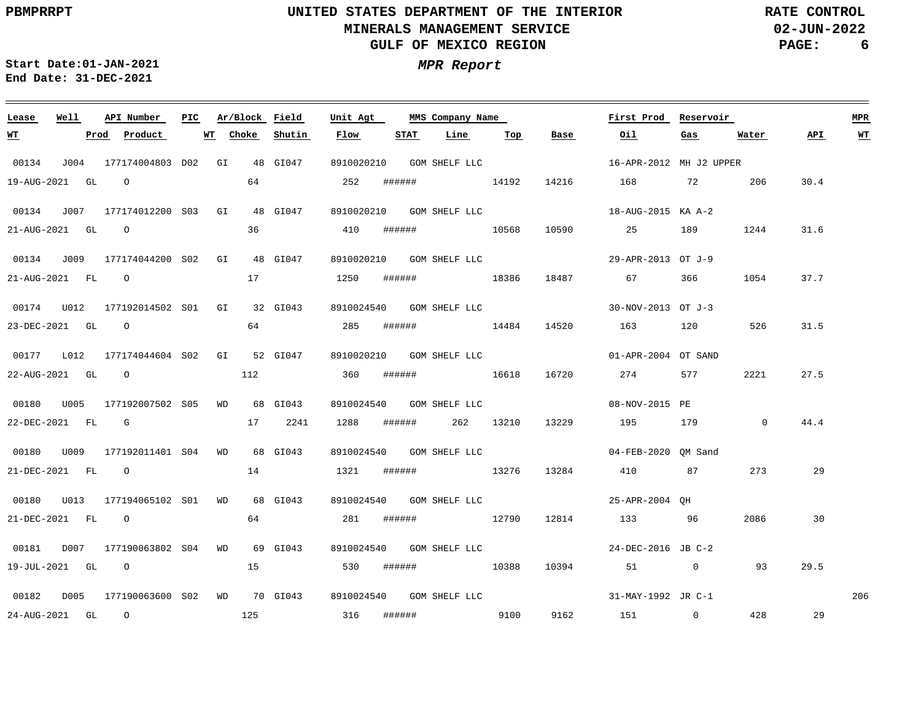# UNITED STATES DEPARTMENT OF THE INTERIOR
## MINERALS MANAGEMENT SERVICE
## GULF OF MEXICO REGION

RATE CONTROL
02-JUN-2022

**Start Date:** 01-JAN-2021
**End Date:** 31-DEC-2021

### *MPR Report*

| Lease | Well | API Number | PIC | Ar/Block | | Field | Unit Agt | MMS Company Name | | | | First Prod | Reservoir | | | MPR |
|---|---|---|---|---|---|---|---|---|---|---|---|---|---|---|---|---|
| **WT** | **Prod** | **Product** | | **WT** | **Choke** | **Shutin** | **Flow** | **STAT** | **Line** | **Top** | **Base** | **Oil** | **Gas** | **Water** | **API** | **WT** |
| 00134 | J004 | 177174004803 | D02 | GI | 48 | GI047 | 8910020210 | GOM SHELF LLC | | | | 16-APR-2012 | MH J2 UPPER | | | |
| 19-AUG-2021 | GL | O | | | 64 | | 252 | ###### | | 14192 | 14216 | 168 | 72 | 206 | 30.4 | |
| 00134 | J007 | 177174012200 | S03 | GI | 48 | GI047 | 8910020210 | GOM SHELF LLC | | | | 18-AUG-2015 | KA A-2 | | | |
| 21-AUG-2021 | GL | O | | | 36 | | 410 | ###### | | 10568 | 10590 | 25 | 189 | 1244 | 31.6 | |
| 00134 | J009 | 177174044200 | S02 | GI | 48 | GI047 | 8910020210 | GOM SHELF LLC | | | | 29-APR-2013 | OT J-9 | | | |
| 21-AUG-2021 | FL | O | | | 17 | | 1250 | ###### | | 18386 | 18487 | 67 | 366 | 1054 | 37.7 | |
| 00174 | U012 | 177192014502 | S01 | GI | 32 | GI043 | 8910024540 | GOM SHELF LLC | | | | 30-NOV-2013 | OT J-3 | | | |
| 23-DEC-2021 | GL | O | | | 64 | | 285 | ###### | | 14484 | 14520 | 163 | 120 | 526 | 31.5 | |
| 00177 | L012 | 177174044604 | S02 | GI | 52 | GI047 | 8910020210 | GOM SHELF LLC | | | | 01-APR-2004 | OT SAND | | | |
| 22-AUG-2021 | GL | O | | | 112 | | 360 | ###### | | 16618 | 16720 | 274 | 577 | 2221 | 27.5 | |
| 00180 | U005 | 177192007502 | S05 | WD | 68 | GI043 | 8910024540 | GOM SHELF LLC | | | | 08-NOV-2015 | PE | | | |
| 22-DEC-2021 | FL | G | | | 17 | 2241 | 1288 | ###### | 262 | 13210 | 13229 | 195 | 179 | 0 | 44.4 | |
| 00180 | U009 | 177192011401 | S04 | WD | 68 | GI043 | 8910024540 | GOM SHELF LLC | | | | 04-FEB-2020 | QM Sand | | | |
| 21-DEC-2021 | FL | O | | | 14 | | 1321 | ###### | | 13276 | 13284 | 410 | 87 | 273 | 29 | |
| 00180 | U013 | 177194065102 | S01 | WD | 68 | GI043 | 8910024540 | GOM SHELF LLC | | | | 25-APR-2004 | QH | | | |
| 21-DEC-2021 | FL | O | | | 64 | | 281 | ###### | | 12790 | 12814 | 133 | 96 | 2086 | 30 | |
| 00181 | D007 | 177190063802 | S04 | WD | 69 | GI043 | 8910024540 | GOM SHELF LLC | | | | 24-DEC-2016 | JB C-2 | | | |
| 19-JUL-2021 | GL | O | | | 15 | | 530 | ###### | | 10388 | 10394 | 51 | 0 | 93 | 29.5 | |
| 00182 | D005 | 177190063600 | S02 | WD | 70 | GI043 | 8910024540 | GOM SHELF LLC | | | | 31-MAY-1992 | JR C-1 | | | 206 |
| 24-AUG-2021 | GL | O | | | 125 | | 316 | ###### | | 9100 | 9162 | 151 | 0 | 428 | 29 | |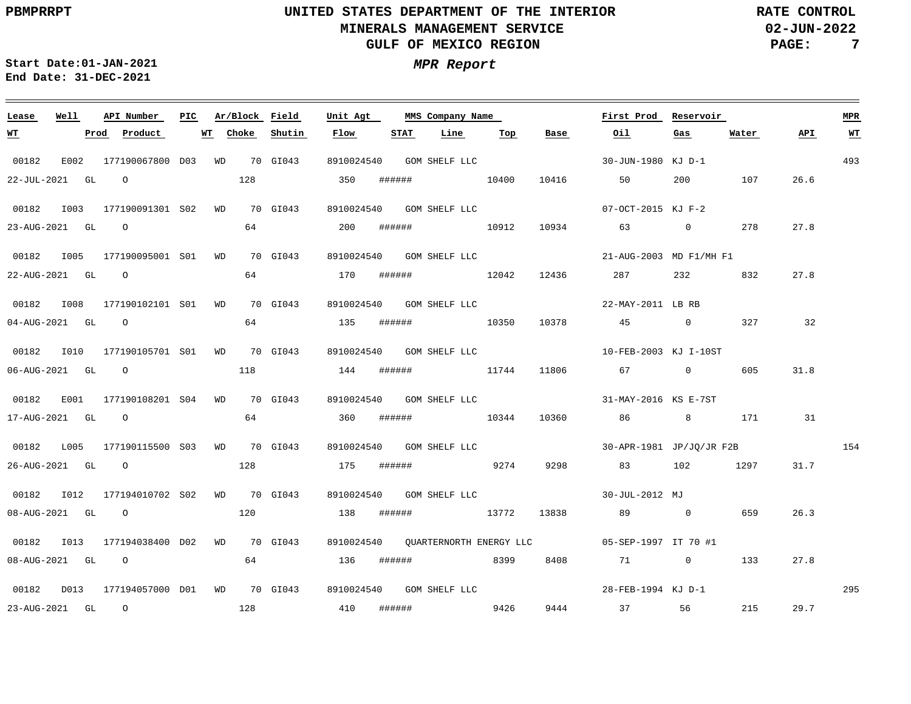PBMPRRPT

UNITED STATES DEPARTMENT OF THE INTERIOR
MINERALS MANAGEMENT SERVICE
GULF OF MEXICO REGION

RATE CONTROL
02-JUN-2022

Start Date:01-JAN-2021
End Date: 31-DEC-2021

***MPR Report***

| Lease | Well | API Number | PIC | Ar/Block | Field | Unit Agt | MMS Company Name | | | | First Prod | Reservoir | | | MPR |
|---|---|---|---|---|---|---|---|---|---|---|---|---|---|---|---|
| WT | Prod | Product | WT | Choke | Shutin | Flow | STAT | Line | Top | Base | Oil | Gas | Water | API | WT |
| 00182 | E002 | 177190067800 | D03 | WD 70 | GI043 | 8910024540 | GOM SHELF LLC | | | | 30-JUN-1980 | KJ D-1 | | | 493 |
| 22-JUL-2021 | GL | O | | 128 | | 350 | ###### | | 10400 | 10416 | 50 | 200 | 107 | 26.6 | |
| 00182 | I003 | 177190091301 | S02 | WD 70 | GI043 | 8910024540 | GOM SHELF LLC | | | | 07-OCT-2015 | KJ F-2 | | | |
| 23-AUG-2021 | GL | O | | 64 | | 200 | ###### | | 10912 | 10934 | 63 | 0 | 278 | 27.8 | |
| 00182 | I005 | 177190095001 | S01 | WD 70 | GI043 | 8910024540 | GOM SHELF LLC | | | | 21-AUG-2003 | MD F1/MH F1 | | | |
| 22-AUG-2021 | GL | O | | 64 | | 170 | ###### | | 12042 | 12436 | 287 | 232 | 832 | 27.8 | |
| 00182 | I008 | 177190102101 | S01 | WD 70 | GI043 | 8910024540 | GOM SHELF LLC | | | | 22-MAY-2011 | LB RB | | | |
| 04-AUG-2021 | GL | O | | 64 | | 135 | ###### | | 10350 | 10378 | 45 | 0 | 327 | 32 | |
| 00182 | I010 | 177190105701 | S01 | WD 70 | GI043 | 8910024540 | GOM SHELF LLC | | | | 10-FEB-2003 | KJ I-10ST | | | |
| 06-AUG-2021 | GL | O | | 118 | | 144 | ###### | | 11744 | 11806 | 67 | 0 | 605 | 31.8 | |
| 00182 | E001 | 177190108201 | S04 | WD 70 | GI043 | 8910024540 | GOM SHELF LLC | | | | 31-MAY-2016 | KS E-7ST | | | |
| 17-AUG-2021 | GL | O | | 64 | | 360 | ###### | | 10344 | 10360 | 86 | 8 | 171 | 31 | |
| 00182 | L005 | 177190115500 | S03 | WD 70 | GI043 | 8910024540 | GOM SHELF LLC | | | | 30-APR-1981 | JP/JQ/JR F2B | | | 154 |
| 26-AUG-2021 | GL | O | | 128 | | 175 | ###### | | 9274 | 9298 | 83 | 102 | 1297 | 31.7 | |
| 00182 | I012 | 177194010702 | S02 | WD 70 | GI043 | 8910024540 | GOM SHELF LLC | | | | 30-JUL-2012 | MJ | | | |
| 08-AUG-2021 | GL | O | | 120 | | 138 | ###### | | 13772 | 13838 | 89 | 0 | 659 | 26.3 | |
| 00182 | I013 | 177194038400 | D02 | WD 70 | GI043 | 8910024540 | QUARTERNORTH ENERGY LLC | | | | 05-SEP-1997 | IT 70 #1 | | | |
| 08-AUG-2021 | GL | O | | 64 | | 136 | ###### | | 8399 | 8408 | 71 | 0 | 133 | 27.8 | |
| 00182 | D013 | 177194057000 | D01 | WD 70 | GI043 | 8910024540 | GOM SHELF LLC | | | | 28-FEB-1994 | KJ D-1 | | | 295 |
| 23-AUG-2021 | GL | O | | 128 | | 410 | ###### | | 9426 | 9444 | 37 | 56 | 215 | 29.7 | |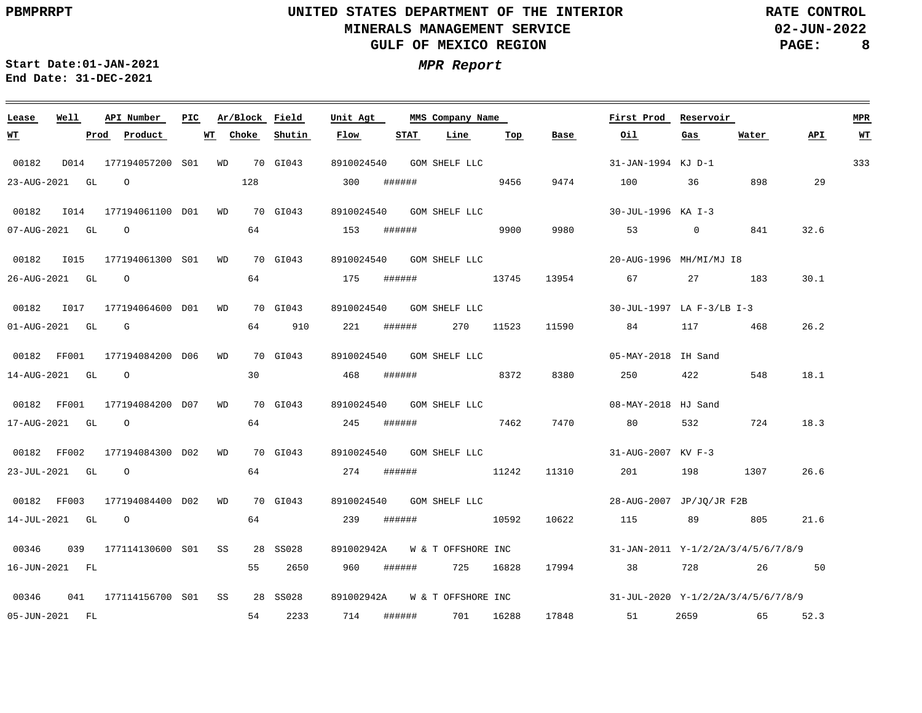UNITED STATES DEPARTMENT OF THE INTERIOR
MINERALS MANAGEMENT SERVICE
GULF OF MEXICO REGION

PBMPRRPT — RATE CONTROL — 02-JUN-2022

Start Date:01-JAN-2021
End Date: 31-DEC-2021

*MPR Report*

| Lease | Well | API Number | PIC | Ar/Block | Field | Unit Agt | MMS Company Name | | | First Prod | Reservoir | | | MPR |
|---|---|---|---|---|---|---|---|---|---|---|---|---|---|---|
| **WT** | **Prod** | **Product** | **WT** | **Choke** | **Shutin** | **Flow** | **STAT** | **Line** | **Top** | **Base** | **Oil** | **Gas** | **Water** | **API** / **WT** |
| 00182 | D014 | 177194057200 | S01 | WD 70 | GI043 | 8910024540 | GOM SHELF LLC | | | 31-JAN-1994 | KJ D-1 | | | 333 |
| 23-AUG-2021 | GL | O | | 128 | | 300 | ###### | | 9456 | 9474 | 100 | 36 | 898 | 29 |
| 00182 | I014 | 177194061100 | D01 | WD 70 | GI043 | 8910024540 | GOM SHELF LLC | | | 30-JUL-1996 | KA I-3 | | | |
| 07-AUG-2021 | GL | O | | 64 | | 153 | ###### | | 9900 | 9980 | 53 | 0 | 841 | 32.6 |
| 00182 | I015 | 177194061300 | S01 | WD 70 | GI043 | 8910024540 | GOM SHELF LLC | | | 20-AUG-1996 | MH/MI/MJ I8 | | | |
| 26-AUG-2021 | GL | O | | 64 | | 175 | ###### | | 13745 | 13954 | 67 | 27 | 183 | 30.1 |
| 00182 | I017 | 177194064600 | D01 | WD 70 | GI043 | 8910024540 | GOM SHELF LLC | | | 30-JUL-1997 | LA F-3/LB I-3 | | | |
| 01-AUG-2021 | GL | G | | 64 | 910 | 221 | ###### | 270 | 11523 | 11590 | 84 | 117 | 468 | 26.2 |
| 00182 | FF001 | 177194084200 | D06 | WD 70 | GI043 | 8910024540 | GOM SHELF LLC | | | 05-MAY-2018 | IH Sand | | | |
| 14-AUG-2021 | GL | O | | 30 | | 468 | ###### | | 8372 | 8380 | 250 | 422 | 548 | 18.1 |
| 00182 | FF001 | 177194084200 | D07 | WD 70 | GI043 | 8910024540 | GOM SHELF LLC | | | 08-MAY-2018 | HJ Sand | | | |
| 17-AUG-2021 | GL | O | | 64 | | 245 | ###### | | 7462 | 7470 | 80 | 532 | 724 | 18.3 |
| 00182 | FF002 | 177194084300 | D02 | WD 70 | GI043 | 8910024540 | GOM SHELF LLC | | | 31-AUG-2007 | KV F-3 | | | |
| 23-JUL-2021 | GL | O | | 64 | | 274 | ###### | | 11242 | 11310 | 201 | 198 | 1307 | 26.6 |
| 00182 | FF003 | 177194084400 | D02 | WD 70 | GI043 | 8910024540 | GOM SHELF LLC | | | 28-AUG-2007 | JP/JQ/JR F2B | | | |
| 14-JUL-2021 | GL | O | | 64 | | 239 | ###### | | 10592 | 10622 | 115 | 89 | 805 | 21.6 |
| 00346 | 039 | 177114130600 | S01 | SS 28 | SS028 | 891002942A | W & T OFFSHORE INC | | | 31-JAN-2011 | Y-1/2/2A/3/4/5/6/7/8/9 | | | |
| 16-JUN-2021 | FL | | | 55 | 2650 | 960 | ###### | 725 | 16828 | 17994 | 38 | 728 | 26 | 50 |
| 00346 | 041 | 177114156700 | S01 | SS 28 | SS028 | 891002942A | W & T OFFSHORE INC | | | 31-JUL-2020 | Y-1/2/2A/3/4/5/6/7/8/9 | | | |
| 05-JUN-2021 | FL | | | 54 | 2233 | 714 | ###### | 701 | 16288 | 17848 | 51 | 2659 | 65 | 52.3 |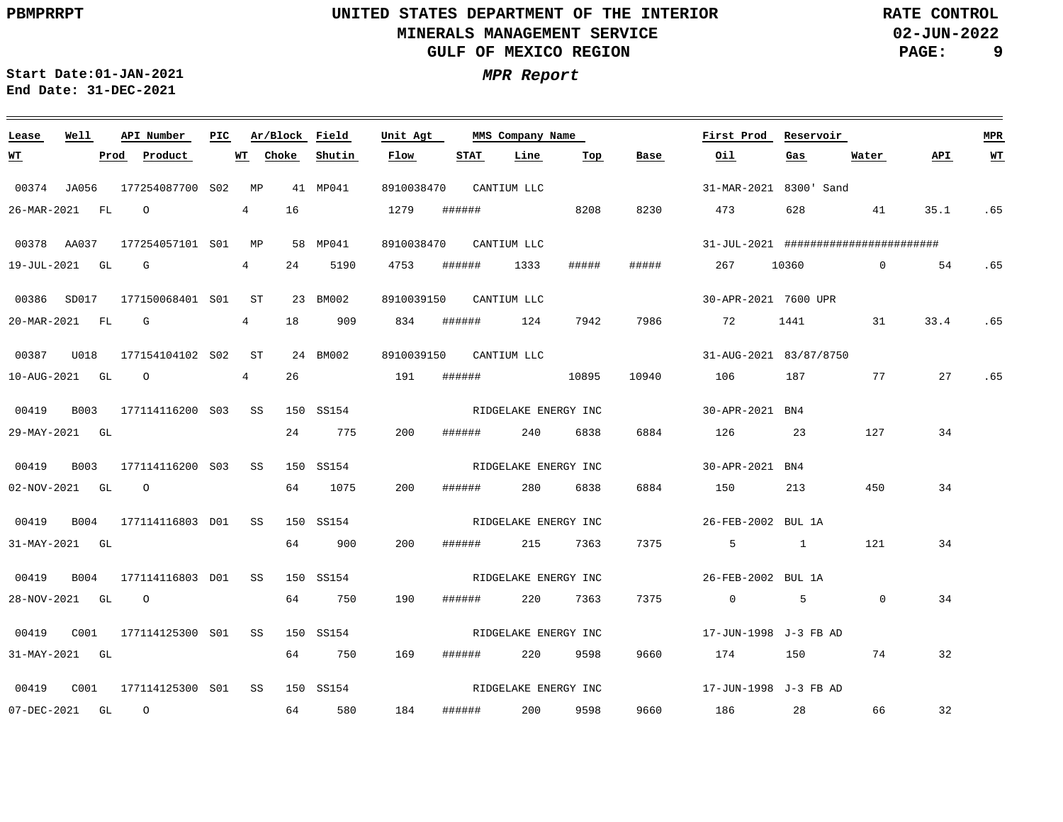Start Date:01-JAN-2021
End Date: 31-DEC-2021

# UNITED STATES DEPARTMENT OF THE INTERIOR
## MINERALS MANAGEMENT SERVICE
## GULF OF MEXICO REGION

RATE CONTROL
02-JUN-2022

*MPR Report*

| Lease | Well | API Number | PIC | Ar/Block | Field | Unit Agt | MMS Company Name | | | | First Prod | Reservoir | | | MPR |
|---|---|---|---|---|---|---|---|---|---|---|---|---|---|---|---|
| **WT** | **Prod** | **Product** | **WT** | **Choke** | **Shutin** | **Flow** | **STAT** | **Line** | **Top** | **Base** | **Oil** | **Gas** | **Water** | **API** | **WT** |
| 00374 | JA056 | 177254087700 | S02 | MP 41 | MP041 | 8910038470 | CANTIUM LLC | | | | 31-MAR-2021 | 8300' Sand | | | |
| 26-MAR-2021 | FL | O | 4 | 16 | | 1279 | ###### | | 8208 | 8230 | 473 | 628 | 41 | 35.1 | .65 |
| 00378 | AA037 | 177254057101 | S01 | MP 58 | MP041 | 8910038470 | CANTIUM LLC | | | | 31-JUL-2021 | ######################## | | | |
| 19-JUL-2021 | GL | G | 4 | 24 | 5190 | 4753 | ###### | 1333 | ##### | ##### | 267 | 10360 | 0 | 54 | .65 |
| 00386 | SD017 | 177150068401 | S01 | ST 23 | BM002 | 8910039150 | CANTIUM LLC | | | | 30-APR-2021 | 7600 UPR | | | |
| 20-MAR-2021 | FL | G | 4 | 18 | 909 | 834 | ###### | 124 | 7942 | 7986 | 72 | 1441 | 31 | 33.4 | .65 |
| 00387 | U018 | 177154104102 | S02 | ST 24 | BM002 | 8910039150 | CANTIUM LLC | | | | 31-AUG-2021 | 83/87/8750 | | | |
| 10-AUG-2021 | GL | O | 4 | 26 | | 191 | ###### | | 10895 | 10940 | 106 | 187 | 77 | 27 | .65 |
| 00419 | B003 | 177114116200 | S03 | SS 150 | SS154 | | RIDGELAKE ENERGY INC | | | | 30-APR-2021 | BN4 | | | |
| 29-MAY-2021 | GL | | | 24 | 775 | 200 | ###### | 240 | 6838 | 6884 | 126 | 23 | 127 | 34 | |
| 00419 | B003 | 177114116200 | S03 | SS 150 | SS154 | | RIDGELAKE ENERGY INC | | | | 30-APR-2021 | BN4 | | | |
| 02-NOV-2021 | GL | O | | 64 | 1075 | 200 | ###### | 280 | 6838 | 6884 | 150 | 213 | 450 | 34 | |
| 00419 | B004 | 177114116803 | D01 | SS 150 | SS154 | | RIDGELAKE ENERGY INC | | | | 26-FEB-2002 | BUL 1A | | | |
| 31-MAY-2021 | GL | | | 64 | 900 | 200 | ###### | 215 | 7363 | 7375 | 5 | 1 | 121 | 34 | |
| 00419 | B004 | 177114116803 | D01 | SS 150 | SS154 | | RIDGELAKE ENERGY INC | | | | 26-FEB-2002 | BUL 1A | | | |
| 28-NOV-2021 | GL | O | | 64 | 750 | 190 | ###### | 220 | 7363 | 7375 | 0 | 5 | 0 | 34 | |
| 00419 | C001 | 177114125300 | S01 | SS 150 | SS154 | | RIDGELAKE ENERGY INC | | | | 17-JUN-1998 | J-3 FB AD | | | |
| 31-MAY-2021 | GL | | | 64 | 750 | 169 | ###### | 220 | 9598 | 9660 | 174 | 150 | 74 | 32 | |
| 00419 | C001 | 177114125300 | S01 | SS 150 | SS154 | | RIDGELAKE ENERGY INC | | | | 17-JUN-1998 | J-3 FB AD | | | |
| 07-DEC-2021 | GL | O | | 64 | 580 | 184 | ###### | 200 | 9598 | 9660 | 186 | 28 | 66 | 32 | |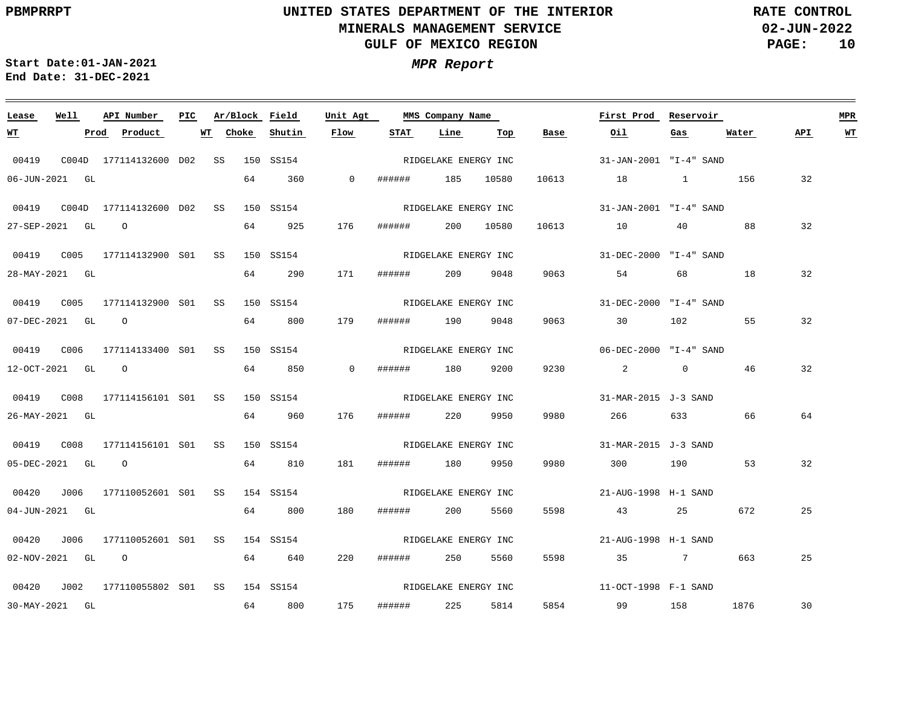# UNITED STATES DEPARTMENT OF THE INTERIOR
## MINERALS MANAGEMENT SERVICE
## GULF OF MEXICO REGION

PBMPRRPT

RATE CONTROL
02-JUN-2022

Start Date:01-JAN-2021
End Date: 31-DEC-2021

***MPR Report***

| Lease | Well | API Number | PIC | Ar/Block | Field | Unit Agt | MMS Company Name | | | First Prod | Reservoir | | | MPR |
|---|---|---|---|---|---|---|---|---|---|---|---|---|---|---|
| **WT** | **Prod** | **Product** | **WT** | **Choke** | **Shutin** | **Flow** | **STAT** | **Line** | **Top** | **Base** | **Oil** | **Gas** | **Water** | **API** |
| 00419 | C004D | 177114132600 | D02 | SS 150 | SS154 | | RIDGELAKE ENERGY INC | | | 31-JAN-2001 | "I-4" SAND | | | |
| 06-JUN-2021 | GL | | | 64 | 360 | 0 | ###### | 185 | 10580 | 10613 | 18 | 1 | 156 | 32 |
| 00419 | C004D | 177114132600 | D02 | SS 150 | SS154 | | RIDGELAKE ENERGY INC | | | 31-JAN-2001 | "I-4" SAND | | | |
| 27-SEP-2021 | GL | O | | 64 | 925 | 176 | ###### | 200 | 10580 | 10613 | 10 | 40 | 88 | 32 |
| 00419 | C005 | 177114132900 | S01 | SS 150 | SS154 | | RIDGELAKE ENERGY INC | | | 31-DEC-2000 | "I-4" SAND | | | |
| 28-MAY-2021 | GL | | | 64 | 290 | 171 | ###### | 209 | 9048 | 9063 | 54 | 68 | 18 | 32 |
| 00419 | C005 | 177114132900 | S01 | SS 150 | SS154 | | RIDGELAKE ENERGY INC | | | 31-DEC-2000 | "I-4" SAND | | | |
| 07-DEC-2021 | GL | O | | 64 | 800 | 179 | ###### | 190 | 9048 | 9063 | 30 | 102 | 55 | 32 |
| 00419 | C006 | 177114133400 | S01 | SS 150 | SS154 | | RIDGELAKE ENERGY INC | | | 06-DEC-2000 | "I-4" SAND | | | |
| 12-OCT-2021 | GL | O | | 64 | 850 | 0 | ###### | 180 | 9200 | 9230 | 2 | 0 | 46 | 32 |
| 00419 | C008 | 177114156101 | S01 | SS 150 | SS154 | | RIDGELAKE ENERGY INC | | | 31-MAR-2015 | J-3 SAND | | | |
| 26-MAY-2021 | GL | | | 64 | 960 | 176 | ###### | 220 | 9950 | 9980 | 266 | 633 | 66 | 64 |
| 00419 | C008 | 177114156101 | S01 | SS 150 | SS154 | | RIDGELAKE ENERGY INC | | | 31-MAR-2015 | J-3 SAND | | | |
| 05-DEC-2021 | GL | O | | 64 | 810 | 181 | ###### | 180 | 9950 | 9980 | 300 | 190 | 53 | 32 |
| 00420 | J006 | 177110052601 | S01 | SS 154 | SS154 | | RIDGELAKE ENERGY INC | | | 21-AUG-1998 | H-1 SAND | | | |
| 04-JUN-2021 | GL | | | 64 | 800 | 180 | ###### | 200 | 5560 | 5598 | 43 | 25 | 672 | 25 |
| 00420 | J006 | 177110052601 | S01 | SS 154 | SS154 | | RIDGELAKE ENERGY INC | | | 21-AUG-1998 | H-1 SAND | | | |
| 02-NOV-2021 | GL | O | | 64 | 640 | 220 | ###### | 250 | 5560 | 5598 | 35 | 7 | 663 | 25 |
| 00420 | J002 | 177110055802 | S01 | SS 154 | SS154 | | RIDGELAKE ENERGY INC | | | 11-OCT-1998 | F-1 SAND | | | |
| 30-MAY-2021 | GL | | | 64 | 800 | 175 | ###### | 225 | 5814 | 5854 | 99 | 158 | 1876 | 30 |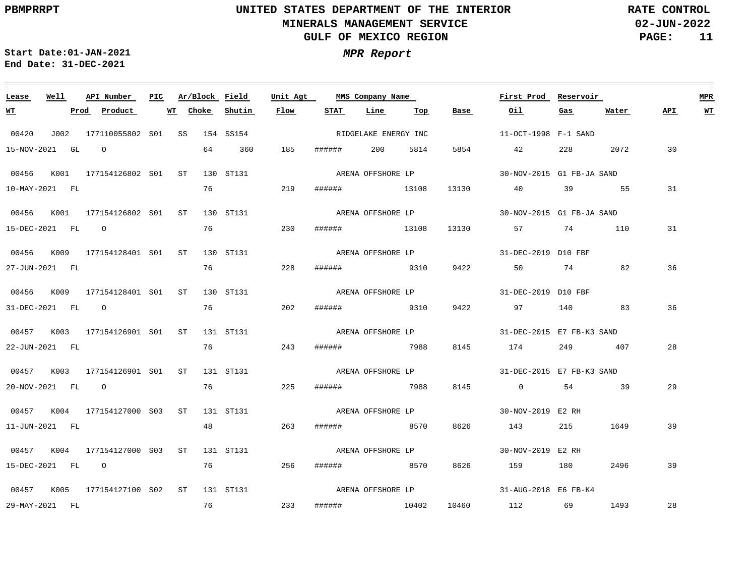**PBMPRRPT**

# UNITED STATES DEPARTMENT OF THE INTERIOR
## MINERALS MANAGEMENT SERVICE
## GULF OF MEXICO REGION

**RATE CONTROL**
**02-JUN-2022**

**Start Date:01-JAN-2021**
**End Date: 31-DEC-2021**

***MPR Report***

| Lease | Well | API Number | PIC | Ar/Block | Field | Unit Agt | MMS Company Name | | | | First Prod | Reservoir | | | MPR |
|---|---|---|---|---|---|---|---|---|---|---|---|---|---|---|---|
| WT | Prod | Product | WT | Choke | Shutin | Flow | STAT | Line | Top | Base | Oil | Gas | Water | API | WT |
| 00420 | J002 | 177110055802 | S01 | SS 154 | SS154 | | RIDGELAKE ENERGY INC | | | | 11-OCT-1998 | F-1 SAND | | | |
| 15-NOV-2021 | GL | O | | 64 | 360 | 185 | ###### | 200 | 5814 | 5854 | 42 | 228 | 2072 | 30 | |
| 00456 | K001 | 177154126802 | S01 | ST 130 | ST131 | | ARENA OFFSHORE LP | | | | 30-NOV-2015 | G1 FB-JA SAND | | | |
| 10-MAY-2021 | FL | | | 76 | | 219 | ###### | | 13108 | 13130 | 40 | 39 | 55 | 31 | |
| 00456 | K001 | 177154126802 | S01 | ST 130 | ST131 | | ARENA OFFSHORE LP | | | | 30-NOV-2015 | G1 FB-JA SAND | | | |
| 15-DEC-2021 | FL | O | | 76 | | 230 | ###### | | 13108 | 13130 | 57 | 74 | 110 | 31 | |
| 00456 | K009 | 177154128401 | S01 | ST 130 | ST131 | | ARENA OFFSHORE LP | | | | 31-DEC-2019 | D10 FBF | | | |
| 27-JUN-2021 | FL | | | 76 | | 228 | ###### | | 9310 | 9422 | 50 | 74 | 82 | 36 | |
| 00456 | K009 | 177154128401 | S01 | ST 130 | ST131 | | ARENA OFFSHORE LP | | | | 31-DEC-2019 | D10 FBF | | | |
| 31-DEC-2021 | FL | O | | 76 | | 202 | ###### | | 9310 | 9422 | 97 | 140 | 83 | 36 | |
| 00457 | K003 | 177154126901 | S01 | ST 131 | ST131 | | ARENA OFFSHORE LP | | | | 31-DEC-2015 | E7 FB-K3 SAND | | | |
| 22-JUN-2021 | FL | | | 76 | | 243 | ###### | | 7988 | 8145 | 174 | 249 | 407 | 28 | |
| 00457 | K003 | 177154126901 | S01 | ST 131 | ST131 | | ARENA OFFSHORE LP | | | | 31-DEC-2015 | E7 FB-K3 SAND | | | |
| 20-NOV-2021 | FL | O | | 76 | | 225 | ###### | | 7988 | 8145 | 0 | 54 | 39 | 29 | |
| 00457 | K004 | 177154127000 | S03 | ST 131 | ST131 | | ARENA OFFSHORE LP | | | | 30-NOV-2019 | E2 RH | | | |
| 11-JUN-2021 | FL | | | 48 | | 263 | ###### | | 8570 | 8626 | 143 | 215 | 1649 | 39 | |
| 00457 | K004 | 177154127000 | S03 | ST 131 | ST131 | | ARENA OFFSHORE LP | | | | 30-NOV-2019 | E2 RH | | | |
| 15-DEC-2021 | FL | O | | 76 | | 256 | ###### | | 8570 | 8626 | 159 | 180 | 2496 | 39 | |
| 00457 | K005 | 177154127100 | S02 | ST 131 | ST131 | | ARENA OFFSHORE LP | | | | 31-AUG-2018 | E6 FB-K4 | | | |
| 29-MAY-2021 | FL | | | 76 | | 233 | ###### | | 10402 | 10460 | 112 | 69 | 1493 | 28 | |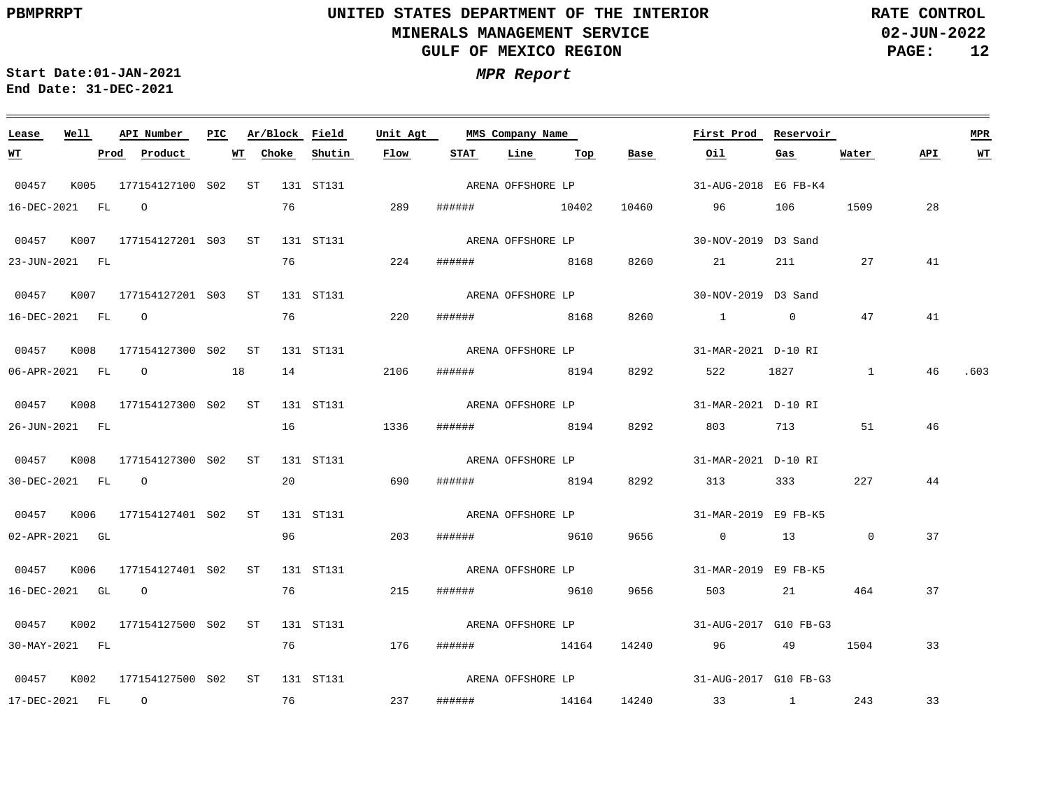UNITED STATES DEPARTMENT OF THE INTERIOR
MINERALS MANAGEMENT SERVICE
GULF OF MEXICO REGION

PBMPRRPT

RATE CONTROL
02-JUN-2022

Start Date:01-JAN-2021
End Date: 31-DEC-2021

*MPR Report*

| Lease | Well | API Number | PIC | Ar/Block | | Field | Unit Agt | MMS Company Name | | | | First Prod | Reservoir | | | MPR |
|---|---|---|---|---|---|---|---|---|---|---|---|---|---|---|---|---|
| WT | Prod | Product | | WT | Choke | Shutin | Flow | STAT | Line | Top | Base | Oil | Gas | Water | API | WT |
| 00457 | K005 | 177154127100 | S02 | ST | 131 | ST131 | | ARENA OFFSHORE LP | | | | 31-AUG-2018 | E6 FB-K4 | | | |
| 16-DEC-2021 | FL | O | | | 76 | | 289 | ###### | | 10402 | 10460 | 96 | 106 | 1509 | 28 | |
| 00457 | K007 | 177154127201 | S03 | ST | 131 | ST131 | | ARENA OFFSHORE LP | | | | 30-NOV-2019 | D3 Sand | | | |
| 23-JUN-2021 | FL | | | | 76 | | 224 | ###### | | 8168 | 8260 | 21 | 211 | 27 | 41 | |
| 00457 | K007 | 177154127201 | S03 | ST | 131 | ST131 | | ARENA OFFSHORE LP | | | | 30-NOV-2019 | D3 Sand | | | |
| 16-DEC-2021 | FL | O | | | 76 | | 220 | ###### | | 8168 | 8260 | 1 | 0 | 47 | 41 | |
| 00457 | K008 | 177154127300 | S02 | ST | 131 | ST131 | | ARENA OFFSHORE LP | | | | 31-MAR-2021 | D-10 RI | | | |
| 06-APR-2021 | FL | O | | 18 | 14 | | 2106 | ###### | | 8194 | 8292 | 522 | 1827 | 1 | 46 | .603 |
| 00457 | K008 | 177154127300 | S02 | ST | 131 | ST131 | | ARENA OFFSHORE LP | | | | 31-MAR-2021 | D-10 RI | | | |
| 26-JUN-2021 | FL | | | | 16 | | 1336 | ###### | | 8194 | 8292 | 803 | 713 | 51 | 46 | |
| 00457 | K008 | 177154127300 | S02 | ST | 131 | ST131 | | ARENA OFFSHORE LP | | | | 31-MAR-2021 | D-10 RI | | | |
| 30-DEC-2021 | FL | O | | | 20 | | 690 | ###### | | 8194 | 8292 | 313 | 333 | 227 | 44 | |
| 00457 | K006 | 177154127401 | S02 | ST | 131 | ST131 | | ARENA OFFSHORE LP | | | | 31-MAR-2019 | E9 FB-K5 | | | |
| 02-APR-2021 | GL | | | | 96 | | 203 | ###### | | 9610 | 9656 | 0 | 13 | 0 | 37 | |
| 00457 | K006 | 177154127401 | S02 | ST | 131 | ST131 | | ARENA OFFSHORE LP | | | | 31-MAR-2019 | E9 FB-K5 | | | |
| 16-DEC-2021 | GL | O | | | 76 | | 215 | ###### | | 9610 | 9656 | 503 | 21 | 464 | 37 | |
| 00457 | K002 | 177154127500 | S02 | ST | 131 | ST131 | | ARENA OFFSHORE LP | | | | 31-AUG-2017 | G10 FB-G3 | | | |
| 30-MAY-2021 | FL | | | | 76 | | 176 | ###### | | 14164 | 14240 | 96 | 49 | 1504 | 33 | |
| 00457 | K002 | 177154127500 | S02 | ST | 131 | ST131 | | ARENA OFFSHORE LP | | | | 31-AUG-2017 | G10 FB-G3 | | | |
| 17-DEC-2021 | FL | O | | | 76 | | 237 | ###### | | 14164 | 14240 | 33 | 1 | 243 | 33 | |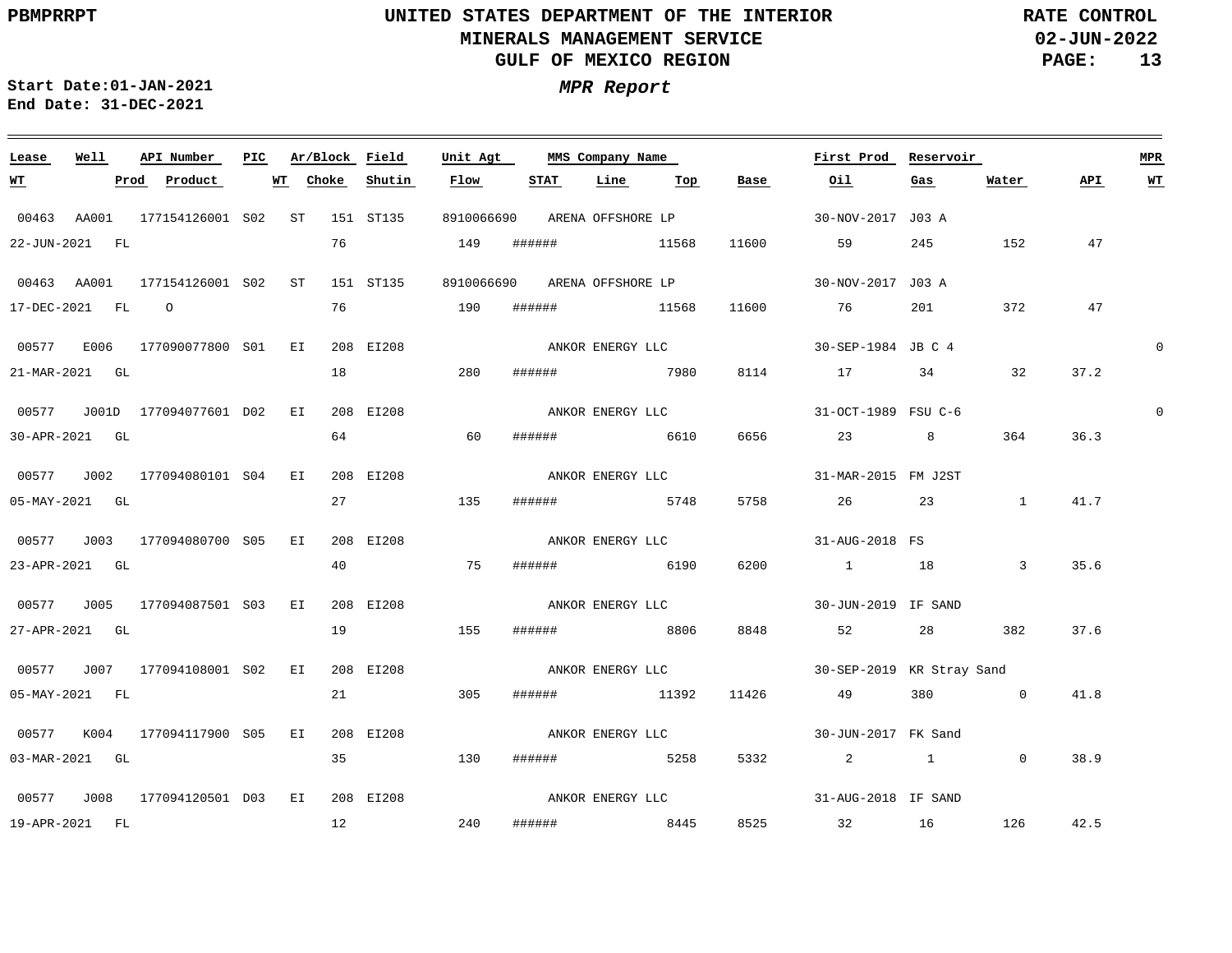UNITED STATES DEPARTMENT OF THE INTERIOR
MINERALS MANAGEMENT SERVICE
GULF OF MEXICO REGION

PBMPRRPT

RATE CONTROL
02-JUN-2022

Start Date:01-JAN-2021
End Date: 31-DEC-2021

***MPR Report***

| Lease | Well | API Number | PIC | Ar/Block | | Field | Unit Agt | MMS Company Name | | | First Prod | Reservoir | | | MPR |
|---|---|---|---|---|---|---|---|---|---|---|---|---|---|---|---|
| **WT** | **Prod** | **Product** | **WT** | **Choke** | | **Shutin** | **Flow** | **STAT** | **Line** | **Top** | **Base** | **Oil** | **Gas** | **Water** | **API** | 
| 00463 | AA001 | 177154126001 | S02 | ST | 151 | ST135 | 8910066690 | ARENA OFFSHORE LP | | | 30-NOV-2017 | J03 A | | | |
| 22-JUN-2021 | FL | | | 76 | | | 149 | ###### | | 11568 | 11600 | 59 | 245 | 152 | 47 |
| 00463 | AA001 | 177154126001 | S02 | ST | 151 | ST135 | 8910066690 | ARENA OFFSHORE LP | | | 30-NOV-2017 | J03 A | | | |
| 17-DEC-2021 | FL | O | | 76 | | | 190 | ###### | | 11568 | 11600 | 76 | 201 | 372 | 47 |
| 00577 | E006 | 177090077800 | S01 | EI | 208 | EI208 | | ANKOR ENERGY LLC | | | 30-SEP-1984 | JB C 4 | | | 0 |
| 21-MAR-2021 | GL | | | 18 | | | 280 | ###### | | 7980 | 8114 | 17 | 34 | 32 | 37.2 |
| 00577 | J001D | 177094077601 | D02 | EI | 208 | EI208 | | ANKOR ENERGY LLC | | | 31-OCT-1989 | FSU C-6 | | | 0 |
| 30-APR-2021 | GL | | | 64 | | | 60 | ###### | | 6610 | 6656 | 23 | 8 | 364 | 36.3 |
| 00577 | J002 | 177094080101 | S04 | EI | 208 | EI208 | | ANKOR ENERGY LLC | | | 31-MAR-2015 | FM J2ST | | | |
| 05-MAY-2021 | GL | | | 27 | | | 135 | ###### | | 5748 | 5758 | 26 | 23 | 1 | 41.7 |
| 00577 | J003 | 177094080700 | S05 | EI | 208 | EI208 | | ANKOR ENERGY LLC | | | 31-AUG-2018 | FS | | | |
| 23-APR-2021 | GL | | | 40 | | | 75 | ###### | | 6190 | 6200 | 1 | 18 | 3 | 35.6 |
| 00577 | J005 | 177094087501 | S03 | EI | 208 | EI208 | | ANKOR ENERGY LLC | | | 30-JUN-2019 | IF SAND | | | |
| 27-APR-2021 | GL | | | 19 | | | 155 | ###### | | 8806 | 8848 | 52 | 28 | 382 | 37.6 |
| 00577 | J007 | 177094108001 | S02 | EI | 208 | EI208 | | ANKOR ENERGY LLC | | | 30-SEP-2019 | KR Stray Sand | | | |
| 05-MAY-2021 | FL | | | 21 | | | 305 | ###### | | 11392 | 11426 | 49 | 380 | 0 | 41.8 |
| 00577 | K004 | 177094117900 | S05 | EI | 208 | EI208 | | ANKOR ENERGY LLC | | | 30-JUN-2017 | FK Sand | | | |
| 03-MAR-2021 | GL | | | 35 | | | 130 | ###### | | 5258 | 5332 | 2 | 1 | 0 | 38.9 |
| 00577 | J008 | 177094120501 | D03 | EI | 208 | EI208 | | ANKOR ENERGY LLC | | | 31-AUG-2018 | IF SAND | | | |
| 19-APR-2021 | FL | | | 12 | | | 240 | ###### | | 8445 | 8525 | 32 | 16 | 126 | 42.5 |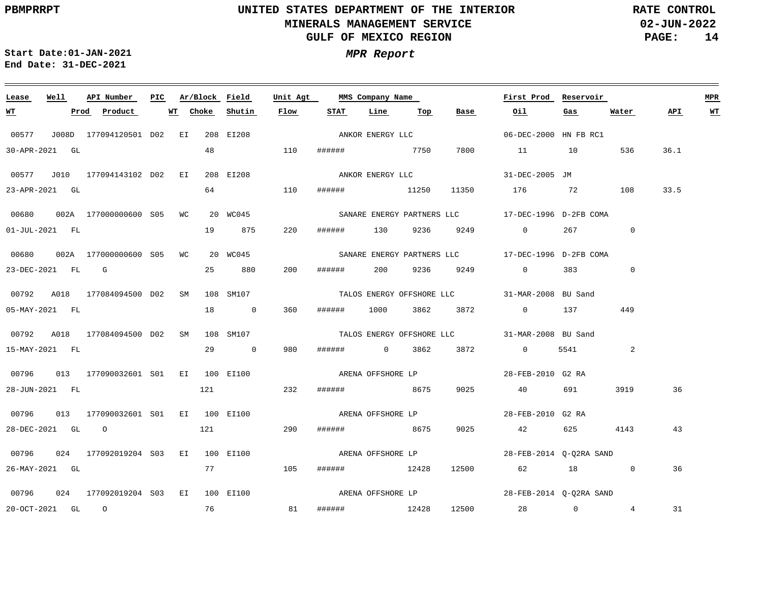# UNITED STATES DEPARTMENT OF THE INTERIOR
## MINERALS MANAGEMENT SERVICE
## GULF OF MEXICO REGION

PBMPRRPT — RATE CONTROL — 02-JUN-2022

**Start Date:01-JAN-2021**
**End Date: 31-DEC-2021**

***MPR Report***

| Lease | Well | API Number | PIC | Ar/Block | Field | Unit Agt | MMS Company Name | First Prod | Reservoir | WT | Prod | Product | WT | Choke | Shutin | Flow | STAT | Line | Top | Base | Oil | Gas | Water | API | MPR WT |
|---|---|---|---|---|---|---|---|---|---|---|---|---|---|---|---|---|---|---|---|---|---|---|---|---|---|
| 00577 | J008D | 177094120501 | D02 | EI 208 | EI208 | | ANKOR ENERGY LLC | 06-DEC-2000 | HN FB RC1 | 30-APR-2021 | GL | | | 48 | | 110 | ###### | | 7750 | 7800 | 11 | 10 | 536 | 36.1 | |
| 00577 | J010 | 177094143102 | D02 | EI 208 | EI208 | | ANKOR ENERGY LLC | 31-DEC-2005 | JM | 23-APR-2021 | GL | | | 64 | | 110 | ###### | | 11250 | 11350 | 176 | 72 | 108 | 33.5 | |
| 00680 | 002A | 177000000600 | S05 | WC 20 | WC045 | | SANARE ENERGY PARTNERS LLC | 17-DEC-1996 | D-2FB COMA | 01-JUL-2021 | FL | | | 19 | 875 | 220 | ###### | 130 | 9236 | 9249 | 0 | 267 | 0 | | |
| 00680 | 002A | 177000000600 | S05 | WC 20 | WC045 | | SANARE ENERGY PARTNERS LLC | 17-DEC-1996 | D-2FB COMA | 23-DEC-2021 | FL | G | | 25 | 880 | 200 | ###### | 200 | 9236 | 9249 | 0 | 383 | 0 | | |
| 00792 | A018 | 177084094500 | D02 | SM 108 | SM107 | | TALOS ENERGY OFFSHORE LLC | 31-MAR-2008 | BU Sand | 05-MAY-2021 | FL | | | 18 | 0 | 360 | ###### | 1000 | 3862 | 3872 | 0 | 137 | 449 | | |
| 00792 | A018 | 177084094500 | D02 | SM 108 | SM107 | | TALOS ENERGY OFFSHORE LLC | 31-MAR-2008 | BU Sand | 15-MAY-2021 | FL | | | 29 | 0 | 980 | ###### | 0 | 3862 | 3872 | 0 | 5541 | 2 | | |
| 00796 | 013 | 177090032601 | S01 | EI 100 | EI100 | | ARENA OFFSHORE LP | 28-FEB-2010 | G2 RA | 28-JUN-2021 | FL | | | 121 | | 232 | ###### | | 8675 | 9025 | 40 | 691 | 3919 | 36 | |
| 00796 | 013 | 177090032601 | S01 | EI 100 | EI100 | | ARENA OFFSHORE LP | 28-FEB-2010 | G2 RA | 28-DEC-2021 | GL | O | | 121 | | 290 | ###### | | 8675 | 9025 | 42 | 625 | 4143 | 43 | |
| 00796 | 024 | 177092019204 | S03 | EI 100 | EI100 | | ARENA OFFSHORE LP | 28-FEB-2014 | Q-Q2RA SAND | 26-MAY-2021 | GL | | | 77 | | 105 | ###### | | 12428 | 12500 | 62 | 18 | 0 | 36 | |
| 00796 | 024 | 177092019204 | S03 | EI 100 | EI100 | | ARENA OFFSHORE LP | 28-FEB-2014 | Q-Q2RA SAND | 20-OCT-2021 | GL | O | | 76 | | 81 | ###### | | 12428 | 12500 | 28 | 0 | 4 | 31 | |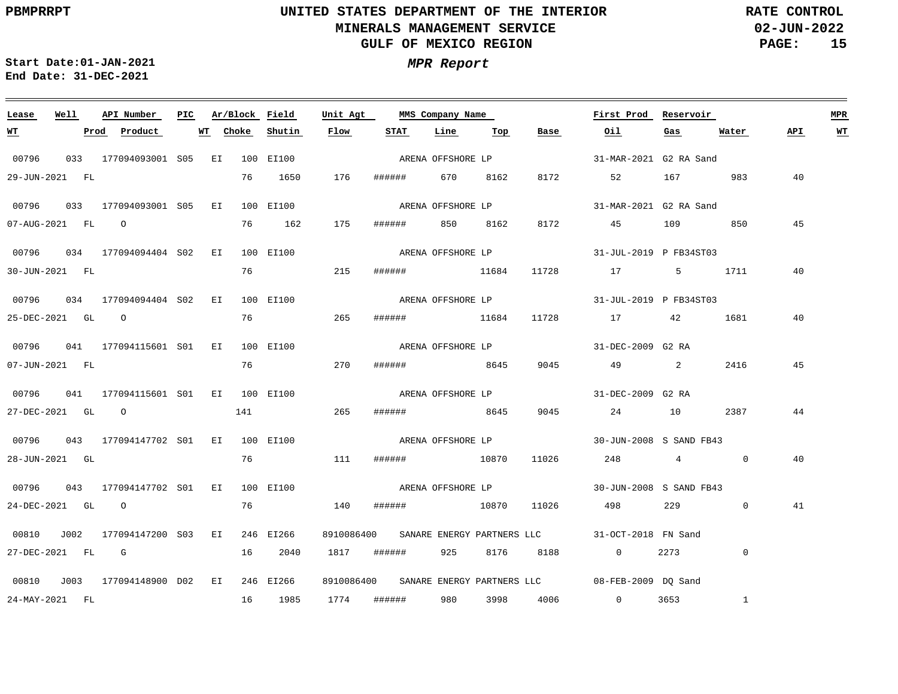# UNITED STATES DEPARTMENT OF THE INTERIOR
## MINERALS MANAGEMENT SERVICE
## GULF OF MEXICO REGION

PBMPRRPT

RATE CONTROL
02-JUN-2022

Start Date:01-JAN-2021
End Date: 31-DEC-2021

***MPR Report***

| Lease | Well | API Number | PIC | Ar/Block | | Field | Unit Agt | MMS Company Name | | | | First Prod | Reservoir | | | MPR |
|---|---|---|---|---|---|---|---|---|---|---|---|---|---|---|---|---|
| **WT** | **Prod** | **Product** | **WT** | **Choke** | | **Shutin** | **Flow** | **STAT** | **Line** | **Top** | **Base** | **Oil** | **Gas** | **Water** | **API** | **WT** |
| 00796 | 033 | 177094093001 | S05 | EI | 100 | EI100 | | ARENA OFFSHORE LP | | | | 31-MAR-2021 | G2 RA Sand | | | |
| 29-JUN-2021 | FL | | | | 76 | 1650 | 176 | ###### | 670 | 8162 | 8172 | 52 | 167 | 983 | 40 | |
| 00796 | 033 | 177094093001 | S05 | EI | 100 | EI100 | | ARENA OFFSHORE LP | | | | 31-MAR-2021 | G2 RA Sand | | | |
| 07-AUG-2021 | FL | O | | | 76 | 162 | 175 | ###### | 850 | 8162 | 8172 | 45 | 109 | 850 | 45 | |
| 00796 | 034 | 177094094404 | S02 | EI | 100 | EI100 | | ARENA OFFSHORE LP | | | | 31-JUL-2019 | P FB34ST03 | | | |
| 30-JUN-2021 | FL | | | | 76 | | 215 | ###### | | 11684 | 11728 | 17 | 5 | 1711 | 40 | |
| 00796 | 034 | 177094094404 | S02 | EI | 100 | EI100 | | ARENA OFFSHORE LP | | | | 31-JUL-2019 | P FB34ST03 | | | |
| 25-DEC-2021 | GL | O | | | 76 | | 265 | ###### | | 11684 | 11728 | 17 | 42 | 1681 | 40 | |
| 00796 | 041 | 177094115601 | S01 | EI | 100 | EI100 | | ARENA OFFSHORE LP | | | | 31-DEC-2009 | G2 RA | | | |
| 07-JUN-2021 | FL | | | | 76 | | 270 | ###### | | 8645 | 9045 | 49 | 2 | 2416 | 45 | |
| 00796 | 041 | 177094115601 | S01 | EI | 100 | EI100 | | ARENA OFFSHORE LP | | | | 31-DEC-2009 | G2 RA | | | |
| 27-DEC-2021 | GL | O | | | 141 | | 265 | ###### | | 8645 | 9045 | 24 | 10 | 2387 | 44 | |
| 00796 | 043 | 177094147702 | S01 | EI | 100 | EI100 | | ARENA OFFSHORE LP | | | | 30-JUN-2008 | S SAND FB43 | | | |
| 28-JUN-2021 | GL | | | | 76 | | 111 | ###### | | 10870 | 11026 | 248 | 4 | 0 | 40 | |
| 00796 | 043 | 177094147702 | S01 | EI | 100 | EI100 | | ARENA OFFSHORE LP | | | | 30-JUN-2008 | S SAND FB43 | | | |
| 24-DEC-2021 | GL | O | | | 76 | | 140 | ###### | | 10870 | 11026 | 498 | 229 | 0 | 41 | |
| 00810 | J002 | 177094147200 | S03 | EI | 246 | EI266 | 8910086400 | SANARE ENERGY PARTNERS LLC | | | | 31-OCT-2018 | FN Sand | | | |
| 27-DEC-2021 | FL | G | | | 16 | 2040 | 1817 | ###### | 925 | 8176 | 8188 | 0 | 2273 | 0 | | |
| 00810 | J003 | 177094148900 | D02 | EI | 246 | EI266 | 8910086400 | SANARE ENERGY PARTNERS LLC | | | | 08-FEB-2009 | DQ Sand | | | |
| 24-MAY-2021 | FL | | | | 16 | 1985 | 1774 | ###### | 980 | 3998 | 4006 | 0 | 3653 | 1 | | |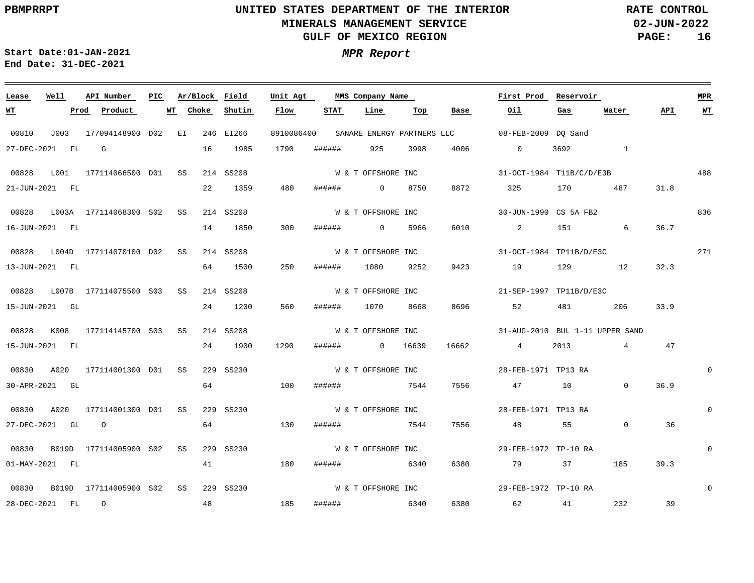**PBMPRRPT**

**UNITED STATES DEPARTMENT OF THE INTERIOR**
**MINERALS MANAGEMENT SERVICE**
**GULF OF MEXICO REGION**

**RATE CONTROL**
**02-JUN-2022**

***MPR Report***

**Start Date:01-JAN-2021**
**End Date: 31-DEC-2021**

| Lease | Well | API Number | PIC | Ar/Block | Field | Unit Agt | MMS Company Name | | | | First Prod | Reservoir | | | MPR |
|---|---|---|---|---|---|---|---|---|---|---|---|---|---|---|---|
| WT | Prod | Product | WT | Choke | Shutin | Flow | STAT | Line | Top | Base | Oil | Gas | Water | API | WT |
| 00810 | J003 | 177094148900 | D02 | EI 246 | EI266 | 8910086400 | SANARE ENERGY PARTNERS LLC | | | | 08-FEB-2009 | DQ Sand | | | |
| 27-DEC-2021 | FL | G | | 16 | 1985 | 1790 | ###### | 925 | 3998 | 4006 | 0 | 3692 | 1 | | |
| 00828 | L001 | 177114066500 | D01 | SS 214 | SS208 | | W & T OFFSHORE INC | | | | 31-OCT-1984 | T11B/C/D/E3B | | | 488 |
| 21-JUN-2021 | FL | | | 22 | 1359 | 480 | ###### | 0 | 8750 | 8872 | 325 | 170 | 487 | 31.8 | |
| 00828 | L003A | 177114068300 | S02 | SS 214 | SS208 | | W & T OFFSHORE INC | | | | 30-JUN-1990 | CS 5A FB2 | | | 836 |
| 16-JUN-2021 | FL | | | 14 | 1850 | 300 | ###### | 0 | 5966 | 6010 | 2 | 151 | 6 | 36.7 | |
| 00828 | L004D | 177114070100 | D02 | SS 214 | SS208 | | W & T OFFSHORE INC | | | | 31-OCT-1984 | TP11B/D/E3C | | | 271 |
| 13-JUN-2021 | FL | | | 64 | 1500 | 250 | ###### | 1080 | 9252 | 9423 | 19 | 129 | 12 | 32.3 | |
| 00828 | L007B | 177114075500 | S03 | SS 214 | SS208 | | W & T OFFSHORE INC | | | | 21-SEP-1997 | TP11B/D/E3C | | | |
| 15-JUN-2021 | GL | | | 24 | 1200 | 560 | ###### | 1070 | 8668 | 8696 | 52 | 481 | 206 | 33.9 | |
| 00828 | K008 | 177114145700 | S03 | SS 214 | SS208 | | W & T OFFSHORE INC | | | | 31-AUG-2010 | BUL 1-11 UPPER SAND | | | |
| 15-JUN-2021 | FL | | | 24 | 1900 | 1290 | ###### | 0 | 16639 | 16662 | 4 | 2013 | 4 | 47 | |
| 00830 | A020 | 177114001300 | D01 | SS 229 | SS230 | | W & T OFFSHORE INC | | | | 28-FEB-1971 | TP13 RA | | | 0 |
| 30-APR-2021 | GL | | | 64 | | 100 | ###### | | 7544 | 7556 | 47 | 10 | 0 | 36.9 | |
| 00830 | A020 | 177114001300 | D01 | SS 229 | SS230 | | W & T OFFSHORE INC | | | | 28-FEB-1971 | TP13 RA | | | 0 |
| 27-DEC-2021 | GL | O | | 64 | | 130 | ###### | | 7544 | 7556 | 48 | 55 | 0 | 36 | |
| 00830 | B019D | 177114005900 | S02 | SS 229 | SS230 | | W & T OFFSHORE INC | | | | 29-FEB-1972 | TP-10 RA | | | 0 |
| 01-MAY-2021 | FL | | | 41 | | 180 | ###### | | 6340 | 6380 | 79 | 37 | 185 | 39.3 | |
| 00830 | B019D | 177114005900 | S02 | SS 229 | SS230 | | W & T OFFSHORE INC | | | | 29-FEB-1972 | TP-10 RA | | | 0 |
| 28-DEC-2021 | FL | O | | 48 | | 185 | ###### | | 6340 | 6380 | 62 | 41 | 232 | 39 | |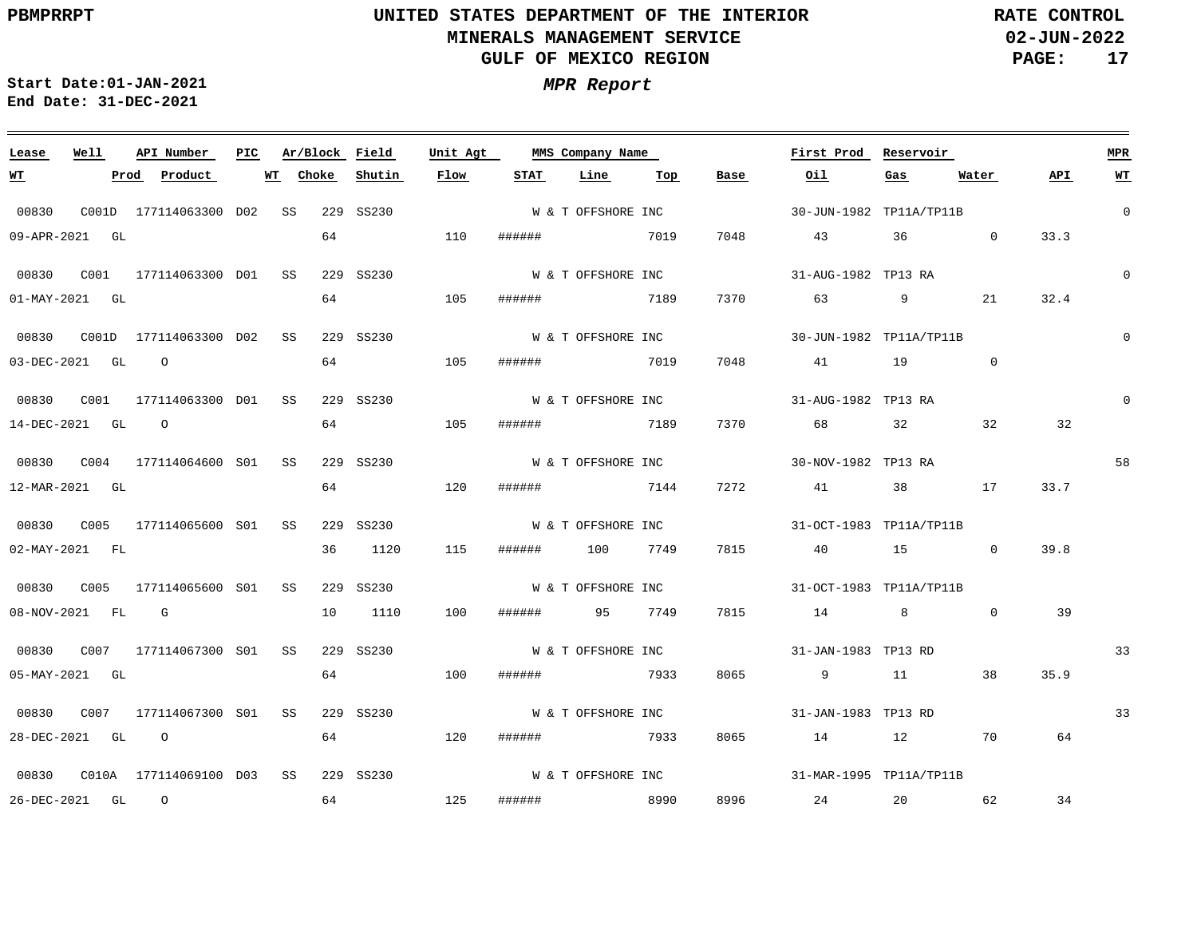UNITED STATES DEPARTMENT OF THE INTERIOR
MINERALS MANAGEMENT SERVICE
GULF OF MEXICO REGION

RATE CONTROL
02-JUN-2022

PBMPRRPT

Start Date:01-JAN-2021
End Date: 31-DEC-2021

*MPR Report*

| Lease | Well | API Number | PIC | Ar/Block | Field | Unit Agt | MMS Company Name | | | First Prod | Reservoir | | | MPR |
|---|---|---|---|---|---|---|---|---|---|---|---|---|---|---|
| **WT** | **Prod** | **Product** | **WT** | **Choke** | **Shutin** | **Flow** | **STAT** | **Line** | **Top** | **Base** | **Oil** | **Gas** | **Water** | **API** | **WT** |
| 00830 | C001D | 177114063300 | D02 | SS 229 | SS230 | | W & T OFFSHORE INC | | | 30-JUN-1982 | TP11A/TP11B | | | 0 |
| 09-APR-2021 | GL | | | 64 | | 110 | ###### | | 7019 | 7048 | 43 | 36 | 0 | 33.3 |
| 00830 | C001 | 177114063300 | D01 | SS 229 | SS230 | | W & T OFFSHORE INC | | | 31-AUG-1982 | TP13 RA | | | 0 |
| 01-MAY-2021 | GL | | | 64 | | 105 | ###### | | 7189 | 7370 | 63 | 9 | 21 | 32.4 |
| 00830 | C001D | 177114063300 | D02 | SS 229 | SS230 | | W & T OFFSHORE INC | | | 30-JUN-1982 | TP11A/TP11B | | | 0 |
| 03-DEC-2021 | GL | O | | 64 | | 105 | ###### | | 7019 | 7048 | 41 | 19 | 0 | |
| 00830 | C001 | 177114063300 | D01 | SS 229 | SS230 | | W & T OFFSHORE INC | | | 31-AUG-1982 | TP13 RA | | | 0 |
| 14-DEC-2021 | GL | O | | 64 | | 105 | ###### | | 7189 | 7370 | 68 | 32 | 32 | 32 |
| 00830 | C004 | 177114064600 | S01 | SS 229 | SS230 | | W & T OFFSHORE INC | | | 30-NOV-1982 | TP13 RA | | | 58 |
| 12-MAR-2021 | GL | | | 64 | | 120 | ###### | | 7144 | 7272 | 41 | 38 | 17 | 33.7 |
| 00830 | C005 | 177114065600 | S01 | SS 229 | SS230 | | W & T OFFSHORE INC | | | 31-OCT-1983 | TP11A/TP11B | | | |
| 02-MAY-2021 | FL | | | 36 | 1120 | 115 | ###### | 100 | 7749 | 7815 | 40 | 15 | 0 | 39.8 |
| 00830 | C005 | 177114065600 | S01 | SS 229 | SS230 | | W & T OFFSHORE INC | | | 31-OCT-1983 | TP11A/TP11B | | | |
| 08-NOV-2021 | FL | G | | 10 | 1110 | 100 | ###### | 95 | 7749 | 7815 | 14 | 8 | 0 | 39 |
| 00830 | C007 | 177114067300 | S01 | SS 229 | SS230 | | W & T OFFSHORE INC | | | 31-JAN-1983 | TP13 RD | | | 33 |
| 05-MAY-2021 | GL | | | 64 | | 100 | ###### | | 7933 | 8065 | 9 | 11 | 38 | 35.9 |
| 00830 | C007 | 177114067300 | S01 | SS 229 | SS230 | | W & T OFFSHORE INC | | | 31-JAN-1983 | TP13 RD | | | 33 |
| 28-DEC-2021 | GL | O | | 64 | | 120 | ###### | | 7933 | 8065 | 14 | 12 | 70 | 64 |
| 00830 | C010A | 177114069100 | D03 | SS 229 | SS230 | | W & T OFFSHORE INC | | | 31-MAR-1995 | TP11A/TP11B | | | |
| 26-DEC-2021 | GL | O | | 64 | | 125 | ###### | | 8990 | 8996 | 24 | 20 | 62 | 34 |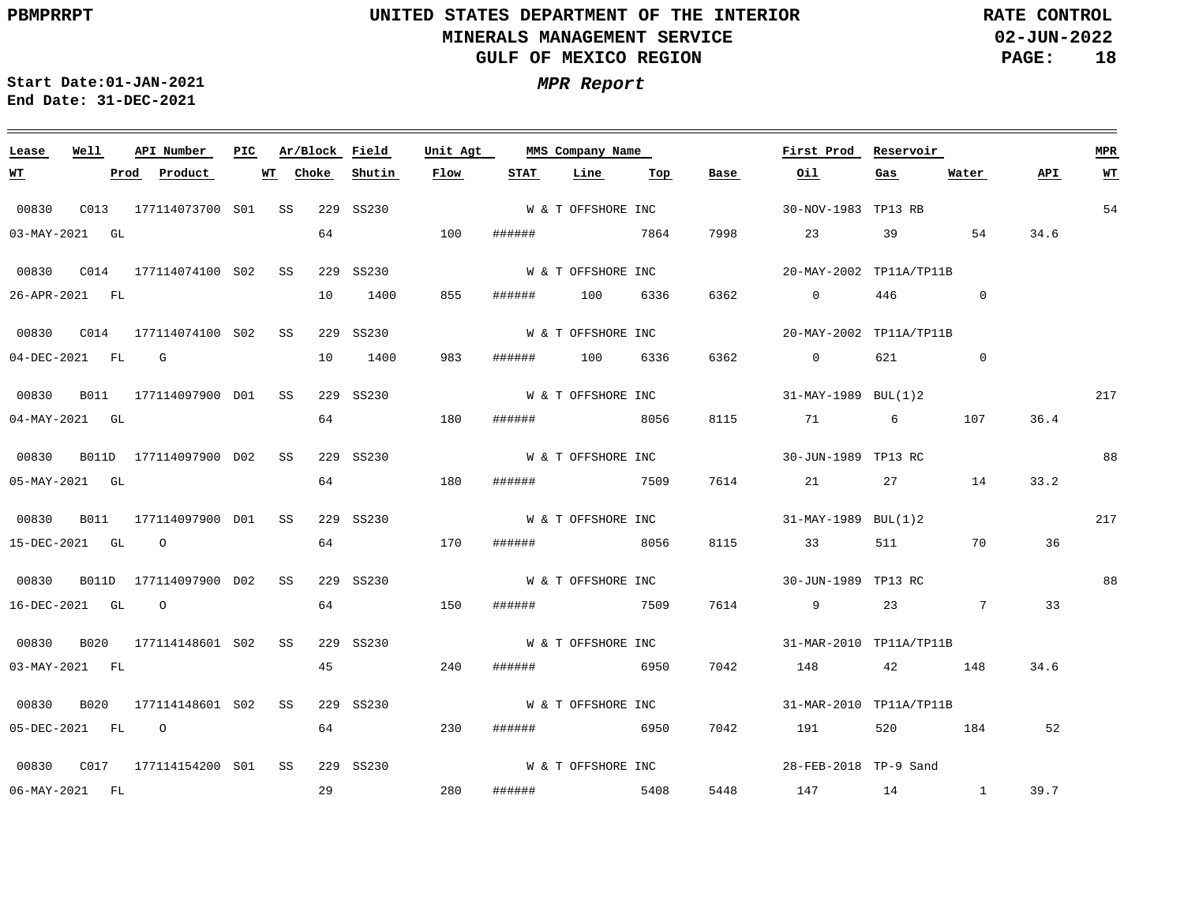UNITED STATES DEPARTMENT OF THE INTERIOR
MINERALS MANAGEMENT SERVICE
GULF OF MEXICO REGION

PBMPRRPT

RATE CONTROL
02-JUN-2022

Start Date:01-JAN-2021
End Date: 31-DEC-2021

***MPR Report***

| Lease | Well | API Number | PIC | Ar/Block | | Field | Unit Agt | MMS Company Name | | | | First Prod | Reservoir | | | MPR |
|---|---|---|---|---|---|---|---|---|---|---|---|---|---|---|---|---|
| WT | Prod | Product | | WT | Choke | Shutin | Flow | STAT | Line | Top | Base | Oil | Gas | Water | API | WT |
| 00830 | C013 | 177114073700 | S01 | SS | 229 | SS230 | | W & T OFFSHORE INC | | | | 30-NOV-1983 | TP13 RB | | | 54 |
| 03-MAY-2021 | GL | | | | 64 | | 100 | ###### | | 7864 | 7998 | 23 | 39 | 54 | 34.6 | |
| 00830 | C014 | 177114074100 | S02 | SS | 229 | SS230 | | W & T OFFSHORE INC | | | | 20-MAY-2002 | TP11A/TP11B | | | |
| 26-APR-2021 | FL | | | | 10 | 1400 | 855 | ###### | 100 | 6336 | 6362 | 0 | 446 | 0 | | |
| 00830 | C014 | 177114074100 | S02 | SS | 229 | SS230 | | W & T OFFSHORE INC | | | | 20-MAY-2002 | TP11A/TP11B | | | |
| 04-DEC-2021 | FL | G | | | 10 | 1400 | 983 | ###### | 100 | 6336 | 6362 | 0 | 621 | 0 | | |
| 00830 | B011 | 177114097900 | D01 | SS | 229 | SS230 | | W & T OFFSHORE INC | | | | 31-MAY-1989 | BUL(1)2 | | | 217 |
| 04-MAY-2021 | GL | | | | 64 | | 180 | ###### | | 8056 | 8115 | 71 | 6 | 107 | 36.4 | |
| 00830 | B011D | 177114097900 | D02 | SS | 229 | SS230 | | W & T OFFSHORE INC | | | | 30-JUN-1989 | TP13 RC | | | 88 |
| 05-MAY-2021 | GL | | | | 64 | | 180 | ###### | | 7509 | 7614 | 21 | 27 | 14 | 33.2 | |
| 00830 | B011 | 177114097900 | D01 | SS | 229 | SS230 | | W & T OFFSHORE INC | | | | 31-MAY-1989 | BUL(1)2 | | | 217 |
| 15-DEC-2021 | GL | O | | | 64 | | 170 | ###### | | 8056 | 8115 | 33 | 511 | 70 | 36 | |
| 00830 | B011D | 177114097900 | D02 | SS | 229 | SS230 | | W & T OFFSHORE INC | | | | 30-JUN-1989 | TP13 RC | | | 88 |
| 16-DEC-2021 | GL | O | | | 64 | | 150 | ###### | | 7509 | 7614 | 9 | 23 | 7 | 33 | |
| 00830 | B020 | 177114148601 | S02 | SS | 229 | SS230 | | W & T OFFSHORE INC | | | | 31-MAR-2010 | TP11A/TP11B | | | |
| 03-MAY-2021 | FL | | | | 45 | | 240 | ###### | | 6950 | 7042 | 148 | 42 | 148 | 34.6 | |
| 00830 | B020 | 177114148601 | S02 | SS | 229 | SS230 | | W & T OFFSHORE INC | | | | 31-MAR-2010 | TP11A/TP11B | | | |
| 05-DEC-2021 | FL | O | | | 64 | | 230 | ###### | | 6950 | 7042 | 191 | 520 | 184 | 52 | |
| 00830 | C017 | 177114154200 | S01 | SS | 229 | SS230 | | W & T OFFSHORE INC | | | | 28-FEB-2018 | TP-9 Sand | | | |
| 06-MAY-2021 | FL | | | | 29 | | 280 | ###### | | 5408 | 5448 | 147 | 14 | 1 | 39.7 | |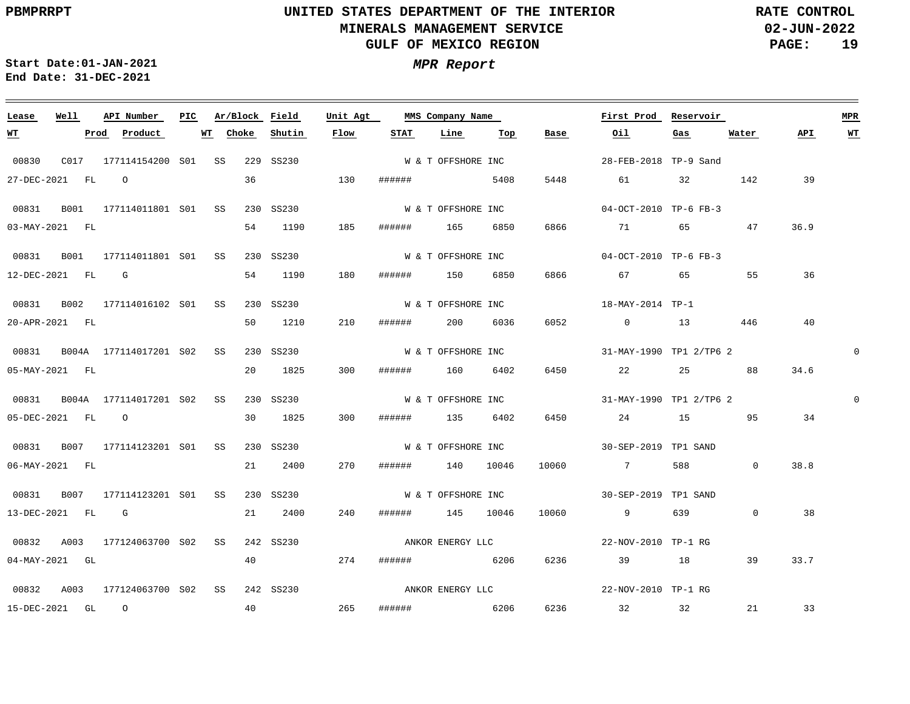# UNITED STATES DEPARTMENT OF THE INTERIOR
## MINERALS MANAGEMENT SERVICE
## GULF OF MEXICO REGION

PBMPRRPT

RATE CONTROL
02-JUN-2022

Start Date:01-JAN-2021
End Date: 31-DEC-2021

***MPR Report***

| Lease | Well | API Number | PIC | Ar/Block | Field | Unit Agt | | MMS Company Name | | | First Prod | Reservoir | | | MPR |
|---|---|---|---|---|---|---|---|---|---|---|---|---|---|---|---|
| WT | Prod | Product | WT | Choke | Shutin | Flow | STAT | Line | Top | Base | Oil | Gas | Water | API | WT |
| 00830 | C017 | 177114154200 | S01 | SS 229 | SS230 | | | W & T OFFSHORE INC | | | 28-FEB-2018 | TP-9 Sand | | | |
| 27-DEC-2021 | FL | O | | 36 | | 130 | ###### | | 5408 | 5448 | 61 | 32 | 142 | 39 | |
| 00831 | B001 | 177114011801 | S01 | SS 230 | SS230 | | | W & T OFFSHORE INC | | | 04-OCT-2010 | TP-6 FB-3 | | | |
| 03-MAY-2021 | FL | | | 54 | 1190 | 185 | ###### | 165 | 6850 | 6866 | 71 | 65 | 47 | 36.9 | |
| 00831 | B001 | 177114011801 | S01 | SS 230 | SS230 | | | W & T OFFSHORE INC | | | 04-OCT-2010 | TP-6 FB-3 | | | |
| 12-DEC-2021 | FL | G | | 54 | 1190 | 180 | ###### | 150 | 6850 | 6866 | 67 | 65 | 55 | 36 | |
| 00831 | B002 | 177114016102 | S01 | SS 230 | SS230 | | | W & T OFFSHORE INC | | | 18-MAY-2014 | TP-1 | | | |
| 20-APR-2021 | FL | | | 50 | 1210 | 210 | ###### | 200 | 6036 | 6052 | 0 | 13 | 446 | 40 | |
| 00831 | B004A | 177114017201 | S02 | SS 230 | SS230 | | | W & T OFFSHORE INC | | | 31-MAY-1990 | TP1 2/TP6 2 | | | 0 |
| 05-MAY-2021 | FL | | | 20 | 1825 | 300 | ###### | 160 | 6402 | 6450 | 22 | 25 | 88 | 34.6 | |
| 00831 | B004A | 177114017201 | S02 | SS 230 | SS230 | | | W & T OFFSHORE INC | | | 31-MAY-1990 | TP1 2/TP6 2 | | | 0 |
| 05-DEC-2021 | FL | O | | 30 | 1825 | 300 | ###### | 135 | 6402 | 6450 | 24 | 15 | 95 | 34 | |
| 00831 | B007 | 177114123201 | S01 | SS 230 | SS230 | | | W & T OFFSHORE INC | | | 30-SEP-2019 | TP1 SAND | | | |
| 06-MAY-2021 | FL | | | 21 | 2400 | 270 | ###### | 140 | 10046 | 10060 | 7 | 588 | 0 | 38.8 | |
| 00831 | B007 | 177114123201 | S01 | SS 230 | SS230 | | | W & T OFFSHORE INC | | | 30-SEP-2019 | TP1 SAND | | | |
| 13-DEC-2021 | FL | G | | 21 | 2400 | 240 | ###### | 145 | 10046 | 10060 | 9 | 639 | 0 | 38 | |
| 00832 | A003 | 177124063700 | S02 | SS 242 | SS230 | | | ANKOR ENERGY LLC | | | 22-NOV-2010 | TP-1 RG | | | |
| 04-MAY-2021 | GL | | | 40 | | 274 | ###### | | 6206 | 6236 | 39 | 18 | 39 | 33.7 | |
| 00832 | A003 | 177124063700 | S02 | SS 242 | SS230 | | | ANKOR ENERGY LLC | | | 22-NOV-2010 | TP-1 RG | | | |
| 15-DEC-2021 | GL | O | | 40 | | 265 | ###### | | 6206 | 6236 | 32 | 32 | 21 | 33 | |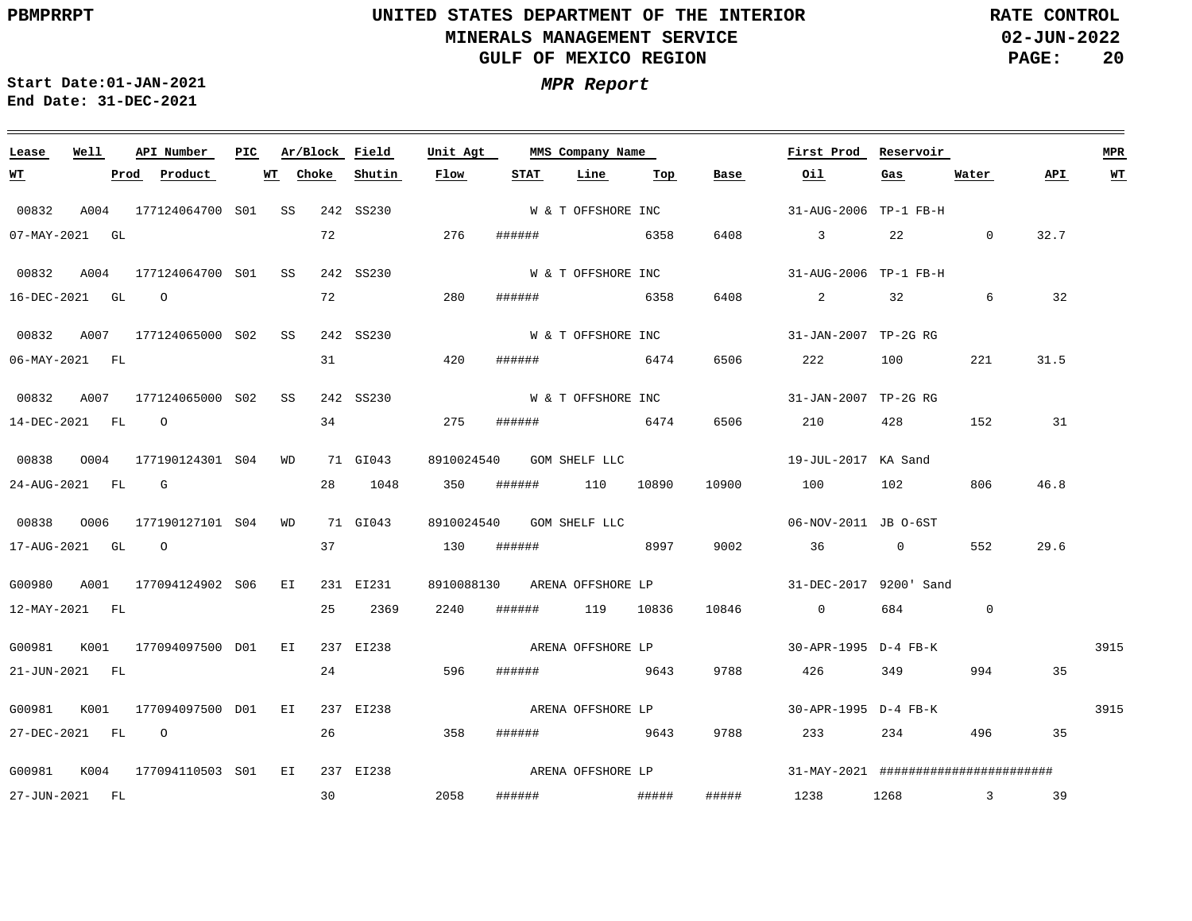UNITED STATES DEPARTMENT OF THE INTERIOR
MINERALS MANAGEMENT SERVICE
GULF OF MEXICO REGION

PBMPRRPT — RATE CONTROL — 02-JUN-2022

Start Date:01-JAN-2021
End Date: 31-DEC-2021

*MPR Report*

| Lease | Well | API Number | PIC | Ar/Block | | Field | Unit Agt | MMS Company Name | | | | First Prod | Reservoir | | | MPR |
|---|---|---|---|---|---|---|---|---|---|---|---|---|---|---|---|---|
| WT | Prod | Product | WT | Choke | | Shutin | Flow | STAT | Line | Top | Base | Oil | Gas | Water | API | WT |
| 00832 | A004 | 177124064700 | S01 | SS | 242 | SS230 | | W & T OFFSHORE INC | | | | 31-AUG-2006 | TP-1 FB-H | | | |
| 07-MAY-2021 | GL | | | 72 | | | 276 | ###### | | 6358 | 6408 | 3 | 22 | 0 | 32.7 | |
| 00832 | A004 | 177124064700 | S01 | SS | 242 | SS230 | | W & T OFFSHORE INC | | | | 31-AUG-2006 | TP-1 FB-H | | | |
| 16-DEC-2021 | GL | O | | 72 | | | 280 | ###### | | 6358 | 6408 | 2 | 32 | 6 | 32 | |
| 00832 | A007 | 177124065000 | S02 | SS | 242 | SS230 | | W & T OFFSHORE INC | | | | 31-JAN-2007 | TP-2G RG | | | |
| 06-MAY-2021 | FL | | | 31 | | | 420 | ###### | | 6474 | 6506 | 222 | 100 | 221 | 31.5 | |
| 00832 | A007 | 177124065000 | S02 | SS | 242 | SS230 | | W & T OFFSHORE INC | | | | 31-JAN-2007 | TP-2G RG | | | |
| 14-DEC-2021 | FL | O | | 34 | | | 275 | ###### | | 6474 | 6506 | 210 | 428 | 152 | 31 | |
| 00838 | O004 | 177190124301 | S04 | WD | 71 | GI043 | 8910024540 | GOM SHELF LLC | | | | 19-JUL-2017 | KA Sand | | | |
| 24-AUG-2021 | FL | G | | 28 | | 1048 | 350 | ###### | 110 | 10890 | 10900 | 100 | 102 | 806 | 46.8 | |
| 00838 | O006 | 177190127101 | S04 | WD | 71 | GI043 | 8910024540 | GOM SHELF LLC | | | | 06-NOV-2011 | JB O-6ST | | | |
| 17-AUG-2021 | GL | O | | 37 | | | 130 | ###### | | 8997 | 9002 | 36 | 0 | 552 | 29.6 | |
| G00980 | A001 | 177094124902 | S06 | EI | 231 | EI231 | 8910088130 | ARENA OFFSHORE LP | | | | 31-DEC-2017 | 9200' Sand | | | |
| 12-MAY-2021 | FL | | | 25 | | 2369 | 2240 | ###### | 119 | 10836 | 10846 | 0 | 684 | 0 | | |
| G00981 | K001 | 177094097500 | D01 | EI | 237 | EI238 | | ARENA OFFSHORE LP | | | | 30-APR-1995 | D-4 FB-K | | | 3915 |
| 21-JUN-2021 | FL | | | 24 | | | 596 | ###### | | 9643 | 9788 | 426 | 349 | 994 | 35 | |
| G00981 | K001 | 177094097500 | D01 | EI | 237 | EI238 | | ARENA OFFSHORE LP | | | | 30-APR-1995 | D-4 FB-K | | | 3915 |
| 27-DEC-2021 | FL | O | | 26 | | | 358 | ###### | | 9643 | 9788 | 233 | 234 | 496 | 35 | |
| G00981 | K004 | 177094110503 | S01 | EI | 237 | EI238 | | ARENA OFFSHORE LP | | | | 31-MAY-2021 | ####################### | | | |
| 27-JUN-2021 | FL | | | 30 | | | 2058 | ###### | | ##### | ##### | 1238 | 1268 | 3 | 39 | |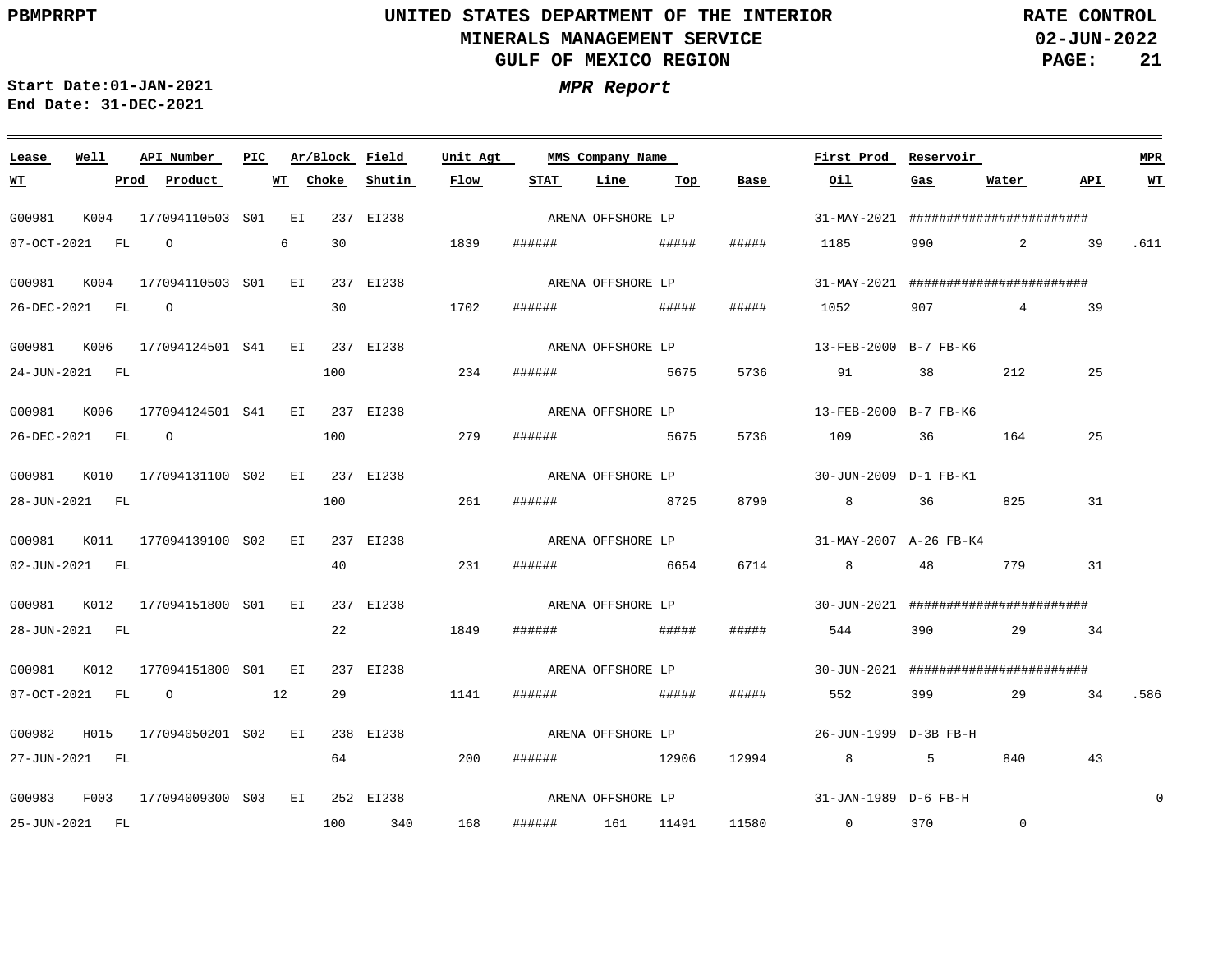PBMPRRPT

# UNITED STATES DEPARTMENT OF THE INTERIOR
## MINERALS MANAGEMENT SERVICE
## GULF OF MEXICO REGION

RATE CONTROL
02-JUN-2022

Start Date:01-JAN-2021
End Date: 31-DEC-2021

*MPR Report*

| Lease | Well | API Number | PIC | Ar/Block | Field | Unit Agt | MMS Company Name | First Prod | Reservoir | WT | Prod | Product | WT | Choke | Shutin | Flow | STAT | Line | Top | Base | Oil | Gas | Water | API | MPR WT |
|---|---|---|---|---|---|---|---|---|---|---|---|---|---|---|---|---|---|---|---|---|---|---|---|---|---|
| G00981 | K004 | 177094110503 | S01 | EI 237 | EI238 | | ARENA OFFSHORE LP | 31-MAY-2021 | ####################### | 07-OCT-2021 | FL | O | 6 | 30 | | 1839 | ###### | | ##### | ##### | 1185 | 990 | 2 | 39 | .611 |
| G00981 | K004 | 177094110503 | S01 | EI 237 | EI238 | | ARENA OFFSHORE LP | 31-MAY-2021 | ####################### | 26-DEC-2021 | FL | O | | 30 | | 1702 | ###### | | ##### | ##### | 1052 | 907 | 4 | 39 | |
| G00981 | K006 | 177094124501 | S41 | EI 237 | EI238 | | ARENA OFFSHORE LP | 13-FEB-2000 | B-7 FB-K6 | 24-JUN-2021 | FL | | | 100 | | 234 | ###### | | 5675 | 5736 | 91 | 38 | 212 | 25 | |
| G00981 | K006 | 177094124501 | S41 | EI 237 | EI238 | | ARENA OFFSHORE LP | 13-FEB-2000 | B-7 FB-K6 | 26-DEC-2021 | FL | O | | 100 | | 279 | ###### | | 5675 | 5736 | 109 | 36 | 164 | 25 | |
| G00981 | K010 | 177094131100 | S02 | EI 237 | EI238 | | ARENA OFFSHORE LP | 30-JUN-2009 | D-1 FB-K1 | 28-JUN-2021 | FL | | | 100 | | 261 | ###### | | 8725 | 8790 | 8 | 36 | 825 | 31 | |
| G00981 | K011 | 177094139100 | S02 | EI 237 | EI238 | | ARENA OFFSHORE LP | 31-MAY-2007 | A-26 FB-K4 | 02-JUN-2021 | FL | | | 40 | | 231 | ###### | | 6654 | 6714 | 8 | 48 | 779 | 31 | |
| G00981 | K012 | 177094151800 | S01 | EI 237 | EI238 | | ARENA OFFSHORE LP | 30-JUN-2021 | ####################### | 28-JUN-2021 | FL | | | 22 | | 1849 | ###### | | ##### | ##### | 544 | 390 | 29 | 34 | |
| G00981 | K012 | 177094151800 | S01 | EI 237 | EI238 | | ARENA OFFSHORE LP | 30-JUN-2021 | ####################### | 07-OCT-2021 | FL | O | 12 | 29 | | 1141 | ###### | | ##### | ##### | 552 | 399 | 29 | 34 | .586 |
| G00982 | H015 | 177094050201 | S02 | EI 238 | EI238 | | ARENA OFFSHORE LP | 26-JUN-1999 | D-3B FB-H | 27-JUN-2021 | FL | | | 64 | | 200 | ###### | | 12906 | 12994 | 8 | 5 | 840 | 43 | |
| G00983 | F003 | 177094009300 | S03 | EI 252 | EI238 | | ARENA OFFSHORE LP | 31-JAN-1989 | D-6 FB-H | 25-JUN-2021 | FL | | | 100 | 340 | 168 | ###### | 161 | 11491 | 11580 | 0 | 370 | 0 | | 0 |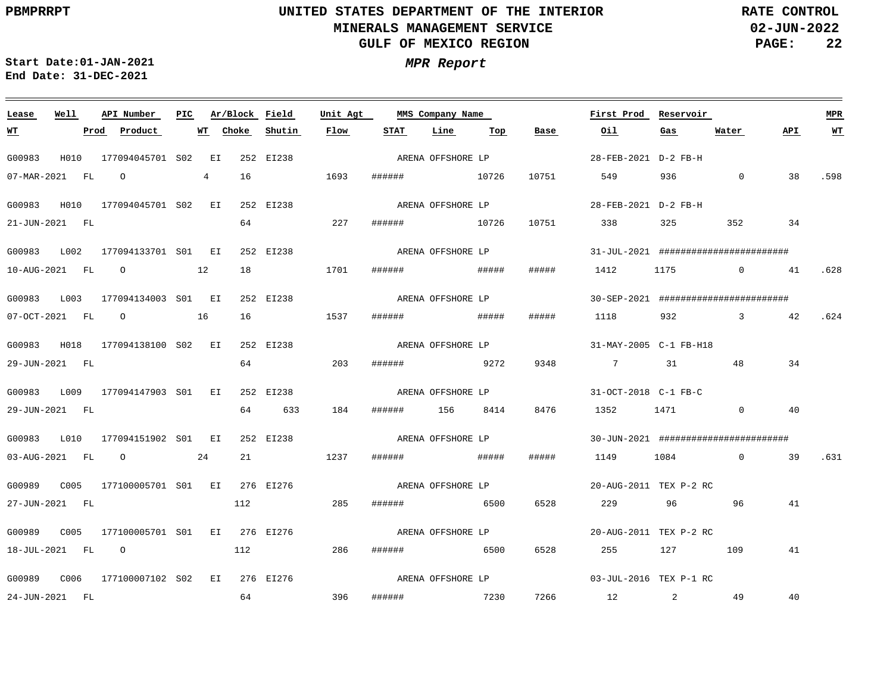PBMPRRPT

**UNITED STATES DEPARTMENT OF THE INTERIOR**
**MINERALS MANAGEMENT SERVICE**
**GULF OF MEXICO REGION**

**RATE CONTROL**
**02-JUN-2022**

***MPR Report***

**Start Date:01-JAN-2021**
**End Date: 31-DEC-2021**

| Lease | Well | API Number | PIC | Ar/Block | Field | Unit Agt | MMS Company Name | First Prod | Reservoir | WT | Prod | Product | WT | Choke | Shutin | Flow | STAT | Line | Top | Base | Oil | Gas | Water | API | MPR WT |
|---|---|---|---|---|---|---|---|---|---|---|---|---|---|---|---|---|---|---|---|---|---|---|---|---|---|
| G00983 | H010 | 177094045701 | S02 | EI 252 | EI238 | | ARENA OFFSHORE LP | 28-FEB-2021 | D-2 FB-H | 07-MAR-2021 | FL | O | 4 | 16 | | 1693 | ###### | | 10726 | 10751 | 549 | 936 | 0 | 38 | .598 |
| G00983 | H010 | 177094045701 | S02 | EI 252 | EI238 | | ARENA OFFSHORE LP | 28-FEB-2021 | D-2 FB-H | 21-JUN-2021 | FL | | | 64 | | 227 | ###### | | 10726 | 10751 | 338 | 325 | 352 | 34 | |
| G00983 | L002 | 177094133701 | S01 | EI 252 | EI238 | | ARENA OFFSHORE LP | 31-JUL-2021 | ######################## | 10-AUG-2021 | FL | O | 12 | 18 | | 1701 | ###### | | ##### | ##### | 1412 | 1175 | 0 | 41 | .628 |
| G00983 | L003 | 177094134003 | S01 | EI 252 | EI238 | | ARENA OFFSHORE LP | 30-SEP-2021 | ######################## | 07-OCT-2021 | FL | O | 16 | 16 | | 1537 | ###### | | ##### | ##### | 1118 | 932 | 3 | 42 | .624 |
| G00983 | H018 | 177094138100 | S02 | EI 252 | EI238 | | ARENA OFFSHORE LP | 31-MAY-2005 | C-1 FB-H18 | 29-JUN-2021 | FL | | | 64 | | 203 | ###### | | 9272 | 9348 | 7 | 31 | 48 | 34 | |
| G00983 | L009 | 177094147903 | S01 | EI 252 | EI238 | | ARENA OFFSHORE LP | 31-OCT-2018 | C-1 FB-C | 29-JUN-2021 | FL | | | 64 | 633 | 184 | ###### | 156 | 8414 | 8476 | 1352 | 1471 | 0 | 40 | |
| G00983 | L010 | 177094151902 | S01 | EI 252 | EI238 | | ARENA OFFSHORE LP | 30-JUN-2021 | ######################## | 03-AUG-2021 | FL | O | 24 | 21 | | 1237 | ###### | | ##### | ##### | 1149 | 1084 | 0 | 39 | .631 |
| G00989 | C005 | 177100005701 | S01 | EI 276 | EI276 | | ARENA OFFSHORE LP | 20-AUG-2011 | TEX P-2 RC | 27-JUN-2021 | FL | | | 112 | | 285 | ###### | | 6500 | 6528 | 229 | 96 | 96 | 41 | |
| G00989 | C005 | 177100005701 | S01 | EI 276 | EI276 | | ARENA OFFSHORE LP | 20-AUG-2011 | TEX P-2 RC | 18-JUL-2021 | FL | O | | 112 | | 286 | ###### | | 6500 | 6528 | 255 | 127 | 109 | 41 | |
| G00989 | C006 | 177100007102 | S02 | EI 276 | EI276 | | ARENA OFFSHORE LP | 03-JUL-2016 | TEX P-1 RC | 24-JUN-2021 | FL | | | 64 | | 396 | ###### | | 7230 | 7266 | 12 | 2 | 49 | 40 | |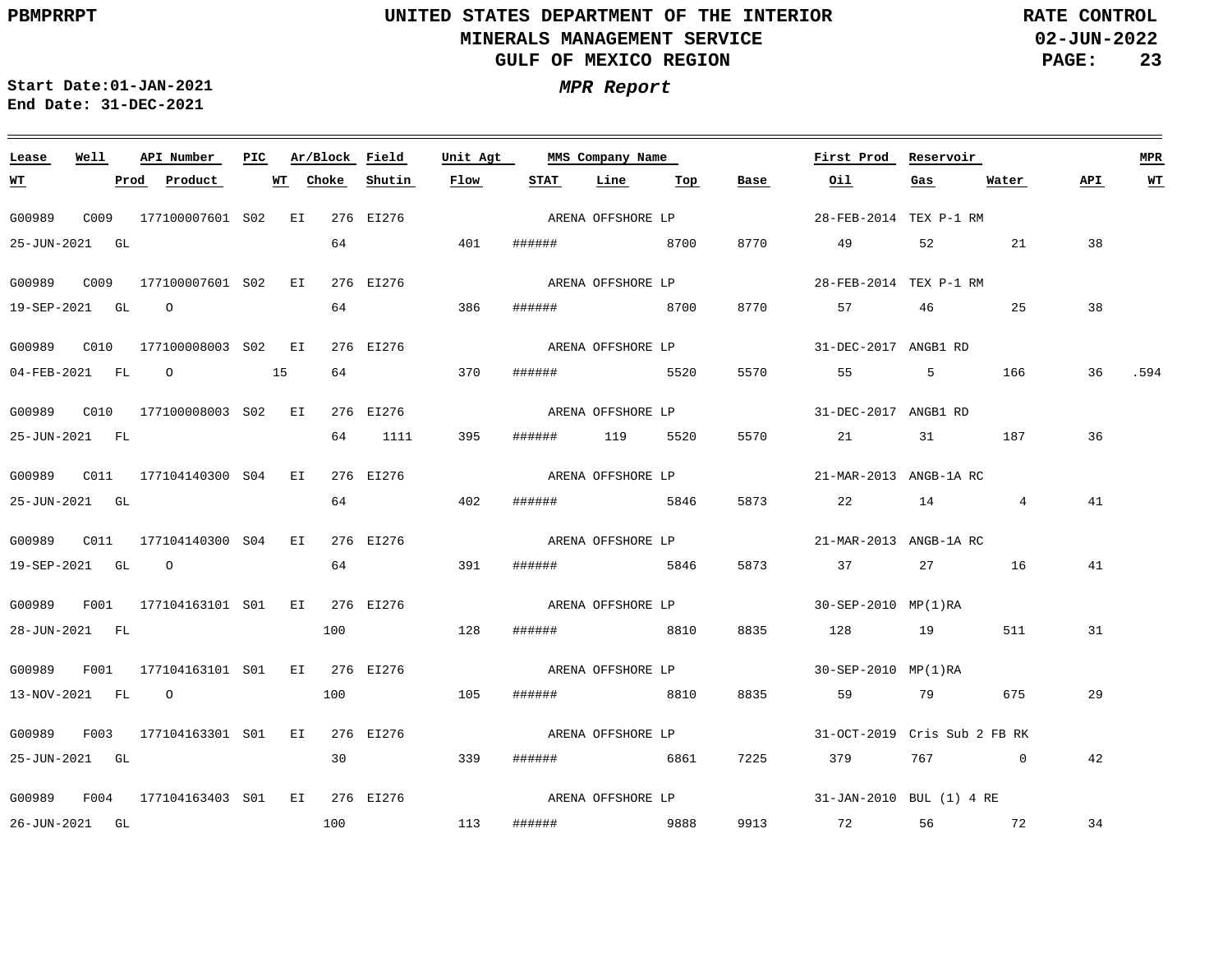PBMPRRPT

**UNITED STATES DEPARTMENT OF THE INTERIOR**
**MINERALS MANAGEMENT SERVICE**
**GULF OF MEXICO REGION**

**RATE CONTROL**
**02-JUN-2022**

**Start Date:01-JAN-2021**
**End Date: 31-DEC-2021**

***MPR Report***

| Lease | Well | API Number | PIC | Ar/Block | Field | Unit Agt | MMS Company Name | | | | First Prod | Reservoir | | | MPR |
|---|---|---|---|---|---|---|---|---|---|---|---|---|---|---|---|
| **WT** | **Prod** | **Product** | **WT** | **Choke** | **Shutin** | **Flow** | **STAT** | **Line** | **Top** | **Base** | **Oil** | **Gas** | **Water** | **API** | **WT** |
| G00989 | C009 | 177100007601 | S02 | EI 276 | EI276 | | ARENA OFFSHORE LP | | | | 28-FEB-2014 | TEX P-1 RM | | | |
| 25-JUN-2021 | GL | | | 64 | | 401 | ###### | | 8700 | 8770 | 49 | 52 | 21 | 38 | |
| G00989 | C009 | 177100007601 | S02 | EI 276 | EI276 | | ARENA OFFSHORE LP | | | | 28-FEB-2014 | TEX P-1 RM | | | |
| 19-SEP-2021 | GL | O | | 64 | | 386 | ###### | | 8700 | 8770 | 57 | 46 | 25 | 38 | |
| G00989 | C010 | 177100008003 | S02 | EI 276 | EI276 | | ARENA OFFSHORE LP | | | | 31-DEC-2017 | ANGB1 RD | | | |
| 04-FEB-2021 | FL | O | 15 | 64 | | 370 | ###### | | 5520 | 5570 | 55 | 5 | 166 | 36 | .594 |
| G00989 | C010 | 177100008003 | S02 | EI 276 | EI276 | | ARENA OFFSHORE LP | | | | 31-DEC-2017 | ANGB1 RD | | | |
| 25-JUN-2021 | FL | | | 64 | 1111 | 395 | ###### | 119 | 5520 | 5570 | 21 | 31 | 187 | 36 | |
| G00989 | C011 | 177104140300 | S04 | EI 276 | EI276 | | ARENA OFFSHORE LP | | | | 21-MAR-2013 | ANGB-1A RC | | | |
| 25-JUN-2021 | GL | | | 64 | | 402 | ###### | | 5846 | 5873 | 22 | 14 | 4 | 41 | |
| G00989 | C011 | 177104140300 | S04 | EI 276 | EI276 | | ARENA OFFSHORE LP | | | | 21-MAR-2013 | ANGB-1A RC | | | |
| 19-SEP-2021 | GL | O | | 64 | | 391 | ###### | | 5846 | 5873 | 37 | 27 | 16 | 41 | |
| G00989 | F001 | 177104163101 | S01 | EI 276 | EI276 | | ARENA OFFSHORE LP | | | | 30-SEP-2010 | MP(1)RA | | | |
| 28-JUN-2021 | FL | | | 100 | | 128 | ###### | | 8810 | 8835 | 128 | 19 | 511 | 31 | |
| G00989 | F001 | 177104163101 | S01 | EI 276 | EI276 | | ARENA OFFSHORE LP | | | | 30-SEP-2010 | MP(1)RA | | | |
| 13-NOV-2021 | FL | O | | 100 | | 105 | ###### | | 8810 | 8835 | 59 | 79 | 675 | 29 | |
| G00989 | F003 | 177104163301 | S01 | EI 276 | EI276 | | ARENA OFFSHORE LP | | | | 31-OCT-2019 | Cris Sub 2 FB RK | | | |
| 25-JUN-2021 | GL | | | 30 | | 339 | ###### | | 6861 | 7225 | 379 | 767 | 0 | 42 | |
| G00989 | F004 | 177104163403 | S01 | EI 276 | EI276 | | ARENA OFFSHORE LP | | | | 31-JAN-2010 | BUL (1) 4 RE | | | |
| 26-JUN-2021 | GL | | | 100 | | 113 | ###### | | 9888 | 9913 | 72 | 56 | 72 | 34 | |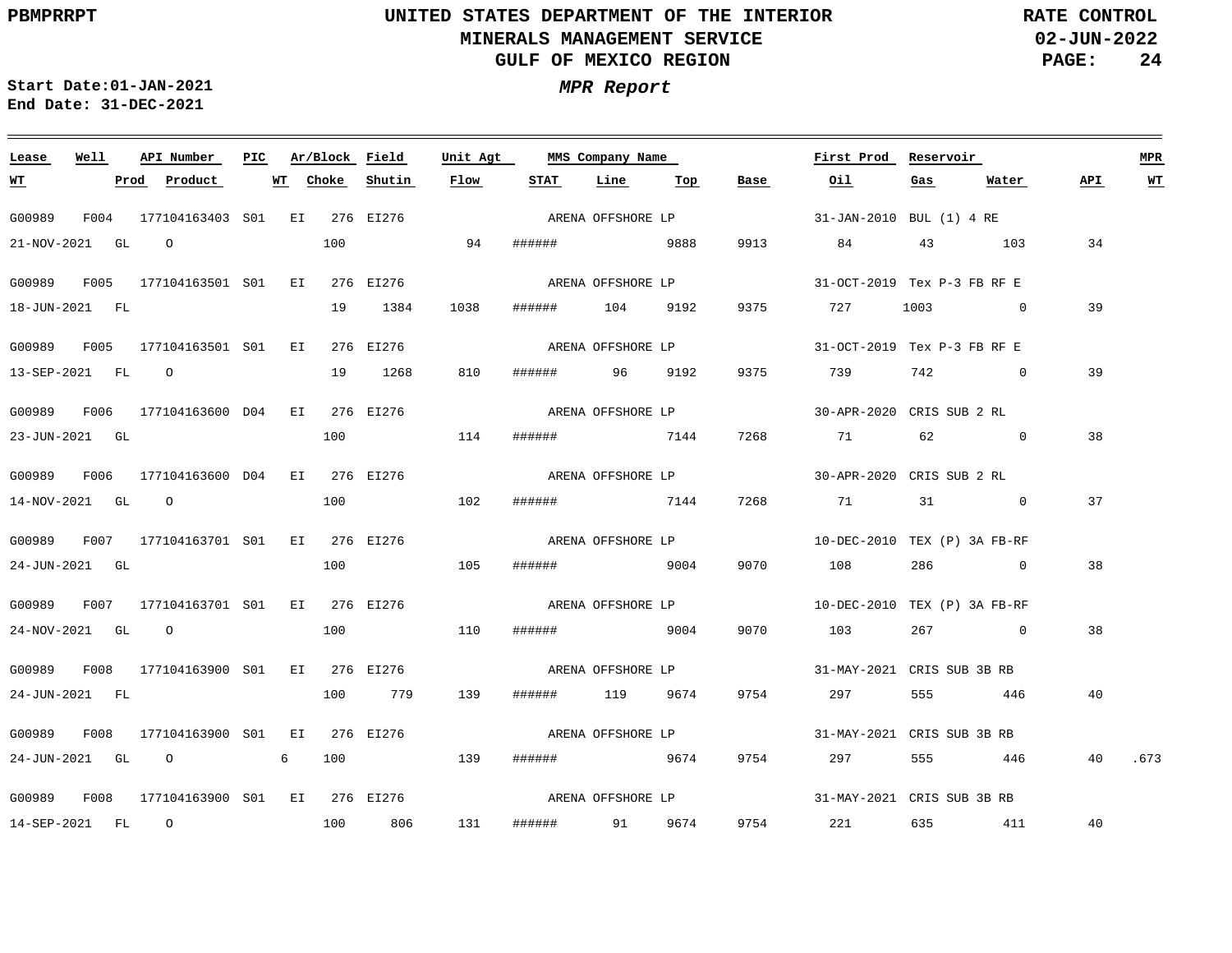**PBMPRRPT**

**UNITED STATES DEPARTMENT OF THE INTERIOR**
**MINERALS MANAGEMENT SERVICE**
**GULF OF MEXICO REGION**

**RATE CONTROL**
**02-JUN-2022**

**Start Date:01-JAN-2021**
**End Date: 31-DEC-2021**

***MPR Report***

| Lease | Well | API Number | PIC | Ar/Block | Field | Unit Agt | MMS Company Name | First Prod | Reservoir | WT | Prod | Product | WT | Choke | Shutin | Flow | STAT | Line | Top | Base | Oil | Gas | Water | API | MPR WT |
|---|---|---|---|---|---|---|---|---|---|---|---|---|---|---|---|---|---|---|---|---|---|---|---|---|---|
| G00989 | F004 | 177104163403 | S01 | EI 276 | EI276 | | ARENA OFFSHORE LP | 31-JAN-2010 | BUL (1) 4 RE | 21-NOV-2021 | GL | O | | 100 | | 94 | ###### | | 9888 | 9913 | 84 | 43 | 103 | 34 | |
| G00989 | F005 | 177104163501 | S01 | EI 276 | EI276 | | ARENA OFFSHORE LP | 31-OCT-2019 | Tex P-3 FB RF E | 18-JUN-2021 | FL | | | 19 | 1384 | 1038 | ###### | 104 | 9192 | 9375 | 727 | 1003 | 0 | 39 | |
| G00989 | F005 | 177104163501 | S01 | EI 276 | EI276 | | ARENA OFFSHORE LP | 31-OCT-2019 | Tex P-3 FB RF E | 13-SEP-2021 | FL | O | | 19 | 1268 | 810 | ###### | 96 | 9192 | 9375 | 739 | 742 | 0 | 39 | |
| G00989 | F006 | 177104163600 | D04 | EI 276 | EI276 | | ARENA OFFSHORE LP | 30-APR-2020 | CRIS SUB 2 RL | 23-JUN-2021 | GL | | | 100 | | 114 | ###### | | 7144 | 7268 | 71 | 62 | 0 | 38 | |
| G00989 | F006 | 177104163600 | D04 | EI 276 | EI276 | | ARENA OFFSHORE LP | 30-APR-2020 | CRIS SUB 2 RL | 14-NOV-2021 | GL | O | | 100 | | 102 | ###### | | 7144 | 7268 | 71 | 31 | 0 | 37 | |
| G00989 | F007 | 177104163701 | S01 | EI 276 | EI276 | | ARENA OFFSHORE LP | 10-DEC-2010 | TEX (P) 3A FB-RF | 24-JUN-2021 | GL | | | 100 | | 105 | ###### | | 9004 | 9070 | 108 | 286 | 0 | 38 | |
| G00989 | F007 | 177104163701 | S01 | EI 276 | EI276 | | ARENA OFFSHORE LP | 10-DEC-2010 | TEX (P) 3A FB-RF | 24-NOV-2021 | GL | O | | 100 | | 110 | ###### | | 9004 | 9070 | 103 | 267 | 0 | 38 | |
| G00989 | F008 | 177104163900 | S01 | EI 276 | EI276 | | ARENA OFFSHORE LP | 31-MAY-2021 | CRIS SUB 3B RB | 24-JUN-2021 | FL | | | 100 | 779 | 139 | ###### | 119 | 9674 | 9754 | 297 | 555 | 446 | 40 | |
| G00989 | F008 | 177104163900 | S01 | EI 276 | EI276 | | ARENA OFFSHORE LP | 31-MAY-2021 | CRIS SUB 3B RB | 24-JUN-2021 | GL | O | 6 | 100 | | 139 | ###### | | 9674 | 9754 | 297 | 555 | 446 | 40 | .673 |
| G00989 | F008 | 177104163900 | S01 | EI 276 | EI276 | | ARENA OFFSHORE LP | 31-MAY-2021 | CRIS SUB 3B RB | 14-SEP-2021 | FL | O | | 100 | 806 | 131 | ###### | 91 | 9674 | 9754 | 221 | 635 | 411 | 40 | |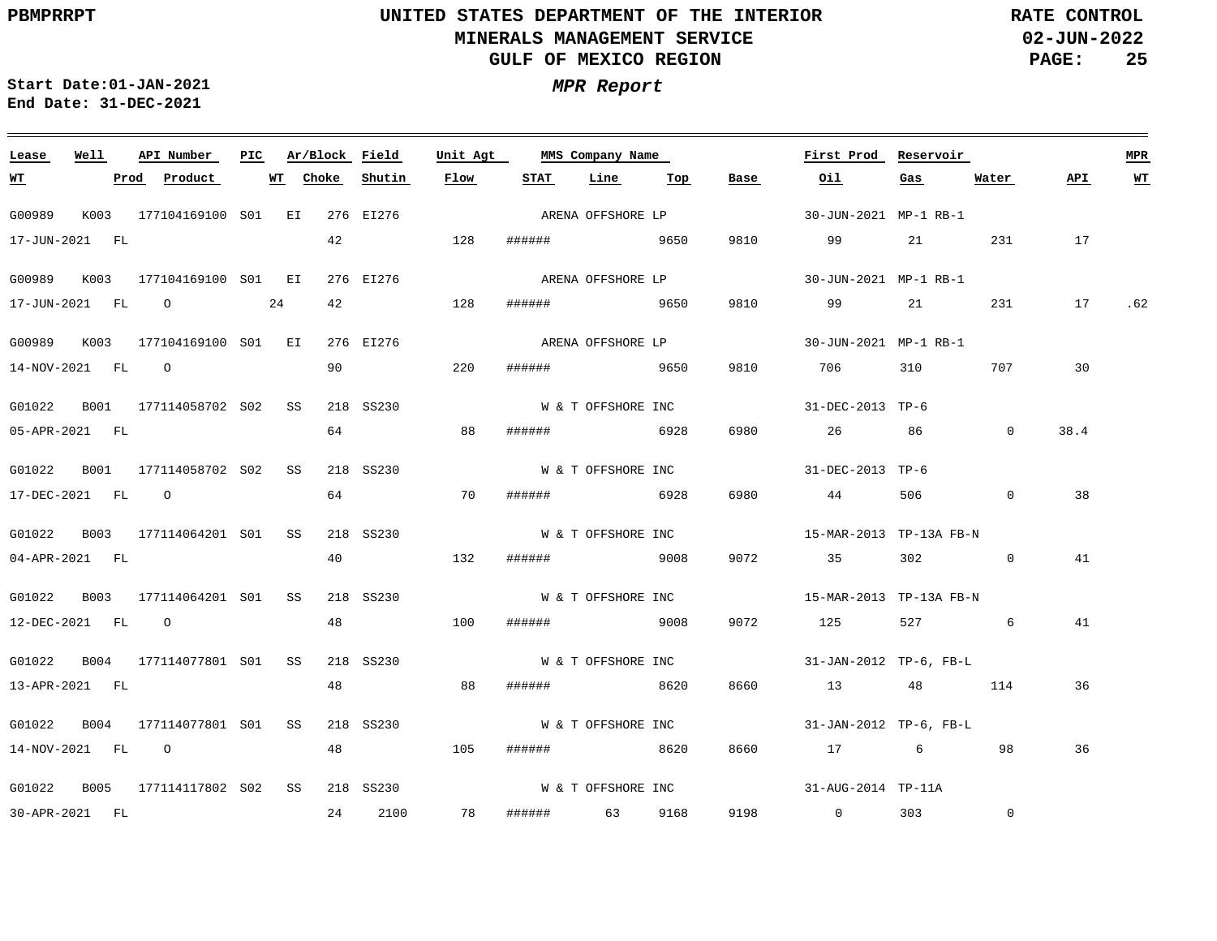| Lease | Well | API Number | PIC | Ar/Block | Field | Unit Agt | MMS Company Name | | | | First Prod | Reservoir | | | MPR |
|---|---|---|---|---|---|---|---|---|---|---|---|---|---|---|---|
| **WT** | **Prod** | **Product** | **WT** | **Choke** | **Shutin** | **Flow** | **STAT** | **Line** | **Top** | **Base** | **Oil** | **Gas** | **Water** | **API** | **WT** |
| G00989 | K003 | 177104169100 | S01 | EI 276 | EI276 | | ARENA OFFSHORE LP | | | | 30-JUN-2021 | MP-1 RB-1 | | | |
| 17-JUN-2021 | FL | | | 42 | | 128 | ###### | | 9650 | 9810 | 99 | 21 | 231 | 17 | |
| G00989 | K003 | 177104169100 | S01 | EI 276 | EI276 | | ARENA OFFSHORE LP | | | | 30-JUN-2021 | MP-1 RB-1 | | | |
| 17-JUN-2021 | FL | O | 24 | 42 | | 128 | ###### | | 9650 | 9810 | 99 | 21 | 231 | 17 | .62 |
| G00989 | K003 | 177104169100 | S01 | EI 276 | EI276 | | ARENA OFFSHORE LP | | | | 30-JUN-2021 | MP-1 RB-1 | | | |
| 14-NOV-2021 | FL | O | | 90 | | 220 | ###### | | 9650 | 9810 | 706 | 310 | 707 | 30 | |
| G01022 | B001 | 177114058702 | S02 | SS 218 | SS230 | | W & T OFFSHORE INC | | | | 31-DEC-2013 | TP-6 | | | |
| 05-APR-2021 | FL | | | 64 | | 88 | ###### | | 6928 | 6980 | 26 | 86 | 0 | 38.4 | |
| G01022 | B001 | 177114058702 | S02 | SS 218 | SS230 | | W & T OFFSHORE INC | | | | 31-DEC-2013 | TP-6 | | | |
| 17-DEC-2021 | FL | O | | 64 | | 70 | ###### | | 6928 | 6980 | 44 | 506 | 0 | 38 | |
| G01022 | B003 | 177114064201 | S01 | SS 218 | SS230 | | W & T OFFSHORE INC | | | | 15-MAR-2013 | TP-13A FB-N | | | |
| 04-APR-2021 | FL | | | 40 | | 132 | ###### | | 9008 | 9072 | 35 | 302 | 0 | 41 | |
| G01022 | B003 | 177114064201 | S01 | SS 218 | SS230 | | W & T OFFSHORE INC | | | | 15-MAR-2013 | TP-13A FB-N | | | |
| 12-DEC-2021 | FL | O | | 48 | | 100 | ###### | | 9008 | 9072 | 125 | 527 | 6 | 41 | |
| G01022 | B004 | 177114077801 | S01 | SS 218 | SS230 | | W & T OFFSHORE INC | | | | 31-JAN-2012 | TP-6, FB-L | | | |
| 13-APR-2021 | FL | | | 48 | | 88 | ###### | | 8620 | 8660 | 13 | 48 | 114 | 36 | |
| G01022 | B004 | 177114077801 | S01 | SS 218 | SS230 | | W & T OFFSHORE INC | | | | 31-JAN-2012 | TP-6, FB-L | | | |
| 14-NOV-2021 | FL | O | | 48 | | 105 | ###### | | 8620 | 8660 | 17 | 6 | 98 | 36 | |
| G01022 | B005 | 177114117802 | S02 | SS 218 | SS230 | | W & T OFFSHORE INC | | | | 31-AUG-2014 | TP-11A | | | |
| 30-APR-2021 | FL | | | 24 | 2100 | 78 | ###### | 63 | 9168 | 9198 | 0 | 303 | 0 | | |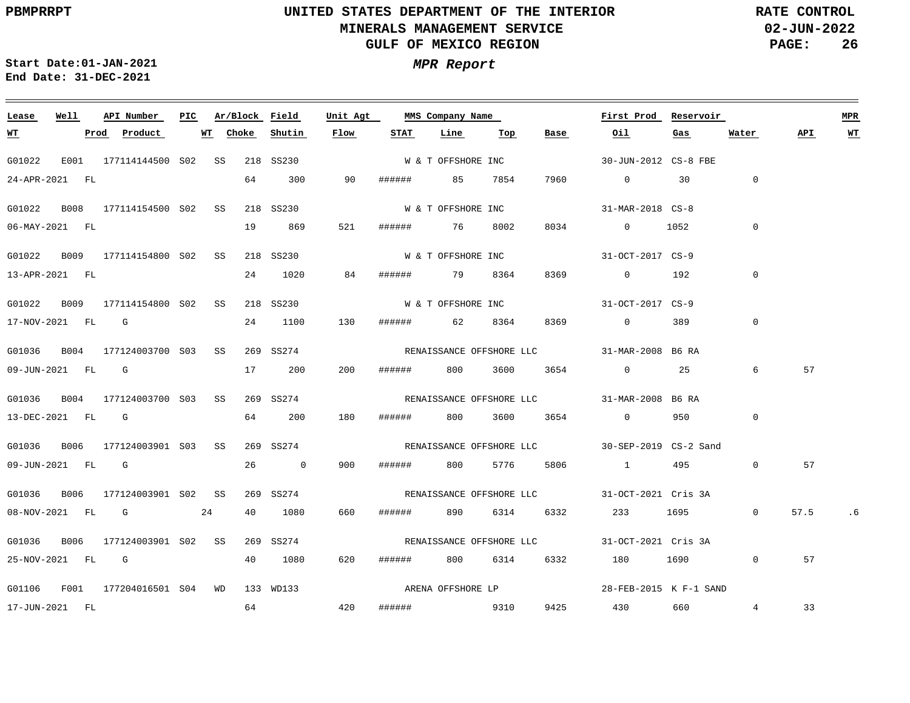PBMPRRPT

# UNITED STATES DEPARTMENT OF THE INTERIOR
## MINERALS MANAGEMENT SERVICE
## GULF OF MEXICO REGION

RATE CONTROL
02-JUN-2022

**Start Date:01-JAN-2021**
**End Date: 31-DEC-2021**

***MPR Report***

| Lease | Well | API Number | PIC | Ar/Block | Field | Unit Agt | MMS Company Name | First Prod | Reservoir | WT | Prod | Product | WT | Choke | Shutin | Flow | STAT | Line | Top | Base | Oil | Gas | Water | API | MPR WT |
|---|---|---|---|---|---|---|---|---|---|---|---|---|---|---|---|---|---|---|---|---|---|---|---|---|---|
| G01022 | E001 | 177114144500 | S02 | SS 218 | SS230 | | W & T OFFSHORE INC | 30-JUN-2012 | CS-8 FBE | 24-APR-2021 | FL | | | 64 | 300 | 90 | ###### | 85 | 7854 | 7960 | 0 | 30 | 0 | | |
| G01022 | B008 | 177114154500 | S02 | SS 218 | SS230 | | W & T OFFSHORE INC | 31-MAR-2018 | CS-8 | 06-MAY-2021 | FL | | | 19 | 869 | 521 | ###### | 76 | 8002 | 8034 | 0 | 1052 | 0 | | |
| G01022 | B009 | 177114154800 | S02 | SS 218 | SS230 | | W & T OFFSHORE INC | 31-OCT-2017 | CS-9 | 13-APR-2021 | FL | | | 24 | 1020 | 84 | ###### | 79 | 8364 | 8369 | 0 | 192 | 0 | | |
| G01022 | B009 | 177114154800 | S02 | SS 218 | SS230 | | W & T OFFSHORE INC | 31-OCT-2017 | CS-9 | 17-NOV-2021 | FL | G | | 24 | 1100 | 130 | ###### | 62 | 8364 | 8369 | 0 | 389 | 0 | | |
| G01036 | B004 | 177124003700 | S03 | SS 269 | SS274 | | RENAISSANCE OFFSHORE LLC | 31-MAR-2008 | B6 RA | 09-JUN-2021 | FL | G | | 17 | 200 | 200 | ###### | 800 | 3600 | 3654 | 0 | 25 | 6 | 57 | |
| G01036 | B004 | 177124003700 | S03 | SS 269 | SS274 | | RENAISSANCE OFFSHORE LLC | 31-MAR-2008 | B6 RA | 13-DEC-2021 | FL | G | | 64 | 200 | 180 | ###### | 800 | 3600 | 3654 | 0 | 950 | 0 | | |
| G01036 | B006 | 177124003901 | S03 | SS 269 | SS274 | | RENAISSANCE OFFSHORE LLC | 30-SEP-2019 | CS-2 Sand | 09-JUN-2021 | FL | G | | 26 | 0 | 900 | ###### | 800 | 5776 | 5806 | 1 | 495 | 0 | 57 | |
| G01036 | B006 | 177124003901 | S02 | SS 269 | SS274 | | RENAISSANCE OFFSHORE LLC | 31-OCT-2021 | Cris 3A | 08-NOV-2021 | FL | G | 24 | 40 | 1080 | 660 | ###### | 890 | 6314 | 6332 | 233 | 1695 | 0 | 57.5 | .6 |
| G01036 | B006 | 177124003901 | S02 | SS 269 | SS274 | | RENAISSANCE OFFSHORE LLC | 31-OCT-2021 | Cris 3A | 25-NOV-2021 | FL | G | | 40 | 1080 | 620 | ###### | 800 | 6314 | 6332 | 180 | 1690 | 0 | 57 | |
| G01106 | F001 | 177204016501 | S04 | WD 133 | WD133 | | ARENA OFFSHORE LP | 28-FEB-2015 | K F-1 SAND | 17-JUN-2021 | FL | | | 64 | | 420 | ###### | | 9310 | 9425 | 430 | 660 | 4 | 33 | |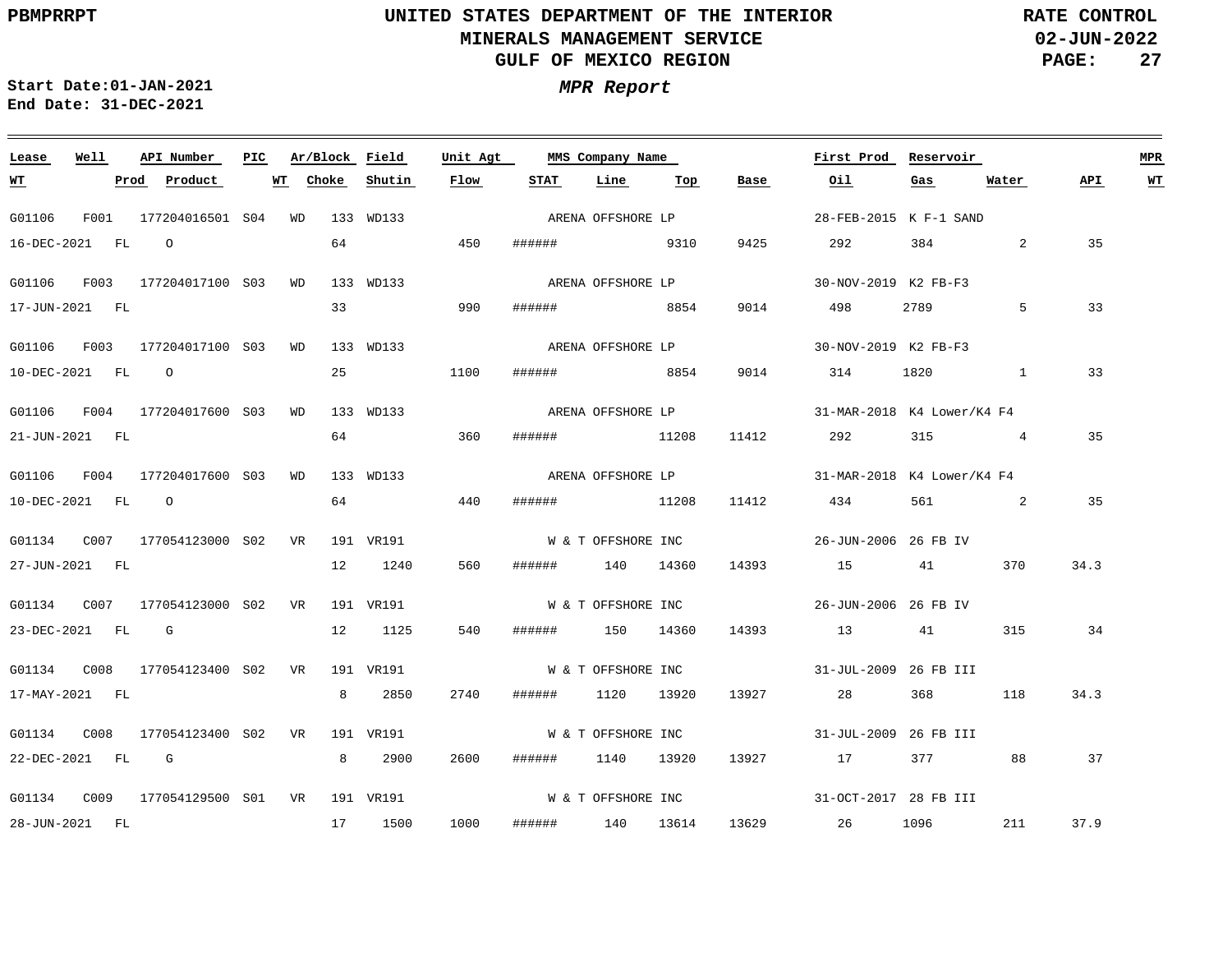UNITED STATES DEPARTMENT OF THE INTERIOR
MINERALS MANAGEMENT SERVICE
GULF OF MEXICO REGION

RATE CONTROL
02-JUN-2022

PBMPRRPT

Start Date:01-JAN-2021
End Date: 31-DEC-2021

*MPR Report*

| Lease | Well | API Number | PIC | Ar/Block | Field | Unit Agt | MMS Company Name | | | First Prod | Reservoir | | | MPR |
|---|---|---|---|---|---|---|---|---|---|---|---|---|---|---|
| WT | Prod | Product | WT | Choke | Shutin | Flow | STAT | Line | Top | Base | Oil | Gas | Water | API | WT |
| G01106 | F001 | 177204016501 | S04 | WD 133 | WD133 | | ARENA OFFSHORE LP | | | 28-FEB-2015 | K F-1 SAND | | | |
| 16-DEC-2021 | FL | O | | 64 | | 450 | ###### | | 9310 | 9425 | 292 | 384 | 2 | 35 |
| G01106 | F003 | 177204017100 | S03 | WD 133 | WD133 | | ARENA OFFSHORE LP | | | 30-NOV-2019 | K2 FB-F3 | | | |
| 17-JUN-2021 | FL | | | 33 | | 990 | ###### | | 8854 | 9014 | 498 | 2789 | 5 | 33 |
| G01106 | F003 | 177204017100 | S03 | WD 133 | WD133 | | ARENA OFFSHORE LP | | | 30-NOV-2019 | K2 FB-F3 | | | |
| 10-DEC-2021 | FL | O | | 25 | | 1100 | ###### | | 8854 | 9014 | 314 | 1820 | 1 | 33 |
| G01106 | F004 | 177204017600 | S03 | WD 133 | WD133 | | ARENA OFFSHORE LP | | | 31-MAR-2018 | K4 Lower/K4 F4 | | | |
| 21-JUN-2021 | FL | | | 64 | | 360 | ###### | | 11208 | 11412 | 292 | 315 | 4 | 35 |
| G01106 | F004 | 177204017600 | S03 | WD 133 | WD133 | | ARENA OFFSHORE LP | | | 31-MAR-2018 | K4 Lower/K4 F4 | | | |
| 10-DEC-2021 | FL | O | | 64 | | 440 | ###### | | 11208 | 11412 | 434 | 561 | 2 | 35 |
| G01134 | C007 | 177054123000 | S02 | VR 191 | VR191 | | W & T OFFSHORE INC | | | 26-JUN-2006 | 26 FB IV | | | |
| 27-JUN-2021 | FL | | | 12 | 1240 | 560 | ###### | 140 | 14360 | 14393 | 15 | 41 | 370 | 34.3 |
| G01134 | C007 | 177054123000 | S02 | VR 191 | VR191 | | W & T OFFSHORE INC | | | 26-JUN-2006 | 26 FB IV | | | |
| 23-DEC-2021 | FL | G | | 12 | 1125 | 540 | ###### | 150 | 14360 | 14393 | 13 | 41 | 315 | 34 |
| G01134 | C008 | 177054123400 | S02 | VR 191 | VR191 | | W & T OFFSHORE INC | | | 31-JUL-2009 | 26 FB III | | | |
| 17-MAY-2021 | FL | | | 8 | 2850 | 2740 | ###### | 1120 | 13920 | 13927 | 28 | 368 | 118 | 34.3 |
| G01134 | C008 | 177054123400 | S02 | VR 191 | VR191 | | W & T OFFSHORE INC | | | 31-JUL-2009 | 26 FB III | | | |
| 22-DEC-2021 | FL | G | | 8 | 2900 | 2600 | ###### | 1140 | 13920 | 13927 | 17 | 377 | 88 | 37 |
| G01134 | C009 | 177054129500 | S01 | VR 191 | VR191 | | W & T OFFSHORE INC | | | 31-OCT-2017 | 28 FB III | | | |
| 28-JUN-2021 | FL | | | 17 | 1500 | 1000 | ###### | 140 | 13614 | 13629 | 26 | 1096 | 211 | 37.9 |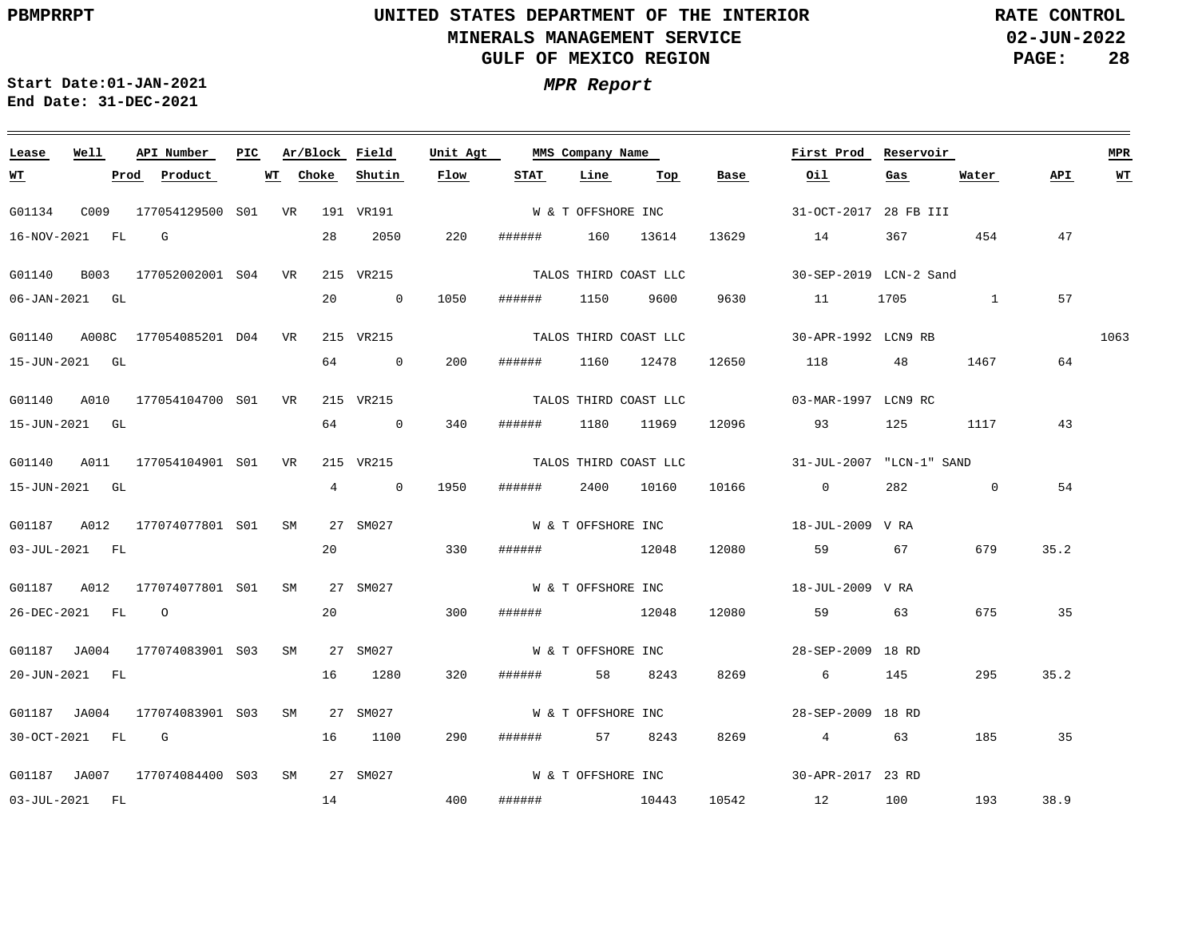PBMPRRPT

# UNITED STATES DEPARTMENT OF THE INTERIOR
## MINERALS MANAGEMENT SERVICE
## GULF OF MEXICO REGION

RATE CONTROL
02-JUN-2022

**Start Date:** 01-JAN-2021
**End Date:** 31-DEC-2021

***MPR Report***

| Lease | Well | API Number | PIC | Ar/Block | Field | Unit Agt | MMS Company Name | | | | First Prod | Reservoir | | | MPR |
|---|---|---|---|---|---|---|---|---|---|---|---|---|---|---|---|
| WT | Prod | Product | WT | Choke | Shutin | Flow | STAT | Line | Top | Base | Oil | Gas | Water | API | WT |
| G01134 | C009 | 177054129500 | S01 | VR 191 | VR191 | | W & T OFFSHORE INC | | | | 31-OCT-2017 | 28 FB III | | | |
| 16-NOV-2021 | FL | G | | 28 | 2050 | 220 | ###### | 160 | 13614 | 13629 | 14 | 367 | 454 | 47 | |
| G01140 | B003 | 177052002001 | S04 | VR 215 | VR215 | | TALOS THIRD COAST LLC | | | | 30-SEP-2019 | LCN-2 Sand | | | |
| 06-JAN-2021 | GL | | | 20 | 0 | 1050 | ###### | 1150 | 9600 | 9630 | 11 | 1705 | 1 | 57 | |
| G01140 | A008C | 177054085201 | D04 | VR 215 | VR215 | | TALOS THIRD COAST LLC | | | | 30-APR-1992 | LCN9 RB | | | 1063 |
| 15-JUN-2021 | GL | | | 64 | 0 | 200 | ###### | 1160 | 12478 | 12650 | 118 | 48 | 1467 | 64 | |
| G01140 | A010 | 177054104700 | S01 | VR 215 | VR215 | | TALOS THIRD COAST LLC | | | | 03-MAR-1997 | LCN9 RC | | | |
| 15-JUN-2021 | GL | | | 64 | 0 | 340 | ###### | 1180 | 11969 | 12096 | 93 | 125 | 1117 | 43 | |
| G01140 | A011 | 177054104901 | S01 | VR 215 | VR215 | | TALOS THIRD COAST LLC | | | | 31-JUL-2007 | "LCN-1" SAND | | | |
| 15-JUN-2021 | GL | | | 4 | 0 | 1950 | ###### | 2400 | 10160 | 10166 | 0 | 282 | 0 | 54 | |
| G01187 | A012 | 177074077801 | S01 | SM 27 | SM027 | | W & T OFFSHORE INC | | | | 18-JUL-2009 | V RA | | | |
| 03-JUL-2021 | FL | | | 20 | | 330 | ###### | | 12048 | 12080 | 59 | 67 | 679 | 35.2 | |
| G01187 | A012 | 177074077801 | S01 | SM 27 | SM027 | | W & T OFFSHORE INC | | | | 18-JUL-2009 | V RA | | | |
| 26-DEC-2021 | FL | O | | 20 | | 300 | ###### | | 12048 | 12080 | 59 | 63 | 675 | 35 | |
| G01187 | JA004 | 177074083901 | S03 | SM 27 | SM027 | | W & T OFFSHORE INC | | | | 28-SEP-2009 | 18 RD | | | |
| 20-JUN-2021 | FL | | | 16 | 1280 | 320 | ###### | 58 | 8243 | 8269 | 6 | 145 | 295 | 35.2 | |
| G01187 | JA004 | 177074083901 | S03 | SM 27 | SM027 | | W & T OFFSHORE INC | | | | 28-SEP-2009 | 18 RD | | | |
| 30-OCT-2021 | FL | G | | 16 | 1100 | 290 | ###### | 57 | 8243 | 8269 | 4 | 63 | 185 | 35 | |
| G01187 | JA007 | 177074084400 | S03 | SM 27 | SM027 | | W & T OFFSHORE INC | | | | 30-APR-2017 | 23 RD | | | |
| 03-JUL-2021 | FL | | | 14 | | 400 | ###### | | 10443 | 10542 | 12 | 100 | 193 | 38.9 | |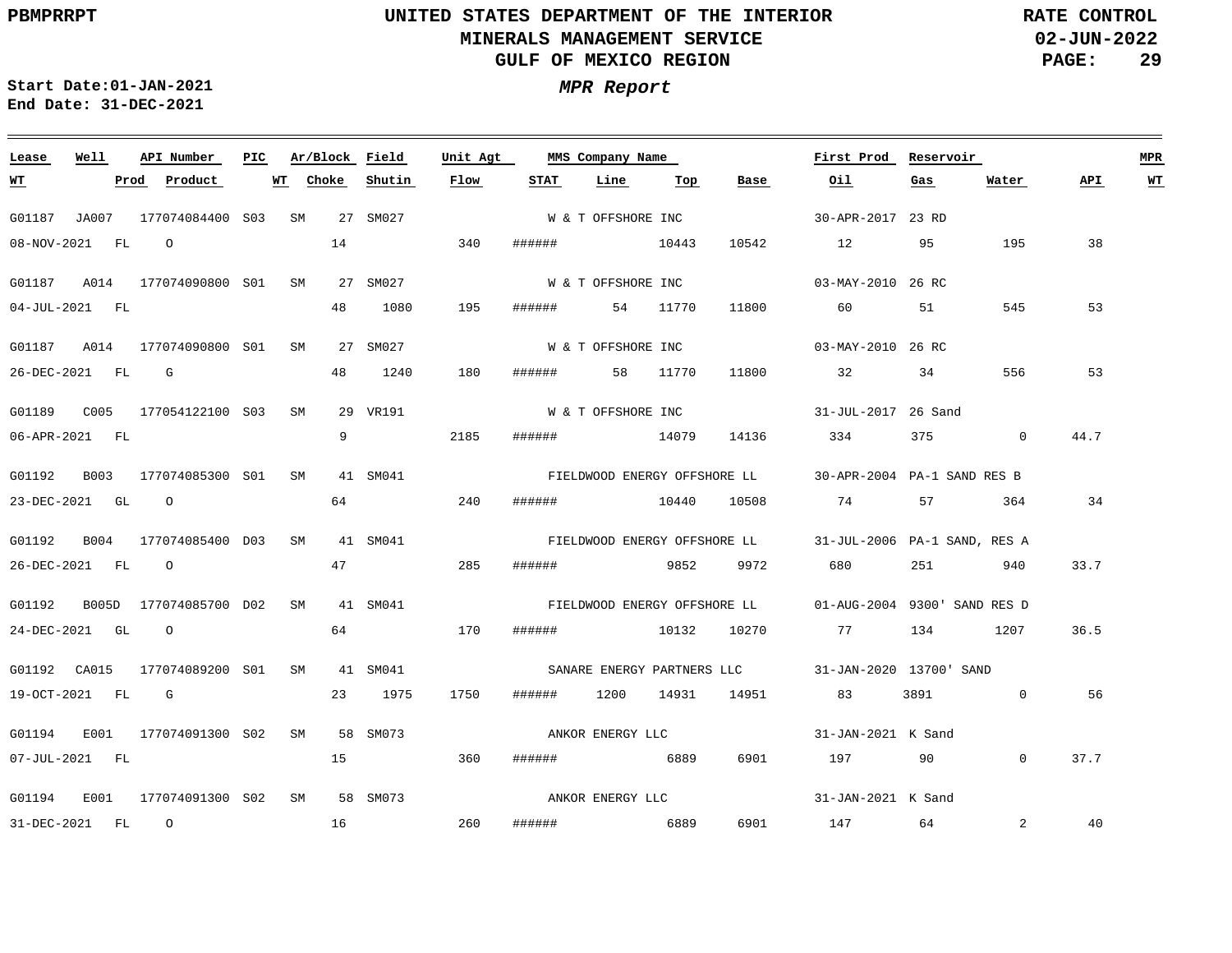UNITED STATES DEPARTMENT OF THE INTERIOR
MINERALS MANAGEMENT SERVICE
GULF OF MEXICO REGION

PBMPRRPT

RATE CONTROL
02-JUN-2022

*MPR Report*

Start Date:01-JAN-2021
End Date: 31-DEC-2021

| Lease | Well | API Number | PIC | Ar/Block | Field | Unit Agt | MMS Company Name | | | | First Prod | Reservoir | | | MPR |
|---|---|---|---|---|---|---|---|---|---|---|---|---|---|---|---|
| WT | Prod | Product | WT | Choke | Shutin | Flow | STAT | Line | Top | Base | Oil | Gas | Water | API | WT |
| G01187 | JA007 | 177074084400 | S03 | SM 27 | SM027 | | W & T OFFSHORE INC | | | | 30-APR-2017 | 23 RD | | | |
| 08-NOV-2021 | FL | O | | 14 | | 340 | ###### | | 10443 | 10542 | 12 | 95 | 195 | 38 | |
| G01187 | A014 | 177074090800 | S01 | SM 27 | SM027 | | W & T OFFSHORE INC | | | | 03-MAY-2010 | 26 RC | | | |
| 04-JUL-2021 | FL | | | 48 | 1080 | 195 | ###### | 54 | 11770 | 11800 | 60 | 51 | 545 | 53 | |
| G01187 | A014 | 177074090800 | S01 | SM 27 | SM027 | | W & T OFFSHORE INC | | | | 03-MAY-2010 | 26 RC | | | |
| 26-DEC-2021 | FL | G | | 48 | 1240 | 180 | ###### | 58 | 11770 | 11800 | 32 | 34 | 556 | 53 | |
| G01189 | C005 | 177054122100 | S03 | SM 29 | VR191 | | W & T OFFSHORE INC | | | | 31-JUL-2017 | 26 Sand | | | |
| 06-APR-2021 | FL | | | 9 | | 2185 | ###### | | 14079 | 14136 | 334 | 375 | 0 | 44.7 | |
| G01192 | B003 | 177074085300 | S01 | SM 41 | SM041 | | FIELDWOOD ENERGY OFFSHORE LL | | | | 30-APR-2004 | PA-1 SAND RES B | | | |
| 23-DEC-2021 | GL | O | | 64 | | 240 | ###### | | 10440 | 10508 | 74 | 57 | 364 | 34 | |
| G01192 | B004 | 177074085400 | D03 | SM 41 | SM041 | | FIELDWOOD ENERGY OFFSHORE LL | | | | 31-JUL-2006 | PA-1 SAND, RES A | | | |
| 26-DEC-2021 | FL | O | | 47 | | 285 | ###### | | 9852 | 9972 | 680 | 251 | 940 | 33.7 | |
| G01192 | B005D | 177074085700 | D02 | SM 41 | SM041 | | FIELDWOOD ENERGY OFFSHORE LL | | | | 01-AUG-2004 | 9300' SAND RES D | | | |
| 24-DEC-2021 | GL | O | | 64 | | 170 | ###### | | 10132 | 10270 | 77 | 134 | 1207 | 36.5 | |
| G01192 | CA015 | 177074089200 | S01 | SM 41 | SM041 | | SANARE ENERGY PARTNERS LLC | | | | 31-JAN-2020 | 13700' SAND | | | |
| 19-OCT-2021 | FL | G | | 23 | 1975 | 1750 | ###### | 1200 | 14931 | 14951 | 83 | 3891 | 0 | 56 | |
| G01194 | E001 | 177074091300 | S02 | SM 58 | SM073 | | ANKOR ENERGY LLC | | | | 31-JAN-2021 | K Sand | | | |
| 07-JUL-2021 | FL | | | 15 | | 360 | ###### | | 6889 | 6901 | 197 | 90 | 0 | 37.7 | |
| G01194 | E001 | 177074091300 | S02 | SM 58 | SM073 | | ANKOR ENERGY LLC | | | | 31-JAN-2021 | K Sand | | | |
| 31-DEC-2021 | FL | O | | 16 | | 260 | ###### | | 6889 | 6901 | 147 | 64 | 2 | 40 | |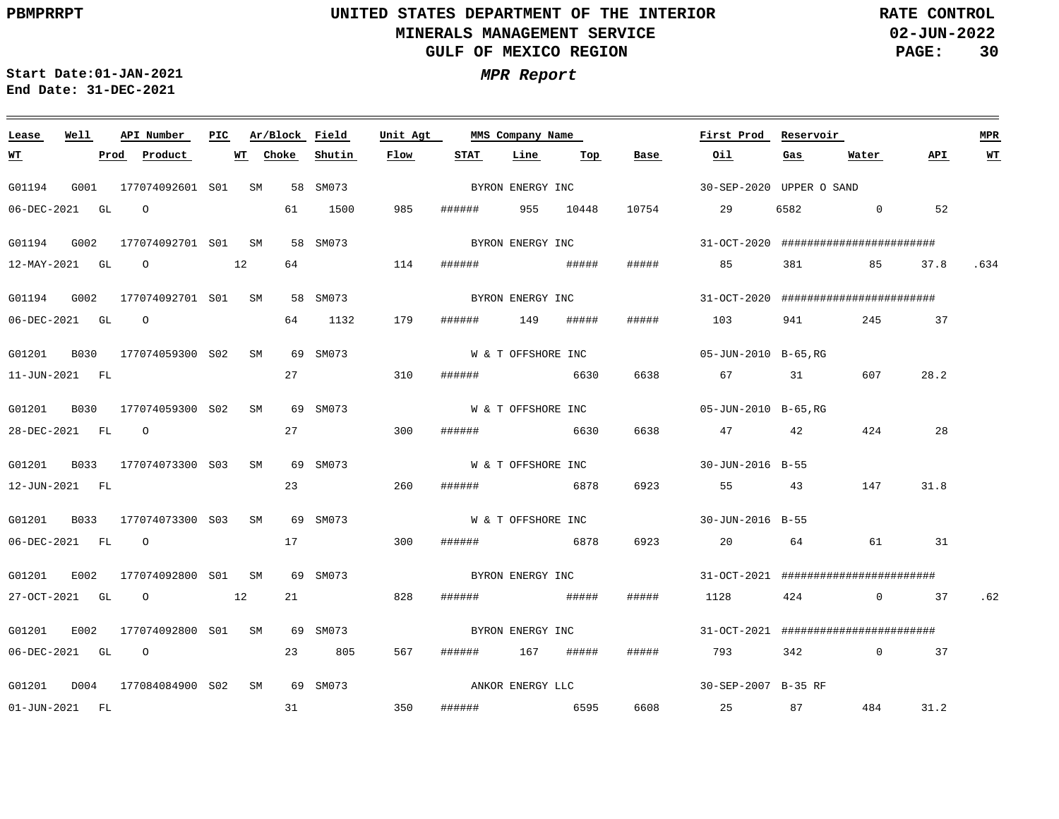PBMPRRPT

# UNITED STATES DEPARTMENT OF THE INTERIOR
## MINERALS MANAGEMENT SERVICE
## GULF OF MEXICO REGION

RATE CONTROL
02-JUN-2022

Start Date:01-JAN-2021
End Date: 31-DEC-2021

***MPR Report***

| Lease | Well | API Number | PIC | Ar/Block | | Field | Unit Agt | MMS Company Name | | | | First Prod | Reservoir | | | MPR |
|---|---|---|---|---|---|---|---|---|---|---|---|---|---|---|---|---|
| WT | Prod | Product | | WT | Choke | Shutin | Flow | STAT | Line | Top | Base | Oil | Gas | Water | API | WT |
| G01194 | G001 | 177074092601 | S01 | SM | 58 | SM073 | | BYRON ENERGY INC | | | | 30-SEP-2020 | UPPER O SAND | | | |
| 06-DEC-2021 | GL | O | | | 61 | 1500 | 985 | ###### | 955 | 10448 | 10754 | 29 | 6582 | 0 | 52 | |
| G01194 | G002 | 177074092701 | S01 | SM | 58 | SM073 | | BYRON ENERGY INC | | | | 31-OCT-2020 | ####################### | | | |
| 12-MAY-2021 | GL | O | | 12 | 64 | | 114 | ###### | | ##### | ##### | 85 | 381 | 85 | 37.8 | .634 |
| G01194 | G002 | 177074092701 | S01 | SM | 58 | SM073 | | BYRON ENERGY INC | | | | 31-OCT-2020 | ####################### | | | |
| 06-DEC-2021 | GL | O | | | 64 | 1132 | 179 | ###### | 149 | ##### | ##### | 103 | 941 | 245 | 37 | |
| G01201 | B030 | 177074059300 | S02 | SM | 69 | SM073 | | W & T OFFSHORE INC | | | | 05-JUN-2010 | B-65,RG | | | |
| 11-JUN-2021 | FL | | | | 27 | | 310 | ###### | | 6630 | 6638 | 67 | 31 | 607 | 28.2 | |
| G01201 | B030 | 177074059300 | S02 | SM | 69 | SM073 | | W & T OFFSHORE INC | | | | 05-JUN-2010 | B-65,RG | | | |
| 28-DEC-2021 | FL | O | | | 27 | | 300 | ###### | | 6630 | 6638 | 47 | 42 | 424 | 28 | |
| G01201 | B033 | 177074073300 | S03 | SM | 69 | SM073 | | W & T OFFSHORE INC | | | | 30-JUN-2016 | B-55 | | | |
| 12-JUN-2021 | FL | | | | 23 | | 260 | ###### | | 6878 | 6923 | 55 | 43 | 147 | 31.8 | |
| G01201 | B033 | 177074073300 | S03 | SM | 69 | SM073 | | W & T OFFSHORE INC | | | | 30-JUN-2016 | B-55 | | | |
| 06-DEC-2021 | FL | O | | | 17 | | 300 | ###### | | 6878 | 6923 | 20 | 64 | 61 | 31 | |
| G01201 | E002 | 177074092800 | S01 | SM | 69 | SM073 | | BYRON ENERGY INC | | | | 31-OCT-2021 | ####################### | | | |
| 27-OCT-2021 | GL | O | | 12 | 21 | | 828 | ###### | | ##### | ##### | 1128 | 424 | 0 | 37 | .62 |
| G01201 | E002 | 177074092800 | S01 | SM | 69 | SM073 | | BYRON ENERGY INC | | | | 31-OCT-2021 | ####################### | | | |
| 06-DEC-2021 | GL | O | | | 23 | 805 | 567 | ###### | 167 | ##### | ##### | 793 | 342 | 0 | 37 | |
| G01201 | D004 | 177084084900 | S02 | SM | 69 | SM073 | | ANKOR ENERGY LLC | | | | 30-SEP-2007 | B-35 RF | | | |
| 01-JUN-2021 | FL | | | | 31 | | 350 | ###### | | 6595 | 6608 | 25 | 87 | 484 | 31.2 | |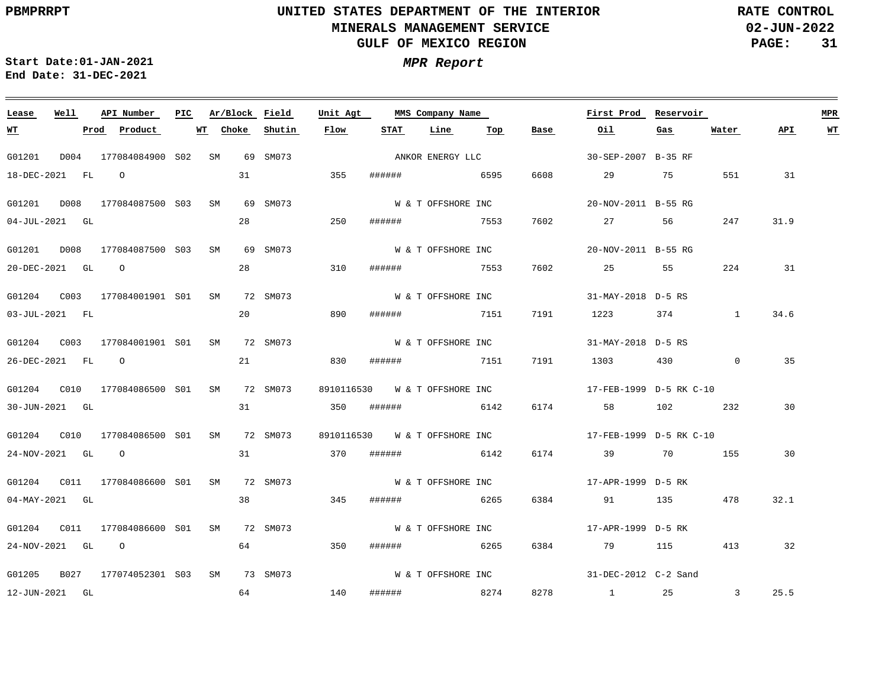PBMPRRPT

**UNITED STATES DEPARTMENT OF THE INTERIOR**
**MINERALS MANAGEMENT SERVICE**
**GULF OF MEXICO REGION**

**RATE CONTROL**
**02-JUN-2022**

**Start Date:01-JAN-2021**
**End Date: 31-DEC-2021**

***MPR Report***

| Lease | Well | API Number | PIC | Ar/Block | | Field | Unit Agt | MMS Company Name | | | | First Prod | Reservoir | | | MPR |
|---|---|---|---|---|---|---|---|---|---|---|---|---|---|---|---|---|
| WT | Prod | Product | WT | Choke | | Shutin | Flow | STAT | Line | Top | Base | Oil | Gas | Water | API | WT |
| G01201 | D004 | 177084084900 | S02 | SM | 69 | SM073 | | ANKOR ENERGY LLC | | | | 30-SEP-2007 | B-35 RF | | | |
| 18-DEC-2021 | FL | O | | | 31 | | 355 | ###### | | 6595 | 6608 | 29 | 75 | 551 | 31 | |
| G01201 | D008 | 177084087500 | S03 | SM | 69 | SM073 | | W & T OFFSHORE INC | | | | 20-NOV-2011 | B-55 RG | | | |
| 04-JUL-2021 | GL | | | | 28 | | 250 | ###### | | 7553 | 7602 | 27 | 56 | 247 | 31.9 | |
| G01201 | D008 | 177084087500 | S03 | SM | 69 | SM073 | | W & T OFFSHORE INC | | | | 20-NOV-2011 | B-55 RG | | | |
| 20-DEC-2021 | GL | O | | | 28 | | 310 | ###### | | 7553 | 7602 | 25 | 55 | 224 | 31 | |
| G01204 | C003 | 177084001901 | S01 | SM | 72 | SM073 | | W & T OFFSHORE INC | | | | 31-MAY-2018 | D-5 RS | | | |
| 03-JUL-2021 | FL | | | | 20 | | 890 | ###### | | 7151 | 7191 | 1223 | 374 | 1 | 34.6 | |
| G01204 | C003 | 177084001901 | S01 | SM | 72 | SM073 | | W & T OFFSHORE INC | | | | 31-MAY-2018 | D-5 RS | | | |
| 26-DEC-2021 | FL | O | | | 21 | | 830 | ###### | | 7151 | 7191 | 1303 | 430 | 0 | 35 | |
| G01204 | C010 | 177084086500 | S01 | SM | 72 | SM073 | 8910116530 | W & T OFFSHORE INC | | | | 17-FEB-1999 | D-5 RK C-10 | | | |
| 30-JUN-2021 | GL | | | | 31 | | 350 | ###### | | 6142 | 6174 | 58 | 102 | 232 | 30 | |
| G01204 | C010 | 177084086500 | S01 | SM | 72 | SM073 | 8910116530 | W & T OFFSHORE INC | | | | 17-FEB-1999 | D-5 RK C-10 | | | |
| 24-NOV-2021 | GL | O | | | 31 | | 370 | ###### | | 6142 | 6174 | 39 | 70 | 155 | 30 | |
| G01204 | C011 | 177084086600 | S01 | SM | 72 | SM073 | | W & T OFFSHORE INC | | | | 17-APR-1999 | D-5 RK | | | |
| 04-MAY-2021 | GL | | | | 38 | | 345 | ###### | | 6265 | 6384 | 91 | 135 | 478 | 32.1 | |
| G01204 | C011 | 177084086600 | S01 | SM | 72 | SM073 | | W & T OFFSHORE INC | | | | 17-APR-1999 | D-5 RK | | | |
| 24-NOV-2021 | GL | O | | | 64 | | 350 | ###### | | 6265 | 6384 | 79 | 115 | 413 | 32 | |
| G01205 | B027 | 177074052301 | S03 | SM | 73 | SM073 | | W & T OFFSHORE INC | | | | 31-DEC-2012 | C-2 Sand | | | |
| 12-JUN-2021 | GL | | | | 64 | | 140 | ###### | | 8274 | 8278 | 1 | 25 | 3 | 25.5 | |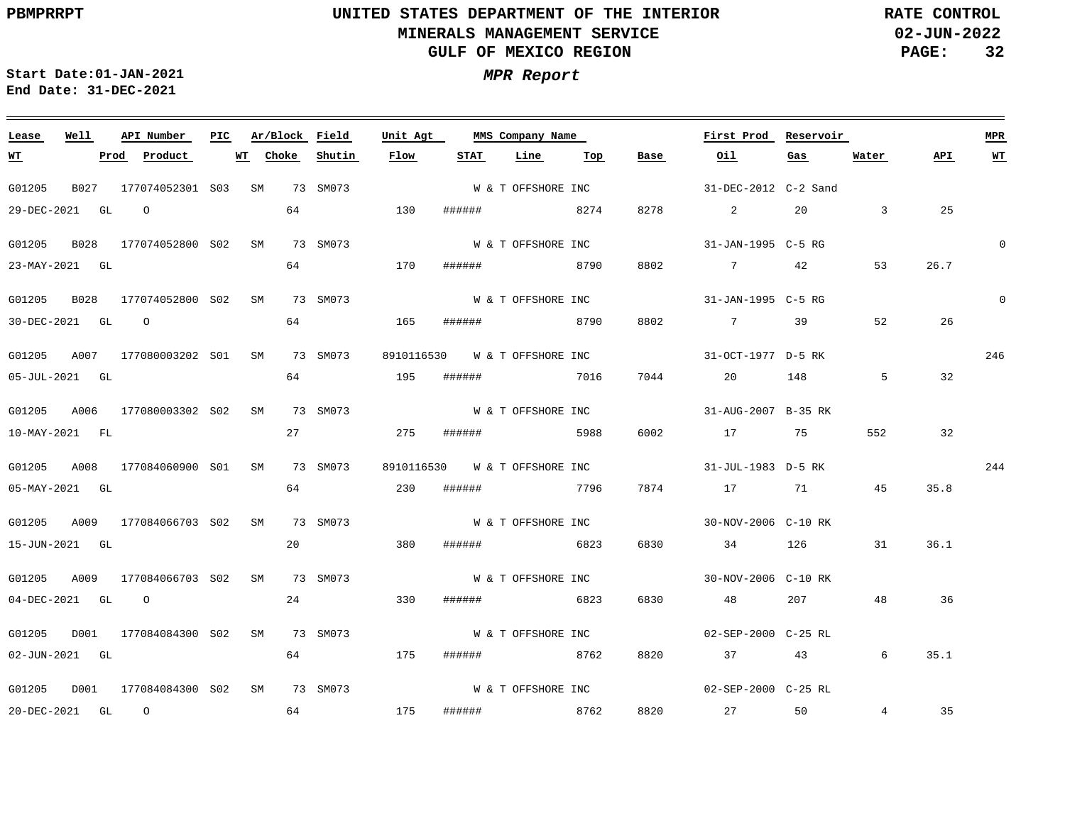PBMPRRPT

# UNITED STATES DEPARTMENT OF THE INTERIOR
## MINERALS MANAGEMENT SERVICE
## GULF OF MEXICO REGION

RATE CONTROL
02-JUN-2022

Start Date:01-JAN-2021
End Date: 31-DEC-2021

*MPR Report*

| Lease | Well | API Number | PIC | Ar/Block | Field | Unit Agt | MMS Company Name | First Prod | Reservoir | MPR WT |
|---|---|---|---|---|---|---|---|---|---|---|
| **WT** | **Prod** | **Product** | **WT** | **Choke** | **Shutin** | **Flow** | **STAT** | **Line** | **Top** | **Base** |
| | | | | | | | | | | |

| Lease | Well | API Number | PIC | Ar/Block | Field | Unit Agt | MMS Company Name | First Prod | Reservoir | MPR WT | WT | Prod | Product | WT | Choke | Shutin | Flow | STAT | Line | Top | Base | Oil | Gas | Water | API |
|---|---|---|---|---|---|---|---|---|---|---|---|---|---|---|---|---|---|---|---|---|---|---|---|---|---|
| G01205 | B027 | 177074052301 | S03 | SM 73 | SM073 | | W & T OFFSHORE INC | 31-DEC-2012 | C-2 Sand | | 29-DEC-2021 | GL | O | | 64 | | 130 | ###### | | 8274 | 8278 | 2 | 20 | 3 | 25 |
| G01205 | B028 | 177074052800 | S02 | SM 73 | SM073 | | W & T OFFSHORE INC | 31-JAN-1995 | C-5 RG | 0 | 23-MAY-2021 | GL | | | 64 | | 170 | ###### | | 8790 | 8802 | 7 | 42 | 53 | 26.7 |
| G01205 | B028 | 177074052800 | S02 | SM 73 | SM073 | | W & T OFFSHORE INC | 31-JAN-1995 | C-5 RG | 0 | 30-DEC-2021 | GL | O | | 64 | | 165 | ###### | | 8790 | 8802 | 7 | 39 | 52 | 26 |
| G01205 | A007 | 177080003202 | S01 | SM 73 | SM073 | 8910116530 | W & T OFFSHORE INC | 31-OCT-1977 | D-5 RK | 246 | 05-JUL-2021 | GL | | | 64 | | 195 | ###### | | 7016 | 7044 | 20 | 148 | 5 | 32 |
| G01205 | A006 | 177080003302 | S02 | SM 73 | SM073 | | W & T OFFSHORE INC | 31-AUG-2007 | B-35 RK | | 10-MAY-2021 | FL | | | 27 | | 275 | ###### | | 5988 | 6002 | 17 | 75 | 552 | 32 |
| G01205 | A008 | 177084060900 | S01 | SM 73 | SM073 | 8910116530 | W & T OFFSHORE INC | 31-JUL-1983 | D-5 RK | 244 | 05-MAY-2021 | GL | | | 64 | | 230 | ###### | | 7796 | 7874 | 17 | 71 | 45 | 35.8 |
| G01205 | A009 | 177084066703 | S02 | SM 73 | SM073 | | W & T OFFSHORE INC | 30-NOV-2006 | C-10 RK | | 15-JUN-2021 | GL | | | 20 | | 380 | ###### | | 6823 | 6830 | 34 | 126 | 31 | 36.1 |
| G01205 | A009 | 177084066703 | S02 | SM 73 | SM073 | | W & T OFFSHORE INC | 30-NOV-2006 | C-10 RK | | 04-DEC-2021 | GL | O | | 24 | | 330 | ###### | | 6823 | 6830 | 48 | 207 | 48 | 36 |
| G01205 | D001 | 177084084300 | S02 | SM 73 | SM073 | | W & T OFFSHORE INC | 02-SEP-2000 | C-25 RL | | 02-JUN-2021 | GL | | | 64 | | 175 | ###### | | 8762 | 8820 | 37 | 43 | 6 | 35.1 |
| G01205 | D001 | 177084084300 | S02 | SM 73 | SM073 | | W & T OFFSHORE INC | 02-SEP-2000 | C-25 RL | | 20-DEC-2021 | GL | O | | 64 | | 175 | ###### | | 8762 | 8820 | 27 | 50 | 4 | 35 |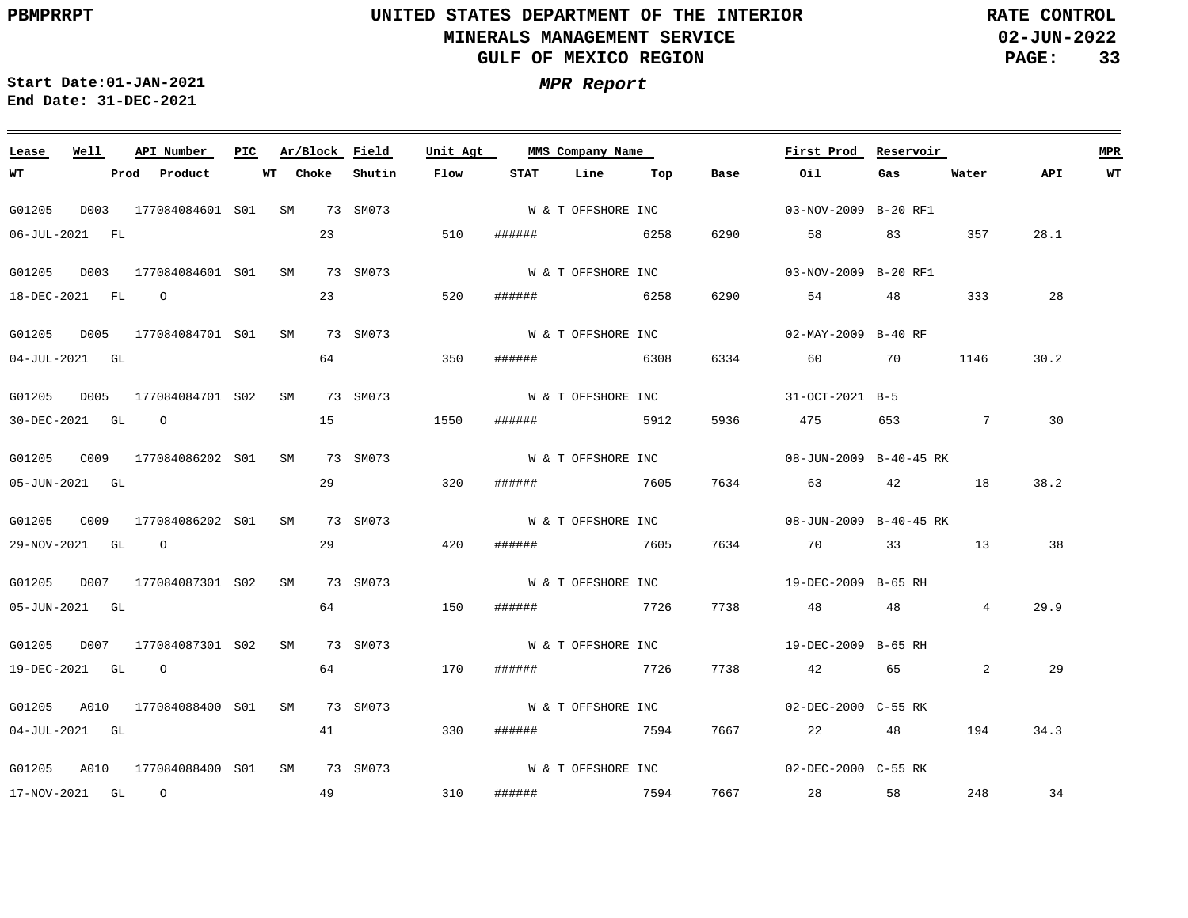UNITED STATES DEPARTMENT OF THE INTERIOR
MINERALS MANAGEMENT SERVICE
GULF OF MEXICO REGION

RATE CONTROL
02-JUN-2022

PBMPRRPT

Start Date:01-JAN-2021
End Date: 31-DEC-2021

***MPR Report***

| Lease | Well | API Number | PIC | Ar/Block | Field | Unit Agt | MMS Company Name | | | First Prod | Reservoir | | | MPR |
|---|---|---|---|---|---|---|---|---|---|---|---|---|---|---|
| WT | Prod | Product | WT | Choke | Shutin | Flow | STAT | Line | Top | Base | Oil | Gas | Water | API | WT |
| G01205 | D003 | 177084084601 | S01 | SM 73 | SM073 | | W & T OFFSHORE INC | | | 03-NOV-2009 | B-20 RF1 | | | |
| 06-JUL-2021 | FL | | | 23 | | 510 | ###### | | 6258 | 6290 | 58 | 83 | 357 | 28.1 | |
| G01205 | D003 | 177084084601 | S01 | SM 73 | SM073 | | W & T OFFSHORE INC | | | 03-NOV-2009 | B-20 RF1 | | | |
| 18-DEC-2021 | FL | O | | 23 | | 520 | ###### | | 6258 | 6290 | 54 | 48 | 333 | 28 | |
| G01205 | D005 | 177084084701 | S01 | SM 73 | SM073 | | W & T OFFSHORE INC | | | 02-MAY-2009 | B-40 RF | | | |
| 04-JUL-2021 | GL | | | 64 | | 350 | ###### | | 6308 | 6334 | 60 | 70 | 1146 | 30.2 | |
| G01205 | D005 | 177084084701 | S02 | SM 73 | SM073 | | W & T OFFSHORE INC | | | 31-OCT-2021 | B-5 | | | |
| 30-DEC-2021 | GL | O | | 15 | | 1550 | ###### | | 5912 | 5936 | 475 | 653 | 7 | 30 | |
| G01205 | C009 | 177084086202 | S01 | SM 73 | SM073 | | W & T OFFSHORE INC | | | 08-JUN-2009 | B-40-45 RK | | | |
| 05-JUN-2021 | GL | | | 29 | | 320 | ###### | | 7605 | 7634 | 63 | 42 | 18 | 38.2 | |
| G01205 | C009 | 177084086202 | S01 | SM 73 | SM073 | | W & T OFFSHORE INC | | | 08-JUN-2009 | B-40-45 RK | | | |
| 29-NOV-2021 | GL | O | | 29 | | 420 | ###### | | 7605 | 7634 | 70 | 33 | 13 | 38 | |
| G01205 | D007 | 177084087301 | S02 | SM 73 | SM073 | | W & T OFFSHORE INC | | | 19-DEC-2009 | B-65 RH | | | |
| 05-JUN-2021 | GL | | | 64 | | 150 | ###### | | 7726 | 7738 | 48 | 48 | 4 | 29.9 | |
| G01205 | D007 | 177084087301 | S02 | SM 73 | SM073 | | W & T OFFSHORE INC | | | 19-DEC-2009 | B-65 RH | | | |
| 19-DEC-2021 | GL | O | | 64 | | 170 | ###### | | 7726 | 7738 | 42 | 65 | 2 | 29 | |
| G01205 | A010 | 177084088400 | S01 | SM 73 | SM073 | | W & T OFFSHORE INC | | | 02-DEC-2000 | C-55 RK | | | |
| 04-JUL-2021 | GL | | | 41 | | 330 | ###### | | 7594 | 7667 | 22 | 48 | 194 | 34.3 | |
| G01205 | A010 | 177084088400 | S01 | SM 73 | SM073 | | W & T OFFSHORE INC | | | 02-DEC-2000 | C-55 RK | | | |
| 17-NOV-2021 | GL | O | | 49 | | 310 | ###### | | 7594 | 7667 | 28 | 58 | 248 | 34 | |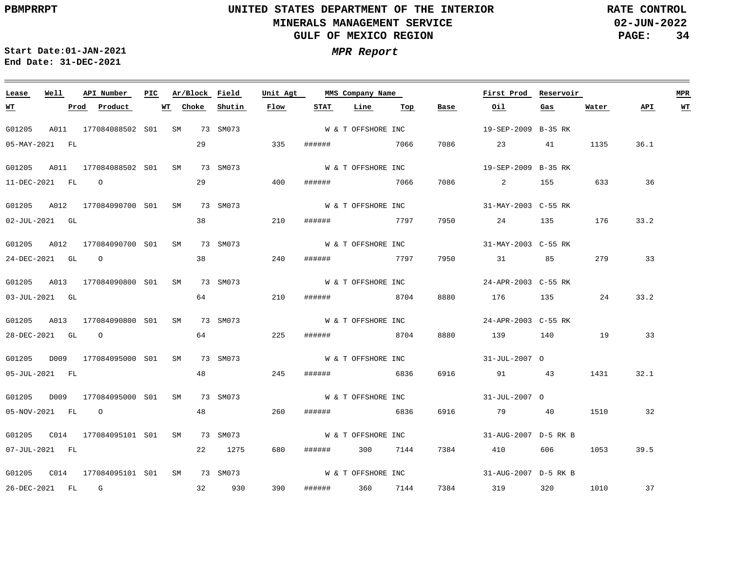UNITED STATES DEPARTMENT OF THE INTERIOR
MINERALS MANAGEMENT SERVICE
GULF OF MEXICO REGION

PBMPRRPT — RATE CONTROL — 02-JUN-2022

Start Date:01-JAN-2021
End Date: 31-DEC-2021

*MPR Report*

| Lease | Well | API Number | PIC | Ar/Block | | Field | Unit Agt | MMS Company Name | | | | First Prod | Reservoir | | | MPR |
|---|---|---|---|---|---|---|---|---|---|---|---|---|---|---|---|---|
| WT | Prod | Product | | WT | Choke | Shutin | Flow | STAT | Line | Top | Base | Oil | Gas | Water | API | WT |
| G01205 | A011 | 177084088502 | S01 | SM | 73 | SM073 | | W & T OFFSHORE INC | | | | 19-SEP-2009 | B-35 RK | | | |
| 05-MAY-2021 | FL | | | | 29 | | 335 | ###### | | 7066 | 7086 | 23 | 41 | 1135 | 36.1 | |
| G01205 | A011 | 177084088502 | S01 | SM | 73 | SM073 | | W & T OFFSHORE INC | | | | 19-SEP-2009 | B-35 RK | | | |
| 11-DEC-2021 | FL | O | | | 29 | | 400 | ###### | | 7066 | 7086 | 2 | 155 | 633 | 36 | |
| G01205 | A012 | 177084090700 | S01 | SM | 73 | SM073 | | W & T OFFSHORE INC | | | | 31-MAY-2003 | C-55 RK | | | |
| 02-JUL-2021 | GL | | | | 38 | | 210 | ###### | | 7797 | 7950 | 24 | 135 | 176 | 33.2 | |
| G01205 | A012 | 177084090700 | S01 | SM | 73 | SM073 | | W & T OFFSHORE INC | | | | 31-MAY-2003 | C-55 RK | | | |
| 24-DEC-2021 | GL | O | | | 38 | | 240 | ###### | | 7797 | 7950 | 31 | 85 | 279 | 33 | |
| G01205 | A013 | 177084090800 | S01 | SM | 73 | SM073 | | W & T OFFSHORE INC | | | | 24-APR-2003 | C-55 RK | | | |
| 03-JUL-2021 | GL | | | | 64 | | 210 | ###### | | 8704 | 8880 | 176 | 135 | 24 | 33.2 | |
| G01205 | A013 | 177084090800 | S01 | SM | 73 | SM073 | | W & T OFFSHORE INC | | | | 24-APR-2003 | C-55 RK | | | |
| 28-DEC-2021 | GL | O | | | 64 | | 225 | ###### | | 8704 | 8880 | 139 | 140 | 19 | 33 | |
| G01205 | D009 | 177084095000 | S01 | SM | 73 | SM073 | | W & T OFFSHORE INC | | | | 31-JUL-2007 | O | | | |
| 05-JUL-2021 | FL | | | | 48 | | 245 | ###### | | 6836 | 6916 | 91 | 43 | 1431 | 32.1 | |
| G01205 | D009 | 177084095000 | S01 | SM | 73 | SM073 | | W & T OFFSHORE INC | | | | 31-JUL-2007 | O | | | |
| 05-NOV-2021 | FL | O | | | 48 | | 260 | ###### | | 6836 | 6916 | 79 | 40 | 1510 | 32 | |
| G01205 | C014 | 177084095101 | S01 | SM | 73 | SM073 | | W & T OFFSHORE INC | | | | 31-AUG-2007 | D-5 RK B | | | |
| 07-JUL-2021 | FL | | | | 22 | 1275 | 680 | ###### | 300 | 7144 | 7384 | 410 | 606 | 1053 | 39.5 | |
| G01205 | C014 | 177084095101 | S01 | SM | 73 | SM073 | | W & T OFFSHORE INC | | | | 31-AUG-2007 | D-5 RK B | | | |
| 26-DEC-2021 | FL | G | | | 32 | 930 | 390 | ###### | 360 | 7144 | 7384 | 319 | 320 | 1010 | 37 | |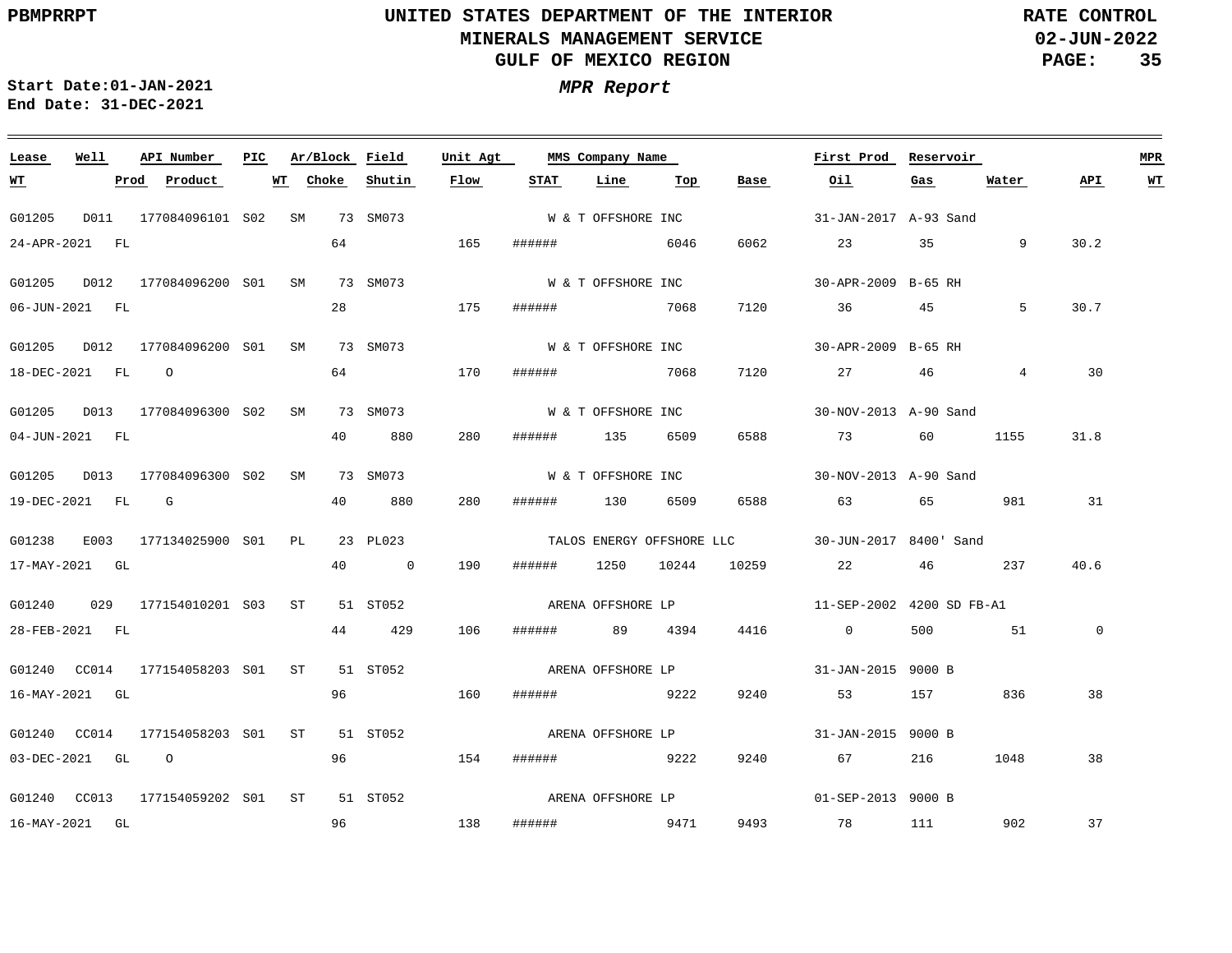PBMPRRPT

# UNITED STATES DEPARTMENT OF THE INTERIOR
## MINERALS MANAGEMENT SERVICE
## GULF OF MEXICO REGION

RATE CONTROL
02-JUN-2022

**Start Date:01-JAN-2021**
**End Date: 31-DEC-2021**

***MPR Report***

| Lease | Well | API Number | PIC | Ar/Block | Field | Unit Agt | MMS Company Name | | | | First Prod | Reservoir | | | MPR |
|---|---|---|---|---|---|---|---|---|---|---|---|---|---|---|---|
| **WT** | **Prod** | **Product** | **WT** | **Choke** | **Shutin** | **Flow** | **STAT** | **Line** | **Top** | **Base** | **Oil** | **Gas** | **Water** | **API** | **WT** |
| G01205 | D011 | 177084096101 | S02 | SM 73 | SM073 | | W & T OFFSHORE INC | | | | 31-JAN-2017 | A-93 Sand | | | |
| 24-APR-2021 | FL | | | 64 | | 165 | ###### | | 6046 | 6062 | 23 | 35 | 9 | 30.2 | |
| G01205 | D012 | 177084096200 | S01 | SM 73 | SM073 | | W & T OFFSHORE INC | | | | 30-APR-2009 | B-65 RH | | | |
| 06-JUN-2021 | FL | | | 28 | | 175 | ###### | | 7068 | 7120 | 36 | 45 | 5 | 30.7 | |
| G01205 | D012 | 177084096200 | S01 | SM 73 | SM073 | | W & T OFFSHORE INC | | | | 30-APR-2009 | B-65 RH | | | |
| 18-DEC-2021 | FL | O | | 64 | | 170 | ###### | | 7068 | 7120 | 27 | 46 | 4 | 30 | |
| G01205 | D013 | 177084096300 | S02 | SM 73 | SM073 | | W & T OFFSHORE INC | | | | 30-NOV-2013 | A-90 Sand | | | |
| 04-JUN-2021 | FL | | | 40 | 880 | 280 | ###### | 135 | 6509 | 6588 | 73 | 60 | 1155 | 31.8 | |
| G01205 | D013 | 177084096300 | S02 | SM 73 | SM073 | | W & T OFFSHORE INC | | | | 30-NOV-2013 | A-90 Sand | | | |
| 19-DEC-2021 | FL | G | | 40 | 880 | 280 | ###### | 130 | 6509 | 6588 | 63 | 65 | 981 | 31 | |
| G01238 | E003 | 177134025900 | S01 | PL 23 | PL023 | | TALOS ENERGY OFFSHORE LLC | | | | 30-JUN-2017 | 8400' Sand | | | |
| 17-MAY-2021 | GL | | | 40 | 0 | 190 | ###### | 1250 | 10244 | 10259 | 22 | 46 | 237 | 40.6 | |
| G01240 | 029 | 177154010201 | S03 | ST 51 | ST052 | | ARENA OFFSHORE LP | | | | 11-SEP-2002 | 4200 SD FB-A1 | | | |
| 28-FEB-2021 | FL | | | 44 | 429 | 106 | ###### | 89 | 4394 | 4416 | 0 | 500 | 51 | 0 | |
| G01240 | CC014 | 177154058203 | S01 | ST 51 | ST052 | | ARENA OFFSHORE LP | | | | 31-JAN-2015 | 9000 B | | | |
| 16-MAY-2021 | GL | | | 96 | | 160 | ###### | | 9222 | 9240 | 53 | 157 | 836 | 38 | |
| G01240 | CC014 | 177154058203 | S01 | ST 51 | ST052 | | ARENA OFFSHORE LP | | | | 31-JAN-2015 | 9000 B | | | |
| 03-DEC-2021 | GL | O | | 96 | | 154 | ###### | | 9222 | 9240 | 67 | 216 | 1048 | 38 | |
| G01240 | CC013 | 177154059202 | S01 | ST 51 | ST052 | | ARENA OFFSHORE LP | | | | 01-SEP-2013 | 9000 B | | | |
| 16-MAY-2021 | GL | | | 96 | | 138 | ###### | | 9471 | 9493 | 78 | 111 | 902 | 37 | |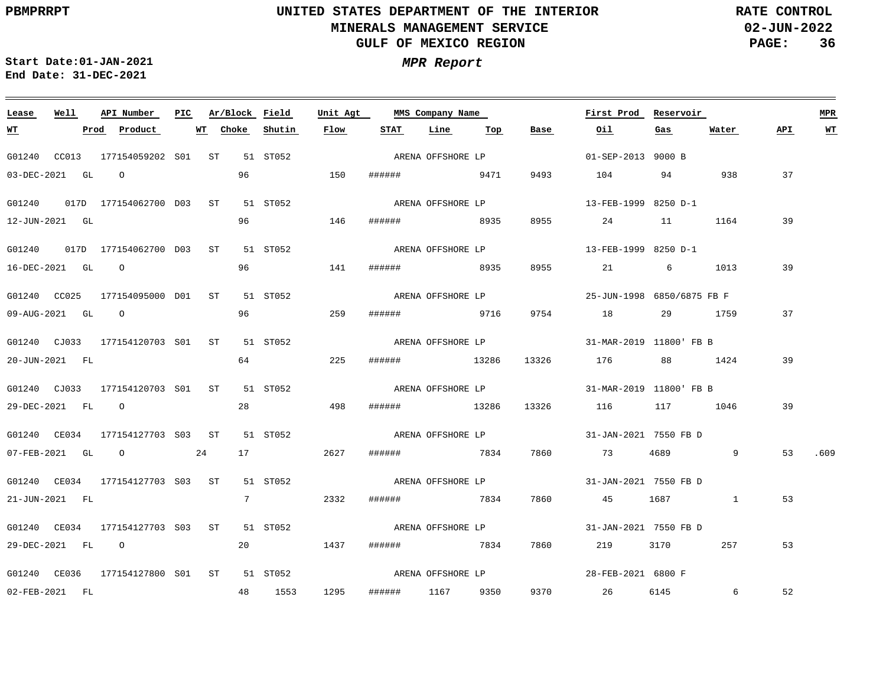**UNITED STATES DEPARTMENT OF THE INTERIOR**
**MINERALS MANAGEMENT SERVICE**
**GULF OF MEXICO REGION**

PBMPRRPT — RATE CONTROL — 02-JUN-2022

**Start Date:** 01-JAN-2021
**End Date:** 31-DEC-2021

***MPR Report***

| Lease | Well | API Number | PIC | Ar/Block | Field | Unit Agt | MMS Company Name | First Prod | Reservoir | | | MPR |
|---|---|---|---|---|---|---|---|---|---|---|---|---|
| **WT** | **Prod** | **Product** | **WT** | **Choke** | **Shutin** | **Flow** | **STAT** | **Line** | **Top** | **Base** | **Oil** | **Gas** | **Water** | **API** | **WT** |

| Lease / WT | Well / Prod | API Number / Product | PIC / WT | Ar/Block / Choke | Field / Shutin | Unit Agt / Flow | STAT | Line | Top | Base | First Prod / Oil | Reservoir / Gas | Water | API | MPR WT |
|---|---|---|---|---|---|---|---|---|---|---|---|---|---|---|---|
| G01240 | CC013 | 177154059202 | S01 | ST 51 | ST052 | | ARENA OFFSHORE LP | | | | 01-SEP-2013 | 9000 B | | | |
| 03-DEC-2021 | GL | O | | 96 | | 150 | ###### | | 9471 | 9493 | 104 | 94 | 938 | 37 | |
| G01240 | 017D | 177154062700 | D03 | ST 51 | ST052 | | ARENA OFFSHORE LP | | | | 13-FEB-1999 | 8250 D-1 | | | |
| 12-JUN-2021 | GL | | | 96 | | 146 | ###### | | 8935 | 8955 | 24 | 11 | 1164 | 39 | |
| G01240 | 017D | 177154062700 | D03 | ST 51 | ST052 | | ARENA OFFSHORE LP | | | | 13-FEB-1999 | 8250 D-1 | | | |
| 16-DEC-2021 | GL | O | | 96 | | 141 | ###### | | 8935 | 8955 | 21 | 6 | 1013 | 39 | |
| G01240 | CC025 | 177154095000 | D01 | ST 51 | ST052 | | ARENA OFFSHORE LP | | | | 25-JUN-1998 | 6850/6875 FB F | | | |
| 09-AUG-2021 | GL | O | | 96 | | 259 | ###### | | 9716 | 9754 | 18 | 29 | 1759 | 37 | |
| G01240 | CJ033 | 177154120703 | S01 | ST 51 | ST052 | | ARENA OFFSHORE LP | | | | 31-MAR-2019 | 11800' FB B | | | |
| 20-JUN-2021 | FL | | | 64 | | 225 | ###### | | 13286 | 13326 | 176 | 88 | 1424 | 39 | |
| G01240 | CJ033 | 177154120703 | S01 | ST 51 | ST052 | | ARENA OFFSHORE LP | | | | 31-MAR-2019 | 11800' FB B | | | |
| 29-DEC-2021 | FL | O | | 28 | | 498 | ###### | | 13286 | 13326 | 116 | 117 | 1046 | 39 | |
| G01240 | CE034 | 177154127703 | S03 | ST 51 | ST052 | | ARENA OFFSHORE LP | | | | 31-JAN-2021 | 7550 FB D | | | |
| 07-FEB-2021 | GL | O | 24 | 17 | | 2627 | ###### | | 7834 | 7860 | 73 | 4689 | 9 | 53 | .609 |
| G01240 | CE034 | 177154127703 | S03 | ST 51 | ST052 | | ARENA OFFSHORE LP | | | | 31-JAN-2021 | 7550 FB D | | | |
| 21-JUN-2021 | FL | | | 7 | | 2332 | ###### | | 7834 | 7860 | 45 | 1687 | 1 | 53 | |
| G01240 | CE034 | 177154127703 | S03 | ST 51 | ST052 | | ARENA OFFSHORE LP | | | | 31-JAN-2021 | 7550 FB D | | | |
| 29-DEC-2021 | FL | O | | 20 | | 1437 | ###### | | 7834 | 7860 | 219 | 3170 | 257 | 53 | |
| G01240 | CE036 | 177154127800 | S01 | ST 51 | ST052 | | ARENA OFFSHORE LP | | | | 28-FEB-2021 | 6800 F | | | |
| 02-FEB-2021 | FL | | | 48 | 1553 | 1295 | ###### | 1167 | 9350 | 9370 | 26 | 6145 | 6 | 52 | |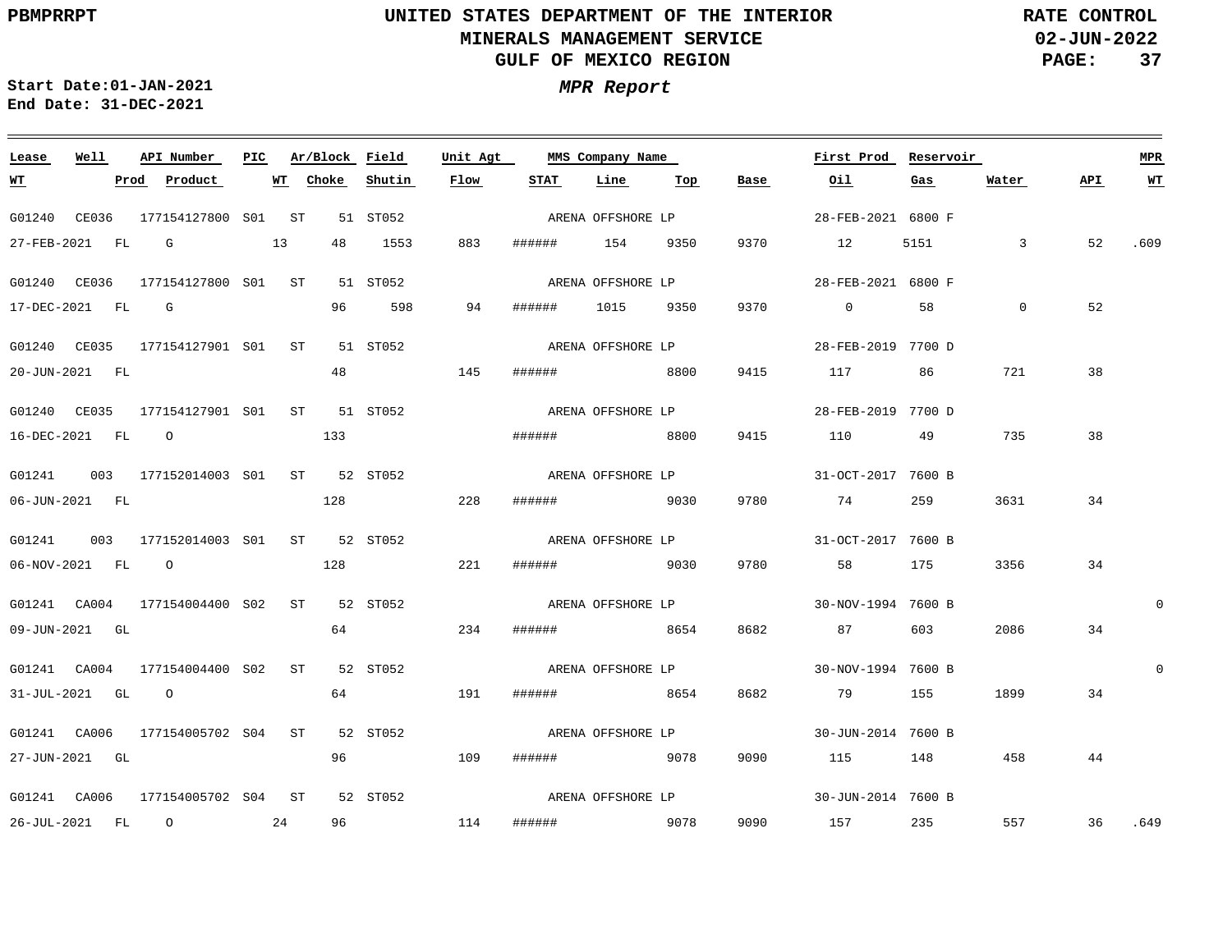PBMPRRPT

**UNITED STATES DEPARTMENT OF THE INTERIOR**
**MINERALS MANAGEMENT SERVICE**
**GULF OF MEXICO REGION**

**RATE CONTROL**
**02-JUN-2022**

**Start Date:01-JAN-2021**
**End Date: 31-DEC-2021**

***MPR Report***

| Lease | Well | API Number | PIC | Ar/Block | Field | Unit Agt | MMS Company Name | | | | First Prod | Reservoir | | | MPR |
|---|---|---|---|---|---|---|---|---|---|---|---|---|---|---|---|
| WT | Prod | Product | WT | Choke | Shutin | Flow | STAT | Line | Top | Base | Oil | Gas | Water | API | WT |
| G01240 | CE036 | 177154127800 | S01 | ST 51 | ST052 | | ARENA OFFSHORE LP | | | | 28-FEB-2021 | 6800 F | | | |
| 27-FEB-2021 | FL | G | 13 | 48 | 1553 | 883 | ###### | 154 | 9350 | 9370 | 12 | 5151 | 3 | 52 | .609 |
| G01240 | CE036 | 177154127800 | S01 | ST 51 | ST052 | | ARENA OFFSHORE LP | | | | 28-FEB-2021 | 6800 F | | | |
| 17-DEC-2021 | FL | G | | 96 | 598 | 94 | ###### | 1015 | 9350 | 9370 | 0 | 58 | 0 | 52 | |
| G01240 | CE035 | 177154127901 | S01 | ST 51 | ST052 | | ARENA OFFSHORE LP | | | | 28-FEB-2019 | 7700 D | | | |
| 20-JUN-2021 | FL | | | 48 | | 145 | ###### | | 8800 | 9415 | 117 | 86 | 721 | 38 | |
| G01240 | CE035 | 177154127901 | S01 | ST 51 | ST052 | | ARENA OFFSHORE LP | | | | 28-FEB-2019 | 7700 D | | | |
| 16-DEC-2021 | FL | O | | 133 | | | ###### | | 8800 | 9415 | 110 | 49 | 735 | 38 | |
| G01241 | 003 | 177152014003 | S01 | ST 52 | ST052 | | ARENA OFFSHORE LP | | | | 31-OCT-2017 | 7600 B | | | |
| 06-JUN-2021 | FL | | | 128 | | 228 | ###### | | 9030 | 9780 | 74 | 259 | 3631 | 34 | |
| G01241 | 003 | 177152014003 | S01 | ST 52 | ST052 | | ARENA OFFSHORE LP | | | | 31-OCT-2017 | 7600 B | | | |
| 06-NOV-2021 | FL | O | | 128 | | 221 | ###### | | 9030 | 9780 | 58 | 175 | 3356 | 34 | |
| G01241 | CA004 | 177154004400 | S02 | ST 52 | ST052 | | ARENA OFFSHORE LP | | | | 30-NOV-1994 | 7600 B | | | 0 |
| 09-JUN-2021 | GL | | | 64 | | 234 | ###### | | 8654 | 8682 | 87 | 603 | 2086 | 34 | |
| G01241 | CA004 | 177154004400 | S02 | ST 52 | ST052 | | ARENA OFFSHORE LP | | | | 30-NOV-1994 | 7600 B | | | 0 |
| 31-JUL-2021 | GL | O | | 64 | | 191 | ###### | | 8654 | 8682 | 79 | 155 | 1899 | 34 | |
| G01241 | CA006 | 177154005702 | S04 | ST 52 | ST052 | | ARENA OFFSHORE LP | | | | 30-JUN-2014 | 7600 B | | | |
| 27-JUN-2021 | GL | | | 96 | | 109 | ###### | | 9078 | 9090 | 115 | 148 | 458 | 44 | |
| G01241 | CA006 | 177154005702 | S04 | ST 52 | ST052 | | ARENA OFFSHORE LP | | | | 30-JUN-2014 | 7600 B | | | |
| 26-JUL-2021 | FL | O | 24 | 96 | | 114 | ###### | | 9078 | 9090 | 157 | 235 | 557 | 36 | .649 |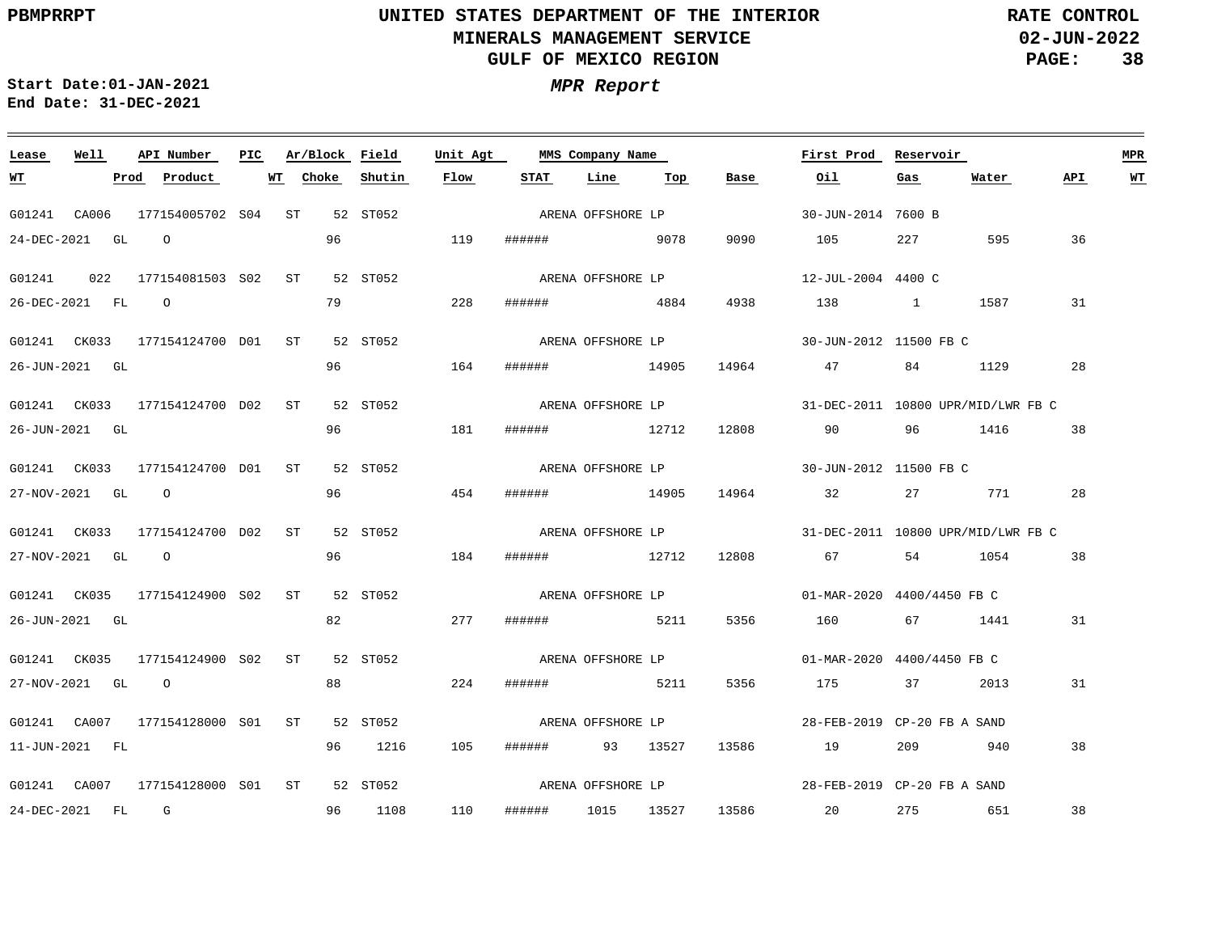UNITED STATES DEPARTMENT OF THE INTERIOR
MINERALS MANAGEMENT SERVICE
GULF OF MEXICO REGION

PBMPRRPT

RATE CONTROL
02-JUN-2022

Start Date:01-JAN-2021
End Date: 31-DEC-2021

*MPR Report*

| Lease | Well | API Number | PIC | Ar/Block | Field | Unit Agt | MMS Company Name | | | | First Prod | Reservoir | | | MPR |
|---|---|---|---|---|---|---|---|---|---|---|---|---|---|---|---|
| WT | Prod | Product | WT | Choke | Shutin | Flow | STAT | Line | Top | Base | Oil | Gas | Water | API | WT |
| G01241 | CA006 | 177154005702 | S04 | ST 52 | ST052 | | ARENA OFFSHORE LP | | | | 30-JUN-2014 | 7600 B | | | |
| 24-DEC-2021 | GL | O | | 96 | | 119 | ###### | | 9078 | 9090 | 105 | 227 | 595 | 36 | |
| G01241 | 022 | 177154081503 | S02 | ST 52 | ST052 | | ARENA OFFSHORE LP | | | | 12-JUL-2004 | 4400 C | | | |
| 26-DEC-2021 | FL | O | | 79 | | 228 | ###### | | 4884 | 4938 | 138 | 1 | 1587 | 31 | |
| G01241 | CK033 | 177154124700 | D01 | ST 52 | ST052 | | ARENA OFFSHORE LP | | | | 30-JUN-2012 | 11500 FB C | | | |
| 26-JUN-2021 | GL | | | 96 | | 164 | ###### | | 14905 | 14964 | 47 | 84 | 1129 | 28 | |
| G01241 | CK033 | 177154124700 | D02 | ST 52 | ST052 | | ARENA OFFSHORE LP | | | | 31-DEC-2011 | 10800 UPR/MID/LWR FB C | | | |
| 26-JUN-2021 | GL | | | 96 | | 181 | ###### | | 12712 | 12808 | 90 | 96 | 1416 | 38 | |
| G01241 | CK033 | 177154124700 | D01 | ST 52 | ST052 | | ARENA OFFSHORE LP | | | | 30-JUN-2012 | 11500 FB C | | | |
| 27-NOV-2021 | GL | O | | 96 | | 454 | ###### | | 14905 | 14964 | 32 | 27 | 771 | 28 | |
| G01241 | CK033 | 177154124700 | D02 | ST 52 | ST052 | | ARENA OFFSHORE LP | | | | 31-DEC-2011 | 10800 UPR/MID/LWR FB C | | | |
| 27-NOV-2021 | GL | O | | 96 | | 184 | ###### | | 12712 | 12808 | 67 | 54 | 1054 | 38 | |
| G01241 | CK035 | 177154124900 | S02 | ST 52 | ST052 | | ARENA OFFSHORE LP | | | | 01-MAR-2020 | 4400/4450 FB C | | | |
| 26-JUN-2021 | GL | | | 82 | | 277 | ###### | | 5211 | 5356 | 160 | 67 | 1441 | 31 | |
| G01241 | CK035 | 177154124900 | S02 | ST 52 | ST052 | | ARENA OFFSHORE LP | | | | 01-MAR-2020 | 4400/4450 FB C | | | |
| 27-NOV-2021 | GL | O | | 88 | | 224 | ###### | | 5211 | 5356 | 175 | 37 | 2013 | 31 | |
| G01241 | CA007 | 177154128000 | S01 | ST 52 | ST052 | | ARENA OFFSHORE LP | | | | 28-FEB-2019 | CP-20 FB A SAND | | | |
| 11-JUN-2021 | FL | | | 96 | 1216 | 105 | ###### | 93 | 13527 | 13586 | 19 | 209 | 940 | 38 | |
| G01241 | CA007 | 177154128000 | S01 | ST 52 | ST052 | | ARENA OFFSHORE LP | | | | 28-FEB-2019 | CP-20 FB A SAND | | | |
| 24-DEC-2021 | FL | G | | 96 | 1108 | 110 | ###### | 1015 | 13527 | 13586 | 20 | 275 | 651 | 38 | |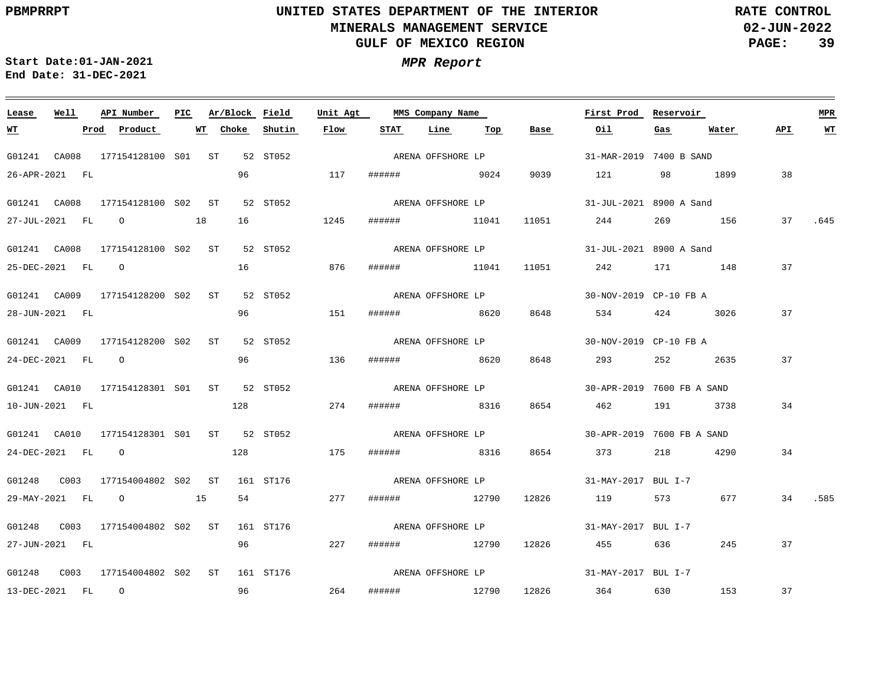PBMPRRPT

# UNITED STATES DEPARTMENT OF THE INTERIOR
## MINERALS MANAGEMENT SERVICE
## GULF OF MEXICO REGION

RATE CONTROL
02-JUN-2022

Start Date:01-JAN-2021
End Date: 31-DEC-2021

***MPR Report***

| Lease | Well | API Number | PIC | Ar/Block | | Field | Unit Agt | MMS Company Name | | | | First Prod | Reservoir | | | MPR |
|---|---|---|---|---|---|---|---|---|---|---|---|---|---|---|---|---|
| WT | Prod | Product | | WT | Choke | Shutin | Flow | STAT | Line | Top | Base | Oil | Gas | Water | API | WT |
| G01241 | CA008 | 177154128100 | S01 | ST | 52 | ST052 | | ARENA OFFSHORE LP | | | | 31-MAR-2019 | 7400 B SAND | | | |
| 26-APR-2021 | FL | | | | 96 | | 117 | ###### | | 9024 | 9039 | 121 | 98 | 1899 | 38 | |
| G01241 | CA008 | 177154128100 | S02 | ST | 52 | ST052 | | ARENA OFFSHORE LP | | | | 31-JUL-2021 | 8900 A Sand | | | |
| 27-JUL-2021 | FL | O | | 18 | 16 | | 1245 | ###### | | 11041 | 11051 | 244 | 269 | 156 | 37 | .645 |
| G01241 | CA008 | 177154128100 | S02 | ST | 52 | ST052 | | ARENA OFFSHORE LP | | | | 31-JUL-2021 | 8900 A Sand | | | |
| 25-DEC-2021 | FL | O | | | 16 | | 876 | ###### | | 11041 | 11051 | 242 | 171 | 148 | 37 | |
| G01241 | CA009 | 177154128200 | S02 | ST | 52 | ST052 | | ARENA OFFSHORE LP | | | | 30-NOV-2019 | CP-10 FB A | | | |
| 28-JUN-2021 | FL | | | | 96 | | 151 | ###### | | 8620 | 8648 | 534 | 424 | 3026 | 37 | |
| G01241 | CA009 | 177154128200 | S02 | ST | 52 | ST052 | | ARENA OFFSHORE LP | | | | 30-NOV-2019 | CP-10 FB A | | | |
| 24-DEC-2021 | FL | O | | | 96 | | 136 | ###### | | 8620 | 8648 | 293 | 252 | 2635 | 37 | |
| G01241 | CA010 | 177154128301 | S01 | ST | 52 | ST052 | | ARENA OFFSHORE LP | | | | 30-APR-2019 | 7600 FB A SAND | | | |
| 10-JUN-2021 | FL | | | | 128 | | 274 | ###### | | 8316 | 8654 | 462 | 191 | 3738 | 34 | |
| G01241 | CA010 | 177154128301 | S01 | ST | 52 | ST052 | | ARENA OFFSHORE LP | | | | 30-APR-2019 | 7600 FB A SAND | | | |
| 24-DEC-2021 | FL | O | | | 128 | | 175 | ###### | | 8316 | 8654 | 373 | 218 | 4290 | 34 | |
| G01248 | C003 | 177154004802 | S02 | ST | 161 | ST176 | | ARENA OFFSHORE LP | | | | 31-MAY-2017 | BUL I-7 | | | |
| 29-MAY-2021 | FL | O | | 15 | 54 | | 277 | ###### | | 12790 | 12826 | 119 | 573 | 677 | 34 | .585 |
| G01248 | C003 | 177154004802 | S02 | ST | 161 | ST176 | | ARENA OFFSHORE LP | | | | 31-MAY-2017 | BUL I-7 | | | |
| 27-JUN-2021 | FL | | | | 96 | | 227 | ###### | | 12790 | 12826 | 455 | 636 | 245 | 37 | |
| G01248 | C003 | 177154004802 | S02 | ST | 161 | ST176 | | ARENA OFFSHORE LP | | | | 31-MAY-2017 | BUL I-7 | | | |
| 13-DEC-2021 | FL | O | | | 96 | | 264 | ###### | | 12790 | 12826 | 364 | 630 | 153 | 37 | |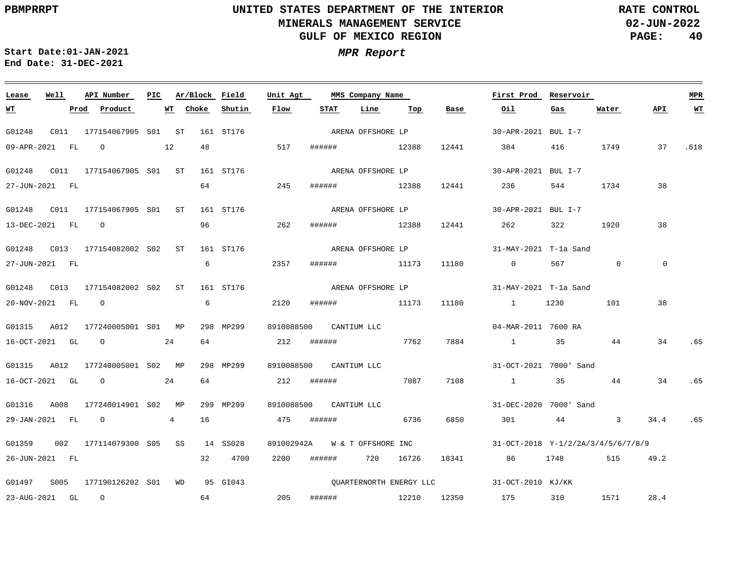PBMPRRPT

# UNITED STATES DEPARTMENT OF THE INTERIOR
## MINERALS MANAGEMENT SERVICE
## GULF OF MEXICO REGION

RATE CONTROL
02-JUN-2022

**Start Date:** 01-JAN-2021
**End Date:** 31-DEC-2021

***MPR Report***

| Lease | Well | API Number | PIC | Ar/Block | Field | Unit Agt | MMS Company Name | | | | First Prod | Reservoir | | | MPR |
|---|---|---|---|---|---|---|---|---|---|---|---|---|---|---|---|
| **WT** | **Prod** | **Product** | **WT** | **Choke** | **Shutin** | **Flow** | **STAT** | **Line** | **Top** | **Base** | **Oil** | **Gas** | **Water** | **API** | **WT** |
| G01248 | C011 | 177154067905 | S01 | ST 161 | ST176 | | ARENA OFFSHORE LP | | | | 30-APR-2021 | BUL I-7 | | | |
| 09-APR-2021 | FL | O | 12 | 48 | | 517 | ###### | | 12388 | 12441 | 384 | 416 | 1749 | 37 | .618 |
| G01248 | C011 | 177154067905 | S01 | ST 161 | ST176 | | ARENA OFFSHORE LP | | | | 30-APR-2021 | BUL I-7 | | | |
| 27-JUN-2021 | FL | | | 64 | | 245 | ###### | | 12388 | 12441 | 236 | 544 | 1734 | 38 | |
| G01248 | C011 | 177154067905 | S01 | ST 161 | ST176 | | ARENA OFFSHORE LP | | | | 30-APR-2021 | BUL I-7 | | | |
| 13-DEC-2021 | FL | O | | 96 | | 262 | ###### | | 12388 | 12441 | 262 | 322 | 1920 | 38 | |
| G01248 | C013 | 177154082002 | S02 | ST 161 | ST176 | | ARENA OFFSHORE LP | | | | 31-MAY-2021 | T-1a Sand | | | |
| 27-JUN-2021 | FL | | | 6 | | 2357 | ###### | | 11173 | 11180 | 0 | 567 | 0 | 0 | |
| G01248 | C013 | 177154082002 | S02 | ST 161 | ST176 | | ARENA OFFSHORE LP | | | | 31-MAY-2021 | T-1a Sand | | | |
| 20-NOV-2021 | FL | O | | 6 | | 2120 | ###### | | 11173 | 11180 | 1 | 1230 | 101 | 38 | |
| G01315 | A012 | 177240005001 | S01 | MP 298 | MP299 | 8910088500 | CANTIUM LLC | | | | 04-MAR-2011 | 7600 RA | | | |
| 16-OCT-2021 | GL | O | 24 | 64 | | 212 | ###### | | 7762 | 7884 | 1 | 35 | 44 | 34 | .65 |
| G01315 | A012 | 177240005001 | S02 | MP 298 | MP299 | 8910088500 | CANTIUM LLC | | | | 31-OCT-2021 | 7000' Sand | | | |
| 16-OCT-2021 | GL | O | 24 | 64 | | 212 | ###### | | 7087 | 7108 | 1 | 35 | 44 | 34 | .65 |
| G01316 | A008 | 177240014901 | S02 | MP 299 | MP299 | 8910088500 | CANTIUM LLC | | | | 31-DEC-2020 | 7000' Sand | | | |
| 29-JAN-2021 | FL | O | 4 | 16 | | 475 | ###### | | 6736 | 6850 | 301 | 44 | 3 | 34.4 | .65 |
| G01359 | 002 | 177114079300 | S05 | SS 14 | SS028 | 891002942A | W & T OFFSHORE INC | | | | 31-OCT-2018 | Y-1/2/2A/3/4/5/6/7/8/9 | | | |
| 26-JUN-2021 | FL | | | 32 | 4700 | 2200 | ###### | 720 | 16726 | 18341 | 86 | 1748 | 515 | 49.2 | |
| G01497 | S005 | 177190126202 | S01 | WD 95 | GI043 | | QUARTERNORTH ENERGY LLC | | | | 31-OCT-2010 | KJ/KK | | | |
| 23-AUG-2021 | GL | O | | 64 | | 205 | ###### | | 12210 | 12350 | 175 | 310 | 1571 | 28.4 | |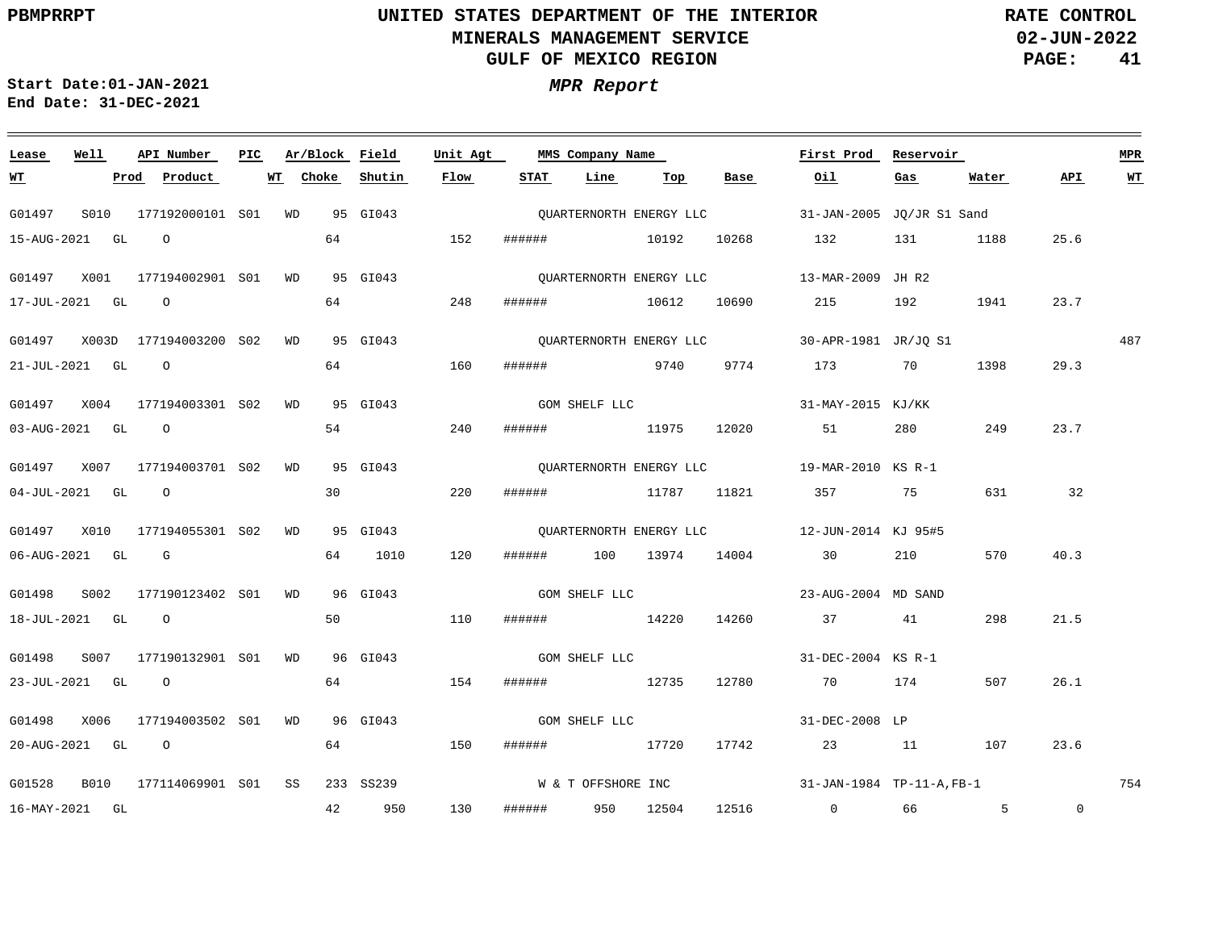PBMPRRPT

# UNITED STATES DEPARTMENT OF THE INTERIOR
## MINERALS MANAGEMENT SERVICE
## GULF OF MEXICO REGION

RATE CONTROL
02-JUN-2022

**Start Date:** 01-JAN-2021
**End Date:** 31-DEC-2021

### *MPR Report*

| Lease | Well | API Number | PIC | Ar/Block | Field | Unit Agt | MMS Company Name | First Prod | Reservoir | MPR |
|---|---|---|---|---|---|---|---|---|---|---|
| **WT** | **Prod** | **Product** | **WT** | **Choke** | **Shutin** | **Flow** | **STAT** | **Line** | **Top** | **Base** | **Oil** | **Gas** | **Water** | **API** | **MPR WT** |

| Lease / WT | Well / Prod | API Number / Product | PIC / WT | Ar/Block / Choke | Field / Shutin | Unit Agt / Flow | STAT | Line | Top | Base | MMS Company Name | First Prod / Oil | Reservoir / Gas | Water | API | MPR / WT |
|---|---|---|---|---|---|---|---|---|---|---|---|---|---|---|---|---|
| G01497 | S010 | 177192000101 | S01 | WD 95 | GI043 | | | | | | QUARTERNORTH ENERGY LLC | 31-JAN-2005 | JQ/JR S1 Sand | | | |
| 15-AUG-2021 | GL | O | | 64 | | 152 | ###### | | 10192 | 10268 | | 132 | 131 | 1188 | 25.6 | |
| G01497 | X001 | 177194002901 | S01 | WD 95 | GI043 | | | | | | QUARTERNORTH ENERGY LLC | 13-MAR-2009 | JH R2 | | | |
| 17-JUL-2021 | GL | O | | 64 | | 248 | ###### | | 10612 | 10690 | | 215 | 192 | 1941 | 23.7 | |
| G01497 | X003D | 177194003200 | S02 | WD 95 | GI043 | | | | | | QUARTERNORTH ENERGY LLC | 30-APR-1981 | JR/JQ S1 | | | 487 |
| 21-JUL-2021 | GL | O | | 64 | | 160 | ###### | | 9740 | 9774 | | 173 | 70 | 1398 | 29.3 | |
| G01497 | X004 | 177194003301 | S02 | WD 95 | GI043 | | | | | | GOM SHELF LLC | 31-MAY-2015 | KJ/KK | | | |
| 03-AUG-2021 | GL | O | | 54 | | 240 | ###### | | 11975 | 12020 | | 51 | 280 | 249 | 23.7 | |
| G01497 | X007 | 177194003701 | S02 | WD 95 | GI043 | | | | | | QUARTERNORTH ENERGY LLC | 19-MAR-2010 | KS R-1 | | | |
| 04-JUL-2021 | GL | O | | 30 | | 220 | ###### | | 11787 | 11821 | | 357 | 75 | 631 | 32 | |
| G01497 | X010 | 177194055301 | S02 | WD 95 | GI043 | | | | | | QUARTERNORTH ENERGY LLC | 12-JUN-2014 | KJ 95#5 | | | |
| 06-AUG-2021 | GL | G | | 64 | 1010 | 120 | ###### | 100 | 13974 | 14004 | | 30 | 210 | 570 | 40.3 | |
| G01498 | S002 | 177190123402 | S01 | WD 96 | GI043 | | | | | | GOM SHELF LLC | 23-AUG-2004 | MD SAND | | | |
| 18-JUL-2021 | GL | O | | 50 | | 110 | ###### | | 14220 | 14260 | | 37 | 41 | 298 | 21.5 | |
| G01498 | S007 | 177190132901 | S01 | WD 96 | GI043 | | | | | | GOM SHELF LLC | 31-DEC-2004 | KS R-1 | | | |
| 23-JUL-2021 | GL | O | | 64 | | 154 | ###### | | 12735 | 12780 | | 70 | 174 | 507 | 26.1 | |
| G01498 | X006 | 177194003502 | S01 | WD 96 | GI043 | | | | | | GOM SHELF LLC | 31-DEC-2008 | LP | | | |
| 20-AUG-2021 | GL | O | | 64 | | 150 | ###### | | 17720 | 17742 | | 23 | 11 | 107 | 23.6 | |
| G01528 | B010 | 177114069901 | S01 | SS 233 | SS239 | | | | | | W & T OFFSHORE INC | 31-JAN-1984 | TP-11-A,FB-1 | | | 754 |
| 16-MAY-2021 | GL | | | 42 | 950 | 130 | ###### | 950 | 12504 | 12516 | | 0 | 66 | 5 | 0 | |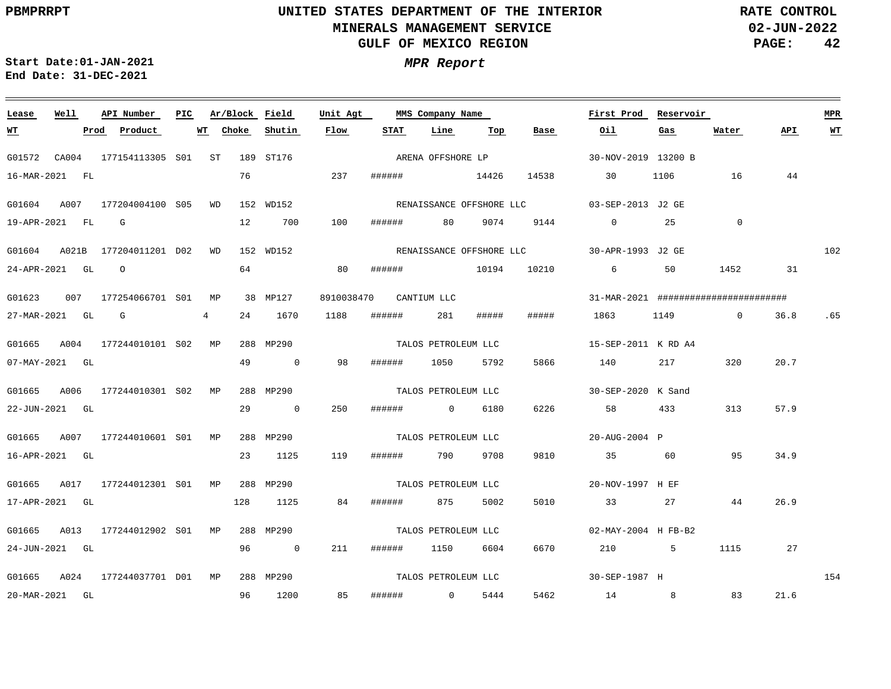PBMPRRPT

# UNITED STATES DEPARTMENT OF THE INTERIOR
## MINERALS MANAGEMENT SERVICE
## GULF OF MEXICO REGION

RATE CONTROL
02-JUN-2022

**Start Date:** 01-JAN-2021
**End Date:** 31-DEC-2021

### *MPR Report*

| Lease | Well | API Number | PIC | Ar/Block | Field | Unit Agt | MMS Company Name | First Prod | Reservoir | MPR | WT | Prod | Product | WT | Choke | Shutin | Flow | STAT | Line | Top | Base | Oil | Gas | Water | API | WT |
|---|---|---|---|---|---|---|---|---|---|---|---|---|---|---|---|---|---|---|---|---|---|---|---|---|---|---|
| G01572 | CA004 | 177154113305 | S01 | ST 189 | ST176 | | ARENA OFFSHORE LP | 30-NOV-2019 | 13200 B | | 16-MAR-2021 | FL | | | 76 | | 237 | ###### | | 14426 | 14538 | 30 | 1106 | 16 | 44 | |
| G01604 | A007 | 177204004100 | S05 | WD 152 | WD152 | | RENAISSANCE OFFSHORE LLC | 03-SEP-2013 | J2 GE | | 19-APR-2021 | FL | G | | 12 | 700 | 100 | ###### | 80 | 9074 | 9144 | 0 | 25 | 0 | | |
| G01604 | A021B | 177204011201 | D02 | WD 152 | WD152 | | RENAISSANCE OFFSHORE LLC | 30-APR-1993 | J2 GE | 102 | 24-APR-2021 | GL | O | | 64 | | 80 | ###### | | 10194 | 10210 | 6 | 50 | 1452 | 31 | |
| G01623 | 007 | 177254066701 | S01 | MP 38 | MP127 | 8910038470 | CANTIUM LLC | 31-MAR-2021 | ######################## | | 27-MAR-2021 | GL | G | 4 | 24 | 1670 | 1188 | ###### | 281 | ##### | ##### | 1863 | 1149 | 0 | 36.8 | .65 |
| G01665 | A004 | 177244010101 | S02 | MP 288 | MP290 | | TALOS PETROLEUM LLC | 15-SEP-2011 | K RD A4 | | 07-MAY-2021 | GL | | | 49 | 0 | 98 | ###### | 1050 | 5792 | 5866 | 140 | 217 | 320 | 20.7 | |
| G01665 | A006 | 177244010301 | S02 | MP 288 | MP290 | | TALOS PETROLEUM LLC | 30-SEP-2020 | K Sand | | 22-JUN-2021 | GL | | | 29 | 0 | 250 | ###### | 0 | 6180 | 6226 | 58 | 433 | 313 | 57.9 | |
| G01665 | A007 | 177244010601 | S01 | MP 288 | MP290 | | TALOS PETROLEUM LLC | 20-AUG-2004 | P | | 16-APR-2021 | GL | | | 23 | 1125 | 119 | ###### | 790 | 9708 | 9810 | 35 | 60 | 95 | 34.9 | |
| G01665 | A017 | 177244012301 | S01 | MP 288 | MP290 | | TALOS PETROLEUM LLC | 20-NOV-1997 | H EF | | 17-APR-2021 | GL | | | 128 | 1125 | 84 | ###### | 875 | 5002 | 5010 | 33 | 27 | 44 | 26.9 | |
| G01665 | A013 | 177244012902 | S01 | MP 288 | MP290 | | TALOS PETROLEUM LLC | 02-MAY-2004 | H FB-B2 | | 24-JUN-2021 | GL | | | 96 | 0 | 211 | ###### | 1150 | 6604 | 6670 | 210 | 5 | 1115 | 27 | |
| G01665 | A024 | 177244037701 | D01 | MP 288 | MP290 | | TALOS PETROLEUM LLC | 30-SEP-1987 | H | 154 | 20-MAR-2021 | GL | | | 96 | 1200 | 85 | ###### | 0 | 5444 | 5462 | 14 | 8 | 83 | 21.6 | |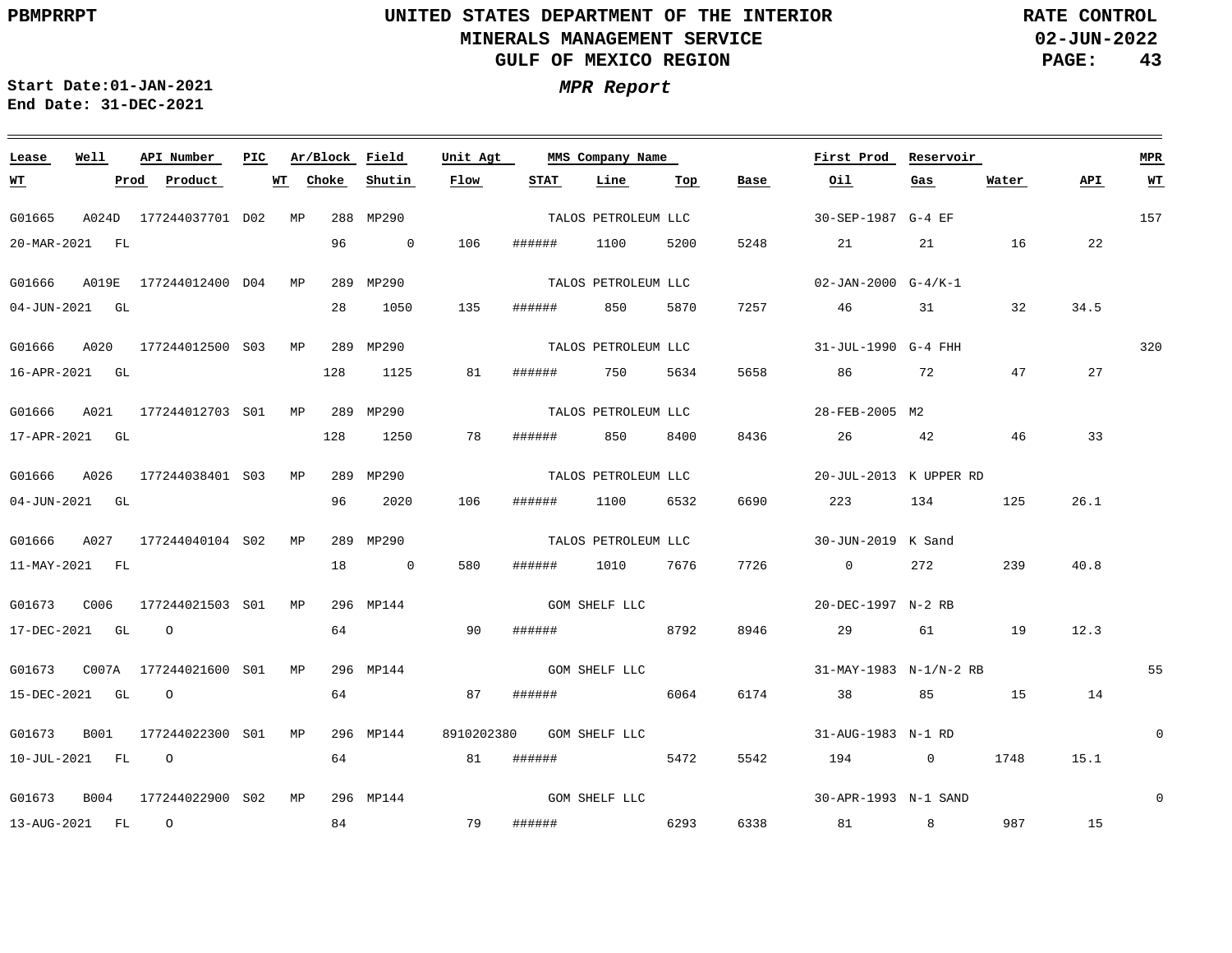# UNITED STATES DEPARTMENT OF THE INTERIOR
## MINERALS MANAGEMENT SERVICE
## GULF OF MEXICO REGION

PBMPRRPT — RATE CONTROL — 02-JUN-2022

Start Date:01-JAN-2021
End Date: 31-DEC-2021

*MPR Report*

| Lease | Well | API Number | PIC | Ar/Block | | Field | Unit Agt | MMS Company Name | | | | First Prod | Reservoir | | | MPR |
|---|---|---|---|---|---|---|---|---|---|---|---|---|---|---|---|---|
| **WT** | **Prod** | **Product** | **WT** | **Choke** | | **Shutin** | **Flow** | **STAT** | **Line** | **Top** | **Base** | **Oil** | **Gas** | **Water** | **API** | **WT** |
| G01665 | A024D | 177244037701 | D02 | MP | 288 | MP290 | | TALOS PETROLEUM LLC | | | | 30-SEP-1987 | G-4 EF | | | 157 |
| 20-MAR-2021 | FL | | | | 96 | 0 | 106 | ###### | 1100 | 5200 | 5248 | 21 | 21 | 16 | 22 | |
| G01666 | A019E | 177244012400 | D04 | MP | 289 | MP290 | | TALOS PETROLEUM LLC | | | | 02-JAN-2000 | G-4/K-1 | | | |
| 04-JUN-2021 | GL | | | | 28 | 1050 | 135 | ###### | 850 | 5870 | 7257 | 46 | 31 | 32 | 34.5 | |
| G01666 | A020 | 177244012500 | S03 | MP | 289 | MP290 | | TALOS PETROLEUM LLC | | | | 31-JUL-1990 | G-4 FHH | | | 320 |
| 16-APR-2021 | GL | | | | 128 | 1125 | 81 | ###### | 750 | 5634 | 5658 | 86 | 72 | 47 | 27 | |
| G01666 | A021 | 177244012703 | S01 | MP | 289 | MP290 | | TALOS PETROLEUM LLC | | | | 28-FEB-2005 | M2 | | | |
| 17-APR-2021 | GL | | | | 128 | 1250 | 78 | ###### | 850 | 8400 | 8436 | 26 | 42 | 46 | 33 | |
| G01666 | A026 | 177244038401 | S03 | MP | 289 | MP290 | | TALOS PETROLEUM LLC | | | | 20-JUL-2013 | K UPPER RD | | | |
| 04-JUN-2021 | GL | | | | 96 | 2020 | 106 | ###### | 1100 | 6532 | 6690 | 223 | 134 | 125 | 26.1 | |
| G01666 | A027 | 177244040104 | S02 | MP | 289 | MP290 | | TALOS PETROLEUM LLC | | | | 30-JUN-2019 | K Sand | | | |
| 11-MAY-2021 | FL | | | | 18 | 0 | 580 | ###### | 1010 | 7676 | 7726 | 0 | 272 | 239 | 40.8 | |
| G01673 | C006 | 177244021503 | S01 | MP | 296 | MP144 | | GOM SHELF LLC | | | | 20-DEC-1997 | N-2 RB | | | |
| 17-DEC-2021 | GL | O | | | 64 | | 90 | ###### | | 8792 | 8946 | 29 | 61 | 19 | 12.3 | |
| G01673 | C007A | 177244021600 | S01 | MP | 296 | MP144 | | GOM SHELF LLC | | | | 31-MAY-1983 | N-1/N-2 RB | | | 55 |
| 15-DEC-2021 | GL | O | | | 64 | | 87 | ###### | | 6064 | 6174 | 38 | 85 | 15 | 14 | |
| G01673 | B001 | 177244022300 | S01 | MP | 296 | MP144 | 8910202380 | GOM SHELF LLC | | | | 31-AUG-1983 | N-1 RD | | | 0 |
| 10-JUL-2021 | FL | O | | | 64 | | 81 | ###### | | 5472 | 5542 | 194 | 0 | 1748 | 15.1 | |
| G01673 | B004 | 177244022900 | S02 | MP | 296 | MP144 | | GOM SHELF LLC | | | | 30-APR-1993 | N-1 SAND | | | 0 |
| 13-AUG-2021 | FL | O | | | 84 | | 79 | ###### | | 6293 | 6338 | 81 | 8 | 987 | 15 | |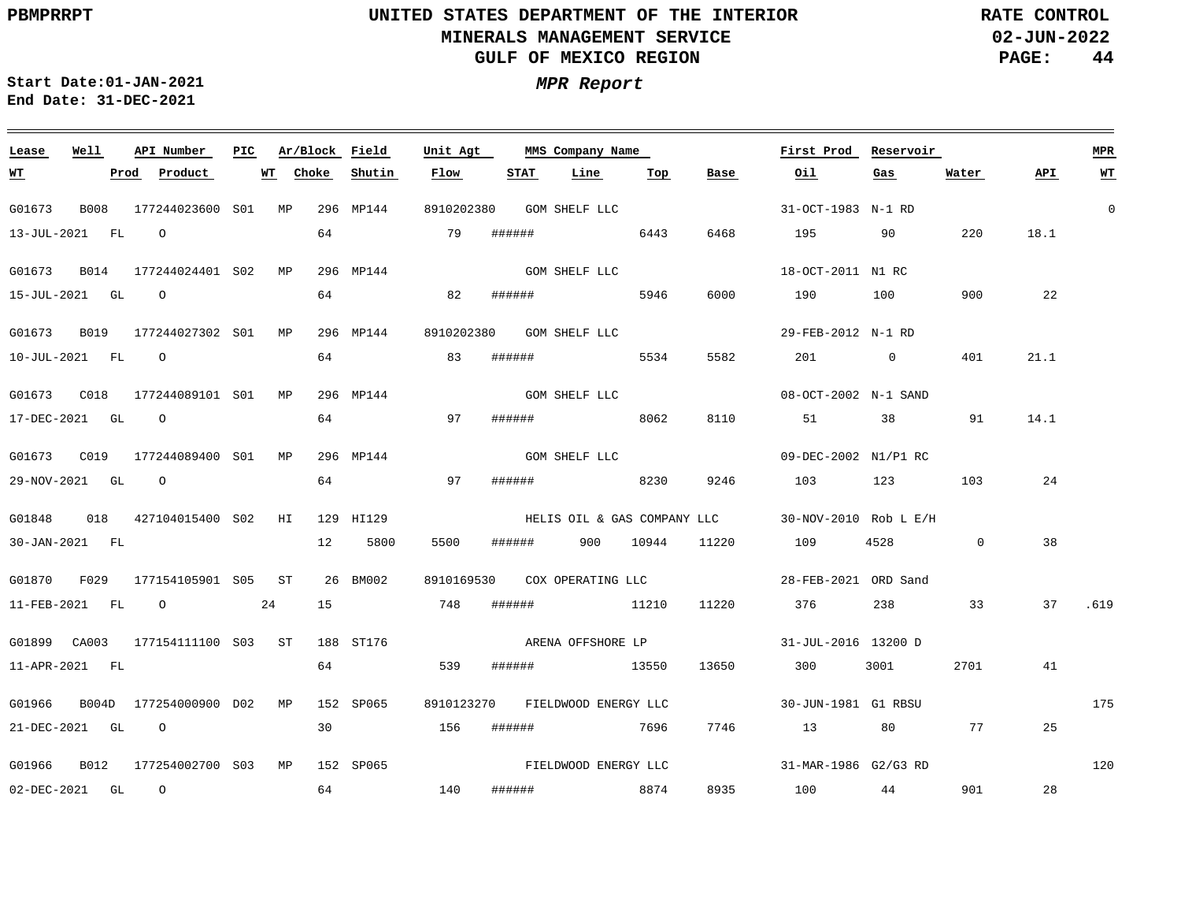# UNITED STATES DEPARTMENT OF THE INTERIOR
## MINERALS MANAGEMENT SERVICE
## GULF OF MEXICO REGION

PBMPRRPT

RATE CONTROL
02-JUN-2022

**Start Date:** 01-JAN-2021
**End Date:** 31-DEC-2021

### *MPR Report*

| Lease | Well | API Number | PIC | Ar/Block | | Field | Unit Agt | MMS Company Name | First Prod | Reservoir | MPR | WT | Prod | Product | WT | Choke | Shutin | Flow | STAT | Line | Top | Base | Oil | Gas | Water | API | MPR WT |
|---|---|---|---|---|---|---|---|---|---|---|---|---|---|---|---|---|---|---|---|---|---|---|---|---|---|---|---|
| G01673 | B008 | 177244023600 | S01 | MP | 296 | MP144 | 8910202380 | GOM SHELF LLC | 31-OCT-1983 | N-1 RD | 0 | 13-JUL-2021 | FL | O | | 64 | | 79 | ###### | | 6443 | 6468 | 195 | 90 | 220 | 18.1 | |
| G01673 | B014 | 177244024401 | S02 | MP | 296 | MP144 | | GOM SHELF LLC | 18-OCT-2011 | N1 RC | | 15-JUL-2021 | GL | O | | 64 | | 82 | ###### | | 5946 | 6000 | 190 | 100 | 900 | 22 | |
| G01673 | B019 | 177244027302 | S01 | MP | 296 | MP144 | 8910202380 | GOM SHELF LLC | 29-FEB-2012 | N-1 RD | | 10-JUL-2021 | FL | O | | 64 | | 83 | ###### | | 5534 | 5582 | 201 | 0 | 401 | 21.1 | |
| G01673 | C018 | 177244089101 | S01 | MP | 296 | MP144 | | GOM SHELF LLC | 08-OCT-2002 | N-1 SAND | | 17-DEC-2021 | GL | O | | 64 | | 97 | ###### | | 8062 | 8110 | 51 | 38 | 91 | 14.1 | |
| G01673 | C019 | 177244089400 | S01 | MP | 296 | MP144 | | GOM SHELF LLC | 09-DEC-2002 | N1/P1 RC | | 29-NOV-2021 | GL | O | | 64 | | 97 | ###### | | 8230 | 9246 | 103 | 123 | 103 | 24 | |
| G01848 | 018 | 427104015400 | S02 | HI | 129 | HI129 | | HELIS OIL & GAS COMPANY LLC | 30-NOV-2010 | Rob L E/H | | 30-JAN-2021 | FL | | | 12 | 5800 | 5500 | ###### | 900 | 10944 | 11220 | 109 | 4528 | 0 | 38 | |
| G01870 | F029 | 177154105901 | S05 | ST | 26 | BM002 | 8910169530 | COX OPERATING LLC | 28-FEB-2021 | ORD Sand | | 11-FEB-2021 | FL | O | 24 | 15 | | 748 | ###### | | 11210 | 11220 | 376 | 238 | 33 | 37 | .619 |
| G01899 | CA003 | 177154111100 | S03 | ST | 188 | ST176 | | ARENA OFFSHORE LP | 31-JUL-2016 | 13200 D | | 11-APR-2021 | FL | | | 64 | | 539 | ###### | | 13550 | 13650 | 300 | 3001 | 2701 | 41 | |
| G01966 | B004D | 177254000900 | D02 | MP | 152 | SP065 | 8910123270 | FIELDWOOD ENERGY LLC | 30-JUN-1981 | G1 RBSU | 175 | 21-DEC-2021 | GL | O | | 30 | | 156 | ###### | | 7696 | 7746 | 13 | 80 | 77 | 25 | |
| G01966 | B012 | 177254002700 | S03 | MP | 152 | SP065 | | FIELDWOOD ENERGY LLC | 31-MAR-1986 | G2/G3 RD | 120 | 02-DEC-2021 | GL | O | | 64 | | 140 | ###### | | 8874 | 8935 | 100 | 44 | 901 | 28 | |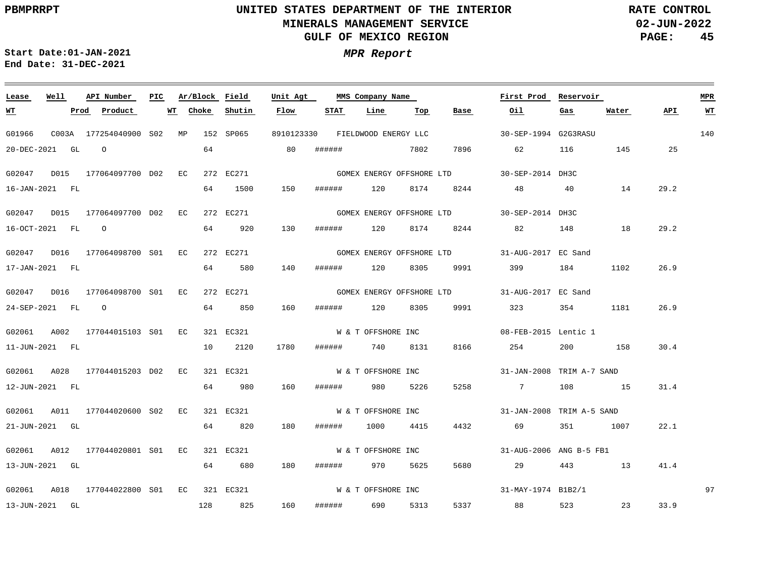UNITED STATES DEPARTMENT OF THE INTERIOR
MINERALS MANAGEMENT SERVICE
GULF OF MEXICO REGION

PBMPRRPT

RATE CONTROL
02-JUN-2022

Start Date:01-JAN-2021
End Date: 31-DEC-2021

*MPR Report*

| Lease | Well | API Number | PIC | Ar/Block | | Field | Unit Agt | | MMS Company Name | | | First Prod | Reservoir | | | MPR |
|---|---|---|---|---|---|---|---|---|---|---|---|---|---|---|---|---|
| WT | Prod | Product | | WT | Choke | Shutin | Flow | STAT | Line | Top | Base | Oil | Gas | Water | API | WT |
| G01966 | C003A | 177254040900 | S02 | MP | 152 | SP065 | 8910123330 | | FIELDWOOD ENERGY LLC | | | 30-SEP-1994 | G2G3RASU | | | 140 |
| 20-DEC-2021 | GL | O | | | 64 | | 80 | ###### | | 7802 | 7896 | 62 | 116 | 145 | 25 | |
| G02047 | D015 | 177064097700 | D02 | EC | 272 | EC271 | | | GOMEX ENERGY OFFSHORE LTD | | | 30-SEP-2014 | DH3C | | | |
| 16-JAN-2021 | FL | | | | 64 | 1500 | 150 | ###### | 120 | 8174 | 8244 | 48 | 40 | 14 | 29.2 | |
| G02047 | D015 | 177064097700 | D02 | EC | 272 | EC271 | | | GOMEX ENERGY OFFSHORE LTD | | | 30-SEP-2014 | DH3C | | | |
| 16-OCT-2021 | FL | O | | | 64 | 920 | 130 | ###### | 120 | 8174 | 8244 | 82 | 148 | 18 | 29.2 | |
| G02047 | D016 | 177064098700 | S01 | EC | 272 | EC271 | | | GOMEX ENERGY OFFSHORE LTD | | | 31-AUG-2017 | EC Sand | | | |
| 17-JAN-2021 | FL | | | | 64 | 580 | 140 | ###### | 120 | 8305 | 9991 | 399 | 184 | 1102 | 26.9 | |
| G02047 | D016 | 177064098700 | S01 | EC | 272 | EC271 | | | GOMEX ENERGY OFFSHORE LTD | | | 31-AUG-2017 | EC Sand | | | |
| 24-SEP-2021 | FL | O | | | 64 | 850 | 160 | ###### | 120 | 8305 | 9991 | 323 | 354 | 1181 | 26.9 | |
| G02061 | A002 | 177044015103 | S01 | EC | 321 | EC321 | | | W & T OFFSHORE INC | | | 08-FEB-2015 | Lentic 1 | | | |
| 11-JUN-2021 | FL | | | | 10 | 2120 | 1780 | ###### | 740 | 8131 | 8166 | 254 | 200 | 158 | 30.4 | |
| G02061 | A028 | 177044015203 | D02 | EC | 321 | EC321 | | | W & T OFFSHORE INC | | | 31-JAN-2008 | TRIM A-7 SAND | | | |
| 12-JUN-2021 | FL | | | | 64 | 980 | 160 | ###### | 980 | 5226 | 5258 | 7 | 108 | 15 | 31.4 | |
| G02061 | A011 | 177044020600 | S02 | EC | 321 | EC321 | | | W & T OFFSHORE INC | | | 31-JAN-2008 | TRIM A-5 SAND | | | |
| 21-JUN-2021 | GL | | | | 64 | 820 | 180 | ###### | 1000 | 4415 | 4432 | 69 | 351 | 1007 | 22.1 | |
| G02061 | A012 | 177044020801 | S01 | EC | 321 | EC321 | | | W & T OFFSHORE INC | | | 31-AUG-2006 | ANG B-5 FB1 | | | |
| 13-JUN-2021 | GL | | | | 64 | 680 | 180 | ###### | 970 | 5625 | 5680 | 29 | 443 | 13 | 41.4 | |
| G02061 | A018 | 177044022800 | S01 | EC | 321 | EC321 | | | W & T OFFSHORE INC | | | 31-MAY-1974 | B1B2/1 | | | 97 |
| 13-JUN-2021 | GL | | | | 128 | 825 | 160 | ###### | 690 | 5313 | 5337 | 88 | 523 | 23 | 33.9 | |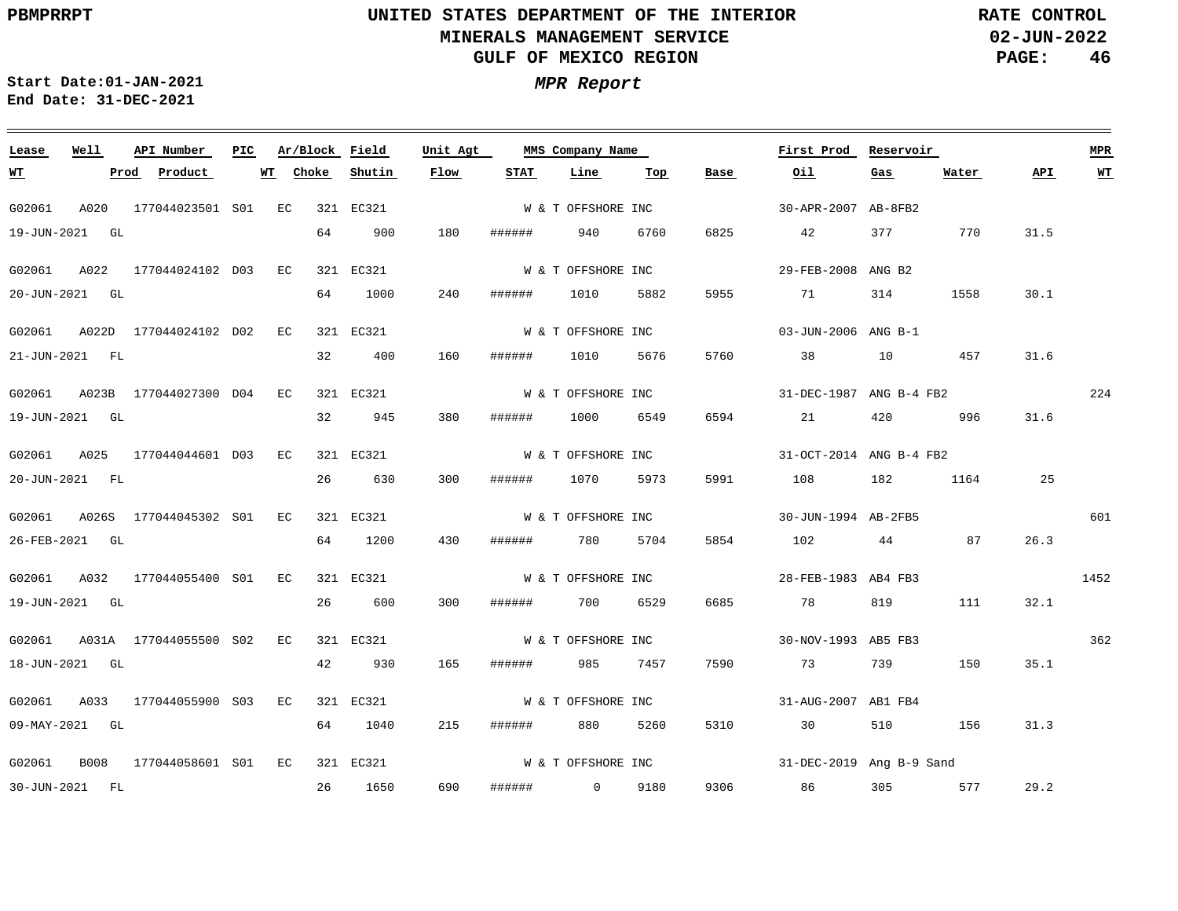PBMPRRPT

# UNITED STATES DEPARTMENT OF THE INTERIOR
## MINERALS MANAGEMENT SERVICE
## GULF OF MEXICO REGION

RATE CONTROL
02-JUN-2022

Start Date:01-JAN-2021
End Date: 31-DEC-2021

***MPR Report***

| Lease | Well | API Number | PIC | Ar/Block | Field | Unit Agt | MMS Company Name | | | First Prod | Reservoir | | | MPR |
|---|---|---|---|---|---|---|---|---|---|---|---|---|---|---|
| **WT** | **Prod** | **Product** | **WT** | **Choke** | **Shutin** | **Flow** | **STAT** | **Line** | **Top** | **Base** | **Oil** | **Gas** | **Water** | **API** / **WT** |
| G02061 | A020 | 177044023501 | S01 | EC 321 | EC321 | | W & T OFFSHORE INC | | | 30-APR-2007 | AB-8FB2 | | | |
| 19-JUN-2021 | GL | | | 64 | 900 | 180 | ###### | 940 | 6760 | 6825 | 42 | 377 | 770 | 31.5 |
| G02061 | A022 | 177044024102 | D03 | EC 321 | EC321 | | W & T OFFSHORE INC | | | 29-FEB-2008 | ANG B2 | | | |
| 20-JUN-2021 | GL | | | 64 | 1000 | 240 | ###### | 1010 | 5882 | 5955 | 71 | 314 | 1558 | 30.1 |
| G02061 | A022D | 177044024102 | D02 | EC 321 | EC321 | | W & T OFFSHORE INC | | | 03-JUN-2006 | ANG B-1 | | | |
| 21-JUN-2021 | FL | | | 32 | 400 | 160 | ###### | 1010 | 5676 | 5760 | 38 | 10 | 457 | 31.6 |
| G02061 | A023B | 177044027300 | D04 | EC 321 | EC321 | | W & T OFFSHORE INC | | | 31-DEC-1987 | ANG B-4 FB2 | | | 224 |
| 19-JUN-2021 | GL | | | 32 | 945 | 380 | ###### | 1000 | 6549 | 6594 | 21 | 420 | 996 | 31.6 |
| G02061 | A025 | 177044044601 | D03 | EC 321 | EC321 | | W & T OFFSHORE INC | | | 31-OCT-2014 | ANG B-4 FB2 | | | |
| 20-JUN-2021 | FL | | | 26 | 630 | 300 | ###### | 1070 | 5973 | 5991 | 108 | 182 | 1164 | 25 |
| G02061 | A026S | 177044045302 | S01 | EC 321 | EC321 | | W & T OFFSHORE INC | | | 30-JUN-1994 | AB-2FB5 | | | 601 |
| 26-FEB-2021 | GL | | | 64 | 1200 | 430 | ###### | 780 | 5704 | 5854 | 102 | 44 | 87 | 26.3 |
| G02061 | A032 | 177044055400 | S01 | EC 321 | EC321 | | W & T OFFSHORE INC | | | 28-FEB-1983 | AB4 FB3 | | | 1452 |
| 19-JUN-2021 | GL | | | 26 | 600 | 300 | ###### | 700 | 6529 | 6685 | 78 | 819 | 111 | 32.1 |
| G02061 | A031A | 177044055500 | S02 | EC 321 | EC321 | | W & T OFFSHORE INC | | | 30-NOV-1993 | AB5 FB3 | | | 362 |
| 18-JUN-2021 | GL | | | 42 | 930 | 165 | ###### | 985 | 7457 | 7590 | 73 | 739 | 150 | 35.1 |
| G02061 | A033 | 177044055900 | S03 | EC 321 | EC321 | | W & T OFFSHORE INC | | | 31-AUG-2007 | AB1 FB4 | | | |
| 09-MAY-2021 | GL | | | 64 | 1040 | 215 | ###### | 880 | 5260 | 5310 | 30 | 510 | 156 | 31.3 |
| G02061 | B008 | 177044058601 | S01 | EC 321 | EC321 | | W & T OFFSHORE INC | | | 31-DEC-2019 | Ang B-9 Sand | | | |
| 30-JUN-2021 | FL | | | 26 | 1650 | 690 | ###### | 0 | 9180 | 9306 | 86 | 305 | 577 | 29.2 |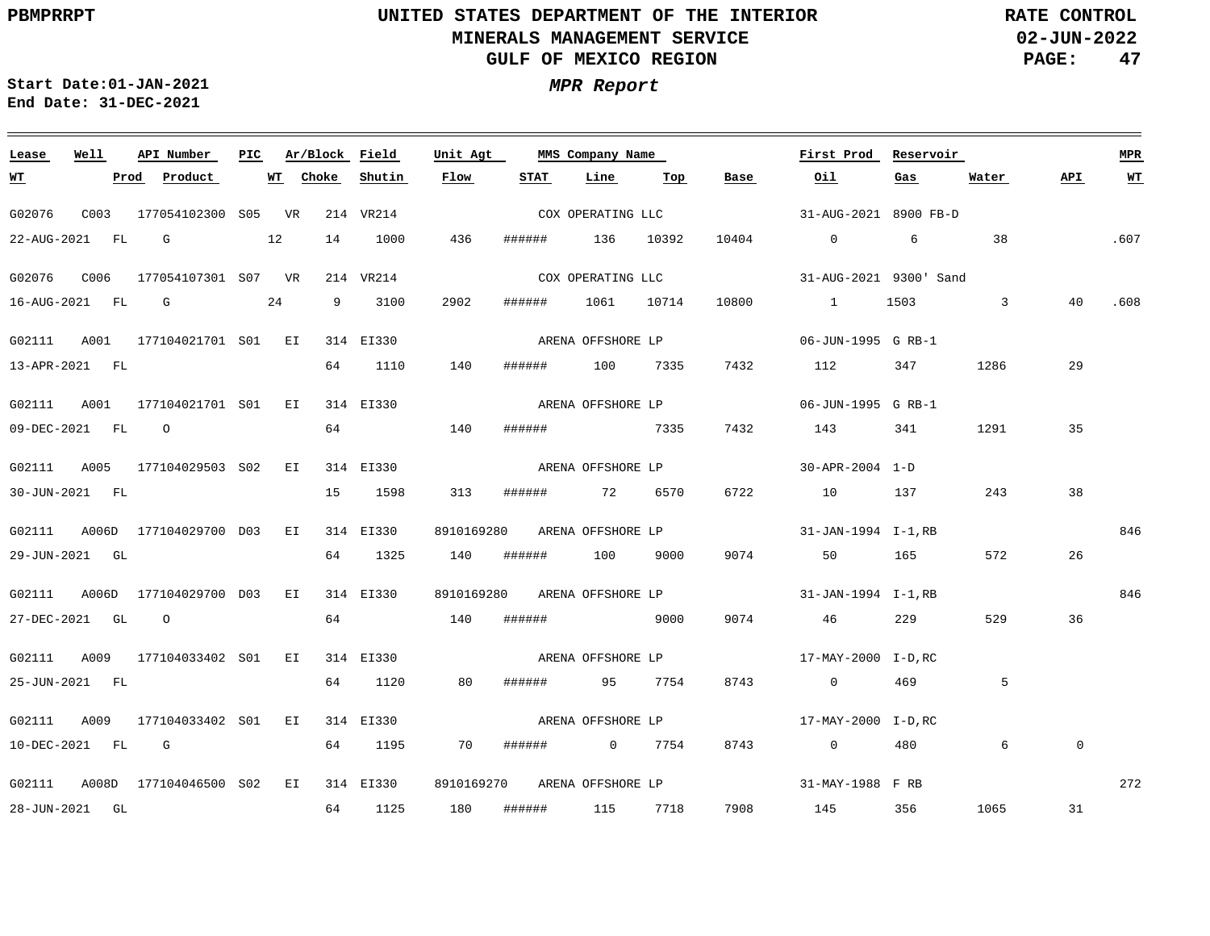PBMPRRPT

# UNITED STATES DEPARTMENT OF THE INTERIOR
## MINERALS MANAGEMENT SERVICE
## GULF OF MEXICO REGION

RATE CONTROL
02-JUN-2022

Start Date:01-JAN-2021
End Date: 31-DEC-2021

*MPR Report*

| Lease | Well | API Number | PIC | Ar/Block | Field | Unit Agt | MMS Company Name | | | | First Prod | Reservoir | | | MPR |
|---|---|---|---|---|---|---|---|---|---|---|---|---|---|---|---|
| WT | Prod | Product | WT | Choke | Shutin | Flow | STAT | Line | Top | Base | Oil | Gas | Water | API | WT |
| G02076 | C003 | 177054102300 | S05 | VR 214 | VR214 | | COX OPERATING LLC | | | | 31-AUG-2021 | 8900 FB-D | | | |
| 22-AUG-2021 | FL | G | 12 | 14 | 1000 | 436 | ###### | 136 | 10392 | 10404 | 0 | 6 | 38 | | .607 |
| G02076 | C006 | 177054107301 | S07 | VR 214 | VR214 | | COX OPERATING LLC | | | | 31-AUG-2021 | 9300' Sand | | | |
| 16-AUG-2021 | FL | G | 24 | 9 | 3100 | 2902 | ###### | 1061 | 10714 | 10800 | 1 | 1503 | 3 | 40 | .608 |
| G02111 | A001 | 177104021701 | S01 | EI 314 | EI330 | | ARENA OFFSHORE LP | | | | 06-JUN-1995 | G RB-1 | | | |
| 13-APR-2021 | FL | | | 64 | 1110 | 140 | ###### | 100 | 7335 | 7432 | 112 | 347 | 1286 | 29 | |
| G02111 | A001 | 177104021701 | S01 | EI 314 | EI330 | | ARENA OFFSHORE LP | | | | 06-JUN-1995 | G RB-1 | | | |
| 09-DEC-2021 | FL | O | | 64 | | 140 | ###### | | 7335 | 7432 | 143 | 341 | 1291 | 35 | |
| G02111 | A005 | 177104029503 | S02 | EI 314 | EI330 | | ARENA OFFSHORE LP | | | | 30-APR-2004 | 1-D | | | |
| 30-JUN-2021 | FL | | | 15 | 1598 | 313 | ###### | 72 | 6570 | 6722 | 10 | 137 | 243 | 38 | |
| G02111 | A006D | 177104029700 | D03 | EI 314 | EI330 | 8910169280 | ARENA OFFSHORE LP | | | | 31-JAN-1994 | I-1,RB | | | 846 |
| 29-JUN-2021 | GL | | | 64 | 1325 | 140 | ###### | 100 | 9000 | 9074 | 50 | 165 | 572 | 26 | |
| G02111 | A006D | 177104029700 | D03 | EI 314 | EI330 | 8910169280 | ARENA OFFSHORE LP | | | | 31-JAN-1994 | I-1,RB | | | 846 |
| 27-DEC-2021 | GL | O | | 64 | | 140 | ###### | | 9000 | 9074 | 46 | 229 | 529 | 36 | |
| G02111 | A009 | 177104033402 | S01 | EI 314 | EI330 | | ARENA OFFSHORE LP | | | | 17-MAY-2000 | I-D,RC | | | |
| 25-JUN-2021 | FL | | | 64 | 1120 | 80 | ###### | 95 | 7754 | 8743 | 0 | 469 | 5 | | |
| G02111 | A009 | 177104033402 | S01 | EI 314 | EI330 | | ARENA OFFSHORE LP | | | | 17-MAY-2000 | I-D,RC | | | |
| 10-DEC-2021 | FL | G | | 64 | 1195 | 70 | ###### | 0 | 7754 | 8743 | 0 | 480 | 6 | 0 | |
| G02111 | A008D | 177104046500 | S02 | EI 314 | EI330 | 8910169270 | ARENA OFFSHORE LP | | | | 31-MAY-1988 | F RB | | | 272 |
| 28-JUN-2021 | GL | | | 64 | 1125 | 180 | ###### | 115 | 7718 | 7908 | 145 | 356 | 1065 | 31 | |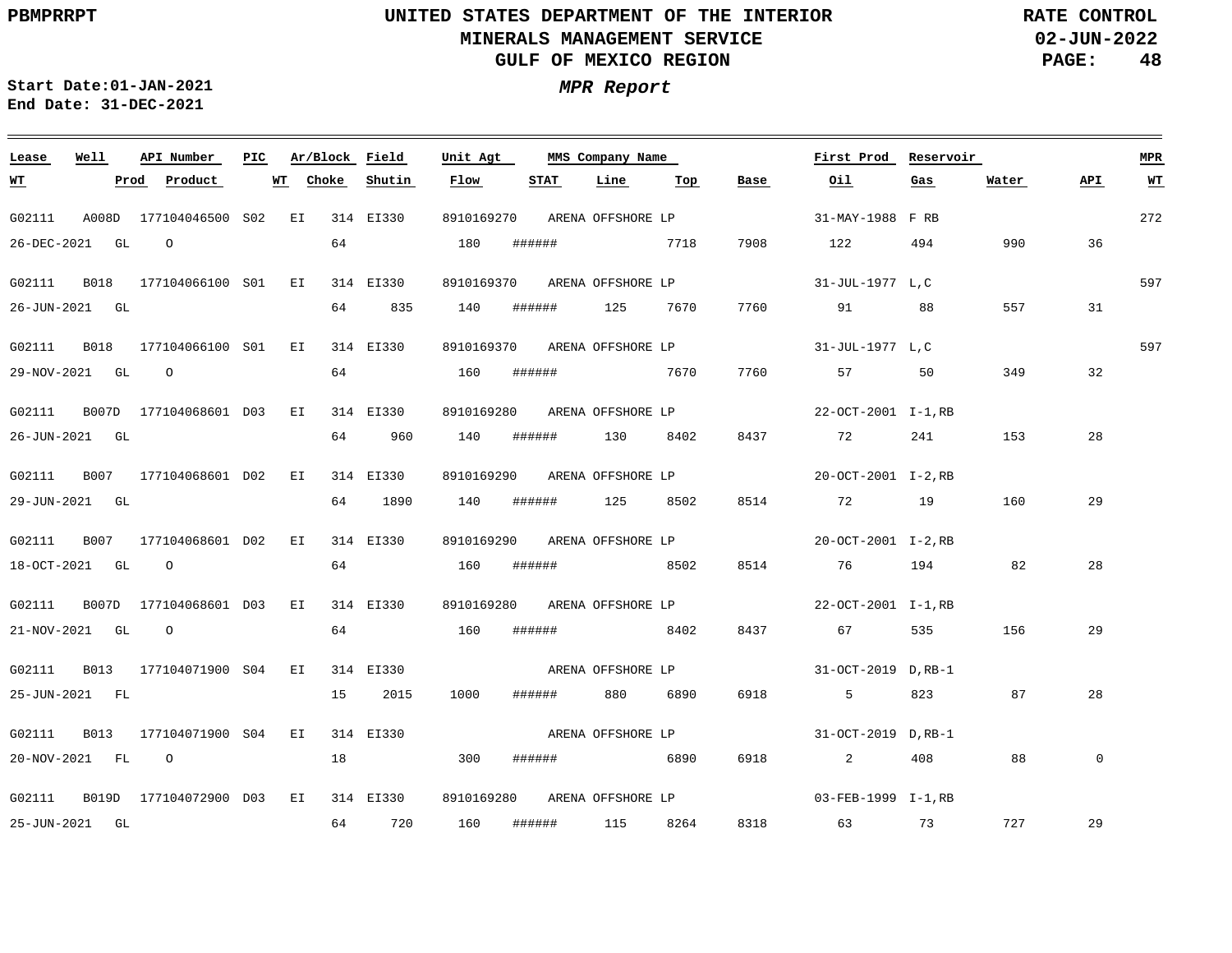PBMPRRPT

UNITED STATES DEPARTMENT OF THE INTERIOR
MINERALS MANAGEMENT SERVICE
GULF OF MEXICO REGION

RATE CONTROL
02-JUN-2022

Start Date:01-JAN-2021
End Date: 31-DEC-2021

***MPR Report***

| Lease | Well | API Number | PIC | Ar/Block | | Field | Unit Agt | MMS Company Name | | | | First Prod | Reservoir | | | MPR |
|---|---|---|---|---|---|---|---|---|---|---|---|---|---|---|---|---|
| WT | Prod | Product | | WT | Choke | Shutin | Flow | STAT | Line | Top | Base | Oil | Gas | Water | API | WT |
| G02111 | A008D | 177104046500 | S02 | EI | 314 | EI330 | 8910169270 | ARENA OFFSHORE LP | | | | 31-MAY-1988 | F RB | | | 272 |
| 26-DEC-2021 | GL | O | | | 64 | | 180 | ###### | | 7718 | 7908 | 122 | 494 | 990 | 36 | |
| G02111 | B018 | 177104066100 | S01 | EI | 314 | EI330 | 8910169370 | ARENA OFFSHORE LP | | | | 31-JUL-1977 | L,C | | | 597 |
| 26-JUN-2021 | GL | | | | 64 | 835 | 140 | ###### | 125 | 7670 | 7760 | 91 | 88 | 557 | 31 | |
| G02111 | B018 | 177104066100 | S01 | EI | 314 | EI330 | 8910169370 | ARENA OFFSHORE LP | | | | 31-JUL-1977 | L,C | | | 597 |
| 29-NOV-2021 | GL | O | | | 64 | | 160 | ###### | | 7670 | 7760 | 57 | 50 | 349 | 32 | |
| G02111 | B007D | 177104068601 | D03 | EI | 314 | EI330 | 8910169280 | ARENA OFFSHORE LP | | | | 22-OCT-2001 | I-1,RB | | | |
| 26-JUN-2021 | GL | | | | 64 | 960 | 140 | ###### | 130 | 8402 | 8437 | 72 | 241 | 153 | 28 | |
| G02111 | B007 | 177104068601 | D02 | EI | 314 | EI330 | 8910169290 | ARENA OFFSHORE LP | | | | 20-OCT-2001 | I-2,RB | | | |
| 29-JUN-2021 | GL | | | | 64 | 1890 | 140 | ###### | 125 | 8502 | 8514 | 72 | 19 | 160 | 29 | |
| G02111 | B007 | 177104068601 | D02 | EI | 314 | EI330 | 8910169290 | ARENA OFFSHORE LP | | | | 20-OCT-2001 | I-2,RB | | | |
| 18-OCT-2021 | GL | O | | | 64 | | 160 | ###### | | 8502 | 8514 | 76 | 194 | 82 | 28 | |
| G02111 | B007D | 177104068601 | D03 | EI | 314 | EI330 | 8910169280 | ARENA OFFSHORE LP | | | | 22-OCT-2001 | I-1,RB | | | |
| 21-NOV-2021 | GL | O | | | 64 | | 160 | ###### | | 8402 | 8437 | 67 | 535 | 156 | 29 | |
| G02111 | B013 | 177104071900 | S04 | EI | 314 | EI330 | | ARENA OFFSHORE LP | | | | 31-OCT-2019 | D,RB-1 | | | |
| 25-JUN-2021 | FL | | | | 15 | 2015 | 1000 | ###### | 880 | 6890 | 6918 | 5 | 823 | 87 | 28 | |
| G02111 | B013 | 177104071900 | S04 | EI | 314 | EI330 | | ARENA OFFSHORE LP | | | | 31-OCT-2019 | D,RB-1 | | | |
| 20-NOV-2021 | FL | O | | | 18 | | 300 | ###### | | 6890 | 6918 | 2 | 408 | 88 | 0 | |
| G02111 | B019D | 177104072900 | D03 | EI | 314 | EI330 | 8910169280 | ARENA OFFSHORE LP | | | | 03-FEB-1999 | I-1,RB | | | |
| 25-JUN-2021 | GL | | | | 64 | 720 | 160 | ###### | 115 | 8264 | 8318 | 63 | 73 | 727 | 29 | |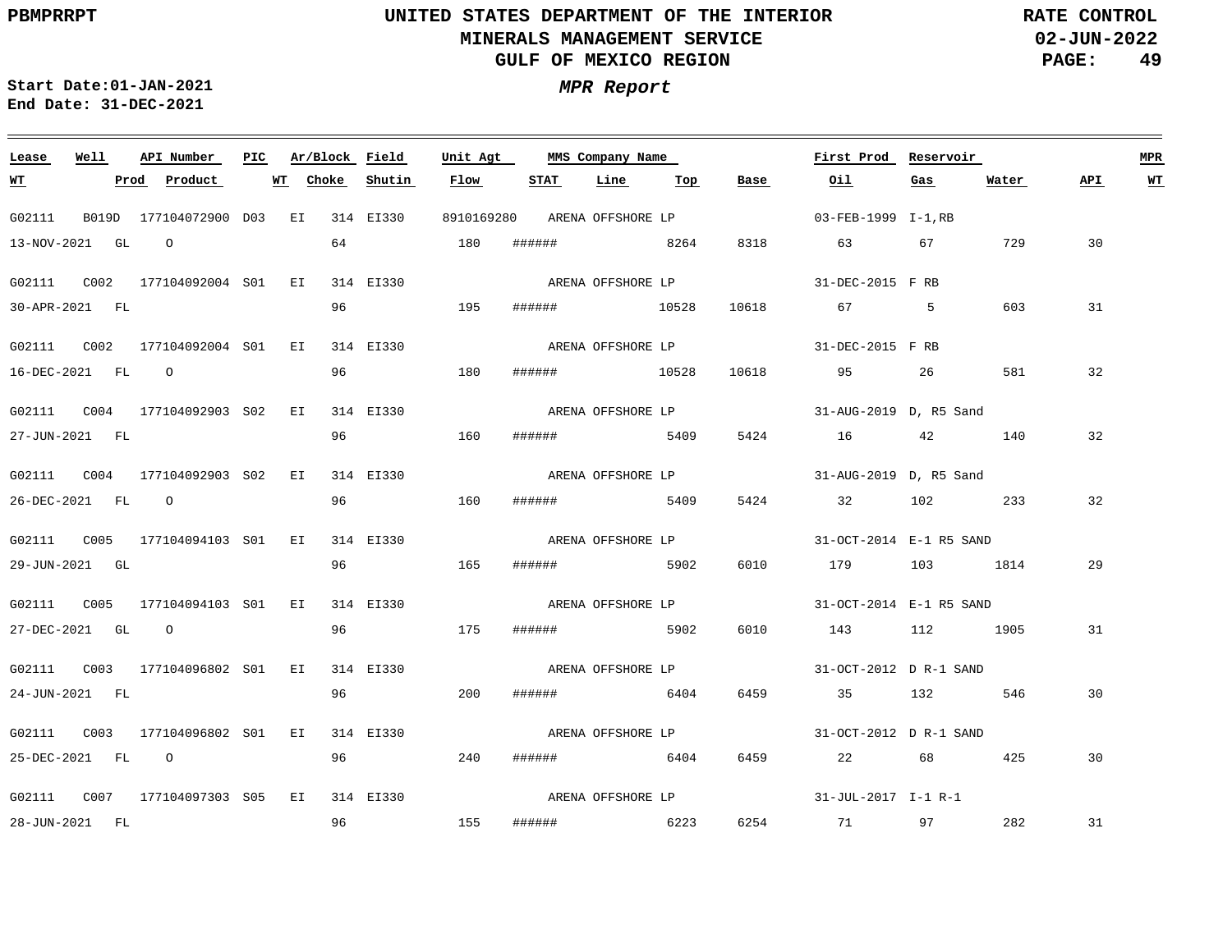| Lease | Well | API Number | PIC | Ar/Block | Field | Unit Agt | MMS Company Name | First Prod | Reservoir | WT | Prod | Product | WT | Choke | Shutin | Flow | STAT | Line | Top | Base | Oil | Gas | Water | API | MPR WT |
|---|---|---|---|---|---|---|---|---|---|---|---|---|---|---|---|---|---|---|---|---|---|---|---|---|---|
| G02111 | B019D | 177104072900 | D03 | EI 314 | EI330 | 8910169280 | ARENA OFFSHORE LP | 03-FEB-1999 | I-1,RB | 13-NOV-2021 | GL | O | | 64 | | 180 | ###### | | 8264 | 8318 | 63 | 67 | 729 | 30 | |
| G02111 | C002 | 177104092004 | S01 | EI 314 | EI330 | | ARENA OFFSHORE LP | 31-DEC-2015 | F RB | 30-APR-2021 | FL | | | 96 | | 195 | ###### | | 10528 | 10618 | 67 | 5 | 603 | 31 | |
| G02111 | C002 | 177104092004 | S01 | EI 314 | EI330 | | ARENA OFFSHORE LP | 31-DEC-2015 | F RB | 16-DEC-2021 | FL | O | | 96 | | 180 | ###### | | 10528 | 10618 | 95 | 26 | 581 | 32 | |
| G02111 | C004 | 177104092903 | S02 | EI 314 | EI330 | | ARENA OFFSHORE LP | 31-AUG-2019 | D, R5 Sand | 27-JUN-2021 | FL | | | 96 | | 160 | ###### | | 5409 | 5424 | 16 | 42 | 140 | 32 | |
| G02111 | C004 | 177104092903 | S02 | EI 314 | EI330 | | ARENA OFFSHORE LP | 31-AUG-2019 | D, R5 Sand | 26-DEC-2021 | FL | O | | 96 | | 160 | ###### | | 5409 | 5424 | 32 | 102 | 233 | 32 | |
| G02111 | C005 | 177104094103 | S01 | EI 314 | EI330 | | ARENA OFFSHORE LP | 31-OCT-2014 | E-1 R5 SAND | 29-JUN-2021 | GL | | | 96 | | 165 | ###### | | 5902 | 6010 | 179 | 103 | 1814 | 29 | |
| G02111 | C005 | 177104094103 | S01 | EI 314 | EI330 | | ARENA OFFSHORE LP | 31-OCT-2014 | E-1 R5 SAND | 27-DEC-2021 | GL | O | | 96 | | 175 | ###### | | 5902 | 6010 | 143 | 112 | 1905 | 31 | |
| G02111 | C003 | 177104096802 | S01 | EI 314 | EI330 | | ARENA OFFSHORE LP | 31-OCT-2012 | D R-1 SAND | 24-JUN-2021 | FL | | | 96 | | 200 | ###### | | 6404 | 6459 | 35 | 132 | 546 | 30 | |
| G02111 | C003 | 177104096802 | S01 | EI 314 | EI330 | | ARENA OFFSHORE LP | 31-OCT-2012 | D R-1 SAND | 25-DEC-2021 | FL | O | | 96 | | 240 | ###### | | 6404 | 6459 | 22 | 68 | 425 | 30 | |
| G02111 | C007 | 177104097303 | S05 | EI 314 | EI330 | | ARENA OFFSHORE LP | 31-JUL-2017 | I-1 R-1 | 28-JUN-2021 | FL | | | 96 | | 155 | ###### | | 6223 | 6254 | 71 | 97 | 282 | 31 | |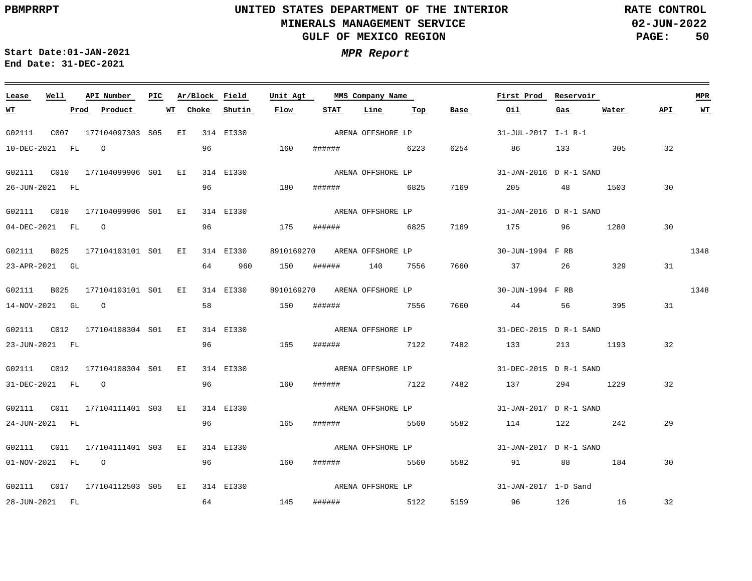PBMPRRPT

# UNITED STATES DEPARTMENT OF THE INTERIOR
## MINERALS MANAGEMENT SERVICE
## GULF OF MEXICO REGION

RATE CONTROL
02-JUN-2022

**Start Date:01-JAN-2021**
**End Date: 31-DEC-2021**

***MPR Report***

| Lease | Well | API Number | PIC | Ar/Block | Field | Unit Agt | MMS Company Name | | | | First Prod | Reservoir | | | MPR |
|---|---|---|---|---|---|---|---|---|---|---|---|---|---|---|---|
| WT | Prod | Product | WT | Choke | Shutin | Flow | STAT | Line | Top | Base | Oil | Gas | Water | API | WT |
| G02111 | C007 | 177104097303 | S05 | EI 314 | EI330 | | ARENA OFFSHORE LP | | | | 31-JUL-2017 | I-1 R-1 | | | |
| 10-DEC-2021 | FL | O | | 96 | | 160 | ###### | | 6223 | 6254 | 86 | 133 | 305 | 32 | |
| G02111 | C010 | 177104099906 | S01 | EI 314 | EI330 | | ARENA OFFSHORE LP | | | | 31-JAN-2016 | D R-1 SAND | | | |
| 26-JUN-2021 | FL | | | 96 | | 180 | ###### | | 6825 | 7169 | 205 | 48 | 1503 | 30 | |
| G02111 | C010 | 177104099906 | S01 | EI 314 | EI330 | | ARENA OFFSHORE LP | | | | 31-JAN-2016 | D R-1 SAND | | | |
| 04-DEC-2021 | FL | O | | 96 | | 175 | ###### | | 6825 | 7169 | 175 | 96 | 1280 | 30 | |
| G02111 | B025 | 177104103101 | S01 | EI 314 | EI330 | 8910169270 | ARENA OFFSHORE LP | | | | 30-JUN-1994 | F RB | | | 1348 |
| 23-APR-2021 | GL | | | 64 | 960 | 150 | ###### | 140 | 7556 | 7660 | 37 | 26 | 329 | 31 | |
| G02111 | B025 | 177104103101 | S01 | EI 314 | EI330 | 8910169270 | ARENA OFFSHORE LP | | | | 30-JUN-1994 | F RB | | | 1348 |
| 14-NOV-2021 | GL | O | | 58 | | 150 | ###### | | 7556 | 7660 | 44 | 56 | 395 | 31 | |
| G02111 | C012 | 177104108304 | S01 | EI 314 | EI330 | | ARENA OFFSHORE LP | | | | 31-DEC-2015 | D R-1 SAND | | | |
| 23-JUN-2021 | FL | | | 96 | | 165 | ###### | | 7122 | 7482 | 133 | 213 | 1193 | 32 | |
| G02111 | C012 | 177104108304 | S01 | EI 314 | EI330 | | ARENA OFFSHORE LP | | | | 31-DEC-2015 | D R-1 SAND | | | |
| 31-DEC-2021 | FL | O | | 96 | | 160 | ###### | | 7122 | 7482 | 137 | 294 | 1229 | 32 | |
| G02111 | C011 | 177104111401 | S03 | EI 314 | EI330 | | ARENA OFFSHORE LP | | | | 31-JAN-2017 | D R-1 SAND | | | |
| 24-JUN-2021 | FL | | | 96 | | 165 | ###### | | 5560 | 5582 | 114 | 122 | 242 | 29 | |
| G02111 | C011 | 177104111401 | S03 | EI 314 | EI330 | | ARENA OFFSHORE LP | | | | 31-JAN-2017 | D R-1 SAND | | | |
| 01-NOV-2021 | FL | O | | 96 | | 160 | ###### | | 5560 | 5582 | 91 | 88 | 184 | 30 | |
| G02111 | C017 | 177104112503 | S05 | EI 314 | EI330 | | ARENA OFFSHORE LP | | | | 31-JAN-2017 | 1-D Sand | | | |
| 28-JUN-2021 | FL | | | 64 | | 145 | ###### | | 5122 | 5159 | 96 | 126 | 16 | 32 | |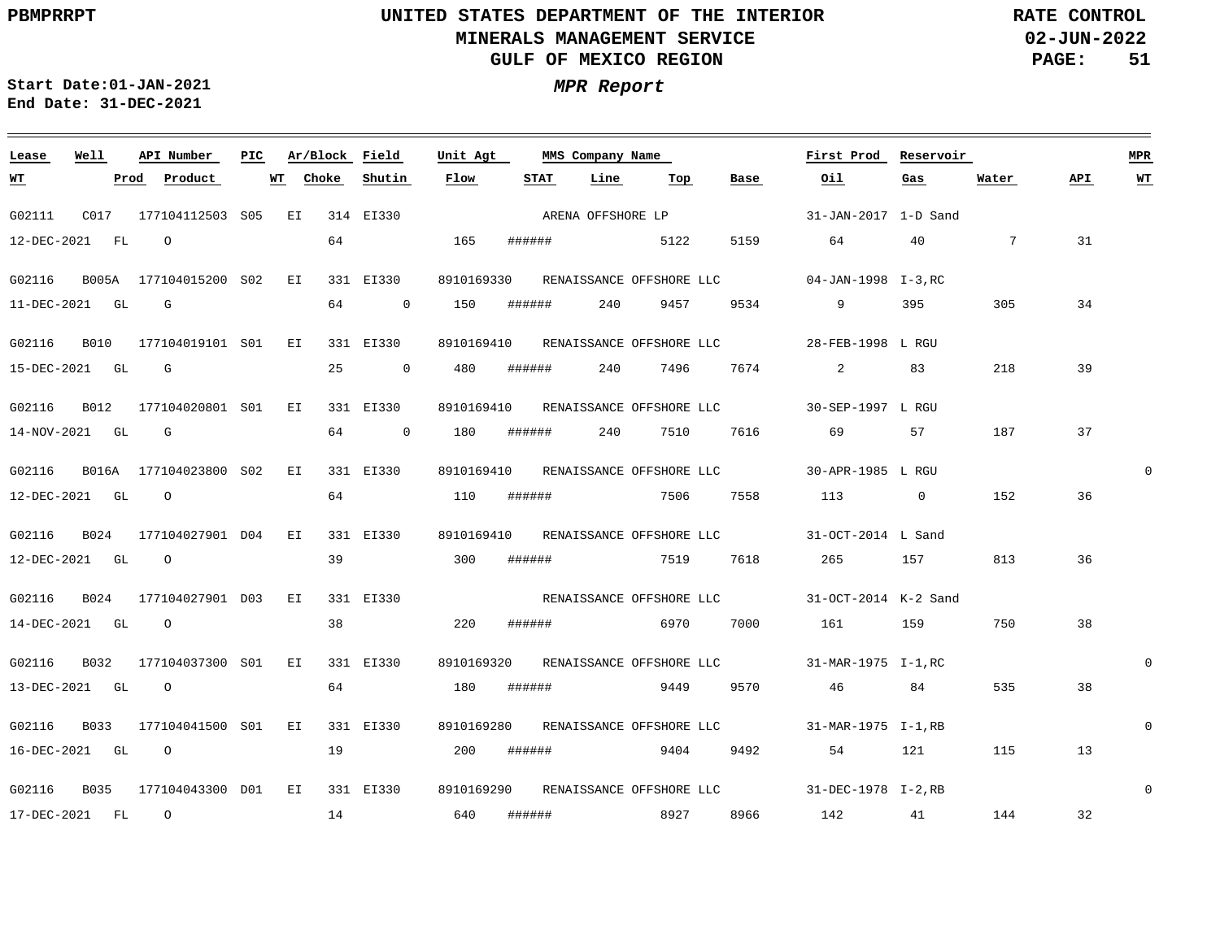**PBMPRRPT**

# UNITED STATES DEPARTMENT OF THE INTERIOR
## MINERALS MANAGEMENT SERVICE
## GULF OF MEXICO REGION

**RATE CONTROL**
**02-JUN-2022**

**Start Date:01-JAN-2021**
**End Date: 31-DEC-2021**

***MPR Report***

| Lease | Well | API Number | PIC | Ar/Block | Field | Unit Agt | MMS Company Name | First Prod | Reservoir | MPR | WT | Prod | Product | WT | Choke | Shutin | Flow | STAT | Line | Top | Base | Oil | Gas | Water | API | WT |
|---|---|---|---|---|---|---|---|---|---|---|---|---|---|---|---|---|---|---|---|---|---|---|---|---|---|---|
| G02111 | C017 | 177104112503 | S05 | EI 314 | EI330 | | ARENA OFFSHORE LP | 31-JAN-2017 | 1-D Sand | | 12-DEC-2021 | FL | O | | 64 | | 165 | ###### | | 5122 | 5159 | 64 | 40 | 7 | 31 | |
| G02116 | B005A | 177104015200 | S02 | EI 331 | EI330 | 8910169330 | RENAISSANCE OFFSHORE LLC | 04-JAN-1998 | I-3,RC | | 11-DEC-2021 | GL | G | | 64 | 0 | 150 | ###### | 240 | 9457 | 9534 | 9 | 395 | 305 | 34 | |
| G02116 | B010 | 177104019101 | S01 | EI 331 | EI330 | 8910169410 | RENAISSANCE OFFSHORE LLC | 28-FEB-1998 | L RGU | | 15-DEC-2021 | GL | G | | 25 | 0 | 480 | ###### | 240 | 7496 | 7674 | 2 | 83 | 218 | 39 | |
| G02116 | B012 | 177104020801 | S01 | EI 331 | EI330 | 8910169410 | RENAISSANCE OFFSHORE LLC | 30-SEP-1997 | L RGU | | 14-NOV-2021 | GL | G | | 64 | 0 | 180 | ###### | 240 | 7510 | 7616 | 69 | 57 | 187 | 37 | |
| G02116 | B016A | 177104023800 | S02 | EI 331 | EI330 | 8910169410 | RENAISSANCE OFFSHORE LLC | 30-APR-1985 | L RGU | 0 | 12-DEC-2021 | GL | O | | 64 | | 110 | ###### | | 7506 | 7558 | 113 | 0 | 152 | 36 | |
| G02116 | B024 | 177104027901 | D04 | EI 331 | EI330 | 8910169410 | RENAISSANCE OFFSHORE LLC | 31-OCT-2014 | L Sand | | 12-DEC-2021 | GL | O | | 39 | | 300 | ###### | | 7519 | 7618 | 265 | 157 | 813 | 36 | |
| G02116 | B024 | 177104027901 | D03 | EI 331 | EI330 | | RENAISSANCE OFFSHORE LLC | 31-OCT-2014 | K-2 Sand | | 14-DEC-2021 | GL | O | | 38 | | 220 | ###### | | 6970 | 7000 | 161 | 159 | 750 | 38 | |
| G02116 | B032 | 177104037300 | S01 | EI 331 | EI330 | 8910169320 | RENAISSANCE OFFSHORE LLC | 31-MAR-1975 | I-1,RC | 0 | 13-DEC-2021 | GL | O | | 64 | | 180 | ###### | | 9449 | 9570 | 46 | 84 | 535 | 38 | |
| G02116 | B033 | 177104041500 | S01 | EI 331 | EI330 | 8910169280 | RENAISSANCE OFFSHORE LLC | 31-MAR-1975 | I-1,RB | 0 | 16-DEC-2021 | GL | O | | 19 | | 200 | ###### | | 9404 | 9492 | 54 | 121 | 115 | 13 | |
| G02116 | B035 | 177104043300 | D01 | EI 331 | EI330 | 8910169290 | RENAISSANCE OFFSHORE LLC | 31-DEC-1978 | I-2,RB | 0 | 17-DEC-2021 | FL | O | | 14 | | 640 | ###### | | 8927 | 8966 | 142 | 41 | 144 | 32 | |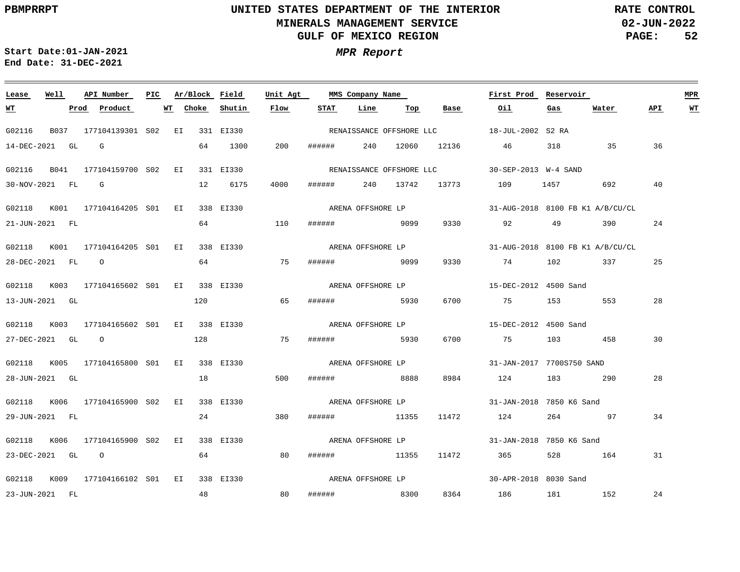**Start Date:01-JAN-2021**
**End Date: 31-DEC-2021**

***MPR Report***

| Lease | Well | API Number | PIC | Ar/Block | | Field | Unit Agt | MMS Company Name | | | | First Prod | Reservoir | | | MPR |
|---|---|---|---|---|---|---|---|---|---|---|---|---|---|---|---|---|
| WT | Prod | Product | WT | | Choke | Shutin | Flow | STAT | Line | Top | Base | Oil | Gas | Water | API | WT |
| G02116 | B037 | 177104139301 | S02 | EI | 331 | EI330 | | RENAISSANCE OFFSHORE LLC | | | | 18-JUL-2002 | S2 RA | | | |
| 14-DEC-2021 | GL | G | | | 64 | 1300 | 200 | ###### | 240 | 12060 | 12136 | 46 | 318 | 35 | 36 | |
| G02116 | B041 | 177104159700 | S02 | EI | 331 | EI330 | | RENAISSANCE OFFSHORE LLC | | | | 30-SEP-2013 | W-4 SAND | | | |
| 30-NOV-2021 | FL | G | | | 12 | 6175 | 4000 | ###### | 240 | 13742 | 13773 | 109 | 1457 | 692 | 40 | |
| G02118 | K001 | 177104164205 | S01 | EI | 338 | EI330 | | ARENA OFFSHORE LP | | | | 31-AUG-2018 | 8100 FB K1 A/B/CU/CL | | | |
| 21-JUN-2021 | FL | | | | 64 | | 110 | ###### | | 9099 | 9330 | 92 | 49 | 390 | 24 | |
| G02118 | K001 | 177104164205 | S01 | EI | 338 | EI330 | | ARENA OFFSHORE LP | | | | 31-AUG-2018 | 8100 FB K1 A/B/CU/CL | | | |
| 28-DEC-2021 | FL | O | | | 64 | | 75 | ###### | | 9099 | 9330 | 74 | 102 | 337 | 25 | |
| G02118 | K003 | 177104165602 | S01 | EI | 338 | EI330 | | ARENA OFFSHORE LP | | | | 15-DEC-2012 | 4500 Sand | | | |
| 13-JUN-2021 | GL | | | | 120 | | 65 | ###### | | 5930 | 6700 | 75 | 153 | 553 | 28 | |
| G02118 | K003 | 177104165602 | S01 | EI | 338 | EI330 | | ARENA OFFSHORE LP | | | | 15-DEC-2012 | 4500 Sand | | | |
| 27-DEC-2021 | GL | O | | | 128 | | 75 | ###### | | 5930 | 6700 | 75 | 103 | 458 | 30 | |
| G02118 | K005 | 177104165800 | S01 | EI | 338 | EI330 | | ARENA OFFSHORE LP | | | | 31-JAN-2017 | 7700S750 SAND | | | |
| 28-JUN-2021 | GL | | | | 18 | | 500 | ###### | | 8888 | 8984 | 124 | 183 | 290 | 28 | |
| G02118 | K006 | 177104165900 | S02 | EI | 338 | EI330 | | ARENA OFFSHORE LP | | | | 31-JAN-2018 | 7850 K6 Sand | | | |
| 29-JUN-2021 | FL | | | | 24 | | 380 | ###### | | 11355 | 11472 | 124 | 264 | 97 | 34 | |
| G02118 | K006 | 177104165900 | S02 | EI | 338 | EI330 | | ARENA OFFSHORE LP | | | | 31-JAN-2018 | 7850 K6 Sand | | | |
| 23-DEC-2021 | GL | O | | | 64 | | 80 | ###### | | 11355 | 11472 | 365 | 528 | 164 | 31 | |
| G02118 | K009 | 177104166102 | S01 | EI | 338 | EI330 | | ARENA OFFSHORE LP | | | | 30-APR-2018 | 8030 Sand | | | |
| 23-JUN-2021 | FL | | | | 48 | | 80 | ###### | | 8300 | 8364 | 186 | 181 | 152 | 24 | |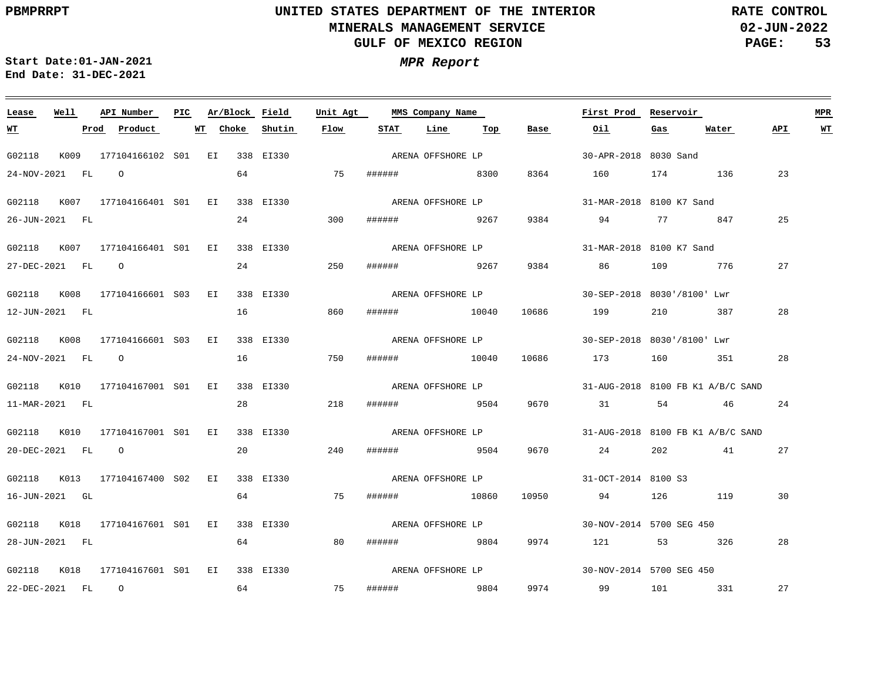**UNITED STATES DEPARTMENT OF THE INTERIOR**
**MINERALS MANAGEMENT SERVICE**
**GULF OF MEXICO REGION**

PBMPRRPT — RATE CONTROL — 02-JUN-2022

***MPR Report***

**Start Date:** 01-JAN-2021
**End Date:** 31-DEC-2021

| Lease | Well | API Number | PIC | Ar/Block | Field | Unit Agt | MMS Company Name | First Prod | Reservoir | MPR |
|---|---|---|---|---|---|---|---|---|---|---|
| **WT** | **Prod** | **Product** | **WT** | **Choke** | **Shutin** | **Flow** | **STAT** | **Line** | **Top** | **Base** |
| **Oil** | **Gas** | **Water** | **API** | **WT** | | | | | | |
| G02118 | K009 | 177104166102 | S01 | EI 338 | EI330 | | ARENA OFFSHORE LP | 30-APR-2018 | 8030 Sand | |
| 24-NOV-2021 | FL | O | | 64 | | 75 | ###### | | 8300 | 8364 |
| 160 | 174 | 136 | 23 | | | | | | | |
| G02118 | K007 | 177104166401 | S01 | EI 338 | EI330 | | ARENA OFFSHORE LP | 31-MAR-2018 | 8100 K7 Sand | |
| 26-JUN-2021 | FL | | | 24 | | 300 | ###### | | 9267 | 9384 |
| 94 | 77 | 847 | 25 | | | | | | | |
| G02118 | K007 | 177104166401 | S01 | EI 338 | EI330 | | ARENA OFFSHORE LP | 31-MAR-2018 | 8100 K7 Sand | |
| 27-DEC-2021 | FL | O | | 24 | | 250 | ###### | | 9267 | 9384 |
| 86 | 109 | 776 | 27 | | | | | | | |
| G02118 | K008 | 177104166601 | S03 | EI 338 | EI330 | | ARENA OFFSHORE LP | 30-SEP-2018 | 8030'/8100' Lwr | |
| 12-JUN-2021 | FL | | | 16 | | 860 | ###### | | 10040 | 10686 |
| 199 | 210 | 387 | 28 | | | | | | | |
| G02118 | K008 | 177104166601 | S03 | EI 338 | EI330 | | ARENA OFFSHORE LP | 30-SEP-2018 | 8030'/8100' Lwr | |
| 24-NOV-2021 | FL | O | | 16 | | 750 | ###### | | 10040 | 10686 |
| 173 | 160 | 351 | 28 | | | | | | | |
| G02118 | K010 | 177104167001 | S01 | EI 338 | EI330 | | ARENA OFFSHORE LP | 31-AUG-2018 | 8100 FB K1 A/B/C SAND | |
| 11-MAR-2021 | FL | | | 28 | | 218 | ###### | | 9504 | 9670 |
| 31 | 54 | 46 | 24 | | | | | | | |
| G02118 | K010 | 177104167001 | S01 | EI 338 | EI330 | | ARENA OFFSHORE LP | 31-AUG-2018 | 8100 FB K1 A/B/C SAND | |
| 20-DEC-2021 | FL | O | | 20 | | 240 | ###### | | 9504 | 9670 |
| 24 | 202 | 41 | 27 | | | | | | | |
| G02118 | K013 | 177104167400 | S02 | EI 338 | EI330 | | ARENA OFFSHORE LP | 31-OCT-2014 | 8100 S3 | |
| 16-JUN-2021 | GL | | | 64 | | 75 | ###### | | 10860 | 10950 |
| 94 | 126 | 119 | 30 | | | | | | | |
| G02118 | K018 | 177104167601 | S01 | EI 338 | EI330 | | ARENA OFFSHORE LP | 30-NOV-2014 | 5700 SEG 450 | |
| 28-JUN-2021 | FL | | | 64 | | 80 | ###### | | 9804 | 9974 |
| 121 | 53 | 326 | 28 | | | | | | | |
| G02118 | K018 | 177104167601 | S01 | EI 338 | EI330 | | ARENA OFFSHORE LP | 30-NOV-2014 | 5700 SEG 450 | |
| 22-DEC-2021 | FL | O | | 64 | | 75 | ###### | | 9804 | 9974 |
| 99 | 101 | 331 | 27 | | | | | | | |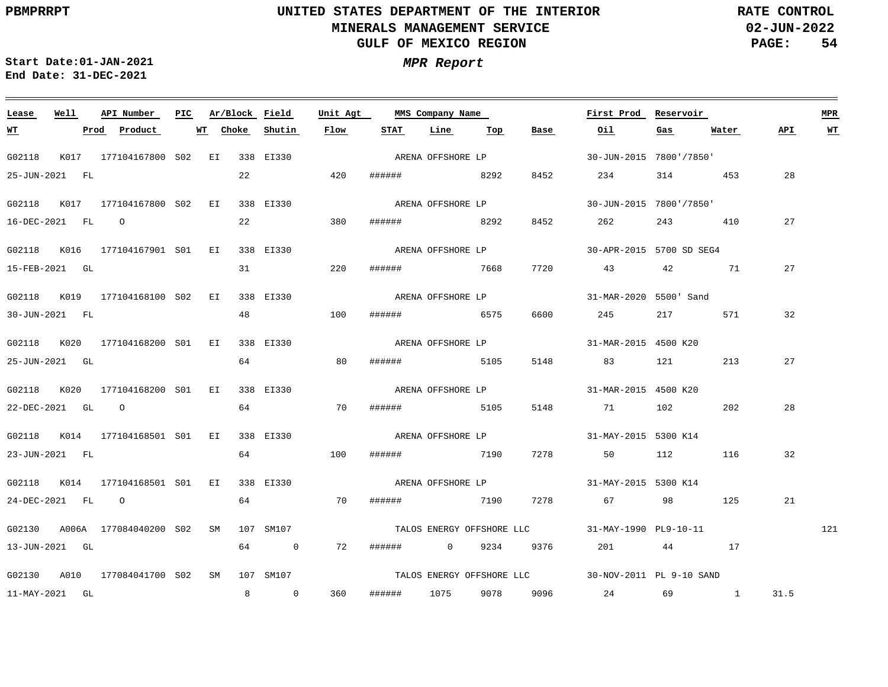# UNITED STATES DEPARTMENT OF THE INTERIOR
## MINERALS MANAGEMENT SERVICE
## GULF OF MEXICO REGION

RATE CONTROL
02-JUN-2022

**Start Date:01-JAN-2021**
**End Date: 31-DEC-2021**

### *MPR Report*

| Lease | Well | API Number | PIC | Ar/Block | Field | Unit Agt | MMS Company Name | | | | First Prod | Reservoir | | | MPR |
|---|---|---|---|---|---|---|---|---|---|---|---|---|---|---|---|
| WT | Prod | Product | WT | Choke | Shutin | Flow | STAT | Line | Top | Base | Oil | Gas | Water | API | WT |
| G02118 | K017 | 177104167800 | S02 | EI 338 | EI330 | | ARENA OFFSHORE LP | | | | 30-JUN-2015 | 7800'/7850' | | | |
| 25-JUN-2021 | FL | | | 22 | | 420 | ###### | | 8292 | 8452 | 234 | 314 | 453 | 28 | |
| G02118 | K017 | 177104167800 | S02 | EI 338 | EI330 | | ARENA OFFSHORE LP | | | | 30-JUN-2015 | 7800'/7850' | | | |
| 16-DEC-2021 | FL | O | | 22 | | 380 | ###### | | 8292 | 8452 | 262 | 243 | 410 | 27 | |
| G02118 | K016 | 177104167901 | S01 | EI 338 | EI330 | | ARENA OFFSHORE LP | | | | 30-APR-2015 | 5700 SD SEG4 | | | |
| 15-FEB-2021 | GL | | | 31 | | 220 | ###### | | 7668 | 7720 | 43 | 42 | 71 | 27 | |
| G02118 | K019 | 177104168100 | S02 | EI 338 | EI330 | | ARENA OFFSHORE LP | | | | 31-MAR-2020 | 5500' Sand | | | |
| 30-JUN-2021 | FL | | | 48 | | 100 | ###### | | 6575 | 6600 | 245 | 217 | 571 | 32 | |
| G02118 | K020 | 177104168200 | S01 | EI 338 | EI330 | | ARENA OFFSHORE LP | | | | 31-MAR-2015 | 4500 K20 | | | |
| 25-JUN-2021 | GL | | | 64 | | 80 | ###### | | 5105 | 5148 | 83 | 121 | 213 | 27 | |
| G02118 | K020 | 177104168200 | S01 | EI 338 | EI330 | | ARENA OFFSHORE LP | | | | 31-MAR-2015 | 4500 K20 | | | |
| 22-DEC-2021 | GL | O | | 64 | | 70 | ###### | | 5105 | 5148 | 71 | 102 | 202 | 28 | |
| G02118 | K014 | 177104168501 | S01 | EI 338 | EI330 | | ARENA OFFSHORE LP | | | | 31-MAY-2015 | 5300 K14 | | | |
| 23-JUN-2021 | FL | | | 64 | | 100 | ###### | | 7190 | 7278 | 50 | 112 | 116 | 32 | |
| G02118 | K014 | 177104168501 | S01 | EI 338 | EI330 | | ARENA OFFSHORE LP | | | | 31-MAY-2015 | 5300 K14 | | | |
| 24-DEC-2021 | FL | O | | 64 | | 70 | ###### | | 7190 | 7278 | 67 | 98 | 125 | 21 | |
| G02130 | A006A | 177084040200 | S02 | SM 107 | SM107 | | TALOS ENERGY OFFSHORE LLC | | | | 31-MAY-1990 | PL9-10-11 | | | 121 |
| 13-JUN-2021 | GL | | | 64 | 0 | 72 | ###### | 0 | 9234 | 9376 | 201 | 44 | 17 | | |
| G02130 | A010 | 177084041700 | S02 | SM 107 | SM107 | | TALOS ENERGY OFFSHORE LLC | | | | 30-NOV-2011 | PL 9-10 SAND | | | |
| 11-MAY-2021 | GL | | | 8 | 0 | 360 | ###### | 1075 | 9078 | 9096 | 24 | 69 | 1 | 31.5 | |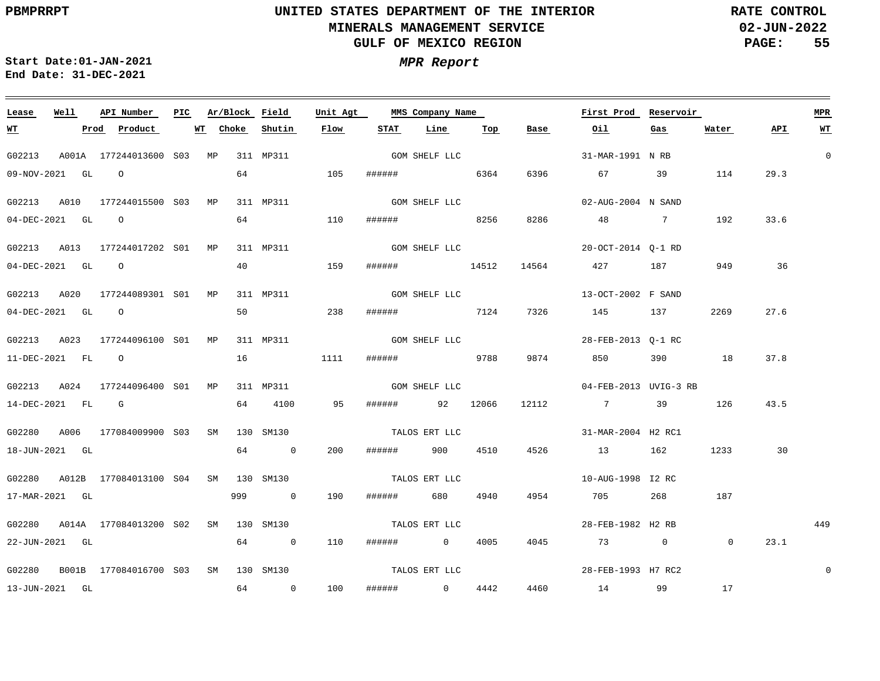PBMPRRPT

# UNITED STATES DEPARTMENT OF THE INTERIOR
## MINERALS MANAGEMENT SERVICE
## GULF OF MEXICO REGION

RATE CONTROL
02-JUN-2022

**Start Date:** 01-JAN-2021
**End Date:** 31-DEC-2021

*MPR Report*

| Lease | Well | API Number | PIC | Ar/Block | Field | Unit Agt | MMS Company Name | | | | First Prod | Reservoir | | | MPR |
|---|---|---|---|---|---|---|---|---|---|---|---|---|---|---|---|
| WT | Prod | Product | WT | Choke | Shutin | Flow | STAT | Line | Top | Base | Oil | Gas | Water | API | WT |
| G02213 | A001A | 177244013600 | S03 | MP 311 | MP311 | | GOM SHELF LLC | | | | 31-MAR-1991 | N RB | | | 0 |
| 09-NOV-2021 | GL | O | | 64 | | 105 | ###### | | 6364 | 6396 | 67 | 39 | 114 | 29.3 | |
| G02213 | A010 | 177244015500 | S03 | MP 311 | MP311 | | GOM SHELF LLC | | | | 02-AUG-2004 | N SAND | | | |
| 04-DEC-2021 | GL | O | | 64 | | 110 | ###### | | 8256 | 8286 | 48 | 7 | 192 | 33.6 | |
| G02213 | A013 | 177244017202 | S01 | MP 311 | MP311 | | GOM SHELF LLC | | | | 20-OCT-2014 | Q-1 RD | | | |
| 04-DEC-2021 | GL | O | | 40 | | 159 | ###### | | 14512 | 14564 | 427 | 187 | 949 | 36 | |
| G02213 | A020 | 177244089301 | S01 | MP 311 | MP311 | | GOM SHELF LLC | | | | 13-OCT-2002 | F SAND | | | |
| 04-DEC-2021 | GL | O | | 50 | | 238 | ###### | | 7124 | 7326 | 145 | 137 | 2269 | 27.6 | |
| G02213 | A023 | 177244096100 | S01 | MP 311 | MP311 | | GOM SHELF LLC | | | | 28-FEB-2013 | Q-1 RC | | | |
| 11-DEC-2021 | FL | O | | 16 | | 1111 | ###### | | 9788 | 9874 | 850 | 390 | 18 | 37.8 | |
| G02213 | A024 | 177244096400 | S01 | MP 311 | MP311 | | GOM SHELF LLC | | | | 04-FEB-2013 | UVIG-3 RB | | | |
| 14-DEC-2021 | FL | G | | 64 | 4100 | 95 | ###### | 92 | 12066 | 12112 | 7 | 39 | 126 | 43.5 | |
| G02280 | A006 | 177084009900 | S03 | SM 130 | SM130 | | TALOS ERT LLC | | | | 31-MAR-2004 | H2 RC1 | | | |
| 18-JUN-2021 | GL | | | 64 | 0 | 200 | ###### | 900 | 4510 | 4526 | 13 | 162 | 1233 | 30 | |
| G02280 | A012B | 177084013100 | S04 | SM 130 | SM130 | | TALOS ERT LLC | | | | 10-AUG-1998 | I2 RC | | | |
| 17-MAR-2021 | GL | | | 999 | 0 | 190 | ###### | 680 | 4940 | 4954 | 705 | 268 | 187 | | |
| G02280 | A014A | 177084013200 | S02 | SM 130 | SM130 | | TALOS ERT LLC | | | | 28-FEB-1982 | H2 RB | | | 449 |
| 22-JUN-2021 | GL | | | 64 | 0 | 110 | ###### | 0 | 4005 | 4045 | 73 | 0 | 0 | 23.1 | |
| G02280 | B001B | 177084016700 | S03 | SM 130 | SM130 | | TALOS ERT LLC | | | | 28-FEB-1993 | H7 RC2 | | | 0 |
| 13-JUN-2021 | GL | | | 64 | 0 | 100 | ###### | 0 | 4442 | 4460 | 14 | 99 | 17 | | |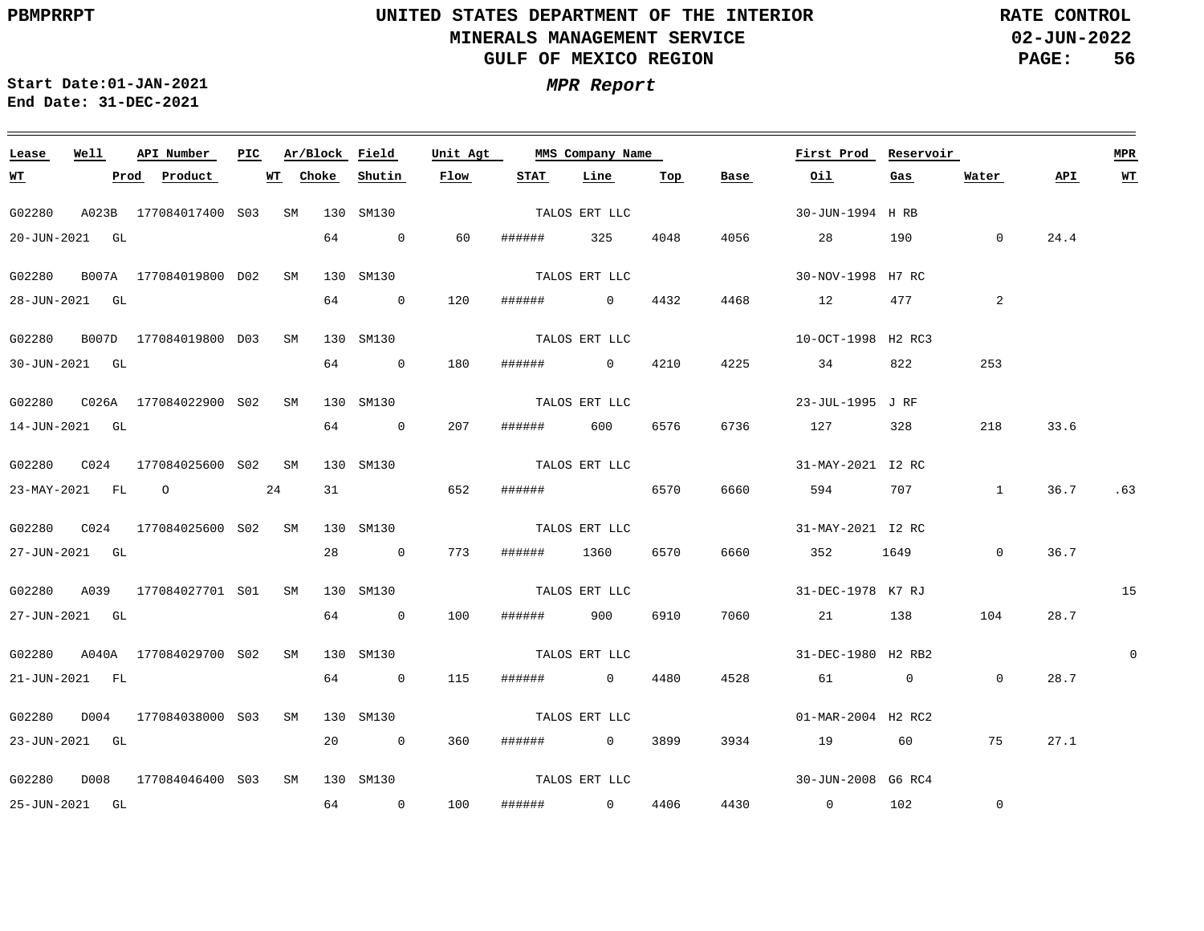**UNITED STATES DEPARTMENT OF THE INTERIOR**
**MINERALS MANAGEMENT SERVICE**
**GULF OF MEXICO REGION**

**RATE CONTROL**
**02-JUN-2022**

**Start Date:01-JAN-2021**
**End Date: 31-DEC-2021**

***MPR Report***

| Lease | Well | API Number | PIC | Ar/Block | Field | Unit Agt | MMS Company Name | | | | First Prod | Reservoir | | | MPR |
|---|---|---|---|---|---|---|---|---|---|---|---|---|---|---|---|
| **WT** | **Prod** | **Product** | **WT** | **Choke** | **Shutin** | **Flow** | **STAT** | **Line** | **Top** | **Base** | **Oil** | **Gas** | **Water** | **API** | **WT** |
| G02280 | A023B | 177084017400 | S03 | SM 130 | SM130 | | TALOS ERT LLC | | | | 30-JUN-1994 | H RB | | | |
| 20-JUN-2021 | GL | | | 64 | 0 | 60 | ###### | 325 | 4048 | 4056 | 28 | 190 | 0 | 24.4 | |
| G02280 | B007A | 177084019800 | D02 | SM 130 | SM130 | | TALOS ERT LLC | | | | 30-NOV-1998 | H7 RC | | | |
| 28-JUN-2021 | GL | | | 64 | 0 | 120 | ###### | 0 | 4432 | 4468 | 12 | 477 | 2 | | |
| G02280 | B007D | 177084019800 | D03 | SM 130 | SM130 | | TALOS ERT LLC | | | | 10-OCT-1998 | H2 RC3 | | | |
| 30-JUN-2021 | GL | | | 64 | 0 | 180 | ###### | 0 | 4210 | 4225 | 34 | 822 | 253 | | |
| G02280 | C026A | 177084022900 | S02 | SM 130 | SM130 | | TALOS ERT LLC | | | | 23-JUL-1995 | J RF | | | |
| 14-JUN-2021 | GL | | | 64 | 0 | 207 | ###### | 600 | 6576 | 6736 | 127 | 328 | 218 | 33.6 | |
| G02280 | C024 | 177084025600 | S02 | SM 130 | SM130 | | TALOS ERT LLC | | | | 31-MAY-2021 | I2 RC | | | |
| 23-MAY-2021 | FL | O | 24 | 31 | | 652 | ###### | | 6570 | 6660 | 594 | 707 | 1 | 36.7 | .63 |
| G02280 | C024 | 177084025600 | S02 | SM 130 | SM130 | | TALOS ERT LLC | | | | 31-MAY-2021 | I2 RC | | | |
| 27-JUN-2021 | GL | | | 28 | 0 | 773 | ###### | 1360 | 6570 | 6660 | 352 | 1649 | 0 | 36.7 | |
| G02280 | A039 | 177084027701 | S01 | SM 130 | SM130 | | TALOS ERT LLC | | | | 31-DEC-1978 | K7 RJ | | | 15 |
| 27-JUN-2021 | GL | | | 64 | 0 | 100 | ###### | 900 | 6910 | 7060 | 21 | 138 | 104 | 28.7 | |
| G02280 | A040A | 177084029700 | S02 | SM 130 | SM130 | | TALOS ERT LLC | | | | 31-DEC-1980 | H2 RB2 | | | 0 |
| 21-JUN-2021 | FL | | | 64 | 0 | 115 | ###### | 0 | 4480 | 4528 | 61 | 0 | 0 | 28.7 | |
| G02280 | D004 | 177084038000 | S03 | SM 130 | SM130 | | TALOS ERT LLC | | | | 01-MAR-2004 | H2 RC2 | | | |
| 23-JUN-2021 | GL | | | 20 | 0 | 360 | ###### | 0 | 3899 | 3934 | 19 | 60 | 75 | 27.1 | |
| G02280 | D008 | 177084046400 | S03 | SM 130 | SM130 | | TALOS ERT LLC | | | | 30-JUN-2008 | G6 RC4 | | | |
| 25-JUN-2021 | GL | | | 64 | 0 | 100 | ###### | 0 | 4406 | 4430 | 0 | 102 | 0 | | |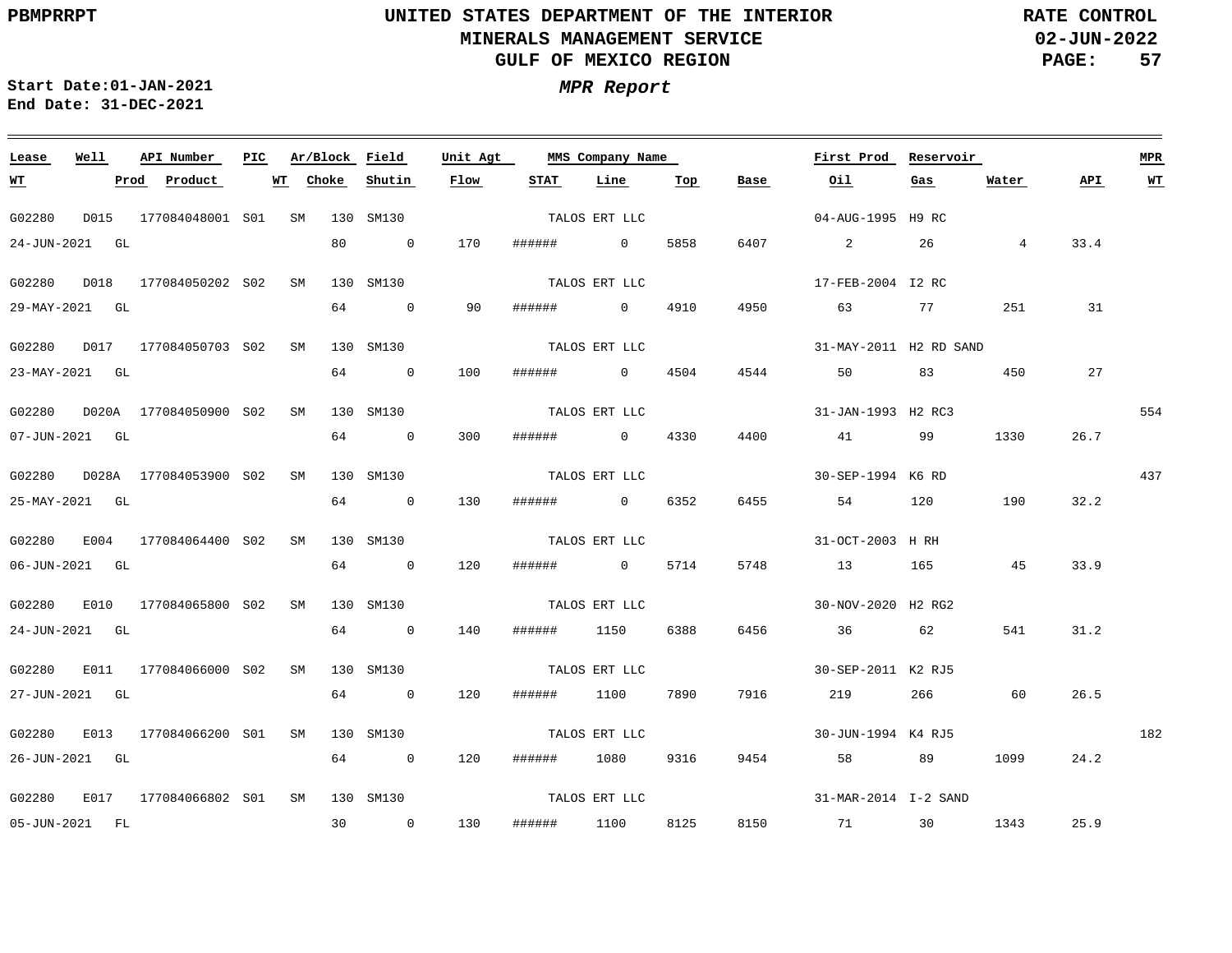UNITED STATES DEPARTMENT OF THE INTERIOR
MINERALS MANAGEMENT SERVICE
GULF OF MEXICO REGION

PBMPRRPT — RATE CONTROL — 02-JUN-2022

Start Date:01-JAN-2021
End Date: 31-DEC-2021

***MPR Report***

| Lease | Well | API Number | PIC | Ar/Block | | Field | Unit Agt | MMS Company Name | | | | First Prod | Reservoir | | | MPR |
|---|---|---|---|---|---|---|---|---|---|---|---|---|---|---|---|---|
| **WT** | **Prod** | **Product** | | **WT** | **Choke** | **Shutin** | **Flow** | **STAT** | **Line** | **Top** | **Base** | **Oil** | **Gas** | **Water** | **API** | **WT** |
| G02280 | D015 | 177084048001 | S01 | SM | 130 | SM130 | | TALOS ERT LLC | | | | 04-AUG-1995 | H9 RC | | | |
| 24-JUN-2021 | GL | | | | 80 | 0 | 170 | ###### | 0 | 5858 | 6407 | 2 | 26 | 4 | 33.4 | |
| G02280 | D018 | 177084050202 | S02 | SM | 130 | SM130 | | TALOS ERT LLC | | | | 17-FEB-2004 | I2 RC | | | |
| 29-MAY-2021 | GL | | | | 64 | 0 | 90 | ###### | 0 | 4910 | 4950 | 63 | 77 | 251 | 31 | |
| G02280 | D017 | 177084050703 | S02 | SM | 130 | SM130 | | TALOS ERT LLC | | | | 31-MAY-2011 | H2 RD SAND | | | |
| 23-MAY-2021 | GL | | | | 64 | 0 | 100 | ###### | 0 | 4504 | 4544 | 50 | 83 | 450 | 27 | |
| G02280 | D020A | 177084050900 | S02 | SM | 130 | SM130 | | TALOS ERT LLC | | | | 31-JAN-1993 | H2 RC3 | | | 554 |
| 07-JUN-2021 | GL | | | | 64 | 0 | 300 | ###### | 0 | 4330 | 4400 | 41 | 99 | 1330 | 26.7 | |
| G02280 | D028A | 177084053900 | S02 | SM | 130 | SM130 | | TALOS ERT LLC | | | | 30-SEP-1994 | K6 RD | | | 437 |
| 25-MAY-2021 | GL | | | | 64 | 0 | 130 | ###### | 0 | 6352 | 6455 | 54 | 120 | 190 | 32.2 | |
| G02280 | E004 | 177084064400 | S02 | SM | 130 | SM130 | | TALOS ERT LLC | | | | 31-OCT-2003 | H RH | | | |
| 06-JUN-2021 | GL | | | | 64 | 0 | 120 | ###### | 0 | 5714 | 5748 | 13 | 165 | 45 | 33.9 | |
| G02280 | E010 | 177084065800 | S02 | SM | 130 | SM130 | | TALOS ERT LLC | | | | 30-NOV-2020 | H2 RG2 | | | |
| 24-JUN-2021 | GL | | | | 64 | 0 | 140 | ###### | 1150 | 6388 | 6456 | 36 | 62 | 541 | 31.2 | |
| G02280 | E011 | 177084066000 | S02 | SM | 130 | SM130 | | TALOS ERT LLC | | | | 30-SEP-2011 | K2 RJ5 | | | |
| 27-JUN-2021 | GL | | | | 64 | 0 | 120 | ###### | 1100 | 7890 | 7916 | 219 | 266 | 60 | 26.5 | |
| G02280 | E013 | 177084066200 | S01 | SM | 130 | SM130 | | TALOS ERT LLC | | | | 30-JUN-1994 | K4 RJ5 | | | 182 |
| 26-JUN-2021 | GL | | | | 64 | 0 | 120 | ###### | 1080 | 9316 | 9454 | 58 | 89 | 1099 | 24.2 | |
| G02280 | E017 | 177084066802 | S01 | SM | 130 | SM130 | | TALOS ERT LLC | | | | 31-MAR-2014 | I-2 SAND | | | |
| 05-JUN-2021 | FL | | | | 30 | 0 | 130 | ###### | 1100 | 8125 | 8150 | 71 | 30 | 1343 | 25.9 | |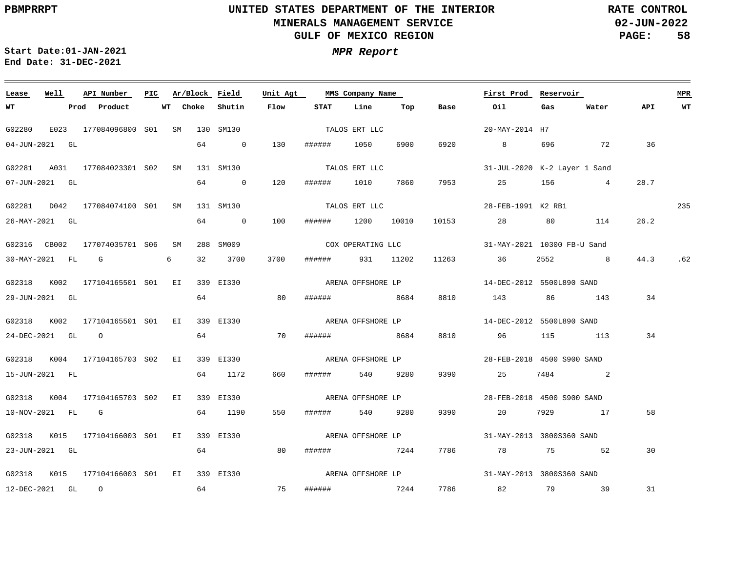# UNITED STATES DEPARTMENT OF THE INTERIOR
## MINERALS MANAGEMENT SERVICE
## GULF OF MEXICO REGION

PBMPRRPT

RATE CONTROL
02-JUN-2022

***MPR Report***

**Start Date:01-JAN-2021**
**End Date: 31-DEC-2021**

| Lease | Well | API Number | PIC | Ar/Block | Field | Unit Agt | MMS Company Name | | | | First Prod | Reservoir | | | MPR |
|---|---|---|---|---|---|---|---|---|---|---|---|---|---|---|---|
| **WT** | **Prod** | **Product** | **WT** | **Choke** | **Shutin** | **Flow** | **STAT** | **Line** | **Top** | **Base** | **Oil** | **Gas** | **Water** | **API** | **WT** |
| G02280 | E023 | 177084096800 | S01 | SM 130 | SM130 | | TALOS ERT LLC | | | | 20-MAY-2014 | H7 | | | |
| 04-JUN-2021 | GL | | | 64 | 0 | 130 | ###### | 1050 | 6900 | 6920 | 8 | 696 | 72 | 36 | |
| G02281 | A031 | 177084023301 | S02 | SM 131 | SM130 | | TALOS ERT LLC | | | | 31-JUL-2020 | K-2 Layer 1 Sand | | | |
| 07-JUN-2021 | GL | | | 64 | 0 | 120 | ###### | 1010 | 7860 | 7953 | 25 | 156 | 4 | 28.7 | |
| G02281 | D042 | 177084074100 | S01 | SM 131 | SM130 | | TALOS ERT LLC | | | | 28-FEB-1991 | K2 RB1 | | | 235 |
| 26-MAY-2021 | GL | | | 64 | 0 | 100 | ###### | 1200 | 10010 | 10153 | 28 | 80 | 114 | 26.2 | |
| G02316 | CB002 | 177074035701 | S06 | SM 288 | SM009 | | COX OPERATING LLC | | | | 31-MAY-2021 | 10300 FB-U Sand | | | |
| 30-MAY-2021 | FL | G | 6 | 32 | 3700 | 3700 | ###### | 931 | 11202 | 11263 | 36 | 2552 | 8 | 44.3 | .62 |
| G02318 | K002 | 177104165501 | S01 | EI 339 | EI330 | | ARENA OFFSHORE LP | | | | 14-DEC-2012 | 5500L890 SAND | | | |
| 29-JUN-2021 | GL | | | 64 | | 80 | ###### | | 8684 | 8810 | 143 | 86 | 143 | 34 | |
| G02318 | K002 | 177104165501 | S01 | EI 339 | EI330 | | ARENA OFFSHORE LP | | | | 14-DEC-2012 | 5500L890 SAND | | | |
| 24-DEC-2021 | GL | O | | 64 | | 70 | ###### | | 8684 | 8810 | 96 | 115 | 113 | 34 | |
| G02318 | K004 | 177104165703 | S02 | EI 339 | EI330 | | ARENA OFFSHORE LP | | | | 28-FEB-2018 | 4500 S900 SAND | | | |
| 15-JUN-2021 | FL | | | 64 | 1172 | 660 | ###### | 540 | 9280 | 9390 | 25 | 7484 | 2 | | |
| G02318 | K004 | 177104165703 | S02 | EI 339 | EI330 | | ARENA OFFSHORE LP | | | | 28-FEB-2018 | 4500 S900 SAND | | | |
| 10-NOV-2021 | FL | G | | 64 | 1190 | 550 | ###### | 540 | 9280 | 9390 | 20 | 7929 | 17 | 58 | |
| G02318 | K015 | 177104166003 | S01 | EI 339 | EI330 | | ARENA OFFSHORE LP | | | | 31-MAY-2013 | 3800S360 SAND | | | |
| 23-JUN-2021 | GL | | | 64 | | 80 | ###### | | 7244 | 7786 | 78 | 75 | 52 | 30 | |
| G02318 | K015 | 177104166003 | S01 | EI 339 | EI330 | | ARENA OFFSHORE LP | | | | 31-MAY-2013 | 3800S360 SAND | | | |
| 12-DEC-2021 | GL | O | | 64 | | 75 | ###### | | 7244 | 7786 | 82 | 79 | 39 | 31 | |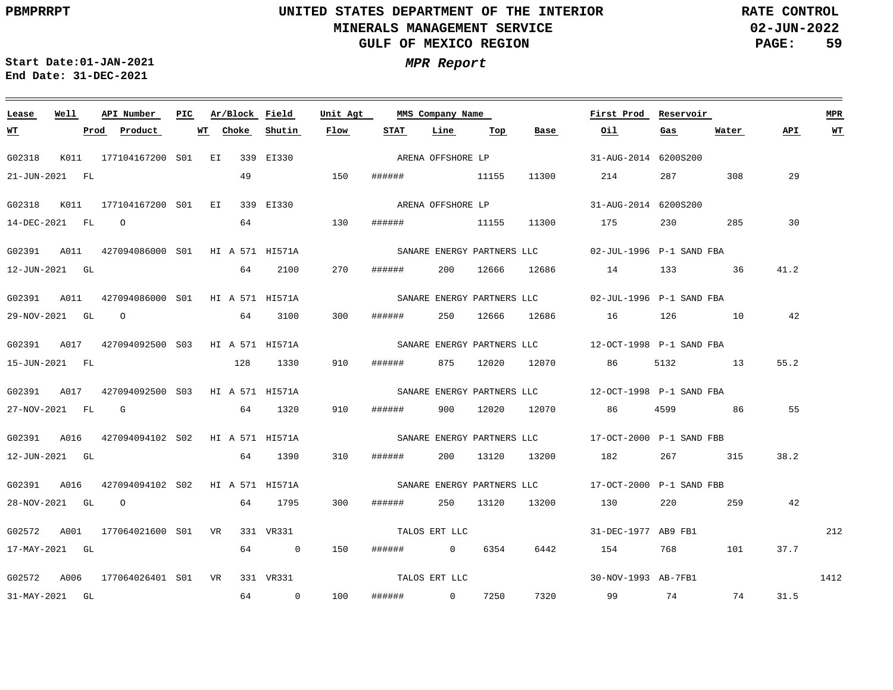# UNITED STATES DEPARTMENT OF THE INTERIOR
## MINERALS MANAGEMENT SERVICE
## GULF OF MEXICO REGION

PBMPRRPT

RATE CONTROL
02-JUN-2022

**Start Date:** 01-JAN-2021
**End Date:** 31-DEC-2021

### *MPR Report*

| Lease | Well | API Number | PIC | Ar/Block | Field | Unit Agt | MMS Company Name | | | | First Prod | Reservoir | | | MPR |
|---|---|---|---|---|---|---|---|---|---|---|---|---|---|---|---|
| **WT** | **Prod** | **Product** | **WT** | **Choke** | **Shutin** | **Flow** | **STAT** | **Line** | **Top** | **Base** | **Oil** | **Gas** | **Water** | **API** | **WT** |
| G02318 | K011 | 177104167200 | S01 | EI 339 | EI330 | | ARENA OFFSHORE LP | | | | 31-AUG-2014 | 6200S200 | | | |
| 21-JUN-2021 | FL | | | 49 | | 150 | ###### | | 11155 | 11300 | 214 | 287 | 308 | 29 | |
| G02318 | K011 | 177104167200 | S01 | EI 339 | EI330 | | ARENA OFFSHORE LP | | | | 31-AUG-2014 | 6200S200 | | | |
| 14-DEC-2021 | FL | O | | 64 | | 130 | ###### | | 11155 | 11300 | 175 | 230 | 285 | 30 | |
| G02391 | A011 | 427094086000 | S01 | HI A 571 | HI571A | | SANARE ENERGY PARTNERS LLC | | | | 02-JUL-1996 | P-1 SAND FBA | | | |
| 12-JUN-2021 | GL | | | 64 | 2100 | 270 | ###### | 200 | 12666 | 12686 | 14 | 133 | 36 | 41.2 | |
| G02391 | A011 | 427094086000 | S01 | HI A 571 | HI571A | | SANARE ENERGY PARTNERS LLC | | | | 02-JUL-1996 | P-1 SAND FBA | | | |
| 29-NOV-2021 | GL | O | | 64 | 3100 | 300 | ###### | 250 | 12666 | 12686 | 16 | 126 | 10 | 42 | |
| G02391 | A017 | 427094092500 | S03 | HI A 571 | HI571A | | SANARE ENERGY PARTNERS LLC | | | | 12-OCT-1998 | P-1 SAND FBA | | | |
| 15-JUN-2021 | FL | | | 128 | 1330 | 910 | ###### | 875 | 12020 | 12070 | 86 | 5132 | 13 | 55.2 | |
| G02391 | A017 | 427094092500 | S03 | HI A 571 | HI571A | | SANARE ENERGY PARTNERS LLC | | | | 12-OCT-1998 | P-1 SAND FBA | | | |
| 27-NOV-2021 | FL | G | | 64 | 1320 | 910 | ###### | 900 | 12020 | 12070 | 86 | 4599 | 86 | 55 | |
| G02391 | A016 | 427094094102 | S02 | HI A 571 | HI571A | | SANARE ENERGY PARTNERS LLC | | | | 17-OCT-2000 | P-1 SAND FBB | | | |
| 12-JUN-2021 | GL | | | 64 | 1390 | 310 | ###### | 200 | 13120 | 13200 | 182 | 267 | 315 | 38.2 | |
| G02391 | A016 | 427094094102 | S02 | HI A 571 | HI571A | | SANARE ENERGY PARTNERS LLC | | | | 17-OCT-2000 | P-1 SAND FBB | | | |
| 28-NOV-2021 | GL | O | | 64 | 1795 | 300 | ###### | 250 | 13120 | 13200 | 130 | 220 | 259 | 42 | |
| G02572 | A001 | 177064021600 | S01 | VR 331 | VR331 | | TALOS ERT LLC | | | | 31-DEC-1977 | AB9 FB1 | | | 212 |
| 17-MAY-2021 | GL | | | 64 | 0 | 150 | ###### | 0 | 6354 | 6442 | 154 | 768 | 101 | 37.7 | |
| G02572 | A006 | 177064026401 | S01 | VR 331 | VR331 | | TALOS ERT LLC | | | | 30-NOV-1993 | AB-7FB1 | | | 1412 |
| 31-MAY-2021 | GL | | | 64 | 0 | 100 | ###### | 0 | 7250 | 7320 | 99 | 74 | 74 | 31.5 | |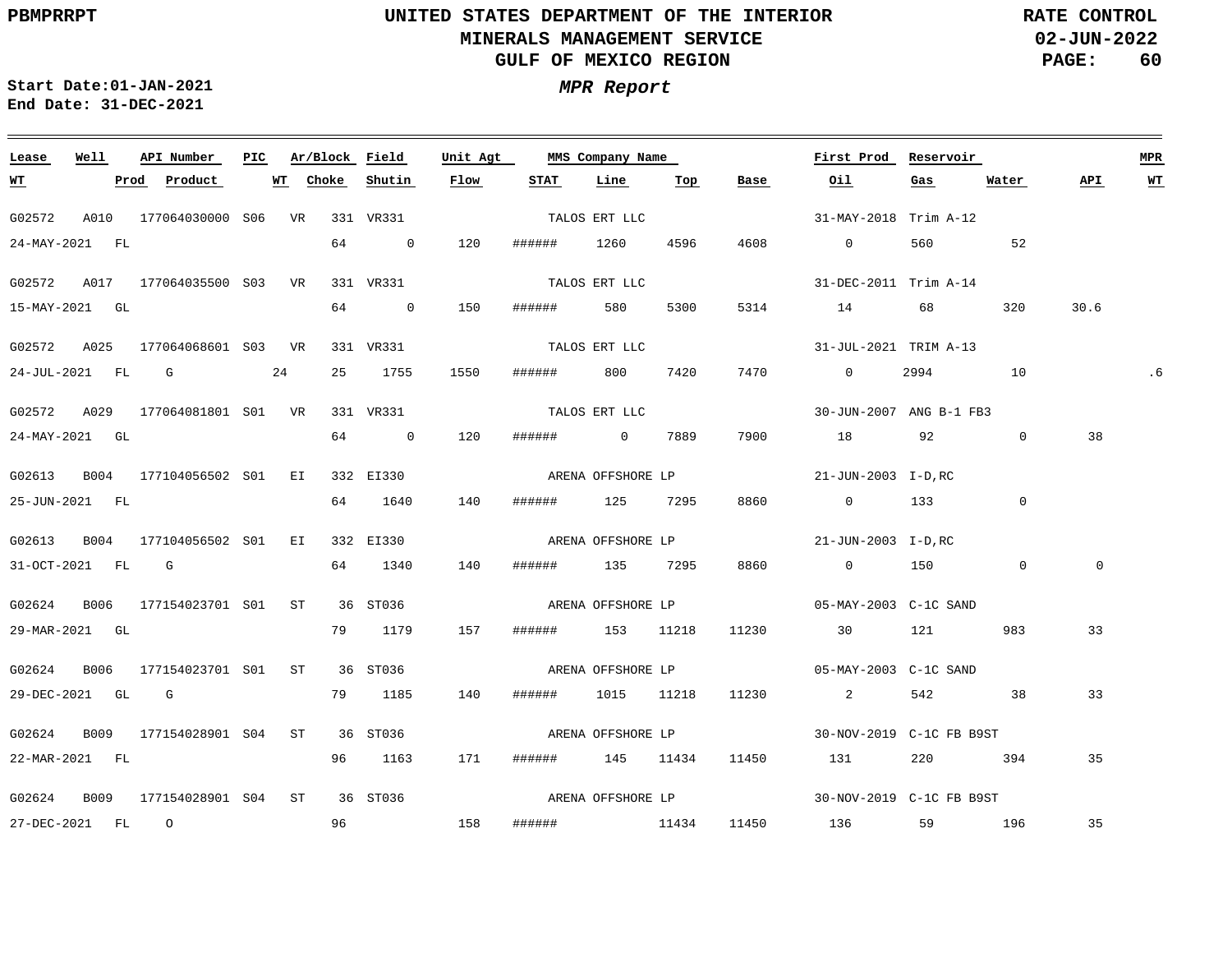# UNITED STATES DEPARTMENT OF THE INTERIOR
## MINERALS MANAGEMENT SERVICE
## GULF OF MEXICO REGION

PBMPRRPT

RATE CONTROL
02-JUN-2022

Start Date:01-JAN-2021
End Date: 31-DEC-2021

***MPR Report***

| Lease | Well | API Number | PIC | Ar/Block | Field | Unit Agt | MMS Company Name | | | | First Prod | Reservoir | | | MPR |
|---|---|---|---|---|---|---|---|---|---|---|---|---|---|---|---|
| WT | Prod | Product | WT | Choke | Shutin | Flow | STAT | Line | Top | Base | Oil | Gas | Water | API | WT |
| G02572 | A010 | 177064030000 | S06 | VR 331 | VR331 | | TALOS ERT LLC | | | | 31-MAY-2018 | Trim A-12 | | | |
| 24-MAY-2021 | FL | | | 64 | 0 | 120 | ###### | 1260 | 4596 | 4608 | 0 | 560 | 52 | | |
| G02572 | A017 | 177064035500 | S03 | VR 331 | VR331 | | TALOS ERT LLC | | | | 31-DEC-2011 | Trim A-14 | | | |
| 15-MAY-2021 | GL | | | 64 | 0 | 150 | ###### | 580 | 5300 | 5314 | 14 | 68 | 320 | 30.6 | |
| G02572 | A025 | 177064068601 | S03 | VR 331 | VR331 | | TALOS ERT LLC | | | | 31-JUL-2021 | TRIM A-13 | | | |
| 24-JUL-2021 | FL | G | 24 | 25 | 1755 | 1550 | ###### | 800 | 7420 | 7470 | 0 | 2994 | 10 | | .6 |
| G02572 | A029 | 177064081801 | S01 | VR 331 | VR331 | | TALOS ERT LLC | | | | 30-JUN-2007 | ANG B-1 FB3 | | | |
| 24-MAY-2021 | GL | | | 64 | 0 | 120 | ###### | 0 | 7889 | 7900 | 18 | 92 | 0 | 38 | |
| G02613 | B004 | 177104056502 | S01 | EI 332 | EI330 | | ARENA OFFSHORE LP | | | | 21-JUN-2003 | I-D,RC | | | |
| 25-JUN-2021 | FL | | | 64 | 1640 | 140 | ###### | 125 | 7295 | 8860 | 0 | 133 | 0 | | |
| G02613 | B004 | 177104056502 | S01 | EI 332 | EI330 | | ARENA OFFSHORE LP | | | | 21-JUN-2003 | I-D,RC | | | |
| 31-OCT-2021 | FL | G | | 64 | 1340 | 140 | ###### | 135 | 7295 | 8860 | 0 | 150 | 0 | 0 | |
| G02624 | B006 | 177154023701 | S01 | ST 36 | ST036 | | ARENA OFFSHORE LP | | | | 05-MAY-2003 | C-1C SAND | | | |
| 29-MAR-2021 | GL | | | 79 | 1179 | 157 | ###### | 153 | 11218 | 11230 | 30 | 121 | 983 | 33 | |
| G02624 | B006 | 177154023701 | S01 | ST 36 | ST036 | | ARENA OFFSHORE LP | | | | 05-MAY-2003 | C-1C SAND | | | |
| 29-DEC-2021 | GL | G | | 79 | 1185 | 140 | ###### | 1015 | 11218 | 11230 | 2 | 542 | 38 | 33 | |
| G02624 | B009 | 177154028901 | S04 | ST 36 | ST036 | | ARENA OFFSHORE LP | | | | 30-NOV-2019 | C-1C FB B9ST | | | |
| 22-MAR-2021 | FL | | | 96 | 1163 | 171 | ###### | 145 | 11434 | 11450 | 131 | 220 | 394 | 35 | |
| G02624 | B009 | 177154028901 | S04 | ST 36 | ST036 | | ARENA OFFSHORE LP | | | | 30-NOV-2019 | C-1C FB B9ST | | | |
| 27-DEC-2021 | FL | O | | 96 | | 158 | ###### | | 11434 | 11450 | 136 | 59 | 196 | 35 | |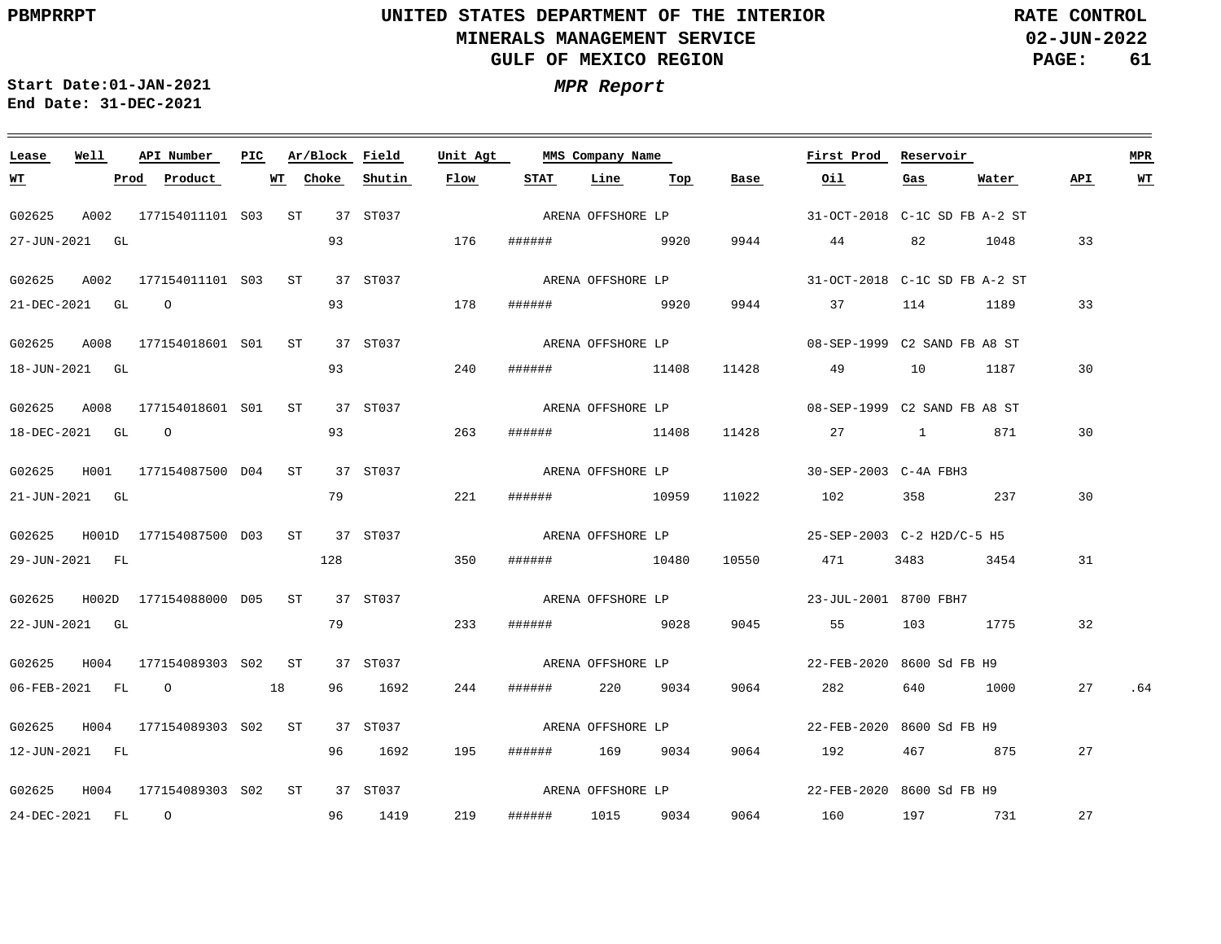UNITED STATES DEPARTMENT OF THE INTERIOR
MINERALS MANAGEMENT SERVICE
GULF OF MEXICO REGION

PBMPRRPT

RATE CONTROL
02-JUN-2022

Start Date:01-JAN-2021
End Date: 31-DEC-2021

*MPR Report*

| Lease | Well | API Number | PIC | Ar/Block | Field | Unit Agt | MMS Company Name | First Prod | Reservoir | | | MPR |
|---|---|---|---|---|---|---|---|---|---|---|---|---|
| **WT** | **Prod** | **Product** | **WT** | **Choke** | **Shutin** | **Flow** | **STAT** | **Line** | **Top** | **Base** | **Oil** | **Gas** | **Water** | **API** | **WT** |

| Lease / WT | Well / Prod | API Number / Product | PIC / WT | Ar/Block / Choke | Field / Shutin | Unit Agt / Flow | STAT | Line | Top | Base | Oil | Gas | Water | API | MPR WT |
|---|---|---|---|---|---|---|---|---|---|---|---|---|---|---|---|
| G02625 | A002 | 177154011101 | S03 | ST 37 | ST037 | | ARENA OFFSHORE LP | | | | 31-OCT-2018 | C-1C SD FB A-2 ST | | | |
| 27-JUN-2021 | GL | | | 93 | | 176 | ###### | | 9920 | 9944 | 44 | 82 | 1048 | 33 | |
| G02625 | A002 | 177154011101 | S03 | ST 37 | ST037 | | ARENA OFFSHORE LP | | | | 31-OCT-2018 | C-1C SD FB A-2 ST | | | |
| 21-DEC-2021 | GL | O | | 93 | | 178 | ###### | | 9920 | 9944 | 37 | 114 | 1189 | 33 | |
| G02625 | A008 | 177154018601 | S01 | ST 37 | ST037 | | ARENA OFFSHORE LP | | | | 08-SEP-1999 | C2 SAND FB A8 ST | | | |
| 18-JUN-2021 | GL | | | 93 | | 240 | ###### | | 11408 | 11428 | 49 | 10 | 1187 | 30 | |
| G02625 | A008 | 177154018601 | S01 | ST 37 | ST037 | | ARENA OFFSHORE LP | | | | 08-SEP-1999 | C2 SAND FB A8 ST | | | |
| 18-DEC-2021 | GL | O | | 93 | | 263 | ###### | | 11408 | 11428 | 27 | 1 | 871 | 30 | |
| G02625 | H001 | 177154087500 | D04 | ST 37 | ST037 | | ARENA OFFSHORE LP | | | | 30-SEP-2003 | C-4A FBH3 | | | |
| 21-JUN-2021 | GL | | | 79 | | 221 | ###### | | 10959 | 11022 | 102 | 358 | 237 | 30 | |
| G02625 | H001D | 177154087500 | D03 | ST 37 | ST037 | | ARENA OFFSHORE LP | | | | 25-SEP-2003 | C-2 H2D/C-5 H5 | | | |
| 29-JUN-2021 | FL | | | 128 | | 350 | ###### | | 10480 | 10550 | 471 | 3483 | 3454 | 31 | |
| G02625 | H002D | 177154088000 | D05 | ST 37 | ST037 | | ARENA OFFSHORE LP | | | | 23-JUL-2001 | 8700 FBH7 | | | |
| 22-JUN-2021 | GL | | | 79 | | 233 | ###### | | 9028 | 9045 | 55 | 103 | 1775 | 32 | |
| G02625 | H004 | 177154089303 | S02 | ST 37 | ST037 | | ARENA OFFSHORE LP | | | | 22-FEB-2020 | 8600 Sd FB H9 | | | |
| 06-FEB-2021 | FL | O | 18 | 96 | 1692 | 244 | ###### | 220 | 9034 | 9064 | 282 | 640 | 1000 | 27 | .64 |
| G02625 | H004 | 177154089303 | S02 | ST 37 | ST037 | | ARENA OFFSHORE LP | | | | 22-FEB-2020 | 8600 Sd FB H9 | | | |
| 12-JUN-2021 | FL | | | 96 | 1692 | 195 | ###### | 169 | 9034 | 9064 | 192 | 467 | 875 | 27 | |
| G02625 | H004 | 177154089303 | S02 | ST 37 | ST037 | | ARENA OFFSHORE LP | | | | 22-FEB-2020 | 8600 Sd FB H9 | | | |
| 24-DEC-2021 | FL | O | | 96 | 1419 | 219 | ###### | 1015 | 9034 | 9064 | 160 | 197 | 731 | 27 | |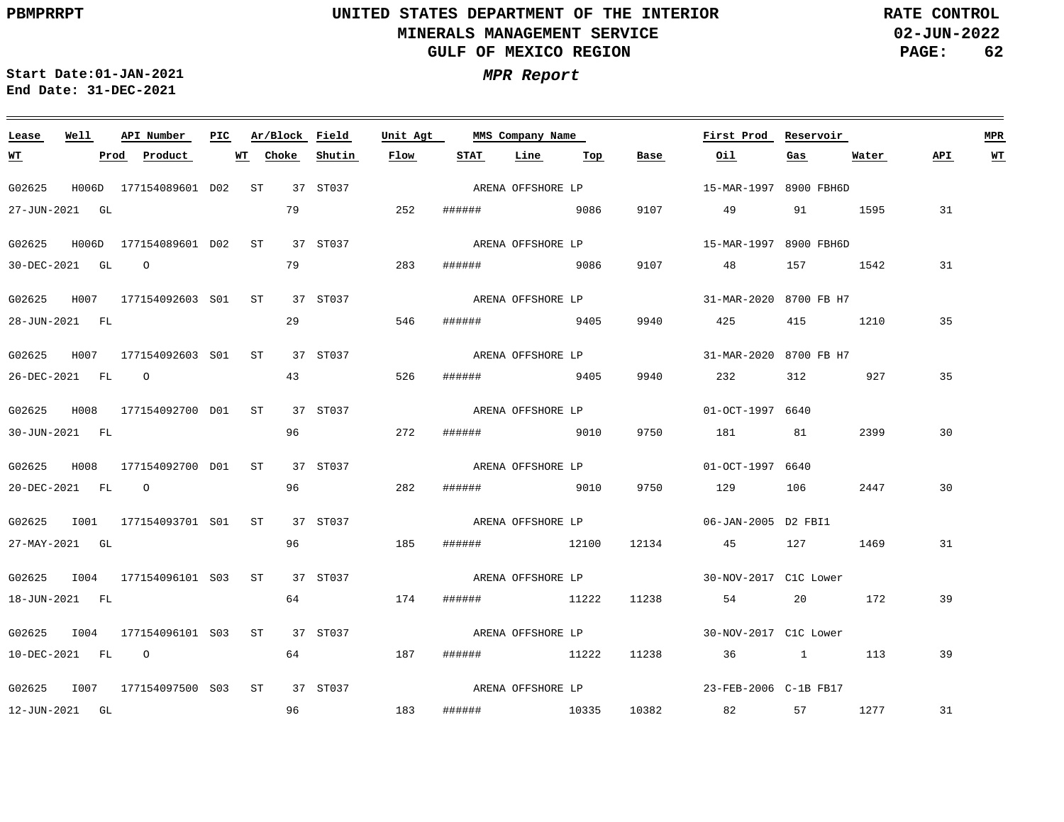UNITED STATES DEPARTMENT OF THE INTERIOR
MINERALS MANAGEMENT SERVICE
GULF OF MEXICO REGION

PBMPRRPT

RATE CONTROL
02-JUN-2022

*MPR Report*

Start Date:01-JAN-2021
End Date: 31-DEC-2021

| Lease | Well | API Number | PIC | Ar/Block | Field | Unit Agt | MMS Company Name | | | First Prod | Reservoir | | | MPR |
|---|---|---|---|---|---|---|---|---|---|---|---|---|---|---|
| WT | Prod | Product | WT | Choke | Shutin | Flow | STAT | Line | Top | Base | Oil | Gas | Water | API | WT |
| G02625 | H006D | 177154089601 | D02 | ST 37 | ST037 | | ARENA OFFSHORE LP | | | 15-MAR-1997 | 8900 FBH6D | | | |
| 27-JUN-2021 | GL | | | 79 | | 252 | ###### | | 9086 | 9107 | 49 | 91 | 1595 | 31 |
| G02625 | H006D | 177154089601 | D02 | ST 37 | ST037 | | ARENA OFFSHORE LP | | | 15-MAR-1997 | 8900 FBH6D | | | |
| 30-DEC-2021 | GL | O | | 79 | | 283 | ###### | | 9086 | 9107 | 48 | 157 | 1542 | 31 |
| G02625 | H007 | 177154092603 | S01 | ST 37 | ST037 | | ARENA OFFSHORE LP | | | 31-MAR-2020 | 8700 FB H7 | | | |
| 28-JUN-2021 | FL | | | 29 | | 546 | ###### | | 9405 | 9940 | 425 | 415 | 1210 | 35 |
| G02625 | H007 | 177154092603 | S01 | ST 37 | ST037 | | ARENA OFFSHORE LP | | | 31-MAR-2020 | 8700 FB H7 | | | |
| 26-DEC-2021 | FL | O | | 43 | | 526 | ###### | | 9405 | 9940 | 232 | 312 | 927 | 35 |
| G02625 | H008 | 177154092700 | D01 | ST 37 | ST037 | | ARENA OFFSHORE LP | | | 01-OCT-1997 | 6640 | | | |
| 30-JUN-2021 | FL | | | 96 | | 272 | ###### | | 9010 | 9750 | 181 | 81 | 2399 | 30 |
| G02625 | H008 | 177154092700 | D01 | ST 37 | ST037 | | ARENA OFFSHORE LP | | | 01-OCT-1997 | 6640 | | | |
| 20-DEC-2021 | FL | O | | 96 | | 282 | ###### | | 9010 | 9750 | 129 | 106 | 2447 | 30 |
| G02625 | I001 | 177154093701 | S01 | ST 37 | ST037 | | ARENA OFFSHORE LP | | | 06-JAN-2005 | D2 FBI1 | | | |
| 27-MAY-2021 | GL | | | 96 | | 185 | ###### | | 12100 | 12134 | 45 | 127 | 1469 | 31 |
| G02625 | I004 | 177154096101 | S03 | ST 37 | ST037 | | ARENA OFFSHORE LP | | | 30-NOV-2017 | C1C Lower | | | |
| 18-JUN-2021 | FL | | | 64 | | 174 | ###### | | 11222 | 11238 | 54 | 20 | 172 | 39 |
| G02625 | I004 | 177154096101 | S03 | ST 37 | ST037 | | ARENA OFFSHORE LP | | | 30-NOV-2017 | C1C Lower | | | |
| 10-DEC-2021 | FL | O | | 64 | | 187 | ###### | | 11222 | 11238 | 36 | 1 | 113 | 39 |
| G02625 | I007 | 177154097500 | S03 | ST 37 | ST037 | | ARENA OFFSHORE LP | | | 23-FEB-2006 | C-1B FB17 | | | |
| 12-JUN-2021 | GL | | | 96 | | 183 | ###### | | 10335 | 10382 | 82 | 57 | 1277 | 31 |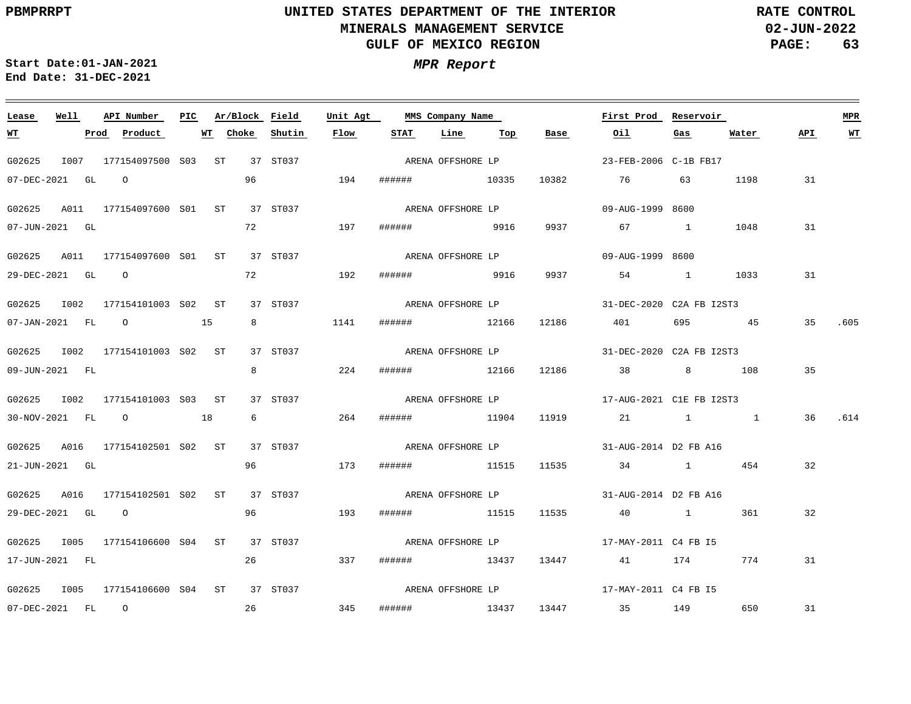PBMPRRPT

# UNITED STATES DEPARTMENT OF THE INTERIOR
## MINERALS MANAGEMENT SERVICE
## GULF OF MEXICO REGION

RATE CONTROL
02-JUN-2022

Start Date:01-JAN-2021
End Date: 31-DEC-2021

***MPR Report***

| Lease | Well | API Number | PIC | Ar/Block | Field | Unit Agt | MMS Company Name | First Prod | Reservoir | | | MPR |
|---|---|---|---|---|---|---|---|---|---|---|---|---|
| **WT** | **Prod** | **Product** | **WT** | **Choke** | **Shutin** | **Flow** | **STAT** | **Line** | **Top** | **Base** | **Oil** | **Gas** | **Water** | **API** | **WT** |

| Lease / WT | Well / Prod | API Number / Product | PIC / WT | Ar/Block / Choke | Field / Shutin | Unit Agt / Flow | STAT | Line | Top | Base | MMS Company Name / Oil | First Prod / Gas | Reservoir / Water | API | MPR WT |
|---|---|---|---|---|---|---|---|---|---|---|---|---|---|---|---|
| G02625 | I007 | 177154097500 | S03 | ST 37 | ST037 | | | | | | ARENA OFFSHORE LP | 23-FEB-2006 | C-1B FB17 | | |
| 07-DEC-2021 | GL | O | | 96 | | 194 | ###### | | 10335 | 10382 | 76 | 63 | 1198 | 31 | |
| G02625 | A011 | 177154097600 | S01 | ST 37 | ST037 | | | | | | ARENA OFFSHORE LP | 09-AUG-1999 | 8600 | | |
| 07-JUN-2021 | GL | | | 72 | | 197 | ###### | | 9916 | 9937 | 67 | 1 | 1048 | 31 | |
| G02625 | A011 | 177154097600 | S01 | ST 37 | ST037 | | | | | | ARENA OFFSHORE LP | 09-AUG-1999 | 8600 | | |
| 29-DEC-2021 | GL | O | | 72 | | 192 | ###### | | 9916 | 9937 | 54 | 1 | 1033 | 31 | |
| G02625 | I002 | 177154101003 | S02 | ST 37 | ST037 | | | | | | ARENA OFFSHORE LP | 31-DEC-2020 | C2A FB I2ST3 | | |
| 07-JAN-2021 | FL | O | 15 | 8 | | 1141 | ###### | | 12166 | 12186 | 401 | 695 | 45 | 35 | .605 |
| G02625 | I002 | 177154101003 | S02 | ST 37 | ST037 | | | | | | ARENA OFFSHORE LP | 31-DEC-2020 | C2A FB I2ST3 | | |
| 09-JUN-2021 | FL | | | 8 | | 224 | ###### | | 12166 | 12186 | 38 | 8 | 108 | 35 | |
| G02625 | I002 | 177154101003 | S03 | ST 37 | ST037 | | | | | | ARENA OFFSHORE LP | 17-AUG-2021 | C1E FB I2ST3 | | |
| 30-NOV-2021 | FL | O | 18 | 6 | | 264 | ###### | | 11904 | 11919 | 21 | 1 | 1 | 36 | .614 |
| G02625 | A016 | 177154102501 | S02 | ST 37 | ST037 | | | | | | ARENA OFFSHORE LP | 31-AUG-2014 | D2 FB A16 | | |
| 21-JUN-2021 | GL | | | 96 | | 173 | ###### | | 11515 | 11535 | 34 | 1 | 454 | 32 | |
| G02625 | A016 | 177154102501 | S02 | ST 37 | ST037 | | | | | | ARENA OFFSHORE LP | 31-AUG-2014 | D2 FB A16 | | |
| 29-DEC-2021 | GL | O | | 96 | | 193 | ###### | | 11515 | 11535 | 40 | 1 | 361 | 32 | |
| G02625 | I005 | 177154106600 | S04 | ST 37 | ST037 | | | | | | ARENA OFFSHORE LP | 17-MAY-2011 | C4 FB I5 | | |
| 17-JUN-2021 | FL | | | 26 | | 337 | ###### | | 13437 | 13447 | 41 | 174 | 774 | 31 | |
| G02625 | I005 | 177154106600 | S04 | ST 37 | ST037 | | | | | | ARENA OFFSHORE LP | 17-MAY-2011 | C4 FB I5 | | |
| 07-DEC-2021 | FL | O | | 26 | | 345 | ###### | | 13437 | 13447 | 35 | 149 | 650 | 31 | |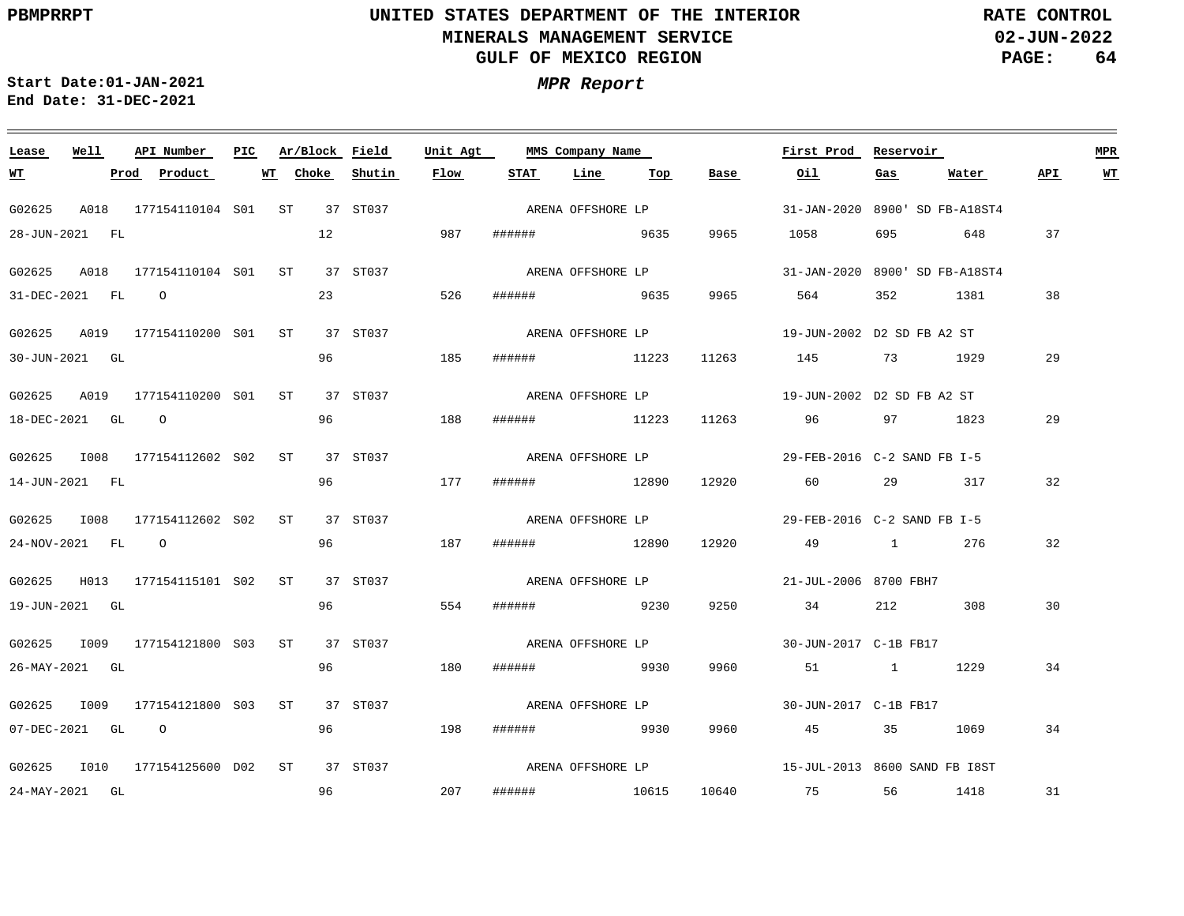PBMPRRPT

**UNITED STATES DEPARTMENT OF THE INTERIOR**
**MINERALS MANAGEMENT SERVICE**
**GULF OF MEXICO REGION**

**RATE CONTROL**
**02-JUN-2022**

**Start Date:01-JAN-2021**
**End Date: 31-DEC-2021**

***MPR Report***

| Lease | Well | API Number | PIC | Ar/Block | Field | Unit Agt | MMS Company Name | | | | First Prod | Reservoir | | | MPR |
|---|---|---|---|---|---|---|---|---|---|---|---|---|---|---|---|
| WT | Prod | Product | WT | Choke | Shutin | Flow | STAT | Line | Top | Base | Oil | Gas | Water | API | WT |
| G02625 | A018 | 177154110104 | S01 | ST 37 | ST037 | | ARENA OFFSHORE LP | | | | 31-JAN-2020 | 8900' SD FB-A18ST4 | | | |
| 28-JUN-2021 | FL | | | 12 | | 987 | ###### | | 9635 | 9965 | 1058 | 695 | 648 | 37 | |
| G02625 | A018 | 177154110104 | S01 | ST 37 | ST037 | | ARENA OFFSHORE LP | | | | 31-JAN-2020 | 8900' SD FB-A18ST4 | | | |
| 31-DEC-2021 | FL | O | | 23 | | 526 | ###### | | 9635 | 9965 | 564 | 352 | 1381 | 38 | |
| G02625 | A019 | 177154110200 | S01 | ST 37 | ST037 | | ARENA OFFSHORE LP | | | | 19-JUN-2002 | D2 SD FB A2 ST | | | |
| 30-JUN-2021 | GL | | | 96 | | 185 | ###### | | 11223 | 11263 | 145 | 73 | 1929 | 29 | |
| G02625 | A019 | 177154110200 | S01 | ST 37 | ST037 | | ARENA OFFSHORE LP | | | | 19-JUN-2002 | D2 SD FB A2 ST | | | |
| 18-DEC-2021 | GL | O | | 96 | | 188 | ###### | | 11223 | 11263 | 96 | 97 | 1823 | 29 | |
| G02625 | I008 | 177154112602 | S02 | ST 37 | ST037 | | ARENA OFFSHORE LP | | | | 29-FEB-2016 | C-2 SAND FB I-5 | | | |
| 14-JUN-2021 | FL | | | 96 | | 177 | ###### | | 12890 | 12920 | 60 | 29 | 317 | 32 | |
| G02625 | I008 | 177154112602 | S02 | ST 37 | ST037 | | ARENA OFFSHORE LP | | | | 29-FEB-2016 | C-2 SAND FB I-5 | | | |
| 24-NOV-2021 | FL | O | | 96 | | 187 | ###### | | 12890 | 12920 | 49 | 1 | 276 | 32 | |
| G02625 | H013 | 177154115101 | S02 | ST 37 | ST037 | | ARENA OFFSHORE LP | | | | 21-JUL-2006 | 8700 FBH7 | | | |
| 19-JUN-2021 | GL | | | 96 | | 554 | ###### | | 9230 | 9250 | 34 | 212 | 308 | 30 | |
| G02625 | I009 | 177154121800 | S03 | ST 37 | ST037 | | ARENA OFFSHORE LP | | | | 30-JUN-2017 | C-1B FB17 | | | |
| 26-MAY-2021 | GL | | | 96 | | 180 | ###### | | 9930 | 9960 | 51 | 1 | 1229 | 34 | |
| G02625 | I009 | 177154121800 | S03 | ST 37 | ST037 | | ARENA OFFSHORE LP | | | | 30-JUN-2017 | C-1B FB17 | | | |
| 07-DEC-2021 | GL | O | | 96 | | 198 | ###### | | 9930 | 9960 | 45 | 35 | 1069 | 34 | |
| G02625 | I010 | 177154125600 | D02 | ST 37 | ST037 | | ARENA OFFSHORE LP | | | | 15-JUL-2013 | 8600 SAND FB I8ST | | | |
| 24-MAY-2021 | GL | | | 96 | | 207 | ###### | | 10615 | 10640 | 75 | 56 | 1418 | 31 | |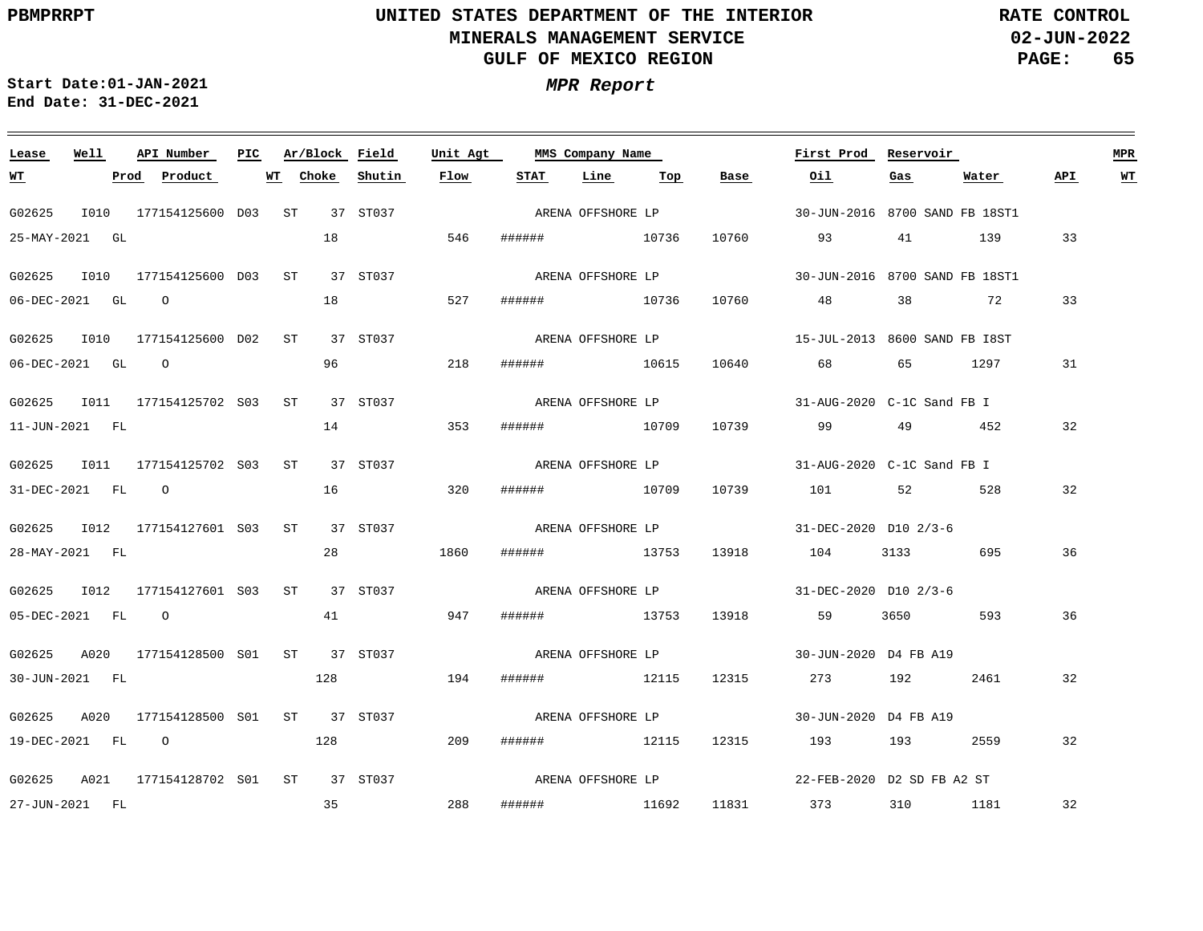**UNITED STATES DEPARTMENT OF THE INTERIOR**
**MINERALS MANAGEMENT SERVICE**
**GULF OF MEXICO REGION**

**RATE CONTROL**
**02-JUN-2022**

**Start Date:01-JAN-2021**
**End Date: 31-DEC-2021**

***MPR Report***

| Lease | Well | API Number | PIC | Ar/Block | Field | Unit Agt | MMS Company Name | | | | First Prod | Reservoir | | | MPR |
|---|---|---|---|---|---|---|---|---|---|---|---|---|---|---|---|
| **WT** | **Prod** | **Product** | **WT** | **Choke** | **Shutin** | **Flow** | **STAT** | **Line** | **Top** | **Base** | **Oil** | **Gas** | **Water** | **API** | **WT** |
| G02625 | I010 | 177154125600 | D03 | ST 37 | ST037 | | ARENA OFFSHORE LP | | | | 30-JUN-2016 | 8700 SAND FB 18ST1 | | | |
| 25-MAY-2021 | GL | | | 18 | | 546 | ###### | | 10736 | 10760 | 93 | 41 | 139 | 33 | |
| G02625 | I010 | 177154125600 | D03 | ST 37 | ST037 | | ARENA OFFSHORE LP | | | | 30-JUN-2016 | 8700 SAND FB 18ST1 | | | |
| 06-DEC-2021 | GL | O | | 18 | | 527 | ###### | | 10736 | 10760 | 48 | 38 | 72 | 33 | |
| G02625 | I010 | 177154125600 | D02 | ST 37 | ST037 | | ARENA OFFSHORE LP | | | | 15-JUL-2013 | 8600 SAND FB I8ST | | | |
| 06-DEC-2021 | GL | O | | 96 | | 218 | ###### | | 10615 | 10640 | 68 | 65 | 1297 | 31 | |
| G02625 | I011 | 177154125702 | S03 | ST 37 | ST037 | | ARENA OFFSHORE LP | | | | 31-AUG-2020 | C-1C Sand FB I | | | |
| 11-JUN-2021 | FL | | | 14 | | 353 | ###### | | 10709 | 10739 | 99 | 49 | 452 | 32 | |
| G02625 | I011 | 177154125702 | S03 | ST 37 | ST037 | | ARENA OFFSHORE LP | | | | 31-AUG-2020 | C-1C Sand FB I | | | |
| 31-DEC-2021 | FL | O | | 16 | | 320 | ###### | | 10709 | 10739 | 101 | 52 | 528 | 32 | |
| G02625 | I012 | 177154127601 | S03 | ST 37 | ST037 | | ARENA OFFSHORE LP | | | | 31-DEC-2020 | D10 2/3-6 | | | |
| 28-MAY-2021 | FL | | | 28 | | 1860 | ###### | | 13753 | 13918 | 104 | 3133 | 695 | 36 | |
| G02625 | I012 | 177154127601 | S03 | ST 37 | ST037 | | ARENA OFFSHORE LP | | | | 31-DEC-2020 | D10 2/3-6 | | | |
| 05-DEC-2021 | FL | O | | 41 | | 947 | ###### | | 13753 | 13918 | 59 | 3650 | 593 | 36 | |
| G02625 | A020 | 177154128500 | S01 | ST 37 | ST037 | | ARENA OFFSHORE LP | | | | 30-JUN-2020 | D4 FB A19 | | | |
| 30-JUN-2021 | FL | | | 128 | | 194 | ###### | | 12115 | 12315 | 273 | 192 | 2461 | 32 | |
| G02625 | A020 | 177154128500 | S01 | ST 37 | ST037 | | ARENA OFFSHORE LP | | | | 30-JUN-2020 | D4 FB A19 | | | |
| 19-DEC-2021 | FL | O | | 128 | | 209 | ###### | | 12115 | 12315 | 193 | 193 | 2559 | 32 | |
| G02625 | A021 | 177154128702 | S01 | ST 37 | ST037 | | ARENA OFFSHORE LP | | | | 22-FEB-2020 | D2 SD FB A2 ST | | | |
| 27-JUN-2021 | FL | | | 35 | | 288 | ###### | | 11692 | 11831 | 373 | 310 | 1181 | 32 | |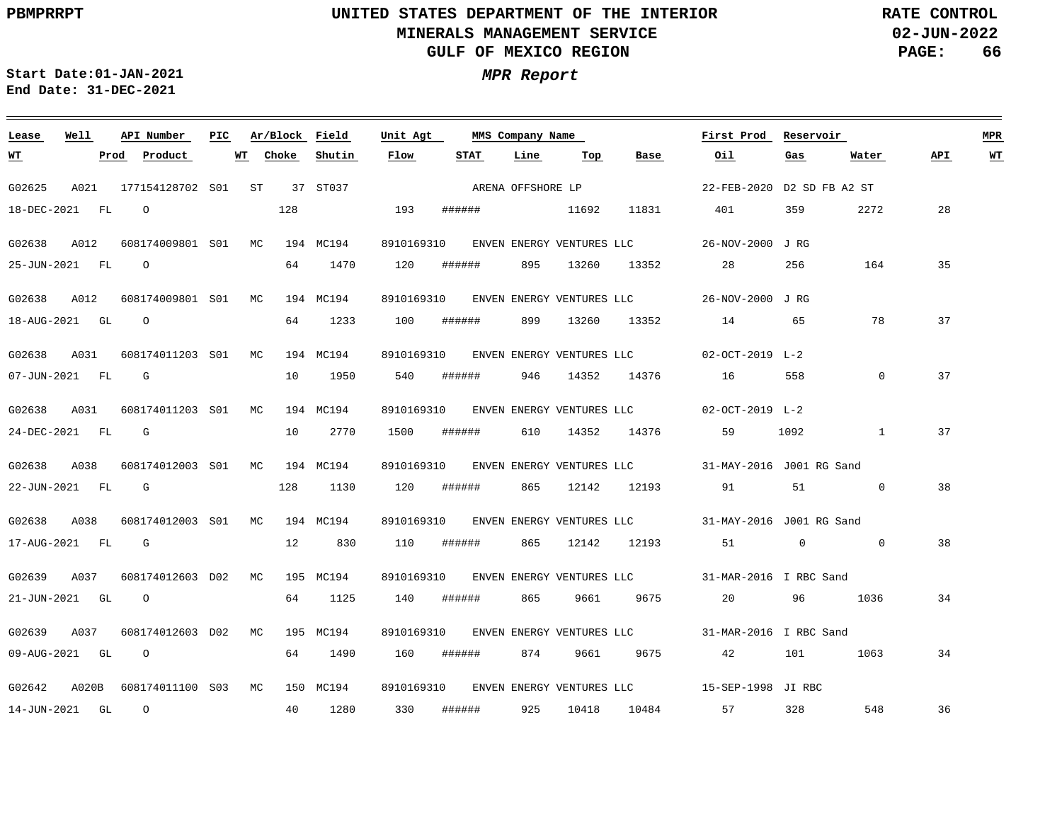PBMPRRPT

# UNITED STATES DEPARTMENT OF THE INTERIOR
## MINERALS MANAGEMENT SERVICE
## GULF OF MEXICO REGION

RATE CONTROL
02-JUN-2022

Start Date:01-JAN-2021
End Date: 31-DEC-2021

***MPR Report***

| Lease | Well | API Number | PIC | Ar/Block | Field | Unit Agt | MMS Company Name | | | | First Prod | Reservoir | | | MPR |
|---|---|---|---|---|---|---|---|---|---|---|---|---|---|---|---|
| WT | Prod | Product | WT | Choke | Shutin | Flow | STAT | Line | Top | Base | Oil | Gas | Water | API | WT |
| G02625 | A021 | 177154128702 | S01 | ST 37 | ST037 | | ARENA OFFSHORE LP | | | | 22-FEB-2020 | D2 SD FB A2 ST | | | |
| 18-DEC-2021 | FL | O | | 128 | | 193 | ###### | | 11692 | 11831 | 401 | 359 | 2272 | 28 | |
| G02638 | A012 | 608174009801 | S01 | MC 194 | MC194 | 8910169310 | ENVEN ENERGY VENTURES LLC | | | | 26-NOV-2000 | J RG | | | |
| 25-JUN-2021 | FL | O | | 64 | 1470 | 120 | ###### | 895 | 13260 | 13352 | 28 | 256 | 164 | 35 | |
| G02638 | A012 | 608174009801 | S01 | MC 194 | MC194 | 8910169310 | ENVEN ENERGY VENTURES LLC | | | | 26-NOV-2000 | J RG | | | |
| 18-AUG-2021 | GL | O | | 64 | 1233 | 100 | ###### | 899 | 13260 | 13352 | 14 | 65 | 78 | 37 | |
| G02638 | A031 | 608174011203 | S01 | MC 194 | MC194 | 8910169310 | ENVEN ENERGY VENTURES LLC | | | | 02-OCT-2019 | L-2 | | | |
| 07-JUN-2021 | FL | G | | 10 | 1950 | 540 | ###### | 946 | 14352 | 14376 | 16 | 558 | 0 | 37 | |
| G02638 | A031 | 608174011203 | S01 | MC 194 | MC194 | 8910169310 | ENVEN ENERGY VENTURES LLC | | | | 02-OCT-2019 | L-2 | | | |
| 24-DEC-2021 | FL | G | | 10 | 2770 | 1500 | ###### | 610 | 14352 | 14376 | 59 | 1092 | 1 | 37 | |
| G02638 | A038 | 608174012003 | S01 | MC 194 | MC194 | 8910169310 | ENVEN ENERGY VENTURES LLC | | | | 31-MAY-2016 | J001 RG Sand | | | |
| 22-JUN-2021 | FL | G | | 128 | 1130 | 120 | ###### | 865 | 12142 | 12193 | 91 | 51 | 0 | 38 | |
| G02638 | A038 | 608174012003 | S01 | MC 194 | MC194 | 8910169310 | ENVEN ENERGY VENTURES LLC | | | | 31-MAY-2016 | J001 RG Sand | | | |
| 17-AUG-2021 | FL | G | | 12 | 830 | 110 | ###### | 865 | 12142 | 12193 | 51 | 0 | 0 | 38 | |
| G02639 | A037 | 608174012603 | D02 | MC 195 | MC194 | 8910169310 | ENVEN ENERGY VENTURES LLC | | | | 31-MAR-2016 | I RBC Sand | | | |
| 21-JUN-2021 | GL | O | | 64 | 1125 | 140 | ###### | 865 | 9661 | 9675 | 20 | 96 | 1036 | 34 | |
| G02639 | A037 | 608174012603 | D02 | MC 195 | MC194 | 8910169310 | ENVEN ENERGY VENTURES LLC | | | | 31-MAR-2016 | I RBC Sand | | | |
| 09-AUG-2021 | GL | O | | 64 | 1490 | 160 | ###### | 874 | 9661 | 9675 | 42 | 101 | 1063 | 34 | |
| G02642 | A020B | 608174011100 | S03 | MC 150 | MC194 | 8910169310 | ENVEN ENERGY VENTURES LLC | | | | 15-SEP-1998 | JI RBC | | | |
| 14-JUN-2021 | GL | O | | 40 | 1280 | 330 | ###### | 925 | 10418 | 10484 | 57 | 328 | 548 | 36 | |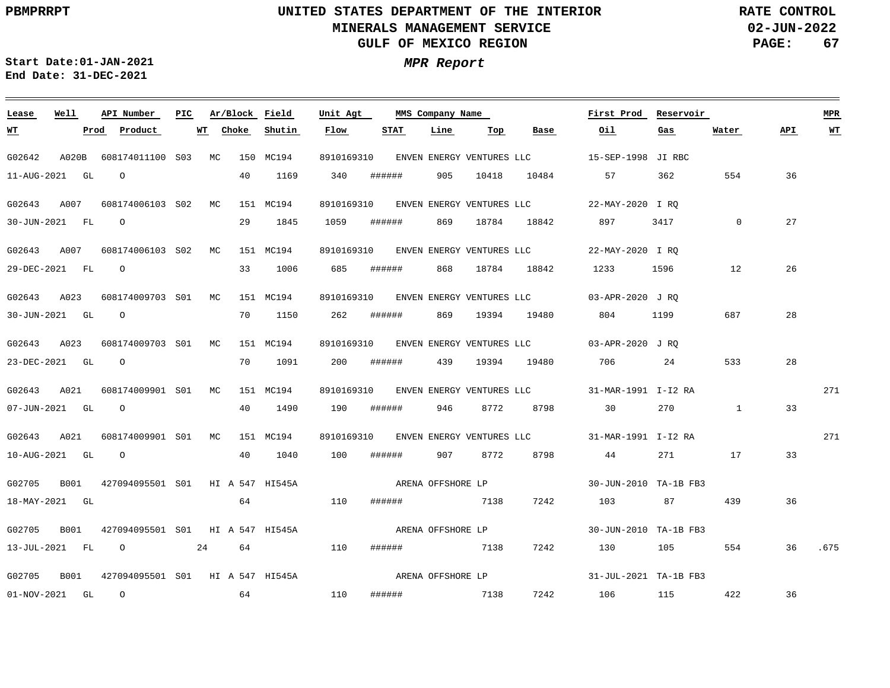**PBMPRRPT** — **UNITED STATES DEPARTMENT OF THE INTERIOR** — **RATE CONTROL**

**MINERALS MANAGEMENT SERVICE** — **02-JUN-2022**

**GULF OF MEXICO REGION**

**Start Date:01-JAN-2021**
**End Date: 31-DEC-2021**

***MPR Report***

| Lease | Well | API Number | PIC | Ar/Block | Field | Unit Agt | MMS Company Name | | | | First Prod | Reservoir | | | MPR |
|---|---|---|---|---|---|---|---|---|---|---|---|---|---|---|---|
| WT | Prod | Product | WT | Choke | Shutin | Flow | STAT | Line | Top | Base | Oil | Gas | Water | API | WT |
| G02642 | A020B | 608174011100 | S03 | MC 150 | MC194 | 8910169310 | ENVEN ENERGY VENTURES LLC | | | | 15-SEP-1998 | JI RBC | | | |
| 11-AUG-2021 | GL | O | | 40 | 1169 | 340 | ###### | 905 | 10418 | 10484 | 57 | 362 | 554 | 36 | |
| G02643 | A007 | 608174006103 | S02 | MC 151 | MC194 | 8910169310 | ENVEN ENERGY VENTURES LLC | | | | 22-MAY-2020 | I RQ | | | |
| 30-JUN-2021 | FL | O | | 29 | 1845 | 1059 | ###### | 869 | 18784 | 18842 | 897 | 3417 | 0 | 27 | |
| G02643 | A007 | 608174006103 | S02 | MC 151 | MC194 | 8910169310 | ENVEN ENERGY VENTURES LLC | | | | 22-MAY-2020 | I RQ | | | |
| 29-DEC-2021 | FL | O | | 33 | 1006 | 685 | ###### | 868 | 18784 | 18842 | 1233 | 1596 | 12 | 26 | |
| G02643 | A023 | 608174009703 | S01 | MC 151 | MC194 | 8910169310 | ENVEN ENERGY VENTURES LLC | | | | 03-APR-2020 | J RQ | | | |
| 30-JUN-2021 | GL | O | | 70 | 1150 | 262 | ###### | 869 | 19394 | 19480 | 804 | 1199 | 687 | 28 | |
| G02643 | A023 | 608174009703 | S01 | MC 151 | MC194 | 8910169310 | ENVEN ENERGY VENTURES LLC | | | | 03-APR-2020 | J RQ | | | |
| 23-DEC-2021 | GL | O | | 70 | 1091 | 200 | ###### | 439 | 19394 | 19480 | 706 | 24 | 533 | 28 | |
| G02643 | A021 | 608174009901 | S01 | MC 151 | MC194 | 8910169310 | ENVEN ENERGY VENTURES LLC | | | | 31-MAR-1991 | I-I2 RA | | | 271 |
| 07-JUN-2021 | GL | O | | 40 | 1490 | 190 | ###### | 946 | 8772 | 8798 | 30 | 270 | 1 | 33 | |
| G02643 | A021 | 608174009901 | S01 | MC 151 | MC194 | 8910169310 | ENVEN ENERGY VENTURES LLC | | | | 31-MAR-1991 | I-I2 RA | | | 271 |
| 10-AUG-2021 | GL | O | | 40 | 1040 | 100 | ###### | 907 | 8772 | 8798 | 44 | 271 | 17 | 33 | |
| G02705 | B001 | 427094095501 | S01 | HI A 547 | HI545A | | ARENA OFFSHORE LP | | | | 30-JUN-2010 | TA-1B FB3 | | | |
| 18-MAY-2021 | GL | | | 64 | | 110 | ###### | | 7138 | 7242 | 103 | 87 | 439 | 36 | |
| G02705 | B001 | 427094095501 | S01 | HI A 547 | HI545A | | ARENA OFFSHORE LP | | | | 30-JUN-2010 | TA-1B FB3 | | | |
| 13-JUL-2021 | FL | O | 24 | 64 | | 110 | ###### | | 7138 | 7242 | 130 | 105 | 554 | 36 | .675 |
| G02705 | B001 | 427094095501 | S01 | HI A 547 | HI545A | | ARENA OFFSHORE LP | | | | 31-JUL-2021 | TA-1B FB3 | | | |
| 01-NOV-2021 | GL | O | | 64 | | 110 | ###### | | 7138 | 7242 | 106 | 115 | 422 | 36 | |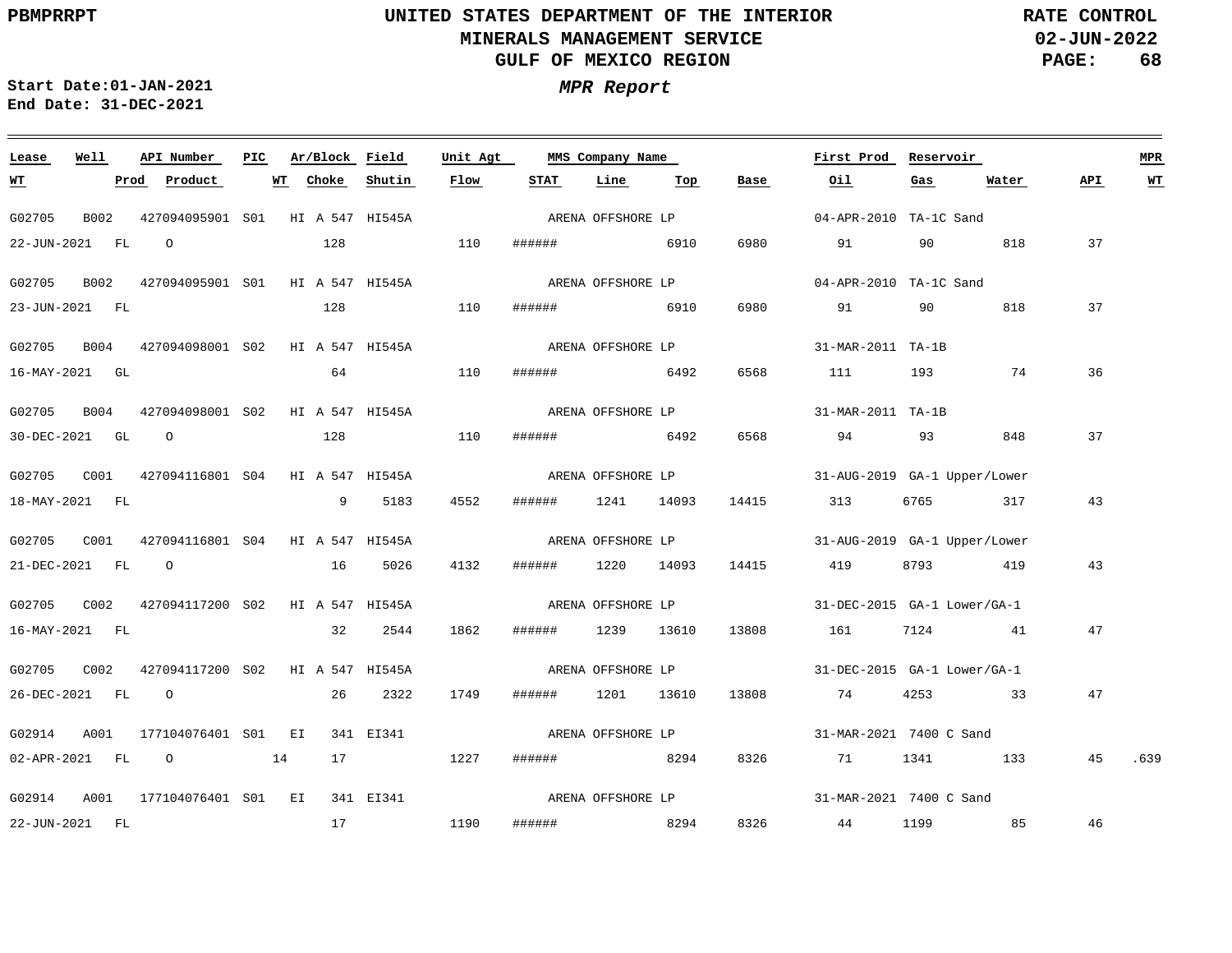**UNITED STATES DEPARTMENT OF THE INTERIOR**
**MINERALS MANAGEMENT SERVICE**
**GULF OF MEXICO REGION**

**RATE CONTROL**
**02-JUN-2022**

**PBMPRRPT**

**Start Date:01-JAN-2021**
**End Date: 31-DEC-2021**

***MPR Report***

| Lease | Well | API Number | PIC | Ar/Block | Field | Unit Agt | MMS Company Name | | | | First Prod | Reservoir | | | MPR |
|---|---|---|---|---|---|---|---|---|---|---|---|---|---|---|---|
| WT | Prod | Product | WT | Choke | Shutin | Flow | STAT | Line | Top | Base | Oil | Gas | Water | API | WT |
| G02705 | B002 | 427094095901 | S01 | HI A 547 | HI545A | | ARENA OFFSHORE LP | | | | 04-APR-2010 | TA-1C Sand | | | |
| 22-JUN-2021 | FL | O | | 128 | | 110 | ###### | | 6910 | 6980 | 91 | 90 | 818 | 37 | |
| G02705 | B002 | 427094095901 | S01 | HI A 547 | HI545A | | ARENA OFFSHORE LP | | | | 04-APR-2010 | TA-1C Sand | | | |
| 23-JUN-2021 | FL | | | 128 | | 110 | ###### | | 6910 | 6980 | 91 | 90 | 818 | 37 | |
| G02705 | B004 | 427094098001 | S02 | HI A 547 | HI545A | | ARENA OFFSHORE LP | | | | 31-MAR-2011 | TA-1B | | | |
| 16-MAY-2021 | GL | | | 64 | | 110 | ###### | | 6492 | 6568 | 111 | 193 | 74 | 36 | |
| G02705 | B004 | 427094098001 | S02 | HI A 547 | HI545A | | ARENA OFFSHORE LP | | | | 31-MAR-2011 | TA-1B | | | |
| 30-DEC-2021 | GL | O | | 128 | | 110 | ###### | | 6492 | 6568 | 94 | 93 | 848 | 37 | |
| G02705 | C001 | 427094116801 | S04 | HI A 547 | HI545A | | ARENA OFFSHORE LP | | | | 31-AUG-2019 | GA-1 Upper/Lower | | | |
| 18-MAY-2021 | FL | | | 9 | 5183 | 4552 | ###### | 1241 | 14093 | 14415 | 313 | 6765 | 317 | 43 | |
| G02705 | C001 | 427094116801 | S04 | HI A 547 | HI545A | | ARENA OFFSHORE LP | | | | 31-AUG-2019 | GA-1 Upper/Lower | | | |
| 21-DEC-2021 | FL | O | | 16 | 5026 | 4132 | ###### | 1220 | 14093 | 14415 | 419 | 8793 | 419 | 43 | |
| G02705 | C002 | 427094117200 | S02 | HI A 547 | HI545A | | ARENA OFFSHORE LP | | | | 31-DEC-2015 | GA-1 Lower/GA-1 | | | |
| 16-MAY-2021 | FL | | | 32 | 2544 | 1862 | ###### | 1239 | 13610 | 13808 | 161 | 7124 | 41 | 47 | |
| G02705 | C002 | 427094117200 | S02 | HI A 547 | HI545A | | ARENA OFFSHORE LP | | | | 31-DEC-2015 | GA-1 Lower/GA-1 | | | |
| 26-DEC-2021 | FL | O | | 26 | 2322 | 1749 | ###### | 1201 | 13610 | 13808 | 74 | 4253 | 33 | 47 | |
| G02914 | A001 | 177104076401 | S01 | EI 341 | EI341 | | ARENA OFFSHORE LP | | | | 31-MAR-2021 | 7400 C Sand | | | |
| 02-APR-2021 | FL | O | 14 | 17 | | 1227 | ###### | | 8294 | 8326 | 71 | 1341 | 133 | 45 | .639 |
| G02914 | A001 | 177104076401 | S01 | EI 341 | EI341 | | ARENA OFFSHORE LP | | | | 31-MAR-2021 | 7400 C Sand | | | |
| 22-JUN-2021 | FL | | | 17 | | 1190 | ###### | | 8294 | 8326 | 44 | 1199 | 85 | 46 | |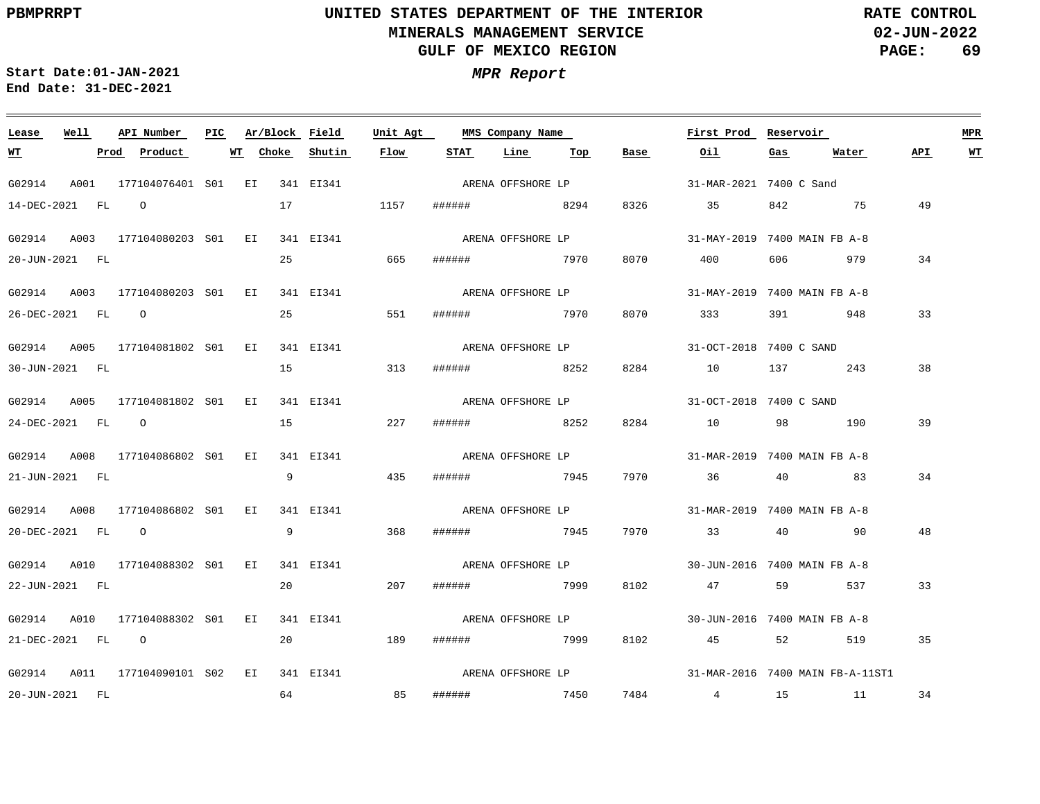**PBMPRRPT**

**UNITED STATES DEPARTMENT OF THE INTERIOR**
**MINERALS MANAGEMENT SERVICE**
**GULF OF MEXICO REGION**

**RATE CONTROL**
**02-JUN-2022**

**Start Date:01-JAN-2021**
**End Date: 31-DEC-2021**

***MPR Report***

| Lease | Well | API Number | PIC | Ar/Block | Field | Unit Agt | MMS Company Name | First Prod | Reservoir | MPR |
|---|---|---|---|---|---|---|---|---|---|---|
| **WT** | **Prod** | **Product** | **WT** | **Choke** | **Shutin** | **Flow** | **STAT** | **Line** | **Top** | **Base** |
| **Oil** | **Gas** | **Water** | **API** | **WT** | | | | | | |

| Lease | Well | API Number | PIC | Ar/Block | Field | Unit Agt | MMS Company Name | First Prod | Reservoir | WT | Prod | Product | WT | Choke | Shutin | Flow | STAT | Line | Top | Base | Oil | Gas | Water | API | MPR WT |
|---|---|---|---|---|---|---|---|---|---|---|---|---|---|---|---|---|---|---|---|---|---|---|---|---|---|
| G02914 | A001 | 177104076401 | S01 | EI 341 | EI341 | | ARENA OFFSHORE LP | 31-MAR-2021 | 7400 C Sand | 14-DEC-2021 | FL | O | | 17 | | 1157 | ###### | | 8294 | 8326 | 35 | 842 | 75 | 49 | |
| G02914 | A003 | 177104080203 | S01 | EI 341 | EI341 | | ARENA OFFSHORE LP | 31-MAY-2019 | 7400 MAIN FB A-8 | 20-JUN-2021 | FL | | | 25 | | 665 | ###### | | 7970 | 8070 | 400 | 606 | 979 | 34 | |
| G02914 | A003 | 177104080203 | S01 | EI 341 | EI341 | | ARENA OFFSHORE LP | 31-MAY-2019 | 7400 MAIN FB A-8 | 26-DEC-2021 | FL | O | | 25 | | 551 | ###### | | 7970 | 8070 | 333 | 391 | 948 | 33 | |
| G02914 | A005 | 177104081802 | S01 | EI 341 | EI341 | | ARENA OFFSHORE LP | 31-OCT-2018 | 7400 C SAND | 30-JUN-2021 | FL | | | 15 | | 313 | ###### | | 8252 | 8284 | 10 | 137 | 243 | 38 | |
| G02914 | A005 | 177104081802 | S01 | EI 341 | EI341 | | ARENA OFFSHORE LP | 31-OCT-2018 | 7400 C SAND | 24-DEC-2021 | FL | O | | 15 | | 227 | ###### | | 8252 | 8284 | 10 | 98 | 190 | 39 | |
| G02914 | A008 | 177104086802 | S01 | EI 341 | EI341 | | ARENA OFFSHORE LP | 31-MAR-2019 | 7400 MAIN FB A-8 | 21-JUN-2021 | FL | | | 9 | | 435 | ###### | | 7945 | 7970 | 36 | 40 | 83 | 34 | |
| G02914 | A008 | 177104086802 | S01 | EI 341 | EI341 | | ARENA OFFSHORE LP | 31-MAR-2019 | 7400 MAIN FB A-8 | 20-DEC-2021 | FL | O | | 9 | | 368 | ###### | | 7945 | 7970 | 33 | 40 | 90 | 48 | |
| G02914 | A010 | 177104088302 | S01 | EI 341 | EI341 | | ARENA OFFSHORE LP | 30-JUN-2016 | 7400 MAIN FB A-8 | 22-JUN-2021 | FL | | | 20 | | 207 | ###### | | 7999 | 8102 | 47 | 59 | 537 | 33 | |
| G02914 | A010 | 177104088302 | S01 | EI 341 | EI341 | | ARENA OFFSHORE LP | 30-JUN-2016 | 7400 MAIN FB A-8 | 21-DEC-2021 | FL | O | | 20 | | 189 | ###### | | 7999 | 8102 | 45 | 52 | 519 | 35 | |
| G02914 | A011 | 177104090101 | S02 | EI 341 | EI341 | | ARENA OFFSHORE LP | 31-MAR-2016 | 7400 MAIN FB-A-11ST1 | 20-JUN-2021 | FL | | | 64 | | 85 | ###### | | 7450 | 7484 | 4 | 15 | 11 | 34 | |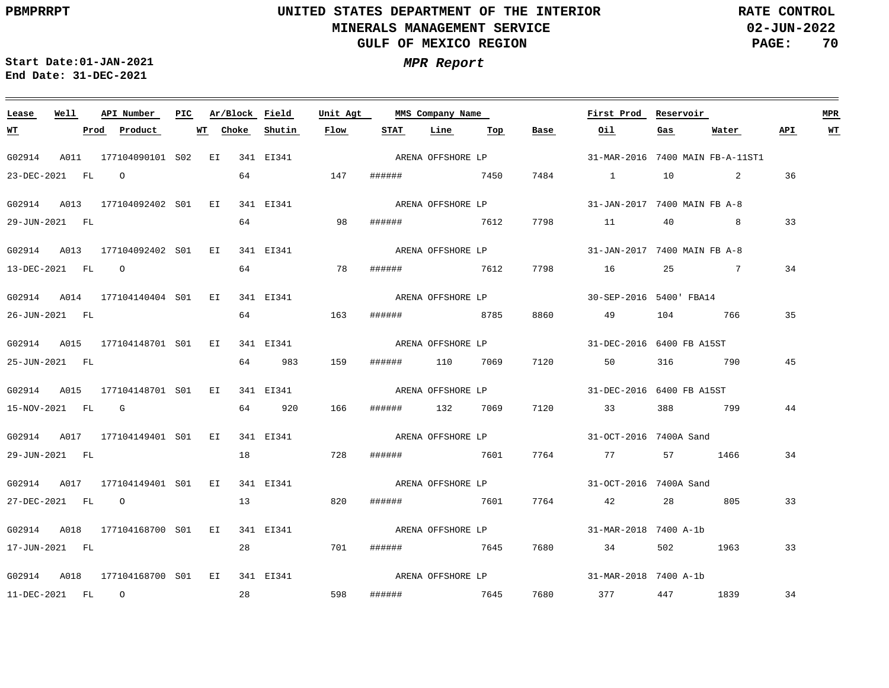PBMPRRPT

# UNITED STATES DEPARTMENT OF THE INTERIOR
## MINERALS MANAGEMENT SERVICE
## GULF OF MEXICO REGION

RATE CONTROL
02-JUN-2022

Start Date:01-JAN-2021
End Date: 31-DEC-2021

### *MPR Report*

| Lease | Well | API Number | PIC | Ar/Block | Field | Unit Agt | MMS Company Name | First Prod | Reservoir | MPR | WT | Prod | Product | WT | Choke | Shutin | Flow | STAT | Line | Top | Base | Oil | Gas | Water | API | WT |
|---|---|---|---|---|---|---|---|---|---|---|---|---|---|---|---|---|---|---|---|---|---|---|---|---|---|---|
| G02914 | A011 | 177104090101 | S02 | EI 341 | EI341 | | ARENA OFFSHORE LP | 31-MAR-2016 | 7400 MAIN FB-A-11ST1 | | 23-DEC-2021 | FL | O | | 64 | | 147 | ###### | | 7450 | 7484 | 1 | 10 | 2 | 36 | |
| G02914 | A013 | 177104092402 | S01 | EI 341 | EI341 | | ARENA OFFSHORE LP | 31-JAN-2017 | 7400 MAIN FB A-8 | | 29-JUN-2021 | FL | | | 64 | | 98 | ###### | | 7612 | 7798 | 11 | 40 | 8 | 33 | |
| G02914 | A013 | 177104092402 | S01 | EI 341 | EI341 | | ARENA OFFSHORE LP | 31-JAN-2017 | 7400 MAIN FB A-8 | | 13-DEC-2021 | FL | O | | 64 | | 78 | ###### | | 7612 | 7798 | 16 | 25 | 7 | 34 | |
| G02914 | A014 | 177104140404 | S01 | EI 341 | EI341 | | ARENA OFFSHORE LP | 30-SEP-2016 | 5400' FBA14 | | 26-JUN-2021 | FL | | | 64 | | 163 | ###### | | 8785 | 8860 | 49 | 104 | 766 | 35 | |
| G02914 | A015 | 177104148701 | S01 | EI 341 | EI341 | | ARENA OFFSHORE LP | 31-DEC-2016 | 6400 FB A15ST | | 25-JUN-2021 | FL | | | 64 | 983 | 159 | ###### | 110 | 7069 | 7120 | 50 | 316 | 790 | 45 | |
| G02914 | A015 | 177104148701 | S01 | EI 341 | EI341 | | ARENA OFFSHORE LP | 31-DEC-2016 | 6400 FB A15ST | | 15-NOV-2021 | FL | G | | 64 | 920 | 166 | ###### | 132 | 7069 | 7120 | 33 | 388 | 799 | 44 | |
| G02914 | A017 | 177104149401 | S01 | EI 341 | EI341 | | ARENA OFFSHORE LP | 31-OCT-2016 | 7400A Sand | | 29-JUN-2021 | FL | | | 18 | | 728 | ###### | | 7601 | 7764 | 77 | 57 | 1466 | 34 | |
| G02914 | A017 | 177104149401 | S01 | EI 341 | EI341 | | ARENA OFFSHORE LP | 31-OCT-2016 | 7400A Sand | | 27-DEC-2021 | FL | O | | 13 | | 820 | ###### | | 7601 | 7764 | 42 | 28 | 805 | 33 | |
| G02914 | A018 | 177104168700 | S01 | EI 341 | EI341 | | ARENA OFFSHORE LP | 31-MAR-2018 | 7400 A-1b | | 17-JUN-2021 | FL | | | 28 | | 701 | ###### | | 7645 | 7680 | 34 | 502 | 1963 | 33 | |
| G02914 | A018 | 177104168700 | S01 | EI 341 | EI341 | | ARENA OFFSHORE LP | 31-MAR-2018 | 7400 A-1b | | 11-DEC-2021 | FL | O | | 28 | | 598 | ###### | | 7645 | 7680 | 377 | 447 | 1839 | 34 | |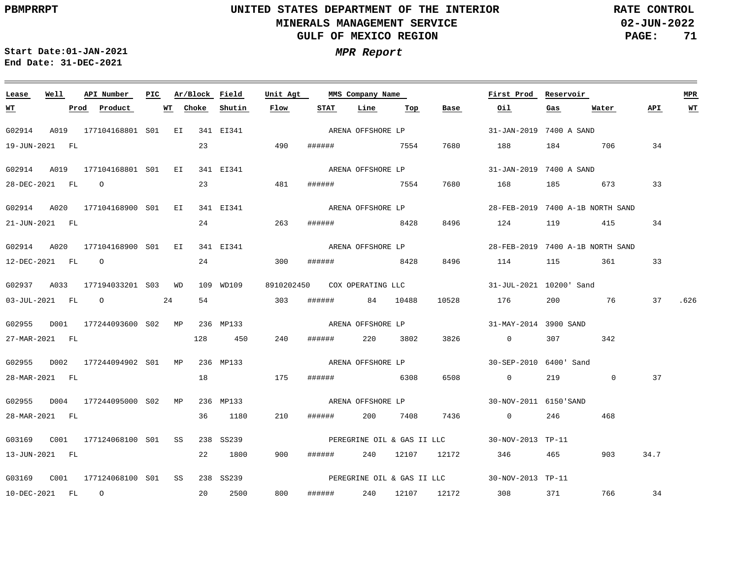PBMPRRPT

**UNITED STATES DEPARTMENT OF THE INTERIOR**
**MINERALS MANAGEMENT SERVICE**
**GULF OF MEXICO REGION**

RATE CONTROL
02-JUN-2022

Start Date:01-JAN-2021
End Date: 31-DEC-2021

***MPR Report***

| Lease | Well | API Number | PIC | Ar/Block | Field | Unit Agt | MMS Company Name | | | | First Prod | Reservoir | | | MPR |
|---|---|---|---|---|---|---|---|---|---|---|---|---|---|---|---|
| WT | Prod | Product | WT | Choke | Shutin | Flow | STAT | Line | Top | Base | Oil | Gas | Water | API | WT |
| G02914 | A019 | 177104168801 | S01 | EI 341 | EI341 | | ARENA OFFSHORE LP | | | | 31-JAN-2019 | 7400 A SAND | | | |
| 19-JUN-2021 | FL | | | 23 | | 490 | ###### | | 7554 | 7680 | 188 | 184 | 706 | 34 | |
| G02914 | A019 | 177104168801 | S01 | EI 341 | EI341 | | ARENA OFFSHORE LP | | | | 31-JAN-2019 | 7400 A SAND | | | |
| 28-DEC-2021 | FL | O | | 23 | | 481 | ###### | | 7554 | 7680 | 168 | 185 | 673 | 33 | |
| G02914 | A020 | 177104168900 | S01 | EI 341 | EI341 | | ARENA OFFSHORE LP | | | | 28-FEB-2019 | 7400 A-1B NORTH SAND | | | |
| 21-JUN-2021 | FL | | | 24 | | 263 | ###### | | 8428 | 8496 | 124 | 119 | 415 | 34 | |
| G02914 | A020 | 177104168900 | S01 | EI 341 | EI341 | | ARENA OFFSHORE LP | | | | 28-FEB-2019 | 7400 A-1B NORTH SAND | | | |
| 12-DEC-2021 | FL | O | | 24 | | 300 | ###### | | 8428 | 8496 | 114 | 115 | 361 | 33 | |
| G02937 | A033 | 177194033201 | S03 | WD 109 | WD109 | 8910202450 | COX OPERATING LLC | | | | 31-JUL-2021 | 10200' Sand | | | |
| 03-JUL-2021 | FL | O | 24 | 54 | | 303 | ###### | 84 | 10488 | 10528 | 176 | 200 | 76 | 37 | .626 |
| G02955 | D001 | 177244093600 | S02 | MP 236 | MP133 | | ARENA OFFSHORE LP | | | | 31-MAY-2014 | 3900 SAND | | | |
| 27-MAR-2021 | FL | | | 128 | 450 | 240 | ###### | 220 | 3802 | 3826 | 0 | 307 | 342 | | |
| G02955 | D002 | 177244094902 | S01 | MP 236 | MP133 | | ARENA OFFSHORE LP | | | | 30-SEP-2010 | 6400' Sand | | | |
| 28-MAR-2021 | FL | | | 18 | | 175 | ###### | | 6308 | 6508 | 0 | 219 | 0 | 37 | |
| G02955 | D004 | 177244095000 | S02 | MP 236 | MP133 | | ARENA OFFSHORE LP | | | | 30-NOV-2011 | 6150'SAND | | | |
| 28-MAR-2021 | FL | | | 36 | 1180 | 210 | ###### | 200 | 7408 | 7436 | 0 | 246 | 468 | | |
| G03169 | C001 | 177124068100 | S01 | SS 238 | SS239 | | PEREGRINE OIL & GAS II LLC | | | | 30-NOV-2013 | TP-11 | | | |
| 13-JUN-2021 | FL | | | 22 | 1800 | 900 | ###### | 240 | 12107 | 12172 | 346 | 465 | 903 | 34.7 | |
| G03169 | C001 | 177124068100 | S01 | SS 238 | SS239 | | PEREGRINE OIL & GAS II LLC | | | | 30-NOV-2013 | TP-11 | | | |
| 10-DEC-2021 | FL | O | | 20 | 2500 | 800 | ###### | 240 | 12107 | 12172 | 308 | 371 | 766 | 34 | |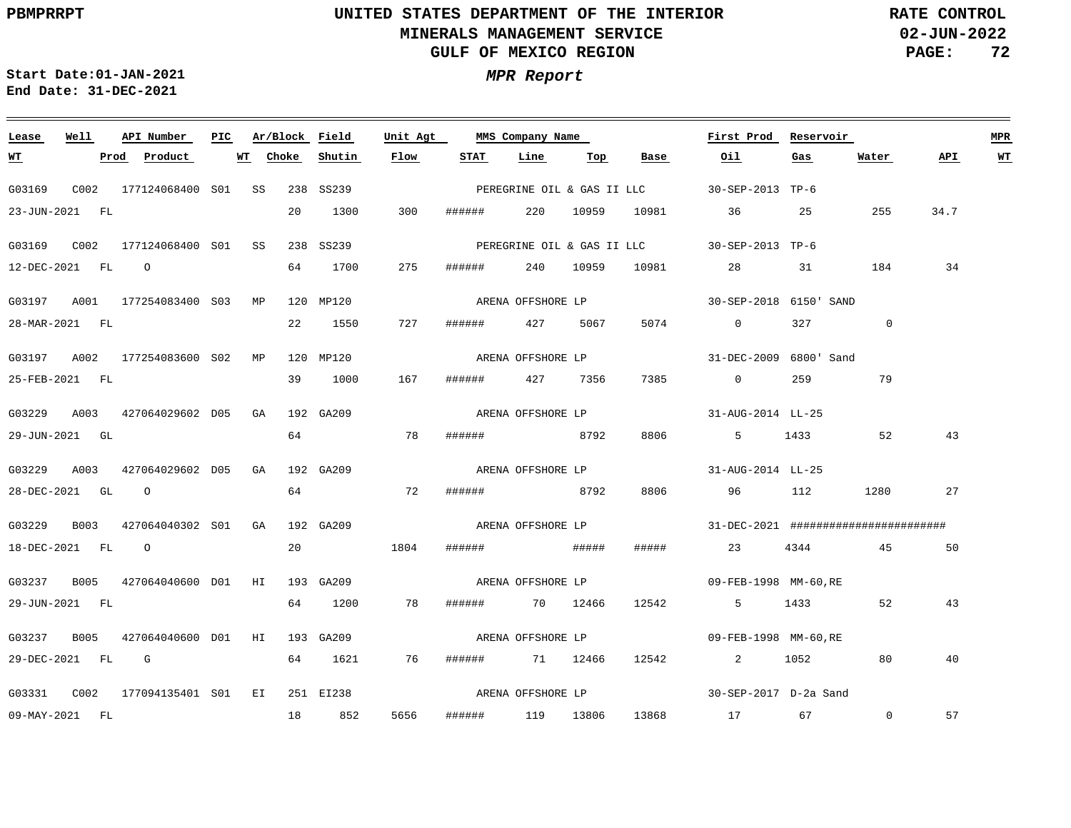**Start Date:01-JAN-2021**
**End Date: 31-DEC-2021**

# UNITED STATES DEPARTMENT OF THE INTERIOR
## MINERALS MANAGEMENT SERVICE
## GULF OF MEXICO REGION

***MPR Report***

**RATE CONTROL**
**02-JUN-2022**

| Lease | Well | API Number | PIC | Ar/Block | | Field | Unit Agt | MMS Company Name | | | | First Prod | Reservoir | | | MPR |
|---|---|---|---|---|---|---|---|---|---|---|---|---|---|---|---|---|
| **WT** | **Prod** | **Product** | **WT** | **Choke** | | **Shutin** | **Flow** | **STAT** | **Line** | **Top** | **Base** | **Oil** | **Gas** | **Water** | **API** | **WT** |
| G03169 | C002 | 177124068400 | S01 | SS | 238 | SS239 | | PEREGRINE OIL & GAS II LLC | | | | 30-SEP-2013 | TP-6 | | | |
| 23-JUN-2021 | FL | | | 20 | | 1300 | 300 | ###### | 220 | 10959 | 10981 | 36 | 25 | 255 | 34.7 | |
| G03169 | C002 | 177124068400 | S01 | SS | 238 | SS239 | | PEREGRINE OIL & GAS II LLC | | | | 30-SEP-2013 | TP-6 | | | |
| 12-DEC-2021 | FL | O | | 64 | | 1700 | 275 | ###### | 240 | 10959 | 10981 | 28 | 31 | 184 | 34 | |
| G03197 | A001 | 177254083400 | S03 | MP | 120 | MP120 | | ARENA OFFSHORE LP | | | | 30-SEP-2018 | 6150' SAND | | | |
| 28-MAR-2021 | FL | | | 22 | | 1550 | 727 | ###### | 427 | 5067 | 5074 | 0 | 327 | 0 | | |
| G03197 | A002 | 177254083600 | S02 | MP | 120 | MP120 | | ARENA OFFSHORE LP | | | | 31-DEC-2009 | 6800' Sand | | | |
| 25-FEB-2021 | FL | | | 39 | | 1000 | 167 | ###### | 427 | 7356 | 7385 | 0 | 259 | 79 | | |
| G03229 | A003 | 427064029602 | D05 | GA | 192 | GA209 | | ARENA OFFSHORE LP | | | | 31-AUG-2014 | LL-25 | | | |
| 29-JUN-2021 | GL | | | 64 | | | 78 | ###### | | 8792 | 8806 | 5 | 1433 | 52 | 43 | |
| G03229 | A003 | 427064029602 | D05 | GA | 192 | GA209 | | ARENA OFFSHORE LP | | | | 31-AUG-2014 | LL-25 | | | |
| 28-DEC-2021 | GL | O | | 64 | | | 72 | ###### | | 8792 | 8806 | 96 | 112 | 1280 | 27 | |
| G03229 | B003 | 427064040302 | S01 | GA | 192 | GA209 | | ARENA OFFSHORE LP | | | | 31-DEC-2021 | ######################## | | | |
| 18-DEC-2021 | FL | O | | 20 | | | 1804 | ###### | | ##### | ##### | 23 | 4344 | 45 | 50 | |
| G03237 | B005 | 427064040600 | D01 | HI | 193 | GA209 | | ARENA OFFSHORE LP | | | | 09-FEB-1998 | MM-60,RE | | | |
| 29-JUN-2021 | FL | | | 64 | | 1200 | 78 | ###### | 70 | 12466 | 12542 | 5 | 1433 | 52 | 43 | |
| G03237 | B005 | 427064040600 | D01 | HI | 193 | GA209 | | ARENA OFFSHORE LP | | | | 09-FEB-1998 | MM-60,RE | | | |
| 29-DEC-2021 | FL | G | | 64 | | 1621 | 76 | ###### | 71 | 12466 | 12542 | 2 | 1052 | 80 | 40 | |
| G03331 | C002 | 177094135401 | S01 | EI | 251 | EI238 | | ARENA OFFSHORE LP | | | | 30-SEP-2017 | D-2a Sand | | | |
| 09-MAY-2021 | FL | | | 18 | | 852 | 5656 | ###### | 119 | 13806 | 13868 | 17 | 67 | 0 | 57 | |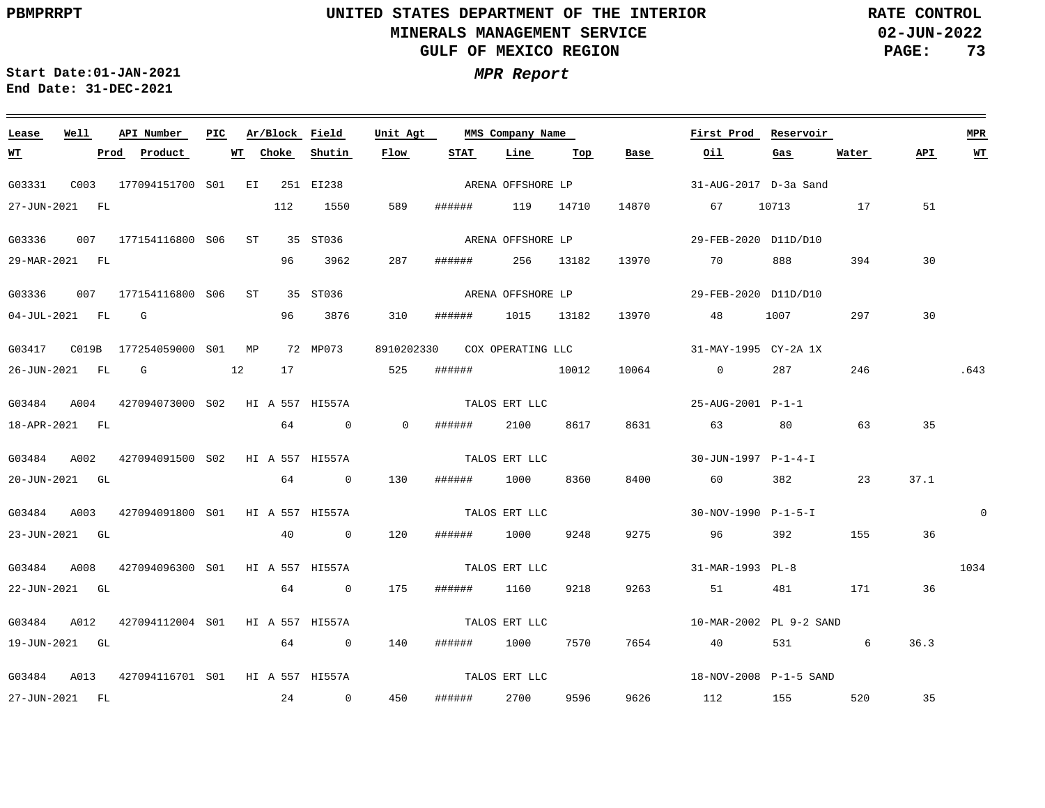**PBMPRRPT**

# UNITED STATES DEPARTMENT OF THE INTERIOR
## MINERALS MANAGEMENT SERVICE
## GULF OF MEXICO REGION

**RATE CONTROL**
**02-JUN-2022**

**Start Date:01-JAN-2021**
**End Date: 31-DEC-2021**

***MPR Report***

| Lease | Well | API Number | PIC | Ar/Block | | Field | Unit Agt | MMS Company Name | | | | First Prod | Reservoir | | | MPR |
|---|---|---|---|---|---|---|---|---|---|---|---|---|---|---|---|---|
| WT | Prod | Product | WT | Choke | | Shutin | Flow | STAT | Line | Top | Base | Oil | Gas | Water | API | WT |
| G03331 | C003 | 177094151700 | S01 | EI | 251 | EI238 | | ARENA OFFSHORE LP | | | | 31-AUG-2017 | D-3a Sand | | | |
| 27-JUN-2021 | FL | | | 112 | | 1550 | 589 | ###### | 119 | 14710 | 14870 | 67 | 10713 | 17 | 51 | |
| G03336 | 007 | 177154116800 | S06 | ST | 35 | ST036 | | ARENA OFFSHORE LP | | | | 29-FEB-2020 | D11D/D10 | | | |
| 29-MAR-2021 | FL | | | 96 | | 3962 | 287 | ###### | 256 | 13182 | 13970 | 70 | 888 | 394 | 30 | |
| G03336 | 007 | 177154116800 | S06 | ST | 35 | ST036 | | ARENA OFFSHORE LP | | | | 29-FEB-2020 | D11D/D10 | | | |
| 04-JUL-2021 | FL | G | | 96 | | 3876 | 310 | ###### | 1015 | 13182 | 13970 | 48 | 1007 | 297 | 30 | |
| G03417 | C019B | 177254059000 | S01 | MP | 72 | MP073 | 8910202330 | COX OPERATING LLC | | | | 31-MAY-1995 | CY-2A 1X | | | |
| 26-JUN-2021 | FL | G | 12 | 17 | | | 525 | ###### | | 10012 | 10064 | 0 | 287 | 246 | | .643 |
| G03484 | A004 | 427094073000 | S02 | HI A | 557 | HI557A | | TALOS ERT LLC | | | | 25-AUG-2001 | P-1-1 | | | |
| 18-APR-2021 | FL | | | 64 | | 0 | 0 | ###### | 2100 | 8617 | 8631 | 63 | 80 | 63 | 35 | |
| G03484 | A002 | 427094091500 | S02 | HI A | 557 | HI557A | | TALOS ERT LLC | | | | 30-JUN-1997 | P-1-4-I | | | |
| 20-JUN-2021 | GL | | | 64 | | 0 | 130 | ###### | 1000 | 8360 | 8400 | 60 | 382 | 23 | 37.1 | |
| G03484 | A003 | 427094091800 | S01 | HI A | 557 | HI557A | | TALOS ERT LLC | | | | 30-NOV-1990 | P-1-5-I | | | 0 |
| 23-JUN-2021 | GL | | | 40 | | 0 | 120 | ###### | 1000 | 9248 | 9275 | 96 | 392 | 155 | 36 | |
| G03484 | A008 | 427094096300 | S01 | HI A | 557 | HI557A | | TALOS ERT LLC | | | | 31-MAR-1993 | PL-8 | | | 1034 |
| 22-JUN-2021 | GL | | | 64 | | 0 | 175 | ###### | 1160 | 9218 | 9263 | 51 | 481 | 171 | 36 | |
| G03484 | A012 | 427094112004 | S01 | HI A | 557 | HI557A | | TALOS ERT LLC | | | | 10-MAR-2002 | PL 9-2 SAND | | | |
| 19-JUN-2021 | GL | | | 64 | | 0 | 140 | ###### | 1000 | 7570 | 7654 | 40 | 531 | 6 | 36.3 | |
| G03484 | A013 | 427094116701 | S01 | HI A | 557 | HI557A | | TALOS ERT LLC | | | | 18-NOV-2008 | P-1-5 SAND | | | |
| 27-JUN-2021 | FL | | | 24 | | 0 | 450 | ###### | 2700 | 9596 | 9626 | 112 | 155 | 520 | 35 | |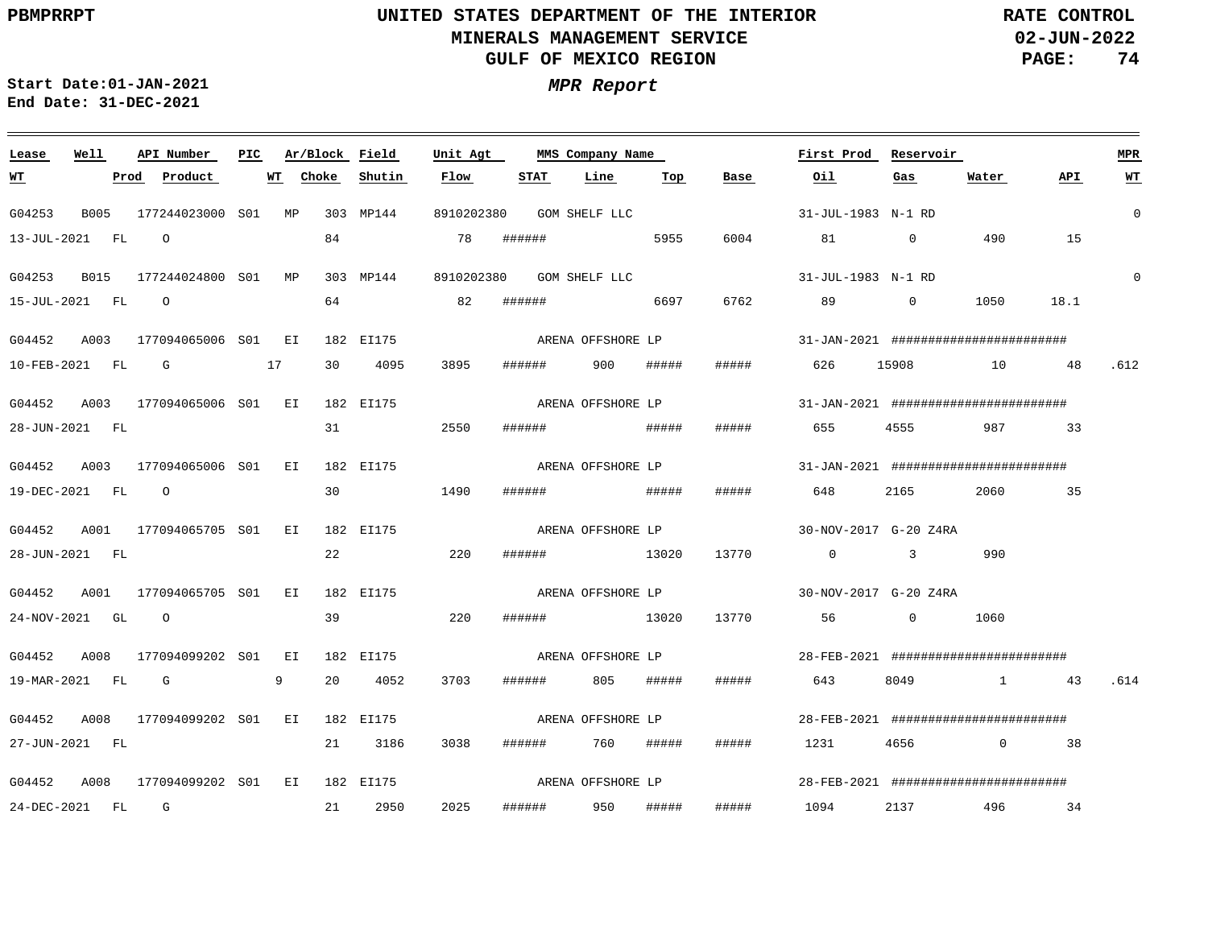UNITED STATES DEPARTMENT OF THE INTERIOR
MINERALS MANAGEMENT SERVICE
GULF OF MEXICO REGION

RATE CONTROL
02-JUN-2022

PBMPRRPT

*MPR Report*

Start Date:01-JAN-2021
End Date: 31-DEC-2021

| Lease | Well | API Number | PIC | Ar/Block | | Field | Unit Agt | MMS Company Name | | | | First Prod | Reservoir | | | MPR |
|---|---|---|---|---|---|---|---|---|---|---|---|---|---|---|---|---|
| WT | Prod | Product | WT | Choke | | Shutin | Flow | STAT | Line | Top | Base | Oil | Gas | Water | API | WT |
| G04253 | B005 | 177244023000 | S01 | MP | 303 | MP144 | 8910202380 | GOM SHELF LLC | | | | 31-JUL-1983 | N-1 RD | | | 0 |
| 13-JUL-2021 | FL | O | | 84 | | | 78 | ###### | | 5955 | 6004 | 81 | 0 | 490 | 15 | |
| G04253 | B015 | 177244024800 | S01 | MP | 303 | MP144 | 8910202380 | GOM SHELF LLC | | | | 31-JUL-1983 | N-1 RD | | | 0 |
| 15-JUL-2021 | FL | O | | 64 | | | 82 | ###### | | 6697 | 6762 | 89 | 0 | 1050 | 18.1 | |
| G04452 | A003 | 177094065006 | S01 | EI | 182 | EI175 | | ARENA OFFSHORE LP | | | | 31-JAN-2021 | ######################## | | | |
| 10-FEB-2021 | FL | G | 17 | 30 | | 4095 | 3895 | ###### | 900 | ##### | ##### | 626 | 15908 | 10 | 48 | .612 |
| G04452 | A003 | 177094065006 | S01 | EI | 182 | EI175 | | ARENA OFFSHORE LP | | | | 31-JAN-2021 | ######################## | | | |
| 28-JUN-2021 | FL | | | 31 | | | 2550 | ###### | | ##### | ##### | 655 | 4555 | 987 | 33 | |
| G04452 | A003 | 177094065006 | S01 | EI | 182 | EI175 | | ARENA OFFSHORE LP | | | | 31-JAN-2021 | ######################## | | | |
| 19-DEC-2021 | FL | O | | 30 | | | 1490 | ###### | | ##### | ##### | 648 | 2165 | 2060 | 35 | |
| G04452 | A001 | 177094065705 | S01 | EI | 182 | EI175 | | ARENA OFFSHORE LP | | | | 30-NOV-2017 | G-20 Z4RA | | | |
| 28-JUN-2021 | FL | | | 22 | | | 220 | ###### | | 13020 | 13770 | 0 | 3 | 990 | | |
| G04452 | A001 | 177094065705 | S01 | EI | 182 | EI175 | | ARENA OFFSHORE LP | | | | 30-NOV-2017 | G-20 Z4RA | | | |
| 24-NOV-2021 | GL | O | | 39 | | | 220 | ###### | | 13020 | 13770 | 56 | 0 | 1060 | | |
| G04452 | A008 | 177094099202 | S01 | EI | 182 | EI175 | | ARENA OFFSHORE LP | | | | 28-FEB-2021 | ######################## | | | |
| 19-MAR-2021 | FL | G | 9 | 20 | | 4052 | 3703 | ###### | 805 | ##### | ##### | 643 | 8049 | 1 | 43 | .614 |
| G04452 | A008 | 177094099202 | S01 | EI | 182 | EI175 | | ARENA OFFSHORE LP | | | | 28-FEB-2021 | ######################## | | | |
| 27-JUN-2021 | FL | | | 21 | | 3186 | 3038 | ###### | 760 | ##### | ##### | 1231 | 4656 | 0 | 38 | |
| G04452 | A008 | 177094099202 | S01 | EI | 182 | EI175 | | ARENA OFFSHORE LP | | | | 28-FEB-2021 | ######################## | | | |
| 24-DEC-2021 | FL | G | | 21 | | 2950 | 2025 | ###### | 950 | ##### | ##### | 1094 | 2137 | 496 | 34 | |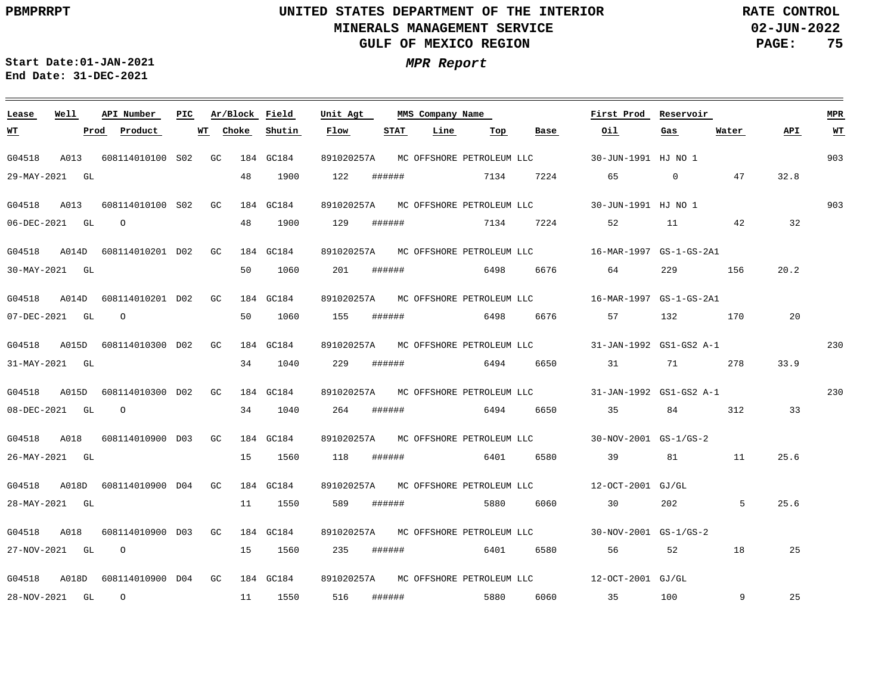UNITED STATES DEPARTMENT OF THE INTERIOR
MINERALS MANAGEMENT SERVICE
GULF OF MEXICO REGION

RATE CONTROL
02-JUN-2022

**Start Date:01-JAN-2021**
**End Date: 31-DEC-2021**

***MPR Report***

| Lease | Well | API Number | PIC | Ar/Block | | Field | Unit Agt | MMS Company Name | | | First Prod | Reservoir | | | MPR |
|---|---|---|---|---|---|---|---|---|---|---|---|---|---|---|---|
| WT | Prod | Product | WT | Choke | | Shutin | Flow | STAT | Line | Top | Base | Oil | Gas | Water | API | WT |
| G04518 | A013 | 608114010100 | S02 | GC | 184 | GC184 | 891020257A | MC OFFSHORE PETROLEUM LLC | | | 30-JUN-1991 | HJ NO 1 | | | 903 |
| 29-MAY-2021 | GL | | | 48 | | 1900 | 122 | ###### | | 7134 | 7224 | 65 | 0 | 47 | 32.8 |
| G04518 | A013 | 608114010100 | S02 | GC | 184 | GC184 | 891020257A | MC OFFSHORE PETROLEUM LLC | | | 30-JUN-1991 | HJ NO 1 | | | 903 |
| 06-DEC-2021 | GL | O | | 48 | | 1900 | 129 | ###### | | 7134 | 7224 | 52 | 11 | 42 | 32 |
| G04518 | A014D | 608114010201 | D02 | GC | 184 | GC184 | 891020257A | MC OFFSHORE PETROLEUM LLC | | | 16-MAR-1997 | GS-1-GS-2A1 | | | |
| 30-MAY-2021 | GL | | | 50 | | 1060 | 201 | ###### | | 6498 | 6676 | 64 | 229 | 156 | 20.2 |
| G04518 | A014D | 608114010201 | D02 | GC | 184 | GC184 | 891020257A | MC OFFSHORE PETROLEUM LLC | | | 16-MAR-1997 | GS-1-GS-2A1 | | | |
| 07-DEC-2021 | GL | O | | 50 | | 1060 | 155 | ###### | | 6498 | 6676 | 57 | 132 | 170 | 20 |
| G04518 | A015D | 608114010300 | D02 | GC | 184 | GC184 | 891020257A | MC OFFSHORE PETROLEUM LLC | | | 31-JAN-1992 | GS1-GS2 A-1 | | | 230 |
| 31-MAY-2021 | GL | | | 34 | | 1040 | 229 | ###### | | 6494 | 6650 | 31 | 71 | 278 | 33.9 |
| G04518 | A015D | 608114010300 | D02 | GC | 184 | GC184 | 891020257A | MC OFFSHORE PETROLEUM LLC | | | 31-JAN-1992 | GS1-GS2 A-1 | | | 230 |
| 08-DEC-2021 | GL | O | | 34 | | 1040 | 264 | ###### | | 6494 | 6650 | 35 | 84 | 312 | 33 |
| G04518 | A018 | 608114010900 | D03 | GC | 184 | GC184 | 891020257A | MC OFFSHORE PETROLEUM LLC | | | 30-NOV-2001 | GS-1/GS-2 | | | |
| 26-MAY-2021 | GL | | | 15 | | 1560 | 118 | ###### | | 6401 | 6580 | 39 | 81 | 11 | 25.6 |
| G04518 | A018D | 608114010900 | D04 | GC | 184 | GC184 | 891020257A | MC OFFSHORE PETROLEUM LLC | | | 12-OCT-2001 | GJ/GL | | | |
| 28-MAY-2021 | GL | | | 11 | | 1550 | 589 | ###### | | 5880 | 6060 | 30 | 202 | 5 | 25.6 |
| G04518 | A018 | 608114010900 | D03 | GC | 184 | GC184 | 891020257A | MC OFFSHORE PETROLEUM LLC | | | 30-NOV-2001 | GS-1/GS-2 | | | |
| 27-NOV-2021 | GL | O | | 15 | | 1560 | 235 | ###### | | 6401 | 6580 | 56 | 52 | 18 | 25 |
| G04518 | A018D | 608114010900 | D04 | GC | 184 | GC184 | 891020257A | MC OFFSHORE PETROLEUM LLC | | | 12-OCT-2001 | GJ/GL | | | |
| 28-NOV-2021 | GL | O | | 11 | | 1550 | 516 | ###### | | 5880 | 6060 | 35 | 100 | 9 | 25 |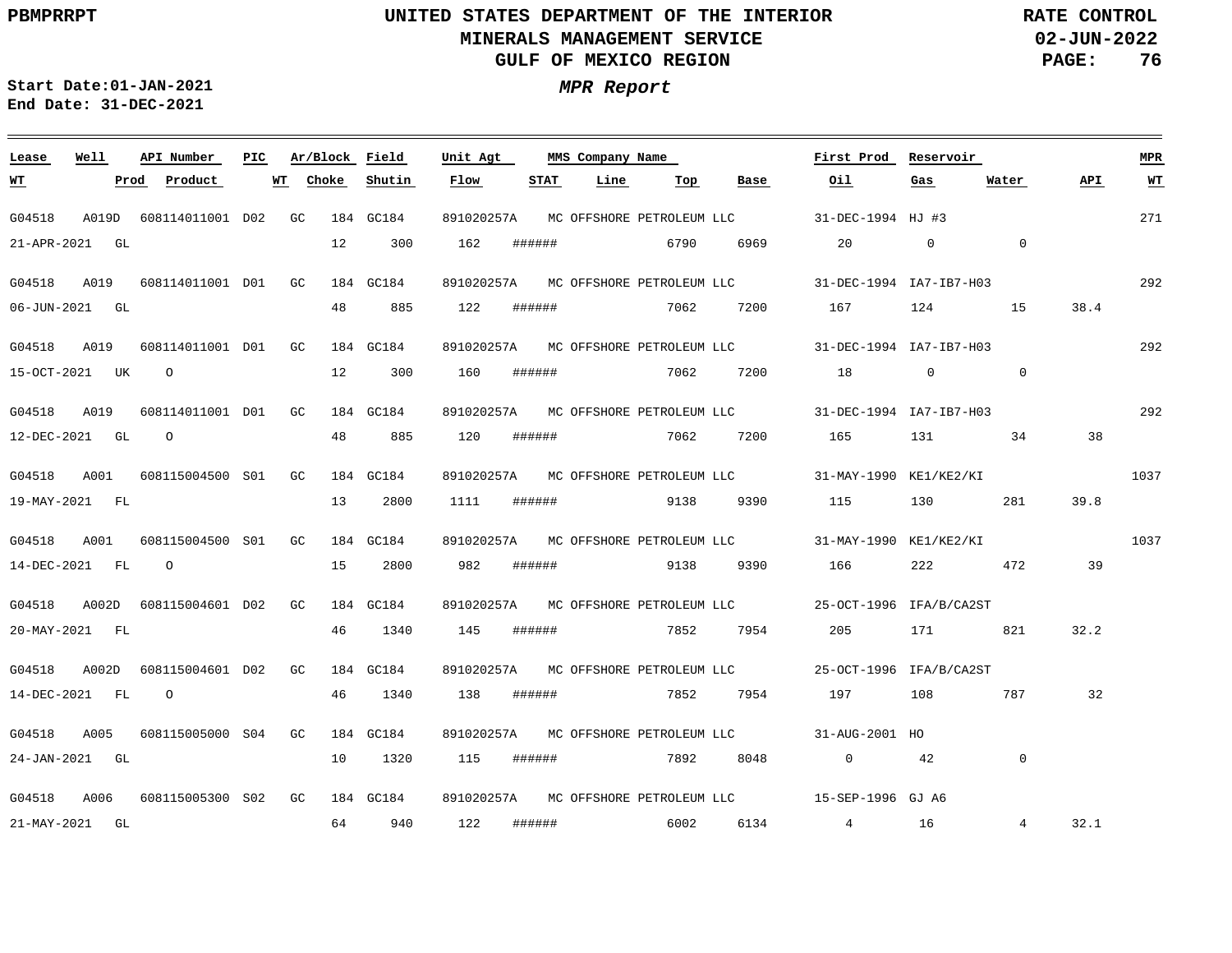PBMPRRPT

UNITED STATES DEPARTMENT OF THE INTERIOR
MINERALS MANAGEMENT SERVICE
GULF OF MEXICO REGION

RATE CONTROL
02-JUN-2022

Start Date:01-JAN-2021
End Date: 31-DEC-2021

***MPR Report***

| Lease | Well | API Number | PIC | Ar/Block | Field | Unit Agt | MMS Company Name | First Prod | Reservoir | | | MPR |
|---|---|---|---|---|---|---|---|---|---|---|---|---|
| WT | Prod | Product | WT | Choke | Shutin | Flow | STAT | Line | Top | Base | Oil | Gas | Water | API | WT |
| G04518 | A019D | 608114011001 | D02 | GC 184 | GC184 | 891020257A | MC OFFSHORE PETROLEUM LLC | 31-DEC-1994 | HJ #3 | | | 271 |
| 21-APR-2021 | GL | | | 12 | 300 | 162 | ###### | | 6790 | 6969 | 20 | 0 | 0 | | |
| G04518 | A019 | 608114011001 | D01 | GC 184 | GC184 | 891020257A | MC OFFSHORE PETROLEUM LLC | 31-DEC-1994 | IA7-IB7-H03 | | | 292 |
| 06-JUN-2021 | GL | | | 48 | 885 | 122 | ###### | | 7062 | 7200 | 167 | 124 | 15 | 38.4 | |
| G04518 | A019 | 608114011001 | D01 | GC 184 | GC184 | 891020257A | MC OFFSHORE PETROLEUM LLC | 31-DEC-1994 | IA7-IB7-H03 | | | 292 |
| 15-OCT-2021 | UK | O | | 12 | 300 | 160 | ###### | | 7062 | 7200 | 18 | 0 | 0 | | |
| G04518 | A019 | 608114011001 | D01 | GC 184 | GC184 | 891020257A | MC OFFSHORE PETROLEUM LLC | 31-DEC-1994 | IA7-IB7-H03 | | | 292 |
| 12-DEC-2021 | GL | O | | 48 | 885 | 120 | ###### | | 7062 | 7200 | 165 | 131 | 34 | 38 | |
| G04518 | A001 | 608115004500 | S01 | GC 184 | GC184 | 891020257A | MC OFFSHORE PETROLEUM LLC | 31-MAY-1990 | KE1/KE2/KI | | | 1037 |
| 19-MAY-2021 | FL | | | 13 | 2800 | 1111 | ###### | | 9138 | 9390 | 115 | 130 | 281 | 39.8 | |
| G04518 | A001 | 608115004500 | S01 | GC 184 | GC184 | 891020257A | MC OFFSHORE PETROLEUM LLC | 31-MAY-1990 | KE1/KE2/KI | | | 1037 |
| 14-DEC-2021 | FL | O | | 15 | 2800 | 982 | ###### | | 9138 | 9390 | 166 | 222 | 472 | 39 | |
| G04518 | A002D | 608115004601 | D02 | GC 184 | GC184 | 891020257A | MC OFFSHORE PETROLEUM LLC | 25-OCT-1996 | IFA/B/CA2ST | | | |
| 20-MAY-2021 | FL | | | 46 | 1340 | 145 | ###### | | 7852 | 7954 | 205 | 171 | 821 | 32.2 | |
| G04518 | A002D | 608115004601 | D02 | GC 184 | GC184 | 891020257A | MC OFFSHORE PETROLEUM LLC | 25-OCT-1996 | IFA/B/CA2ST | | | |
| 14-DEC-2021 | FL | O | | 46 | 1340 | 138 | ###### | | 7852 | 7954 | 197 | 108 | 787 | 32 | |
| G04518 | A005 | 608115005000 | S04 | GC 184 | GC184 | 891020257A | MC OFFSHORE PETROLEUM LLC | 31-AUG-2001 | HO | | | |
| 24-JAN-2021 | GL | | | 10 | 1320 | 115 | ###### | | 7892 | 8048 | 0 | 42 | 0 | | |
| G04518 | A006 | 608115005300 | S02 | GC 184 | GC184 | 891020257A | MC OFFSHORE PETROLEUM LLC | 15-SEP-1996 | GJ A6 | | | |
| 21-MAY-2021 | GL | | | 64 | 940 | 122 | ###### | | 6002 | 6134 | 4 | 16 | 4 | 32.1 | |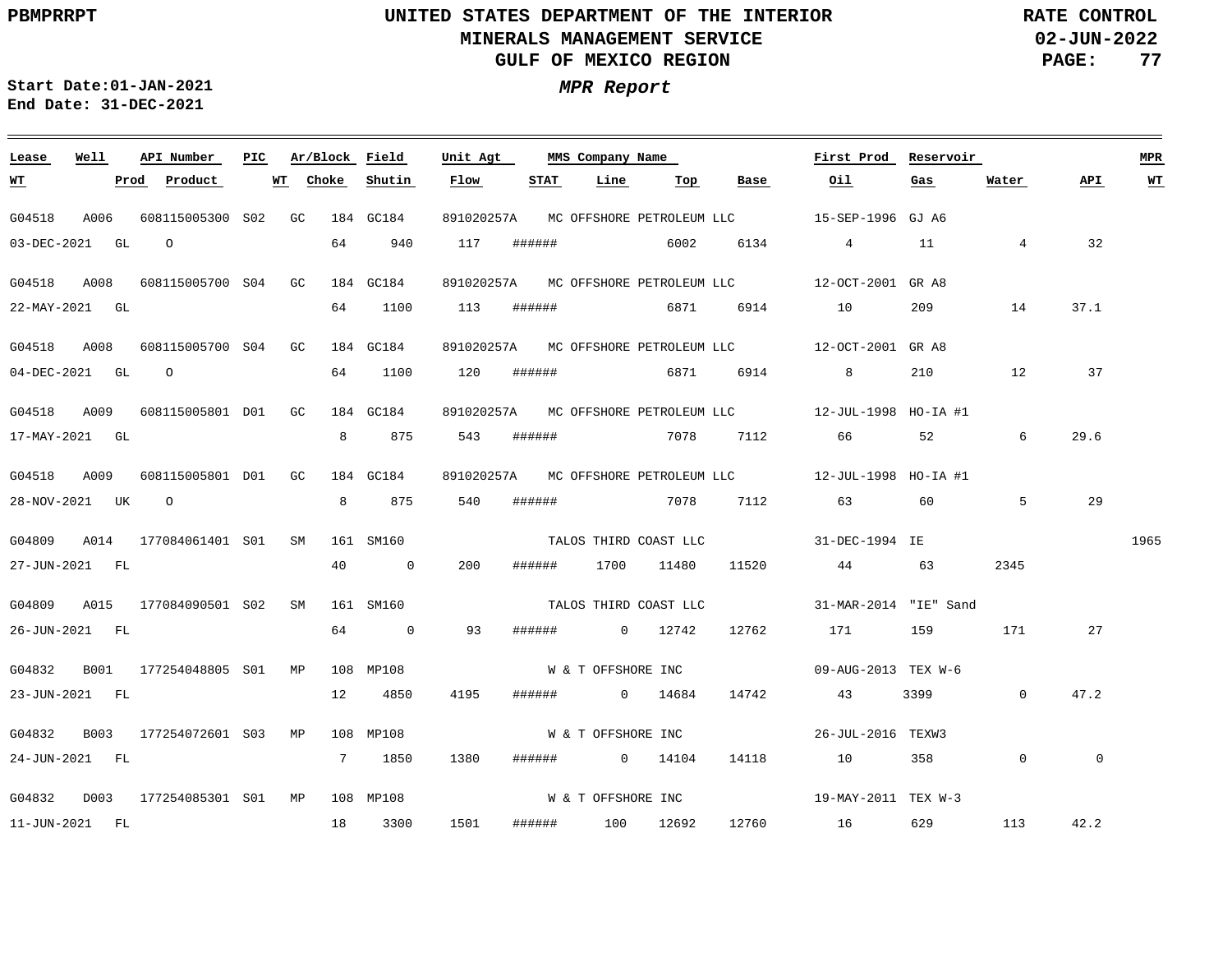PBMPRRPT

# UNITED STATES DEPARTMENT OF THE INTERIOR
## MINERALS MANAGEMENT SERVICE
## GULF OF MEXICO REGION

RATE CONTROL
02-JUN-2022

**Start Date:01-JAN-2021**
**End Date: 31-DEC-2021**

***MPR Report***

| Lease | Well | API Number | PIC | Ar/Block | Field | Unit Agt | MMS Company Name | | | | First Prod | Reservoir | | | MPR |
|---|---|---|---|---|---|---|---|---|---|---|---|---|---|---|---|
| **WT** | **Prod** | **Product** | **WT** | **Choke** | **Shutin** | **Flow** | **STAT** | **Line** | **Top** | **Base** | **Oil** | **Gas** | **Water** | **API** | **WT** |
| G04518 | A006 | 608115005300 | S02 | GC 184 | GC184 | 891020257A | MC OFFSHORE PETROLEUM LLC | | | | 15-SEP-1996 | GJ A6 | | | |
| 03-DEC-2021 | GL | O | | 64 | 940 | 117 | ###### | | 6002 | 6134 | 4 | 11 | 4 | 32 | |
| G04518 | A008 | 608115005700 | S04 | GC 184 | GC184 | 891020257A | MC OFFSHORE PETROLEUM LLC | | | | 12-OCT-2001 | GR A8 | | | |
| 22-MAY-2021 | GL | | | 64 | 1100 | 113 | ###### | | 6871 | 6914 | 10 | 209 | 14 | 37.1 | |
| G04518 | A008 | 608115005700 | S04 | GC 184 | GC184 | 891020257A | MC OFFSHORE PETROLEUM LLC | | | | 12-OCT-2001 | GR A8 | | | |
| 04-DEC-2021 | GL | O | | 64 | 1100 | 120 | ###### | | 6871 | 6914 | 8 | 210 | 12 | 37 | |
| G04518 | A009 | 608115005801 | D01 | GC 184 | GC184 | 891020257A | MC OFFSHORE PETROLEUM LLC | | | | 12-JUL-1998 | HO-IA #1 | | | |
| 17-MAY-2021 | GL | | | 8 | 875 | 543 | ###### | | 7078 | 7112 | 66 | 52 | 6 | 29.6 | |
| G04518 | A009 | 608115005801 | D01 | GC 184 | GC184 | 891020257A | MC OFFSHORE PETROLEUM LLC | | | | 12-JUL-1998 | HO-IA #1 | | | |
| 28-NOV-2021 | UK | O | | 8 | 875 | 540 | ###### | | 7078 | 7112 | 63 | 60 | 5 | 29 | |
| G04809 | A014 | 177084061401 | S01 | SM 161 | SM160 | | TALOS THIRD COAST LLC | | | | 31-DEC-1994 | IE | | | 1965 |
| 27-JUN-2021 | FL | | | 40 | 0 | 200 | ###### | 1700 | 11480 | 11520 | 44 | 63 | 2345 | | |
| G04809 | A015 | 177084090501 | S02 | SM 161 | SM160 | | TALOS THIRD COAST LLC | | | | 31-MAR-2014 | "IE" Sand | | | |
| 26-JUN-2021 | FL | | | 64 | 0 | 93 | ###### | 0 | 12742 | 12762 | 171 | 159 | 171 | 27 | |
| G04832 | B001 | 177254048805 | S01 | MP 108 | MP108 | | W & T OFFSHORE INC | | | | 09-AUG-2013 | TEX W-6 | | | |
| 23-JUN-2021 | FL | | | 12 | 4850 | 4195 | ###### | 0 | 14684 | 14742 | 43 | 3399 | 0 | 47.2 | |
| G04832 | B003 | 177254072601 | S03 | MP 108 | MP108 | | W & T OFFSHORE INC | | | | 26-JUL-2016 | TEXW3 | | | |
| 24-JUN-2021 | FL | | | 7 | 1850 | 1380 | ###### | 0 | 14104 | 14118 | 10 | 358 | 0 | 0 | |
| G04832 | D003 | 177254085301 | S01 | MP 108 | MP108 | | W & T OFFSHORE INC | | | | 19-MAY-2011 | TEX W-3 | | | |
| 11-JUN-2021 | FL | | | 18 | 3300 | 1501 | ###### | 100 | 12692 | 12760 | 16 | 629 | 113 | 42.2 | |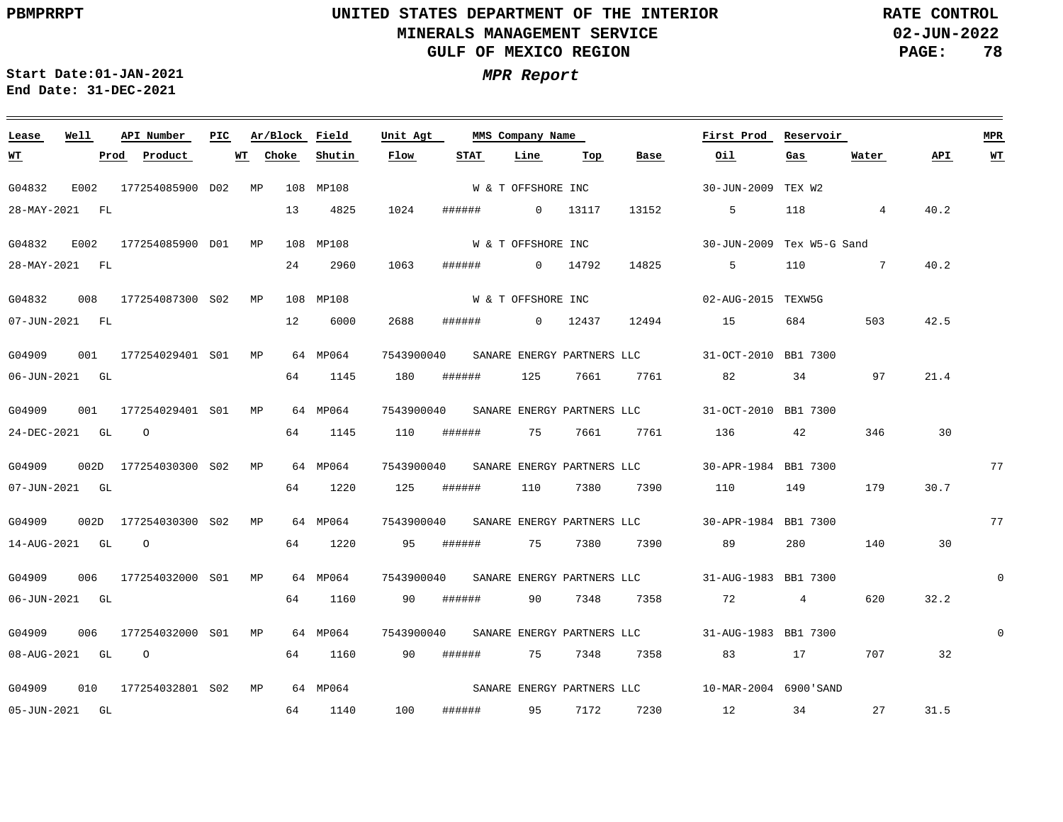**UNITED STATES DEPARTMENT OF THE INTERIOR**
**MINERALS MANAGEMENT SERVICE**
**GULF OF MEXICO REGION**

PBMPRRPT — RATE CONTROL — 02-JUN-2022

**Start Date:01-JAN-2021**
**End Date: 31-DEC-2021**

***MPR Report***

| Lease / WT | Well / Prod | API Number / Product | PIC / WT | Ar/Block / Choke | Field / Shutin | Unit Agt / Flow | MMS Company Name / STAT | Line | Top | Base | First Prod / Oil | Reservoir / Gas | Water | API | MPR WT |
|---|---|---|---|---|---|---|---|---|---|---|---|---|---|---|---|
| G04832 | E002 | 177254085900 | D02 | MP 108 | MP108 | | W & T OFFSHORE INC | | | | 30-JUN-2009 | TEX W2 | | | |
| 28-MAY-2021 | FL | | | 13 | 4825 | 1024 | ###### | 0 | 13117 | 13152 | 5 | 118 | 4 | 40.2 | |
| G04832 | E002 | 177254085900 | D01 | MP 108 | MP108 | | W & T OFFSHORE INC | | | | 30-JUN-2009 | Tex W5-G Sand | | | |
| 28-MAY-2021 | FL | | | 24 | 2960 | 1063 | ###### | 0 | 14792 | 14825 | 5 | 110 | 7 | 40.2 | |
| G04832 | 008 | 177254087300 | S02 | MP 108 | MP108 | | W & T OFFSHORE INC | | | | 02-AUG-2015 | TEXW5G | | | |
| 07-JUN-2021 | FL | | | 12 | 6000 | 2688 | ###### | 0 | 12437 | 12494 | 15 | 684 | 503 | 42.5 | |
| G04909 | 001 | 177254029401 | S01 | MP 64 | MP064 | 7543900040 | SANARE ENERGY PARTNERS LLC | | | | 31-OCT-2010 | BB1 7300 | | | |
| 06-JUN-2021 | GL | | | 64 | 1145 | 180 | ###### | 125 | 7661 | 7761 | 82 | 34 | 97 | 21.4 | |
| G04909 | 001 | 177254029401 | S01 | MP 64 | MP064 | 7543900040 | SANARE ENERGY PARTNERS LLC | | | | 31-OCT-2010 | BB1 7300 | | | |
| 24-DEC-2021 | GL | O | | 64 | 1145 | 110 | ###### | 75 | 7661 | 7761 | 136 | 42 | 346 | 30 | |
| G04909 | 002D | 177254030300 | S02 | MP 64 | MP064 | 7543900040 | SANARE ENERGY PARTNERS LLC | | | | 30-APR-1984 | BB1 7300 | | | 77 |
| 07-JUN-2021 | GL | | | 64 | 1220 | 125 | ###### | 110 | 7380 | 7390 | 110 | 149 | 179 | 30.7 | |
| G04909 | 002D | 177254030300 | S02 | MP 64 | MP064 | 7543900040 | SANARE ENERGY PARTNERS LLC | | | | 30-APR-1984 | BB1 7300 | | | 77 |
| 14-AUG-2021 | GL | O | | 64 | 1220 | 95 | ###### | 75 | 7380 | 7390 | 89 | 280 | 140 | 30 | |
| G04909 | 006 | 177254032000 | S01 | MP 64 | MP064 | 7543900040 | SANARE ENERGY PARTNERS LLC | | | | 31-AUG-1983 | BB1 7300 | | | 0 |
| 06-JUN-2021 | GL | | | 64 | 1160 | 90 | ###### | 90 | 7348 | 7358 | 72 | 4 | 620 | 32.2 | |
| G04909 | 006 | 177254032000 | S01 | MP 64 | MP064 | 7543900040 | SANARE ENERGY PARTNERS LLC | | | | 31-AUG-1983 | BB1 7300 | | | 0 |
| 08-AUG-2021 | GL | O | | 64 | 1160 | 90 | ###### | 75 | 7348 | 7358 | 83 | 17 | 707 | 32 | |
| G04909 | 010 | 177254032801 | S02 | MP 64 | MP064 | | SANARE ENERGY PARTNERS LLC | | | | 10-MAR-2004 | 6900'SAND | | | |
| 05-JUN-2021 | GL | | | 64 | 1140 | 100 | ###### | 95 | 7172 | 7230 | 12 | 34 | 27 | 31.5 | |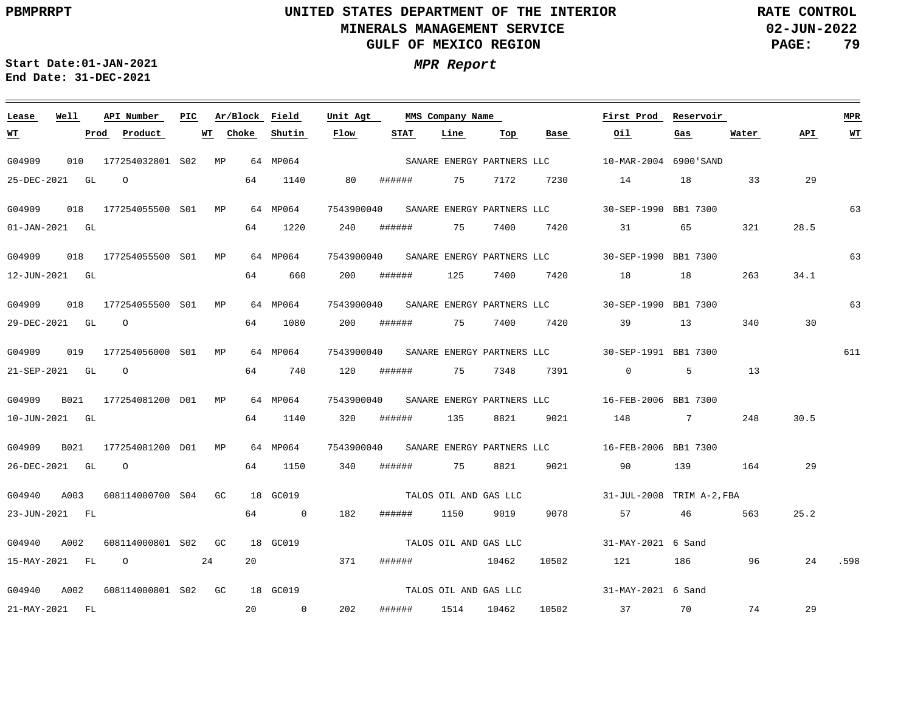**Start Date:** 01-JAN-2021
**End Date:** 31-DEC-2021

*MPR Report*

| Lease | Well | API Number | PIC | Ar/Block | Field | Unit Agt | MMS Company Name | First Prod | Reservoir | MPR |
|---|---|---|---|---|---|---|---|---|---|---|
| **WT** | **Prod** | **Product** | **WT** | **Choke** | **Shutin** | **Flow** | **STAT** | **Line** | **Top** | **Base** |
| **Oil** | **Gas** | **Water** | **API** | **WT** | | | | | | |

| Lease | Well | API Number | PIC | Ar/Block | Field | Unit Agt | MMS Company Name | First Prod | Reservoir | MPR | WT | Prod | Product | WT | Choke | Shutin | Flow | STAT | Line | Top | Base | Oil | Gas | Water | API | WT |
|---|---|---|---|---|---|---|---|---|---|---|---|---|---|---|---|---|---|---|---|---|---|---|---|---|---|---|
| G04909 | 010 | 177254032801 | S02 | MP 64 | MP064 | | SANARE ENERGY PARTNERS LLC | 10-MAR-2004 | 6900'SAND | | 25-DEC-2021 | GL | O | | 64 | 1140 | 80 | ###### | 75 | 7172 | 7230 | 14 | 18 | 33 | 29 | |
| G04909 | 018 | 177254055500 | S01 | MP 64 | MP064 | 7543900040 | SANARE ENERGY PARTNERS LLC | 30-SEP-1990 | BB1 7300 | 63 | 01-JAN-2021 | GL | | | 64 | 1220 | 240 | ###### | 75 | 7400 | 7420 | 31 | 65 | 321 | 28.5 | |
| G04909 | 018 | 177254055500 | S01 | MP 64 | MP064 | 7543900040 | SANARE ENERGY PARTNERS LLC | 30-SEP-1990 | BB1 7300 | 63 | 12-JUN-2021 | GL | | | 64 | 660 | 200 | ###### | 125 | 7400 | 7420 | 18 | 18 | 263 | 34.1 | |
| G04909 | 018 | 177254055500 | S01 | MP 64 | MP064 | 7543900040 | SANARE ENERGY PARTNERS LLC | 30-SEP-1990 | BB1 7300 | 63 | 29-DEC-2021 | GL | O | | 64 | 1080 | 200 | ###### | 75 | 7400 | 7420 | 39 | 13 | 340 | 30 | |
| G04909 | 019 | 177254056000 | S01 | MP 64 | MP064 | 7543900040 | SANARE ENERGY PARTNERS LLC | 30-SEP-1991 | BB1 7300 | 611 | 21-SEP-2021 | GL | O | | 64 | 740 | 120 | ###### | 75 | 7348 | 7391 | 0 | 5 | 13 | | |
| G04909 | B021 | 177254081200 | D01 | MP 64 | MP064 | 7543900040 | SANARE ENERGY PARTNERS LLC | 16-FEB-2006 | BB1 7300 | | 10-JUN-2021 | GL | | | 64 | 1140 | 320 | ###### | 135 | 8821 | 9021 | 148 | 7 | 248 | 30.5 | |
| G04909 | B021 | 177254081200 | D01 | MP 64 | MP064 | 7543900040 | SANARE ENERGY PARTNERS LLC | 16-FEB-2006 | BB1 7300 | | 26-DEC-2021 | GL | O | | 64 | 1150 | 340 | ###### | 75 | 8821 | 9021 | 90 | 139 | 164 | 29 | |
| G04940 | A003 | 608114000700 | S04 | GC 18 | GC019 | | TALOS OIL AND GAS LLC | 31-JUL-2008 | TRIM A-2,FBA | | 23-JUN-2021 | FL | | | 64 | 0 | 182 | ###### | 1150 | 9019 | 9078 | 57 | 46 | 563 | 25.2 | |
| G04940 | A002 | 608114000801 | S02 | GC 18 | GC019 | | TALOS OIL AND GAS LLC | 31-MAY-2021 | 6 Sand | | 15-MAY-2021 | FL | O | 24 | 20 | | 371 | ###### | | 10462 | 10502 | 121 | 186 | 96 | 24 | .598 |
| G04940 | A002 | 608114000801 | S02 | GC 18 | GC019 | | TALOS OIL AND GAS LLC | 31-MAY-2021 | 6 Sand | | 21-MAY-2021 | FL | | | 20 | 0 | 202 | ###### | 1514 | 10462 | 10502 | 37 | 70 | 74 | 29 | |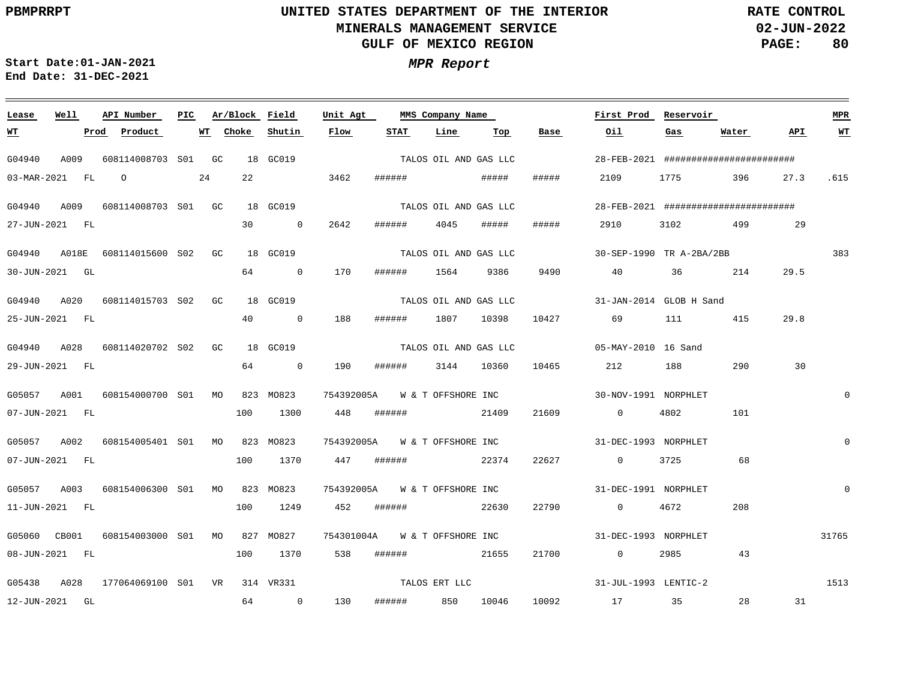PBMPRRPT

**UNITED STATES DEPARTMENT OF THE INTERIOR**
**MINERALS MANAGEMENT SERVICE**
**GULF OF MEXICO REGION**

**RATE CONTROL**
**02-JUN-2022**

**Start Date:01-JAN-2021**
**End Date: 31-DEC-2021**

***MPR Report***

| Lease | Well | API Number | PIC | Ar/Block | Field | Unit Agt | MMS Company Name | First Prod | Reservoir | MPR | WT | Prod | Product | WT | Choke | Shutin | Flow | STAT | Line | Top | Base | Oil | Gas | Water | API | WT |
|---|---|---|---|---|---|---|---|---|---|---|---|---|---|---|---|---|---|---|---|---|---|---|---|---|---|---|
| G04940 | A009 | 608114008703 | S01 | GC 18 | GC019 | | TALOS OIL AND GAS LLC | 28-FEB-2021 | ######################## | | 03-MAR-2021 | FL | O | 24 | 22 | | 3462 | ###### | | ##### | ##### | 2109 | 1775 | 396 | 27.3 | .615 |
| G04940 | A009 | 608114008703 | S01 | GC 18 | GC019 | | TALOS OIL AND GAS LLC | 28-FEB-2021 | ######################## | | 27-JUN-2021 | FL | | | 30 | 0 | 2642 | ###### | 4045 | ##### | ##### | 2910 | 3102 | 499 | 29 | |
| G04940 | A018E | 608114015600 | S02 | GC 18 | GC019 | | TALOS OIL AND GAS LLC | 30-SEP-1990 | TR A-2BA/2BB | 383 | 30-JUN-2021 | GL | | | 64 | 0 | 170 | ###### | 1564 | 9386 | 9490 | 40 | 36 | 214 | 29.5 | |
| G04940 | A020 | 608114015703 | S02 | GC 18 | GC019 | | TALOS OIL AND GAS LLC | 31-JAN-2014 | GLOB H Sand | | 25-JUN-2021 | FL | | | 40 | 0 | 188 | ###### | 1807 | 10398 | 10427 | 69 | 111 | 415 | 29.8 | |
| G04940 | A028 | 608114020702 | S02 | GC 18 | GC019 | | TALOS OIL AND GAS LLC | 05-MAY-2010 | 16 Sand | | 29-JUN-2021 | FL | | | 64 | 0 | 190 | ###### | 3144 | 10360 | 10465 | 212 | 188 | 290 | 30 | |
| G05057 | A001 | 608154000700 | S01 | MO 823 | MO823 | 754392005A | W & T OFFSHORE INC | 30-NOV-1991 | NORPHLET | 0 | 07-JUN-2021 | FL | | | 100 | 1300 | 448 | ###### | | 21409 | 21609 | 0 | 4802 | 101 | | |
| G05057 | A002 | 608154005401 | S01 | MO 823 | MO823 | 754392005A | W & T OFFSHORE INC | 31-DEC-1993 | NORPHLET | 0 | 07-JUN-2021 | FL | | | 100 | 1370 | 447 | ###### | | 22374 | 22627 | 0 | 3725 | 68 | | |
| G05057 | A003 | 608154006300 | S01 | MO 823 | MO823 | 754392005A | W & T OFFSHORE INC | 31-DEC-1991 | NORPHLET | 0 | 11-JUN-2021 | FL | | | 100 | 1249 | 452 | ###### | | 22630 | 22790 | 0 | 4672 | 208 | | |
| G05060 | CB001 | 608154003000 | S01 | MO 827 | MO827 | 754301004A | W & T OFFSHORE INC | 31-DEC-1993 | NORPHLET | 31765 | 08-JUN-2021 | FL | | | 100 | 1370 | 538 | ###### | | 21655 | 21700 | 0 | 2985 | 43 | | |
| G05438 | A028 | 177064069100 | S01 | VR 314 | VR331 | | TALOS ERT LLC | 31-JUL-1993 | LENTIC-2 | 1513 | 12-JUN-2021 | GL | | | 64 | 0 | 130 | ###### | 850 | 10046 | 10092 | 17 | 35 | 28 | 31 | |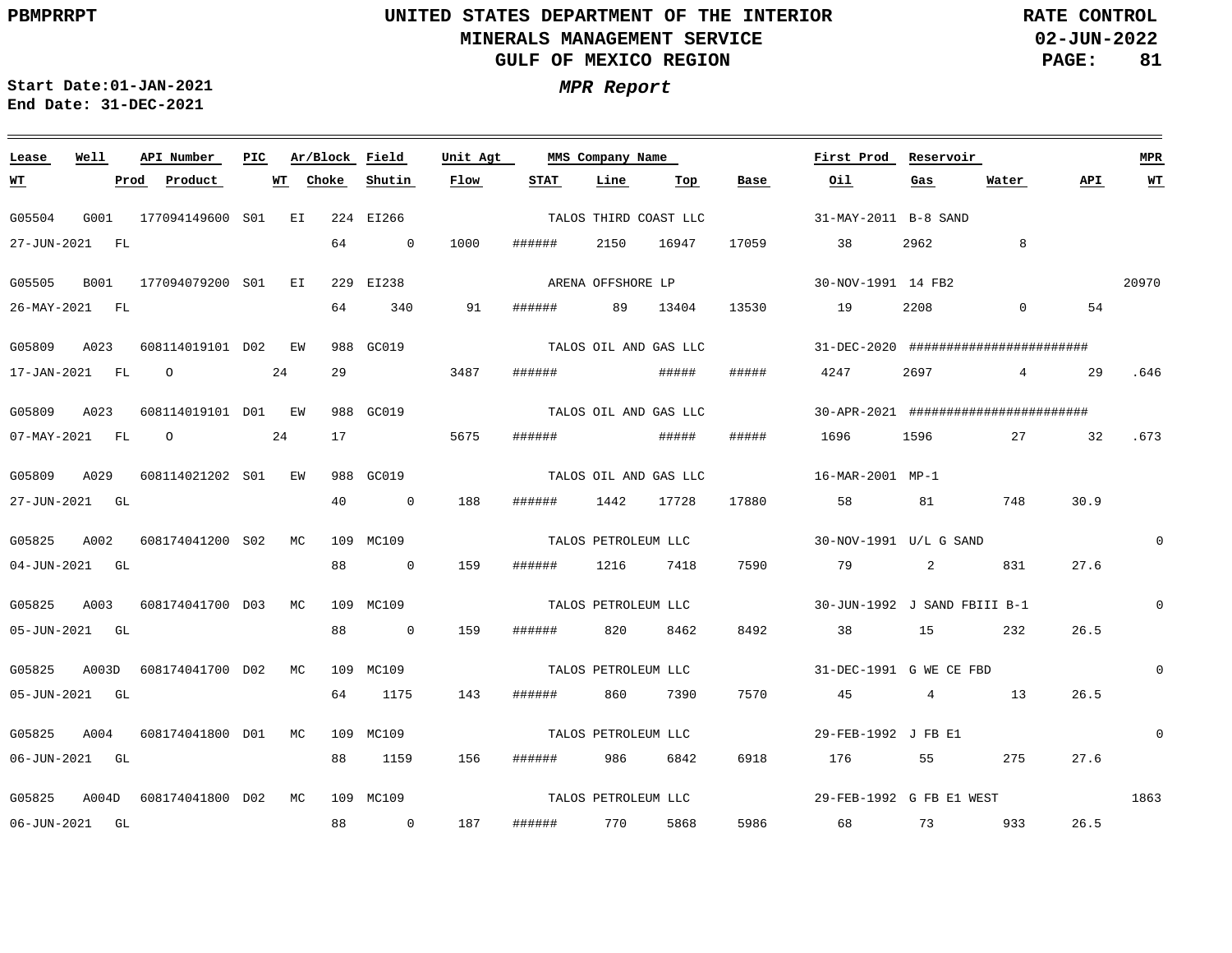# UNITED STATES DEPARTMENT OF THE INTERIOR
## MINERALS MANAGEMENT SERVICE
## GULF OF MEXICO REGION

PBMPRRPT

RATE CONTROL
02-JUN-2022

**Start Date:** 01-JAN-2021
**End Date:** 31-DEC-2021

***MPR Report***

| Lease | Well | API Number | PIC | Ar/Block | | Field | Unit Agt | MMS Company Name | | | | First Prod | Reservoir | | | MPR |
|---|---|---|---|---|---|---|---|---|---|---|---|---|---|---|---|---|
| **WT** | **Prod** | **Product** | **WT** | **Choke** | | **Shutin** | **Flow** | **STAT** | **Line** | **Top** | **Base** | **Oil** | **Gas** | **Water** | **API** | **WT** |
| G05504 | G001 | 177094149600 | S01 | EI | 224 | EI266 | | TALOS THIRD COAST LLC | | | | 31-MAY-2011 | B-8 SAND | | | |
| 27-JUN-2021 | FL | | | | 64 | 0 | 1000 | ###### | 2150 | 16947 | 17059 | 38 | 2962 | 8 | | |
| G05505 | B001 | 177094079200 | S01 | EI | 229 | EI238 | | ARENA OFFSHORE LP | | | | 30-NOV-1991 | 14 FB2 | | | 20970 |
| 26-MAY-2021 | FL | | | | 64 | 340 | 91 | ###### | 89 | 13404 | 13530 | 19 | 2208 | 0 | 54 | |
| G05809 | A023 | 608114019101 | D02 | EW | 988 | GC019 | | TALOS OIL AND GAS LLC | | | | 31-DEC-2020 | ####################### | | | |
| 17-JAN-2021 | FL | O | 24 | | 29 | | 3487 | ###### | | ##### | ##### | 4247 | 2697 | 4 | 29 | .646 |
| G05809 | A023 | 608114019101 | D01 | EW | 988 | GC019 | | TALOS OIL AND GAS LLC | | | | 30-APR-2021 | ####################### | | | |
| 07-MAY-2021 | FL | O | 24 | | 17 | | 5675 | ###### | | ##### | ##### | 1696 | 1596 | 27 | 32 | .673 |
| G05809 | A029 | 608114021202 | S01 | EW | 988 | GC019 | | TALOS OIL AND GAS LLC | | | | 16-MAR-2001 | MP-1 | | | |
| 27-JUN-2021 | GL | | | | 40 | 0 | 188 | ###### | 1442 | 17728 | 17880 | 58 | 81 | 748 | 30.9 | |
| G05825 | A002 | 608174041200 | S02 | MC | 109 | MC109 | | TALOS PETROLEUM LLC | | | | 30-NOV-1991 | U/L G SAND | | | 0 |
| 04-JUN-2021 | GL | | | | 88 | 0 | 159 | ###### | 1216 | 7418 | 7590 | 79 | 2 | 831 | 27.6 | |
| G05825 | A003 | 608174041700 | D03 | MC | 109 | MC109 | | TALOS PETROLEUM LLC | | | | 30-JUN-1992 | J SAND FBIII B-1 | | | 0 |
| 05-JUN-2021 | GL | | | | 88 | 0 | 159 | ###### | 820 | 8462 | 8492 | 38 | 15 | 232 | 26.5 | |
| G05825 | A003D | 608174041700 | D02 | MC | 109 | MC109 | | TALOS PETROLEUM LLC | | | | 31-DEC-1991 | G WE CE FBD | | | 0 |
| 05-JUN-2021 | GL | | | | 64 | 1175 | 143 | ###### | 860 | 7390 | 7570 | 45 | 4 | 13 | 26.5 | |
| G05825 | A004 | 608174041800 | D01 | MC | 109 | MC109 | | TALOS PETROLEUM LLC | | | | 29-FEB-1992 | J FB E1 | | | 0 |
| 06-JUN-2021 | GL | | | | 88 | 1159 | 156 | ###### | 986 | 6842 | 6918 | 176 | 55 | 275 | 27.6 | |
| G05825 | A004D | 608174041800 | D02 | MC | 109 | MC109 | | TALOS PETROLEUM LLC | | | | 29-FEB-1992 | G FB E1 WEST | | | 1863 |
| 06-JUN-2021 | GL | | | | 88 | 0 | 187 | ###### | 770 | 5868 | 5986 | 68 | 73 | 933 | 26.5 | |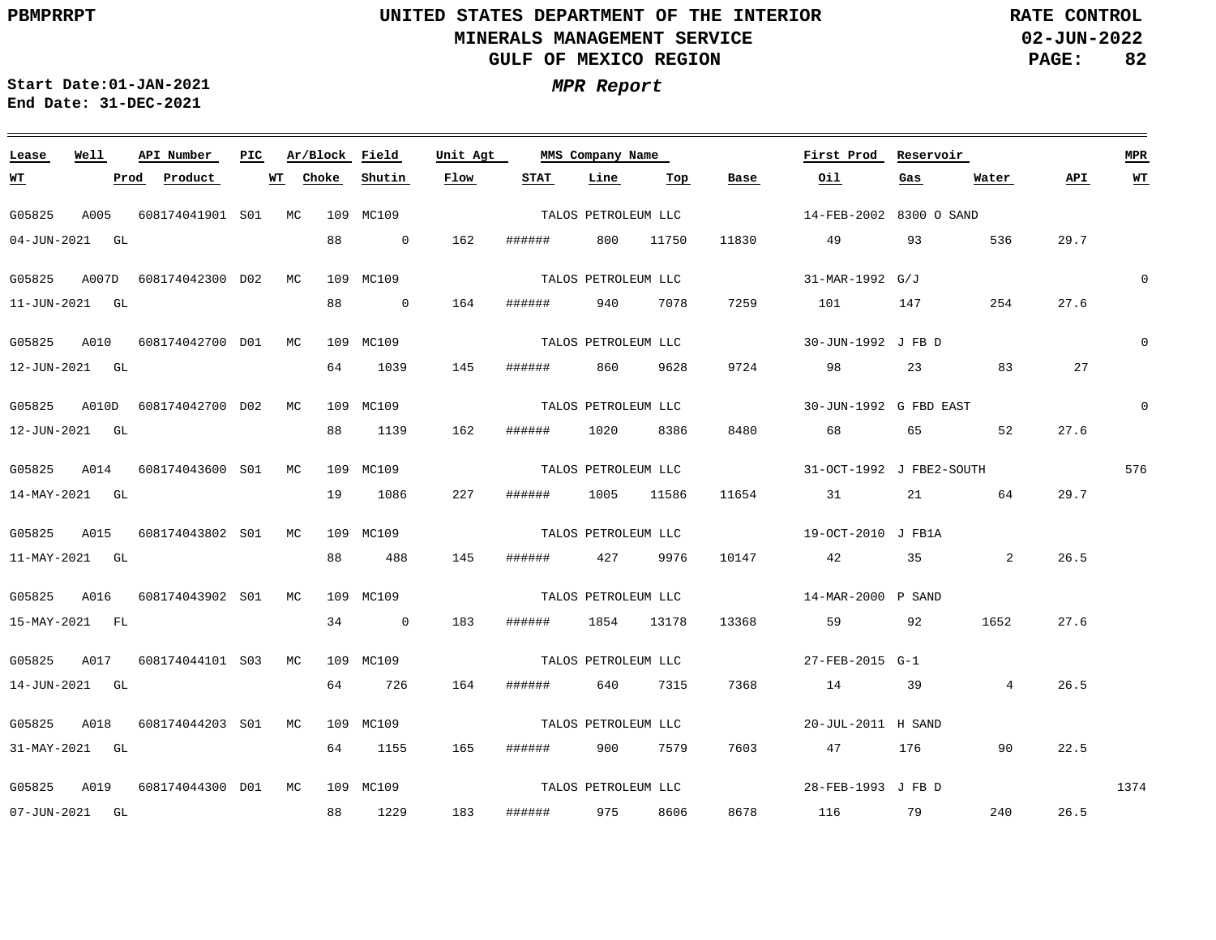UNITED STATES DEPARTMENT OF THE INTERIOR
MINERALS MANAGEMENT SERVICE
GULF OF MEXICO REGION

PBMPRRPT

RATE CONTROL
02-JUN-2022

Start Date:01-JAN-2021
End Date: 31-DEC-2021

***MPR Report***

| Lease | Well | API Number | PIC | Ar/Block | | Field | Unit Agt | MMS Company Name | | | | First Prod | Reservoir | | | MPR |
|---|---|---|---|---|---|---|---|---|---|---|---|---|---|---|---|---|
| WT | Prod | Product | WT | | Choke | Shutin | Flow | STAT | Line | Top | Base | Oil | Gas | Water | API | WT |
| G05825 | A005 | 608174041901 | S01 | MC | 109 | MC109 | | TALOS PETROLEUM LLC | | | | 14-FEB-2002 | 8300 O SAND | | | |
| 04-JUN-2021 | GL | | | | 88 | 0 | 162 | ###### | 800 | 11750 | 11830 | 49 | 93 | 536 | 29.7 | |
| G05825 | A007D | 608174042300 | D02 | MC | 109 | MC109 | | TALOS PETROLEUM LLC | | | | 31-MAR-1992 | G/J | | | 0 |
| 11-JUN-2021 | GL | | | | 88 | 0 | 164 | ###### | 940 | 7078 | 7259 | 101 | 147 | 254 | 27.6 | |
| G05825 | A010 | 608174042700 | D01 | MC | 109 | MC109 | | TALOS PETROLEUM LLC | | | | 30-JUN-1992 | J FB D | | | 0 |
| 12-JUN-2021 | GL | | | | 64 | 1039 | 145 | ###### | 860 | 9628 | 9724 | 98 | 23 | 83 | 27 | |
| G05825 | A010D | 608174042700 | D02 | MC | 109 | MC109 | | TALOS PETROLEUM LLC | | | | 30-JUN-1992 | G FBD EAST | | | 0 |
| 12-JUN-2021 | GL | | | | 88 | 1139 | 162 | ###### | 1020 | 8386 | 8480 | 68 | 65 | 52 | 27.6 | |
| G05825 | A014 | 608174043600 | S01 | MC | 109 | MC109 | | TALOS PETROLEUM LLC | | | | 31-OCT-1992 | J FBE2-SOUTH | | | 576 |
| 14-MAY-2021 | GL | | | | 19 | 1086 | 227 | ###### | 1005 | 11586 | 11654 | 31 | 21 | 64 | 29.7 | |
| G05825 | A015 | 608174043802 | S01 | MC | 109 | MC109 | | TALOS PETROLEUM LLC | | | | 19-OCT-2010 | J FB1A | | | |
| 11-MAY-2021 | GL | | | | 88 | 488 | 145 | ###### | 427 | 9976 | 10147 | 42 | 35 | 2 | 26.5 | |
| G05825 | A016 | 608174043902 | S01 | MC | 109 | MC109 | | TALOS PETROLEUM LLC | | | | 14-MAR-2000 | P SAND | | | |
| 15-MAY-2021 | FL | | | | 34 | 0 | 183 | ###### | 1854 | 13178 | 13368 | 59 | 92 | 1652 | 27.6 | |
| G05825 | A017 | 608174044101 | S03 | MC | 109 | MC109 | | TALOS PETROLEUM LLC | | | | 27-FEB-2015 | G-1 | | | |
| 14-JUN-2021 | GL | | | | 64 | 726 | 164 | ###### | 640 | 7315 | 7368 | 14 | 39 | 4 | 26.5 | |
| G05825 | A018 | 608174044203 | S01 | MC | 109 | MC109 | | TALOS PETROLEUM LLC | | | | 20-JUL-2011 | H SAND | | | |
| 31-MAY-2021 | GL | | | | 64 | 1155 | 165 | ###### | 900 | 7579 | 7603 | 47 | 176 | 90 | 22.5 | |
| G05825 | A019 | 608174044300 | D01 | MC | 109 | MC109 | | TALOS PETROLEUM LLC | | | | 28-FEB-1993 | J FB D | | | 1374 |
| 07-JUN-2021 | GL | | | | 88 | 1229 | 183 | ###### | 975 | 8606 | 8678 | 116 | 79 | 240 | 26.5 | |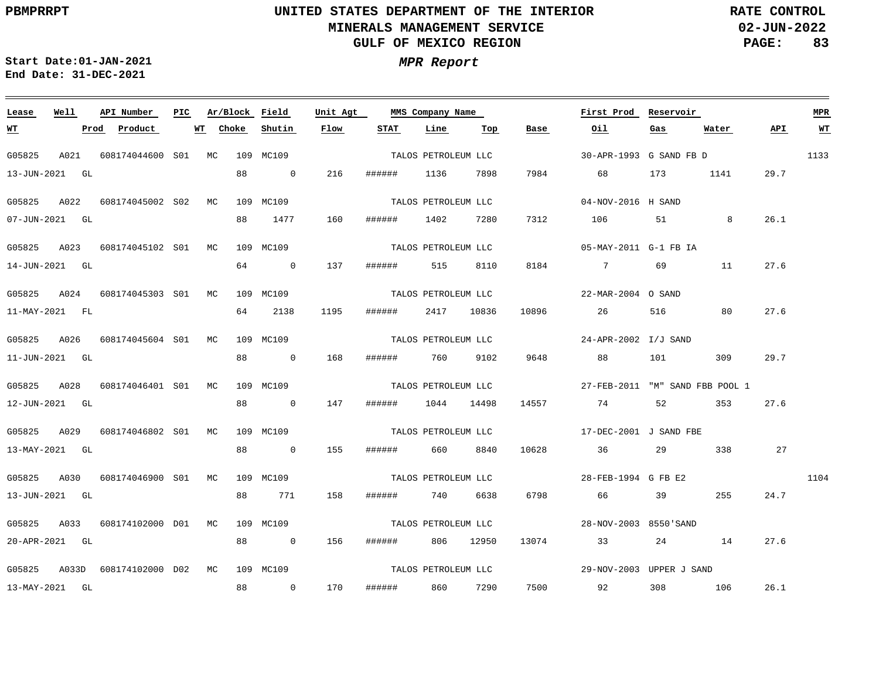**PBMPRRPT** | **UNITED STATES DEPARTMENT OF THE INTERIOR** | **RATE CONTROL**

**MINERALS MANAGEMENT SERVICE**

**GULF OF MEXICO REGION**

**02-JUN-2022**

**Start Date:01-JAN-2021**
**End Date: 31-DEC-2021**

***MPR Report***

| Lease | Well | API Number | PIC | Ar/Block | Field | Unit Agt | MMS Company Name | | | First Prod | Reservoir | | | MPR |
|---|---|---|---|---|---|---|---|---|---|---|---|---|---|---|
| WT | Prod | Product | WT | Choke | Shutin | Flow | STAT | Line | Top | Base | Oil | Gas | Water | API |
| G05825 | A021 | 608174044600 | S01 | MC 109 | MC109 | | TALOS PETROLEUM LLC | | | 30-APR-1993 | G SAND FB D | | | 1133 |
| 13-JUN-2021 | GL | | | 88 | 0 | 216 | ###### | 1136 | 7898 | 7984 | 68 | 173 | 1141 | 29.7 |
| G05825 | A022 | 608174045002 | S02 | MC 109 | MC109 | | TALOS PETROLEUM LLC | | | 04-NOV-2016 | H SAND | | | |
| 07-JUN-2021 | GL | | | 88 | 1477 | 160 | ###### | 1402 | 7280 | 7312 | 106 | 51 | 8 | 26.1 |
| G05825 | A023 | 608174045102 | S01 | MC 109 | MC109 | | TALOS PETROLEUM LLC | | | 05-MAY-2011 | G-1 FB IA | | | |
| 14-JUN-2021 | GL | | | 64 | 0 | 137 | ###### | 515 | 8110 | 8184 | 7 | 69 | 11 | 27.6 |
| G05825 | A024 | 608174045303 | S01 | MC 109 | MC109 | | TALOS PETROLEUM LLC | | | 22-MAR-2004 | O SAND | | | |
| 11-MAY-2021 | FL | | | 64 | 2138 | 1195 | ###### | 2417 | 10836 | 10896 | 26 | 516 | 80 | 27.6 |
| G05825 | A026 | 608174045604 | S01 | MC 109 | MC109 | | TALOS PETROLEUM LLC | | | 24-APR-2002 | I/J SAND | | | |
| 11-JUN-2021 | GL | | | 88 | 0 | 168 | ###### | 760 | 9102 | 9648 | 88 | 101 | 309 | 29.7 |
| G05825 | A028 | 608174046401 | S01 | MC 109 | MC109 | | TALOS PETROLEUM LLC | | | 27-FEB-2011 | "M" SAND FBB POOL 1 | | | |
| 12-JUN-2021 | GL | | | 88 | 0 | 147 | ###### | 1044 | 14498 | 14557 | 74 | 52 | 353 | 27.6 |
| G05825 | A029 | 608174046802 | S01 | MC 109 | MC109 | | TALOS PETROLEUM LLC | | | 17-DEC-2001 | J SAND FBE | | | |
| 13-MAY-2021 | GL | | | 88 | 0 | 155 | ###### | 660 | 8840 | 10628 | 36 | 29 | 338 | 27 |
| G05825 | A030 | 608174046900 | S01 | MC 109 | MC109 | | TALOS PETROLEUM LLC | | | 28-FEB-1994 | G FB E2 | | | 1104 |
| 13-JUN-2021 | GL | | | 88 | 771 | 158 | ###### | 740 | 6638 | 6798 | 66 | 39 | 255 | 24.7 |
| G05825 | A033 | 608174102000 | D01 | MC 109 | MC109 | | TALOS PETROLEUM LLC | | | 28-NOV-2003 | 8550'SAND | | | |
| 20-APR-2021 | GL | | | 88 | 0 | 156 | ###### | 806 | 12950 | 13074 | 33 | 24 | 14 | 27.6 |
| G05825 | A033D | 608174102000 | D02 | MC 109 | MC109 | | TALOS PETROLEUM LLC | | | 29-NOV-2003 | UPPER J SAND | | | |
| 13-MAY-2021 | GL | | | 88 | 0 | 170 | ###### | 860 | 7290 | 7500 | 92 | 308 | 106 | 26.1 |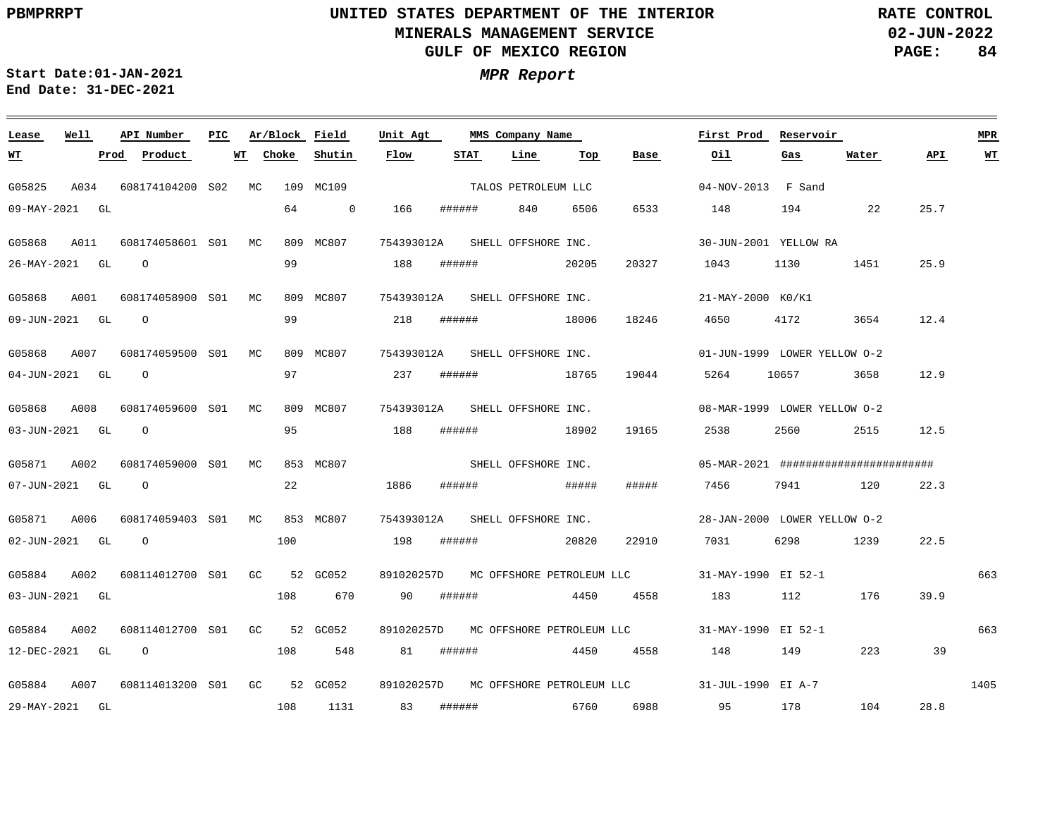**UNITED STATES DEPARTMENT OF THE INTERIOR**
**MINERALS MANAGEMENT SERVICE**
**GULF OF MEXICO REGION**

**RATE CONTROL**
**02-JUN-2022**

**PBMPRRPT**

**Start Date:01-JAN-2021**
**End Date: 31-DEC-2021**

***MPR Report***

| Lease | Well | API Number | PIC | Ar/Block | | Field | Unit Agt | MMS Company Name | | | | First Prod | Reservoir | | | MPR |
|---|---|---|---|---|---|---|---|---|---|---|---|---|---|---|---|---|
| **WT** | **Prod** | **Product** | **WT** | **Choke** | | **Shutin** | **Flow** | **STAT** | **Line** | **Top** | **Base** | **Oil** | **Gas** | **Water** | **API** | **WT** |
| G05825 | A034 | 608174104200 | S02 | MC | 109 | MC109 | | TALOS PETROLEUM LLC | | | | 04-NOV-2013 | F Sand | | | |
| 09-MAY-2021 | GL | | | | 64 | 0 | 166 | ###### | 840 | 6506 | 6533 | 148 | 194 | 22 | 25.7 | |
| G05868 | A011 | 608174058601 | S01 | MC | 809 | MC807 | 754393012A | SHELL OFFSHORE INC. | | | | 30-JUN-2001 | YELLOW RA | | | |
| 26-MAY-2021 | GL | O | | | 99 | | 188 | ###### | | 20205 | 20327 | 1043 | 1130 | 1451 | 25.9 | |
| G05868 | A001 | 608174058900 | S01 | MC | 809 | MC807 | 754393012A | SHELL OFFSHORE INC. | | | | 21-MAY-2000 | K0/K1 | | | |
| 09-JUN-2021 | GL | O | | | 99 | | 218 | ###### | | 18006 | 18246 | 4650 | 4172 | 3654 | 12.4 | |
| G05868 | A007 | 608174059500 | S01 | MC | 809 | MC807 | 754393012A | SHELL OFFSHORE INC. | | | | 01-JUN-1999 | LOWER YELLOW O-2 | | | |
| 04-JUN-2021 | GL | O | | | 97 | | 237 | ###### | | 18765 | 19044 | 5264 | 10657 | 3658 | 12.9 | |
| G05868 | A008 | 608174059600 | S01 | MC | 809 | MC807 | 754393012A | SHELL OFFSHORE INC. | | | | 08-MAR-1999 | LOWER YELLOW O-2 | | | |
| 03-JUN-2021 | GL | O | | | 95 | | 188 | ###### | | 18902 | 19165 | 2538 | 2560 | 2515 | 12.5 | |
| G05871 | A002 | 608174059000 | S01 | MC | 853 | MC807 | | SHELL OFFSHORE INC. | | | | 05-MAR-2021 | ######################## | | | |
| 07-JUN-2021 | GL | O | | | 22 | | 1886 | ###### | | ##### | ##### | 7456 | 7941 | 120 | 22.3 | |
| G05871 | A006 | 608174059403 | S01 | MC | 853 | MC807 | 754393012A | SHELL OFFSHORE INC. | | | | 28-JAN-2000 | LOWER YELLOW O-2 | | | |
| 02-JUN-2021 | GL | O | | | 100 | | 198 | ###### | | 20820 | 22910 | 7031 | 6298 | 1239 | 22.5 | |
| G05884 | A002 | 608114012700 | S01 | GC | 52 | GC052 | 891020257D | MC OFFSHORE PETROLEUM LLC | | | | 31-MAY-1990 | EI 52-1 | | | 663 |
| 03-JUN-2021 | GL | | | | 108 | 670 | 90 | ###### | | 4450 | 4558 | 183 | 112 | 176 | 39.9 | |
| G05884 | A002 | 608114012700 | S01 | GC | 52 | GC052 | 891020257D | MC OFFSHORE PETROLEUM LLC | | | | 31-MAY-1990 | EI 52-1 | | | 663 |
| 12-DEC-2021 | GL | O | | | 108 | 548 | 81 | ###### | | 4450 | 4558 | 148 | 149 | 223 | 39 | |
| G05884 | A007 | 608114013200 | S01 | GC | 52 | GC052 | 891020257D | MC OFFSHORE PETROLEUM LLC | | | | 31-JUL-1990 | EI A-7 | | | 1405 |
| 29-MAY-2021 | GL | | | | 108 | 1131 | 83 | ###### | | 6760 | 6988 | 95 | 178 | 104 | 28.8 | |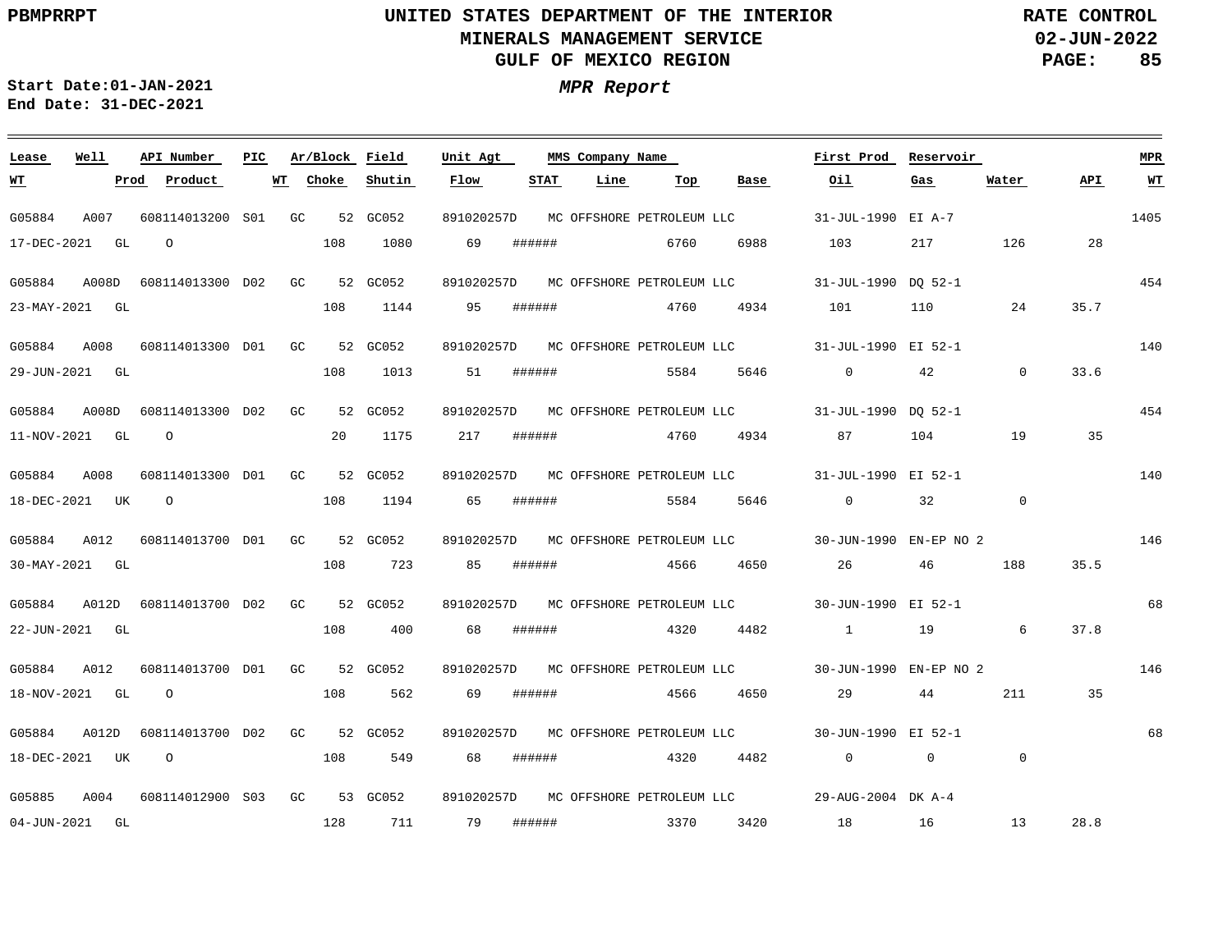# UNITED STATES DEPARTMENT OF THE INTERIOR
## MINERALS MANAGEMENT SERVICE
## GULF OF MEXICO REGION

PBMPRRPT

RATE CONTROL
02-JUN-2022

Start Date:01-JAN-2021
End Date: 31-DEC-2021

***MPR Report***

| Lease | Well | API Number | PIC | Ar/Block | Field | Unit Agt | MMS Company Name | | | First Prod | Reservoir | | | MPR |
|---|---|---|---|---|---|---|---|---|---|---|---|---|---|---|
| **WT** | **Prod** | **Product** | **WT** | **Choke** | **Shutin** | **Flow** | **STAT** | **Line** | **Top** | **Base** | **Oil** | **Gas** | **Water** | **API** | **WT** |
| G05884 | A007 | 608114013200 | S01 | GC 52 | GC052 | 891020257D | MC OFFSHORE PETROLEUM LLC | | | 31-JUL-1990 | EI A-7 | | | 1405 |
| 17-DEC-2021 | GL | O | | 108 | 1080 | 69 | ###### | | 6760 | 6988 | 103 | 217 | 126 | 28 |
| G05884 | A008D | 608114013300 | D02 | GC 52 | GC052 | 891020257D | MC OFFSHORE PETROLEUM LLC | | | 31-JUL-1990 | DQ 52-1 | | | 454 |
| 23-MAY-2021 | GL | | | 108 | 1144 | 95 | ###### | | 4760 | 4934 | 101 | 110 | 24 | 35.7 |
| G05884 | A008 | 608114013300 | D01 | GC 52 | GC052 | 891020257D | MC OFFSHORE PETROLEUM LLC | | | 31-JUL-1990 | EI 52-1 | | | 140 |
| 29-JUN-2021 | GL | | | 108 | 1013 | 51 | ###### | | 5584 | 5646 | 0 | 42 | 0 | 33.6 |
| G05884 | A008D | 608114013300 | D02 | GC 52 | GC052 | 891020257D | MC OFFSHORE PETROLEUM LLC | | | 31-JUL-1990 | DQ 52-1 | | | 454 |
| 11-NOV-2021 | GL | O | | 20 | 1175 | 217 | ###### | | 4760 | 4934 | 87 | 104 | 19 | 35 |
| G05884 | A008 | 608114013300 | D01 | GC 52 | GC052 | 891020257D | MC OFFSHORE PETROLEUM LLC | | | 31-JUL-1990 | EI 52-1 | | | 140 |
| 18-DEC-2021 | UK | O | | 108 | 1194 | 65 | ###### | | 5584 | 5646 | 0 | 32 | 0 | |
| G05884 | A012 | 608114013700 | D01 | GC 52 | GC052 | 891020257D | MC OFFSHORE PETROLEUM LLC | | | 30-JUN-1990 | EN-EP NO 2 | | | 146 |
| 30-MAY-2021 | GL | | | 108 | 723 | 85 | ###### | | 4566 | 4650 | 26 | 46 | 188 | 35.5 |
| G05884 | A012D | 608114013700 | D02 | GC 52 | GC052 | 891020257D | MC OFFSHORE PETROLEUM LLC | | | 30-JUN-1990 | EI 52-1 | | | 68 |
| 22-JUN-2021 | GL | | | 108 | 400 | 68 | ###### | | 4320 | 4482 | 1 | 19 | 6 | 37.8 |
| G05884 | A012 | 608114013700 | D01 | GC 52 | GC052 | 891020257D | MC OFFSHORE PETROLEUM LLC | | | 30-JUN-1990 | EN-EP NO 2 | | | 146 |
| 18-NOV-2021 | GL | O | | 108 | 562 | 69 | ###### | | 4566 | 4650 | 29 | 44 | 211 | 35 |
| G05884 | A012D | 608114013700 | D02 | GC 52 | GC052 | 891020257D | MC OFFSHORE PETROLEUM LLC | | | 30-JUN-1990 | EI 52-1 | | | 68 |
| 18-DEC-2021 | UK | O | | 108 | 549 | 68 | ###### | | 4320 | 4482 | 0 | 0 | 0 | |
| G05885 | A004 | 608114012900 | S03 | GC 53 | GC052 | 891020257D | MC OFFSHORE PETROLEUM LLC | | | 29-AUG-2004 | DK A-4 | | | |
| 04-JUN-2021 | GL | | | 128 | 711 | 79 | ###### | | 3370 | 3420 | 18 | 16 | 13 | 28.8 |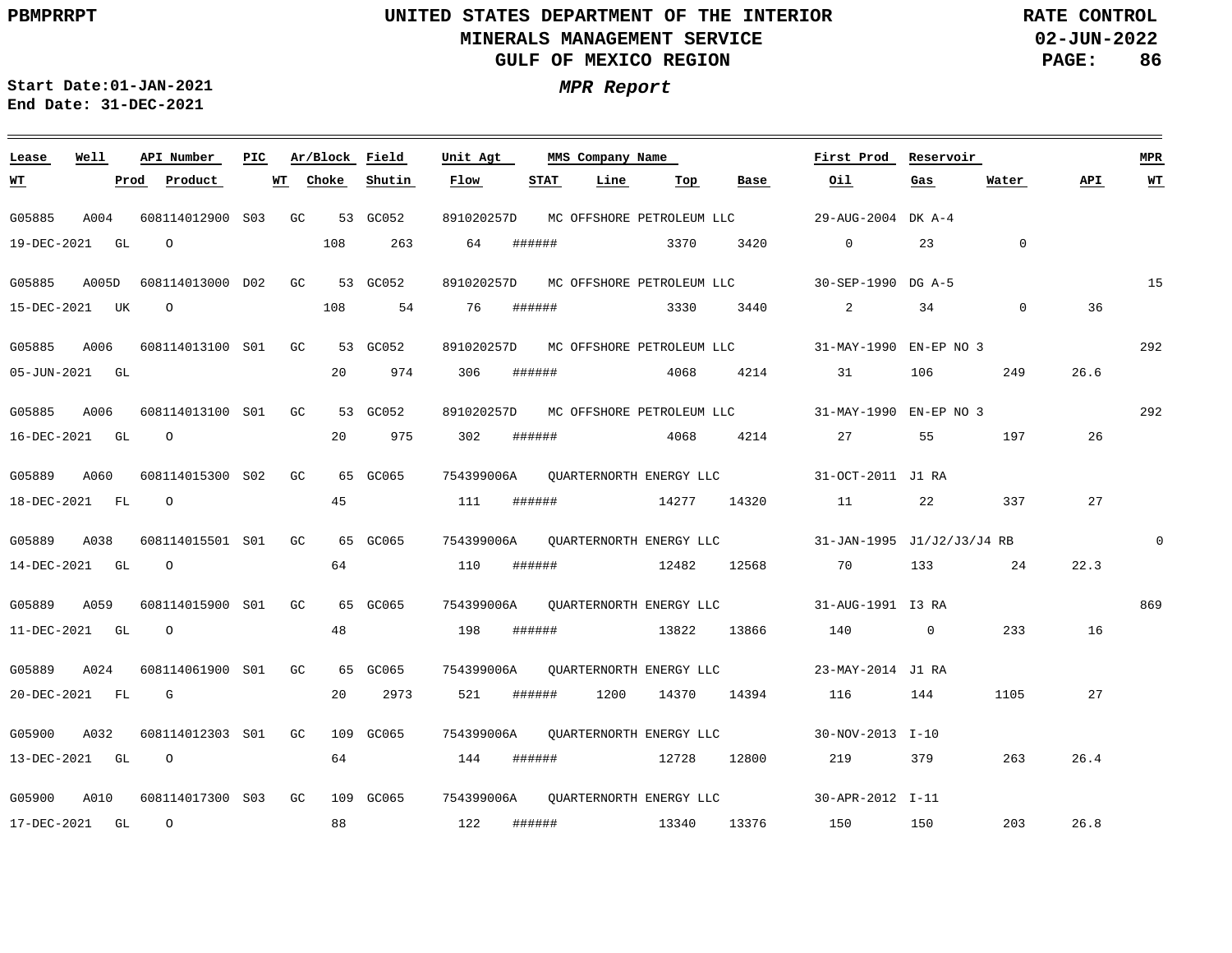PBMPRRPT

UNITED STATES DEPARTMENT OF THE INTERIOR
MINERALS MANAGEMENT SERVICE
GULF OF MEXICO REGION

RATE CONTROL
02-JUN-2022

Start Date:01-JAN-2021
End Date: 31-DEC-2021

*MPR Report*

| Lease | Well | API Number | PIC | Ar/Block | Field | Unit Agt | MMS Company Name | | | First Prod | Reservoir | | | MPR |
|---|---|---|---|---|---|---|---|---|---|---|---|---|---|---|
| WT | Prod | Product | WT | Choke | Shutin | Flow | STAT | Line | Top | Base | Oil | Gas | Water | API | WT |
| G05885 | A004 | 608114012900 | S03 | GC 53 | GC052 | 891020257D | MC OFFSHORE PETROLEUM LLC | | | 29-AUG-2004 | DK A-4 | | | |
| 19-DEC-2021 | GL | O | | 108 | 263 | 64 | ###### | | 3370 | 3420 | 0 | 23 | 0 | | |
| G05885 | A005D | 608114013000 | D02 | GC 53 | GC052 | 891020257D | MC OFFSHORE PETROLEUM LLC | | | 30-SEP-1990 | DG A-5 | | | 15 |
| 15-DEC-2021 | UK | O | | 108 | 54 | 76 | ###### | | 3330 | 3440 | 2 | 34 | 0 | 36 | |
| G05885 | A006 | 608114013100 | S01 | GC 53 | GC052 | 891020257D | MC OFFSHORE PETROLEUM LLC | | | 31-MAY-1990 | EN-EP NO 3 | | | 292 |
| 05-JUN-2021 | GL | | | 20 | 974 | 306 | ###### | | 4068 | 4214 | 31 | 106 | 249 | 26.6 | |
| G05885 | A006 | 608114013100 | S01 | GC 53 | GC052 | 891020257D | MC OFFSHORE PETROLEUM LLC | | | 31-MAY-1990 | EN-EP NO 3 | | | 292 |
| 16-DEC-2021 | GL | O | | 20 | 975 | 302 | ###### | | 4068 | 4214 | 27 | 55 | 197 | 26 | |
| G05889 | A060 | 608114015300 | S02 | GC 65 | GC065 | 754399006A | QUARTERNORTH ENERGY LLC | | | 31-OCT-2011 | J1 RA | | | |
| 18-DEC-2021 | FL | O | | 45 | | 111 | ###### | | 14277 | 14320 | 11 | 22 | 337 | 27 | |
| G05889 | A038 | 608114015501 | S01 | GC 65 | GC065 | 754399006A | QUARTERNORTH ENERGY LLC | | | 31-JAN-1995 | J1/J2/J3/J4 RB | | | 0 |
| 14-DEC-2021 | GL | O | | 64 | | 110 | ###### | | 12482 | 12568 | 70 | 133 | 24 | 22.3 | |
| G05889 | A059 | 608114015900 | S01 | GC 65 | GC065 | 754399006A | QUARTERNORTH ENERGY LLC | | | 31-AUG-1991 | I3 RA | | | 869 |
| 11-DEC-2021 | GL | O | | 48 | | 198 | ###### | | 13822 | 13866 | 140 | 0 | 233 | 16 | |
| G05889 | A024 | 608114061900 | S01 | GC 65 | GC065 | 754399006A | QUARTERNORTH ENERGY LLC | | | 23-MAY-2014 | J1 RA | | | |
| 20-DEC-2021 | FL | G | | 20 | 2973 | 521 | ###### | 1200 | 14370 | 14394 | 116 | 144 | 1105 | 27 | |
| G05900 | A032 | 608114012303 | S01 | GC 109 | GC065 | 754399006A | QUARTERNORTH ENERGY LLC | | | 30-NOV-2013 | I-10 | | | |
| 13-DEC-2021 | GL | O | | 64 | | 144 | ###### | | 12728 | 12800 | 219 | 379 | 263 | 26.4 | |
| G05900 | A010 | 608114017300 | S03 | GC 109 | GC065 | 754399006A | QUARTERNORTH ENERGY LLC | | | 30-APR-2012 | I-11 | | | |
| 17-DEC-2021 | GL | O | | 88 | | 122 | ###### | | 13340 | 13376 | 150 | 150 | 203 | 26.8 | |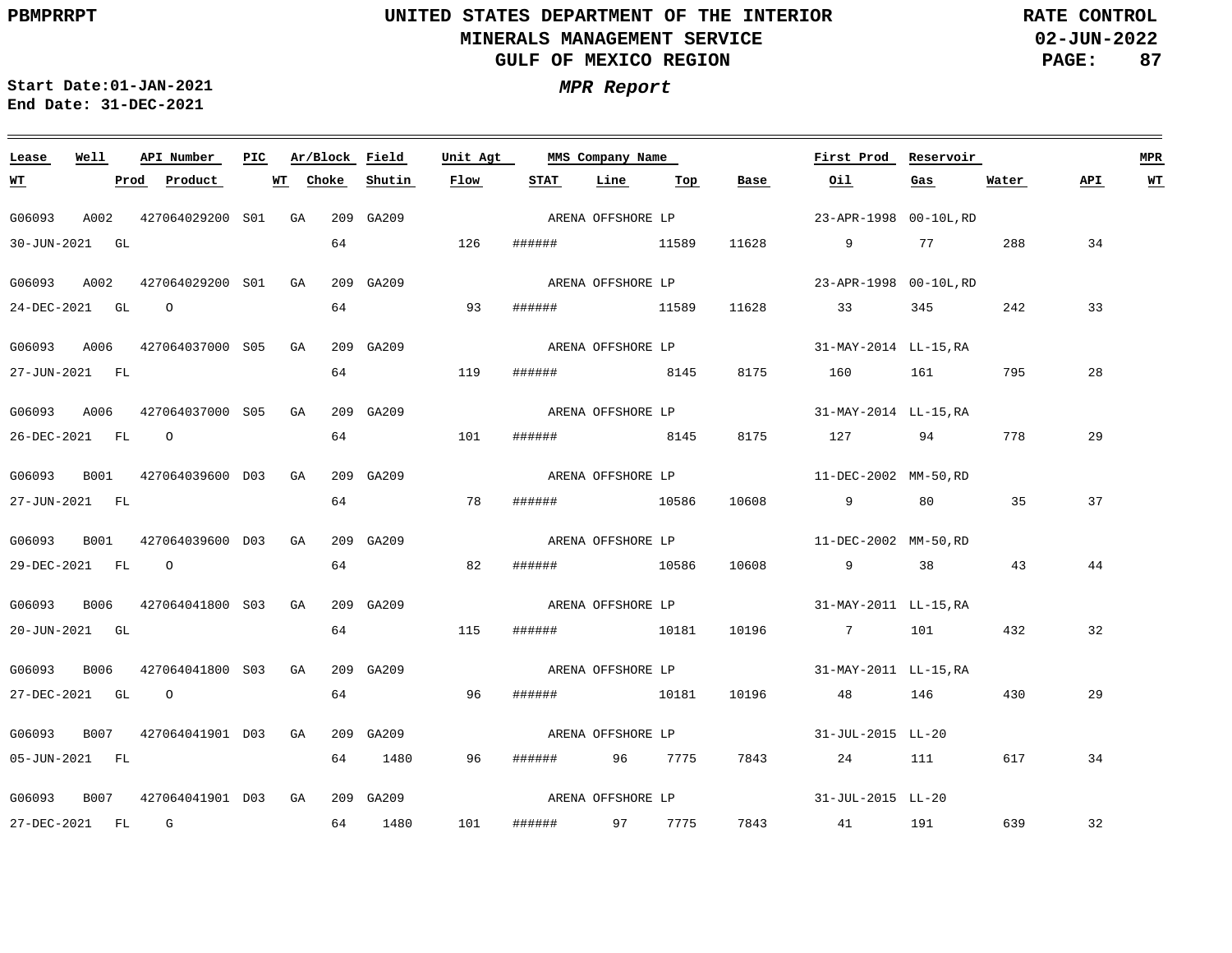# UNITED STATES DEPARTMENT OF THE INTERIOR
## MINERALS MANAGEMENT SERVICE
## GULF OF MEXICO REGION

PBMPRRPT

RATE CONTROL
02-JUN-2022

Start Date:01-JAN-2021
End Date: 31-DEC-2021

*MPR Report*

| Lease | Well | API Number | PIC | Ar/Block | | Field | Unit Agt | MMS Company Name | | | | First Prod | Reservoir | | | MPR |
|---|---|---|---|---|---|---|---|---|---|---|---|---|---|---|---|---|
| WT | Prod | Product | WT | Choke | | Shutin | Flow | STAT | Line | Top | Base | Oil | Gas | Water | API | WT |
| G06093 | A002 | 427064029200 | S01 | GA | 209 | GA209 | | ARENA OFFSHORE LP | | | | 23-APR-1998 | 00-10L,RD | | | |
| 30-JUN-2021 | GL | | | 64 | | | 126 | ###### | | 11589 | 11628 | 9 | 77 | 288 | 34 | |
| G06093 | A002 | 427064029200 | S01 | GA | 209 | GA209 | | ARENA OFFSHORE LP | | | | 23-APR-1998 | 00-10L,RD | | | |
| 24-DEC-2021 | GL | O | | 64 | | | 93 | ###### | | 11589 | 11628 | 33 | 345 | 242 | 33 | |
| G06093 | A006 | 427064037000 | S05 | GA | 209 | GA209 | | ARENA OFFSHORE LP | | | | 31-MAY-2014 | LL-15,RA | | | |
| 27-JUN-2021 | FL | | | 64 | | | 119 | ###### | | 8145 | 8175 | 160 | 161 | 795 | 28 | |
| G06093 | A006 | 427064037000 | S05 | GA | 209 | GA209 | | ARENA OFFSHORE LP | | | | 31-MAY-2014 | LL-15,RA | | | |
| 26-DEC-2021 | FL | O | | 64 | | | 101 | ###### | | 8145 | 8175 | 127 | 94 | 778 | 29 | |
| G06093 | B001 | 427064039600 | D03 | GA | 209 | GA209 | | ARENA OFFSHORE LP | | | | 11-DEC-2002 | MM-50,RD | | | |
| 27-JUN-2021 | FL | | | 64 | | | 78 | ###### | | 10586 | 10608 | 9 | 80 | 35 | 37 | |
| G06093 | B001 | 427064039600 | D03 | GA | 209 | GA209 | | ARENA OFFSHORE LP | | | | 11-DEC-2002 | MM-50,RD | | | |
| 29-DEC-2021 | FL | O | | 64 | | | 82 | ###### | | 10586 | 10608 | 9 | 38 | 43 | 44 | |
| G06093 | B006 | 427064041800 | S03 | GA | 209 | GA209 | | ARENA OFFSHORE LP | | | | 31-MAY-2011 | LL-15,RA | | | |
| 20-JUN-2021 | GL | | | 64 | | | 115 | ###### | | 10181 | 10196 | 7 | 101 | 432 | 32 | |
| G06093 | B006 | 427064041800 | S03 | GA | 209 | GA209 | | ARENA OFFSHORE LP | | | | 31-MAY-2011 | LL-15,RA | | | |
| 27-DEC-2021 | GL | O | | 64 | | | 96 | ###### | | 10181 | 10196 | 48 | 146 | 430 | 29 | |
| G06093 | B007 | 427064041901 | D03 | GA | 209 | GA209 | | ARENA OFFSHORE LP | | | | 31-JUL-2015 | LL-20 | | | |
| 05-JUN-2021 | FL | | | 64 | | 1480 | 96 | ###### | 96 | 7775 | 7843 | 24 | 111 | 617 | 34 | |
| G06093 | B007 | 427064041901 | D03 | GA | 209 | GA209 | | ARENA OFFSHORE LP | | | | 31-JUL-2015 | LL-20 | | | |
| 27-DEC-2021 | FL | G | | 64 | | 1480 | 101 | ###### | 97 | 7775 | 7843 | 41 | 191 | 639 | 32 | |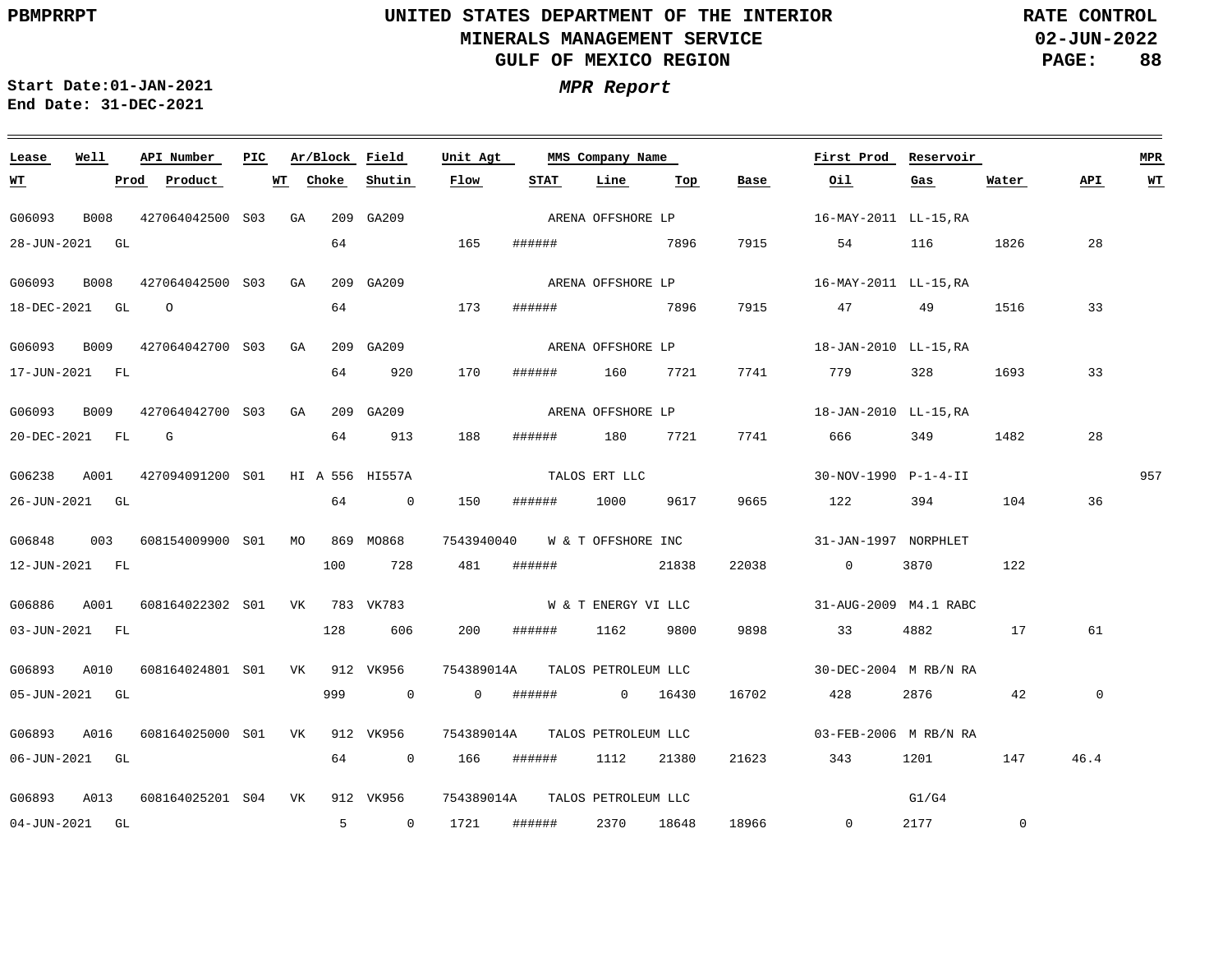# UNITED STATES DEPARTMENT OF THE INTERIOR
## MINERALS MANAGEMENT SERVICE
## GULF OF MEXICO REGION

PBMPRRPT

RATE CONTROL
02-JUN-2022

Start Date:01-JAN-2021
End Date: 31-DEC-2021

*MPR Report*

| Lease | Well | API Number | PIC | Ar/Block | Field | Unit Agt | MMS Company Name | | | | First Prod | Reservoir | | | MPR |
|---|---|---|---|---|---|---|---|---|---|---|---|---|---|---|---|
| WT | Prod | Product | WT | Choke | Shutin | Flow | STAT | Line | Top | Base | Oil | Gas | Water | API | WT |
| G06093 | B008 | 427064042500 | S03 | GA 209 | GA209 | | ARENA OFFSHORE LP | | | | 16-MAY-2011 | LL-15,RA | | | |
| 28-JUN-2021 | GL | | | 64 | | 165 | ###### | | 7896 | 7915 | 54 | 116 | 1826 | 28 | |
| G06093 | B008 | 427064042500 | S03 | GA 209 | GA209 | | ARENA OFFSHORE LP | | | | 16-MAY-2011 | LL-15,RA | | | |
| 18-DEC-2021 | GL | O | | 64 | | 173 | ###### | | 7896 | 7915 | 47 | 49 | 1516 | 33 | |
| G06093 | B009 | 427064042700 | S03 | GA 209 | GA209 | | ARENA OFFSHORE LP | | | | 18-JAN-2010 | LL-15,RA | | | |
| 17-JUN-2021 | FL | | | 64 | 920 | 170 | ###### | 160 | 7721 | 7741 | 779 | 328 | 1693 | 33 | |
| G06093 | B009 | 427064042700 | S03 | GA 209 | GA209 | | ARENA OFFSHORE LP | | | | 18-JAN-2010 | LL-15,RA | | | |
| 20-DEC-2021 | FL | G | | 64 | 913 | 188 | ###### | 180 | 7721 | 7741 | 666 | 349 | 1482 | 28 | |
| G06238 | A001 | 427094091200 | S01 | HI A 556 | HI557A | | TALOS ERT LLC | | | | 30-NOV-1990 | P-1-4-II | | | 957 |
| 26-JUN-2021 | GL | | | 64 | 0 | 150 | ###### | 1000 | 9617 | 9665 | 122 | 394 | 104 | 36 | |
| G06848 | 003 | 608154009900 | S01 | MO 869 | MO868 | 7543940040 | W & T OFFSHORE INC | | | | 31-JAN-1997 | NORPHLET | | | |
| 12-JUN-2021 | FL | | | 100 | 728 | 481 | ###### | | 21838 | 22038 | 0 | 3870 | 122 | | |
| G06886 | A001 | 608164022302 | S01 | VK 783 | VK783 | | W & T ENERGY VI LLC | | | | 31-AUG-2009 | M4.1 RABC | | | |
| 03-JUN-2021 | FL | | | 128 | 606 | 200 | ###### | 1162 | 9800 | 9898 | 33 | 4882 | 17 | 61 | |
| G06893 | A010 | 608164024801 | S01 | VK 912 | VK956 | 754389014A | TALOS PETROLEUM LLC | | | | 30-DEC-2004 | M RB/N RA | | | |
| 05-JUN-2021 | GL | | | 999 | 0 | 0 | ###### | 0 | 16430 | 16702 | 428 | 2876 | 42 | 0 | |
| G06893 | A016 | 608164025000 | S01 | VK 912 | VK956 | 754389014A | TALOS PETROLEUM LLC | | | | 03-FEB-2006 | M RB/N RA | | | |
| 06-JUN-2021 | GL | | | 64 | 0 | 166 | ###### | 1112 | 21380 | 21623 | 343 | 1201 | 147 | 46.4 | |
| G06893 | A013 | 608164025201 | S04 | VK 912 | VK956 | 754389014A | TALOS PETROLEUM LLC | | | | | G1/G4 | | | |
| 04-JUN-2021 | GL | | | 5 | 0 | 1721 | ###### | 2370 | 18648 | 18966 | 0 | 2177 | 0 | | |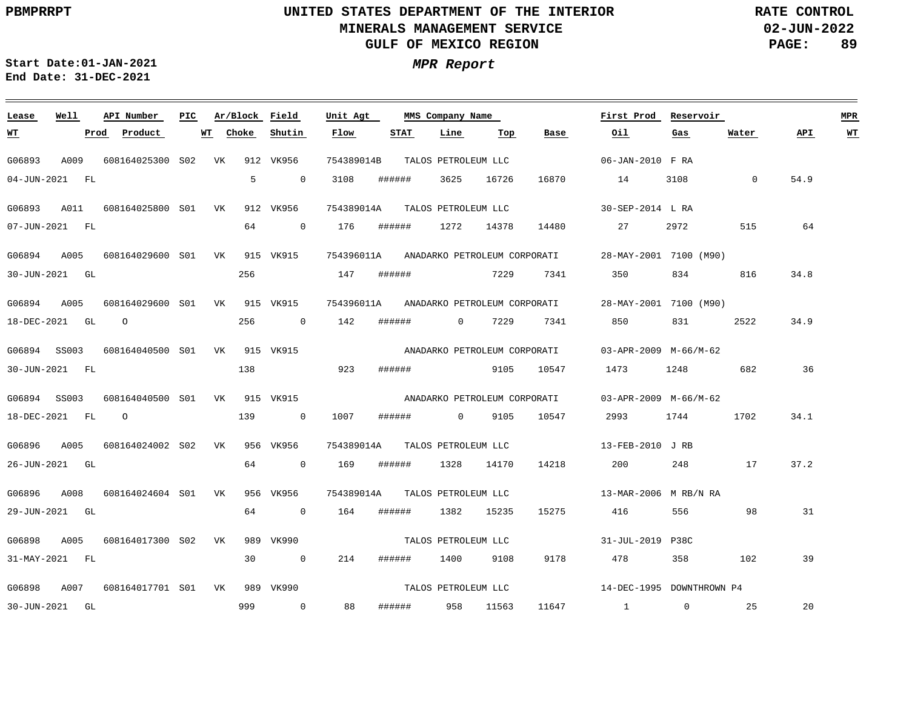UNITED STATES DEPARTMENT OF THE INTERIOR
MINERALS MANAGEMENT SERVICE
GULF OF MEXICO REGION

RATE CONTROL
02-JUN-2022

Start Date:01-JAN-2021
End Date: 31-DEC-2021

*MPR Report*

| Lease | Well | API Number | PIC | Ar/Block | Field | Unit Agt | MMS Company Name | | | First Prod | Reservoir | | | MPR |
|---|---|---|---|---|---|---|---|---|---|---|---|---|---|---|
| WT | Prod | Product | WT | Choke | Shutin | Flow | STAT | Line | Top | Base | Oil | Gas | Water | API |
| G06893 | A009 | 608164025300 | S02 | VK 912 | VK956 | 754389014B | TALOS PETROLEUM LLC | | | 06-JAN-2010 | F RA | | | |
| 04-JUN-2021 | FL | | | 5 | 0 | 3108 | ###### | 3625 | 16726 | 16870 | 14 | 3108 | 0 | 54.9 |
| G06893 | A011 | 608164025800 | S01 | VK 912 | VK956 | 754389014A | TALOS PETROLEUM LLC | | | 30-SEP-2014 | L RA | | | |
| 07-JUN-2021 | FL | | | 64 | 0 | 176 | ###### | 1272 | 14378 | 14480 | 27 | 2972 | 515 | 64 |
| G06894 | A005 | 608164029600 | S01 | VK 915 | VK915 | 754396011A | ANADARKO PETROLEUM CORPORATI | | | 28-MAY-2001 | 7100 (M90) | | | |
| 30-JUN-2021 | GL | | | 256 | | 147 | ###### | | 7229 | 7341 | 350 | 834 | 816 | 34.8 |
| G06894 | A005 | 608164029600 | S01 | VK 915 | VK915 | 754396011A | ANADARKO PETROLEUM CORPORATI | | | 28-MAY-2001 | 7100 (M90) | | | |
| 18-DEC-2021 | GL | O | | 256 | 0 | 142 | ###### | 0 | 7229 | 7341 | 850 | 831 | 2522 | 34.9 |
| G06894 | SS003 | 608164040500 | S01 | VK 915 | VK915 | | ANADARKO PETROLEUM CORPORATI | | | 03-APR-2009 | M-66/M-62 | | | |
| 30-JUN-2021 | FL | | | 138 | | 923 | ###### | | 9105 | 10547 | 1473 | 1248 | 682 | 36 |
| G06894 | SS003 | 608164040500 | S01 | VK 915 | VK915 | | ANADARKO PETROLEUM CORPORATI | | | 03-APR-2009 | M-66/M-62 | | | |
| 18-DEC-2021 | FL | O | | 139 | 0 | 1007 | ###### | 0 | 9105 | 10547 | 2993 | 1744 | 1702 | 34.1 |
| G06896 | A005 | 608164024002 | S02 | VK 956 | VK956 | 754389014A | TALOS PETROLEUM LLC | | | 13-FEB-2010 | J RB | | | |
| 26-JUN-2021 | GL | | | 64 | 0 | 169 | ###### | 1328 | 14170 | 14218 | 200 | 248 | 17 | 37.2 |
| G06896 | A008 | 608164024604 | S01 | VK 956 | VK956 | 754389014A | TALOS PETROLEUM LLC | | | 13-MAR-2006 | M RB/N RA | | | |
| 29-JUN-2021 | GL | | | 64 | 0 | 164 | ###### | 1382 | 15235 | 15275 | 416 | 556 | 98 | 31 |
| G06898 | A005 | 608164017300 | S02 | VK 989 | VK990 | | TALOS PETROLEUM LLC | | | 31-JUL-2019 | P38C | | | |
| 31-MAY-2021 | FL | | | 30 | 0 | 214 | ###### | 1400 | 9108 | 9178 | 478 | 358 | 102 | 39 |
| G06898 | A007 | 608164017701 | S01 | VK 989 | VK990 | | TALOS PETROLEUM LLC | | | 14-DEC-1995 | DOWNTHROWN P4 | | | |
| 30-JUN-2021 | GL | | | 999 | 0 | 88 | ###### | 958 | 11563 | 11647 | 1 | 0 | 25 | 20 |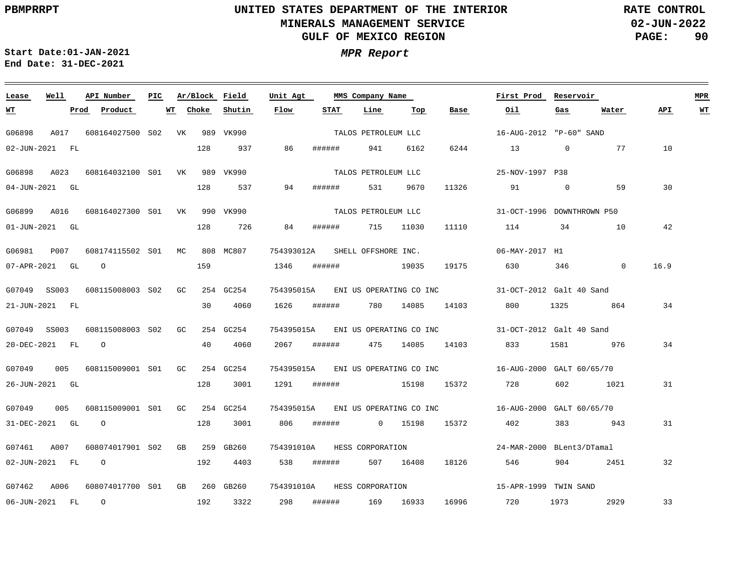UNITED STATES DEPARTMENT OF THE INTERIOR
MINERALS MANAGEMENT SERVICE
GULF OF MEXICO REGION

RATE CONTROL
02-JUN-2022

Start Date:01-JAN-2021
End Date: 31-DEC-2021

*MPR Report*

| Lease | Well | API Number | PIC | Ar/Block | Field | Unit Agt | MMS Company Name | | | | First Prod | Reservoir | | | MPR |
|---|---|---|---|---|---|---|---|---|---|---|---|---|---|---|---|
| WT | Prod | Product | WT | Choke | Shutin | Flow | STAT | Line | Top | Base | Oil | Gas | Water | API | WT |
| G06898 | A017 | 608164027500 | S02 | VK 989 | VK990 | | TALOS PETROLEUM LLC | | | | 16-AUG-2012 | "P-60" SAND | | | |
| 02-JUN-2021 | FL | | | 128 | 937 | 86 | ###### | 941 | 6162 | 6244 | 13 | 0 | 77 | 10 | |
| G06898 | A023 | 608164032100 | S01 | VK 989 | VK990 | | TALOS PETROLEUM LLC | | | | 25-NOV-1997 | P38 | | | |
| 04-JUN-2021 | GL | | | 128 | 537 | 94 | ###### | 531 | 9670 | 11326 | 91 | 0 | 59 | 30 | |
| G06899 | A016 | 608164027300 | S01 | VK 990 | VK990 | | TALOS PETROLEUM LLC | | | | 31-OCT-1996 | DOWNTHROWN P50 | | | |
| 01-JUN-2021 | GL | | | 128 | 726 | 84 | ###### | 715 | 11030 | 11110 | 114 | 34 | 10 | 42 | |
| G06981 | P007 | 608174115502 | S01 | MC 808 | MC807 | 754393012A | SHELL OFFSHORE INC. | | | | 06-MAY-2017 | H1 | | | |
| 07-APR-2021 | GL | O | | 159 | | 1346 | ###### | | 19035 | 19175 | 630 | 346 | 0 | 16.9 | |
| G07049 | SS003 | 608115008003 | S02 | GC 254 | GC254 | 754395015A | ENI US OPERATING CO INC | | | | 31-OCT-2012 | Galt 40 Sand | | | |
| 21-JUN-2021 | FL | | | 30 | 4060 | 1626 | ###### | 780 | 14085 | 14103 | 800 | 1325 | 864 | 34 | |
| G07049 | SS003 | 608115008003 | S02 | GC 254 | GC254 | 754395015A | ENI US OPERATING CO INC | | | | 31-OCT-2012 | Galt 40 Sand | | | |
| 20-DEC-2021 | FL | O | | 40 | 4060 | 2067 | ###### | 475 | 14085 | 14103 | 833 | 1581 | 976 | 34 | |
| G07049 | 005 | 608115009001 | S01 | GC 254 | GC254 | 754395015A | ENI US OPERATING CO INC | | | | 16-AUG-2000 | GALT 60/65/70 | | | |
| 26-JUN-2021 | GL | | | 128 | 3001 | 1291 | ###### | | 15198 | 15372 | 728 | 602 | 1021 | 31 | |
| G07049 | 005 | 608115009001 | S01 | GC 254 | GC254 | 754395015A | ENI US OPERATING CO INC | | | | 16-AUG-2000 | GALT 60/65/70 | | | |
| 31-DEC-2021 | GL | O | | 128 | 3001 | 806 | ###### | 0 | 15198 | 15372 | 402 | 383 | 943 | 31 | |
| G07461 | A007 | 608074017901 | S02 | GB 259 | GB260 | 754391010A | HESS CORPORATION | | | | 24-MAR-2000 | BLent3/DTamal | | | |
| 02-JUN-2021 | FL | O | | 192 | 4403 | 538 | ###### | 507 | 16408 | 18126 | 546 | 904 | 2451 | 32 | |
| G07462 | A006 | 608074017700 | S01 | GB 260 | GB260 | 754391010A | HESS CORPORATION | | | | 15-APR-1999 | TWIN SAND | | | |
| 06-JUN-2021 | FL | O | | 192 | 3322 | 298 | ###### | 169 | 16933 | 16996 | 720 | 1973 | 2929 | 33 | |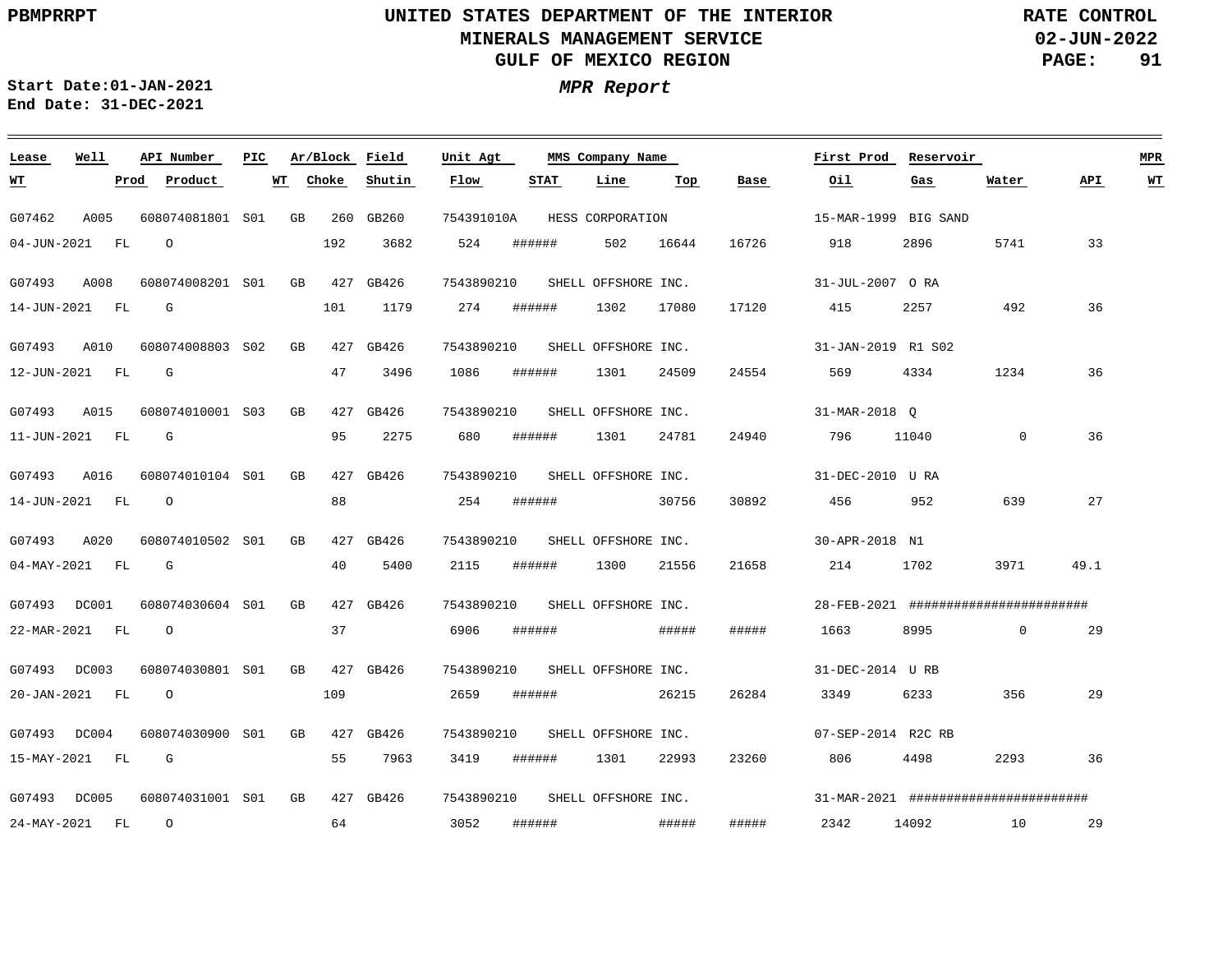PBMPRRPT

# UNITED STATES DEPARTMENT OF THE INTERIOR
## MINERALS MANAGEMENT SERVICE
## GULF OF MEXICO REGION

RATE CONTROL
02-JUN-2022

Start Date:01-JAN-2021
End Date: 31-DEC-2021

***MPR Report***

| Lease | Well | API Number | PIC | Ar/Block | Field | Unit Agt | MMS Company Name | | | First Prod | Reservoir | | | MPR |
|---|---|---|---|---|---|---|---|---|---|---|---|---|---|---|
| **WT** | **Prod** | **Product** | **WT** | **Choke** | **Shutin** | **Flow** | **STAT** | **Line** | **Top** | **Base** | **Oil** | **Gas** | **Water** | **API** | **WT** |
| G07462 | A005 | 608074081801 | S01 | GB 260 | GB260 | 754391010A | HESS CORPORATION | | | 15-MAR-1999 | BIG SAND | | | |
| 04-JUN-2021 | FL | O | | 192 | 3682 | 524 | ###### | 502 | 16644 | 16726 | 918 | 2896 | 5741 | 33 |
| G07493 | A008 | 608074008201 | S01 | GB 427 | GB426 | 7543890210 | SHELL OFFSHORE INC. | | | 31-JUL-2007 | O RA | | | |
| 14-JUN-2021 | FL | G | | 101 | 1179 | 274 | ###### | 1302 | 17080 | 17120 | 415 | 2257 | 492 | 36 |
| G07493 | A010 | 608074008803 | S02 | GB 427 | GB426 | 7543890210 | SHELL OFFSHORE INC. | | | 31-JAN-2019 | R1 S02 | | | |
| 12-JUN-2021 | FL | G | | 47 | 3496 | 1086 | ###### | 1301 | 24509 | 24554 | 569 | 4334 | 1234 | 36 |
| G07493 | A015 | 608074010001 | S03 | GB 427 | GB426 | 7543890210 | SHELL OFFSHORE INC. | | | 31-MAR-2018 | Q | | | |
| 11-JUN-2021 | FL | G | | 95 | 2275 | 680 | ###### | 1301 | 24781 | 24940 | 796 | 11040 | 0 | 36 |
| G07493 | A016 | 608074010104 | S01 | GB 427 | GB426 | 7543890210 | SHELL OFFSHORE INC. | | | 31-DEC-2010 | U RA | | | |
| 14-JUN-2021 | FL | O | | 88 | | 254 | ###### | | 30756 | 30892 | 456 | 952 | 639 | 27 |
| G07493 | A020 | 608074010502 | S01 | GB 427 | GB426 | 7543890210 | SHELL OFFSHORE INC. | | | 30-APR-2018 | N1 | | | |
| 04-MAY-2021 | FL | G | | 40 | 5400 | 2115 | ###### | 1300 | 21556 | 21658 | 214 | 1702 | 3971 | 49.1 |
| G07493 | DC001 | 608074030604 | S01 | GB 427 | GB426 | 7543890210 | SHELL OFFSHORE INC. | | | 28-FEB-2021 | ####################### | | | |
| 22-MAR-2021 | FL | O | | 37 | | 6906 | ###### | | ##### | ##### | 1663 | 8995 | 0 | 29 |
| G07493 | DC003 | 608074030801 | S01 | GB 427 | GB426 | 7543890210 | SHELL OFFSHORE INC. | | | 31-DEC-2014 | U RB | | | |
| 20-JAN-2021 | FL | O | | 109 | | 2659 | ###### | | 26215 | 26284 | 3349 | 6233 | 356 | 29 |
| G07493 | DC004 | 608074030900 | S01 | GB 427 | GB426 | 7543890210 | SHELL OFFSHORE INC. | | | 07-SEP-2014 | R2C RB | | | |
| 15-MAY-2021 | FL | G | | 55 | 7963 | 3419 | ###### | 1301 | 22993 | 23260 | 806 | 4498 | 2293 | 36 |
| G07493 | DC005 | 608074031001 | S01 | GB 427 | GB426 | 7543890210 | SHELL OFFSHORE INC. | | | 31-MAR-2021 | ####################### | | | |
| 24-MAY-2021 | FL | O | | 64 | | 3052 | ###### | | ##### | ##### | 2342 | 14092 | 10 | 29 |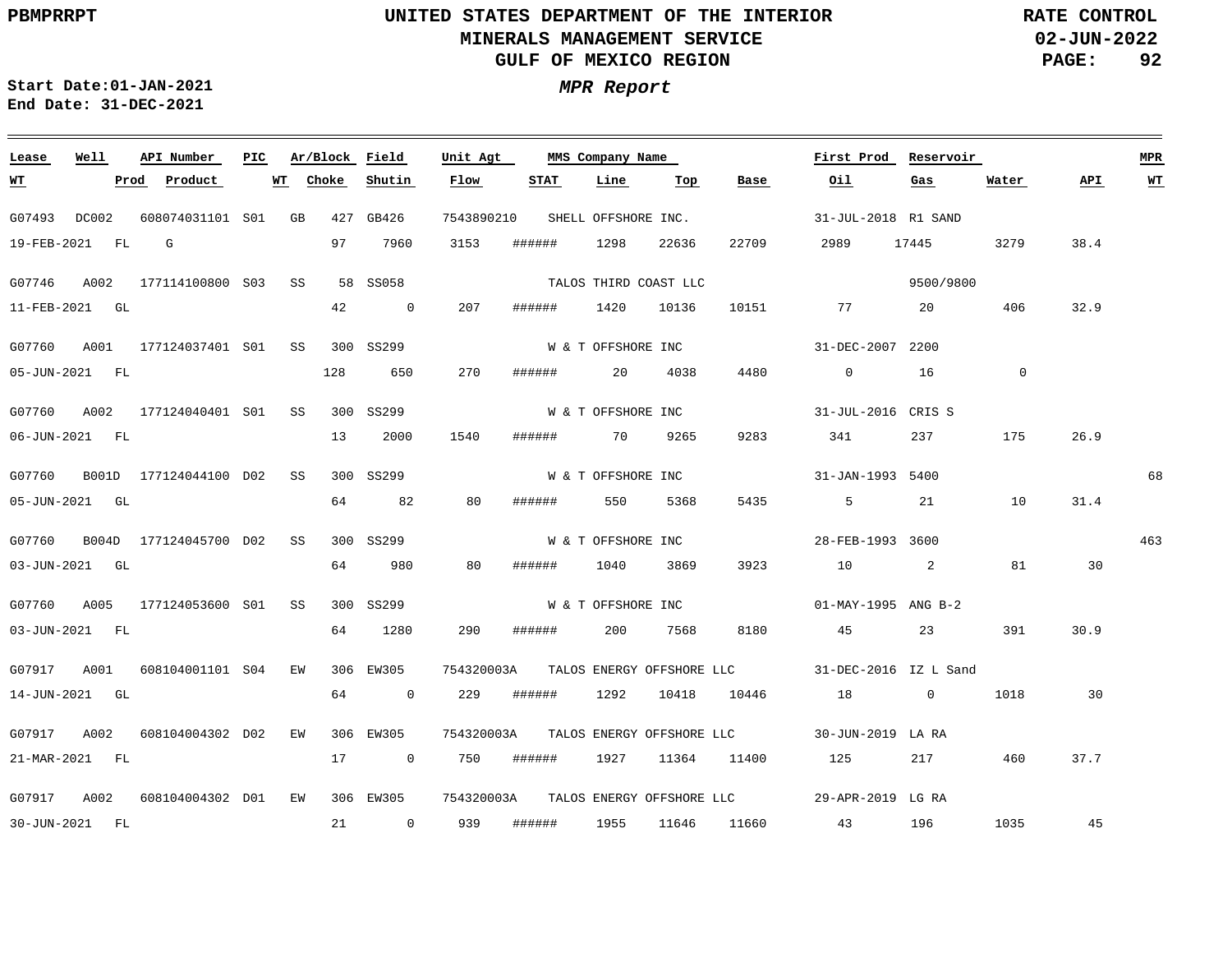**PBMPRRPT**

# UNITED STATES DEPARTMENT OF THE INTERIOR
## MINERALS MANAGEMENT SERVICE
## GULF OF MEXICO REGION

**RATE CONTROL**
**02-JUN-2022**

**Start Date:01-JAN-2021**
**End Date: 31-DEC-2021**

***MPR Report***

| Lease | Well | API Number | PIC | Ar/Block | | Field | Unit Agt | MMS Company Name | | | | First Prod | Reservoir | | | MPR |
|---|---|---|---|---|---|---|---|---|---|---|---|---|---|---|---|---|
| WT | Prod | Product | WT | | Choke | Shutin | Flow | STAT | Line | Top | Base | Oil | Gas | Water | API | WT |
| G07493 | DC002 | 608074031101 | S01 | GB | 427 | GB426 | 7543890210 | SHELL OFFSHORE INC. | | | | 31-JUL-2018 | R1 SAND | | | |
| 19-FEB-2021 | FL | G | | | 97 | 7960 | 3153 | ###### | 1298 | 22636 | 22709 | 2989 | 17445 | 3279 | 38.4 | |
| G07746 | A002 | 177114100800 | S03 | SS | 58 | SS058 | | TALOS THIRD COAST LLC | | | | | 9500/9800 | | | |
| 11-FEB-2021 | GL | | | | 42 | 0 | 207 | ###### | 1420 | 10136 | 10151 | 77 | 20 | 406 | 32.9 | |
| G07760 | A001 | 177124037401 | S01 | SS | 300 | SS299 | | W & T OFFSHORE INC | | | | 31-DEC-2007 | 2200 | | | |
| 05-JUN-2021 | FL | | | | 128 | 650 | 270 | ###### | 20 | 4038 | 4480 | 0 | 16 | 0 | | |
| G07760 | A002 | 177124040401 | S01 | SS | 300 | SS299 | | W & T OFFSHORE INC | | | | 31-JUL-2016 | CRIS S | | | |
| 06-JUN-2021 | FL | | | | 13 | 2000 | 1540 | ###### | 70 | 9265 | 9283 | 341 | 237 | 175 | 26.9 | |
| G07760 | B001D | 177124044100 | D02 | SS | 300 | SS299 | | W & T OFFSHORE INC | | | | 31-JAN-1993 | 5400 | | | 68 |
| 05-JUN-2021 | GL | | | | 64 | 82 | 80 | ###### | 550 | 5368 | 5435 | 5 | 21 | 10 | 31.4 | |
| G07760 | B004D | 177124045700 | D02 | SS | 300 | SS299 | | W & T OFFSHORE INC | | | | 28-FEB-1993 | 3600 | | | 463 |
| 03-JUN-2021 | GL | | | | 64 | 980 | 80 | ###### | 1040 | 3869 | 3923 | 10 | 2 | 81 | 30 | |
| G07760 | A005 | 177124053600 | S01 | SS | 300 | SS299 | | W & T OFFSHORE INC | | | | 01-MAY-1995 | ANG B-2 | | | |
| 03-JUN-2021 | FL | | | | 64 | 1280 | 290 | ###### | 200 | 7568 | 8180 | 45 | 23 | 391 | 30.9 | |
| G07917 | A001 | 608104001101 | S04 | EW | 306 | EW305 | 754320003A | TALOS ENERGY OFFSHORE LLC | | | | 31-DEC-2016 | IZ L Sand | | | |
| 14-JUN-2021 | GL | | | | 64 | 0 | 229 | ###### | 1292 | 10418 | 10446 | 18 | 0 | 1018 | 30 | |
| G07917 | A002 | 608104004302 | D02 | EW | 306 | EW305 | 754320003A | TALOS ENERGY OFFSHORE LLC | | | | 30-JUN-2019 | LA RA | | | |
| 21-MAR-2021 | FL | | | | 17 | 0 | 750 | ###### | 1927 | 11364 | 11400 | 125 | 217 | 460 | 37.7 | |
| G07917 | A002 | 608104004302 | D01 | EW | 306 | EW305 | 754320003A | TALOS ENERGY OFFSHORE LLC | | | | 29-APR-2019 | LG RA | | | |
| 30-JUN-2021 | FL | | | | 21 | 0 | 939 | ###### | 1955 | 11646 | 11660 | 43 | 196 | 1035 | 45 | |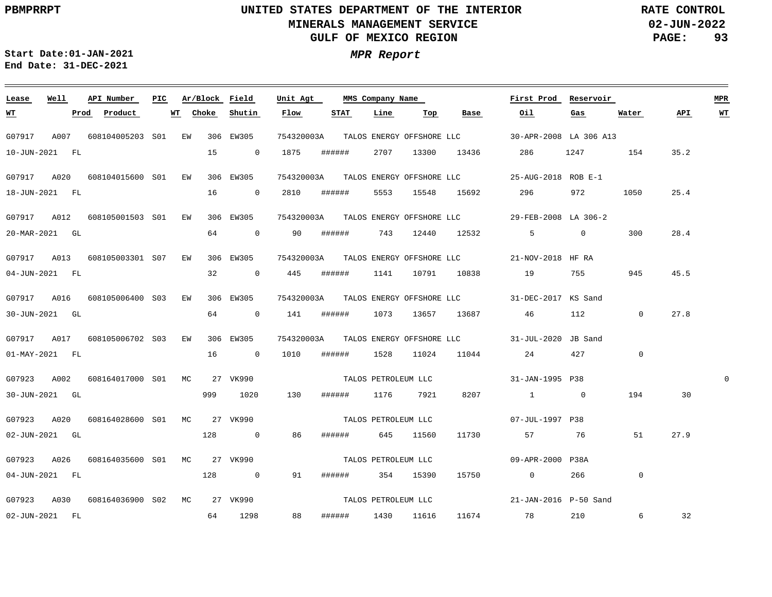**PBMPRRPT**

# UNITED STATES DEPARTMENT OF THE INTERIOR
## MINERALS MANAGEMENT SERVICE
## GULF OF MEXICO REGION

**RATE CONTROL**
**02-JUN-2022**

**Start Date:01-JAN-2021**
**End Date: 31-DEC-2021**

***MPR Report***

| Lease | Well | API Number | PIC | Ar/Block | Field | Unit Agt | MMS Company Name | | | First Prod | Reservoir | | | MPR |
|---|---|---|---|---|---|---|---|---|---|---|---|---|---|---|
| **WT** | **Prod** | **Product** | **WT** | **Choke** | **Shutin** | **Flow** | **STAT** | **Line** | **Top** | **Base** | **Oil** | **Gas** | **Water** | **API** | **WT** |
| G07917 | A007 | 608104005203 | S01 | EW 306 | EW305 | 754320003A | TALOS ENERGY OFFSHORE LLC | | | 30-APR-2008 | LA 306 A13 | | | |
| 10-JUN-2021 | FL | | | 15 | 0 | 1875 | ###### | 2707 | 13300 | 13436 | 286 | 1247 | 154 | 35.2 | |
| G07917 | A020 | 608104015600 | S01 | EW 306 | EW305 | 754320003A | TALOS ENERGY OFFSHORE LLC | | | 25-AUG-2018 | ROB E-1 | | | |
| 18-JUN-2021 | FL | | | 16 | 0 | 2810 | ###### | 5553 | 15548 | 15692 | 296 | 972 | 1050 | 25.4 | |
| G07917 | A012 | 608105001503 | S01 | EW 306 | EW305 | 754320003A | TALOS ENERGY OFFSHORE LLC | | | 29-FEB-2008 | LA 306-2 | | | |
| 20-MAR-2021 | GL | | | 64 | 0 | 90 | ###### | 743 | 12440 | 12532 | 5 | 0 | 300 | 28.4 | |
| G07917 | A013 | 608105003301 | S07 | EW 306 | EW305 | 754320003A | TALOS ENERGY OFFSHORE LLC | | | 21-NOV-2018 | HF RA | | | |
| 04-JUN-2021 | FL | | | 32 | 0 | 445 | ###### | 1141 | 10791 | 10838 | 19 | 755 | 945 | 45.5 | |
| G07917 | A016 | 608105006400 | S03 | EW 306 | EW305 | 754320003A | TALOS ENERGY OFFSHORE LLC | | | 31-DEC-2017 | KS Sand | | | |
| 30-JUN-2021 | GL | | | 64 | 0 | 141 | ###### | 1073 | 13657 | 13687 | 46 | 112 | 0 | 27.8 | |
| G07917 | A017 | 608105006702 | S03 | EW 306 | EW305 | 754320003A | TALOS ENERGY OFFSHORE LLC | | | 31-JUL-2020 | JB Sand | | | |
| 01-MAY-2021 | FL | | | 16 | 0 | 1010 | ###### | 1528 | 11024 | 11044 | 24 | 427 | 0 | | |
| G07923 | A002 | 608164017000 | S01 | MC 27 | VK990 | | TALOS PETROLEUM LLC | | | 31-JAN-1995 | P38 | | | 0 |
| 30-JUN-2021 | GL | | | 999 | 1020 | 130 | ###### | 1176 | 7921 | 8207 | 1 | 0 | 194 | 30 | |
| G07923 | A020 | 608164028600 | S01 | MC 27 | VK990 | | TALOS PETROLEUM LLC | | | 07-JUL-1997 | P38 | | | |
| 02-JUN-2021 | GL | | | 128 | 0 | 86 | ###### | 645 | 11560 | 11730 | 57 | 76 | 51 | 27.9 | |
| G07923 | A026 | 608164035600 | S01 | MC 27 | VK990 | | TALOS PETROLEUM LLC | | | 09-APR-2000 | P38A | | | |
| 04-JUN-2021 | FL | | | 128 | 0 | 91 | ###### | 354 | 15390 | 15750 | 0 | 266 | 0 | | |
| G07923 | A030 | 608164036900 | S02 | MC 27 | VK990 | | TALOS PETROLEUM LLC | | | 21-JAN-2016 | P-50 Sand | | | |
| 02-JUN-2021 | FL | | | 64 | 1298 | 88 | ###### | 1430 | 11616 | 11674 | 78 | 210 | 6 | 32 | |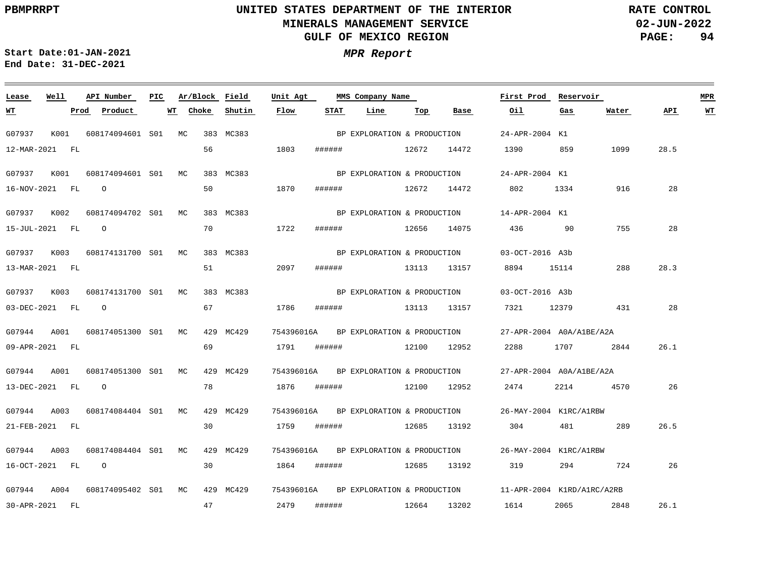# UNITED STATES DEPARTMENT OF THE INTERIOR
## MINERALS MANAGEMENT SERVICE
## GULF OF MEXICO REGION

PBMPRRPT

RATE CONTROL
02-JUN-2022

Start Date:01-JAN-2021
End Date: 31-DEC-2021

***MPR Report***

| Lease | Well | API Number | PIC | Ar/Block | | Field | Unit Agt | MMS Company Name | | | | First Prod | Reservoir | | | MPR |
|---|---|---|---|---|---|---|---|---|---|---|---|---|---|---|---|---|
| WT | Prod | Product | WT | Choke | | Shutin | Flow | STAT | Line | Top | Base | Oil | Gas | Water | API | WT |
| G07937 | K001 | 608174094601 | S01 | MC | 383 | MC383 | | BP EXPLORATION & PRODUCTION | | | | 24-APR-2004 | K1 | | | |
| 12-MAR-2021 | FL | | | | 56 | | 1803 | ###### | | 12672 | 14472 | 1390 | 859 | 1099 | 28.5 | |
| G07937 | K001 | 608174094601 | S01 | MC | 383 | MC383 | | BP EXPLORATION & PRODUCTION | | | | 24-APR-2004 | K1 | | | |
| 16-NOV-2021 | FL | O | | | 50 | | 1870 | ###### | | 12672 | 14472 | 802 | 1334 | 916 | 28 | |
| G07937 | K002 | 608174094702 | S01 | MC | 383 | MC383 | | BP EXPLORATION & PRODUCTION | | | | 14-APR-2004 | K1 | | | |
| 15-JUL-2021 | FL | O | | | 70 | | 1722 | ###### | | 12656 | 14075 | 436 | 90 | 755 | 28 | |
| G07937 | K003 | 608174131700 | S01 | MC | 383 | MC383 | | BP EXPLORATION & PRODUCTION | | | | 03-OCT-2016 | A3b | | | |
| 13-MAR-2021 | FL | | | | 51 | | 2097 | ###### | | 13113 | 13157 | 8894 | 15114 | 288 | 28.3 | |
| G07937 | K003 | 608174131700 | S01 | MC | 383 | MC383 | | BP EXPLORATION & PRODUCTION | | | | 03-OCT-2016 | A3b | | | |
| 03-DEC-2021 | FL | O | | | 67 | | 1786 | ###### | | 13113 | 13157 | 7321 | 12379 | 431 | 28 | |
| G07944 | A001 | 608174051300 | S01 | MC | 429 | MC429 | 754396016A | BP EXPLORATION & PRODUCTION | | | | 27-APR-2004 | A0A/A1BE/A2A | | | |
| 09-APR-2021 | FL | | | | 69 | | 1791 | ###### | | 12100 | 12952 | 2288 | 1707 | 2844 | 26.1 | |
| G07944 | A001 | 608174051300 | S01 | MC | 429 | MC429 | 754396016A | BP EXPLORATION & PRODUCTION | | | | 27-APR-2004 | A0A/A1BE/A2A | | | |
| 13-DEC-2021 | FL | O | | | 78 | | 1876 | ###### | | 12100 | 12952 | 2474 | 2214 | 4570 | 26 | |
| G07944 | A003 | 608174084404 | S01 | MC | 429 | MC429 | 754396016A | BP EXPLORATION & PRODUCTION | | | | 26-MAY-2004 | K1RC/A1RBW | | | |
| 21-FEB-2021 | FL | | | | 30 | | 1759 | ###### | | 12685 | 13192 | 304 | 481 | 289 | 26.5 | |
| G07944 | A003 | 608174084404 | S01 | MC | 429 | MC429 | 754396016A | BP EXPLORATION & PRODUCTION | | | | 26-MAY-2004 | K1RC/A1RBW | | | |
| 16-OCT-2021 | FL | O | | | 30 | | 1864 | ###### | | 12685 | 13192 | 319 | 294 | 724 | 26 | |
| G07944 | A004 | 608174095402 | S01 | MC | 429 | MC429 | 754396016A | BP EXPLORATION & PRODUCTION | | | | 11-APR-2004 | K1RD/A1RC/A2RB | | | |
| 30-APR-2021 | FL | | | | 47 | | 2479 | ###### | | 12664 | 13202 | 1614 | 2065 | 2848 | 26.1 | |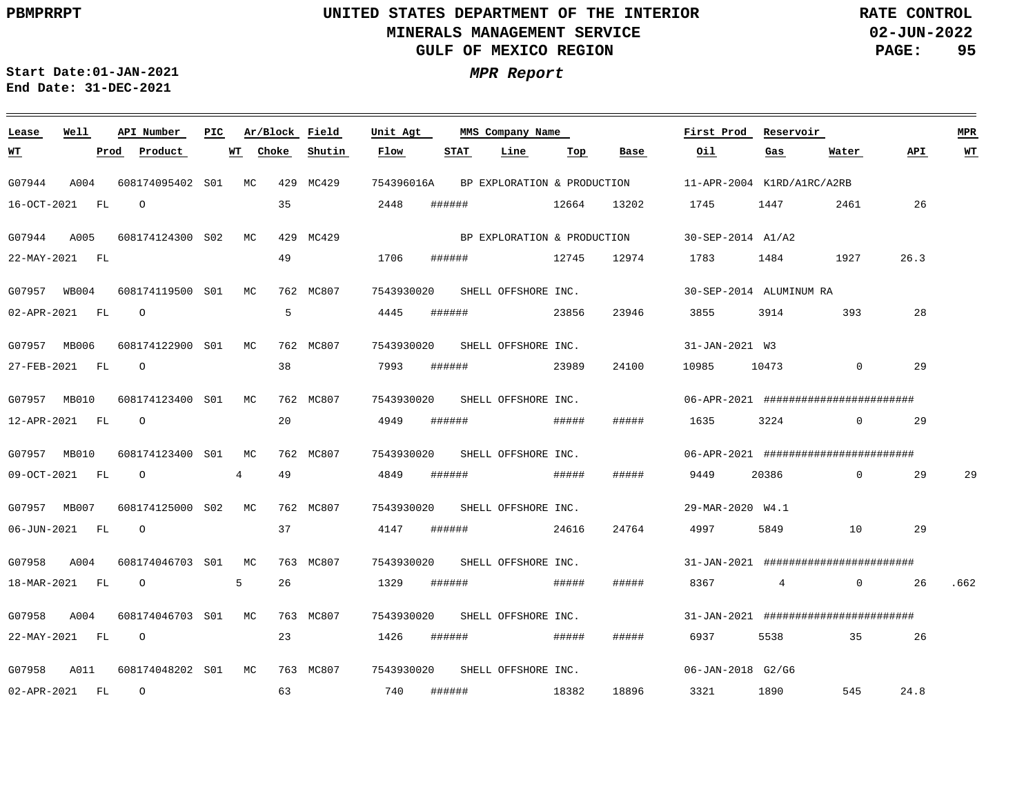PBMPRRPT

**UNITED STATES DEPARTMENT OF THE INTERIOR**
**MINERALS MANAGEMENT SERVICE**
**GULF OF MEXICO REGION**

**RATE CONTROL**
**02-JUN-2022**

**Start Date:01-JAN-2021**
**End Date: 31-DEC-2021**

***MPR Report***

| Lease | Well | API Number | PIC | Ar/Block | Field | Unit Agt | MMS Company Name | | | | First Prod | Reservoir | | | MPR |
|---|---|---|---|---|---|---|---|---|---|---|---|---|---|---|---|
| WT | Prod | Product | WT | Choke | Shutin | Flow | STAT | Line | Top | Base | Oil | Gas | Water | API | WT |
| G07944 | A004 | 608174095402 | S01 | MC 429 | MC429 | 754396016A | BP EXPLORATION & PRODUCTION | | | | 11-APR-2004 | K1RD/A1RC/A2RB | | | |
| 16-OCT-2021 | FL | O | | 35 | | 2448 | ###### | | 12664 | 13202 | 1745 | 1447 | 2461 | 26 | |
| G07944 | A005 | 608174124300 | S02 | MC 429 | MC429 | | BP EXPLORATION & PRODUCTION | | | | 30-SEP-2014 | A1/A2 | | | |
| 22-MAY-2021 | FL | | | 49 | | 1706 | ###### | | 12745 | 12974 | 1783 | 1484 | 1927 | 26.3 | |
| G07957 | WB004 | 608174119500 | S01 | MC 762 | MC807 | 7543930020 | SHELL OFFSHORE INC. | | | | 30-SEP-2014 | ALUMINUM RA | | | |
| 02-APR-2021 | FL | O | | 5 | | 4445 | ###### | | 23856 | 23946 | 3855 | 3914 | 393 | 28 | |
| G07957 | MB006 | 608174122900 | S01 | MC 762 | MC807 | 7543930020 | SHELL OFFSHORE INC. | | | | 31-JAN-2021 | W3 | | | |
| 27-FEB-2021 | FL | O | | 38 | | 7993 | ###### | | 23989 | 24100 | 10985 | 10473 | 0 | 29 | |
| G07957 | MB010 | 608174123400 | S01 | MC 762 | MC807 | 7543930020 | SHELL OFFSHORE INC. | | | | 06-APR-2021 | ####################### | | | |
| 12-APR-2021 | FL | O | | 20 | | 4949 | ###### | | ##### | ##### | 1635 | 3224 | 0 | 29 | |
| G07957 | MB010 | 608174123400 | S01 | MC 762 | MC807 | 7543930020 | SHELL OFFSHORE INC. | | | | 06-APR-2021 | ####################### | | | |
| 09-OCT-2021 | FL | O | 4 | 49 | | 4849 | ###### | | ##### | ##### | 9449 | 20386 | 0 | 29 | 29 |
| G07957 | MB007 | 608174125000 | S02 | MC 762 | MC807 | 7543930020 | SHELL OFFSHORE INC. | | | | 29-MAR-2020 | W4.1 | | | |
| 06-JUN-2021 | FL | O | | 37 | | 4147 | ###### | | 24616 | 24764 | 4997 | 5849 | 10 | 29 | |
| G07958 | A004 | 608174046703 | S01 | MC 763 | MC807 | 7543930020 | SHELL OFFSHORE INC. | | | | 31-JAN-2021 | ####################### | | | |
| 18-MAR-2021 | FL | O | 5 | 26 | | 1329 | ###### | | ##### | ##### | 8367 | 4 | 0 | 26 | .662 |
| G07958 | A004 | 608174046703 | S01 | MC 763 | MC807 | 7543930020 | SHELL OFFSHORE INC. | | | | 31-JAN-2021 | ####################### | | | |
| 22-MAY-2021 | FL | O | | 23 | | 1426 | ###### | | ##### | ##### | 6937 | 5538 | 35 | 26 | |
| G07958 | A011 | 608174048202 | S01 | MC 763 | MC807 | 7543930020 | SHELL OFFSHORE INC. | | | | 06-JAN-2018 | G2/G6 | | | |
| 02-APR-2021 | FL | O | | 63 | | 740 | ###### | | 18382 | 18896 | 3321 | 1890 | 545 | 24.8 | |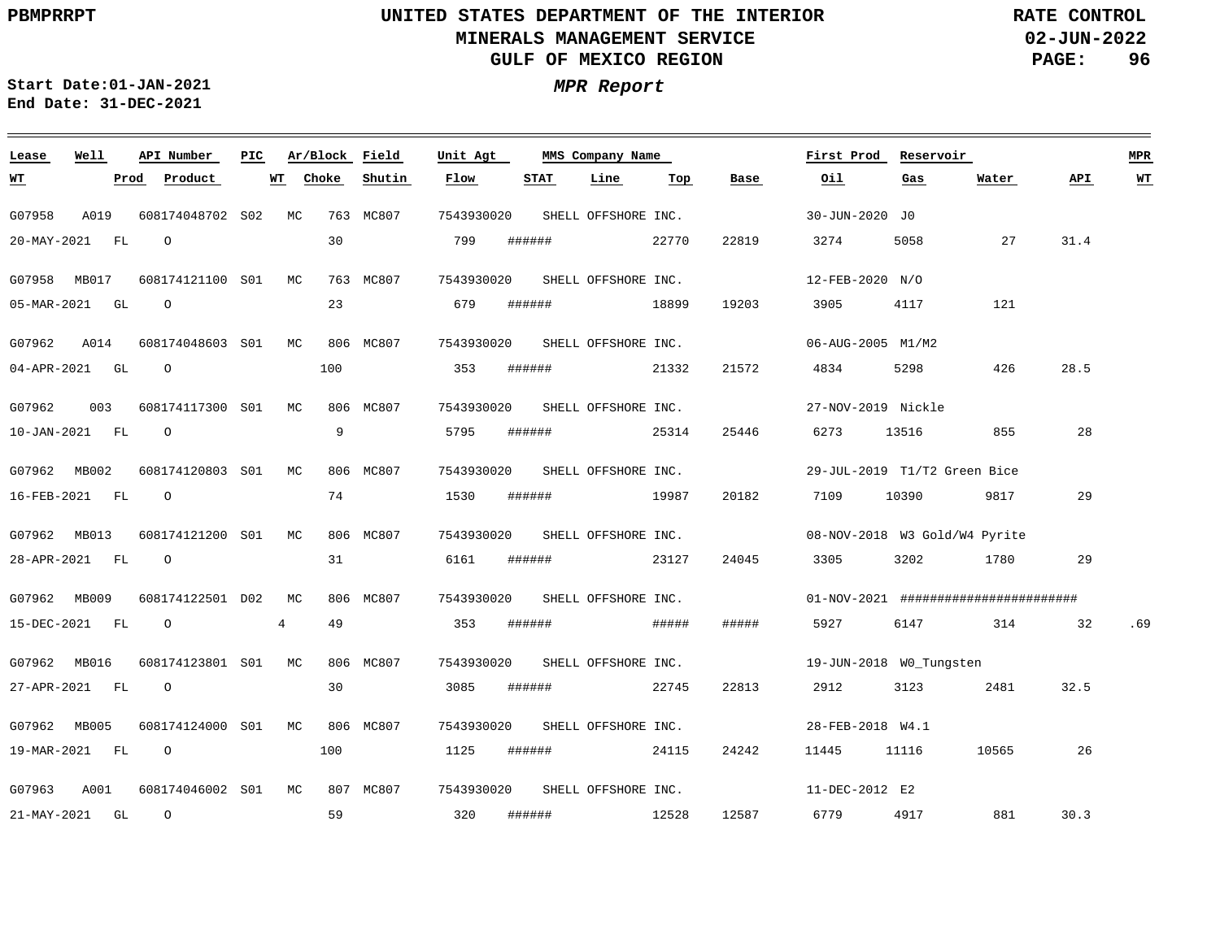# UNITED STATES DEPARTMENT OF THE INTERIOR
## MINERALS MANAGEMENT SERVICE
## GULF OF MEXICO REGION

PBMPRRPT

RATE CONTROL
02-JUN-2022

Start Date:01-JAN-2021
End Date: 31-DEC-2021

*MPR Report*

| Lease | Well | API Number | PIC | Ar/Block | Field | Unit Agt | MMS Company Name | | | | First Prod | Reservoir | | | MPR |
|---|---|---|---|---|---|---|---|---|---|---|---|---|---|---|---|
| WT | Prod | Product | WT | Choke | Shutin | Flow | STAT | Line | Top | Base | Oil | Gas | Water | API | WT |
| G07958 | A019 | 608174048702 | S02 | MC 763 | MC807 | 7543930020 | SHELL OFFSHORE INC. | | | | 30-JUN-2020 | J0 | | | |
| 20-MAY-2021 | FL | O | | 30 | | 799 | ###### | | 22770 | 22819 | 3274 | 5058 | 27 | 31.4 | |
| G07958 | MB017 | 608174121100 | S01 | MC 763 | MC807 | 7543930020 | SHELL OFFSHORE INC. | | | | 12-FEB-2020 | N/O | | | |
| 05-MAR-2021 | GL | O | | 23 | | 679 | ###### | | 18899 | 19203 | 3905 | 4117 | 121 | | |
| G07962 | A014 | 608174048603 | S01 | MC 806 | MC807 | 7543930020 | SHELL OFFSHORE INC. | | | | 06-AUG-2005 | M1/M2 | | | |
| 04-APR-2021 | GL | O | | 100 | | 353 | ###### | | 21332 | 21572 | 4834 | 5298 | 426 | 28.5 | |
| G07962 | 003 | 608174117300 | S01 | MC 806 | MC807 | 7543930020 | SHELL OFFSHORE INC. | | | | 27-NOV-2019 | Nickle | | | |
| 10-JAN-2021 | FL | O | | 9 | | 5795 | ###### | | 25314 | 25446 | 6273 | 13516 | 855 | 28 | |
| G07962 | MB002 | 608174120803 | S01 | MC 806 | MC807 | 7543930020 | SHELL OFFSHORE INC. | | | | 29-JUL-2019 | T1/T2 Green Bice | | | |
| 16-FEB-2021 | FL | O | | 74 | | 1530 | ###### | | 19987 | 20182 | 7109 | 10390 | 9817 | 29 | |
| G07962 | MB013 | 608174121200 | S01 | MC 806 | MC807 | 7543930020 | SHELL OFFSHORE INC. | | | | 08-NOV-2018 | W3 Gold/W4 Pyrite | | | |
| 28-APR-2021 | FL | O | | 31 | | 6161 | ###### | | 23127 | 24045 | 3305 | 3202 | 1780 | 29 | |
| G07962 | MB009 | 608174122501 | D02 | MC 806 | MC807 | 7543930020 | SHELL OFFSHORE INC. | | | | 01-NOV-2021 | ######################## | | | |
| 15-DEC-2021 | FL | O | 4 | 49 | | 353 | ###### | | ##### | ##### | 5927 | 6147 | 314 | 32 | .69 |
| G07962 | MB016 | 608174123801 | S01 | MC 806 | MC807 | 7543930020 | SHELL OFFSHORE INC. | | | | 19-JUN-2018 | W0_Tungsten | | | |
| 27-APR-2021 | FL | O | | 30 | | 3085 | ###### | | 22745 | 22813 | 2912 | 3123 | 2481 | 32.5 | |
| G07962 | MB005 | 608174124000 | S01 | MC 806 | MC807 | 7543930020 | SHELL OFFSHORE INC. | | | | 28-FEB-2018 | W4.1 | | | |
| 19-MAR-2021 | FL | O | | 100 | | 1125 | ###### | | 24115 | 24242 | 11445 | 11116 | 10565 | 26 | |
| G07963 | A001 | 608174046002 | S01 | MC 807 | MC807 | 7543930020 | SHELL OFFSHORE INC. | | | | 11-DEC-2012 | E2 | | | |
| 21-MAY-2021 | GL | O | | 59 | | 320 | ###### | | 12528 | 12587 | 6779 | 4917 | 881 | 30.3 | |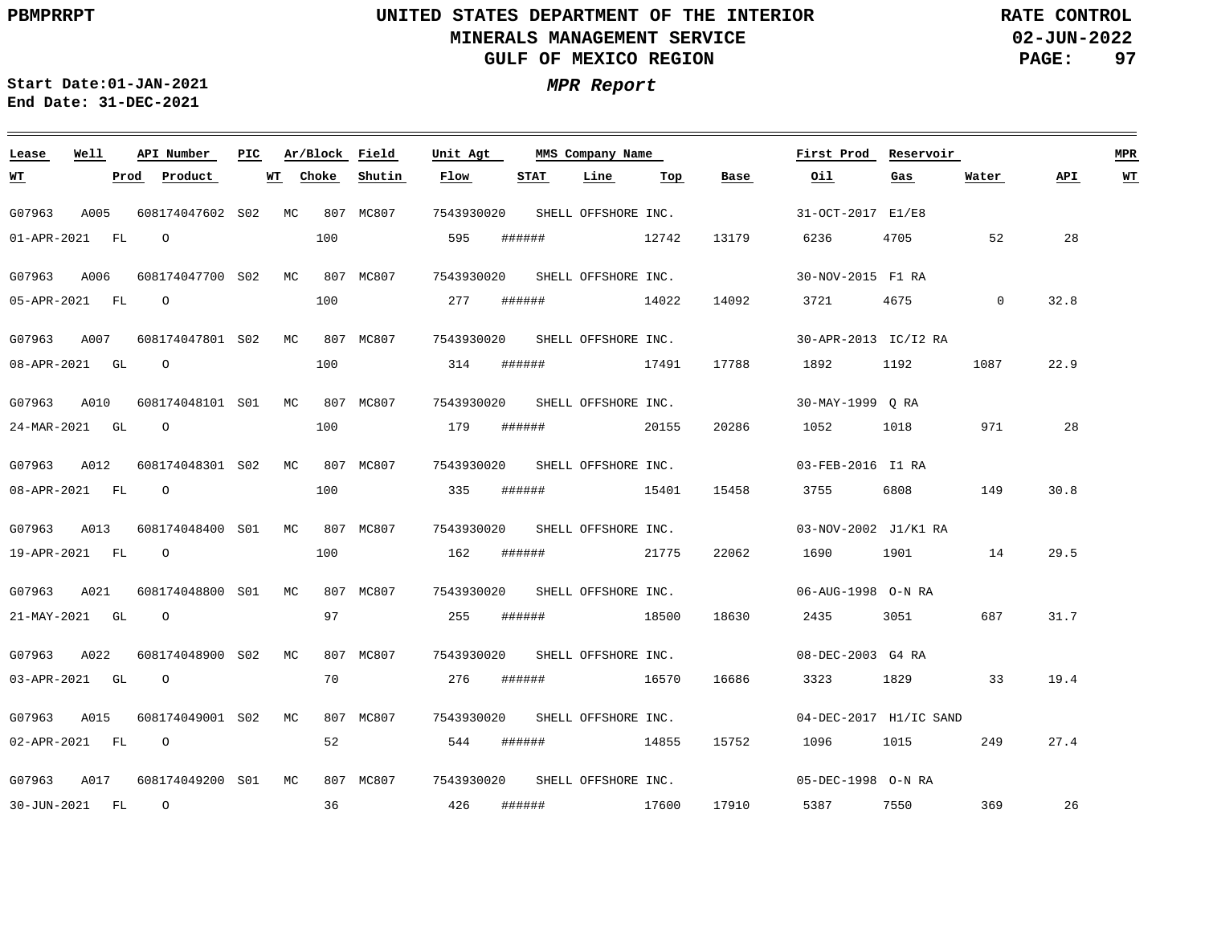UNITED STATES DEPARTMENT OF THE INTERIOR
MINERALS MANAGEMENT SERVICE
GULF OF MEXICO REGION

RATE CONTROL
02-JUN-2022

PBMPRRPT

Start Date:01-JAN-2021
End Date: 31-DEC-2021

***MPR Report***

| Lease | Well | API Number | PIC | Ar/Block | Field | Unit Agt | MMS Company Name | First Prod | Reservoir | | | MPR |
|---|---|---|---|---|---|---|---|---|---|---|---|---|
| **WT** | **Prod** | **Product** | **WT** | **Choke** | **Shutin** | **Flow** | **STAT** | **Line** | **Top** | **Base** | **Oil** | **Gas** | **Water** | **API** | **WT** |

| Lease / WT | Well / Prod | API Number / Product | PIC / WT | Ar/Block / Choke | Field / Shutin | Unit Agt / Flow | MMS Company Name / STAT | Line | Top | Base | First Prod / Oil | Reservoir / Gas | Water | API | MPR WT |
|---|---|---|---|---|---|---|---|---|---|---|---|---|---|---|---|
| G07963 | A005 | 608174047602 | S02 | MC 807 | MC807 | 7543930020 | SHELL OFFSHORE INC. | | | | 31-OCT-2017 | E1/E8 | | | |
| 01-APR-2021 | FL | O | | 100 | | 595 | ###### | | 12742 | 13179 | 6236 | 4705 | 52 | 28 | |
| G07963 | A006 | 608174047700 | S02 | MC 807 | MC807 | 7543930020 | SHELL OFFSHORE INC. | | | | 30-NOV-2015 | F1 RA | | | |
| 05-APR-2021 | FL | O | | 100 | | 277 | ###### | | 14022 | 14092 | 3721 | 4675 | 0 | 32.8 | |
| G07963 | A007 | 608174047801 | S02 | MC 807 | MC807 | 7543930020 | SHELL OFFSHORE INC. | | | | 30-APR-2013 | IC/I2 RA | | | |
| 08-APR-2021 | GL | O | | 100 | | 314 | ###### | | 17491 | 17788 | 1892 | 1192 | 1087 | 22.9 | |
| G07963 | A010 | 608174048101 | S01 | MC 807 | MC807 | 7543930020 | SHELL OFFSHORE INC. | | | | 30-MAY-1999 | Q RA | | | |
| 24-MAR-2021 | GL | O | | 100 | | 179 | ###### | | 20155 | 20286 | 1052 | 1018 | 971 | 28 | |
| G07963 | A012 | 608174048301 | S02 | MC 807 | MC807 | 7543930020 | SHELL OFFSHORE INC. | | | | 03-FEB-2016 | I1 RA | | | |
| 08-APR-2021 | FL | O | | 100 | | 335 | ###### | | 15401 | 15458 | 3755 | 6808 | 149 | 30.8 | |
| G07963 | A013 | 608174048400 | S01 | MC 807 | MC807 | 7543930020 | SHELL OFFSHORE INC. | | | | 03-NOV-2002 | J1/K1 RA | | | |
| 19-APR-2021 | FL | O | | 100 | | 162 | ###### | | 21775 | 22062 | 1690 | 1901 | 14 | 29.5 | |
| G07963 | A021 | 608174048800 | S01 | MC 807 | MC807 | 7543930020 | SHELL OFFSHORE INC. | | | | 06-AUG-1998 | O-N RA | | | |
| 21-MAY-2021 | GL | O | | 97 | | 255 | ###### | | 18500 | 18630 | 2435 | 3051 | 687 | 31.7 | |
| G07963 | A022 | 608174048900 | S02 | MC 807 | MC807 | 7543930020 | SHELL OFFSHORE INC. | | | | 08-DEC-2003 | G4 RA | | | |
| 03-APR-2021 | GL | O | | 70 | | 276 | ###### | | 16570 | 16686 | 3323 | 1829 | 33 | 19.4 | |
| G07963 | A015 | 608174049001 | S02 | MC 807 | MC807 | 7543930020 | SHELL OFFSHORE INC. | | | | 04-DEC-2017 | H1/IC SAND | | | |
| 02-APR-2021 | FL | O | | 52 | | 544 | ###### | | 14855 | 15752 | 1096 | 1015 | 249 | 27.4 | |
| G07963 | A017 | 608174049200 | S01 | MC 807 | MC807 | 7543930020 | SHELL OFFSHORE INC. | | | | 05-DEC-1998 | O-N RA | | | |
| 30-JUN-2021 | FL | O | | 36 | | 426 | ###### | | 17600 | 17910 | 5387 | 7550 | 369 | 26 | |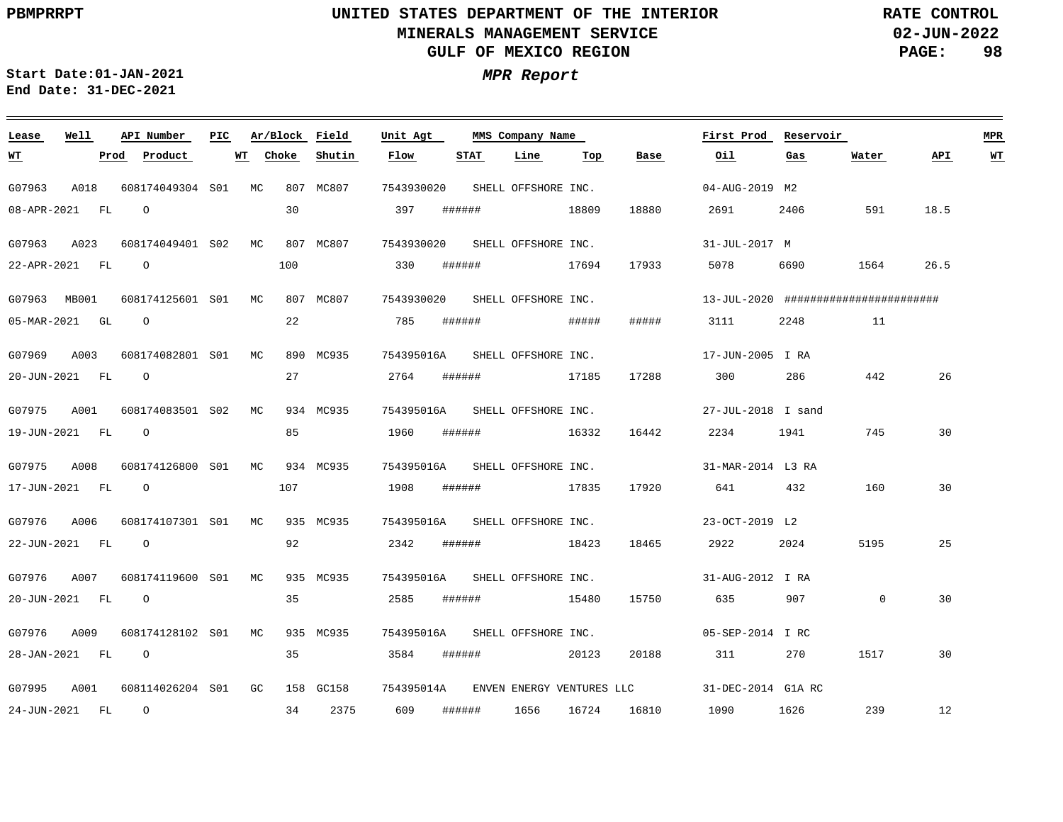**PBMPRRPT**

**UNITED STATES DEPARTMENT OF THE INTERIOR**
**MINERALS MANAGEMENT SERVICE**
**GULF OF MEXICO REGION**

**RATE CONTROL**
**02-JUN-2022**

**Start Date:01-JAN-2021**
**End Date: 31-DEC-2021**

***MPR Report***

| Lease | Well | API Number | PIC | Ar/Block | Field | Unit Agt | MMS Company Name | | | | First Prod | Reservoir | | | MPR |
|---|---|---|---|---|---|---|---|---|---|---|---|---|---|---|---|
| WT | Prod | Product | WT | Choke | Shutin | Flow | STAT | Line | Top | Base | Oil | Gas | Water | API | WT |
| G07963 | A018 | 608174049304 | S01 | MC 807 | MC807 | 7543930020 | SHELL OFFSHORE INC. | | | | 04-AUG-2019 | M2 | | | |
| 08-APR-2021 | FL | O | | 30 | | 397 | ###### | | 18809 | 18880 | 2691 | 2406 | 591 | 18.5 | |
| G07963 | A023 | 608174049401 | S02 | MC 807 | MC807 | 7543930020 | SHELL OFFSHORE INC. | | | | 31-JUL-2017 | M | | | |
| 22-APR-2021 | FL | O | | 100 | | 330 | ###### | | 17694 | 17933 | 5078 | 6690 | 1564 | 26.5 | |
| G07963 | MB001 | 608174125601 | S01 | MC 807 | MC807 | 7543930020 | SHELL OFFSHORE INC. | | | | 13-JUL-2020 | ######################## | | | |
| 05-MAR-2021 | GL | O | | 22 | | 785 | ###### | | ##### | ##### | 3111 | 2248 | 11 | | |
| G07969 | A003 | 608174082801 | S01 | MC 890 | MC935 | 754395016A | SHELL OFFSHORE INC. | | | | 17-JUN-2005 | I RA | | | |
| 20-JUN-2021 | FL | O | | 27 | | 2764 | ###### | | 17185 | 17288 | 300 | 286 | 442 | 26 | |
| G07975 | A001 | 608174083501 | S02 | MC 934 | MC935 | 754395016A | SHELL OFFSHORE INC. | | | | 27-JUL-2018 | I sand | | | |
| 19-JUN-2021 | FL | O | | 85 | | 1960 | ###### | | 16332 | 16442 | 2234 | 1941 | 745 | 30 | |
| G07975 | A008 | 608174126800 | S01 | MC 934 | MC935 | 754395016A | SHELL OFFSHORE INC. | | | | 31-MAR-2014 | L3 RA | | | |
| 17-JUN-2021 | FL | O | | 107 | | 1908 | ###### | | 17835 | 17920 | 641 | 432 | 160 | 30 | |
| G07976 | A006 | 608174107301 | S01 | MC 935 | MC935 | 754395016A | SHELL OFFSHORE INC. | | | | 23-OCT-2019 | L2 | | | |
| 22-JUN-2021 | FL | O | | 92 | | 2342 | ###### | | 18423 | 18465 | 2922 | 2024 | 5195 | 25 | |
| G07976 | A007 | 608174119600 | S01 | MC 935 | MC935 | 754395016A | SHELL OFFSHORE INC. | | | | 31-AUG-2012 | I RA | | | |
| 20-JUN-2021 | FL | O | | 35 | | 2585 | ###### | | 15480 | 15750 | 635 | 907 | 0 | 30 | |
| G07976 | A009 | 608174128102 | S01 | MC 935 | MC935 | 754395016A | SHELL OFFSHORE INC. | | | | 05-SEP-2014 | I RC | | | |
| 28-JAN-2021 | FL | O | | 35 | | 3584 | ###### | | 20123 | 20188 | 311 | 270 | 1517 | 30 | |
| G07995 | A001 | 608114026204 | S01 | GC 158 | GC158 | 754395014A | ENVEN ENERGY VENTURES LLC | | | | 31-DEC-2014 | G1A RC | | | |
| 24-JUN-2021 | FL | O | | 34 | 2375 | 609 | ###### | 1656 | 16724 | 16810 | 1090 | 1626 | 239 | 12 | |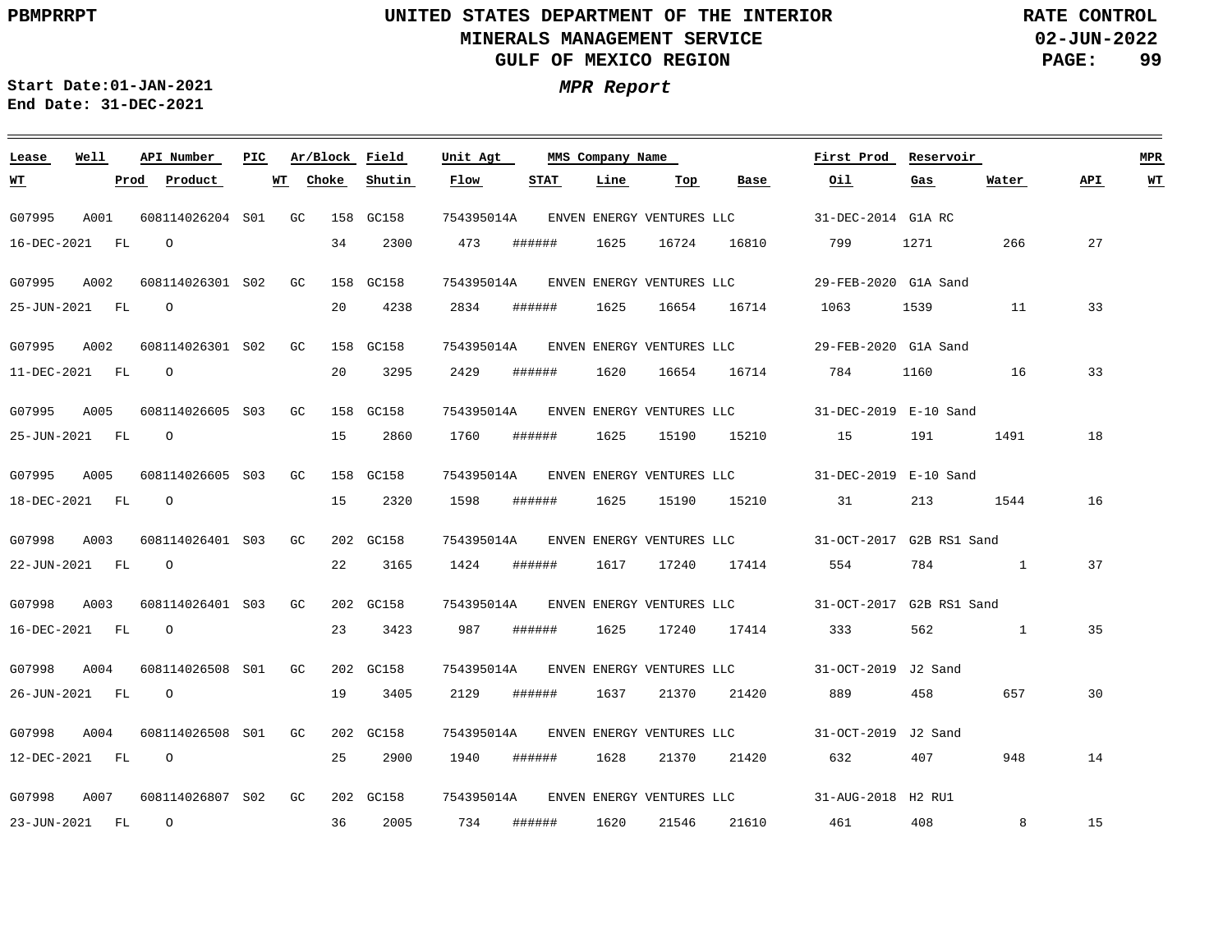PBMPRRPT

# UNITED STATES DEPARTMENT OF THE INTERIOR
## MINERALS MANAGEMENT SERVICE
## GULF OF MEXICO REGION

RATE CONTROL
02-JUN-2022
PAGE: 99

**Start Date:01-JAN-2021**
**End Date: 31-DEC-2021**

***MPR Report***

| Lease | Well | API Number | PIC | Ar/Block | | Field | Unit Agt | MMS Company Name | | | | First Prod | Reservoir | | | MPR |
|---|---|---|---|---|---|---|---|---|---|---|---|---|---|---|---|---|
| WT | Prod | Product | | WT | Choke | Shutin | Flow | STAT | Line | Top | Base | Oil | Gas | Water | API | WT |
| G07995 | A001 | 608114026204 | S01 | GC | 158 | GC158 | 754395014A | ENVEN ENERGY VENTURES LLC | | | | 31-DEC-2014 | G1A RC | | | |
| 16-DEC-2021 | FL | O | | | 34 | 2300 | 473 | ###### | 1625 | 16724 | 16810 | 799 | 1271 | 266 | 27 | |
| G07995 | A002 | 608114026301 | S02 | GC | 158 | GC158 | 754395014A | ENVEN ENERGY VENTURES LLC | | | | 29-FEB-2020 | G1A Sand | | | |
| 25-JUN-2021 | FL | O | | | 20 | 4238 | 2834 | ###### | 1625 | 16654 | 16714 | 1063 | 1539 | 11 | 33 | |
| G07995 | A002 | 608114026301 | S02 | GC | 158 | GC158 | 754395014A | ENVEN ENERGY VENTURES LLC | | | | 29-FEB-2020 | G1A Sand | | | |
| 11-DEC-2021 | FL | O | | | 20 | 3295 | 2429 | ###### | 1620 | 16654 | 16714 | 784 | 1160 | 16 | 33 | |
| G07995 | A005 | 608114026605 | S03 | GC | 158 | GC158 | 754395014A | ENVEN ENERGY VENTURES LLC | | | | 31-DEC-2019 | E-10 Sand | | | |
| 25-JUN-2021 | FL | O | | | 15 | 2860 | 1760 | ###### | 1625 | 15190 | 15210 | 15 | 191 | 1491 | 18 | |
| G07995 | A005 | 608114026605 | S03 | GC | 158 | GC158 | 754395014A | ENVEN ENERGY VENTURES LLC | | | | 31-DEC-2019 | E-10 Sand | | | |
| 18-DEC-2021 | FL | O | | | 15 | 2320 | 1598 | ###### | 1625 | 15190 | 15210 | 31 | 213 | 1544 | 16 | |
| G07998 | A003 | 608114026401 | S03 | GC | 202 | GC158 | 754395014A | ENVEN ENERGY VENTURES LLC | | | | 31-OCT-2017 | G2B RS1 Sand | | | |
| 22-JUN-2021 | FL | O | | | 22 | 3165 | 1424 | ###### | 1617 | 17240 | 17414 | 554 | 784 | 1 | 37 | |
| G07998 | A003 | 608114026401 | S03 | GC | 202 | GC158 | 754395014A | ENVEN ENERGY VENTURES LLC | | | | 31-OCT-2017 | G2B RS1 Sand | | | |
| 16-DEC-2021 | FL | O | | | 23 | 3423 | 987 | ###### | 1625 | 17240 | 17414 | 333 | 562 | 1 | 35 | |
| G07998 | A004 | 608114026508 | S01 | GC | 202 | GC158 | 754395014A | ENVEN ENERGY VENTURES LLC | | | | 31-OCT-2019 | J2 Sand | | | |
| 26-JUN-2021 | FL | O | | | 19 | 3405 | 2129 | ###### | 1637 | 21370 | 21420 | 889 | 458 | 657 | 30 | |
| G07998 | A004 | 608114026508 | S01 | GC | 202 | GC158 | 754395014A | ENVEN ENERGY VENTURES LLC | | | | 31-OCT-2019 | J2 Sand | | | |
| 12-DEC-2021 | FL | O | | | 25 | 2900 | 1940 | ###### | 1628 | 21370 | 21420 | 632 | 407 | 948 | 14 | |
| G07998 | A007 | 608114026807 | S02 | GC | 202 | GC158 | 754395014A | ENVEN ENERGY VENTURES LLC | | | | 31-AUG-2018 | H2 RU1 | | | |
| 23-JUN-2021 | FL | O | | | 36 | 2005 | 734 | ###### | 1620 | 21546 | 21610 | 461 | 408 | 8 | 15 | |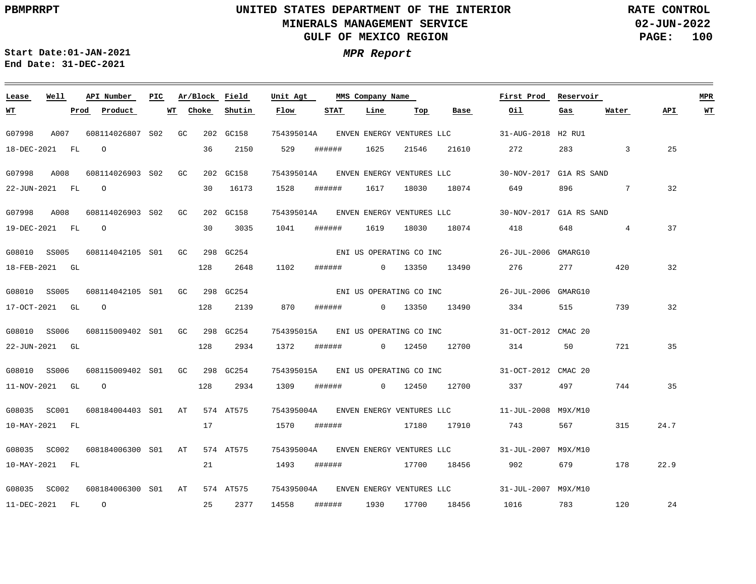# UNITED STATES DEPARTMENT OF THE INTERIOR
## MINERALS MANAGEMENT SERVICE
## GULF OF MEXICO REGION

PBMPRRPT

RATE CONTROL
02-JUN-2022

Start Date:01-JAN-2021
End Date: 31-DEC-2021

*MPR Report*

| Lease | Well | API Number | PIC | Ar/Block | | Field | Unit Agt | MMS Company Name | | | | First Prod | Reservoir | | | MPR |
|---|---|---|---|---|---|---|---|---|---|---|---|---|---|---|---|---|
| WT | Prod | Product | WT | Choke | | Shutin | Flow | STAT | Line | Top | Base | Oil | Gas | Water | API | WT |
| G07998 | A007 | 608114026807 | S02 | GC | 202 | GC158 | 754395014A | ENVEN ENERGY VENTURES LLC | | | | 31-AUG-2018 | H2 RU1 | | | |
| 18-DEC-2021 | FL | O | | 36 | | 2150 | 529 | ###### | 1625 | 21546 | 21610 | 272 | 283 | 3 | 25 | |
| G07998 | A008 | 608114026903 | S02 | GC | 202 | GC158 | 754395014A | ENVEN ENERGY VENTURES LLC | | | | 30-NOV-2017 | G1A RS SAND | | | |
| 22-JUN-2021 | FL | O | | 30 | | 16173 | 1528 | ###### | 1617 | 18030 | 18074 | 649 | 896 | 7 | 32 | |
| G07998 | A008 | 608114026903 | S02 | GC | 202 | GC158 | 754395014A | ENVEN ENERGY VENTURES LLC | | | | 30-NOV-2017 | G1A RS SAND | | | |
| 19-DEC-2021 | FL | O | | 30 | | 3035 | 1041 | ###### | 1619 | 18030 | 18074 | 418 | 648 | 4 | 37 | |
| G08010 | SS005 | 608114042105 | S01 | GC | 298 | GC254 | | ENI US OPERATING CO INC | | | | 26-JUL-2006 | GMARG10 | | | |
| 18-FEB-2021 | GL | | | 128 | | 2648 | 1102 | ###### | 0 | 13350 | 13490 | 276 | 277 | 420 | 32 | |
| G08010 | SS005 | 608114042105 | S01 | GC | 298 | GC254 | | ENI US OPERATING CO INC | | | | 26-JUL-2006 | GMARG10 | | | |
| 17-OCT-2021 | GL | O | | 128 | | 2139 | 870 | ###### | 0 | 13350 | 13490 | 334 | 515 | 739 | 32 | |
| G08010 | SS006 | 608115009402 | S01 | GC | 298 | GC254 | 754395015A | ENI US OPERATING CO INC | | | | 31-OCT-2012 | CMAC 20 | | | |
| 22-JUN-2021 | GL | | | 128 | | 2934 | 1372 | ###### | 0 | 12450 | 12700 | 314 | 50 | 721 | 35 | |
| G08010 | SS006 | 608115009402 | S01 | GC | 298 | GC254 | 754395015A | ENI US OPERATING CO INC | | | | 31-OCT-2012 | CMAC 20 | | | |
| 11-NOV-2021 | GL | O | | 128 | | 2934 | 1309 | ###### | 0 | 12450 | 12700 | 337 | 497 | 744 | 35 | |
| G08035 | SC001 | 608184004403 | S01 | AT | 574 | AT575 | 754395004A | ENVEN ENERGY VENTURES LLC | | | | 11-JUL-2008 | M9X/M10 | | | |
| 10-MAY-2021 | FL | | | 17 | | | 1570 | ###### | | 17180 | 17910 | 743 | 567 | 315 | 24.7 | |
| G08035 | SC002 | 608184006300 | S01 | AT | 574 | AT575 | 754395004A | ENVEN ENERGY VENTURES LLC | | | | 31-JUL-2007 | M9X/M10 | | | |
| 10-MAY-2021 | FL | | | 21 | | | 1493 | ###### | | 17700 | 18456 | 902 | 679 | 178 | 22.9 | |
| G08035 | SC002 | 608184006300 | S01 | AT | 574 | AT575 | 754395004A | ENVEN ENERGY VENTURES LLC | | | | 31-JUL-2007 | M9X/M10 | | | |
| 11-DEC-2021 | FL | O | | 25 | | 2377 | 14558 | ###### | 1930 | 17700 | 18456 | 1016 | 783 | 120 | 24 | |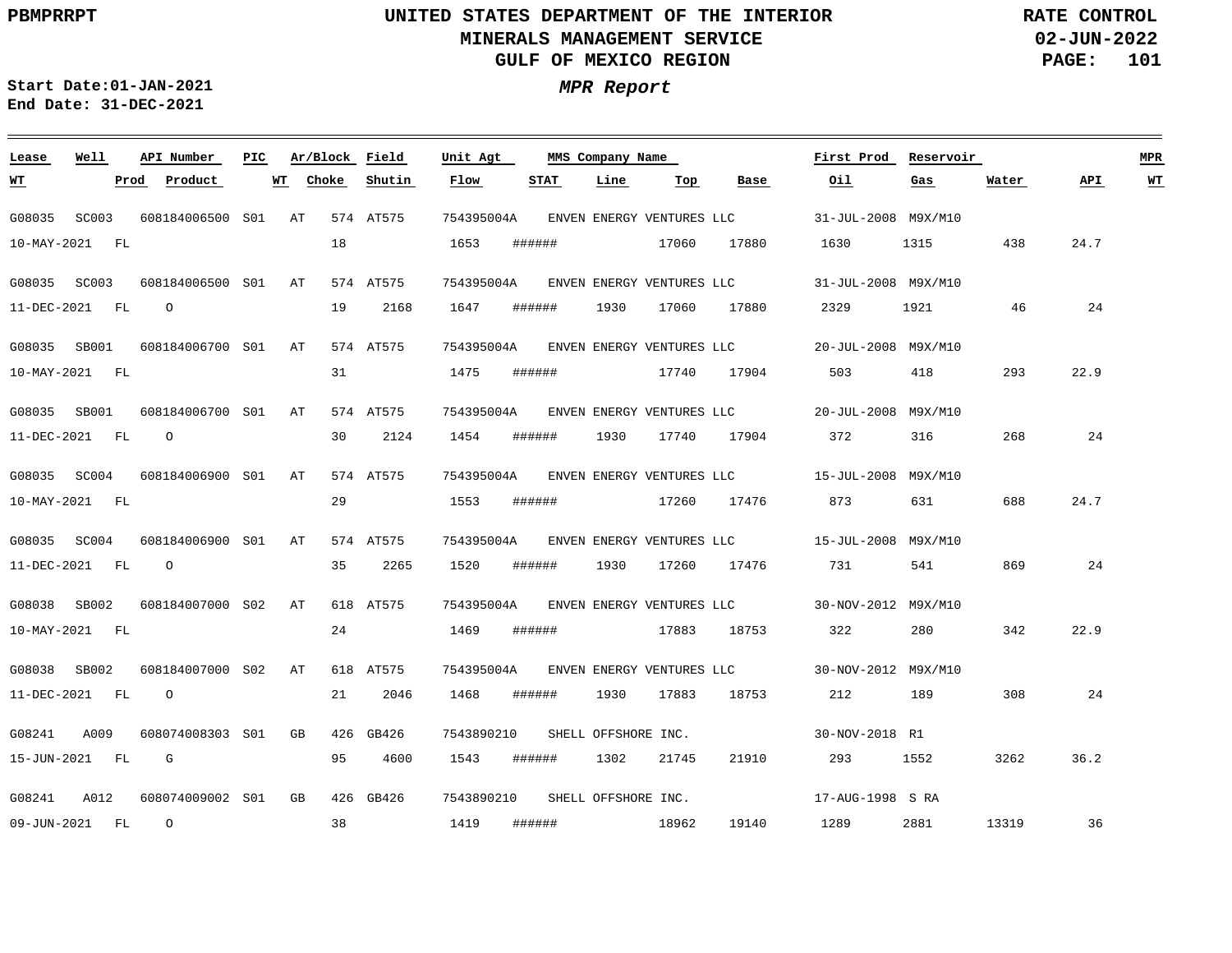PBMPRRPT

**UNITED STATES DEPARTMENT OF THE INTERIOR**
**MINERALS MANAGEMENT SERVICE**
**GULF OF MEXICO REGION**

RATE CONTROL
02-JUN-2022

**Start Date:** 01-JAN-2021
**End Date:** 31-DEC-2021

## *MPR Report*

| Lease | Well | API Number | PIC | Ar/Block | Field | Unit Agt | MMS Company Name | First Prod | Reservoir | WT | Prod | Product | Choke | Shutin | Flow | STAT | Line | Top | Base | Oil | Gas | Water | API | MPR WT |
|---|---|---|---|---|---|---|---|---|---|---|---|---|---|---|---|---|---|---|---|---|---|---|---|---|
| G08035 | SC003 | 608184006500 | S01 | AT 574 | AT575 | 754395004A | ENVEN ENERGY VENTURES LLC | 31-JUL-2008 | M9X/M10 | 10-MAY-2021 | FL | | 18 | | 1653 | ###### | | 17060 | 17880 | 1630 | 1315 | 438 | 24.7 | |
| G08035 | SC003 | 608184006500 | S01 | AT 574 | AT575 | 754395004A | ENVEN ENERGY VENTURES LLC | 31-JUL-2008 | M9X/M10 | 11-DEC-2021 | FL | O | 19 | 2168 | 1647 | ###### | 1930 | 17060 | 17880 | 2329 | 1921 | 46 | 24 | |
| G08035 | SB001 | 608184006700 | S01 | AT 574 | AT575 | 754395004A | ENVEN ENERGY VENTURES LLC | 20-JUL-2008 | M9X/M10 | 10-MAY-2021 | FL | | 31 | | 1475 | ###### | | 17740 | 17904 | 503 | 418 | 293 | 22.9 | |
| G08035 | SB001 | 608184006700 | S01 | AT 574 | AT575 | 754395004A | ENVEN ENERGY VENTURES LLC | 20-JUL-2008 | M9X/M10 | 11-DEC-2021 | FL | O | 30 | 2124 | 1454 | ###### | 1930 | 17740 | 17904 | 372 | 316 | 268 | 24 | |
| G08035 | SC004 | 608184006900 | S01 | AT 574 | AT575 | 754395004A | ENVEN ENERGY VENTURES LLC | 15-JUL-2008 | M9X/M10 | 10-MAY-2021 | FL | | 29 | | 1553 | ###### | | 17260 | 17476 | 873 | 631 | 688 | 24.7 | |
| G08035 | SC004 | 608184006900 | S01 | AT 574 | AT575 | 754395004A | ENVEN ENERGY VENTURES LLC | 15-JUL-2008 | M9X/M10 | 11-DEC-2021 | FL | O | 35 | 2265 | 1520 | ###### | 1930 | 17260 | 17476 | 731 | 541 | 869 | 24 | |
| G08038 | SB002 | 608184007000 | S02 | AT 618 | AT575 | 754395004A | ENVEN ENERGY VENTURES LLC | 30-NOV-2012 | M9X/M10 | 10-MAY-2021 | FL | | 24 | | 1469 | ###### | | 17883 | 18753 | 322 | 280 | 342 | 22.9 | |
| G08038 | SB002 | 608184007000 | S02 | AT 618 | AT575 | 754395004A | ENVEN ENERGY VENTURES LLC | 30-NOV-2012 | M9X/M10 | 11-DEC-2021 | FL | O | 21 | 2046 | 1468 | ###### | 1930 | 17883 | 18753 | 212 | 189 | 308 | 24 | |
| G08241 | A009 | 608074008303 | S01 | GB 426 | GB426 | 7543890210 | SHELL OFFSHORE INC. | 30-NOV-2018 | R1 | 15-JUN-2021 | FL | G | 95 | 4600 | 1543 | ###### | 1302 | 21745 | 21910 | 293 | 1552 | 3262 | 36.2 | |
| G08241 | A012 | 608074009002 | S01 | GB 426 | GB426 | 7543890210 | SHELL OFFSHORE INC. | 17-AUG-1998 | S RA | 09-JUN-2021 | FL | O | 38 | | 1419 | ###### | | 18962 | 19140 | 1289 | 2881 | 13319 | 36 | |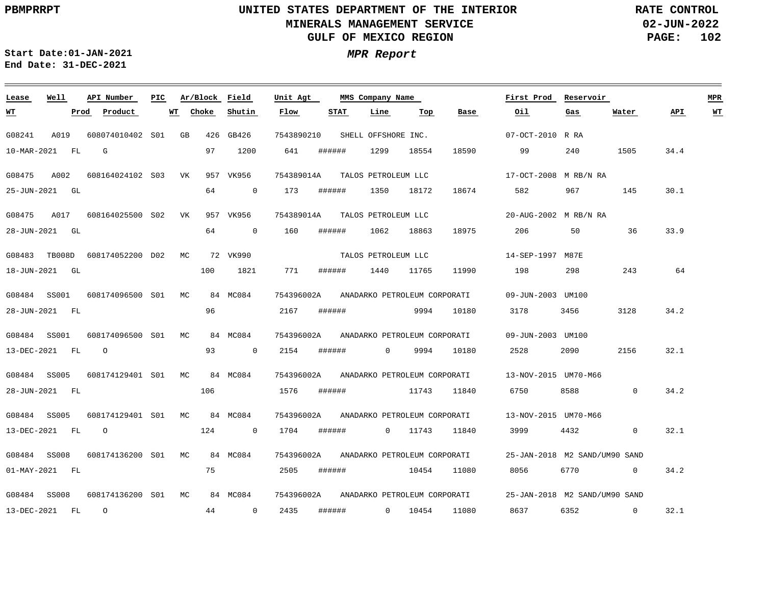UNITED STATES DEPARTMENT OF THE INTERIOR
MINERALS MANAGEMENT SERVICE
GULF OF MEXICO REGION

PBMPRRPT

RATE CONTROL
02-JUN-2022

Start Date:01-JAN-2021
End Date: 31-DEC-2021

*MPR Report*

| Lease | Well | API Number | PIC | Ar/Block | | Field | Unit Agt | MMS Company Name | | | | First Prod | Reservoir | | | MPR |
|---|---|---|---|---|---|---|---|---|---|---|---|---|---|---|---|---|
| WT | Prod | Product | WT | Choke | | Shutin | Flow | STAT | Line | Top | Base | Oil | Gas | Water | API | WT |
| G08241 | A019 | 608074010402 | S01 | GB | 426 | GB426 | 7543890210 | SHELL OFFSHORE INC. | | | | 07-OCT-2010 | R RA | | | |
| 10-MAR-2021 | FL | G | | | 97 | 1200 | 641 | ###### | 1299 | 18554 | 18590 | 99 | 240 | 1505 | 34.4 | |
| G08475 | A002 | 608164024102 | S03 | VK | 957 | VK956 | 754389014A | TALOS PETROLEUM LLC | | | | 17-OCT-2008 | M RB/N RA | | | |
| 25-JUN-2021 | GL | | | | 64 | 0 | 173 | ###### | 1350 | 18172 | 18674 | 582 | 967 | 145 | 30.1 | |
| G08475 | A017 | 608164025500 | S02 | VK | 957 | VK956 | 754389014A | TALOS PETROLEUM LLC | | | | 20-AUG-2002 | M RB/N RA | | | |
| 28-JUN-2021 | GL | | | | 64 | 0 | 160 | ###### | 1062 | 18863 | 18975 | 206 | 50 | 36 | 33.9 | |
| G08483 | TB008D | 608174052200 | D02 | MC | 72 | VK990 | | TALOS PETROLEUM LLC | | | | 14-SEP-1997 | M87E | | | |
| 18-JUN-2021 | GL | | | | 100 | 1821 | 771 | ###### | 1440 | 11765 | 11990 | 198 | 298 | 243 | 64 | |
| G08484 | SS001 | 608174096500 | S01 | MC | 84 | MC084 | 754396002A | ANADARKO PETROLEUM CORPORATI | | | | 09-JUN-2003 | UM100 | | | |
| 28-JUN-2021 | FL | | | | 96 | | 2167 | ###### | | 9994 | 10180 | 3178 | 3456 | 3128 | 34.2 | |
| G08484 | SS001 | 608174096500 | S01 | MC | 84 | MC084 | 754396002A | ANADARKO PETROLEUM CORPORATI | | | | 09-JUN-2003 | UM100 | | | |
| 13-DEC-2021 | FL | O | | | 93 | 0 | 2154 | ###### | 0 | 9994 | 10180 | 2528 | 2090 | 2156 | 32.1 | |
| G08484 | SS005 | 608174129401 | S01 | MC | 84 | MC084 | 754396002A | ANADARKO PETROLEUM CORPORATI | | | | 13-NOV-2015 | UM70-M66 | | | |
| 28-JUN-2021 | FL | | | | 106 | | 1576 | ###### | | 11743 | 11840 | 6750 | 8588 | 0 | 34.2 | |
| G08484 | SS005 | 608174129401 | S01 | MC | 84 | MC084 | 754396002A | ANADARKO PETROLEUM CORPORATI | | | | 13-NOV-2015 | UM70-M66 | | | |
| 13-DEC-2021 | FL | O | | | 124 | 0 | 1704 | ###### | 0 | 11743 | 11840 | 3999 | 4432 | 0 | 32.1 | |
| G08484 | SS008 | 608174136200 | S01 | MC | 84 | MC084 | 754396002A | ANADARKO PETROLEUM CORPORATI | | | | 25-JAN-2018 | M2 SAND/UM90 SAND | | | |
| 01-MAY-2021 | FL | | | | 75 | | 2505 | ###### | | 10454 | 11080 | 8056 | 6770 | 0 | 34.2 | |
| G08484 | SS008 | 608174136200 | S01 | MC | 84 | MC084 | 754396002A | ANADARKO PETROLEUM CORPORATI | | | | 25-JAN-2018 | M2 SAND/UM90 SAND | | | |
| 13-DEC-2021 | FL | O | | | 44 | 0 | 2435 | ###### | 0 | 10454 | 11080 | 8637 | 6352 | 0 | 32.1 | |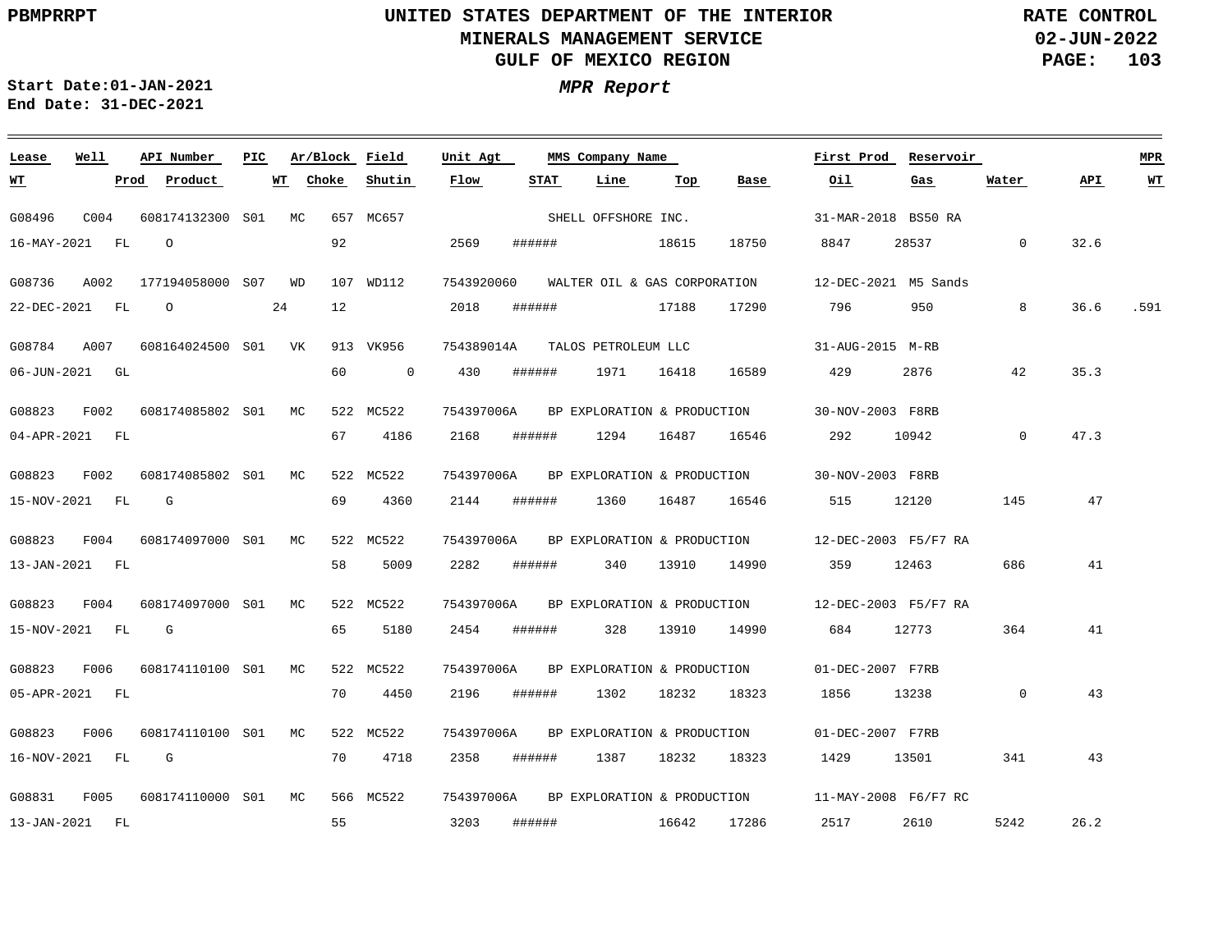UNITED STATES DEPARTMENT OF THE INTERIOR
MINERALS MANAGEMENT SERVICE
GULF OF MEXICO REGION

PBMPRRPT

RATE CONTROL
02-JUN-2022

Start Date:01-JAN-2021
End Date: 31-DEC-2021

***MPR Report***

| Lease | Well | API Number | PIC | Ar/Block | | Field | Unit Agt | MMS Company Name | | | | First Prod | Reservoir | | | MPR |
|---|---|---|---|---|---|---|---|---|---|---|---|---|---|---|---|---|
| WT | Prod | Product | WT | Choke | | Shutin | Flow | STAT | Line | Top | Base | Oil | Gas | Water | API | WT |
| G08496 | C004 | 608174132300 | S01 | MC | 657 | MC657 | | SHELL OFFSHORE INC. | | | | 31-MAR-2018 | BS50 RA | | | |
| 16-MAY-2021 | FL | O | | 92 | | | 2569 | ###### | | 18615 | 18750 | 8847 | 28537 | 0 | 32.6 | |
| G08736 | A002 | 177194058000 | S07 | WD | 107 | WD112 | 7543920060 | WALTER OIL & GAS CORPORATION | | | | 12-DEC-2021 | M5 Sands | | | |
| 22-DEC-2021 | FL | O | 24 | 12 | | | 2018 | ###### | | 17188 | 17290 | 796 | 950 | 8 | 36.6 | .591 |
| G08784 | A007 | 608164024500 | S01 | VK | 913 | VK956 | 754389014A | TALOS PETROLEUM LLC | | | | 31-AUG-2015 | M-RB | | | |
| 06-JUN-2021 | GL | | | 60 | | 0 | 430 | ###### | 1971 | 16418 | 16589 | 429 | 2876 | 42 | 35.3 | |
| G08823 | F002 | 608174085802 | S01 | MC | 522 | MC522 | 754397006A | BP EXPLORATION & PRODUCTION | | | | 30-NOV-2003 | F8RB | | | |
| 04-APR-2021 | FL | | | 67 | | 4186 | 2168 | ###### | 1294 | 16487 | 16546 | 292 | 10942 | 0 | 47.3 | |
| G08823 | F002 | 608174085802 | S01 | MC | 522 | MC522 | 754397006A | BP EXPLORATION & PRODUCTION | | | | 30-NOV-2003 | F8RB | | | |
| 15-NOV-2021 | FL | G | | 69 | | 4360 | 2144 | ###### | 1360 | 16487 | 16546 | 515 | 12120 | 145 | 47 | |
| G08823 | F004 | 608174097000 | S01 | MC | 522 | MC522 | 754397006A | BP EXPLORATION & PRODUCTION | | | | 12-DEC-2003 | F5/F7 RA | | | |
| 13-JAN-2021 | FL | | | 58 | | 5009 | 2282 | ###### | 340 | 13910 | 14990 | 359 | 12463 | 686 | 41 | |
| G08823 | F004 | 608174097000 | S01 | MC | 522 | MC522 | 754397006A | BP EXPLORATION & PRODUCTION | | | | 12-DEC-2003 | F5/F7 RA | | | |
| 15-NOV-2021 | FL | G | | 65 | | 5180 | 2454 | ###### | 328 | 13910 | 14990 | 684 | 12773 | 364 | 41 | |
| G08823 | F006 | 608174110100 | S01 | MC | 522 | MC522 | 754397006A | BP EXPLORATION & PRODUCTION | | | | 01-DEC-2007 | F7RB | | | |
| 05-APR-2021 | FL | | | 70 | | 4450 | 2196 | ###### | 1302 | 18232 | 18323 | 1856 | 13238 | 0 | 43 | |
| G08823 | F006 | 608174110100 | S01 | MC | 522 | MC522 | 754397006A | BP EXPLORATION & PRODUCTION | | | | 01-DEC-2007 | F7RB | | | |
| 16-NOV-2021 | FL | G | | 70 | | 4718 | 2358 | ###### | 1387 | 18232 | 18323 | 1429 | 13501 | 341 | 43 | |
| G08831 | F005 | 608174110000 | S01 | MC | 566 | MC522 | 754397006A | BP EXPLORATION & PRODUCTION | | | | 11-MAY-2008 | F6/F7 RC | | | |
| 13-JAN-2021 | FL | | | 55 | | | 3203 | ###### | | 16642 | 17286 | 2517 | 2610 | 5242 | 26.2 | |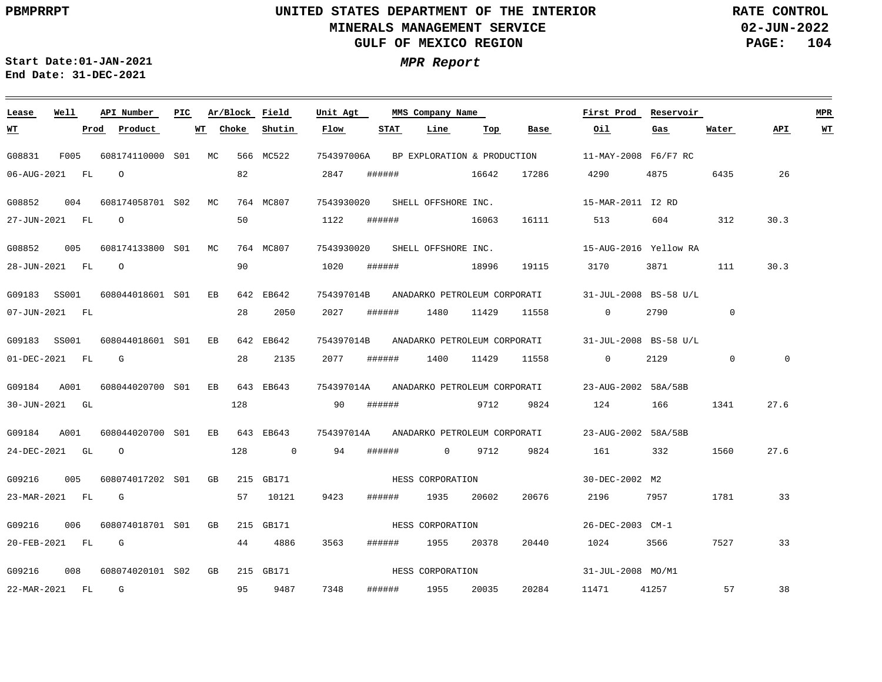# UNITED STATES DEPARTMENT OF THE INTERIOR
## MINERALS MANAGEMENT SERVICE
## GULF OF MEXICO REGION

PBMPRRPT

RATE CONTROL
02-JUN-2022

Start Date:01-JAN-2021
End Date: 31-DEC-2021

***MPR Report***

| Lease | Well | API Number | PIC | Ar/Block | | Field | Unit Agt | MMS Company Name | | | | First Prod | Reservoir | | | MPR |
|---|---|---|---|---|---|---|---|---|---|---|---|---|---|---|---|---|
| **WT** | **Prod** | **Product** | **WT** | **Choke** | | **Shutin** | **Flow** | **STAT** | **Line** | **Top** | **Base** | **Oil** | **Gas** | **Water** | **API** | **WT** |
| G08831 | F005 | 608174110000 | S01 | MC | 566 | MC522 | 754397006A | BP EXPLORATION & PRODUCTION | | | | 11-MAY-2008 | F6/F7 RC | | | |
| 06-AUG-2021 | FL | O | | | 82 | | 2847 | ###### | | 16642 | 17286 | 4290 | 4875 | 6435 | 26 | |
| G08852 | 004 | 608174058701 | S02 | MC | 764 | MC807 | 7543930020 | SHELL OFFSHORE INC. | | | | 15-MAR-2011 | I2 RD | | | |
| 27-JUN-2021 | FL | O | | | 50 | | 1122 | ###### | | 16063 | 16111 | 513 | 604 | 312 | 30.3 | |
| G08852 | 005 | 608174133800 | S01 | MC | 764 | MC807 | 7543930020 | SHELL OFFSHORE INC. | | | | 15-AUG-2016 | Yellow RA | | | |
| 28-JUN-2021 | FL | O | | | 90 | | 1020 | ###### | | 18996 | 19115 | 3170 | 3871 | 111 | 30.3 | |
| G09183 | SS001 | 608044018601 | S01 | EB | 642 | EB642 | 754397014B | ANADARKO PETROLEUM CORPORATI | | | | 31-JUL-2008 | BS-58 U/L | | | |
| 07-JUN-2021 | FL | | | | 28 | 2050 | 2027 | ###### | 1480 | 11429 | 11558 | 0 | 2790 | 0 | | |
| G09183 | SS001 | 608044018601 | S01 | EB | 642 | EB642 | 754397014B | ANADARKO PETROLEUM CORPORATI | | | | 31-JUL-2008 | BS-58 U/L | | | |
| 01-DEC-2021 | FL | G | | | 28 | 2135 | 2077 | ###### | 1400 | 11429 | 11558 | 0 | 2129 | 0 | 0 | |
| G09184 | A001 | 608044020700 | S01 | EB | 643 | EB643 | 754397014A | ANADARKO PETROLEUM CORPORATI | | | | 23-AUG-2002 | 58A/58B | | | |
| 30-JUN-2021 | GL | | | | 128 | | 90 | ###### | | 9712 | 9824 | 124 | 166 | 1341 | 27.6 | |
| G09184 | A001 | 608044020700 | S01 | EB | 643 | EB643 | 754397014A | ANADARKO PETROLEUM CORPORATI | | | | 23-AUG-2002 | 58A/58B | | | |
| 24-DEC-2021 | GL | O | | | 128 | 0 | 94 | ###### | 0 | 9712 | 9824 | 161 | 332 | 1560 | 27.6 | |
| G09216 | 005 | 608074017202 | S01 | GB | 215 | GB171 | | HESS CORPORATION | | | | 30-DEC-2002 | M2 | | | |
| 23-MAR-2021 | FL | G | | | 57 | 10121 | 9423 | ###### | 1935 | 20602 | 20676 | 2196 | 7957 | 1781 | 33 | |
| G09216 | 006 | 608074018701 | S01 | GB | 215 | GB171 | | HESS CORPORATION | | | | 26-DEC-2003 | CM-1 | | | |
| 20-FEB-2021 | FL | G | | | 44 | 4886 | 3563 | ###### | 1955 | 20378 | 20440 | 1024 | 3566 | 7527 | 33 | |
| G09216 | 008 | 608074020101 | S02 | GB | 215 | GB171 | | HESS CORPORATION | | | | 31-JUL-2008 | MO/M1 | | | |
| 22-MAR-2021 | FL | G | | | 95 | 9487 | 7348 | ###### | 1955 | 20035 | 20284 | 11471 | 41257 | 57 | 38 | |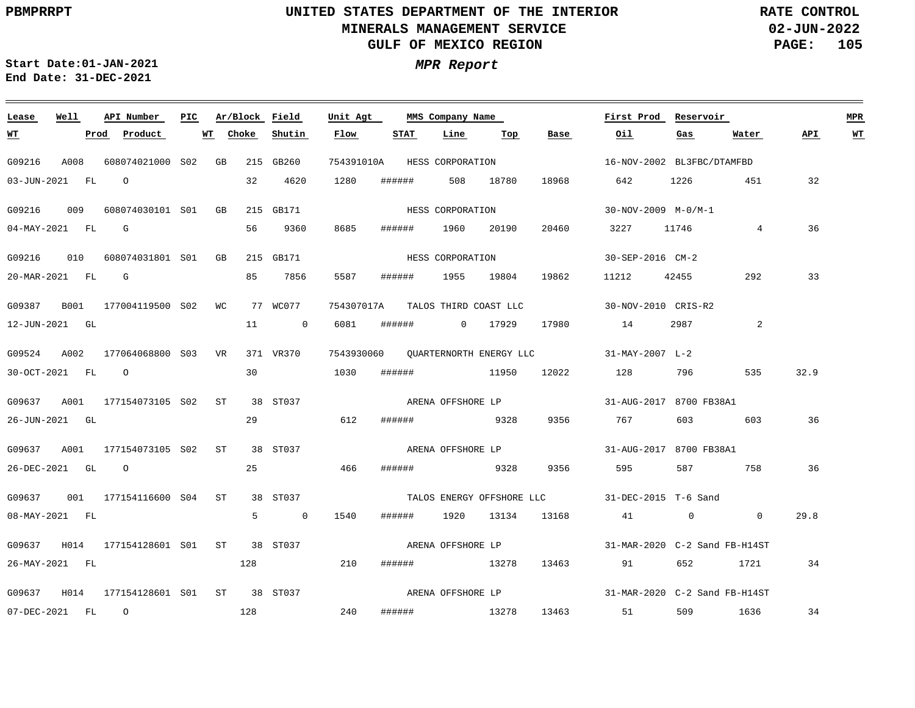UNITED STATES DEPARTMENT OF THE INTERIOR
MINERALS MANAGEMENT SERVICE
GULF OF MEXICO REGION

PBMPRRPT

RATE CONTROL
02-JUN-2022

Start Date:01-JAN-2021
End Date: 31-DEC-2021

*MPR Report*

| Lease | Well | API Number | PIC | Ar/Block | | Field | Unit Agt | MMS Company Name | | | First Prod | Reservoir | | | MPR |
|---|---|---|---|---|---|---|---|---|---|---|---|---|---|---|---|
| **WT** | **Prod** | **Product** | **WT** | **Choke** | | **Shutin** | **Flow** | **STAT** | **Line** | **Top** | **Base** | **Oil** | **Gas** | **Water** | **API** / **WT** |
| G09216 | A008 | 608074021000 | S02 | GB | 215 | GB260 | 754391010A | HESS CORPORATION | | | 16-NOV-2002 | BL3FBC/DTAMFBD | | | |
| 03-JUN-2021 | FL | O | | 32 | | 4620 | 1280 | ###### | 508 | 18780 | 18968 | 642 | 1226 | 451 | 32 |
| G09216 | 009 | 608074030101 | S01 | GB | 215 | GB171 | | HESS CORPORATION | | | 30-NOV-2009 | M-0/M-1 | | | |
| 04-MAY-2021 | FL | G | | 56 | | 9360 | 8685 | ###### | 1960 | 20190 | 20460 | 3227 | 11746 | 4 | 36 |
| G09216 | 010 | 608074031801 | S01 | GB | 215 | GB171 | | HESS CORPORATION | | | 30-SEP-2016 | CM-2 | | | |
| 20-MAR-2021 | FL | G | | 85 | | 7856 | 5587 | ###### | 1955 | 19804 | 19862 | 11212 | 42455 | 292 | 33 |
| G09387 | B001 | 177004119500 | S02 | WC | 77 | WC077 | 754307017A | TALOS THIRD COAST LLC | | | 30-NOV-2010 | CRIS-R2 | | | |
| 12-JUN-2021 | GL | | | 11 | | 0 | 6081 | ###### | 0 | 17929 | 17980 | 14 | 2987 | 2 | |
| G09524 | A002 | 177064068800 | S03 | VR | 371 | VR370 | 7543930060 | QUARTERNORTH ENERGY LLC | | | 31-MAY-2007 | L-2 | | | |
| 30-OCT-2021 | FL | O | | 30 | | | 1030 | ###### | | 11950 | 12022 | 128 | 796 | 535 | 32.9 |
| G09637 | A001 | 177154073105 | S02 | ST | 38 | ST037 | | ARENA OFFSHORE LP | | | 31-AUG-2017 | 8700 FB38A1 | | | |
| 26-JUN-2021 | GL | | | 29 | | | 612 | ###### | | 9328 | 9356 | 767 | 603 | 603 | 36 |
| G09637 | A001 | 177154073105 | S02 | ST | 38 | ST037 | | ARENA OFFSHORE LP | | | 31-AUG-2017 | 8700 FB38A1 | | | |
| 26-DEC-2021 | GL | O | | 25 | | | 466 | ###### | | 9328 | 9356 | 595 | 587 | 758 | 36 |
| G09637 | 001 | 177154116600 | S04 | ST | 38 | ST037 | | TALOS ENERGY OFFSHORE LLC | | | 31-DEC-2015 | T-6 Sand | | | |
| 08-MAY-2021 | FL | | | 5 | | 0 | 1540 | ###### | 1920 | 13134 | 13168 | 41 | 0 | 0 | 29.8 |
| G09637 | H014 | 177154128601 | S01 | ST | 38 | ST037 | | ARENA OFFSHORE LP | | | 31-MAR-2020 | C-2 Sand FB-H14ST | | | |
| 26-MAY-2021 | FL | | | 128 | | | 210 | ###### | | 13278 | 13463 | 91 | 652 | 1721 | 34 |
| G09637 | H014 | 177154128601 | S01 | ST | 38 | ST037 | | ARENA OFFSHORE LP | | | 31-MAR-2020 | C-2 Sand FB-H14ST | | | |
| 07-DEC-2021 | FL | O | | 128 | | | 240 | ###### | | 13278 | 13463 | 51 | 509 | 1636 | 34 |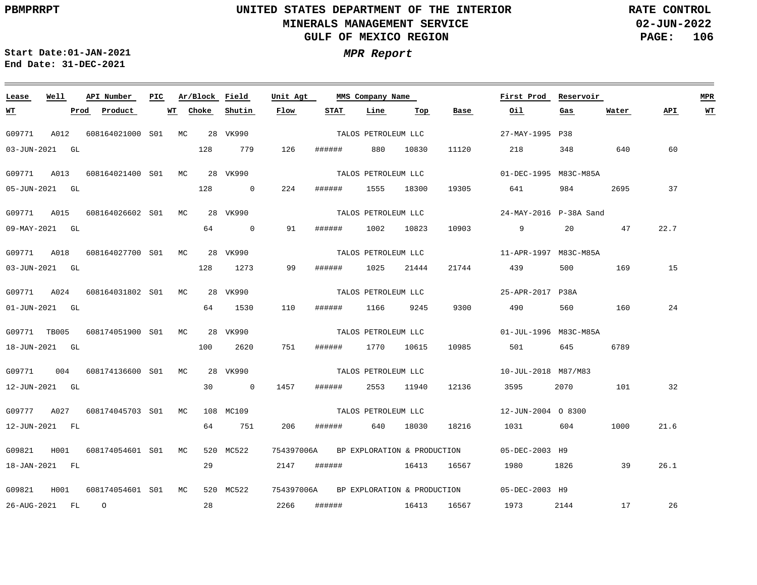PBMPRRPT

# UNITED STATES DEPARTMENT OF THE INTERIOR
## MINERALS MANAGEMENT SERVICE
## GULF OF MEXICO REGION

RATE CONTROL
02-JUN-2022

Start Date:01-JAN-2021
End Date: 31-DEC-2021

***MPR Report***

| Lease | Well | API Number | PIC | Ar/Block | Field | Unit Agt | MMS Company Name | | | First Prod | Reservoir | | | MPR |
|---|---|---|---|---|---|---|---|---|---|---|---|---|---|---|
| WT | Prod | Product | WT | Choke | Shutin | Flow | STAT | Line | Top | Base | Oil | Gas | Water | API | WT |
| G09771 | A012 | 608164021000 | S01 | MC 28 | VK990 | | TALOS PETROLEUM LLC | | | 27-MAY-1995 | P38 | | | |
| 03-JUN-2021 | GL | | | 128 | 779 | 126 | ###### | 880 | 10830 | 11120 | 218 | 348 | 640 | 60 | |
| G09771 | A013 | 608164021400 | S01 | MC 28 | VK990 | | TALOS PETROLEUM LLC | | | 01-DEC-1995 | M83C-M85A | | | |
| 05-JUN-2021 | GL | | | 128 | 0 | 224 | ###### | 1555 | 18300 | 19305 | 641 | 984 | 2695 | 37 | |
| G09771 | A015 | 608164026602 | S01 | MC 28 | VK990 | | TALOS PETROLEUM LLC | | | 24-MAY-2016 | P-38A Sand | | | |
| 09-MAY-2021 | GL | | | 64 | 0 | 91 | ###### | 1002 | 10823 | 10903 | 9 | 20 | 47 | 22.7 | |
| G09771 | A018 | 608164027700 | S01 | MC 28 | VK990 | | TALOS PETROLEUM LLC | | | 11-APR-1997 | M83C-M85A | | | |
| 03-JUN-2021 | GL | | | 128 | 1273 | 99 | ###### | 1025 | 21444 | 21744 | 439 | 500 | 169 | 15 | |
| G09771 | A024 | 608164031802 | S01 | MC 28 | VK990 | | TALOS PETROLEUM LLC | | | 25-APR-2017 | P38A | | | |
| 01-JUN-2021 | GL | | | 64 | 1530 | 110 | ###### | 1166 | 9245 | 9300 | 490 | 560 | 160 | 24 | |
| G09771 | TB005 | 608174051900 | S01 | MC 28 | VK990 | | TALOS PETROLEUM LLC | | | 01-JUL-1996 | M83C-M85A | | | |
| 18-JUN-2021 | GL | | | 100 | 2620 | 751 | ###### | 1770 | 10615 | 10985 | 501 | 645 | 6789 | | |
| G09771 | 004 | 608174136600 | S01 | MC 28 | VK990 | | TALOS PETROLEUM LLC | | | 10-JUL-2018 | M87/M83 | | | |
| 12-JUN-2021 | GL | | | 30 | 0 | 1457 | ###### | 2553 | 11940 | 12136 | 3595 | 2070 | 101 | 32 | |
| G09777 | A027 | 608174045703 | S01 | MC 108 | MC109 | | TALOS PETROLEUM LLC | | | 12-JUN-2004 | O 8300 | | | |
| 12-JUN-2021 | FL | | | 64 | 751 | 206 | ###### | 640 | 18030 | 18216 | 1031 | 604 | 1000 | 21.6 | |
| G09821 | H001 | 608174054601 | S01 | MC 520 | MC522 | 754397006A | BP EXPLORATION & PRODUCTION | | | 05-DEC-2003 | H9 | | | |
| 18-JAN-2021 | FL | | | 29 | | 2147 | ###### | | 16413 | 16567 | 1980 | 1826 | 39 | 26.1 | |
| G09821 | H001 | 608174054601 | S01 | MC 520 | MC522 | 754397006A | BP EXPLORATION & PRODUCTION | | | 05-DEC-2003 | H9 | | | |
| 26-AUG-2021 | FL | O | | 28 | | 2266 | ###### | | 16413 | 16567 | 1973 | 2144 | 17 | 26 | |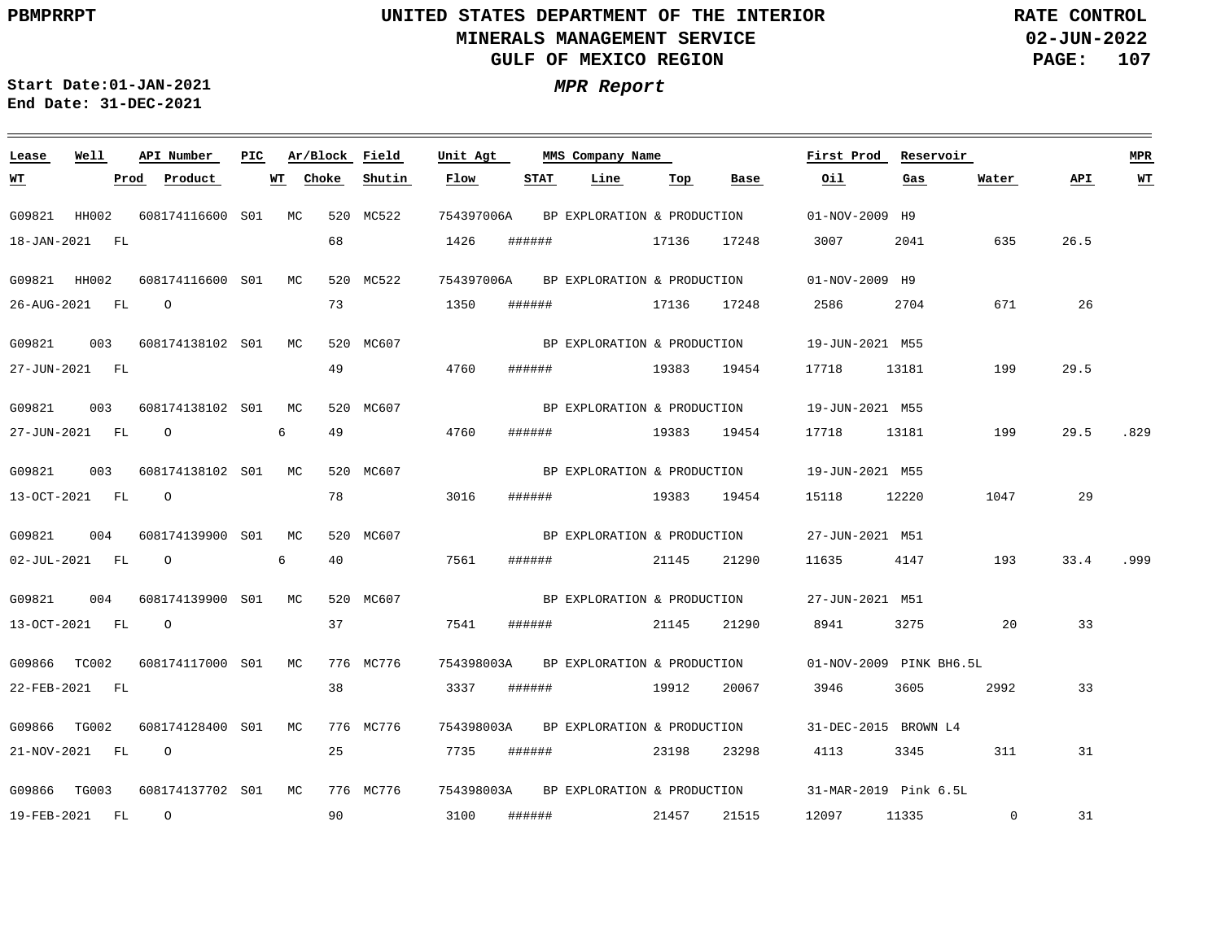UNITED STATES DEPARTMENT OF THE INTERIOR
MINERALS MANAGEMENT SERVICE
GULF OF MEXICO REGION

PBMPRRPT | RATE CONTROL | 02-JUN-2022

Start Date:01-JAN-2021
End Date: 31-DEC-2021

*MPR Report*

| Lease | Well | API Number | PIC | Ar/Block | | Field | Unit Agt | MMS Company Name | | | | First Prod | Reservoir | | | MPR |
|---|---|---|---|---|---|---|---|---|---|---|---|---|---|---|---|---|
| WT | Prod | Product | | WT | Choke | Shutin | Flow | STAT | Line | Top | Base | Oil | Gas | Water | API | WT |
| G09821 | HH002 | 608174116600 | S01 | MC | 520 | MC522 | 754397006A | BP EXPLORATION & PRODUCTION | | | | 01-NOV-2009 | H9 | | | |
| 18-JAN-2021 | FL | | | | 68 | | 1426 | ###### | | 17136 | 17248 | 3007 | 2041 | 635 | 26.5 | |
| G09821 | HH002 | 608174116600 | S01 | MC | 520 | MC522 | 754397006A | BP EXPLORATION & PRODUCTION | | | | 01-NOV-2009 | H9 | | | |
| 26-AUG-2021 | FL | O | | | 73 | | 1350 | ###### | | 17136 | 17248 | 2586 | 2704 | 671 | 26 | |
| G09821 | 003 | 608174138102 | S01 | MC | 520 | MC607 | | BP EXPLORATION & PRODUCTION | | | | 19-JUN-2021 | M55 | | | |
| 27-JUN-2021 | FL | | | | 49 | | 4760 | ###### | | 19383 | 19454 | 17718 | 13181 | 199 | 29.5 | |
| G09821 | 003 | 608174138102 | S01 | MC | 520 | MC607 | | BP EXPLORATION & PRODUCTION | | | | 19-JUN-2021 | M55 | | | |
| 27-JUN-2021 | FL | O | | 6 | 49 | | 4760 | ###### | | 19383 | 19454 | 17718 | 13181 | 199 | 29.5 | .829 |
| G09821 | 003 | 608174138102 | S01 | MC | 520 | MC607 | | BP EXPLORATION & PRODUCTION | | | | 19-JUN-2021 | M55 | | | |
| 13-OCT-2021 | FL | O | | | 78 | | 3016 | ###### | | 19383 | 19454 | 15118 | 12220 | 1047 | 29 | |
| G09821 | 004 | 608174139900 | S01 | MC | 520 | MC607 | | BP EXPLORATION & PRODUCTION | | | | 27-JUN-2021 | M51 | | | |
| 02-JUL-2021 | FL | O | | 6 | 40 | | 7561 | ###### | | 21145 | 21290 | 11635 | 4147 | 193 | 33.4 | .999 |
| G09821 | 004 | 608174139900 | S01 | MC | 520 | MC607 | | BP EXPLORATION & PRODUCTION | | | | 27-JUN-2021 | M51 | | | |
| 13-OCT-2021 | FL | O | | | 37 | | 7541 | ###### | | 21145 | 21290 | 8941 | 3275 | 20 | 33 | |
| G09866 | TC002 | 608174117000 | S01 | MC | 776 | MC776 | 754398003A | BP EXPLORATION & PRODUCTION | | | | 01-NOV-2009 | PINK BH6.5L | | | |
| 22-FEB-2021 | FL | | | | 38 | | 3337 | ###### | | 19912 | 20067 | 3946 | 3605 | 2992 | 33 | |
| G09866 | TG002 | 608174128400 | S01 | MC | 776 | MC776 | 754398003A | BP EXPLORATION & PRODUCTION | | | | 31-DEC-2015 | BROWN L4 | | | |
| 21-NOV-2021 | FL | O | | | 25 | | 7735 | ###### | | 23198 | 23298 | 4113 | 3345 | 311 | 31 | |
| G09866 | TG003 | 608174137702 | S01 | MC | 776 | MC776 | 754398003A | BP EXPLORATION & PRODUCTION | | | | 31-MAR-2019 | Pink 6.5L | | | |
| 19-FEB-2021 | FL | O | | | 90 | | 3100 | ###### | | 21457 | 21515 | 12097 | 11335 | 0 | 31 | |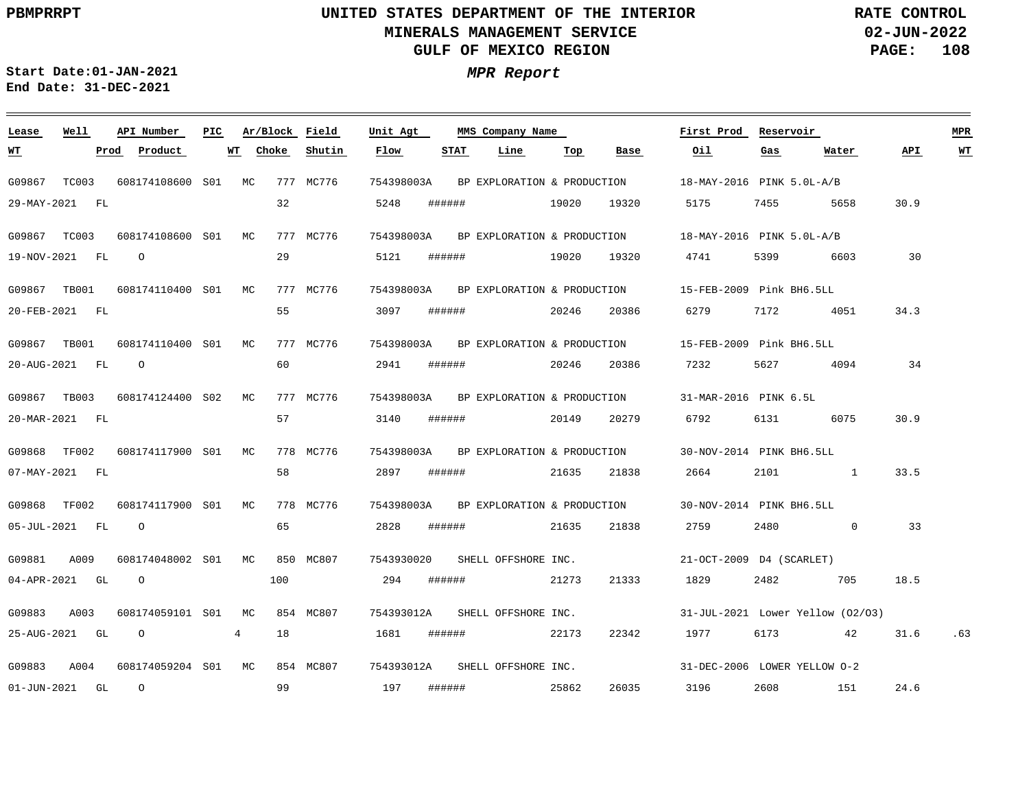**UNITED STATES DEPARTMENT OF THE INTERIOR**
**MINERALS MANAGEMENT SERVICE**
**GULF OF MEXICO REGION**

PBMPRRPT — RATE CONTROL — 02-JUN-2022

**Start Date:01-JAN-2021**
**End Date: 31-DEC-2021**

# *MPR Report*

| Lease | Well | API Number | PIC | Ar/Block | | Field | Unit Agt | MMS Company Name | | | | First Prod | Reservoir | | | MPR |
|---|---|---|---|---|---|---|---|---|---|---|---|---|---|---|---|---|
| **WT** | **Prod** | **Product** | **WT** | **Choke** | | **Shutin** | **Flow** | **STAT** | **Line** | **Top** | **Base** | **Oil** | **Gas** | **Water** | **API** | **WT** |
| G09867 | TC003 | 608174108600 | S01 | MC | 777 | MC776 | 754398003A | BP EXPLORATION & PRODUCTION | | | | 18-MAY-2016 | PINK 5.0L-A/B | | | |
| 29-MAY-2021 | FL | | | 32 | | | 5248 | ###### | | 19020 | 19320 | 5175 | 7455 | 5658 | 30.9 | |
| G09867 | TC003 | 608174108600 | S01 | MC | 777 | MC776 | 754398003A | BP EXPLORATION & PRODUCTION | | | | 18-MAY-2016 | PINK 5.0L-A/B | | | |
| 19-NOV-2021 | FL | O | | 29 | | | 5121 | ###### | | 19020 | 19320 | 4741 | 5399 | 6603 | 30 | |
| G09867 | TB001 | 608174110400 | S01 | MC | 777 | MC776 | 754398003A | BP EXPLORATION & PRODUCTION | | | | 15-FEB-2009 | Pink BH6.5LL | | | |
| 20-FEB-2021 | FL | | | 55 | | | 3097 | ###### | | 20246 | 20386 | 6279 | 7172 | 4051 | 34.3 | |
| G09867 | TB001 | 608174110400 | S01 | MC | 777 | MC776 | 754398003A | BP EXPLORATION & PRODUCTION | | | | 15-FEB-2009 | Pink BH6.5LL | | | |
| 20-AUG-2021 | FL | O | | 60 | | | 2941 | ###### | | 20246 | 20386 | 7232 | 5627 | 4094 | 34 | |
| G09867 | TB003 | 608174124400 | S02 | MC | 777 | MC776 | 754398003A | BP EXPLORATION & PRODUCTION | | | | 31-MAR-2016 | PINK 6.5L | | | |
| 20-MAR-2021 | FL | | | 57 | | | 3140 | ###### | | 20149 | 20279 | 6792 | 6131 | 6075 | 30.9 | |
| G09868 | TF002 | 608174117900 | S01 | MC | 778 | MC776 | 754398003A | BP EXPLORATION & PRODUCTION | | | | 30-NOV-2014 | PINK BH6.5LL | | | |
| 07-MAY-2021 | FL | | | 58 | | | 2897 | ###### | | 21635 | 21838 | 2664 | 2101 | 1 | 33.5 | |
| G09868 | TF002 | 608174117900 | S01 | MC | 778 | MC776 | 754398003A | BP EXPLORATION & PRODUCTION | | | | 30-NOV-2014 | PINK BH6.5LL | | | |
| 05-JUL-2021 | FL | O | | 65 | | | 2828 | ###### | | 21635 | 21838 | 2759 | 2480 | 0 | 33 | |
| G09881 | A009 | 608174048002 | S01 | MC | 850 | MC807 | 7543930020 | SHELL OFFSHORE INC. | | | | 21-OCT-2009 | D4 (SCARLET) | | | |
| 04-APR-2021 | GL | O | | 100 | | | 294 | ###### | | 21273 | 21333 | 1829 | 2482 | 705 | 18.5 | |
| G09883 | A003 | 608174059101 | S01 | MC | 854 | MC807 | 754393012A | SHELL OFFSHORE INC. | | | | 31-JUL-2021 | Lower Yellow (O2/O3) | | | |
| 25-AUG-2021 | GL | O | 4 | 18 | | | 1681 | ###### | | 22173 | 22342 | 1977 | 6173 | 42 | 31.6 | .63 |
| G09883 | A004 | 608174059204 | S01 | MC | 854 | MC807 | 754393012A | SHELL OFFSHORE INC. | | | | 31-DEC-2006 | LOWER YELLOW O-2 | | | |
| 01-JUN-2021 | GL | O | | 99 | | | 197 | ###### | | 25862 | 26035 | 3196 | 2608 | 151 | 24.6 | |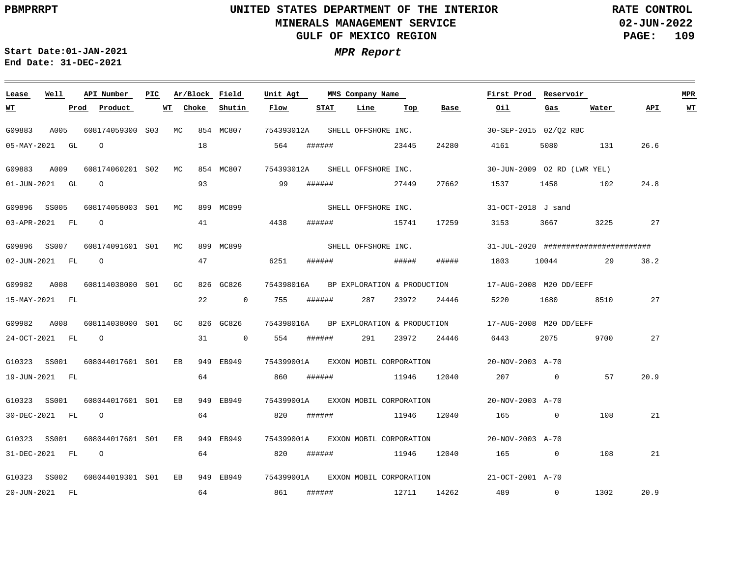UNITED STATES DEPARTMENT OF THE INTERIOR
MINERALS MANAGEMENT SERVICE
GULF OF MEXICO REGION

RATE CONTROL
02-JUN-2022

PBMPRRPT

Start Date:01-JAN-2021
End Date: 31-DEC-2021

*MPR Report*

| Lease | Well | API Number | PIC | Ar/Block | | Field | Unit Agt | MMS Company Name | | | | First Prod | Reservoir | | | MPR |
|---|---|---|---|---|---|---|---|---|---|---|---|---|---|---|---|---|
| WT | Prod | Product | | WT | Choke | Shutin | Flow | STAT | Line | Top | Base | Oil | Gas | Water | API | WT |
| G09883 | A005 | 608174059300 | S03 | MC | 854 | MC807 | 754393012A | SHELL OFFSHORE INC. | | | | 30-SEP-2015 | 02/Q2 RBC | | | |
| 05-MAY-2021 | GL | O | | | 18 | | 564 | ###### | | 23445 | 24280 | 4161 | 5080 | 131 | 26.6 | |
| G09883 | A009 | 608174060201 | S02 | MC | 854 | MC807 | 754393012A | SHELL OFFSHORE INC. | | | | 30-JUN-2009 | O2 RD (LWR YEL) | | | |
| 01-JUN-2021 | GL | O | | | 93 | | 99 | ###### | | 27449 | 27662 | 1537 | 1458 | 102 | 24.8 | |
| G09896 | SS005 | 608174058003 | S01 | MC | 899 | MC899 | | SHELL OFFSHORE INC. | | | | 31-OCT-2018 | J sand | | | |
| 03-APR-2021 | FL | O | | | 41 | | 4438 | ###### | | 15741 | 17259 | 3153 | 3667 | 3225 | 27 | |
| G09896 | SS007 | 608174091601 | S01 | MC | 899 | MC899 | | SHELL OFFSHORE INC. | | | | 31-JUL-2020 | ######################## | | | |
| 02-JUN-2021 | FL | O | | | 47 | | 6251 | ###### | | ##### | ##### | 1803 | 10044 | 29 | 38.2 | |
| G09982 | A008 | 608114038000 | S01 | GC | 826 | GC826 | 754398016A | BP EXPLORATION & PRODUCTION | | | | 17-AUG-2008 | M20 DD/EEFF | | | |
| 15-MAY-2021 | FL | | | | 22 | 0 | 755 | ###### | 287 | 23972 | 24446 | 5220 | 1680 | 8510 | 27 | |
| G09982 | A008 | 608114038000 | S01 | GC | 826 | GC826 | 754398016A | BP EXPLORATION & PRODUCTION | | | | 17-AUG-2008 | M20 DD/EEFF | | | |
| 24-OCT-2021 | FL | O | | | 31 | 0 | 554 | ###### | 291 | 23972 | 24446 | 6443 | 2075 | 9700 | 27 | |
| G10323 | SS001 | 608044017601 | S01 | EB | 949 | EB949 | 754399001A | EXXON MOBIL CORPORATION | | | | 20-NOV-2003 | A-70 | | | |
| 19-JUN-2021 | FL | | | | 64 | | 860 | ###### | | 11946 | 12040 | 207 | 0 | 57 | 20.9 | |
| G10323 | SS001 | 608044017601 | S01 | EB | 949 | EB949 | 754399001A | EXXON MOBIL CORPORATION | | | | 20-NOV-2003 | A-70 | | | |
| 30-DEC-2021 | FL | O | | | 64 | | 820 | ###### | | 11946 | 12040 | 165 | 0 | 108 | 21 | |
| G10323 | SS001 | 608044017601 | S01 | EB | 949 | EB949 | 754399001A | EXXON MOBIL CORPORATION | | | | 20-NOV-2003 | A-70 | | | |
| 31-DEC-2021 | FL | O | | | 64 | | 820 | ###### | | 11946 | 12040 | 165 | 0 | 108 | 21 | |
| G10323 | SS002 | 608044019301 | S01 | EB | 949 | EB949 | 754399001A | EXXON MOBIL CORPORATION | | | | 21-OCT-2001 | A-70 | | | |
| 20-JUN-2021 | FL | | | | 64 | | 861 | ###### | | 12711 | 14262 | 489 | 0 | 1302 | 20.9 | |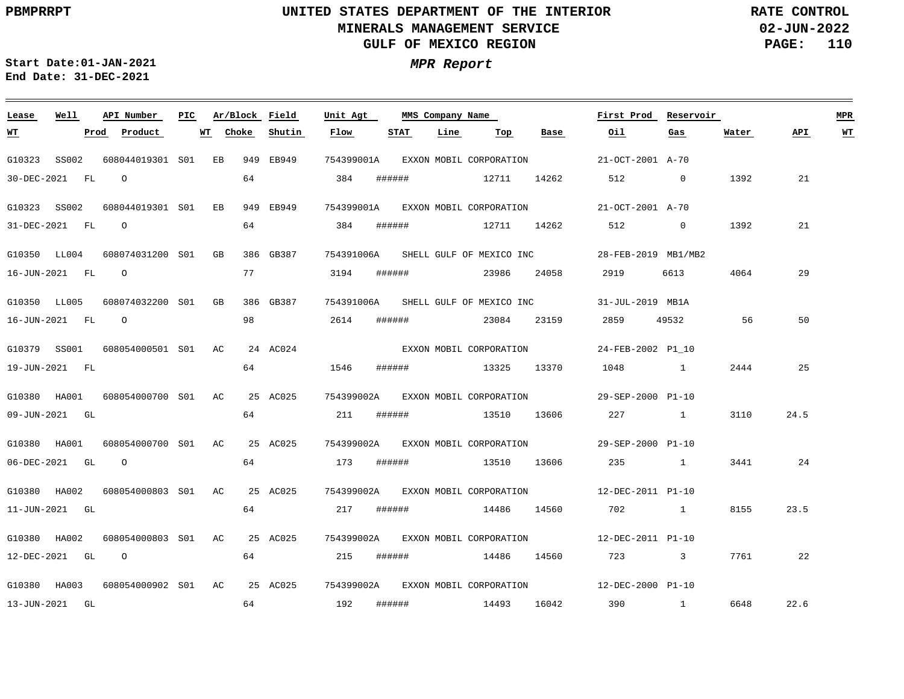PBMPRRPT

# UNITED STATES DEPARTMENT OF THE INTERIOR
## MINERALS MANAGEMENT SERVICE
## GULF OF MEXICO REGION

RATE CONTROL
02-JUN-2022

Start Date:01-JAN-2021
End Date: 31-DEC-2021

***MPR Report***

| Lease | Well | API Number | PIC | Ar/Block | Field | Unit Agt | MMS Company Name | First Prod | Reservoir | WT | Prod | Product | WT | Choke | Shutin | Flow | STAT | Line | Top | Base | Oil | Gas | Water | API | MPR WT |
|---|---|---|---|---|---|---|---|---|---|---|---|---|---|---|---|---|---|---|---|---|---|---|---|---|---|
| G10323 | SS002 | 608044019301 | S01 | EB 949 | EB949 | 754399001A | EXXON MOBIL CORPORATION | 21-OCT-2001 | A-70 | 30-DEC-2021 | FL | O | | 64 | | 384 | ###### | | 12711 | 14262 | 512 | 0 | 1392 | 21 | |
| G10323 | SS002 | 608044019301 | S01 | EB 949 | EB949 | 754399001A | EXXON MOBIL CORPORATION | 21-OCT-2001 | A-70 | 31-DEC-2021 | FL | O | | 64 | | 384 | ###### | | 12711 | 14262 | 512 | 0 | 1392 | 21 | |
| G10350 | LL004 | 608074031200 | S01 | GB 386 | GB387 | 754391006A | SHELL GULF OF MEXICO INC | 28-FEB-2019 | MB1/MB2 | 16-JUN-2021 | FL | O | | 77 | | 3194 | ###### | | 23986 | 24058 | 2919 | 6613 | 4064 | 29 | |
| G10350 | LL005 | 608074032200 | S01 | GB 386 | GB387 | 754391006A | SHELL GULF OF MEXICO INC | 31-JUL-2019 | MB1A | 16-JUN-2021 | FL | O | | 98 | | 2614 | ###### | | 23084 | 23159 | 2859 | 49532 | 56 | 50 | |
| G10379 | SS001 | 608054000501 | S01 | AC 24 | AC024 | | EXXON MOBIL CORPORATION | 24-FEB-2002 | P1_10 | 19-JUN-2021 | FL | | | 64 | | 1546 | ###### | | 13325 | 13370 | 1048 | 1 | 2444 | 25 | |
| G10380 | HA001 | 608054000700 | S01 | AC 25 | AC025 | 754399002A | EXXON MOBIL CORPORATION | 29-SEP-2000 | P1-10 | 09-JUN-2021 | GL | | | 64 | | 211 | ###### | | 13510 | 13606 | 227 | 1 | 3110 | 24.5 | |
| G10380 | HA001 | 608054000700 | S01 | AC 25 | AC025 | 754399002A | EXXON MOBIL CORPORATION | 29-SEP-2000 | P1-10 | 06-DEC-2021 | GL | O | | 64 | | 173 | ###### | | 13510 | 13606 | 235 | 1 | 3441 | 24 | |
| G10380 | HA002 | 608054000803 | S01 | AC 25 | AC025 | 754399002A | EXXON MOBIL CORPORATION | 12-DEC-2011 | P1-10 | 11-JUN-2021 | GL | | | 64 | | 217 | ###### | | 14486 | 14560 | 702 | 1 | 8155 | 23.5 | |
| G10380 | HA002 | 608054000803 | S01 | AC 25 | AC025 | 754399002A | EXXON MOBIL CORPORATION | 12-DEC-2011 | P1-10 | 12-DEC-2021 | GL | O | | 64 | | 215 | ###### | | 14486 | 14560 | 723 | 3 | 7761 | 22 | |
| G10380 | HA003 | 608054000902 | S01 | AC 25 | AC025 | 754399002A | EXXON MOBIL CORPORATION | 12-DEC-2000 | P1-10 | 13-JUN-2021 | GL | | | 64 | | 192 | ###### | | 14493 | 16042 | 390 | 1 | 6648 | 22.6 | |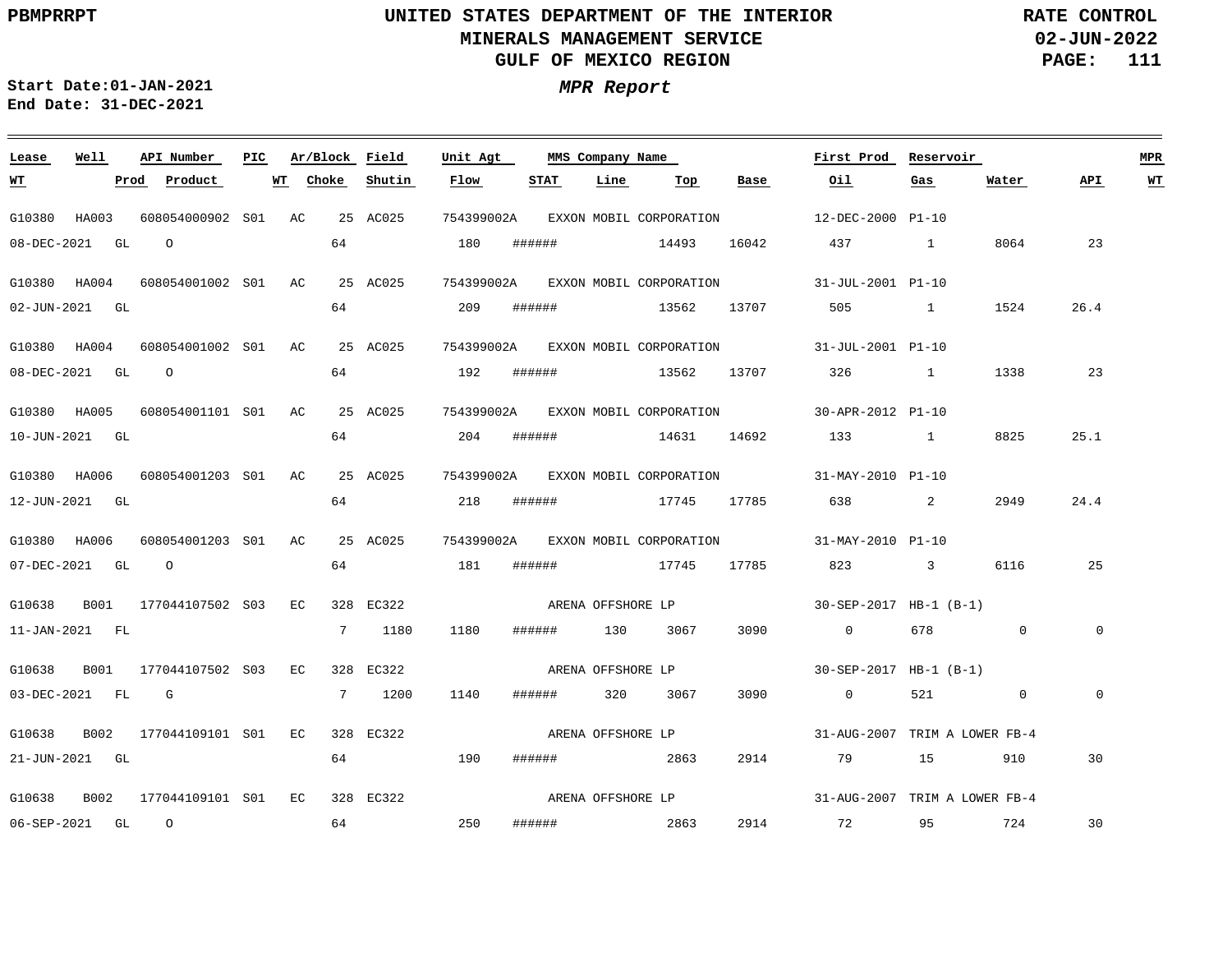PBMPRRPT

# UNITED STATES DEPARTMENT OF THE INTERIOR
## MINERALS MANAGEMENT SERVICE
## GULF OF MEXICO REGION

RATE CONTROL
02-JUN-2022

Start Date:01-JAN-2021
End Date: 31-DEC-2021

***MPR Report***

| Lease | Well | API Number | PIC | Ar/Block | Field | Unit Agt | MMS Company Name | | | First Prod | Reservoir | | | MPR |
|---|---|---|---|---|---|---|---|---|---|---|---|---|---|---|
| **WT** | **Prod** | **Product** | **WT** | **Choke** | **Shutin** | **Flow** | **STAT** | **Line** | **Top** | **Base** | **Oil** | **Gas** | **Water** | **API** |
| G10380 | HA003 | 608054000902 | S01 | AC 25 | AC025 | 754399002A | EXXON MOBIL CORPORATION | | | 12-DEC-2000 | P1-10 | | | |
| 08-DEC-2021 | GL | O | | 64 | | 180 | ###### | | 14493 | 16042 | 437 | 1 | 8064 | 23 |
| G10380 | HA004 | 608054001002 | S01 | AC 25 | AC025 | 754399002A | EXXON MOBIL CORPORATION | | | 31-JUL-2001 | P1-10 | | | |
| 02-JUN-2021 | GL | | | 64 | | 209 | ###### | | 13562 | 13707 | 505 | 1 | 1524 | 26.4 |
| G10380 | HA004 | 608054001002 | S01 | AC 25 | AC025 | 754399002A | EXXON MOBIL CORPORATION | | | 31-JUL-2001 | P1-10 | | | |
| 08-DEC-2021 | GL | O | | 64 | | 192 | ###### | | 13562 | 13707 | 326 | 1 | 1338 | 23 |
| G10380 | HA005 | 608054001101 | S01 | AC 25 | AC025 | 754399002A | EXXON MOBIL CORPORATION | | | 30-APR-2012 | P1-10 | | | |
| 10-JUN-2021 | GL | | | 64 | | 204 | ###### | | 14631 | 14692 | 133 | 1 | 8825 | 25.1 |
| G10380 | HA006 | 608054001203 | S01 | AC 25 | AC025 | 754399002A | EXXON MOBIL CORPORATION | | | 31-MAY-2010 | P1-10 | | | |
| 12-JUN-2021 | GL | | | 64 | | 218 | ###### | | 17745 | 17785 | 638 | 2 | 2949 | 24.4 |
| G10380 | HA006 | 608054001203 | S01 | AC 25 | AC025 | 754399002A | EXXON MOBIL CORPORATION | | | 31-MAY-2010 | P1-10 | | | |
| 07-DEC-2021 | GL | O | | 64 | | 181 | ###### | | 17745 | 17785 | 823 | 3 | 6116 | 25 |
| G10638 | B001 | 177044107502 | S03 | EC 328 | EC322 | | ARENA OFFSHORE LP | | | 30-SEP-2017 | HB-1 (B-1) | | | |
| 11-JAN-2021 | FL | | | 7 | 1180 | 1180 | ###### | 130 | 3067 | 3090 | 0 | 678 | 0 | 0 |
| G10638 | B001 | 177044107502 | S03 | EC 328 | EC322 | | ARENA OFFSHORE LP | | | 30-SEP-2017 | HB-1 (B-1) | | | |
| 03-DEC-2021 | FL | G | | 7 | 1200 | 1140 | ###### | 320 | 3067 | 3090 | 0 | 521 | 0 | 0 |
| G10638 | B002 | 177044109101 | S01 | EC 328 | EC322 | | ARENA OFFSHORE LP | | | 31-AUG-2007 | TRIM A LOWER FB-4 | | | |
| 21-JUN-2021 | GL | | | 64 | | 190 | ###### | | 2863 | 2914 | 79 | 15 | 910 | 30 |
| G10638 | B002 | 177044109101 | S01 | EC 328 | EC322 | | ARENA OFFSHORE LP | | | 31-AUG-2007 | TRIM A LOWER FB-4 | | | |
| 06-SEP-2021 | GL | O | | 64 | | 250 | ###### | | 2863 | 2914 | 72 | 95 | 724 | 30 |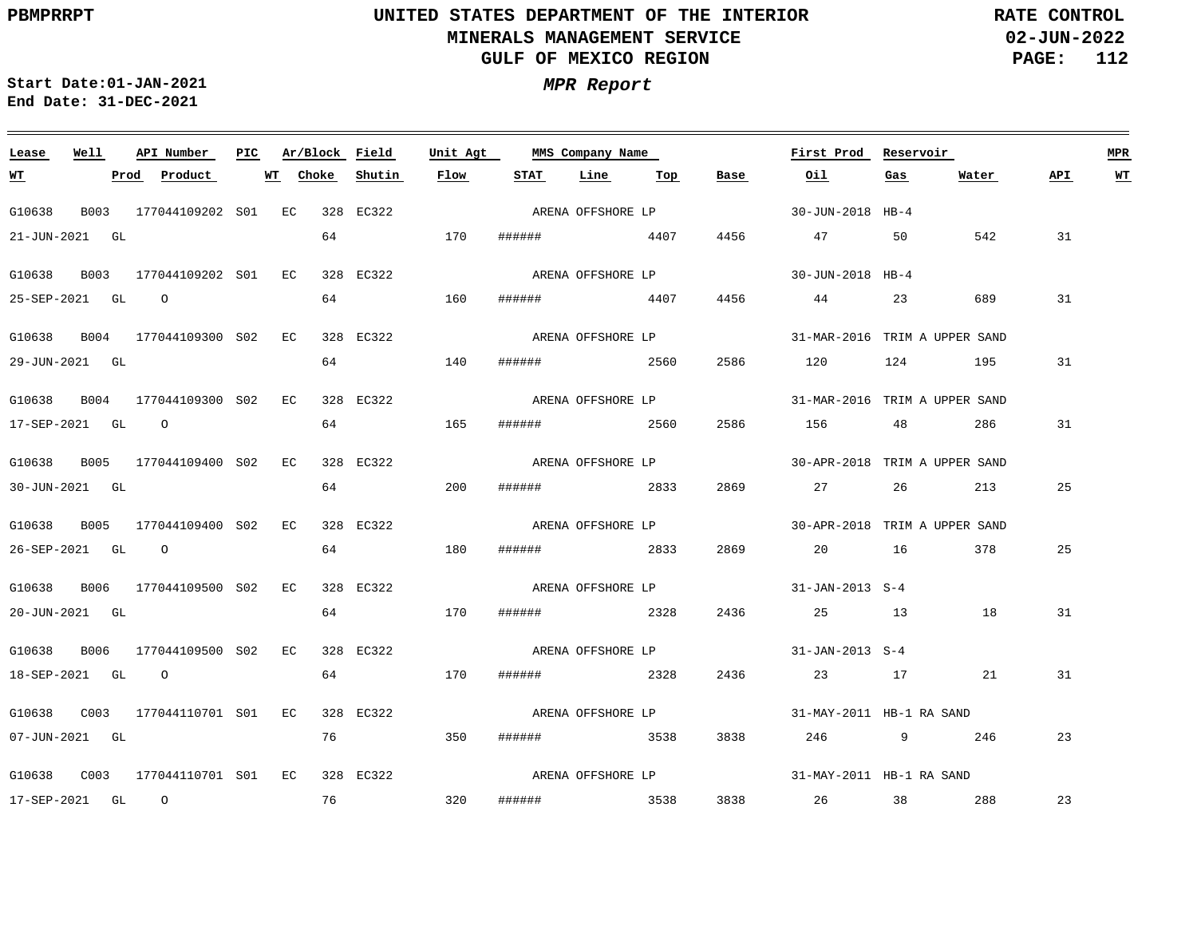PBMPRRPT

# UNITED STATES DEPARTMENT OF THE INTERIOR
## MINERALS MANAGEMENT SERVICE
## GULF OF MEXICO REGION

RATE CONTROL
02-JUN-2022

Start Date:01-JAN-2021
End Date: 31-DEC-2021

***MPR Report***

| Lease | Well | API Number | PIC | Ar/Block | Field | Unit Agt | MMS Company Name | | | First Prod | Reservoir | | | MPR |
|---|---|---|---|---|---|---|---|---|---|---|---|---|---|---|
| **WT** | **Prod** | **Product** | **WT** | **Choke** | **Shutin** | **Flow** | **STAT** | **Line** | **Top** | **Base** | **Oil** | **Gas** | **Water** | **API** |
| G10638 | B003 | 177044109202 | S01 | EC 328 | EC322 | | ARENA OFFSHORE LP | | | 30-JUN-2018 | HB-4 | | | |
| 21-JUN-2021 | GL | | | 64 | | 170 | ###### | | 4407 | 4456 | 47 | 50 | 542 | 31 |
| G10638 | B003 | 177044109202 | S01 | EC 328 | EC322 | | ARENA OFFSHORE LP | | | 30-JUN-2018 | HB-4 | | | |
| 25-SEP-2021 | GL | O | | 64 | | 160 | ###### | | 4407 | 4456 | 44 | 23 | 689 | 31 |
| G10638 | B004 | 177044109300 | S02 | EC 328 | EC322 | | ARENA OFFSHORE LP | | | 31-MAR-2016 | TRIM A UPPER SAND | | | |
| 29-JUN-2021 | GL | | | 64 | | 140 | ###### | | 2560 | 2586 | 120 | 124 | 195 | 31 |
| G10638 | B004 | 177044109300 | S02 | EC 328 | EC322 | | ARENA OFFSHORE LP | | | 31-MAR-2016 | TRIM A UPPER SAND | | | |
| 17-SEP-2021 | GL | O | | 64 | | 165 | ###### | | 2560 | 2586 | 156 | 48 | 286 | 31 |
| G10638 | B005 | 177044109400 | S02 | EC 328 | EC322 | | ARENA OFFSHORE LP | | | 30-APR-2018 | TRIM A UPPER SAND | | | |
| 30-JUN-2021 | GL | | | 64 | | 200 | ###### | | 2833 | 2869 | 27 | 26 | 213 | 25 |
| G10638 | B005 | 177044109400 | S02 | EC 328 | EC322 | | ARENA OFFSHORE LP | | | 30-APR-2018 | TRIM A UPPER SAND | | | |
| 26-SEP-2021 | GL | O | | 64 | | 180 | ###### | | 2833 | 2869 | 20 | 16 | 378 | 25 |
| G10638 | B006 | 177044109500 | S02 | EC 328 | EC322 | | ARENA OFFSHORE LP | | | 31-JAN-2013 | S-4 | | | |
| 20-JUN-2021 | GL | | | 64 | | 170 | ###### | | 2328 | 2436 | 25 | 13 | 18 | 31 |
| G10638 | B006 | 177044109500 | S02 | EC 328 | EC322 | | ARENA OFFSHORE LP | | | 31-JAN-2013 | S-4 | | | |
| 18-SEP-2021 | GL | O | | 64 | | 170 | ###### | | 2328 | 2436 | 23 | 17 | 21 | 31 |
| G10638 | C003 | 177044110701 | S01 | EC 328 | EC322 | | ARENA OFFSHORE LP | | | 31-MAY-2011 | HB-1 RA SAND | | | |
| 07-JUN-2021 | GL | | | 76 | | 350 | ###### | | 3538 | 3838 | 246 | 9 | 246 | 23 |
| G10638 | C003 | 177044110701 | S01 | EC 328 | EC322 | | ARENA OFFSHORE LP | | | 31-MAY-2011 | HB-1 RA SAND | | | |
| 17-SEP-2021 | GL | O | | 76 | | 320 | ###### | | 3538 | 3838 | 26 | 38 | 288 | 23 |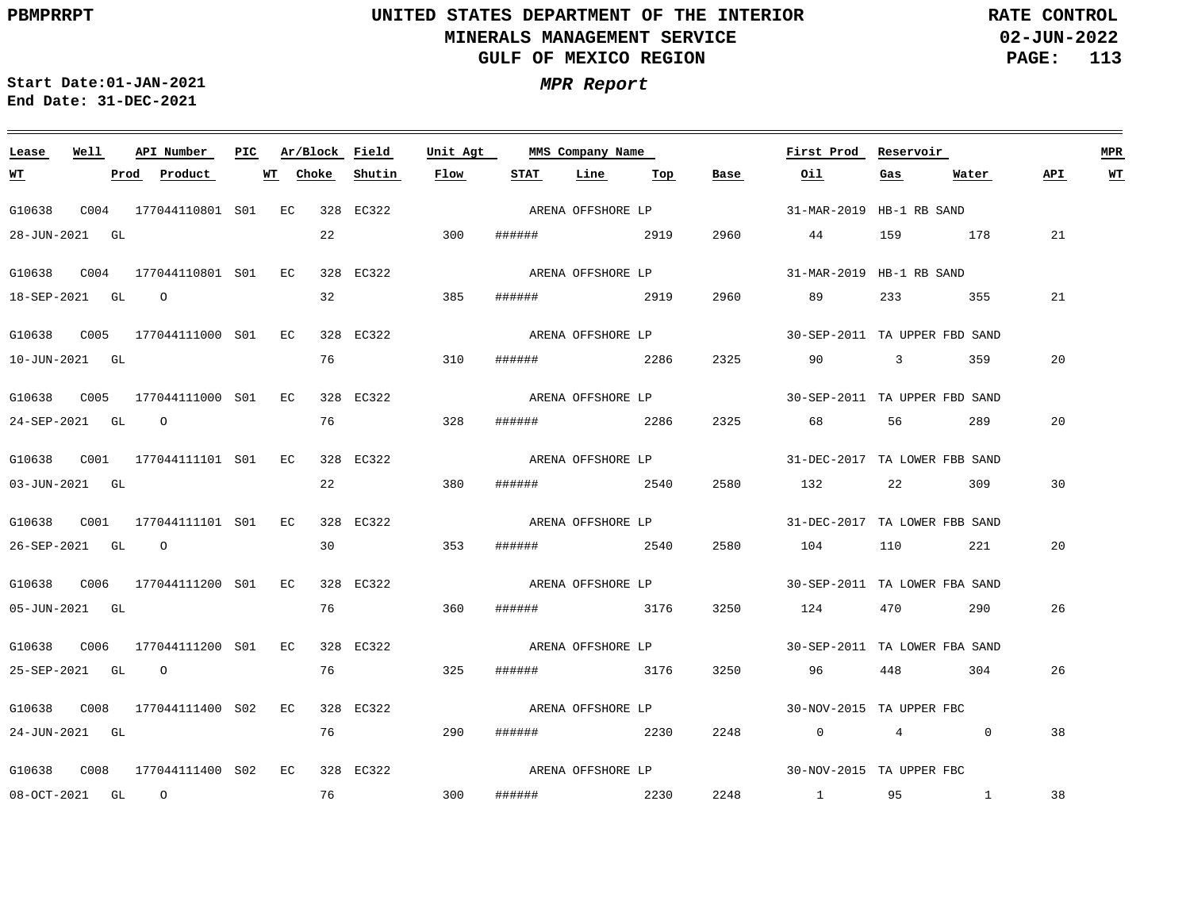UNITED STATES DEPARTMENT OF THE INTERIOR
MINERALS MANAGEMENT SERVICE
GULF OF MEXICO REGION

PBMPRRPT | RATE CONTROL | 02-JUN-2022

Start Date:01-JAN-2021
End Date: 31-DEC-2021

*MPR Report*

| Lease | Well | API Number | PIC | Ar/Block | Field | Unit Agt | MMS Company Name | | | First Prod | Reservoir | | | MPR |
|---|---|---|---|---|---|---|---|---|---|---|---|---|---|---|
| **WT** | **Prod** | **Product** | **WT** | **Choke** | **Shutin** | **Flow** | **STAT** | **Line** | **Top** | **Base** | **Oil** | **Gas** | **Water** | **API** | **WT** |
| G10638 | C004 | 177044110801 | S01 | EC 328 | EC322 | | ARENA OFFSHORE LP | | | 31-MAR-2019 | HB-1 RB SAND | | | |
| 28-JUN-2021 | GL | | | 22 | | 300 | ###### | | 2919 | 2960 | 44 | 159 | 178 | 21 |
| G10638 | C004 | 177044110801 | S01 | EC 328 | EC322 | | ARENA OFFSHORE LP | | | 31-MAR-2019 | HB-1 RB SAND | | | |
| 18-SEP-2021 | GL | O | | 32 | | 385 | ###### | | 2919 | 2960 | 89 | 233 | 355 | 21 |
| G10638 | C005 | 177044111000 | S01 | EC 328 | EC322 | | ARENA OFFSHORE LP | | | 30-SEP-2011 | TA UPPER FBD SAND | | | |
| 10-JUN-2021 | GL | | | 76 | | 310 | ###### | | 2286 | 2325 | 90 | 3 | 359 | 20 |
| G10638 | C005 | 177044111000 | S01 | EC 328 | EC322 | | ARENA OFFSHORE LP | | | 30-SEP-2011 | TA UPPER FBD SAND | | | |
| 24-SEP-2021 | GL | O | | 76 | | 328 | ###### | | 2286 | 2325 | 68 | 56 | 289 | 20 |
| G10638 | C001 | 177044111101 | S01 | EC 328 | EC322 | | ARENA OFFSHORE LP | | | 31-DEC-2017 | TA LOWER FBB SAND | | | |
| 03-JUN-2021 | GL | | | 22 | | 380 | ###### | | 2540 | 2580 | 132 | 22 | 309 | 30 |
| G10638 | C001 | 177044111101 | S01 | EC 328 | EC322 | | ARENA OFFSHORE LP | | | 31-DEC-2017 | TA LOWER FBB SAND | | | |
| 26-SEP-2021 | GL | O | | 30 | | 353 | ###### | | 2540 | 2580 | 104 | 110 | 221 | 20 |
| G10638 | C006 | 177044111200 | S01 | EC 328 | EC322 | | ARENA OFFSHORE LP | | | 30-SEP-2011 | TA LOWER FBA SAND | | | |
| 05-JUN-2021 | GL | | | 76 | | 360 | ###### | | 3176 | 3250 | 124 | 470 | 290 | 26 |
| G10638 | C006 | 177044111200 | S01 | EC 328 | EC322 | | ARENA OFFSHORE LP | | | 30-SEP-2011 | TA LOWER FBA SAND | | | |
| 25-SEP-2021 | GL | O | | 76 | | 325 | ###### | | 3176 | 3250 | 96 | 448 | 304 | 26 |
| G10638 | C008 | 177044111400 | S02 | EC 328 | EC322 | | ARENA OFFSHORE LP | | | 30-NOV-2015 | TA UPPER FBC | | | |
| 24-JUN-2021 | GL | | | 76 | | 290 | ###### | | 2230 | 2248 | 0 | 4 | 0 | 38 |
| G10638 | C008 | 177044111400 | S02 | EC 328 | EC322 | | ARENA OFFSHORE LP | | | 30-NOV-2015 | TA UPPER FBC | | | |
| 08-OCT-2021 | GL | O | | 76 | | 300 | ###### | | 2230 | 2248 | 1 | 95 | 1 | 38 |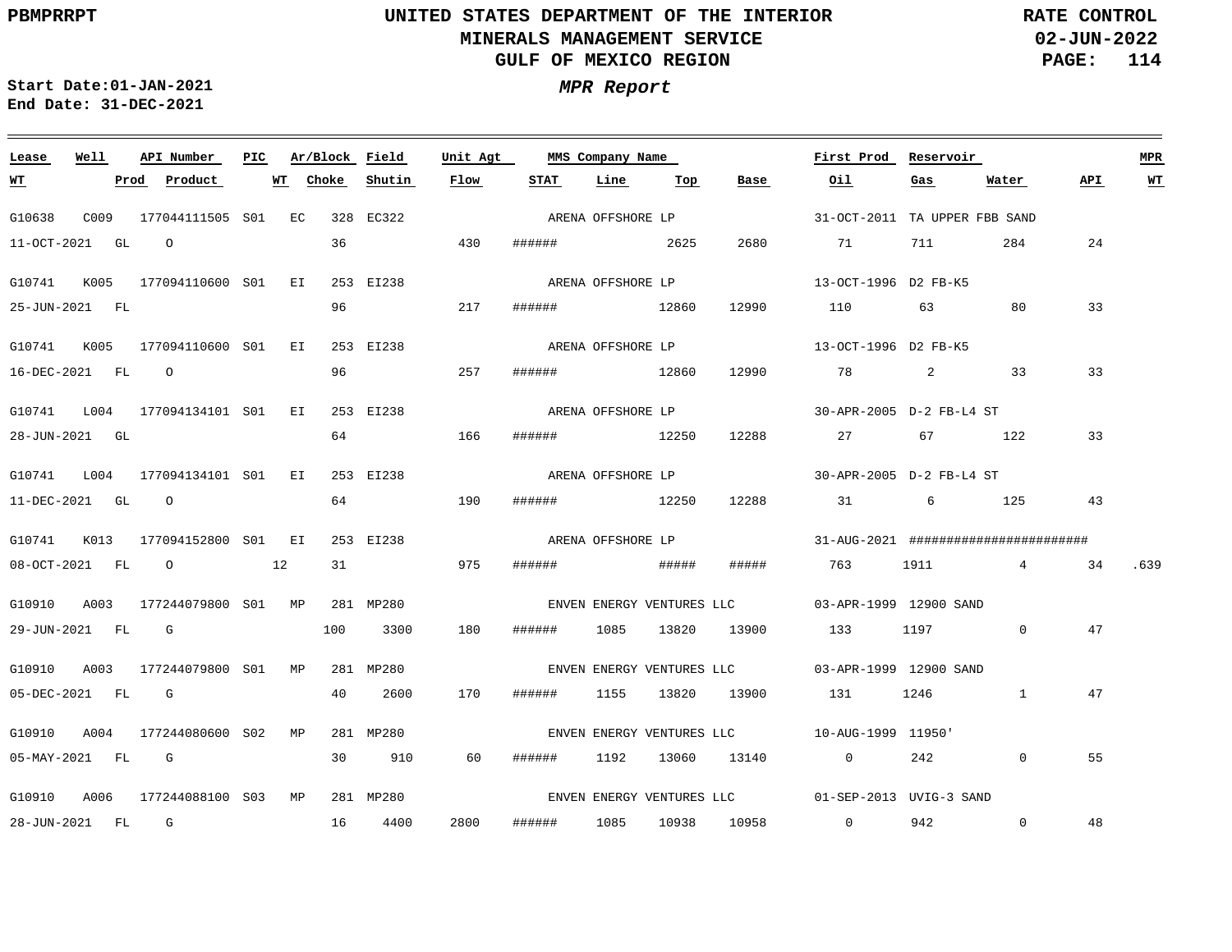# UNITED STATES DEPARTMENT OF THE INTERIOR
## MINERALS MANAGEMENT SERVICE
## GULF OF MEXICO REGION

**PBMPRRPT** | **RATE CONTROL** | **02-JUN-2022**

**Start Date:** 01-JAN-2021
**End Date:** 31-DEC-2021

### *MPR Report*

| Lease | Well | API Number | PIC | Ar/Block | Field | Unit Agt | MMS Company Name | | | | First Prod | Reservoir | | | MPR |
|---|---|---|---|---|---|---|---|---|---|---|---|---|---|---|---|
| WT | Prod | Product | WT | Choke | Shutin | Flow | STAT | Line | Top | Base | Oil | Gas | Water | API | WT |
| G10638 | C009 | 177044111505 | S01 | EC 328 | EC322 | | ARENA OFFSHORE LP | | | | 31-OCT-2011 | TA UPPER FBB SAND | | | |
| 11-OCT-2021 | GL | O | | 36 | | 430 | ###### | | 2625 | 2680 | 71 | 711 | 284 | 24 | |
| G10741 | K005 | 177094110600 | S01 | EI 253 | EI238 | | ARENA OFFSHORE LP | | | | 13-OCT-1996 | D2 FB-K5 | | | |
| 25-JUN-2021 | FL | | | 96 | | 217 | ###### | | 12860 | 12990 | 110 | 63 | 80 | 33 | |
| G10741 | K005 | 177094110600 | S01 | EI 253 | EI238 | | ARENA OFFSHORE LP | | | | 13-OCT-1996 | D2 FB-K5 | | | |
| 16-DEC-2021 | FL | O | | 96 | | 257 | ###### | | 12860 | 12990 | 78 | 2 | 33 | 33 | |
| G10741 | L004 | 177094134101 | S01 | EI 253 | EI238 | | ARENA OFFSHORE LP | | | | 30-APR-2005 | D-2 FB-L4 ST | | | |
| 28-JUN-2021 | GL | | | 64 | | 166 | ###### | | 12250 | 12288 | 27 | 67 | 122 | 33 | |
| G10741 | L004 | 177094134101 | S01 | EI 253 | EI238 | | ARENA OFFSHORE LP | | | | 30-APR-2005 | D-2 FB-L4 ST | | | |
| 11-DEC-2021 | GL | O | | 64 | | 190 | ###### | | 12250 | 12288 | 31 | 6 | 125 | 43 | |
| G10741 | K013 | 177094152800 | S01 | EI 253 | EI238 | | ARENA OFFSHORE LP | | | | 31-AUG-2021 | ####################### | | | |
| 08-OCT-2021 | FL | O | 12 | 31 | | 975 | ###### | | ##### | ##### | 763 | 1911 | 4 | 34 | .639 |
| G10910 | A003 | 177244079800 | S01 | MP 281 | MP280 | | ENVEN ENERGY VENTURES LLC | | | | 03-APR-1999 | 12900 SAND | | | |
| 29-JUN-2021 | FL | G | | 100 | 3300 | 180 | ###### | 1085 | 13820 | 13900 | 133 | 1197 | 0 | 47 | |
| G10910 | A003 | 177244079800 | S01 | MP 281 | MP280 | | ENVEN ENERGY VENTURES LLC | | | | 03-APR-1999 | 12900 SAND | | | |
| 05-DEC-2021 | FL | G | | 40 | 2600 | 170 | ###### | 1155 | 13820 | 13900 | 131 | 1246 | 1 | 47 | |
| G10910 | A004 | 177244080600 | S02 | MP 281 | MP280 | | ENVEN ENERGY VENTURES LLC | | | | 10-AUG-1999 | 11950' | | | |
| 05-MAY-2021 | FL | G | | 30 | 910 | 60 | ###### | 1192 | 13060 | 13140 | 0 | 242 | 0 | 55 | |
| G10910 | A006 | 177244088100 | S03 | MP 281 | MP280 | | ENVEN ENERGY VENTURES LLC | | | | 01-SEP-2013 | UVIG-3 SAND | | | |
| 28-JUN-2021 | FL | G | | 16 | 4400 | 2800 | ###### | 1085 | 10938 | 10958 | 0 | 942 | 0 | 48 | |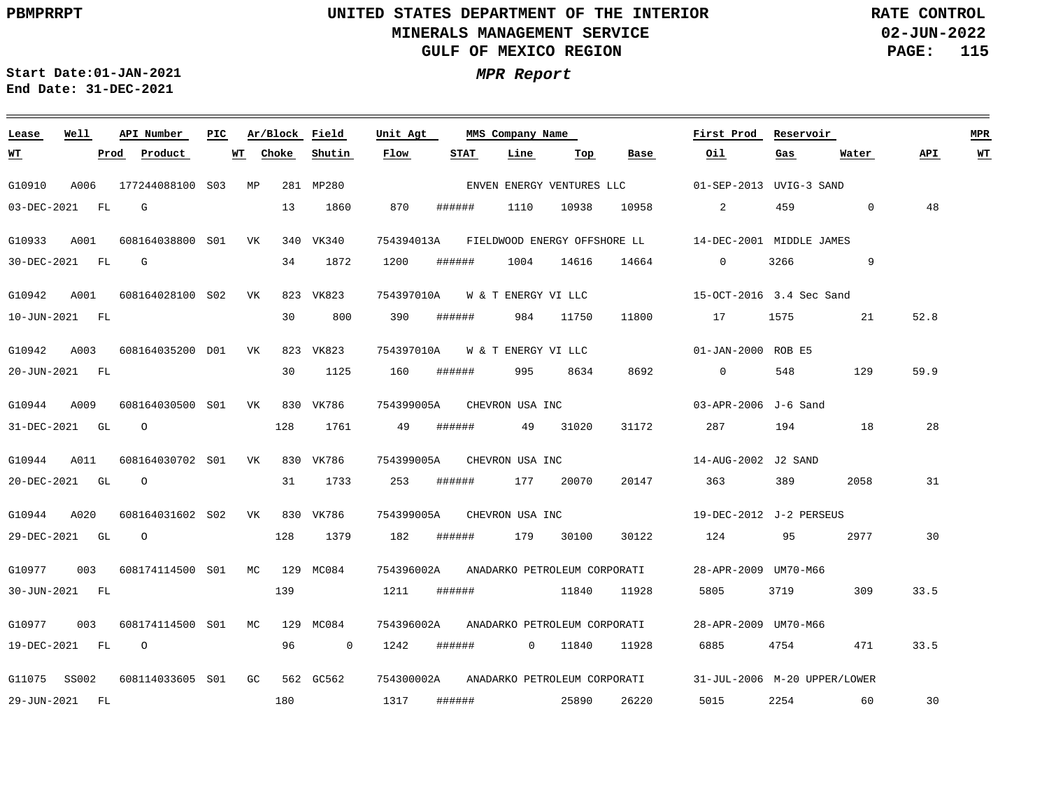**UNITED STATES DEPARTMENT OF THE INTERIOR**
**MINERALS MANAGEMENT SERVICE**
**GULF OF MEXICO REGION**

PBMPRRPT

RATE CONTROL
02-JUN-2022

**Start Date:** 01-JAN-2021
**End Date:** 31-DEC-2021

## *MPR Report*

| Lease | Well | API Number | PIC | Ar/Block | Field | Unit Agt | MMS Company Name | First Prod | Reservoir | MPR |
|---|---|---|---|---|---|---|---|---|---|---|
| **WT** | **Prod** | **Product** | **WT** | **Choke** | **Shutin** | **Flow** | **STAT** | **Line** | **Top** | **Base** | **Oil** | **Gas** | **Water** | **API** | **MPR WT** |

| Lease / WT | Well / Prod | API Number / Product | PIC / WT | Ar/Block / Choke | Field / Shutin | Unit Agt / Flow | STAT | Line | MMS Company Name / Top | Base | First Prod / Oil | Reservoir / Gas | Water | API | MPR WT |
|---|---|---|---|---|---|---|---|---|---|---|---|---|---|---|---|
| G10910 | A006 | 177244088100 | S03 | MP 281 | MP280 | | | | ENVEN ENERGY VENTURES LLC | | 01-SEP-2013 | UVIG-3 SAND | | | |
| 03-DEC-2021 | FL | G | | 13 | 1860 | 870 | ###### | 1110 | 10938 | 10958 | 2 | 459 | 0 | 48 | |
| G10933 | A001 | 608164038800 | S01 | VK 340 | VK340 | 754394013A | | | FIELDWOOD ENERGY OFFSHORE LL | | 14-DEC-2001 | MIDDLE JAMES | | | |
| 30-DEC-2021 | FL | G | | 34 | 1872 | 1200 | ###### | 1004 | 14616 | 14664 | 0 | 3266 | 9 | | |
| G10942 | A001 | 608164028100 | S02 | VK 823 | VK823 | 754397010A | | | W & T ENERGY VI LLC | | 15-OCT-2016 | 3.4 Sec Sand | | | |
| 10-JUN-2021 | FL | | | 30 | 800 | 390 | ###### | 984 | 11750 | 11800 | 17 | 1575 | 21 | 52.8 | |
| G10942 | A003 | 608164035200 | D01 | VK 823 | VK823 | 754397010A | | | W & T ENERGY VI LLC | | 01-JAN-2000 | ROB E5 | | | |
| 20-JUN-2021 | FL | | | 30 | 1125 | 160 | ###### | 995 | 8634 | 8692 | 0 | 548 | 129 | 59.9 | |
| G10944 | A009 | 608164030500 | S01 | VK 830 | VK786 | 754399005A | | | CHEVRON USA INC | | 03-APR-2006 | J-6 Sand | | | |
| 31-DEC-2021 | GL | O | | 128 | 1761 | 49 | ###### | 49 | 31020 | 31172 | 287 | 194 | 18 | 28 | |
| G10944 | A011 | 608164030702 | S01 | VK 830 | VK786 | 754399005A | | | CHEVRON USA INC | | 14-AUG-2002 | J2 SAND | | | |
| 20-DEC-2021 | GL | O | | 31 | 1733 | 253 | ###### | 177 | 20070 | 20147 | 363 | 389 | 2058 | 31 | |
| G10944 | A020 | 608164031602 | S02 | VK 830 | VK786 | 754399005A | | | CHEVRON USA INC | | 19-DEC-2012 | J-2 PERSEUS | | | |
| 29-DEC-2021 | GL | O | | 128 | 1379 | 182 | ###### | 179 | 30100 | 30122 | 124 | 95 | 2977 | 30 | |
| G10977 | 003 | 608174114500 | S01 | MC 129 | MC084 | 754396002A | | | ANADARKO PETROLEUM CORPORATI | | 28-APR-2009 | UM70-M66 | | | |
| 30-JUN-2021 | FL | | | 139 | | 1211 | ###### | | 11840 | 11928 | 5805 | 3719 | 309 | 33.5 | |
| G10977 | 003 | 608174114500 | S01 | MC 129 | MC084 | 754396002A | | | ANADARKO PETROLEUM CORPORATI | | 28-APR-2009 | UM70-M66 | | | |
| 19-DEC-2021 | FL | O | | 96 | 0 | 1242 | ###### | 0 | 11840 | 11928 | 6885 | 4754 | 471 | 33.5 | |
| G11075 | SS002 | 608114033605 | S01 | GC 562 | GC562 | 754300002A | | | ANADARKO PETROLEUM CORPORATI | | 31-JUL-2006 | M-20 UPPER/LOWER | | | |
| 29-JUN-2021 | FL | | | 180 | | 1317 | ###### | | 25890 | 26220 | 5015 | 2254 | 60 | 30 | |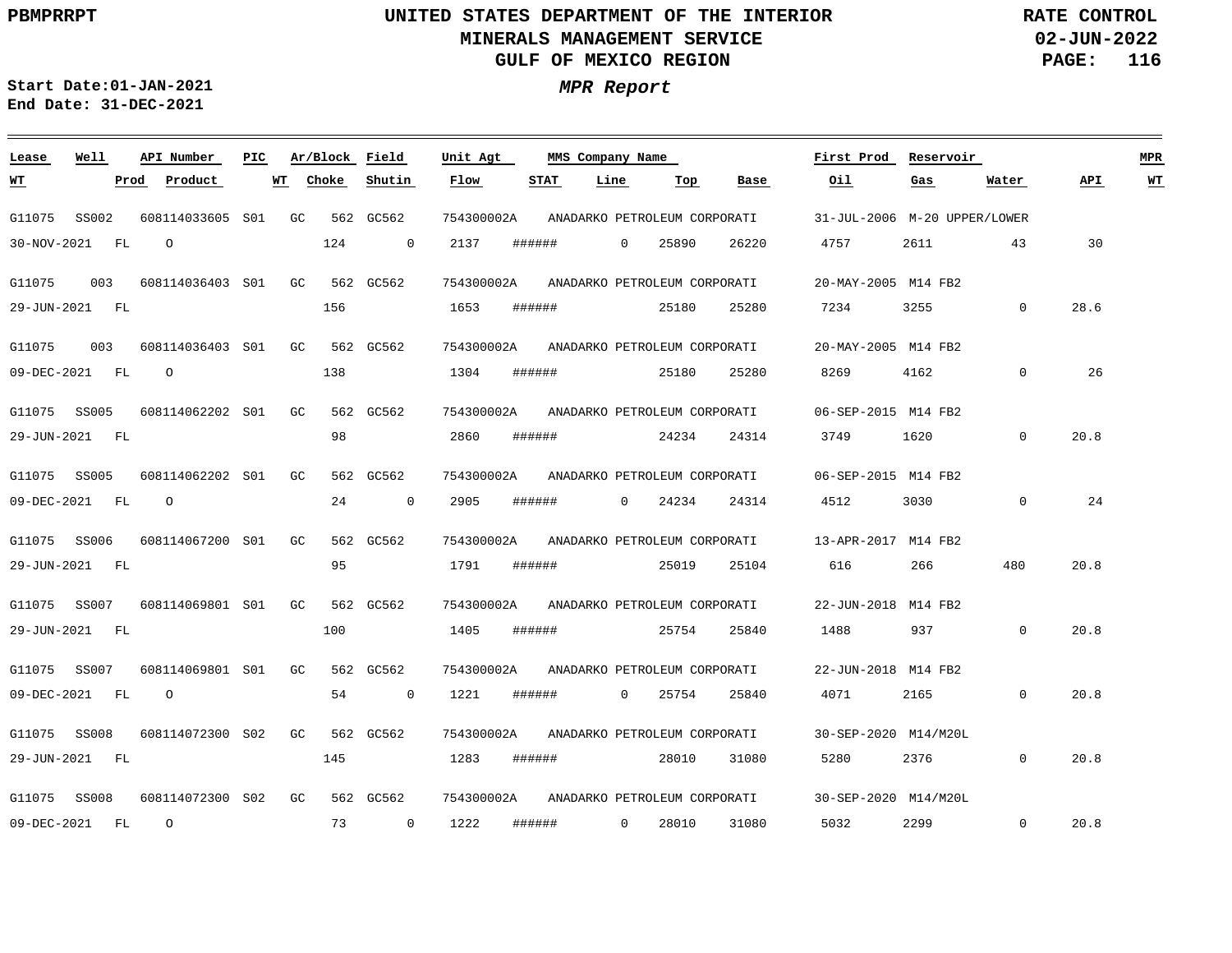PBMPRRPT

**UNITED STATES DEPARTMENT OF THE INTERIOR**
**MINERALS MANAGEMENT SERVICE**
**GULF OF MEXICO REGION**

**RATE CONTROL**
**02-JUN-2022**

**Start Date:01-JAN-2021**
**End Date: 31-DEC-2021**

***MPR Report***

| Lease | Well | API Number | PIC | Ar/Block | Field | Unit Agt | MMS Company Name | First Prod | Reservoir | WT | Prod | Product | WT | Choke | Shutin | Flow | STAT | Line | Top | Base | Oil | Gas | Water | API | MPR WT |
|---|---|---|---|---|---|---|---|---|---|---|---|---|---|---|---|---|---|---|---|---|---|---|---|---|---|
| G11075 | SS002 | 608114033605 | S01 | GC 562 | GC562 | 754300002A | ANADARKO PETROLEUM CORPORATI | 31-JUL-2006 | M-20 UPPER/LOWER | 30-NOV-2021 | FL | O | | 124 | 0 | 2137 | ###### | 0 | 25890 | 26220 | 4757 | 2611 | 43 | 30 | |
| G11075 | 003 | 608114036403 | S01 | GC 562 | GC562 | 754300002A | ANADARKO PETROLEUM CORPORATI | 20-MAY-2005 | M14 FB2 | 29-JUN-2021 | FL | | | 156 | | 1653 | ###### | | 25180 | 25280 | 7234 | 3255 | 0 | 28.6 | |
| G11075 | 003 | 608114036403 | S01 | GC 562 | GC562 | 754300002A | ANADARKO PETROLEUM CORPORATI | 20-MAY-2005 | M14 FB2 | 09-DEC-2021 | FL | O | | 138 | | 1304 | ###### | | 25180 | 25280 | 8269 | 4162 | 0 | 26 | |
| G11075 | SS005 | 608114062202 | S01 | GC 562 | GC562 | 754300002A | ANADARKO PETROLEUM CORPORATI | 06-SEP-2015 | M14 FB2 | 29-JUN-2021 | FL | | | 98 | | 2860 | ###### | | 24234 | 24314 | 3749 | 1620 | 0 | 20.8 | |
| G11075 | SS005 | 608114062202 | S01 | GC 562 | GC562 | 754300002A | ANADARKO PETROLEUM CORPORATI | 06-SEP-2015 | M14 FB2 | 09-DEC-2021 | FL | O | | 24 | 0 | 2905 | ###### | 0 | 24234 | 24314 | 4512 | 3030 | 0 | 24 | |
| G11075 | SS006 | 608114067200 | S01 | GC 562 | GC562 | 754300002A | ANADARKO PETROLEUM CORPORATI | 13-APR-2017 | M14 FB2 | 29-JUN-2021 | FL | | | 95 | | 1791 | ###### | | 25019 | 25104 | 616 | 266 | 480 | 20.8 | |
| G11075 | SS007 | 608114069801 | S01 | GC 562 | GC562 | 754300002A | ANADARKO PETROLEUM CORPORATI | 22-JUN-2018 | M14 FB2 | 29-JUN-2021 | FL | | | 100 | | 1405 | ###### | | 25754 | 25840 | 1488 | 937 | 0 | 20.8 | |
| G11075 | SS007 | 608114069801 | S01 | GC 562 | GC562 | 754300002A | ANADARKO PETROLEUM CORPORATI | 22-JUN-2018 | M14 FB2 | 09-DEC-2021 | FL | O | | 54 | 0 | 1221 | ###### | 0 | 25754 | 25840 | 4071 | 2165 | 0 | 20.8 | |
| G11075 | SS008 | 608114072300 | S02 | GC 562 | GC562 | 754300002A | ANADARKO PETROLEUM CORPORATI | 30-SEP-2020 | M14/M20L | 29-JUN-2021 | FL | | | 145 | | 1283 | ###### | | 28010 | 31080 | 5280 | 2376 | 0 | 20.8 | |
| G11075 | SS008 | 608114072300 | S02 | GC 562 | GC562 | 754300002A | ANADARKO PETROLEUM CORPORATI | 30-SEP-2020 | M14/M20L | 09-DEC-2021 | FL | O | | 73 | 0 | 1222 | ###### | 0 | 28010 | 31080 | 5032 | 2299 | 0 | 20.8 | |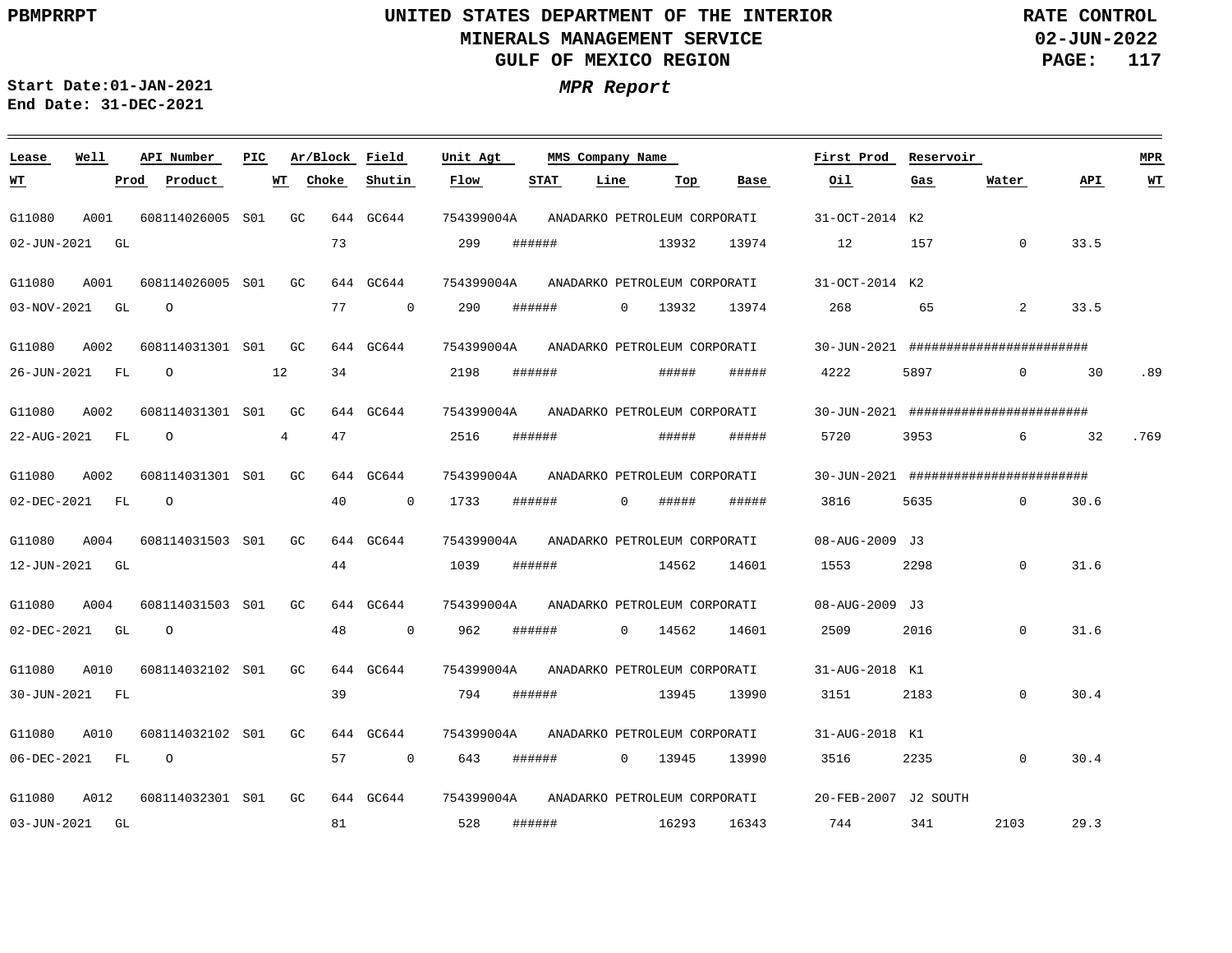PBMPRRPT

# UNITED STATES DEPARTMENT OF THE INTERIOR
## MINERALS MANAGEMENT SERVICE
## GULF OF MEXICO REGION

RATE CONTROL
02-JUN-2022

Start Date:01-JAN-2021
End Date: 31-DEC-2021

***MPR Report***

| Lease | Well | API Number | PIC | Ar/Block | Field | Unit Agt | MMS Company Name | First Prod | Reservoir | | | MPR |
|---|---|---|---|---|---|---|---|---|---|---|---|---|
| **WT** | **Prod** | **Product** | **WT** | **Choke** | **Shutin** | **Flow** | **STAT** | **Line** | **Top** | **Base** | **Oil** | **Gas** | **Water** | **API** | **WT** |

| Lease / WT | Well / Prod | API Number / Product | PIC / WT | Ar/Block / Choke | Field / Shutin | Unit Agt / Flow | STAT | Line | Top | Base | First Prod / Oil | Reservoir / Gas | Water | API | MPR WT |
|---|---|---|---|---|---|---|---|---|---|---|---|---|---|---|---|
| G11080 | A001 | 608114026005 | S01 | GC 644 | GC644 | 754399004A | ANADARKO PETROLEUM CORPORATI | | | | 31-OCT-2014 | K2 | | | |
| 02-JUN-2021 | GL | | | 73 | | 299 | ###### | | 13932 | 13974 | 12 | 157 | 0 | 33.5 | |
| G11080 | A001 | 608114026005 | S01 | GC 644 | GC644 | 754399004A | ANADARKO PETROLEUM CORPORATI | | | | 31-OCT-2014 | K2 | | | |
| 03-NOV-2021 | GL | O | | 77 | 0 | 290 | ###### | 0 | 13932 | 13974 | 268 | 65 | 2 | 33.5 | |
| G11080 | A002 | 608114031301 | S01 | GC 644 | GC644 | 754399004A | ANADARKO PETROLEUM CORPORATI | | | | 30-JUN-2021 | ######################## | | | |
| 26-JUN-2021 | FL | O | 12 | 34 | | 2198 | ###### | | ##### | ##### | 4222 | 5897 | 0 | 30 | .89 |
| G11080 | A002 | 608114031301 | S01 | GC 644 | GC644 | 754399004A | ANADARKO PETROLEUM CORPORATI | | | | 30-JUN-2021 | ######################## | | | |
| 22-AUG-2021 | FL | O | 4 | 47 | | 2516 | ###### | | ##### | ##### | 5720 | 3953 | 6 | 32 | .769 |
| G11080 | A002 | 608114031301 | S01 | GC 644 | GC644 | 754399004A | ANADARKO PETROLEUM CORPORATI | | | | 30-JUN-2021 | ######################## | | | |
| 02-DEC-2021 | FL | O | | 40 | 0 | 1733 | ###### | 0 | ##### | ##### | 3816 | 5635 | 0 | 30.6 | |
| G11080 | A004 | 608114031503 | S01 | GC 644 | GC644 | 754399004A | ANADARKO PETROLEUM CORPORATI | | | | 08-AUG-2009 | J3 | | | |
| 12-JUN-2021 | GL | | | 44 | | 1039 | ###### | | 14562 | 14601 | 1553 | 2298 | 0 | 31.6 | |
| G11080 | A004 | 608114031503 | S01 | GC 644 | GC644 | 754399004A | ANADARKO PETROLEUM CORPORATI | | | | 08-AUG-2009 | J3 | | | |
| 02-DEC-2021 | GL | O | | 48 | 0 | 962 | ###### | 0 | 14562 | 14601 | 2509 | 2016 | 0 | 31.6 | |
| G11080 | A010 | 608114032102 | S01 | GC 644 | GC644 | 754399004A | ANADARKO PETROLEUM CORPORATI | | | | 31-AUG-2018 | K1 | | | |
| 30-JUN-2021 | FL | | | 39 | | 794 | ###### | | 13945 | 13990 | 3151 | 2183 | 0 | 30.4 | |
| G11080 | A010 | 608114032102 | S01 | GC 644 | GC644 | 754399004A | ANADARKO PETROLEUM CORPORATI | | | | 31-AUG-2018 | K1 | | | |
| 06-DEC-2021 | FL | O | | 57 | 0 | 643 | ###### | 0 | 13945 | 13990 | 3516 | 2235 | 0 | 30.4 | |
| G11080 | A012 | 608114032301 | S01 | GC 644 | GC644 | 754399004A | ANADARKO PETROLEUM CORPORATI | | | | 20-FEB-2007 | J2 SOUTH | | | |
| 03-JUN-2021 | GL | | | 81 | | 528 | ###### | | 16293 | 16343 | 744 | 341 | 2103 | 29.3 | |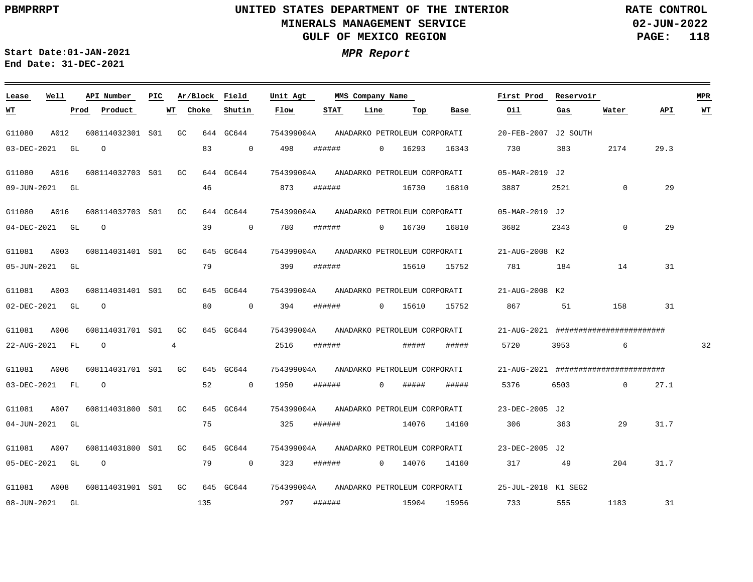UNITED STATES DEPARTMENT OF THE INTERIOR
MINERALS MANAGEMENT SERVICE
GULF OF MEXICO REGION

PBMPRRPT

RATE CONTROL
02-JUN-2022

Start Date:01-JAN-2021
End Date: 31-DEC-2021

*MPR Report*

| Lease | Well | API Number | PIC | Ar/Block | | Field | Unit Agt | MMS Company Name | | | First Prod | Reservoir | | | MPR |
|---|---|---|---|---|---|---|---|---|---|---|---|---|---|---|---|
| WT | Prod | Product | WT | Choke | | Shutin | Flow | STAT | Line | Top | Base | Oil | Gas | Water | API | WT |
| G11080 | A012 | 608114032301 | S01 | GC | 644 | GC644 | 754399004A | ANADARKO PETROLEUM CORPORATI | | | 20-FEB-2007 | J2 SOUTH | | | |
| 03-DEC-2021 | GL | O | | 83 | | 0 | 498 | ###### | 0 | 16293 | 16343 | 730 | 383 | 2174 | 29.3 | |
| G11080 | A016 | 608114032703 | S01 | GC | 644 | GC644 | 754399004A | ANADARKO PETROLEUM CORPORATI | | | 05-MAR-2019 | J2 | | | |
| 09-JUN-2021 | GL | | | 46 | | | 873 | ###### | | 16730 | 16810 | 3887 | 2521 | 0 | 29 | |
| G11080 | A016 | 608114032703 | S01 | GC | 644 | GC644 | 754399004A | ANADARKO PETROLEUM CORPORATI | | | 05-MAR-2019 | J2 | | | |
| 04-DEC-2021 | GL | O | | 39 | | 0 | 780 | ###### | 0 | 16730 | 16810 | 3682 | 2343 | 0 | 29 | |
| G11081 | A003 | 608114031401 | S01 | GC | 645 | GC644 | 754399004A | ANADARKO PETROLEUM CORPORATI | | | 21-AUG-2008 | K2 | | | |
| 05-JUN-2021 | GL | | | 79 | | | 399 | ###### | | 15610 | 15752 | 781 | 184 | 14 | 31 | |
| G11081 | A003 | 608114031401 | S01 | GC | 645 | GC644 | 754399004A | ANADARKO PETROLEUM CORPORATI | | | 21-AUG-2008 | K2 | | | |
| 02-DEC-2021 | GL | O | | 80 | | 0 | 394 | ###### | 0 | 15610 | 15752 | 867 | 51 | 158 | 31 | |
| G11081 | A006 | 608114031701 | S01 | GC | 645 | GC644 | 754399004A | ANADARKO PETROLEUM CORPORATI | | | 21-AUG-2021 | ######################## | | | |
| 22-AUG-2021 | FL | O | 4 | | | | 2516 | ###### | | ##### | ##### | 5720 | 3953 | 6 | | 32 |
| G11081 | A006 | 608114031701 | S01 | GC | 645 | GC644 | 754399004A | ANADARKO PETROLEUM CORPORATI | | | 21-AUG-2021 | ######################## | | | |
| 03-DEC-2021 | FL | O | | 52 | | 0 | 1950 | ###### | 0 | ##### | ##### | 5376 | 6503 | 0 | 27.1 | |
| G11081 | A007 | 608114031800 | S01 | GC | 645 | GC644 | 754399004A | ANADARKO PETROLEUM CORPORATI | | | 23-DEC-2005 | J2 | | | |
| 04-JUN-2021 | GL | | | 75 | | | 325 | ###### | | 14076 | 14160 | 306 | 363 | 29 | 31.7 | |
| G11081 | A007 | 608114031800 | S01 | GC | 645 | GC644 | 754399004A | ANADARKO PETROLEUM CORPORATI | | | 23-DEC-2005 | J2 | | | |
| 05-DEC-2021 | GL | O | | 79 | | 0 | 323 | ###### | 0 | 14076 | 14160 | 317 | 49 | 204 | 31.7 | |
| G11081 | A008 | 608114031901 | S01 | GC | 645 | GC644 | 754399004A | ANADARKO PETROLEUM CORPORATI | | | 25-JUL-2018 | K1 SEG2 | | | |
| 08-JUN-2021 | GL | | | 135 | | | 297 | ###### | | 15904 | 15956 | 733 | 555 | 1183 | 31 | |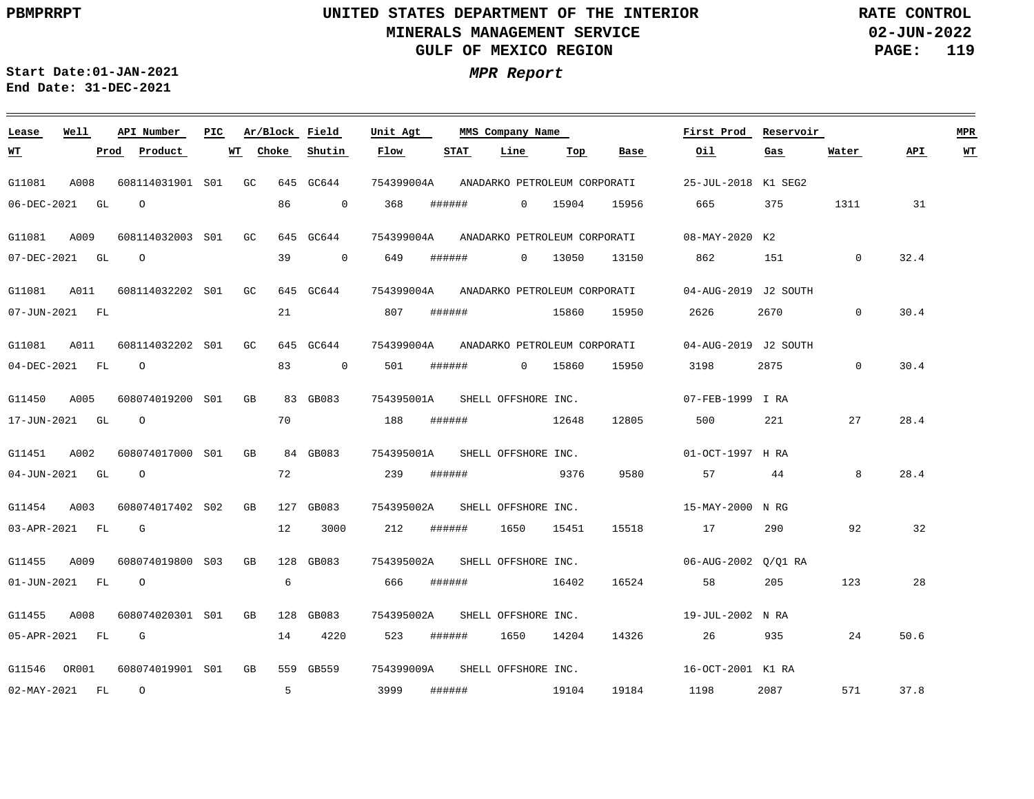PBMPRRPT

# UNITED STATES DEPARTMENT OF THE INTERIOR
## MINERALS MANAGEMENT SERVICE
## GULF OF MEXICO REGION

RATE CONTROL
02-JUN-2022

Start Date:01-JAN-2021
End Date: 31-DEC-2021

***MPR Report***

| Lease | Well | API Number | PIC | Ar/Block | Field | Unit Agt | MMS Company Name | | | | First Prod | Reservoir | | | MPR |
|---|---|---|---|---|---|---|---|---|---|---|---|---|---|---|---|
| WT | Prod | Product | WT | Choke | Shutin | Flow | STAT | Line | Top | Base | Oil | Gas | Water | API | WT |
| G11081 | A008 | 608114031901 | S01 | GC 645 | GC644 | 754399004A | ANADARKO PETROLEUM CORPORATI | | | | 25-JUL-2018 | K1 SEG2 | | | |
| 06-DEC-2021 | GL | O | | 86 | 0 | 368 | ###### | 0 | 15904 | 15956 | 665 | 375 | 1311 | 31 | |
| G11081 | A009 | 608114032003 | S01 | GC 645 | GC644 | 754399004A | ANADARKO PETROLEUM CORPORATI | | | | 08-MAY-2020 | K2 | | | |
| 07-DEC-2021 | GL | O | | 39 | 0 | 649 | ###### | 0 | 13050 | 13150 | 862 | 151 | 0 | 32.4 | |
| G11081 | A011 | 608114032202 | S01 | GC 645 | GC644 | 754399004A | ANADARKO PETROLEUM CORPORATI | | | | 04-AUG-2019 | J2 SOUTH | | | |
| 07-JUN-2021 | FL | | | 21 | | 807 | ###### | | 15860 | 15950 | 2626 | 2670 | 0 | 30.4 | |
| G11081 | A011 | 608114032202 | S01 | GC 645 | GC644 | 754399004A | ANADARKO PETROLEUM CORPORATI | | | | 04-AUG-2019 | J2 SOUTH | | | |
| 04-DEC-2021 | FL | O | | 83 | 0 | 501 | ###### | 0 | 15860 | 15950 | 3198 | 2875 | 0 | 30.4 | |
| G11450 | A005 | 608074019200 | S01 | GB 83 | GB083 | 754395001A | SHELL OFFSHORE INC. | | | | 07-FEB-1999 | I RA | | | |
| 17-JUN-2021 | GL | O | | 70 | | 188 | ###### | | 12648 | 12805 | 500 | 221 | 27 | 28.4 | |
| G11451 | A002 | 608074017000 | S01 | GB 84 | GB083 | 754395001A | SHELL OFFSHORE INC. | | | | 01-OCT-1997 | H RA | | | |
| 04-JUN-2021 | GL | O | | 72 | | 239 | ###### | | 9376 | 9580 | 57 | 44 | 8 | 28.4 | |
| G11454 | A003 | 608074017402 | S02 | GB 127 | GB083 | 754395002A | SHELL OFFSHORE INC. | | | | 15-MAY-2000 | N RG | | | |
| 03-APR-2021 | FL | G | | 12 | 3000 | 212 | ###### | 1650 | 15451 | 15518 | 17 | 290 | 92 | 32 | |
| G11455 | A009 | 608074019800 | S03 | GB 128 | GB083 | 754395002A | SHELL OFFSHORE INC. | | | | 06-AUG-2002 | Q/Q1 RA | | | |
| 01-JUN-2021 | FL | O | | 6 | | 666 | ###### | | 16402 | 16524 | 58 | 205 | 123 | 28 | |
| G11455 | A008 | 608074020301 | S01 | GB 128 | GB083 | 754395002A | SHELL OFFSHORE INC. | | | | 19-JUL-2002 | N RA | | | |
| 05-APR-2021 | FL | G | | 14 | 4220 | 523 | ###### | 1650 | 14204 | 14326 | 26 | 935 | 24 | 50.6 | |
| G11546 | OR001 | 608074019901 | S01 | GB 559 | GB559 | 754399009A | SHELL OFFSHORE INC. | | | | 16-OCT-2001 | K1 RA | | | |
| 02-MAY-2021 | FL | O | | 5 | | 3999 | ###### | | 19104 | 19184 | 1198 | 2087 | 571 | 37.8 | |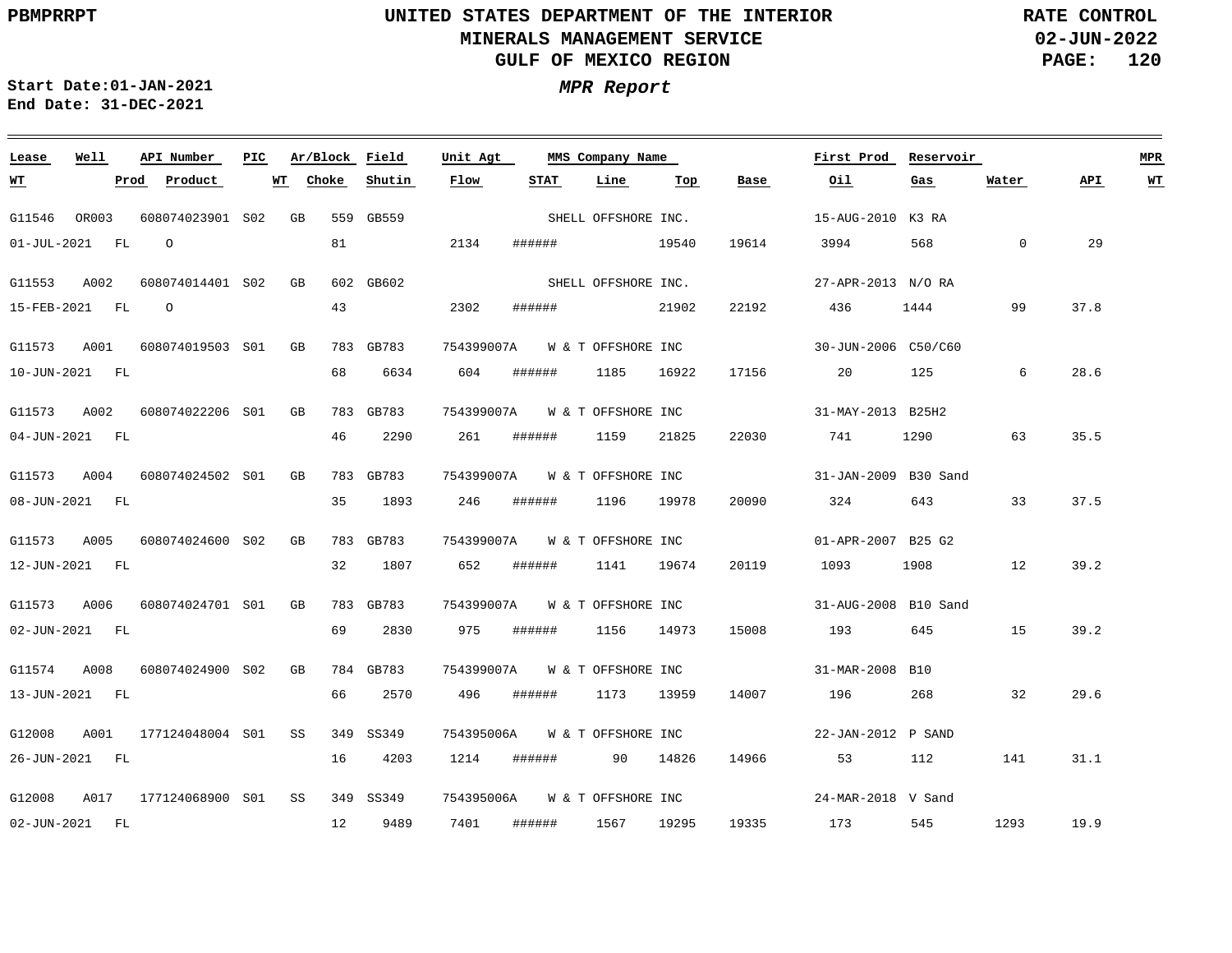PBMPRRPT

# UNITED STATES DEPARTMENT OF THE INTERIOR
## MINERALS MANAGEMENT SERVICE
## GULF OF MEXICO REGION

RATE CONTROL
02-JUN-2022

Start Date:01-JAN-2021
End Date: 31-DEC-2021

***MPR Report***

| Lease | Well | API Number | PIC | Ar/Block | Field | Unit Agt | MMS Company Name | | | | First Prod | Reservoir | | | MPR |
|---|---|---|---|---|---|---|---|---|---|---|---|---|---|---|---|
| WT | Prod | Product | WT | Choke | Shutin | Flow | STAT | Line | Top | Base | Oil | Gas | Water | API | WT |
| G11546 | OR003 | 608074023901 | S02 | GB 559 | GB559 | | SHELL OFFSHORE INC. | | | | 15-AUG-2010 | K3 RA | | | |
| 01-JUL-2021 | FL | O | | 81 | | 2134 | ###### | | 19540 | 19614 | 3994 | 568 | 0 | 29 | |
| G11553 | A002 | 608074014401 | S02 | GB 602 | GB602 | | SHELL OFFSHORE INC. | | | | 27-APR-2013 | N/O RA | | | |
| 15-FEB-2021 | FL | O | | 43 | | 2302 | ###### | | 21902 | 22192 | 436 | 1444 | 99 | 37.8 | |
| G11573 | A001 | 608074019503 | S01 | GB 783 | GB783 | 754399007A | W & T OFFSHORE INC | | | | 30-JUN-2006 | C50/C60 | | | |
| 10-JUN-2021 | FL | | | 68 | 6634 | 604 | ###### | 1185 | 16922 | 17156 | 20 | 125 | 6 | 28.6 | |
| G11573 | A002 | 608074022206 | S01 | GB 783 | GB783 | 754399007A | W & T OFFSHORE INC | | | | 31-MAY-2013 | B25H2 | | | |
| 04-JUN-2021 | FL | | | 46 | 2290 | 261 | ###### | 1159 | 21825 | 22030 | 741 | 1290 | 63 | 35.5 | |
| G11573 | A004 | 608074024502 | S01 | GB 783 | GB783 | 754399007A | W & T OFFSHORE INC | | | | 31-JAN-2009 | B30 Sand | | | |
| 08-JUN-2021 | FL | | | 35 | 1893 | 246 | ###### | 1196 | 19978 | 20090 | 324 | 643 | 33 | 37.5 | |
| G11573 | A005 | 608074024600 | S02 | GB 783 | GB783 | 754399007A | W & T OFFSHORE INC | | | | 01-APR-2007 | B25 G2 | | | |
| 12-JUN-2021 | FL | | | 32 | 1807 | 652 | ###### | 1141 | 19674 | 20119 | 1093 | 1908 | 12 | 39.2 | |
| G11573 | A006 | 608074024701 | S01 | GB 783 | GB783 | 754399007A | W & T OFFSHORE INC | | | | 31-AUG-2008 | B10 Sand | | | |
| 02-JUN-2021 | FL | | | 69 | 2830 | 975 | ###### | 1156 | 14973 | 15008 | 193 | 645 | 15 | 39.2 | |
| G11574 | A008 | 608074024900 | S02 | GB 784 | GB783 | 754399007A | W & T OFFSHORE INC | | | | 31-MAR-2008 | B10 | | | |
| 13-JUN-2021 | FL | | | 66 | 2570 | 496 | ###### | 1173 | 13959 | 14007 | 196 | 268 | 32 | 29.6 | |
| G12008 | A001 | 177124048004 | S01 | SS 349 | SS349 | 754395006A | W & T OFFSHORE INC | | | | 22-JAN-2012 | P SAND | | | |
| 26-JUN-2021 | FL | | | 16 | 4203 | 1214 | ###### | 90 | 14826 | 14966 | 53 | 112 | 141 | 31.1 | |
| G12008 | A017 | 177124068900 | S01 | SS 349 | SS349 | 754395006A | W & T OFFSHORE INC | | | | 24-MAR-2018 | V Sand | | | |
| 02-JUN-2021 | FL | | | 12 | 9489 | 7401 | ###### | 1567 | 19295 | 19335 | 173 | 545 | 1293 | 19.9 | |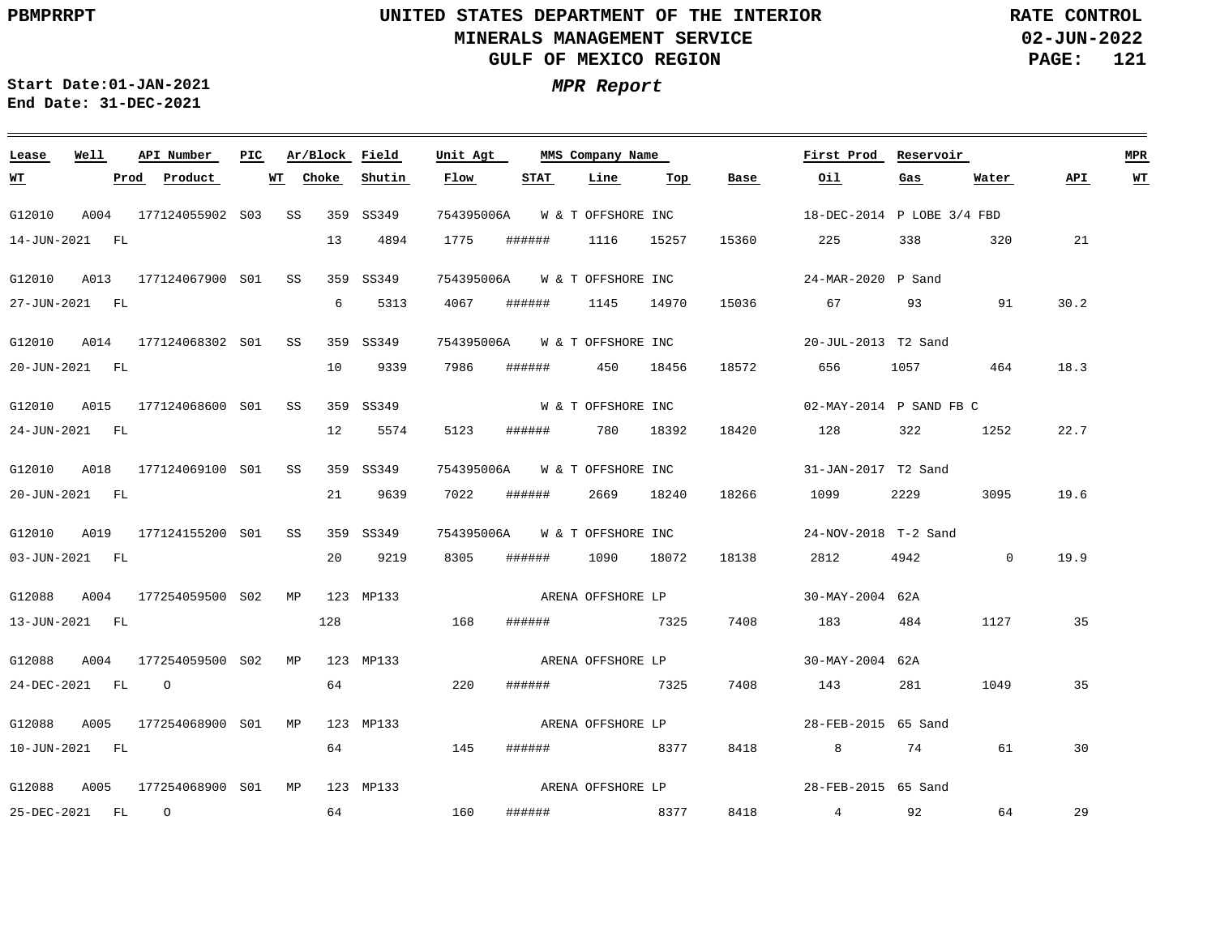PBMPRRPT

# UNITED STATES DEPARTMENT OF THE INTERIOR
## MINERALS MANAGEMENT SERVICE
## GULF OF MEXICO REGION

RATE CONTROL
02-JUN-2022

**Start Date:** 01-JAN-2021
**End Date:** 31-DEC-2021

***MPR Report***

| Lease | Well | API Number | PIC | Ar/Block | Field | Unit Agt | MMS Company Name | First Prod | Reservoir | WT | Prod | Product | Choke | Shutin | Flow | STAT | Line | Top | Base | Oil | Gas | Water | API | MPR WT |
|---|---|---|---|---|---|---|---|---|---|---|---|---|---|---|---|---|---|---|---|---|---|---|---|---|
| G12010 | A004 | 177124055902 | S03 | SS 359 | SS349 | 754395006A | W & T OFFSHORE INC | 18-DEC-2014 | P LOBE 3/4 FBD | 14-JUN-2021 | FL | | 13 | 4894 | 1775 | ###### | 1116 | 15257 | 15360 | 225 | 338 | 320 | 21 | |
| G12010 | A013 | 177124067900 | S01 | SS 359 | SS349 | 754395006A | W & T OFFSHORE INC | 24-MAR-2020 | P Sand | 27-JUN-2021 | FL | | 6 | 5313 | 4067 | ###### | 1145 | 14970 | 15036 | 67 | 93 | 91 | 30.2 | |
| G12010 | A014 | 177124068302 | S01 | SS 359 | SS349 | 754395006A | W & T OFFSHORE INC | 20-JUL-2013 | T2 Sand | 20-JUN-2021 | FL | | 10 | 9339 | 7986 | ###### | 450 | 18456 | 18572 | 656 | 1057 | 464 | 18.3 | |
| G12010 | A015 | 177124068600 | S01 | SS 359 | SS349 | | W & T OFFSHORE INC | 02-MAY-2014 | P SAND FB C | 24-JUN-2021 | FL | | 12 | 5574 | 5123 | ###### | 780 | 18392 | 18420 | 128 | 322 | 1252 | 22.7 | |
| G12010 | A018 | 177124069100 | S01 | SS 359 | SS349 | 754395006A | W & T OFFSHORE INC | 31-JAN-2017 | T2 Sand | 20-JUN-2021 | FL | | 21 | 9639 | 7022 | ###### | 2669 | 18240 | 18266 | 1099 | 2229 | 3095 | 19.6 | |
| G12010 | A019 | 177124155200 | S01 | SS 359 | SS349 | 754395006A | W & T OFFSHORE INC | 24-NOV-2018 | T-2 Sand | 03-JUN-2021 | FL | | 20 | 9219 | 8305 | ###### | 1090 | 18072 | 18138 | 2812 | 4942 | 0 | 19.9 | |
| G12088 | A004 | 177254059500 | S02 | MP 123 | MP133 | | ARENA OFFSHORE LP | 30-MAY-2004 | 62A | 13-JUN-2021 | FL | | 128 | | 168 | ###### | | 7325 | 7408 | 183 | 484 | 1127 | 35 | |
| G12088 | A004 | 177254059500 | S02 | MP 123 | MP133 | | ARENA OFFSHORE LP | 30-MAY-2004 | 62A | 24-DEC-2021 | FL | O | 64 | | 220 | ###### | | 7325 | 7408 | 143 | 281 | 1049 | 35 | |
| G12088 | A005 | 177254068900 | S01 | MP 123 | MP133 | | ARENA OFFSHORE LP | 28-FEB-2015 | 65 Sand | 10-JUN-2021 | FL | | 64 | | 145 | ###### | | 8377 | 8418 | 8 | 74 | 61 | 30 | |
| G12088 | A005 | 177254068900 | S01 | MP 123 | MP133 | | ARENA OFFSHORE LP | 28-FEB-2015 | 65 Sand | 25-DEC-2021 | FL | O | 64 | | 160 | ###### | | 8377 | 8418 | 4 | 92 | 64 | 29 | |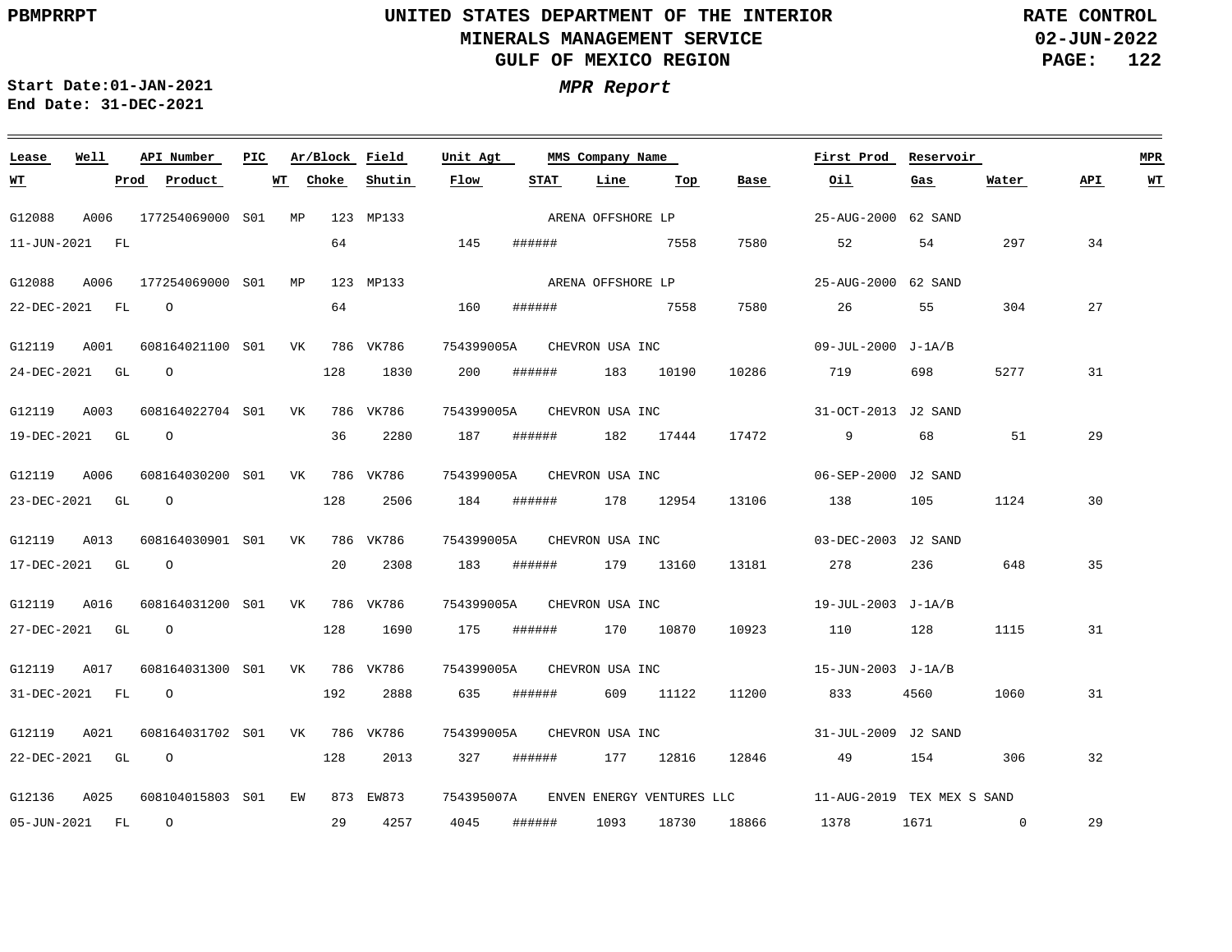PBMPRRPT

# UNITED STATES DEPARTMENT OF THE INTERIOR
## MINERALS MANAGEMENT SERVICE
## GULF OF MEXICO REGION

RATE CONTROL
02-JUN-2022

Start Date:01-JAN-2021
End Date: 31-DEC-2021

***MPR Report***

| Lease | Well | API Number | PIC | Ar/Block | | Field | Unit Agt | MMS Company Name | | | | First Prod | Reservoir | | | MPR |
|---|---|---|---|---|---|---|---|---|---|---|---|---|---|---|---|---|
| WT | Prod | Product | WT | Choke | | Shutin | Flow | STAT | Line | Top | Base | Oil | Gas | Water | API | WT |
| G12088 | A006 | 177254069000 | S01 | MP | 123 | MP133 | | ARENA OFFSHORE LP | | | | 25-AUG-2000 | 62 SAND | | | |
| 11-JUN-2021 | FL | | | 64 | | | 145 | ###### | | 7558 | 7580 | 52 | 54 | 297 | 34 | |
| G12088 | A006 | 177254069000 | S01 | MP | 123 | MP133 | | ARENA OFFSHORE LP | | | | 25-AUG-2000 | 62 SAND | | | |
| 22-DEC-2021 | FL | O | | 64 | | | 160 | ###### | | 7558 | 7580 | 26 | 55 | 304 | 27 | |
| G12119 | A001 | 608164021100 | S01 | VK | 786 | VK786 | 754399005A | CHEVRON USA INC | | | | 09-JUL-2000 | J-1A/B | | | |
| 24-DEC-2021 | GL | O | | 128 | | 1830 | 200 | ###### | 183 | 10190 | 10286 | 719 | 698 | 5277 | 31 | |
| G12119 | A003 | 608164022704 | S01 | VK | 786 | VK786 | 754399005A | CHEVRON USA INC | | | | 31-OCT-2013 | J2 SAND | | | |
| 19-DEC-2021 | GL | O | | 36 | | 2280 | 187 | ###### | 182 | 17444 | 17472 | 9 | 68 | 51 | 29 | |
| G12119 | A006 | 608164030200 | S01 | VK | 786 | VK786 | 754399005A | CHEVRON USA INC | | | | 06-SEP-2000 | J2 SAND | | | |
| 23-DEC-2021 | GL | O | | 128 | | 2506 | 184 | ###### | 178 | 12954 | 13106 | 138 | 105 | 1124 | 30 | |
| G12119 | A013 | 608164030901 | S01 | VK | 786 | VK786 | 754399005A | CHEVRON USA INC | | | | 03-DEC-2003 | J2 SAND | | | |
| 17-DEC-2021 | GL | O | | 20 | | 2308 | 183 | ###### | 179 | 13160 | 13181 | 278 | 236 | 648 | 35 | |
| G12119 | A016 | 608164031200 | S01 | VK | 786 | VK786 | 754399005A | CHEVRON USA INC | | | | 19-JUL-2003 | J-1A/B | | | |
| 27-DEC-2021 | GL | O | | 128 | | 1690 | 175 | ###### | 170 | 10870 | 10923 | 110 | 128 | 1115 | 31 | |
| G12119 | A017 | 608164031300 | S01 | VK | 786 | VK786 | 754399005A | CHEVRON USA INC | | | | 15-JUN-2003 | J-1A/B | | | |
| 31-DEC-2021 | FL | O | | 192 | | 2888 | 635 | ###### | 609 | 11122 | 11200 | 833 | 4560 | 1060 | 31 | |
| G12119 | A021 | 608164031702 | S01 | VK | 786 | VK786 | 754399005A | CHEVRON USA INC | | | | 31-JUL-2009 | J2 SAND | | | |
| 22-DEC-2021 | GL | O | | 128 | | 2013 | 327 | ###### | 177 | 12816 | 12846 | 49 | 154 | 306 | 32 | |
| G12136 | A025 | 608104015803 | S01 | EW | 873 | EW873 | 754395007A | ENVEN ENERGY VENTURES LLC | | | | 11-AUG-2019 | TEX MEX S SAND | | | |
| 05-JUN-2021 | FL | O | | 29 | | 4257 | 4045 | ###### | 1093 | 18730 | 18866 | 1378 | 1671 | 0 | 29 | |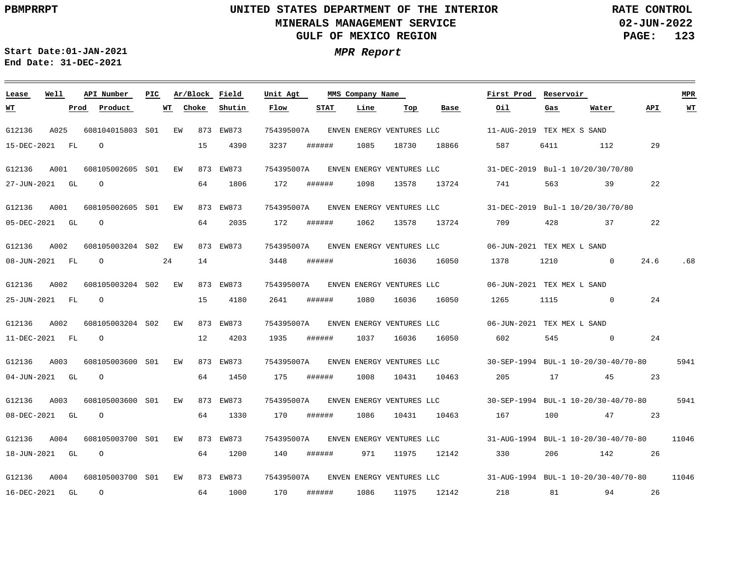PBMPRRPT

# UNITED STATES DEPARTMENT OF THE INTERIOR
## MINERALS MANAGEMENT SERVICE
## GULF OF MEXICO REGION

RATE CONTROL
02-JUN-2022

Start Date:01-JAN-2021
End Date: 31-DEC-2021

***MPR Report***

| Lease | Well | API Number | PIC | Ar/Block | Field | Unit Agt | MMS Company Name | First Prod | Reservoir | MPR | WT | Prod | Product | WT | Choke | Shutin | Flow | STAT | Line | Top | Base | Oil | Gas | Water | API | WT |
|---|---|---|---|---|---|---|---|---|---|---|---|---|---|---|---|---|---|---|---|---|---|---|---|---|---|---|
| G12136 | A025 | 608104015803 | S01 | EW 873 | EW873 | 754395007A | ENVEN ENERGY VENTURES LLC | 11-AUG-2019 | TEX MEX S SAND | | 15-DEC-2021 | FL | O | | 15 | 4390 | 3237 | ###### | 1085 | 18730 | 18866 | 587 | 6411 | 112 | 29 | |
| G12136 | A001 | 608105002605 | S01 | EW 873 | EW873 | 754395007A | ENVEN ENERGY VENTURES LLC | 31-DEC-2019 | Bul-1 10/20/30/70/80 | | 27-JUN-2021 | GL | O | | 64 | 1806 | 172 | ###### | 1098 | 13578 | 13724 | 741 | 563 | 39 | 22 | |
| G12136 | A001 | 608105002605 | S01 | EW 873 | EW873 | 754395007A | ENVEN ENERGY VENTURES LLC | 31-DEC-2019 | Bul-1 10/20/30/70/80 | | 05-DEC-2021 | GL | O | | 64 | 2035 | 172 | ###### | 1062 | 13578 | 13724 | 709 | 428 | 37 | 22 | |
| G12136 | A002 | 608105003204 | S02 | EW 873 | EW873 | 754395007A | ENVEN ENERGY VENTURES LLC | 06-JUN-2021 | TEX MEX L SAND | | 08-JUN-2021 | FL | O | 24 | 14 | | 3448 | ###### | | 16036 | 16050 | 1378 | 1210 | 0 | 24.6 | .68 |
| G12136 | A002 | 608105003204 | S02 | EW 873 | EW873 | 754395007A | ENVEN ENERGY VENTURES LLC | 06-JUN-2021 | TEX MEX L SAND | | 25-JUN-2021 | FL | O | | 15 | 4180 | 2641 | ###### | 1080 | 16036 | 16050 | 1265 | 1115 | 0 | 24 | |
| G12136 | A002 | 608105003204 | S02 | EW 873 | EW873 | 754395007A | ENVEN ENERGY VENTURES LLC | 06-JUN-2021 | TEX MEX L SAND | | 11-DEC-2021 | FL | O | | 12 | 4203 | 1935 | ###### | 1037 | 16036 | 16050 | 602 | 545 | 0 | 24 | |
| G12136 | A003 | 608105003600 | S01 | EW 873 | EW873 | 754395007A | ENVEN ENERGY VENTURES LLC | 30-SEP-1994 | BUL-1 10-20/30-40/70-80 | 5941 | 04-JUN-2021 | GL | O | | 64 | 1450 | 175 | ###### | 1008 | 10431 | 10463 | 205 | 17 | 45 | 23 | |
| G12136 | A003 | 608105003600 | S01 | EW 873 | EW873 | 754395007A | ENVEN ENERGY VENTURES LLC | 30-SEP-1994 | BUL-1 10-20/30-40/70-80 | 5941 | 08-DEC-2021 | GL | O | | 64 | 1330 | 170 | ###### | 1086 | 10431 | 10463 | 167 | 100 | 47 | 23 | |
| G12136 | A004 | 608105003700 | S01 | EW 873 | EW873 | 754395007A | ENVEN ENERGY VENTURES LLC | 31-AUG-1994 | BUL-1 10-20/30-40/70-80 | 11046 | 18-JUN-2021 | GL | O | | 64 | 1200 | 140 | ###### | 971 | 11975 | 12142 | 330 | 206 | 142 | 26 | |
| G12136 | A004 | 608105003700 | S01 | EW 873 | EW873 | 754395007A | ENVEN ENERGY VENTURES LLC | 31-AUG-1994 | BUL-1 10-20/30-40/70-80 | 11046 | 16-DEC-2021 | GL | O | | 64 | 1000 | 170 | ###### | 1086 | 11975 | 12142 | 218 | 81 | 94 | 26 | |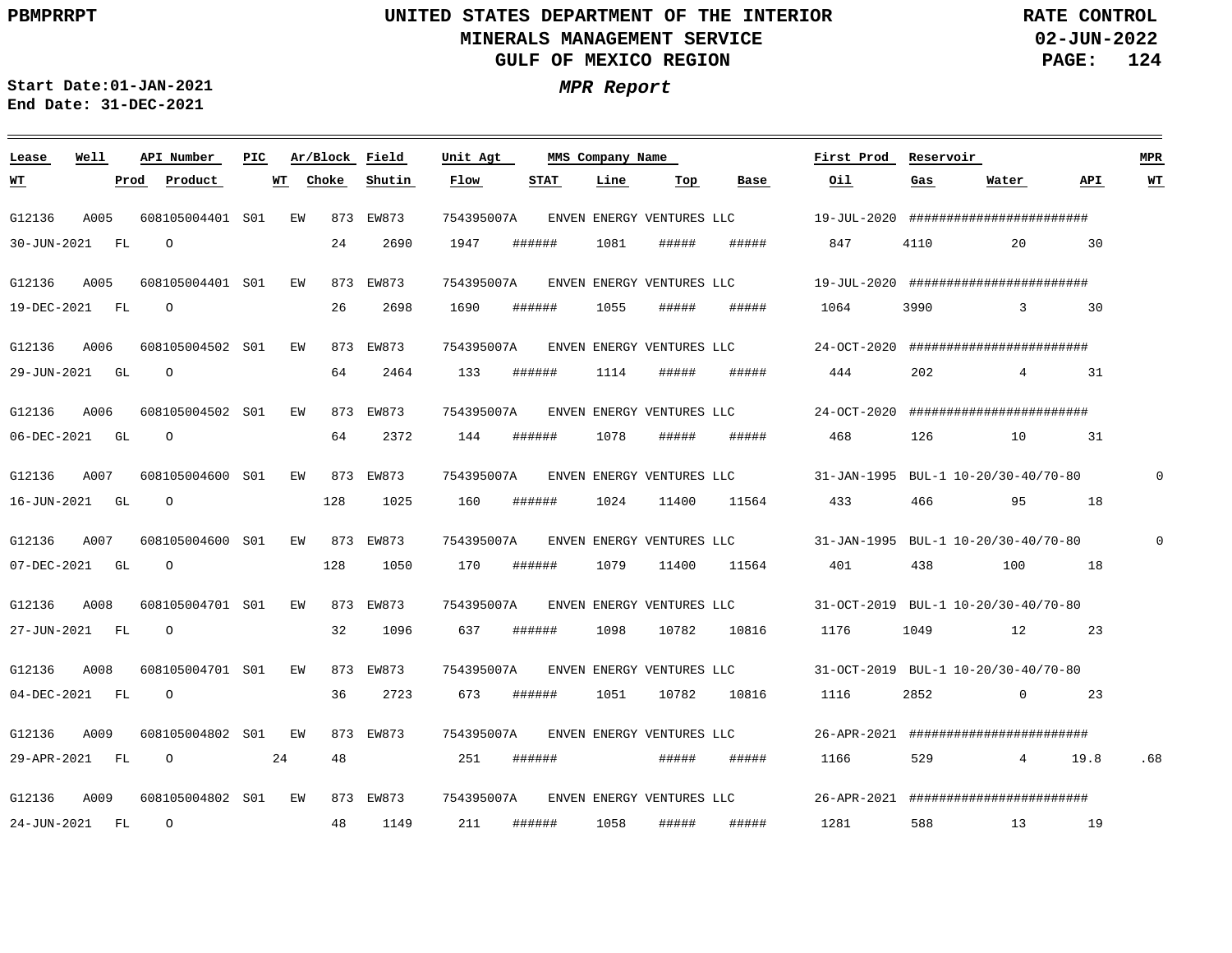PBMPRRPT

# UNITED STATES DEPARTMENT OF THE INTERIOR
## MINERALS MANAGEMENT SERVICE
## GULF OF MEXICO REGION

RATE CONTROL
02-JUN-2022

Start Date:01-JAN-2021
End Date: 31-DEC-2021

***MPR Report***

| Lease | Well | API Number | PIC | Ar/Block | Field | Unit Agt | MMS Company Name | First Prod | Reservoir | MPR | WT | Prod | Product | WT | Choke | Shutin | Flow | STAT | Line | Top | Base | Oil | Gas | Water | API | WT |
|---|---|---|---|---|---|---|---|---|---|---|---|---|---|---|---|---|---|---|---|---|---|---|---|---|---|---|
| G12136 | A005 | 608105004401 | S01 | EW 873 | EW873 | 754395007A | ENVEN ENERGY VENTURES LLC | 19-JUL-2020 | ######################## | | 30-JUN-2021 | FL | O | | 24 | 2690 | 1947 | ###### | 1081 | ##### | ##### | 847 | 4110 | 20 | 30 | |
| G12136 | A005 | 608105004401 | S01 | EW 873 | EW873 | 754395007A | ENVEN ENERGY VENTURES LLC | 19-JUL-2020 | ######################## | | 19-DEC-2021 | FL | O | | 26 | 2698 | 1690 | ###### | 1055 | ##### | ##### | 1064 | 3990 | 3 | 30 | |
| G12136 | A006 | 608105004502 | S01 | EW 873 | EW873 | 754395007A | ENVEN ENERGY VENTURES LLC | 24-OCT-2020 | ######################## | | 29-JUN-2021 | GL | O | | 64 | 2464 | 133 | ###### | 1114 | ##### | ##### | 444 | 202 | 4 | 31 | |
| G12136 | A006 | 608105004502 | S01 | EW 873 | EW873 | 754395007A | ENVEN ENERGY VENTURES LLC | 24-OCT-2020 | ######################## | | 06-DEC-2021 | GL | O | | 64 | 2372 | 144 | ###### | 1078 | ##### | ##### | 468 | 126 | 10 | 31 | |
| G12136 | A007 | 608105004600 | S01 | EW 873 | EW873 | 754395007A | ENVEN ENERGY VENTURES LLC | 31-JAN-1995 | BUL-1 10-20/30-40/70-80 | 0 | 16-JUN-2021 | GL | O | | 128 | 1025 | 160 | ###### | 1024 | 11400 | 11564 | 433 | 466 | 95 | 18 | |
| G12136 | A007 | 608105004600 | S01 | EW 873 | EW873 | 754395007A | ENVEN ENERGY VENTURES LLC | 31-JAN-1995 | BUL-1 10-20/30-40/70-80 | 0 | 07-DEC-2021 | GL | O | | 128 | 1050 | 170 | ###### | 1079 | 11400 | 11564 | 401 | 438 | 100 | 18 | |
| G12136 | A008 | 608105004701 | S01 | EW 873 | EW873 | 754395007A | ENVEN ENERGY VENTURES LLC | 31-OCT-2019 | BUL-1 10-20/30-40/70-80 | | 27-JUN-2021 | FL | O | | 32 | 1096 | 637 | ###### | 1098 | 10782 | 10816 | 1176 | 1049 | 12 | 23 | |
| G12136 | A008 | 608105004701 | S01 | EW 873 | EW873 | 754395007A | ENVEN ENERGY VENTURES LLC | 31-OCT-2019 | BUL-1 10-20/30-40/70-80 | | 04-DEC-2021 | FL | O | | 36 | 2723 | 673 | ###### | 1051 | 10782 | 10816 | 1116 | 2852 | 0 | 23 | |
| G12136 | A009 | 608105004802 | S01 | EW 873 | EW873 | 754395007A | ENVEN ENERGY VENTURES LLC | 26-APR-2021 | ######################## | | 29-APR-2021 | FL | O | 24 | 48 | | 251 | ###### | | ##### | ##### | 1166 | 529 | 4 | 19.8 | .68 |
| G12136 | A009 | 608105004802 | S01 | EW 873 | EW873 | 754395007A | ENVEN ENERGY VENTURES LLC | 26-APR-2021 | ######################## | | 24-JUN-2021 | FL | O | | 48 | 1149 | 211 | ###### | 1058 | ##### | ##### | 1281 | 588 | 13 | 19 | |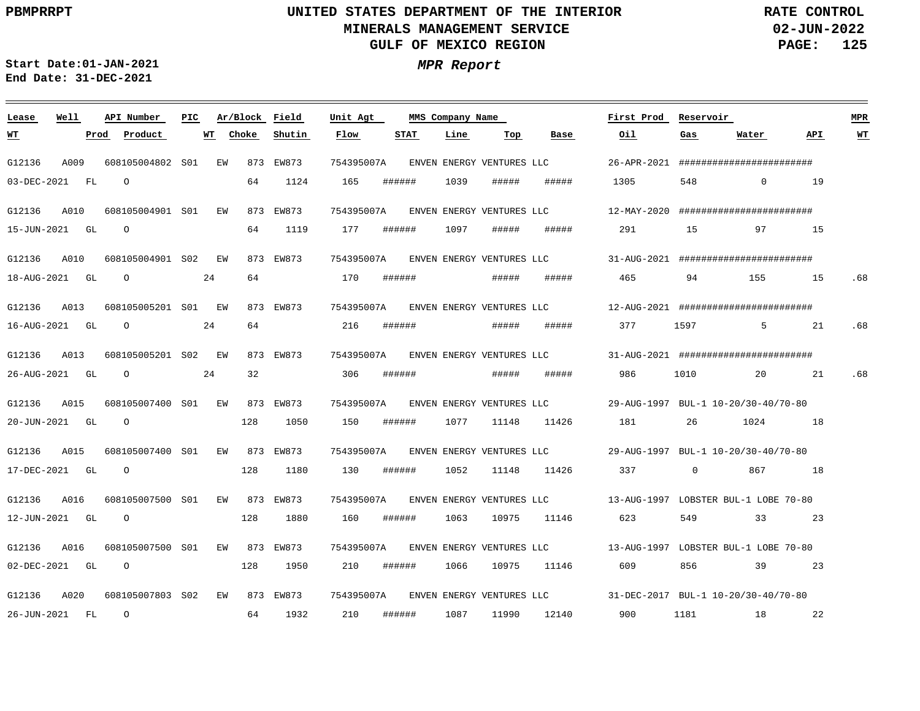**PBMPRRPT**

# UNITED STATES DEPARTMENT OF THE INTERIOR
## MINERALS MANAGEMENT SERVICE
## GULF OF MEXICO REGION

**RATE CONTROL**
**02-JUN-2022**

**Start Date:01-JAN-2021**
**End Date: 31-DEC-2021**

### *MPR Report*

| Lease | Well | API Number | PIC | Ar/Block | Field | Unit Agt | MMS Company Name | First Prod | Reservoir | WT | Prod | Product | WT | Choke | Shutin | Flow | STAT | Line | Top | Base | Oil | Gas | Water | API | MPR WT |
|---|---|---|---|---|---|---|---|---|---|---|---|---|---|---|---|---|---|---|---|---|---|---|---|---|---|
| G12136 | A009 | 608105004802 | S01 | EW 873 | EW873 | 754395007A | ENVEN ENERGY VENTURES LLC | 26-APR-2021 | ######################## | 03-DEC-2021 | FL | O | | 64 | 1124 | 165 | ###### | 1039 | ##### | ##### | 1305 | 548 | 0 | 19 | |
| G12136 | A010 | 608105004901 | S01 | EW 873 | EW873 | 754395007A | ENVEN ENERGY VENTURES LLC | 12-MAY-2020 | ######################## | 15-JUN-2021 | GL | O | | 64 | 1119 | 177 | ###### | 1097 | ##### | ##### | 291 | 15 | 97 | 15 | |
| G12136 | A010 | 608105004901 | S02 | EW 873 | EW873 | 754395007A | ENVEN ENERGY VENTURES LLC | 31-AUG-2021 | ######################## | 18-AUG-2021 | GL | O | 24 | 64 | | 170 | ###### | | ##### | ##### | 465 | 94 | 155 | 15 | .68 |
| G12136 | A013 | 608105005201 | S01 | EW 873 | EW873 | 754395007A | ENVEN ENERGY VENTURES LLC | 12-AUG-2021 | ######################## | 16-AUG-2021 | GL | O | 24 | 64 | | 216 | ###### | | ##### | ##### | 377 | 1597 | 5 | 21 | .68 |
| G12136 | A013 | 608105005201 | S02 | EW 873 | EW873 | 754395007A | ENVEN ENERGY VENTURES LLC | 31-AUG-2021 | ######################## | 26-AUG-2021 | GL | O | 24 | 32 | | 306 | ###### | | ##### | ##### | 986 | 1010 | 20 | 21 | .68 |
| G12136 | A015 | 608105007400 | S01 | EW 873 | EW873 | 754395007A | ENVEN ENERGY VENTURES LLC | 29-AUG-1997 | BUL-1 10-20/30-40/70-80 | 20-JUN-2021 | GL | O | | 128 | 1050 | 150 | ###### | 1077 | 11148 | 11426 | 181 | 26 | 1024 | 18 | |
| G12136 | A015 | 608105007400 | S01 | EW 873 | EW873 | 754395007A | ENVEN ENERGY VENTURES LLC | 29-AUG-1997 | BUL-1 10-20/30-40/70-80 | 17-DEC-2021 | GL | O | | 128 | 1180 | 130 | ###### | 1052 | 11148 | 11426 | 337 | 0 | 867 | 18 | |
| G12136 | A016 | 608105007500 | S01 | EW 873 | EW873 | 754395007A | ENVEN ENERGY VENTURES LLC | 13-AUG-1997 | LOBSTER BUL-1 LOBE 70-80 | 12-JUN-2021 | GL | O | | 128 | 1880 | 160 | ###### | 1063 | 10975 | 11146 | 623 | 549 | 33 | 23 | |
| G12136 | A016 | 608105007500 | S01 | EW 873 | EW873 | 754395007A | ENVEN ENERGY VENTURES LLC | 13-AUG-1997 | LOBSTER BUL-1 LOBE 70-80 | 02-DEC-2021 | GL | O | | 128 | 1950 | 210 | ###### | 1066 | 10975 | 11146 | 609 | 856 | 39 | 23 | |
| G12136 | A020 | 608105007803 | S02 | EW 873 | EW873 | 754395007A | ENVEN ENERGY VENTURES LLC | 31-DEC-2017 | BUL-1 10-20/30-40/70-80 | 26-JUN-2021 | FL | O | | 64 | 1932 | 210 | ###### | 1087 | 11990 | 12140 | 900 | 1181 | 18 | 22 | |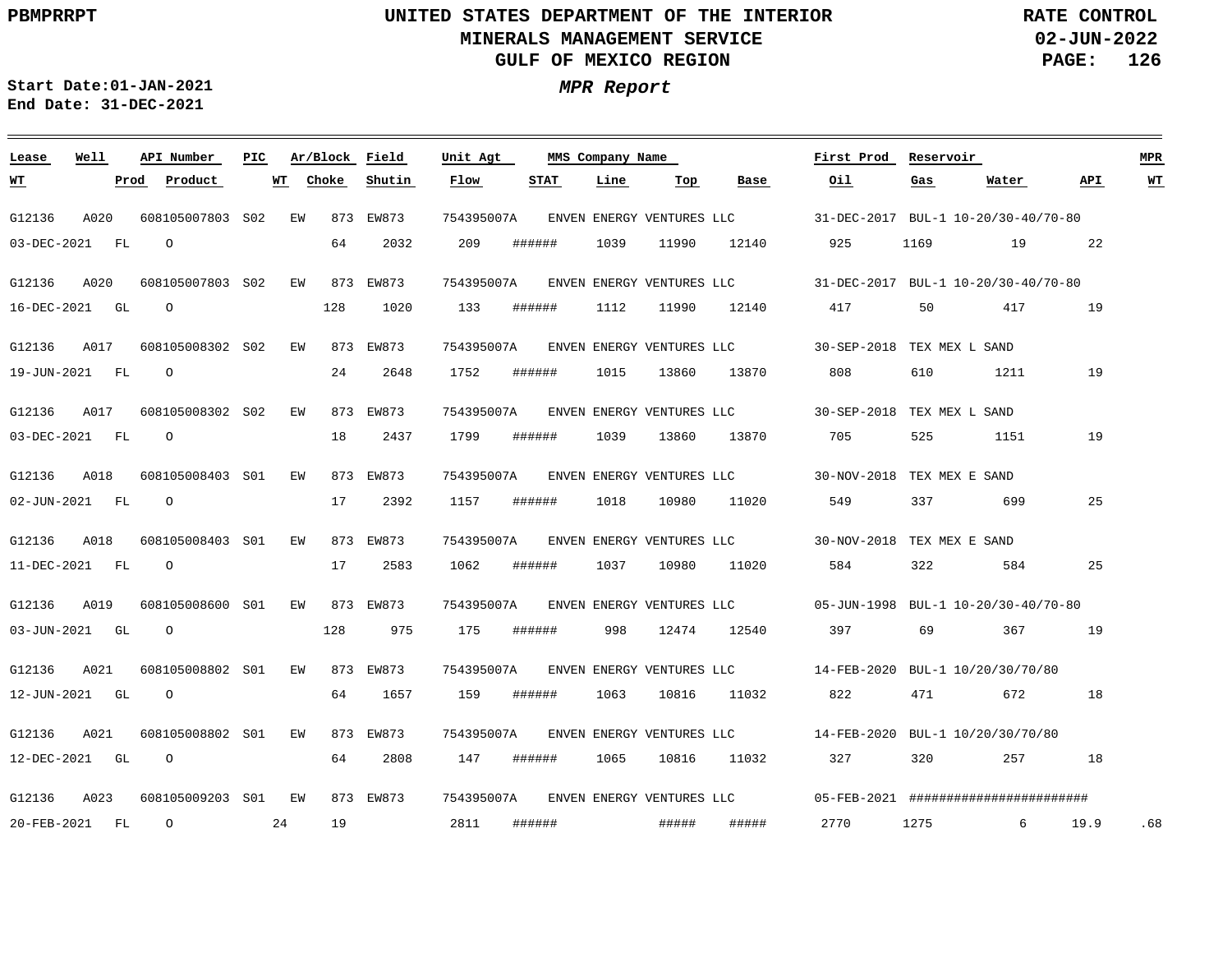PBMPRRPT

# UNITED STATES DEPARTMENT OF THE INTERIOR
## MINERALS MANAGEMENT SERVICE
## GULF OF MEXICO REGION

RATE CONTROL
02-JUN-2022

Start Date:01-JAN-2021
End Date: 31-DEC-2021

*MPR Report*

| Lease | Well | API Number | PIC | Ar/Block | Field | Unit Agt | MMS Company Name | | | | First Prod | Reservoir | | | MPR |
|---|---|---|---|---|---|---|---|---|---|---|---|---|---|---|---|
| WT | Prod | Product | WT | Choke | Shutin | Flow | STAT | Line | Top | Base | Oil | Gas | Water | API | WT |
| G12136 | A020 | 608105007803 | S02 | EW 873 | EW873 | 754395007A | ENVEN ENERGY VENTURES LLC | | | | 31-DEC-2017 | BUL-1 10-20/30-40/70-80 | | | |
| 03-DEC-2021 | FL | O | | 64 | 2032 | 209 | ###### | 1039 | 11990 | 12140 | 925 | 1169 | 19 | 22 | |
| G12136 | A020 | 608105007803 | S02 | EW 873 | EW873 | 754395007A | ENVEN ENERGY VENTURES LLC | | | | 31-DEC-2017 | BUL-1 10-20/30-40/70-80 | | | |
| 16-DEC-2021 | GL | O | | 128 | 1020 | 133 | ###### | 1112 | 11990 | 12140 | 417 | 50 | 417 | 19 | |
| G12136 | A017 | 608105008302 | S02 | EW 873 | EW873 | 754395007A | ENVEN ENERGY VENTURES LLC | | | | 30-SEP-2018 | TEX MEX L SAND | | | |
| 19-JUN-2021 | FL | O | | 24 | 2648 | 1752 | ###### | 1015 | 13860 | 13870 | 808 | 610 | 1211 | 19 | |
| G12136 | A017 | 608105008302 | S02 | EW 873 | EW873 | 754395007A | ENVEN ENERGY VENTURES LLC | | | | 30-SEP-2018 | TEX MEX L SAND | | | |
| 03-DEC-2021 | FL | O | | 18 | 2437 | 1799 | ###### | 1039 | 13860 | 13870 | 705 | 525 | 1151 | 19 | |
| G12136 | A018 | 608105008403 | S01 | EW 873 | EW873 | 754395007A | ENVEN ENERGY VENTURES LLC | | | | 30-NOV-2018 | TEX MEX E SAND | | | |
| 02-JUN-2021 | FL | O | | 17 | 2392 | 1157 | ###### | 1018 | 10980 | 11020 | 549 | 337 | 699 | 25 | |
| G12136 | A018 | 608105008403 | S01 | EW 873 | EW873 | 754395007A | ENVEN ENERGY VENTURES LLC | | | | 30-NOV-2018 | TEX MEX E SAND | | | |
| 11-DEC-2021 | FL | O | | 17 | 2583 | 1062 | ###### | 1037 | 10980 | 11020 | 584 | 322 | 584 | 25 | |
| G12136 | A019 | 608105008600 | S01 | EW 873 | EW873 | 754395007A | ENVEN ENERGY VENTURES LLC | | | | 05-JUN-1998 | BUL-1 10-20/30-40/70-80 | | | |
| 03-JUN-2021 | GL | O | | 128 | 975 | 175 | ###### | 998 | 12474 | 12540 | 397 | 69 | 367 | 19 | |
| G12136 | A021 | 608105008802 | S01 | EW 873 | EW873 | 754395007A | ENVEN ENERGY VENTURES LLC | | | | 14-FEB-2020 | BUL-1 10/20/30/70/80 | | | |
| 12-JUN-2021 | GL | O | | 64 | 1657 | 159 | ###### | 1063 | 10816 | 11032 | 822 | 471 | 672 | 18 | |
| G12136 | A021 | 608105008802 | S01 | EW 873 | EW873 | 754395007A | ENVEN ENERGY VENTURES LLC | | | | 14-FEB-2020 | BUL-1 10/20/30/70/80 | | | |
| 12-DEC-2021 | GL | O | | 64 | 2808 | 147 | ###### | 1065 | 10816 | 11032 | 327 | 320 | 257 | 18 | |
| G12136 | A023 | 608105009203 | S01 | EW 873 | EW873 | 754395007A | ENVEN ENERGY VENTURES LLC | | | | 05-FEB-2021 | ####################### | | | |
| 20-FEB-2021 | FL | O | 24 | 19 | | 2811 | ###### | | ##### | ##### | 2770 | 1275 | 6 | 19.9 | .68 |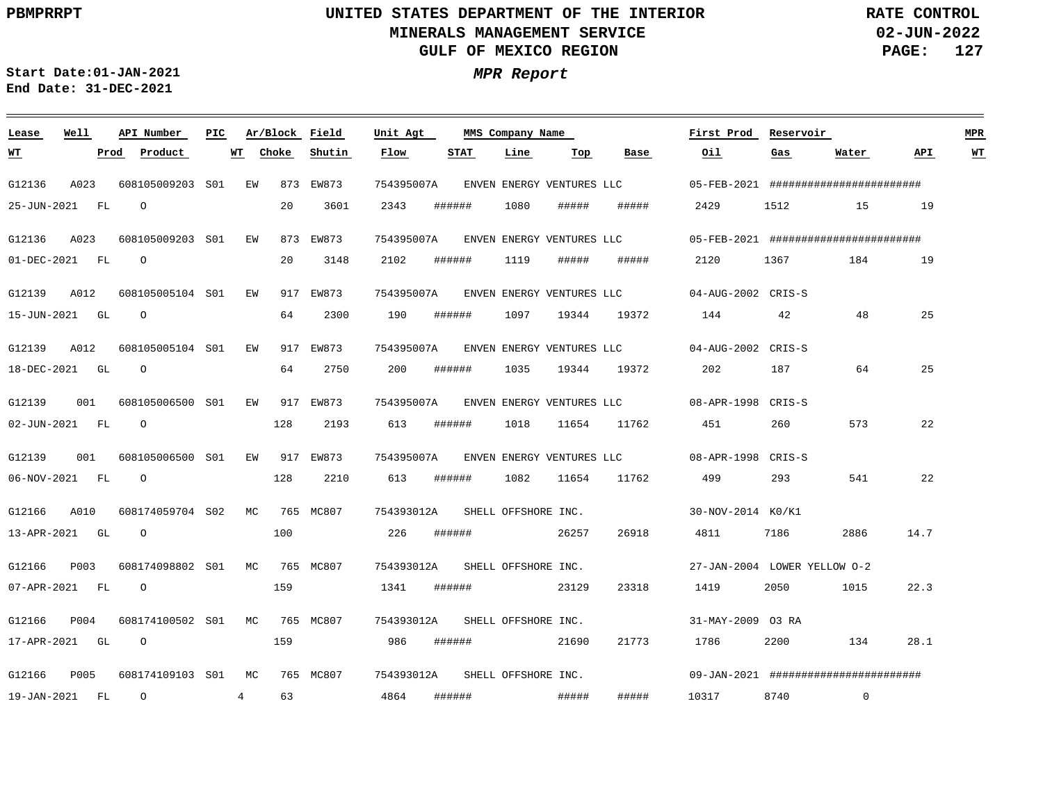**UNITED STATES DEPARTMENT OF THE INTERIOR**
**MINERALS MANAGEMENT SERVICE**
**GULF OF MEXICO REGION**

*MPR Report*

**Start Date:** 01-JAN-2021
**End Date:** 31-DEC-2021

| Lease | Well | API Number | PIC | Ar/Block | Field | Unit Agt | MMS Company Name | First Prod | Reservoir | MPR |
|---|---|---|---|---|---|---|---|---|---|---|
| **WT** | **Prod** | **Product** | **WT** | **Choke** | **Shutin** | **Flow** | **STAT** | **Line** | **Top** | **Base** |
| | | | | | | | | | | |

| Lease | Well | API Number | PIC | Ar/Block | Field | Unit Agt | MMS Company Name | First Prod | Reservoir | WT | Prod | Product | WT | Choke | Shutin | Flow | STAT | Line | Top | Base | Oil | Gas | Water | API | MPR WT |
|---|---|---|---|---|---|---|---|---|---|---|---|---|---|---|---|---|---|---|---|---|---|---|---|---|---|
| G12136 | A023 | 608105009203 | S01 | EW 873 | EW873 | 754395007A | ENVEN ENERGY VENTURES LLC | 05-FEB-2021 | ######################## | 25-JUN-2021 | FL | O | | 20 | 3601 | 2343 | ###### | 1080 | ##### | ##### | 2429 | 1512 | 15 | 19 | |
| G12136 | A023 | 608105009203 | S01 | EW 873 | EW873 | 754395007A | ENVEN ENERGY VENTURES LLC | 05-FEB-2021 | ######################## | 01-DEC-2021 | FL | O | | 20 | 3148 | 2102 | ###### | 1119 | ##### | ##### | 2120 | 1367 | 184 | 19 | |
| G12139 | A012 | 608105005104 | S01 | EW 917 | EW873 | 754395007A | ENVEN ENERGY VENTURES LLC | 04-AUG-2002 | CRIS-S | 15-JUN-2021 | GL | O | | 64 | 2300 | 190 | ###### | 1097 | 19344 | 19372 | 144 | 42 | 48 | 25 | |
| G12139 | A012 | 608105005104 | S01 | EW 917 | EW873 | 754395007A | ENVEN ENERGY VENTURES LLC | 04-AUG-2002 | CRIS-S | 18-DEC-2021 | GL | O | | 64 | 2750 | 200 | ###### | 1035 | 19344 | 19372 | 202 | 187 | 64 | 25 | |
| G12139 | 001 | 608105006500 | S01 | EW 917 | EW873 | 754395007A | ENVEN ENERGY VENTURES LLC | 08-APR-1998 | CRIS-S | 02-JUN-2021 | FL | O | | 128 | 2193 | 613 | ###### | 1018 | 11654 | 11762 | 451 | 260 | 573 | 22 | |
| G12139 | 001 | 608105006500 | S01 | EW 917 | EW873 | 754395007A | ENVEN ENERGY VENTURES LLC | 08-APR-1998 | CRIS-S | 06-NOV-2021 | FL | O | | 128 | 2210 | 613 | ###### | 1082 | 11654 | 11762 | 499 | 293 | 541 | 22 | |
| G12166 | A010 | 608174059704 | S02 | MC 765 | MC807 | 754393012A | SHELL OFFSHORE INC. | 30-NOV-2014 | K0/K1 | 13-APR-2021 | GL | O | | 100 | | 226 | ###### | | 26257 | 26918 | 4811 | 7186 | 2886 | 14.7 | |
| G12166 | P003 | 608174098802 | S01 | MC 765 | MC807 | 754393012A | SHELL OFFSHORE INC. | 27-JAN-2004 | LOWER YELLOW O-2 | 07-APR-2021 | FL | O | | 159 | | 1341 | ###### | | 23129 | 23318 | 1419 | 2050 | 1015 | 22.3 | |
| G12166 | P004 | 608174100502 | S01 | MC 765 | MC807 | 754393012A | SHELL OFFSHORE INC. | 31-MAY-2009 | O3 RA | 17-APR-2021 | GL | O | | 159 | | 986 | ###### | | 21690 | 21773 | 1786 | 2200 | 134 | 28.1 | |
| G12166 | P005 | 608174109103 | S01 | MC 765 | MC807 | 754393012A | SHELL OFFSHORE INC. | 09-JAN-2021 | ######################## | 19-JAN-2021 | FL | O | 4 | 63 | | 4864 | ###### | | ##### | ##### | 10317 | 8740 | 0 | | |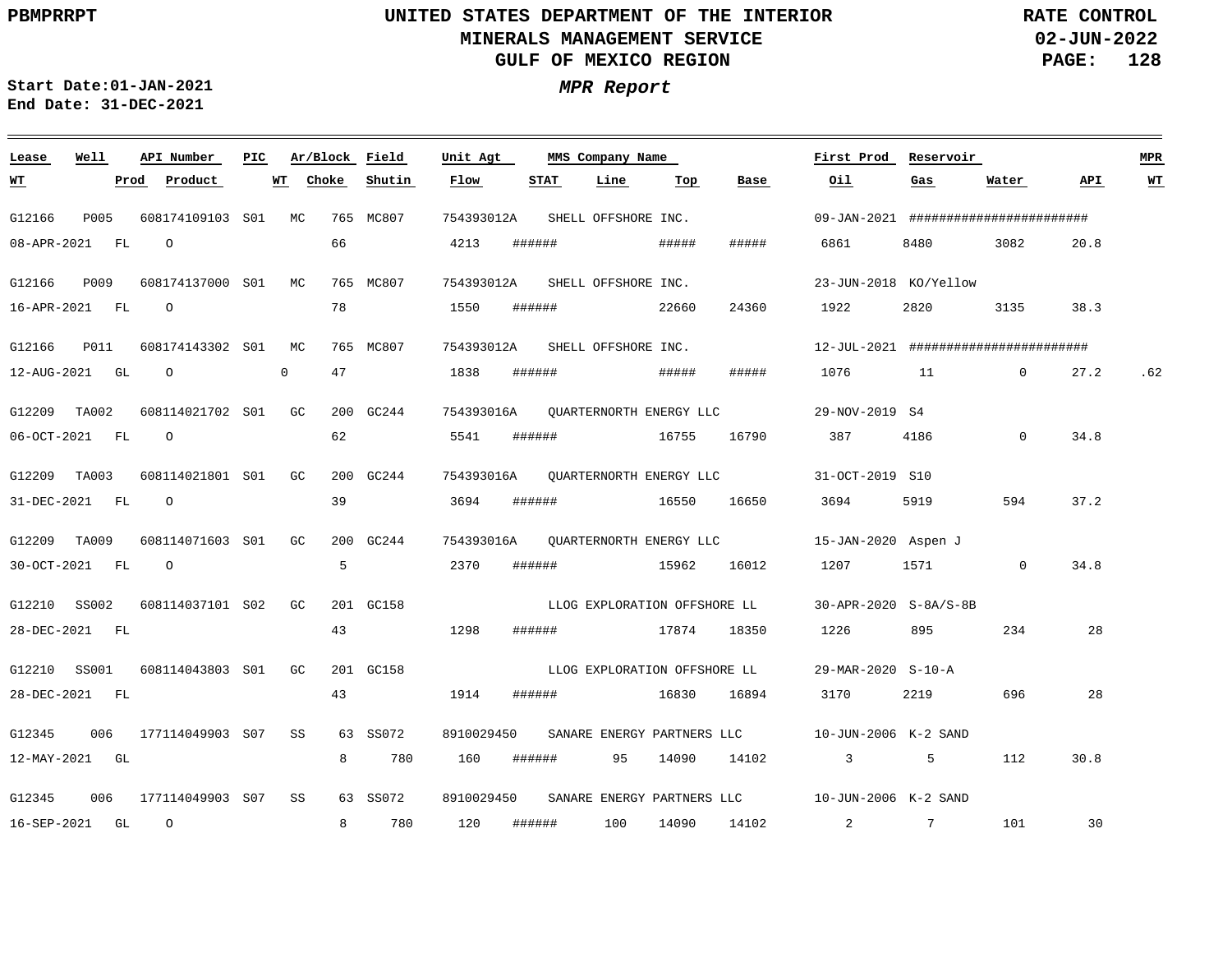UNITED STATES DEPARTMENT OF THE INTERIOR
MINERALS MANAGEMENT SERVICE
GULF OF MEXICO REGION

PBMPRRPT

RATE CONTROL
02-JUN-2022

**Start Date:01-JAN-2021**
**End Date: 31-DEC-2021**

***MPR Report***

| Lease | Well | API Number | PIC | Ar/Block | Field | Unit Agt | MMS Company Name | First Prod | Reservoir | WT | Prod | Product | WT | Choke | Shutin | Flow | STAT | Line | Top | Base | Oil | Gas | Water | API | MPR WT |
|---|---|---|---|---|---|---|---|---|---|---|---|---|---|---|---|---|---|---|---|---|---|---|---|---|---|
| G12166 | P005 | 608174109103 | S01 | MC 765 | MC807 | 754393012A | SHELL OFFSHORE INC. | 09-JAN-2021 | ####################### | 08-APR-2021 | FL | O | | 66 | | 4213 | ###### | | ##### | ##### | 6861 | 8480 | 3082 | 20.8 | |
| G12166 | P009 | 608174137000 | S01 | MC 765 | MC807 | 754393012A | SHELL OFFSHORE INC. | 23-JUN-2018 | KO/Yellow | 16-APR-2021 | FL | O | | 78 | | 1550 | ###### | | 22660 | 24360 | 1922 | 2820 | 3135 | 38.3 | |
| G12166 | P011 | 608174143302 | S01 | MC 765 | MC807 | 754393012A | SHELL OFFSHORE INC. | 12-JUL-2021 | ####################### | 12-AUG-2021 | GL | O | 0 | 47 | | 1838 | ###### | | ##### | ##### | 1076 | 11 | 0 | 27.2 | .62 |
| G12209 | TA002 | 608114021702 | S01 | GC 200 | GC244 | 754393016A | QUARTERNORTH ENERGY LLC | 29-NOV-2019 | S4 | 06-OCT-2021 | FL | O | | 62 | | 5541 | ###### | | 16755 | 16790 | 387 | 4186 | 0 | 34.8 | |
| G12209 | TA003 | 608114021801 | S01 | GC 200 | GC244 | 754393016A | QUARTERNORTH ENERGY LLC | 31-OCT-2019 | S10 | 31-DEC-2021 | FL | O | | 39 | | 3694 | ###### | | 16550 | 16650 | 3694 | 5919 | 594 | 37.2 | |
| G12209 | TA009 | 608114071603 | S01 | GC 200 | GC244 | 754393016A | QUARTERNORTH ENERGY LLC | 15-JAN-2020 | Aspen J | 30-OCT-2021 | FL | O | | 5 | | 2370 | ###### | | 15962 | 16012 | 1207 | 1571 | 0 | 34.8 | |
| G12210 | SS002 | 608114037101 | S02 | GC 201 | GC158 | | LLOG EXPLORATION OFFSHORE LL | 30-APR-2020 | S-8A/S-8B | 28-DEC-2021 | FL | | | 43 | | 1298 | ###### | | 17874 | 18350 | 1226 | 895 | 234 | 28 | |
| G12210 | SS001 | 608114043803 | S01 | GC 201 | GC158 | | LLOG EXPLORATION OFFSHORE LL | 29-MAR-2020 | S-10-A | 28-DEC-2021 | FL | | | 43 | | 1914 | ###### | | 16830 | 16894 | 3170 | 2219 | 696 | 28 | |
| G12345 | 006 | 177114049903 | S07 | SS 63 | SS072 | 8910029450 | SANARE ENERGY PARTNERS LLC | 10-JUN-2006 | K-2 SAND | 12-MAY-2021 | GL | | | 8 | 780 | 160 | ###### | 95 | 14090 | 14102 | 3 | 5 | 112 | 30.8 | |
| G12345 | 006 | 177114049903 | S07 | SS 63 | SS072 | 8910029450 | SANARE ENERGY PARTNERS LLC | 10-JUN-2006 | K-2 SAND | 16-SEP-2021 | GL | O | | 8 | 780 | 120 | ###### | 100 | 14090 | 14102 | 2 | 7 | 101 | 30 | |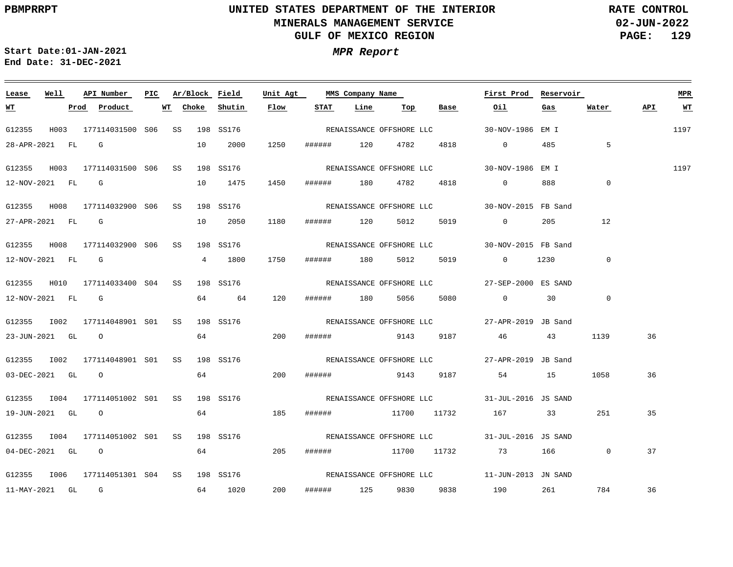PBMPRRPT

# UNITED STATES DEPARTMENT OF THE INTERIOR
## MINERALS MANAGEMENT SERVICE
## GULF OF MEXICO REGION

RATE CONTROL
02-JUN-2022

**Start Date:01-JAN-2021**
**End Date: 31-DEC-2021**

***MPR Report***

| Lease | Well | API Number | PIC | Ar/Block | Field | Unit Agt | MMS Company Name | First Prod | Reservoir | MPR | WT | Prod | Product | WT | Choke | Shutin | Flow | STAT | Line | Top | Base | Oil | Gas | Water | API | WT |
|---|---|---|---|---|---|---|---|---|---|---|---|---|---|---|---|---|---|---|---|---|---|---|---|---|---|---|
| G12355 | H003 | 177114031500 | S06 | SS 198 | SS176 | | RENAISSANCE OFFSHORE LLC | 30-NOV-1986 | EM I | 1197 | 28-APR-2021 | FL | G | | 10 | 2000 | 1250 | ###### | 120 | 4782 | 4818 | 0 | 485 | 5 | | |
| G12355 | H003 | 177114031500 | S06 | SS 198 | SS176 | | RENAISSANCE OFFSHORE LLC | 30-NOV-1986 | EM I | 1197 | 12-NOV-2021 | FL | G | | 10 | 1475 | 1450 | ###### | 180 | 4782 | 4818 | 0 | 888 | 0 | | |
| G12355 | H008 | 177114032900 | S06 | SS 198 | SS176 | | RENAISSANCE OFFSHORE LLC | 30-NOV-2015 | FB Sand | | 27-APR-2021 | FL | G | | 10 | 2050 | 1180 | ###### | 120 | 5012 | 5019 | 0 | 205 | 12 | | |
| G12355 | H008 | 177114032900 | S06 | SS 198 | SS176 | | RENAISSANCE OFFSHORE LLC | 30-NOV-2015 | FB Sand | | 12-NOV-2021 | FL | G | | 4 | 1800 | 1750 | ###### | 180 | 5012 | 5019 | 0 | 1230 | 0 | | |
| G12355 | H010 | 177114033400 | S04 | SS 198 | SS176 | | RENAISSANCE OFFSHORE LLC | 27-SEP-2000 | ES SAND | | 12-NOV-2021 | FL | G | | 64 | 64 | 120 | ###### | 180 | 5056 | 5080 | 0 | 30 | 0 | | |
| G12355 | I002 | 177114048901 | S01 | SS 198 | SS176 | | RENAISSANCE OFFSHORE LLC | 27-APR-2019 | JB Sand | | 23-JUN-2021 | GL | O | | 64 | | 200 | ###### | | 9143 | 9187 | 46 | 43 | 1139 | 36 | |
| G12355 | I002 | 177114048901 | S01 | SS 198 | SS176 | | RENAISSANCE OFFSHORE LLC | 27-APR-2019 | JB Sand | | 03-DEC-2021 | GL | O | | 64 | | 200 | ###### | | 9143 | 9187 | 54 | 15 | 1058 | 36 | |
| G12355 | I004 | 177114051002 | S01 | SS 198 | SS176 | | RENAISSANCE OFFSHORE LLC | 31-JUL-2016 | JS SAND | | 19-JUN-2021 | GL | O | | 64 | | 185 | ###### | | 11700 | 11732 | 167 | 33 | 251 | 35 | |
| G12355 | I004 | 177114051002 | S01 | SS 198 | SS176 | | RENAISSANCE OFFSHORE LLC | 31-JUL-2016 | JS SAND | | 04-DEC-2021 | GL | O | | 64 | | 205 | ###### | | 11700 | 11732 | 73 | 166 | 0 | 37 | |
| G12355 | I006 | 177114051301 | S04 | SS 198 | SS176 | | RENAISSANCE OFFSHORE LLC | 11-JUN-2013 | JN SAND | | 11-MAY-2021 | GL | G | | 64 | 1020 | 200 | ###### | 125 | 9830 | 9838 | 190 | 261 | 784 | 36 | |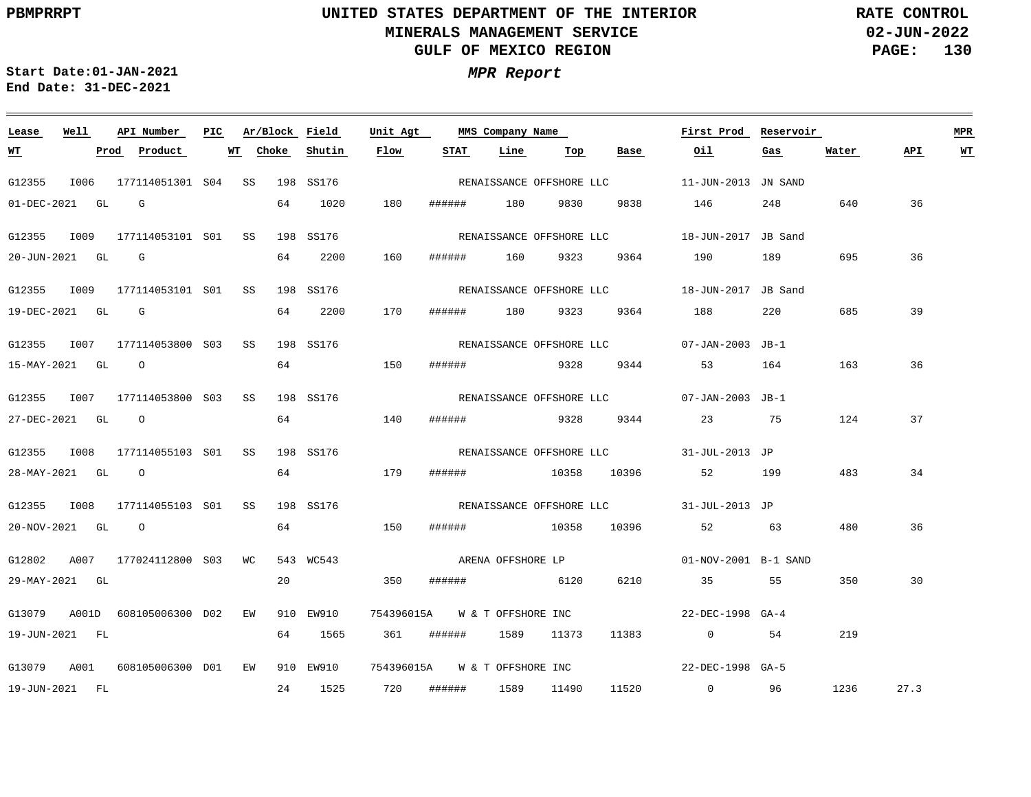# UNITED STATES DEPARTMENT OF THE INTERIOR
## MINERALS MANAGEMENT SERVICE
## GULF OF MEXICO REGION

**RATE CONTROL**
**02-JUN-2022**

**Start Date:01-JAN-2021**
**End Date: 31-DEC-2021**

***MPR Report***

| Lease | Well | API Number | PIC | Ar/Block | Field | Unit Agt | MMS Company Name | First Prod | Reservoir | WT | Prod | Product | WT | Choke | Shutin | Flow | STAT | Line | Top | Base | Oil | Gas | Water | API | MPR WT |
|---|---|---|---|---|---|---|---|---|---|---|---|---|---|---|---|---|---|---|---|---|---|---|---|---|---|
| G12355 | I006 | 177114051301 | S04 | SS 198 | SS176 | | RENAISSANCE OFFSHORE LLC | 11-JUN-2013 | JN SAND | 01-DEC-2021 | GL | G | | 64 | 1020 | 180 | ###### | 180 | 9830 | 9838 | 146 | 248 | 640 | 36 | |
| G12355 | I009 | 177114053101 | S01 | SS 198 | SS176 | | RENAISSANCE OFFSHORE LLC | 18-JUN-2017 | JB Sand | 20-JUN-2021 | GL | G | | 64 | 2200 | 160 | ###### | 160 | 9323 | 9364 | 190 | 189 | 695 | 36 | |
| G12355 | I009 | 177114053101 | S01 | SS 198 | SS176 | | RENAISSANCE OFFSHORE LLC | 18-JUN-2017 | JB Sand | 19-DEC-2021 | GL | G | | 64 | 2200 | 170 | ###### | 180 | 9323 | 9364 | 188 | 220 | 685 | 39 | |
| G12355 | I007 | 177114053800 | S03 | SS 198 | SS176 | | RENAISSANCE OFFSHORE LLC | 07-JAN-2003 | JB-1 | 15-MAY-2021 | GL | O | | 64 | | 150 | ###### | | 9328 | 9344 | 53 | 164 | 163 | 36 | |
| G12355 | I007 | 177114053800 | S03 | SS 198 | SS176 | | RENAISSANCE OFFSHORE LLC | 07-JAN-2003 | JB-1 | 27-DEC-2021 | GL | O | | 64 | | 140 | ###### | | 9328 | 9344 | 23 | 75 | 124 | 37 | |
| G12355 | I008 | 177114055103 | S01 | SS 198 | SS176 | | RENAISSANCE OFFSHORE LLC | 31-JUL-2013 | JP | 28-MAY-2021 | GL | O | | 64 | | 179 | ###### | | 10358 | 10396 | 52 | 199 | 483 | 34 | |
| G12355 | I008 | 177114055103 | S01 | SS 198 | SS176 | | RENAISSANCE OFFSHORE LLC | 31-JUL-2013 | JP | 20-NOV-2021 | GL | O | | 64 | | 150 | ###### | | 10358 | 10396 | 52 | 63 | 480 | 36 | |
| G12802 | A007 | 177024112800 | S03 | WC 543 | WC543 | | ARENA OFFSHORE LP | 01-NOV-2001 | B-1 SAND | 29-MAY-2021 | GL | | | 20 | | 350 | ###### | | 6120 | 6210 | 35 | 55 | 350 | 30 | |
| G13079 | A001D | 608105006300 | D02 | EW 910 | EW910 | 754396015A | W & T OFFSHORE INC | 22-DEC-1998 | GA-4 | 19-JUN-2021 | FL | | | 64 | 1565 | 361 | ###### | 1589 | 11373 | 11383 | 0 | 54 | 219 | | |
| G13079 | A001 | 608105006300 | D01 | EW 910 | EW910 | 754396015A | W & T OFFSHORE INC | 22-DEC-1998 | GA-5 | 19-JUN-2021 | FL | | | 24 | 1525 | 720 | ###### | 1589 | 11490 | 11520 | 0 | 96 | 1236 | 27.3 | |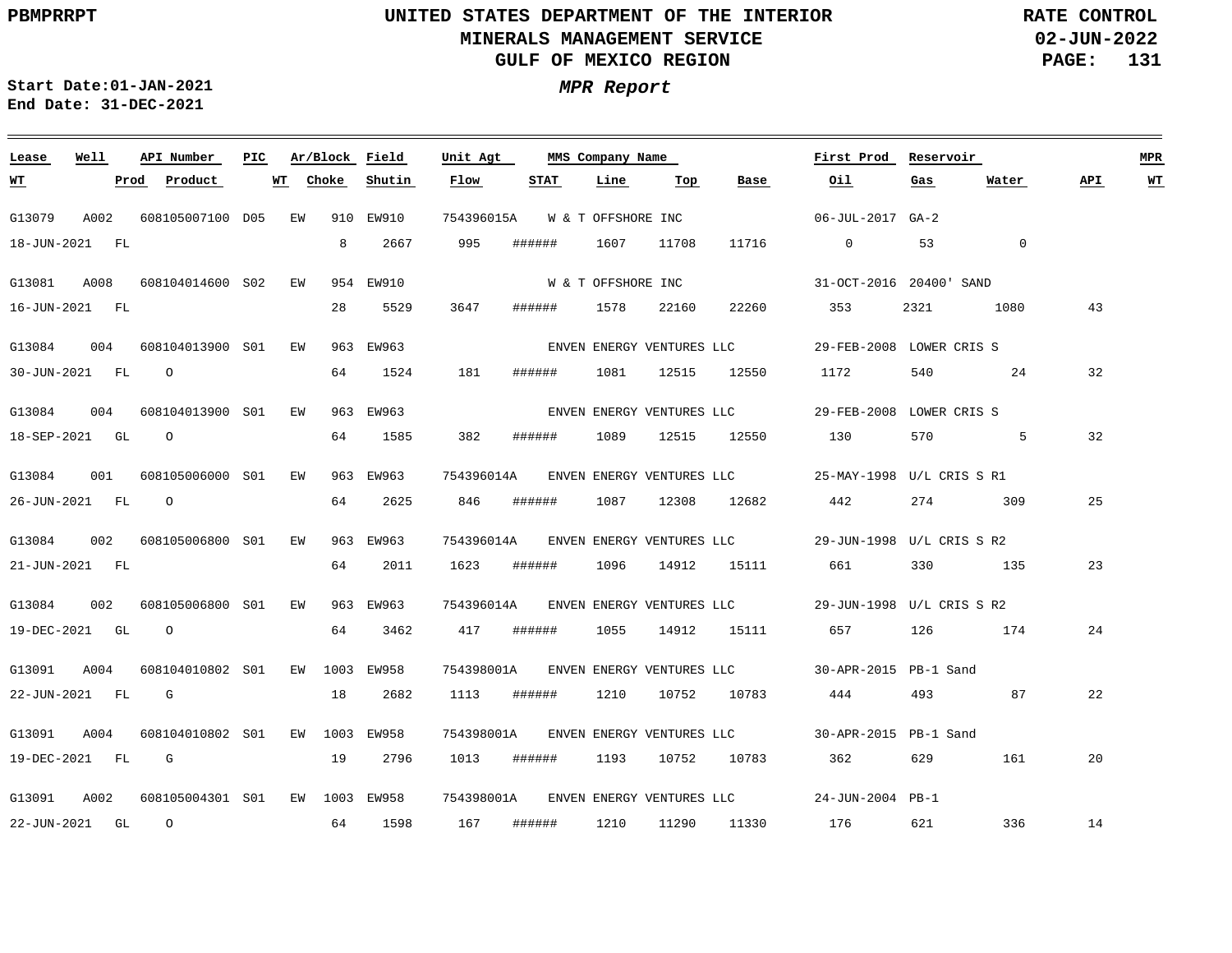PBMPRRPT

# UNITED STATES DEPARTMENT OF THE INTERIOR
## MINERALS MANAGEMENT SERVICE
## GULF OF MEXICO REGION

RATE CONTROL
02-JUN-2022

Start Date:01-JAN-2021
End Date: 31-DEC-2021

***MPR Report***

| Lease | Well | API Number | PIC | Ar/Block | Field | Unit Agt | MMS Company Name | | | First Prod | Reservoir | | | MPR |
|---|---|---|---|---|---|---|---|---|---|---|---|---|---|---|
| WT | Prod | Product | WT | Choke | Shutin | Flow | STAT | Line | Top | Base | Oil | Gas | Water | API | WT |
| G13079 | A002 | 608105007100 | D05 | EW 910 | EW910 | 754396015A | W & T OFFSHORE INC | | | 06-JUL-2017 | GA-2 | | | |
| 18-JUN-2021 | FL | | | 8 | 2667 | 995 | ###### | 1607 | 11708 | 11716 | 0 | 53 | 0 | |
| G13081 | A008 | 608104014600 | S02 | EW 954 | EW910 | | W & T OFFSHORE INC | | | 31-OCT-2016 | 20400' SAND | | | |
| 16-JUN-2021 | FL | | | 28 | 5529 | 3647 | ###### | 1578 | 22160 | 22260 | 353 | 2321 | 1080 | 43 |
| G13084 | 004 | 608104013900 | S01 | EW 963 | EW963 | | ENVEN ENERGY VENTURES LLC | | | 29-FEB-2008 | LOWER CRIS S | | | |
| 30-JUN-2021 | FL | O | | 64 | 1524 | 181 | ###### | 1081 | 12515 | 12550 | 1172 | 540 | 24 | 32 |
| G13084 | 004 | 608104013900 | S01 | EW 963 | EW963 | | ENVEN ENERGY VENTURES LLC | | | 29-FEB-2008 | LOWER CRIS S | | | |
| 18-SEP-2021 | GL | O | | 64 | 1585 | 382 | ###### | 1089 | 12515 | 12550 | 130 | 570 | 5 | 32 |
| G13084 | 001 | 608105006000 | S01 | EW 963 | EW963 | 754396014A | ENVEN ENERGY VENTURES LLC | | | 25-MAY-1998 | U/L CRIS S R1 | | | |
| 26-JUN-2021 | FL | O | | 64 | 2625 | 846 | ###### | 1087 | 12308 | 12682 | 442 | 274 | 309 | 25 |
| G13084 | 002 | 608105006800 | S01 | EW 963 | EW963 | 754396014A | ENVEN ENERGY VENTURES LLC | | | 29-JUN-1998 | U/L CRIS S R2 | | | |
| 21-JUN-2021 | FL | | | 64 | 2011 | 1623 | ###### | 1096 | 14912 | 15111 | 661 | 330 | 135 | 23 |
| G13084 | 002 | 608105006800 | S01 | EW 963 | EW963 | 754396014A | ENVEN ENERGY VENTURES LLC | | | 29-JUN-1998 | U/L CRIS S R2 | | | |
| 19-DEC-2021 | GL | O | | 64 | 3462 | 417 | ###### | 1055 | 14912 | 15111 | 657 | 126 | 174 | 24 |
| G13091 | A004 | 608104010802 | S01 | EW 1003 | EW958 | 754398001A | ENVEN ENERGY VENTURES LLC | | | 30-APR-2015 | PB-1 Sand | | | |
| 22-JUN-2021 | FL | G | | 18 | 2682 | 1113 | ###### | 1210 | 10752 | 10783 | 444 | 493 | 87 | 22 |
| G13091 | A004 | 608104010802 | S01 | EW 1003 | EW958 | 754398001A | ENVEN ENERGY VENTURES LLC | | | 30-APR-2015 | PB-1 Sand | | | |
| 19-DEC-2021 | FL | G | | 19 | 2796 | 1013 | ###### | 1193 | 10752 | 10783 | 362 | 629 | 161 | 20 |
| G13091 | A002 | 608105004301 | S01 | EW 1003 | EW958 | 754398001A | ENVEN ENERGY VENTURES LLC | | | 24-JUN-2004 | PB-1 | | | |
| 22-JUN-2021 | GL | O | | 64 | 1598 | 167 | ###### | 1210 | 11290 | 11330 | 176 | 621 | 336 | 14 |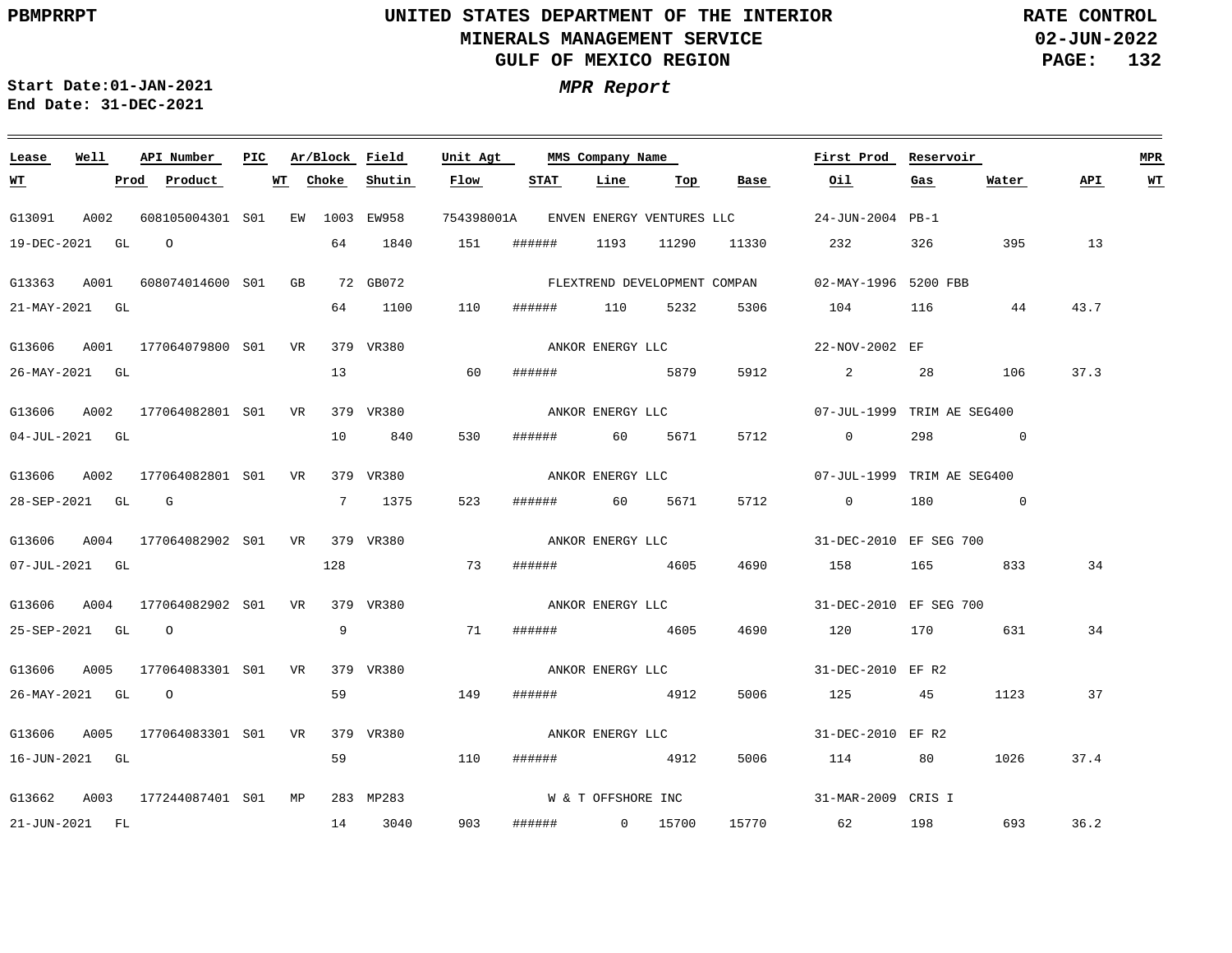PBMPRRPT

# UNITED STATES DEPARTMENT OF THE INTERIOR
## MINERALS MANAGEMENT SERVICE
## GULF OF MEXICO REGION

RATE CONTROL
02-JUN-2022

**Start Date:01-JAN-2021**
**End Date: 31-DEC-2021**

***MPR Report***

| Lease | Well | API Number | PIC | Ar/Block | Field | Unit Agt | MMS Company Name | | | | First Prod | Reservoir | | | MPR |
|---|---|---|---|---|---|---|---|---|---|---|---|---|---|---|---|
| **WT** | **Prod** | **Product** | **WT** | **Choke** | **Shutin** | **Flow** | **STAT** | **Line** | **Top** | **Base** | **Oil** | **Gas** | **Water** | **API** | **WT** |
| G13091 | A002 | 608105004301 | S01 | EW 1003 | EW958 | 754398001A | ENVEN ENERGY VENTURES LLC | | | | 24-JUN-2004 | PB-1 | | | |
| 19-DEC-2021 | GL | O | | 64 | 1840 | 151 | ###### | 1193 | 11290 | 11330 | 232 | 326 | 395 | 13 | |
| G13363 | A001 | 608074014600 | S01 | GB 72 | GB072 | | FLEXTREND DEVELOPMENT COMPAN | | | | 02-MAY-1996 | 5200 FBB | | | |
| 21-MAY-2021 | GL | | | 64 | 1100 | 110 | ###### | 110 | 5232 | 5306 | 104 | 116 | 44 | 43.7 | |
| G13606 | A001 | 177064079800 | S01 | VR 379 | VR380 | | ANKOR ENERGY LLC | | | | 22-NOV-2002 | EF | | | |
| 26-MAY-2021 | GL | | | 13 | | 60 | ###### | | 5879 | 5912 | 2 | 28 | 106 | 37.3 | |
| G13606 | A002 | 177064082801 | S01 | VR 379 | VR380 | | ANKOR ENERGY LLC | | | | 07-JUL-1999 | TRIM AE SEG400 | | | |
| 04-JUL-2021 | GL | | | 10 | 840 | 530 | ###### | 60 | 5671 | 5712 | 0 | 298 | 0 | | |
| G13606 | A002 | 177064082801 | S01 | VR 379 | VR380 | | ANKOR ENERGY LLC | | | | 07-JUL-1999 | TRIM AE SEG400 | | | |
| 28-SEP-2021 | GL | G | | 7 | 1375 | 523 | ###### | 60 | 5671 | 5712 | 0 | 180 | 0 | | |
| G13606 | A004 | 177064082902 | S01 | VR 379 | VR380 | | ANKOR ENERGY LLC | | | | 31-DEC-2010 | EF SEG 700 | | | |
| 07-JUL-2021 | GL | | | 128 | | 73 | ###### | | 4605 | 4690 | 158 | 165 | 833 | 34 | |
| G13606 | A004 | 177064082902 | S01 | VR 379 | VR380 | | ANKOR ENERGY LLC | | | | 31-DEC-2010 | EF SEG 700 | | | |
| 25-SEP-2021 | GL | O | | 9 | | 71 | ###### | | 4605 | 4690 | 120 | 170 | 631 | 34 | |
| G13606 | A005 | 177064083301 | S01 | VR 379 | VR380 | | ANKOR ENERGY LLC | | | | 31-DEC-2010 | EF R2 | | | |
| 26-MAY-2021 | GL | O | | 59 | | 149 | ###### | | 4912 | 5006 | 125 | 45 | 1123 | 37 | |
| G13606 | A005 | 177064083301 | S01 | VR 379 | VR380 | | ANKOR ENERGY LLC | | | | 31-DEC-2010 | EF R2 | | | |
| 16-JUN-2021 | GL | | | 59 | | 110 | ###### | | 4912 | 5006 | 114 | 80 | 1026 | 37.4 | |
| G13662 | A003 | 177244087401 | S01 | MP 283 | MP283 | | W & T OFFSHORE INC | | | | 31-MAR-2009 | CRIS I | | | |
| 21-JUN-2021 | FL | | | 14 | 3040 | 903 | ###### | 0 | 15700 | 15770 | 62 | 198 | 693 | 36.2 | |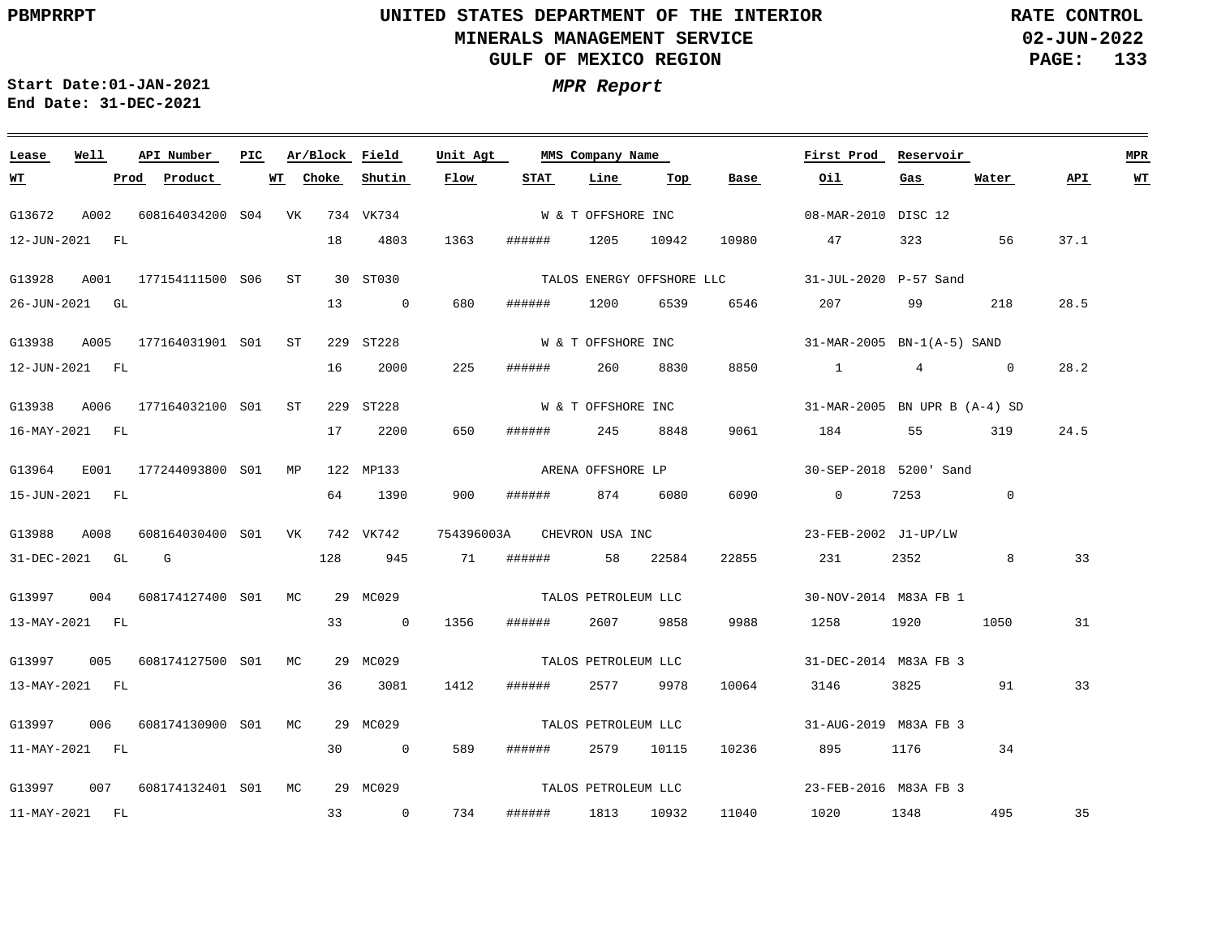UNITED STATES DEPARTMENT OF THE INTERIOR
MINERALS MANAGEMENT SERVICE
GULF OF MEXICO REGION

RATE CONTROL
02-JUN-2022

**Start Date:** 01-JAN-2021
**End Date:** 31-DEC-2021

***MPR Report***

| Lease | Well | API Number | PIC | Ar/Block | | Field | Unit Agt | MMS Company Name | | | First Prod | Reservoir | | | MPR |
|---|---|---|---|---|---|---|---|---|---|---|---|---|---|---|---|
| WT | Prod | Product | WT | Choke | | Shutin | Flow | STAT | Line | Top | Base | Oil | Gas | Water | API | WT |
| G13672 | A002 | 608164034200 | S04 | VK | 734 | VK734 | | W & T OFFSHORE INC | | | 08-MAR-2010 | DISC 12 | | | |
| 12-JUN-2021 | FL | | | 18 | | 4803 | 1363 | ###### | 1205 | 10942 | 10980 | 47 | 323 | 56 | 37.1 |
| G13928 | A001 | 177154111500 | S06 | ST | 30 | ST030 | | TALOS ENERGY OFFSHORE LLC | | | 31-JUL-2020 | P-57 Sand | | | |
| 26-JUN-2021 | GL | | | 13 | | 0 | 680 | ###### | 1200 | 6539 | 6546 | 207 | 99 | 218 | 28.5 |
| G13938 | A005 | 177164031901 | S01 | ST | 229 | ST228 | | W & T OFFSHORE INC | | | 31-MAR-2005 | BN-1(A-5) SAND | | | |
| 12-JUN-2021 | FL | | | 16 | | 2000 | 225 | ###### | 260 | 8830 | 8850 | 1 | 4 | 0 | 28.2 |
| G13938 | A006 | 177164032100 | S01 | ST | 229 | ST228 | | W & T OFFSHORE INC | | | 31-MAR-2005 | BN UPR B (A-4) SD | | | |
| 16-MAY-2021 | FL | | | 17 | | 2200 | 650 | ###### | 245 | 8848 | 9061 | 184 | 55 | 319 | 24.5 |
| G13964 | E001 | 177244093800 | S01 | MP | 122 | MP133 | | ARENA OFFSHORE LP | | | 30-SEP-2018 | 5200' Sand | | | |
| 15-JUN-2021 | FL | | | 64 | | 1390 | 900 | ###### | 874 | 6080 | 6090 | 0 | 7253 | 0 | |
| G13988 | A008 | 608164030400 | S01 | VK | 742 | VK742 | 754396003A | CHEVRON USA INC | | | 23-FEB-2002 | J1-UP/LW | | | |
| 31-DEC-2021 | GL | G | | 128 | | 945 | 71 | ###### | 58 | 22584 | 22855 | 231 | 2352 | 8 | 33 |
| G13997 | 004 | 608174127400 | S01 | MC | 29 | MC029 | | TALOS PETROLEUM LLC | | | 30-NOV-2014 | M83A FB 1 | | | |
| 13-MAY-2021 | FL | | | 33 | | 0 | 1356 | ###### | 2607 | 9858 | 9988 | 1258 | 1920 | 1050 | 31 |
| G13997 | 005 | 608174127500 | S01 | MC | 29 | MC029 | | TALOS PETROLEUM LLC | | | 31-DEC-2014 | M83A FB 3 | | | |
| 13-MAY-2021 | FL | | | 36 | | 3081 | 1412 | ###### | 2577 | 9978 | 10064 | 3146 | 3825 | 91 | 33 |
| G13997 | 006 | 608174130900 | S01 | MC | 29 | MC029 | | TALOS PETROLEUM LLC | | | 31-AUG-2019 | M83A FB 3 | | | |
| 11-MAY-2021 | FL | | | 30 | | 0 | 589 | ###### | 2579 | 10115 | 10236 | 895 | 1176 | 34 | |
| G13997 | 007 | 608174132401 | S01 | MC | 29 | MC029 | | TALOS PETROLEUM LLC | | | 23-FEB-2016 | M83A FB 3 | | | |
| 11-MAY-2021 | FL | | | 33 | | 0 | 734 | ###### | 1813 | 10932 | 11040 | 1020 | 1348 | 495 | 35 |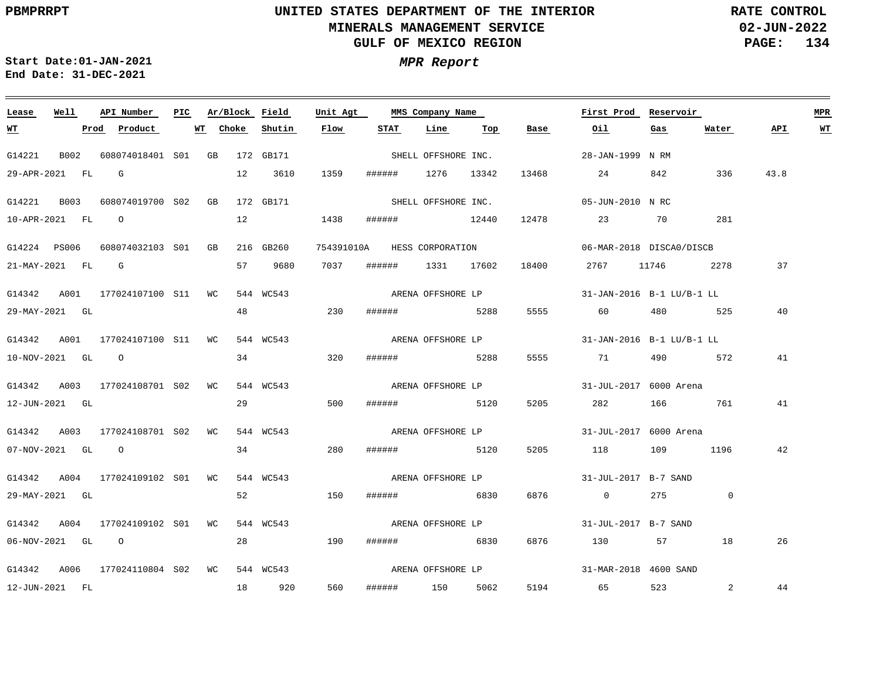PBMPRRPT

**UNITED STATES DEPARTMENT OF THE INTERIOR**
**MINERALS MANAGEMENT SERVICE**
**GULF OF MEXICO REGION**

**RATE CONTROL**
**02-JUN-2022**

**Start Date:01-JAN-2021**
**End Date: 31-DEC-2021**

***MPR Report***

| Lease | Well | API Number | PIC | Ar/Block | Field | Unit Agt | MMS Company Name | | | | First Prod | Reservoir | | | MPR |
|---|---|---|---|---|---|---|---|---|---|---|---|---|---|---|---|
| WT | Prod | Product | WT | Choke | Shutin | Flow | STAT | Line | Top | Base | Oil | Gas | Water | API | WT |
| G14221 | B002 | 608074018401 | S01 | GB 172 | GB171 | | SHELL OFFSHORE INC. | | | | 28-JAN-1999 | N RM | | | |
| 29-APR-2021 | FL | G | | 12 | 3610 | 1359 | ###### | 1276 | 13342 | 13468 | 24 | 842 | 336 | 43.8 | |
| G14221 | B003 | 608074019700 | S02 | GB 172 | GB171 | | SHELL OFFSHORE INC. | | | | 05-JUN-2010 | N RC | | | |
| 10-APR-2021 | FL | O | | 12 | | 1438 | ###### | | 12440 | 12478 | 23 | 70 | 281 | | |
| G14224 | PS006 | 608074032103 | S01 | GB 216 | GB260 | 754391010A | HESS CORPORATION | | | | 06-MAR-2018 | DISCA0/DISCB | | | |
| 21-MAY-2021 | FL | G | | 57 | 9680 | 7037 | ###### | 1331 | 17602 | 18400 | 2767 | 11746 | 2278 | 37 | |
| G14342 | A001 | 177024107100 | S11 | WC 544 | WC543 | | ARENA OFFSHORE LP | | | | 31-JAN-2016 | B-1 LU/B-1 LL | | | |
| 29-MAY-2021 | GL | | | 48 | | 230 | ###### | | 5288 | 5555 | 60 | 480 | 525 | 40 | |
| G14342 | A001 | 177024107100 | S11 | WC 544 | WC543 | | ARENA OFFSHORE LP | | | | 31-JAN-2016 | B-1 LU/B-1 LL | | | |
| 10-NOV-2021 | GL | O | | 34 | | 320 | ###### | | 5288 | 5555 | 71 | 490 | 572 | 41 | |
| G14342 | A003 | 177024108701 | S02 | WC 544 | WC543 | | ARENA OFFSHORE LP | | | | 31-JUL-2017 | 6000 Arena | | | |
| 12-JUN-2021 | GL | | | 29 | | 500 | ###### | | 5120 | 5205 | 282 | 166 | 761 | 41 | |
| G14342 | A003 | 177024108701 | S02 | WC 544 | WC543 | | ARENA OFFSHORE LP | | | | 31-JUL-2017 | 6000 Arena | | | |
| 07-NOV-2021 | GL | O | | 34 | | 280 | ###### | | 5120 | 5205 | 118 | 109 | 1196 | 42 | |
| G14342 | A004 | 177024109102 | S01 | WC 544 | WC543 | | ARENA OFFSHORE LP | | | | 31-JUL-2017 | B-7 SAND | | | |
| 29-MAY-2021 | GL | | | 52 | | 150 | ###### | | 6830 | 6876 | 0 | 275 | 0 | | |
| G14342 | A004 | 177024109102 | S01 | WC 544 | WC543 | | ARENA OFFSHORE LP | | | | 31-JUL-2017 | B-7 SAND | | | |
| 06-NOV-2021 | GL | O | | 28 | | 190 | ###### | | 6830 | 6876 | 130 | 57 | 18 | 26 | |
| G14342 | A006 | 177024110804 | S02 | WC 544 | WC543 | | ARENA OFFSHORE LP | | | | 31-MAR-2018 | 4600 SAND | | | |
| 12-JUN-2021 | FL | | | 18 | 920 | 560 | ###### | 150 | 5062 | 5194 | 65 | 523 | 2 | 44 | |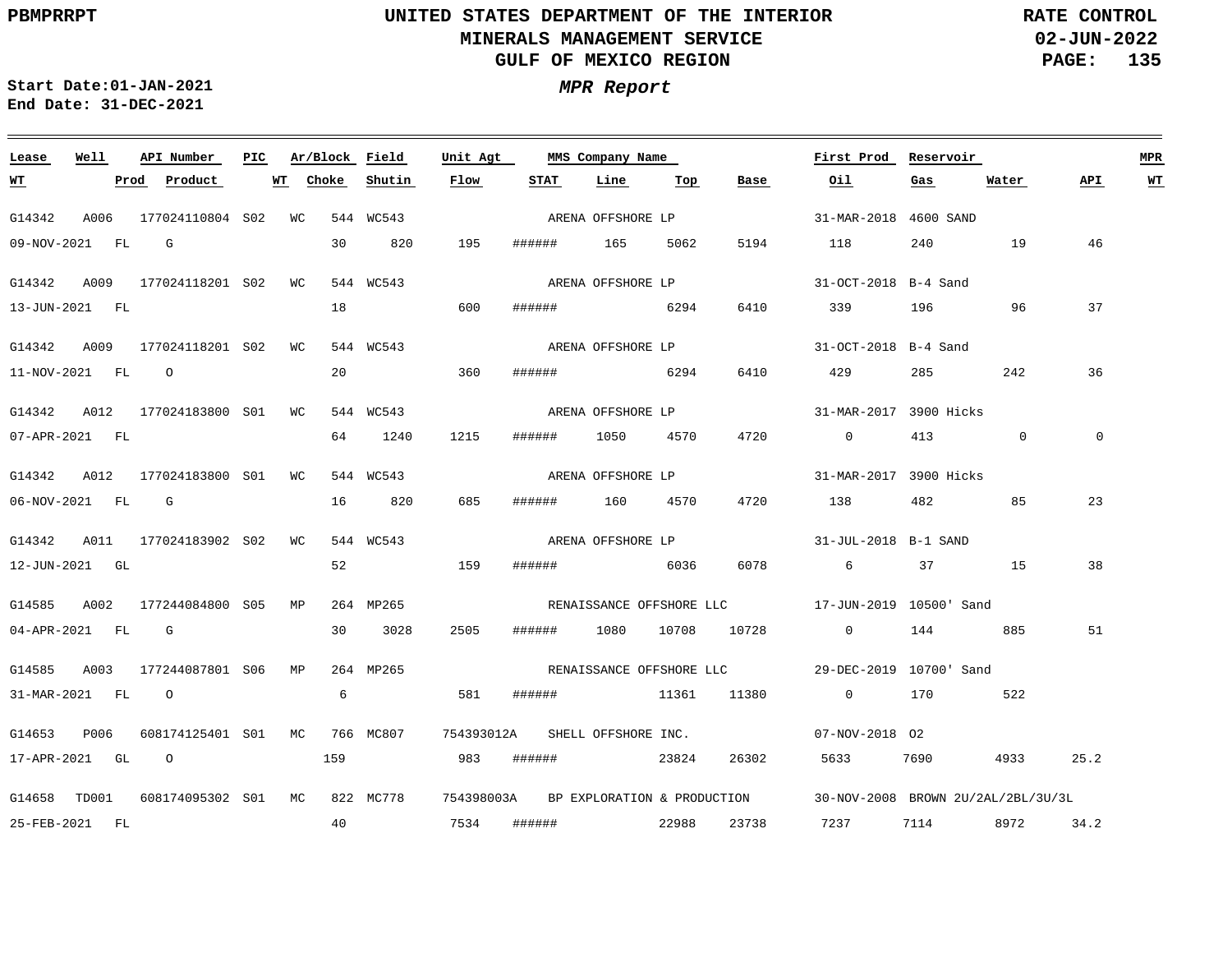Start Date:01-JAN-2021
End Date: 31-DEC-2021

## *MPR Report*

| Lease | Well | API Number | PIC | Ar/Block | Field | Unit Agt | MMS Company Name | First Prod | Reservoir | WT | Prod | Product | WT | Choke | Shutin | Flow | STAT | Line | Top | Base | Oil | Gas | Water | API | MPR WT |
|---|---|---|---|---|---|---|---|---|---|---|---|---|---|---|---|---|---|---|---|---|---|---|---|---|---|
| G14342 | A006 | 177024110804 | S02 | WC 544 | WC543 | | ARENA OFFSHORE LP | 31-MAR-2018 | 4600 SAND | 09-NOV-2021 | FL | G | | 30 | 820 | 195 | ###### | 165 | 5062 | 5194 | 118 | 240 | 19 | 46 | |
| G14342 | A009 | 177024118201 | S02 | WC 544 | WC543 | | ARENA OFFSHORE LP | 31-OCT-2018 | B-4 Sand | 13-JUN-2021 | FL | | | 18 | | 600 | ###### | | 6294 | 6410 | 339 | 196 | 96 | 37 | |
| G14342 | A009 | 177024118201 | S02 | WC 544 | WC543 | | ARENA OFFSHORE LP | 31-OCT-2018 | B-4 Sand | 11-NOV-2021 | FL | O | | 20 | | 360 | ###### | | 6294 | 6410 | 429 | 285 | 242 | 36 | |
| G14342 | A012 | 177024183800 | S01 | WC 544 | WC543 | | ARENA OFFSHORE LP | 31-MAR-2017 | 3900 Hicks | 07-APR-2021 | FL | | | 64 | 1240 | 1215 | ###### | 1050 | 4570 | 4720 | 0 | 413 | 0 | 0 | |
| G14342 | A012 | 177024183800 | S01 | WC 544 | WC543 | | ARENA OFFSHORE LP | 31-MAR-2017 | 3900 Hicks | 06-NOV-2021 | FL | G | | 16 | 820 | 685 | ###### | 160 | 4570 | 4720 | 138 | 482 | 85 | 23 | |
| G14342 | A011 | 177024183902 | S02 | WC 544 | WC543 | | ARENA OFFSHORE LP | 31-JUL-2018 | B-1 SAND | 12-JUN-2021 | GL | | | 52 | | 159 | ###### | | 6036 | 6078 | 6 | 37 | 15 | 38 | |
| G14585 | A002 | 177244084800 | S05 | MP 264 | MP265 | | RENAISSANCE OFFSHORE LLC | 17-JUN-2019 | 10500' Sand | 04-APR-2021 | FL | G | | 30 | 3028 | 2505 | ###### | 1080 | 10708 | 10728 | 0 | 144 | 885 | 51 | |
| G14585 | A003 | 177244087801 | S06 | MP 264 | MP265 | | RENAISSANCE OFFSHORE LLC | 29-DEC-2019 | 10700' Sand | 31-MAR-2021 | FL | O | | 6 | | 581 | ###### | | 11361 | 11380 | 0 | 170 | 522 | | |
| G14653 | P006 | 608174125401 | S01 | MC 766 | MC807 | 754393012A | SHELL OFFSHORE INC. | 07-NOV-2018 | O2 | 17-APR-2021 | GL | O | | 159 | | 983 | ###### | | 23824 | 26302 | 5633 | 7690 | 4933 | 25.2 | |
| G14658 | TD001 | 608174095302 | S01 | MC 822 | MC778 | 754398003A | BP EXPLORATION & PRODUCTION | 30-NOV-2008 | BROWN 2U/2AL/2BL/3U/3L | 25-FEB-2021 | FL | | | 40 | | 7534 | ###### | | 22988 | 23738 | 7237 | 7114 | 8972 | 34.2 | |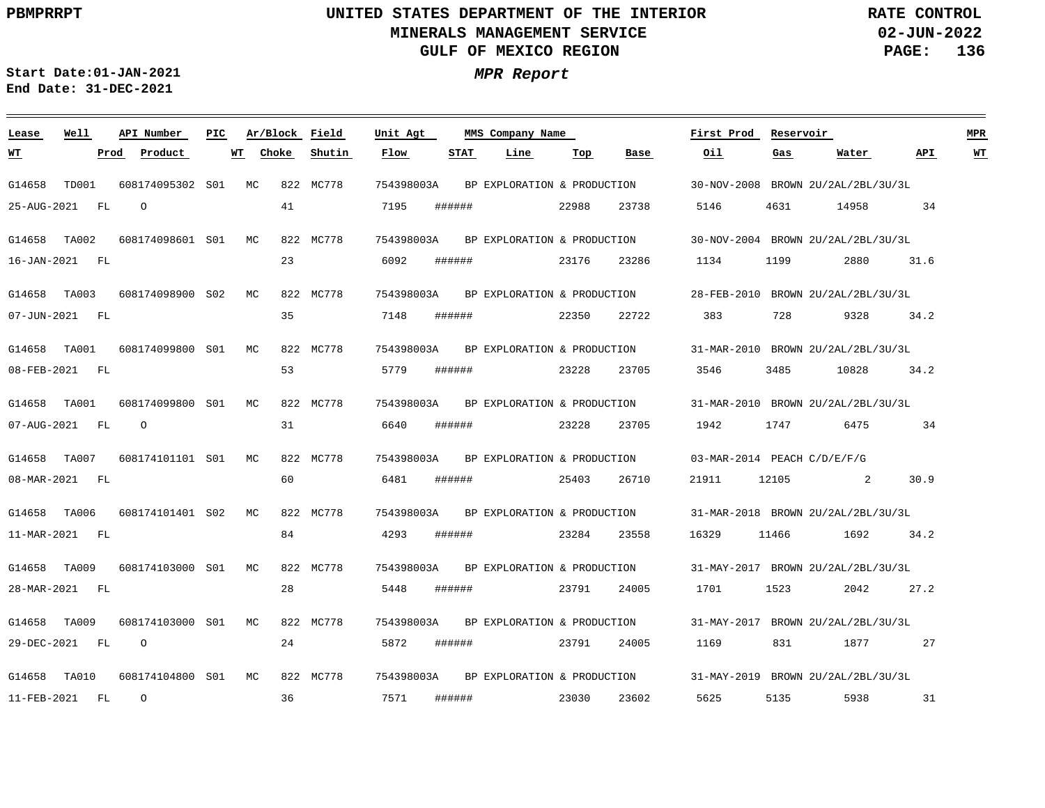# UNITED STATES DEPARTMENT OF THE INTERIOR
## MINERALS MANAGEMENT SERVICE
## GULF OF MEXICO REGION

PBMPRRPT

RATE CONTROL
02-JUN-2022

Start Date:01-JAN-2021
End Date: 31-DEC-2021

*MPR Report*

| Lease | Well | API Number | PIC | Ar/Block | Field | Unit Agt | MMS Company Name | | | First Prod | Reservoir | | | MPR |
|---|---|---|---|---|---|---|---|---|---|---|---|---|---|---|
| WT | Prod | Product | WT | Choke | Shutin | Flow | STAT | Line | Top | Base | Oil | Gas | Water | API | WT |
| G14658 | TD001 | 608174095302 | S01 | MC 822 | MC778 | 754398003A | BP EXPLORATION & PRODUCTION | | | 30-NOV-2008 | BROWN 2U/2AL/2BL/3U/3L | | | |
| 25-AUG-2021 | FL | O | | 41 | | 7195 | ###### | | 22988 | 23738 | 5146 | 4631 | 14958 | 34 | |
| G14658 | TA002 | 608174098601 | S01 | MC 822 | MC778 | 754398003A | BP EXPLORATION & PRODUCTION | | | 30-NOV-2004 | BROWN 2U/2AL/2BL/3U/3L | | | |
| 16-JAN-2021 | FL | | | 23 | | 6092 | ###### | | 23176 | 23286 | 1134 | 1199 | 2880 | 31.6 | |
| G14658 | TA003 | 608174098900 | S02 | MC 822 | MC778 | 754398003A | BP EXPLORATION & PRODUCTION | | | 28-FEB-2010 | BROWN 2U/2AL/2BL/3U/3L | | | |
| 07-JUN-2021 | FL | | | 35 | | 7148 | ###### | | 22350 | 22722 | 383 | 728 | 9328 | 34.2 | |
| G14658 | TA001 | 608174099800 | S01 | MC 822 | MC778 | 754398003A | BP EXPLORATION & PRODUCTION | | | 31-MAR-2010 | BROWN 2U/2AL/2BL/3U/3L | | | |
| 08-FEB-2021 | FL | | | 53 | | 5779 | ###### | | 23228 | 23705 | 3546 | 3485 | 10828 | 34.2 | |
| G14658 | TA001 | 608174099800 | S01 | MC 822 | MC778 | 754398003A | BP EXPLORATION & PRODUCTION | | | 31-MAR-2010 | BROWN 2U/2AL/2BL/3U/3L | | | |
| 07-AUG-2021 | FL | O | | 31 | | 6640 | ###### | | 23228 | 23705 | 1942 | 1747 | 6475 | 34 | |
| G14658 | TA007 | 608174101101 | S01 | MC 822 | MC778 | 754398003A | BP EXPLORATION & PRODUCTION | | | 03-MAR-2014 | PEACH C/D/E/F/G | | | |
| 08-MAR-2021 | FL | | | 60 | | 6481 | ###### | | 25403 | 26710 | 21911 | 12105 | 2 | 30.9 | |
| G14658 | TA006 | 608174101401 | S02 | MC 822 | MC778 | 754398003A | BP EXPLORATION & PRODUCTION | | | 31-MAR-2018 | BROWN 2U/2AL/2BL/3U/3L | | | |
| 11-MAR-2021 | FL | | | 84 | | 4293 | ###### | | 23284 | 23558 | 16329 | 11466 | 1692 | 34.2 | |
| G14658 | TA009 | 608174103000 | S01 | MC 822 | MC778 | 754398003A | BP EXPLORATION & PRODUCTION | | | 31-MAY-2017 | BROWN 2U/2AL/2BL/3U/3L | | | |
| 28-MAR-2021 | FL | | | 28 | | 5448 | ###### | | 23791 | 24005 | 1701 | 1523 | 2042 | 27.2 | |
| G14658 | TA009 | 608174103000 | S01 | MC 822 | MC778 | 754398003A | BP EXPLORATION & PRODUCTION | | | 31-MAY-2017 | BROWN 2U/2AL/2BL/3U/3L | | | |
| 29-DEC-2021 | FL | O | | 24 | | 5872 | ###### | | 23791 | 24005 | 1169 | 831 | 1877 | 27 | |
| G14658 | TA010 | 608174104800 | S01 | MC 822 | MC778 | 754398003A | BP EXPLORATION & PRODUCTION | | | 31-MAY-2019 | BROWN 2U/2AL/2BL/3U/3L | | | |
| 11-FEB-2021 | FL | O | | 36 | | 7571 | ###### | | 23030 | 23602 | 5625 | 5135 | 5938 | 31 | |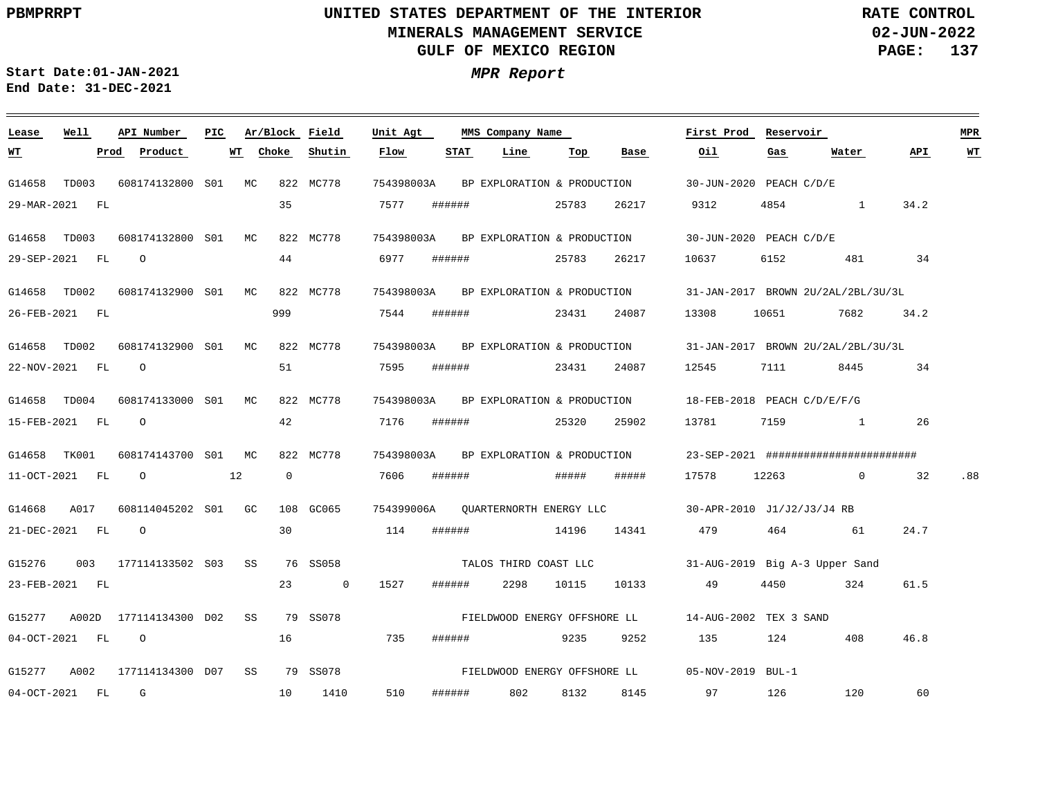PBMPRRPT

# UNITED STATES DEPARTMENT OF THE INTERIOR
## MINERALS MANAGEMENT SERVICE
## GULF OF MEXICO REGION

RATE CONTROL
02-JUN-2022

***MPR Report***

**Start Date:01-JAN-2021**
**End Date: 31-DEC-2021**

| Lease | Well | API Number | PIC | Ar/Block | Field | Unit Agt | MMS Company Name | First Prod | Reservoir | WT | Prod | Product | WT | Choke | Shutin | Flow | STAT | Line | Top | Base | Oil | Gas | Water | API | MPR WT |
|---|---|---|---|---|---|---|---|---|---|---|---|---|---|---|---|---|---|---|---|---|---|---|---|---|---|
| G14658 | TD003 | 608174132800 | S01 | MC 822 | MC778 | 754398003A | BP EXPLORATION & PRODUCTION | 30-JUN-2020 | PEACH C/D/E | 29-MAR-2021 | FL | | | 35 | | 7577 | ###### | | 25783 | 26217 | 9312 | 4854 | 1 | 34.2 | |
| G14658 | TD003 | 608174132800 | S01 | MC 822 | MC778 | 754398003A | BP EXPLORATION & PRODUCTION | 30-JUN-2020 | PEACH C/D/E | 29-SEP-2021 | FL | O | | 44 | | 6977 | ###### | | 25783 | 26217 | 10637 | 6152 | 481 | 34 | |
| G14658 | TD002 | 608174132900 | S01 | MC 822 | MC778 | 754398003A | BP EXPLORATION & PRODUCTION | 31-JAN-2017 | BROWN 2U/2AL/2BL/3U/3L | 26-FEB-2021 | FL | | | 999 | | 7544 | ###### | | 23431 | 24087 | 13308 | 10651 | 7682 | 34.2 | |
| G14658 | TD002 | 608174132900 | S01 | MC 822 | MC778 | 754398003A | BP EXPLORATION & PRODUCTION | 31-JAN-2017 | BROWN 2U/2AL/2BL/3U/3L | 22-NOV-2021 | FL | O | | 51 | | 7595 | ###### | | 23431 | 24087 | 12545 | 7111 | 8445 | 34 | |
| G14658 | TD004 | 608174133000 | S01 | MC 822 | MC778 | 754398003A | BP EXPLORATION & PRODUCTION | 18-FEB-2018 | PEACH C/D/E/F/G | 15-FEB-2021 | FL | O | | 42 | | 7176 | ###### | | 25320 | 25902 | 13781 | 7159 | 1 | 26 | |
| G14658 | TK001 | 608174143700 | S01 | MC 822 | MC778 | 754398003A | BP EXPLORATION & PRODUCTION | 23-SEP-2021 | ######################## | 11-OCT-2021 | FL | O | 12 | 0 | | 7606 | ###### | | ##### | ##### | 17578 | 12263 | 0 | 32 | .88 |
| G14668 | A017 | 608114045202 | S01 | GC 108 | GC065 | 754399006A | QUARTERNORTH ENERGY LLC | 30-APR-2010 | J1/J2/J3/J4 RB | 21-DEC-2021 | FL | O | | 30 | | 114 | ###### | | 14196 | 14341 | 479 | 464 | 61 | 24.7 | |
| G15276 | 003 | 177114133502 | S03 | SS 76 | SS058 | | TALOS THIRD COAST LLC | 31-AUG-2019 | Big A-3 Upper Sand | 23-FEB-2021 | FL | | | 23 | 0 | 1527 | ###### | 2298 | 10115 | 10133 | 49 | 4450 | 324 | 61.5 | |
| G15277 | A002D | 177114134300 | D02 | SS 79 | SS078 | | FIELDWOOD ENERGY OFFSHORE LL | 14-AUG-2002 | TEX 3 SAND | 04-OCT-2021 | FL | O | | 16 | | 735 | ###### | | 9235 | 9252 | 135 | 124 | 408 | 46.8 | |
| G15277 | A002 | 177114134300 | D07 | SS 79 | SS078 | | FIELDWOOD ENERGY OFFSHORE LL | 05-NOV-2019 | BUL-1 | 04-OCT-2021 | FL | G | | 10 | 1410 | 510 | ###### | 802 | 8132 | 8145 | 97 | 126 | 120 | 60 | |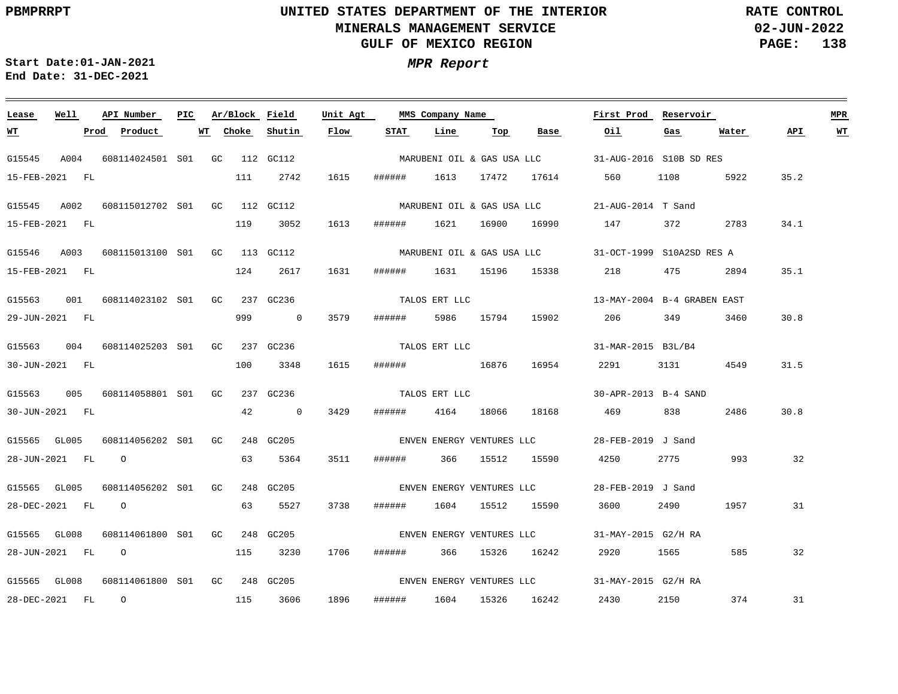# UNITED STATES DEPARTMENT OF THE INTERIOR
## MINERALS MANAGEMENT SERVICE
## GULF OF MEXICO REGION

RATE CONTROL
02-JUN-2022

**Start Date:01-JAN-2021**
**End Date: 31-DEC-2021**

### *MPR Report*

| Lease | Well | API Number | PIC | Ar/Block | Field | Unit Agt | MMS Company Name | | | | First Prod | Reservoir | | | MPR |
|---|---|---|---|---|---|---|---|---|---|---|---|---|---|---|---|
| **WT** | **Prod** | **Product** | **WT** | **Choke** | **Shutin** | **Flow** | **STAT** | **Line** | **Top** | **Base** | **Oil** | **Gas** | **Water** | **API** | **WT** |
| G15545 | A004 | 608114024501 | S01 | GC 112 | GC112 | | MARUBENI OIL & GAS USA LLC | | | | 31-AUG-2016 | S10B SD RES | | | |
| 15-FEB-2021 | FL | | | 111 | 2742 | 1615 | ###### | 1613 | 17472 | 17614 | 560 | 1108 | 5922 | 35.2 | |
| G15545 | A002 | 608115012702 | S01 | GC 112 | GC112 | | MARUBENI OIL & GAS USA LLC | | | | 21-AUG-2014 | T Sand | | | |
| 15-FEB-2021 | FL | | | 119 | 3052 | 1613 | ###### | 1621 | 16900 | 16990 | 147 | 372 | 2783 | 34.1 | |
| G15546 | A003 | 608115013100 | S01 | GC 113 | GC112 | | MARUBENI OIL & GAS USA LLC | | | | 31-OCT-1999 | S10A2SD RES A | | | |
| 15-FEB-2021 | FL | | | 124 | 2617 | 1631 | ###### | 1631 | 15196 | 15338 | 218 | 475 | 2894 | 35.1 | |
| G15563 | 001 | 608114023102 | S01 | GC 237 | GC236 | | TALOS ERT LLC | | | | 13-MAY-2004 | B-4 GRABEN EAST | | | |
| 29-JUN-2021 | FL | | | 999 | 0 | 3579 | ###### | 5986 | 15794 | 15902 | 206 | 349 | 3460 | 30.8 | |
| G15563 | 004 | 608114025203 | S01 | GC 237 | GC236 | | TALOS ERT LLC | | | | 31-MAR-2015 | B3L/B4 | | | |
| 30-JUN-2021 | FL | | | 100 | 3348 | 1615 | ###### | | 16876 | 16954 | 2291 | 3131 | 4549 | 31.5 | |
| G15563 | 005 | 608114058801 | S01 | GC 237 | GC236 | | TALOS ERT LLC | | | | 30-APR-2013 | B-4 SAND | | | |
| 30-JUN-2021 | FL | | | 42 | 0 | 3429 | ###### | 4164 | 18066 | 18168 | 469 | 838 | 2486 | 30.8 | |
| G15565 | GL005 | 608114056202 | S01 | GC 248 | GC205 | | ENVEN ENERGY VENTURES LLC | | | | 28-FEB-2019 | J Sand | | | |
| 28-JUN-2021 | FL | O | | 63 | 5364 | 3511 | ###### | 366 | 15512 | 15590 | 4250 | 2775 | 993 | 32 | |
| G15565 | GL005 | 608114056202 | S01 | GC 248 | GC205 | | ENVEN ENERGY VENTURES LLC | | | | 28-FEB-2019 | J Sand | | | |
| 28-DEC-2021 | FL | O | | 63 | 5527 | 3738 | ###### | 1604 | 15512 | 15590 | 3600 | 2490 | 1957 | 31 | |
| G15565 | GL008 | 608114061800 | S01 | GC 248 | GC205 | | ENVEN ENERGY VENTURES LLC | | | | 31-MAY-2015 | G2/H RA | | | |
| 28-JUN-2021 | FL | O | | 115 | 3230 | 1706 | ###### | 366 | 15326 | 16242 | 2920 | 1565 | 585 | 32 | |
| G15565 | GL008 | 608114061800 | S01 | GC 248 | GC205 | | ENVEN ENERGY VENTURES LLC | | | | 31-MAY-2015 | G2/H RA | | | |
| 28-DEC-2021 | FL | O | | 115 | 3606 | 1896 | ###### | 1604 | 15326 | 16242 | 2430 | 2150 | 374 | 31 | |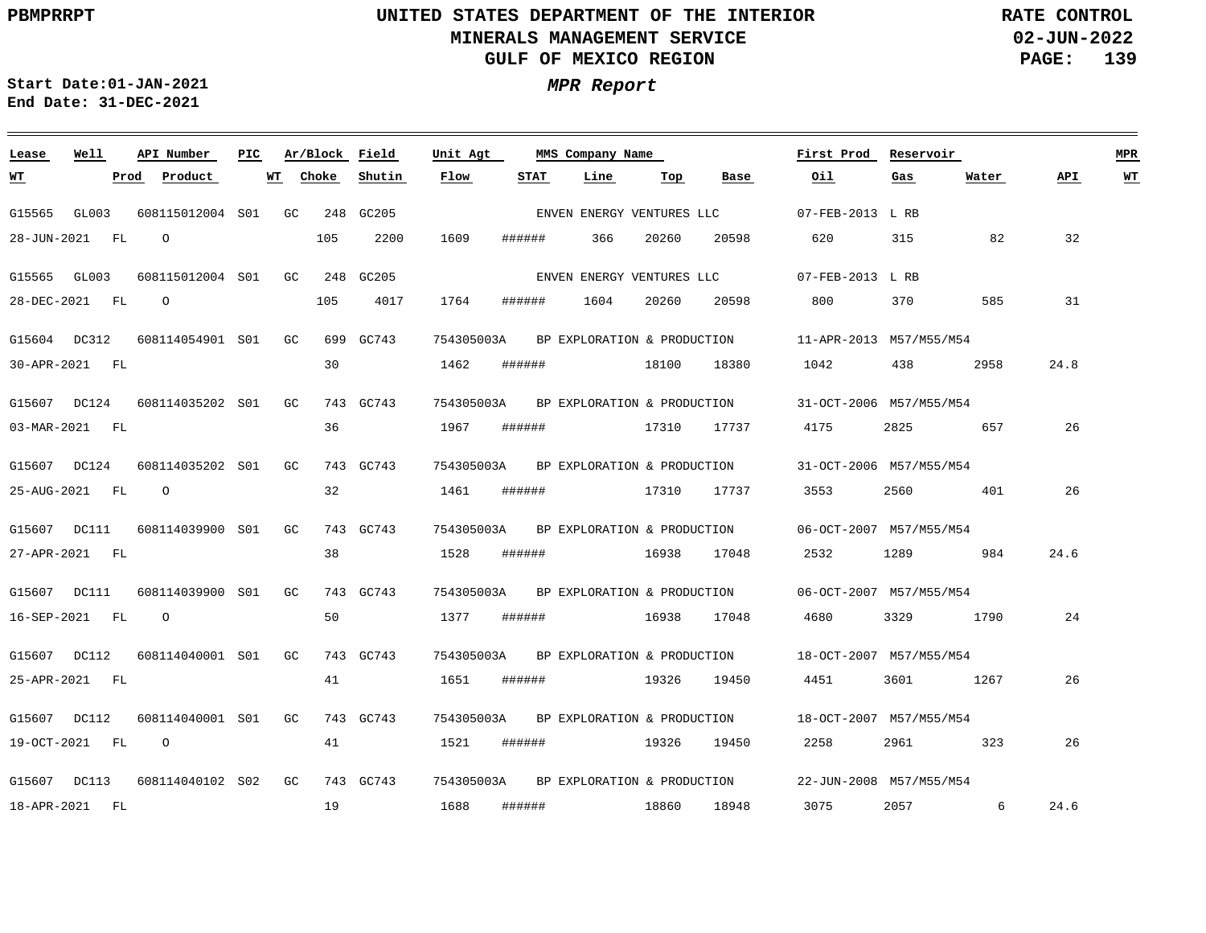PBMPRRPT

# UNITED STATES DEPARTMENT OF THE INTERIOR
## MINERALS MANAGEMENT SERVICE
## GULF OF MEXICO REGION

RATE CONTROL
02-JUN-2022

Start Date:01-JAN-2021
End Date: 31-DEC-2021

***MPR Report***

| Lease | Well | API Number | PIC | Ar/Block | Field | Unit Agt | MMS Company Name | | | | First Prod | Reservoir | | | MPR |
|---|---|---|---|---|---|---|---|---|---|---|---|---|---|---|---|
| WT | Prod | Product | WT | Choke | Shutin | Flow | STAT | Line | Top | Base | Oil | Gas | Water | API | WT |
| G15565 | GL003 | 608115012004 | S01 | GC 248 | GC205 | | ENVEN ENERGY VENTURES LLC | | | | 07-FEB-2013 | L RB | | | |
| 28-JUN-2021 | FL | O | | 105 | 2200 | 1609 | ###### | 366 | 20260 | 20598 | 620 | 315 | 82 | 32 | |
| G15565 | GL003 | 608115012004 | S01 | GC 248 | GC205 | | ENVEN ENERGY VENTURES LLC | | | | 07-FEB-2013 | L RB | | | |
| 28-DEC-2021 | FL | O | | 105 | 4017 | 1764 | ###### | 1604 | 20260 | 20598 | 800 | 370 | 585 | 31 | |
| G15604 | DC312 | 608114054901 | S01 | GC 699 | GC743 | 754305003A | BP EXPLORATION & PRODUCTION | | | | 11-APR-2013 | M57/M55/M54 | | | |
| 30-APR-2021 | FL | | | 30 | | 1462 | ###### | | 18100 | 18380 | 1042 | 438 | 2958 | 24.8 | |
| G15607 | DC124 | 608114035202 | S01 | GC 743 | GC743 | 754305003A | BP EXPLORATION & PRODUCTION | | | | 31-OCT-2006 | M57/M55/M54 | | | |
| 03-MAR-2021 | FL | | | 36 | | 1967 | ###### | | 17310 | 17737 | 4175 | 2825 | 657 | 26 | |
| G15607 | DC124 | 608114035202 | S01 | GC 743 | GC743 | 754305003A | BP EXPLORATION & PRODUCTION | | | | 31-OCT-2006 | M57/M55/M54 | | | |
| 25-AUG-2021 | FL | O | | 32 | | 1461 | ###### | | 17310 | 17737 | 3553 | 2560 | 401 | 26 | |
| G15607 | DC111 | 608114039900 | S01 | GC 743 | GC743 | 754305003A | BP EXPLORATION & PRODUCTION | | | | 06-OCT-2007 | M57/M55/M54 | | | |
| 27-APR-2021 | FL | | | 38 | | 1528 | ###### | | 16938 | 17048 | 2532 | 1289 | 984 | 24.6 | |
| G15607 | DC111 | 608114039900 | S01 | GC 743 | GC743 | 754305003A | BP EXPLORATION & PRODUCTION | | | | 06-OCT-2007 | M57/M55/M54 | | | |
| 16-SEP-2021 | FL | O | | 50 | | 1377 | ###### | | 16938 | 17048 | 4680 | 3329 | 1790 | 24 | |
| G15607 | DC112 | 608114040001 | S01 | GC 743 | GC743 | 754305003A | BP EXPLORATION & PRODUCTION | | | | 18-OCT-2007 | M57/M55/M54 | | | |
| 25-APR-2021 | FL | | | 41 | | 1651 | ###### | | 19326 | 19450 | 4451 | 3601 | 1267 | 26 | |
| G15607 | DC112 | 608114040001 | S01 | GC 743 | GC743 | 754305003A | BP EXPLORATION & PRODUCTION | | | | 18-OCT-2007 | M57/M55/M54 | | | |
| 19-OCT-2021 | FL | O | | 41 | | 1521 | ###### | | 19326 | 19450 | 2258 | 2961 | 323 | 26 | |
| G15607 | DC113 | 608114040102 | S02 | GC 743 | GC743 | 754305003A | BP EXPLORATION & PRODUCTION | | | | 22-JUN-2008 | M57/M55/M54 | | | |
| 18-APR-2021 | FL | | | 19 | | 1688 | ###### | | 18860 | 18948 | 3075 | 2057 | 6 | 24.6 | |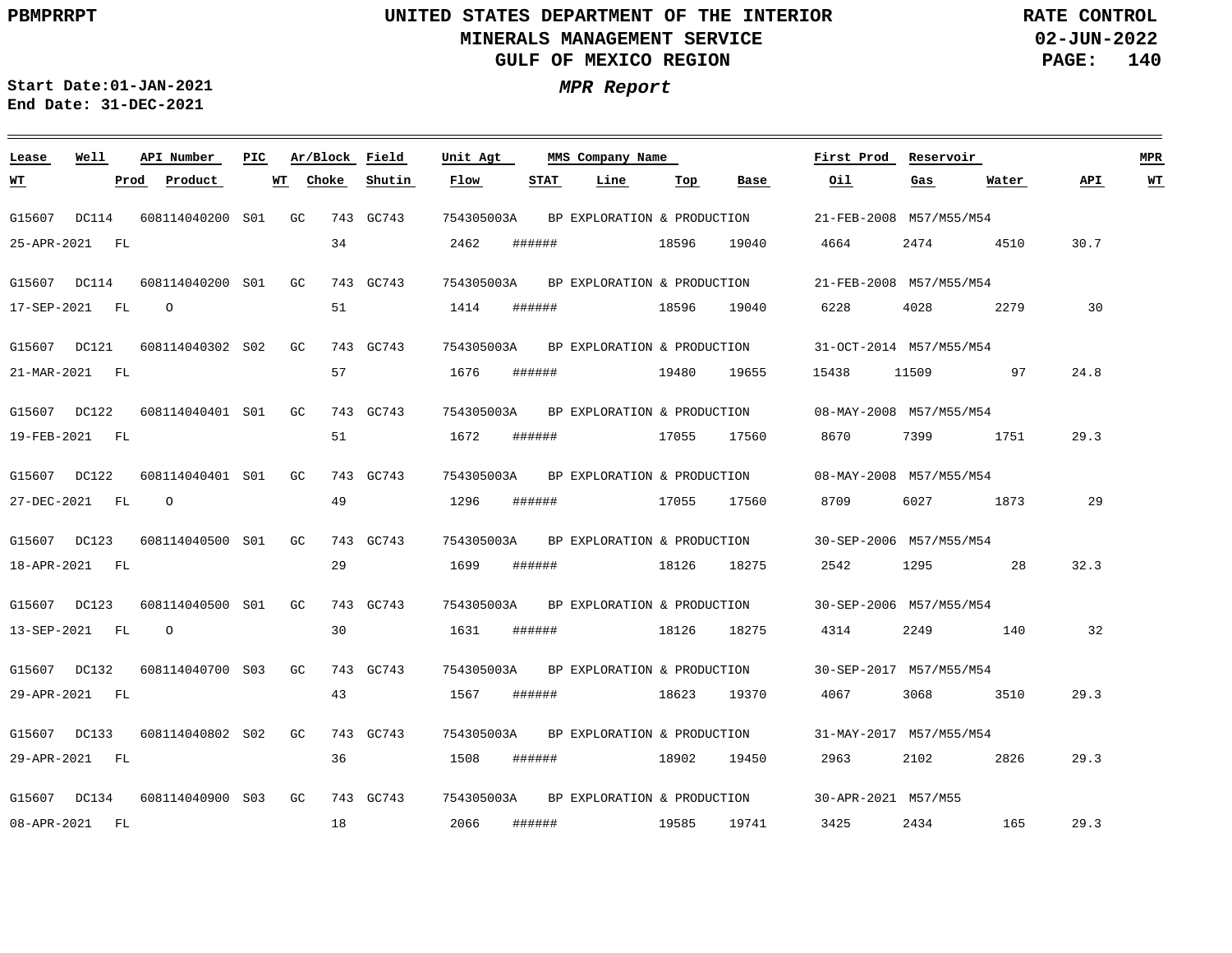**UNITED STATES DEPARTMENT OF THE INTERIOR**
**MINERALS MANAGEMENT SERVICE**
**GULF OF MEXICO REGION**

**RATE CONTROL**
**02-JUN-2022**

**Start Date:01-JAN-2021**
**End Date: 31-DEC-2021**

***MPR Report***

| Lease | Well | API Number | PIC | Ar/Block | | Field | Unit Agt | MMS Company Name | | | | First Prod | Reservoir | | | MPR |
|---|---|---|---|---|---|---|---|---|---|---|---|---|---|---|---|---|
| WT | Prod | Product | | WT | Choke | Shutin | Flow | STAT | Line | Top | Base | Oil | Gas | Water | API | WT |
| G15607 | DC114 | 608114040200 | S01 | GC | 743 | GC743 | 754305003A | BP EXPLORATION & PRODUCTION | | | | 21-FEB-2008 | M57/M55/M54 | | | |
| 25-APR-2021 | FL | | | | 34 | | 2462 | ###### | | 18596 | 19040 | 4664 | 2474 | 4510 | 30.7 | |
| G15607 | DC114 | 608114040200 | S01 | GC | 743 | GC743 | 754305003A | BP EXPLORATION & PRODUCTION | | | | 21-FEB-2008 | M57/M55/M54 | | | |
| 17-SEP-2021 | FL | O | | | 51 | | 1414 | ###### | | 18596 | 19040 | 6228 | 4028 | 2279 | 30 | |
| G15607 | DC121 | 608114040302 | S02 | GC | 743 | GC743 | 754305003A | BP EXPLORATION & PRODUCTION | | | | 31-OCT-2014 | M57/M55/M54 | | | |
| 21-MAR-2021 | FL | | | | 57 | | 1676 | ###### | | 19480 | 19655 | 15438 | 11509 | 97 | 24.8 | |
| G15607 | DC122 | 608114040401 | S01 | GC | 743 | GC743 | 754305003A | BP EXPLORATION & PRODUCTION | | | | 08-MAY-2008 | M57/M55/M54 | | | |
| 19-FEB-2021 | FL | | | | 51 | | 1672 | ###### | | 17055 | 17560 | 8670 | 7399 | 1751 | 29.3 | |
| G15607 | DC122 | 608114040401 | S01 | GC | 743 | GC743 | 754305003A | BP EXPLORATION & PRODUCTION | | | | 08-MAY-2008 | M57/M55/M54 | | | |
| 27-DEC-2021 | FL | O | | | 49 | | 1296 | ###### | | 17055 | 17560 | 8709 | 6027 | 1873 | 29 | |
| G15607 | DC123 | 608114040500 | S01 | GC | 743 | GC743 | 754305003A | BP EXPLORATION & PRODUCTION | | | | 30-SEP-2006 | M57/M55/M54 | | | |
| 18-APR-2021 | FL | | | | 29 | | 1699 | ###### | | 18126 | 18275 | 2542 | 1295 | 28 | 32.3 | |
| G15607 | DC123 | 608114040500 | S01 | GC | 743 | GC743 | 754305003A | BP EXPLORATION & PRODUCTION | | | | 30-SEP-2006 | M57/M55/M54 | | | |
| 13-SEP-2021 | FL | O | | | 30 | | 1631 | ###### | | 18126 | 18275 | 4314 | 2249 | 140 | 32 | |
| G15607 | DC132 | 608114040700 | S03 | GC | 743 | GC743 | 754305003A | BP EXPLORATION & PRODUCTION | | | | 30-SEP-2017 | M57/M55/M54 | | | |
| 29-APR-2021 | FL | | | | 43 | | 1567 | ###### | | 18623 | 19370 | 4067 | 3068 | 3510 | 29.3 | |
| G15607 | DC133 | 608114040802 | S02 | GC | 743 | GC743 | 754305003A | BP EXPLORATION & PRODUCTION | | | | 31-MAY-2017 | M57/M55/M54 | | | |
| 29-APR-2021 | FL | | | | 36 | | 1508 | ###### | | 18902 | 19450 | 2963 | 2102 | 2826 | 29.3 | |
| G15607 | DC134 | 608114040900 | S03 | GC | 743 | GC743 | 754305003A | BP EXPLORATION & PRODUCTION | | | | 30-APR-2021 | M57/M55 | | | |
| 08-APR-2021 | FL | | | | 18 | | 2066 | ###### | | 19585 | 19741 | 3425 | 2434 | 165 | 29.3 | |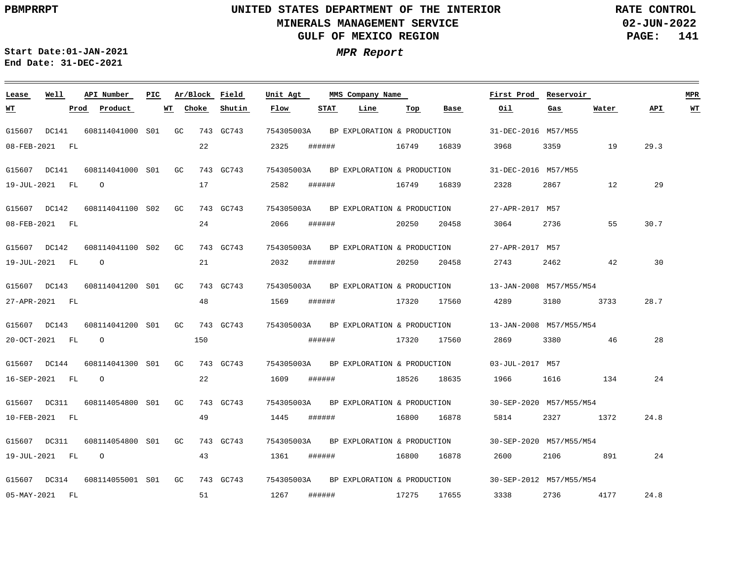PBMPRRPT

# UNITED STATES DEPARTMENT OF THE INTERIOR
## MINERALS MANAGEMENT SERVICE
## GULF OF MEXICO REGION

RATE CONTROL
02-JUN-2022

Start Date:01-JAN-2021
End Date: 31-DEC-2021

***MPR Report***

| Lease | Well | API Number | PIC | Ar/Block | Field | Unit Agt | MMS Company Name | First Prod | Reservoir | WT | Prod | Product | WT | Choke | Shutin | Flow | STAT | Line | Top | Base | Oil | Gas | Water | API | MPR WT |
|---|---|---|---|---|---|---|---|---|---|---|---|---|---|---|---|---|---|---|---|---|---|---|---|---|---|
| G15607 | DC141 | 608114041000 | S01 | GC 743 | GC743 | 754305003A | BP EXPLORATION & PRODUCTION | 31-DEC-2016 | M57/M55 | 08-FEB-2021 | FL | | | 22 | | 2325 | ###### | | 16749 | 16839 | 3968 | 3359 | 19 | 29.3 | |
| G15607 | DC141 | 608114041000 | S01 | GC 743 | GC743 | 754305003A | BP EXPLORATION & PRODUCTION | 31-DEC-2016 | M57/M55 | 19-JUL-2021 | FL | O | | 17 | | 2582 | ###### | | 16749 | 16839 | 2328 | 2867 | 12 | 29 | |
| G15607 | DC142 | 608114041100 | S02 | GC 743 | GC743 | 754305003A | BP EXPLORATION & PRODUCTION | 27-APR-2017 | M57 | 08-FEB-2021 | FL | | | 24 | | 2066 | ###### | | 20250 | 20458 | 3064 | 2736 | 55 | 30.7 | |
| G15607 | DC142 | 608114041100 | S02 | GC 743 | GC743 | 754305003A | BP EXPLORATION & PRODUCTION | 27-APR-2017 | M57 | 19-JUL-2021 | FL | O | | 21 | | 2032 | ###### | | 20250 | 20458 | 2743 | 2462 | 42 | 30 | |
| G15607 | DC143 | 608114041200 | S01 | GC 743 | GC743 | 754305003A | BP EXPLORATION & PRODUCTION | 13-JAN-2008 | M57/M55/M54 | 27-APR-2021 | FL | | | 48 | | 1569 | ###### | | 17320 | 17560 | 4289 | 3180 | 3733 | 28.7 | |
| G15607 | DC143 | 608114041200 | S01 | GC 743 | GC743 | 754305003A | BP EXPLORATION & PRODUCTION | 13-JAN-2008 | M57/M55/M54 | 20-OCT-2021 | FL | O | | 150 | | | ###### | | 17320 | 17560 | 2869 | 3380 | 46 | 28 | |
| G15607 | DC144 | 608114041300 | S01 | GC 743 | GC743 | 754305003A | BP EXPLORATION & PRODUCTION | 03-JUL-2017 | M57 | 16-SEP-2021 | FL | O | | 22 | | 1609 | ###### | | 18526 | 18635 | 1966 | 1616 | 134 | 24 | |
| G15607 | DC311 | 608114054800 | S01 | GC 743 | GC743 | 754305003A | BP EXPLORATION & PRODUCTION | 30-SEP-2020 | M57/M55/M54 | 10-FEB-2021 | FL | | | 49 | | 1445 | ###### | | 16800 | 16878 | 5814 | 2327 | 1372 | 24.8 | |
| G15607 | DC311 | 608114054800 | S01 | GC 743 | GC743 | 754305003A | BP EXPLORATION & PRODUCTION | 30-SEP-2020 | M57/M55/M54 | 19-JUL-2021 | FL | O | | 43 | | 1361 | ###### | | 16800 | 16878 | 2600 | 2106 | 891 | 24 | |
| G15607 | DC314 | 608114055001 | S01 | GC 743 | GC743 | 754305003A | BP EXPLORATION & PRODUCTION | 30-SEP-2012 | M57/M55/M54 | 05-MAY-2021 | FL | | | 51 | | 1267 | ###### | | 17275 | 17655 | 3338 | 2736 | 4177 | 24.8 | |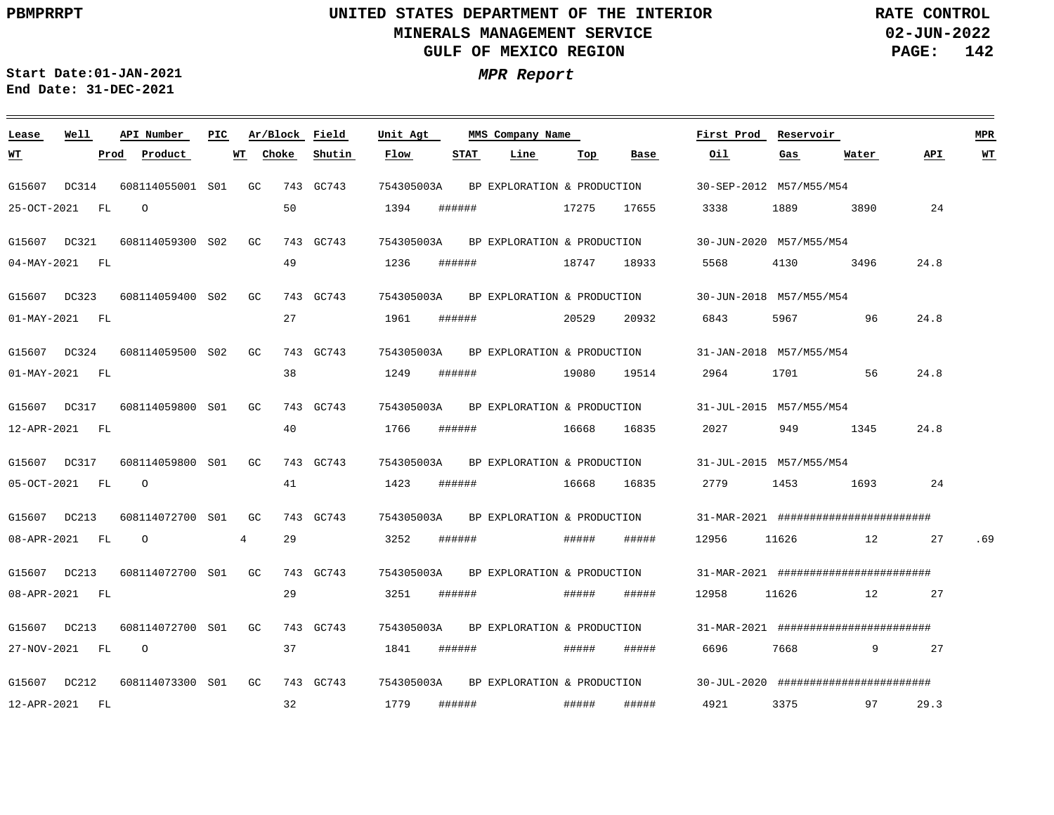UNITED STATES DEPARTMENT OF THE INTERIOR
MINERALS MANAGEMENT SERVICE
GULF OF MEXICO REGION

RATE CONTROL
02-JUN-2022

PBMPRRPT

Start Date:01-JAN-2021
End Date: 31-DEC-2021

*MPR Report*

| Lease | Well | API Number | PIC | Ar/Block | Field | Unit Agt | MMS Company Name | First Prod | Reservoir | | | | MPR |
|---|---|---|---|---|---|---|---|---|---|---|---|---|---|
| **WT** | **Prod** | **Product** | **WT** | **Choke** | **Shutin** | **Flow** | **STAT** | **Line** | **Top** | **Base** | **Oil** | **Gas** | **Water** | **API** | **WT** |
| G15607 | DC314 | 608114055001 | S01 | GC 743 | GC743 | 754305003A | BP EXPLORATION & PRODUCTION | 30-SEP-2012 | M57/M55/M54 | | | | |
| 25-OCT-2021 | FL | O | | 50 | | 1394 | ###### | | 17275 | 17655 | 3338 | 1889 | 3890 | 24 | |
| G15607 | DC321 | 608114059300 | S02 | GC 743 | GC743 | 754305003A | BP EXPLORATION & PRODUCTION | 30-JUN-2020 | M57/M55/M54 | | | | |
| 04-MAY-2021 | FL | | | 49 | | 1236 | ###### | | 18747 | 18933 | 5568 | 4130 | 3496 | 24.8 | |
| G15607 | DC323 | 608114059400 | S02 | GC 743 | GC743 | 754305003A | BP EXPLORATION & PRODUCTION | 30-JUN-2018 | M57/M55/M54 | | | | |
| 01-MAY-2021 | FL | | | 27 | | 1961 | ###### | | 20529 | 20932 | 6843 | 5967 | 96 | 24.8 | |
| G15607 | DC324 | 608114059500 | S02 | GC 743 | GC743 | 754305003A | BP EXPLORATION & PRODUCTION | 31-JAN-2018 | M57/M55/M54 | | | | |
| 01-MAY-2021 | FL | | | 38 | | 1249 | ###### | | 19080 | 19514 | 2964 | 1701 | 56 | 24.8 | |
| G15607 | DC317 | 608114059800 | S01 | GC 743 | GC743 | 754305003A | BP EXPLORATION & PRODUCTION | 31-JUL-2015 | M57/M55/M54 | | | | |
| 12-APR-2021 | FL | | | 40 | | 1766 | ###### | | 16668 | 16835 | 2027 | 949 | 1345 | 24.8 | |
| G15607 | DC317 | 608114059800 | S01 | GC 743 | GC743 | 754305003A | BP EXPLORATION & PRODUCTION | 31-JUL-2015 | M57/M55/M54 | | | | |
| 05-OCT-2021 | FL | O | | 41 | | 1423 | ###### | | 16668 | 16835 | 2779 | 1453 | 1693 | 24 | |
| G15607 | DC213 | 608114072700 | S01 | GC 743 | GC743 | 754305003A | BP EXPLORATION & PRODUCTION | 31-MAR-2021 | ######################## | | | | |
| 08-APR-2021 | FL | O | 4 | 29 | | 3252 | ###### | | ##### | ##### | 12956 | 11626 | 12 | 27 | .69 |
| G15607 | DC213 | 608114072700 | S01 | GC 743 | GC743 | 754305003A | BP EXPLORATION & PRODUCTION | 31-MAR-2021 | ######################## | | | | |
| 08-APR-2021 | FL | | | 29 | | 3251 | ###### | | ##### | ##### | 12958 | 11626 | 12 | 27 | |
| G15607 | DC213 | 608114072700 | S01 | GC 743 | GC743 | 754305003A | BP EXPLORATION & PRODUCTION | 31-MAR-2021 | ######################## | | | | |
| 27-NOV-2021 | FL | O | | 37 | | 1841 | ###### | | ##### | ##### | 6696 | 7668 | 9 | 27 | |
| G15607 | DC212 | 608114073300 | S01 | GC 743 | GC743 | 754305003A | BP EXPLORATION & PRODUCTION | 30-JUL-2020 | ######################## | | | | |
| 12-APR-2021 | FL | | | 32 | | 1779 | ###### | | ##### | ##### | 4921 | 3375 | 97 | 29.3 | |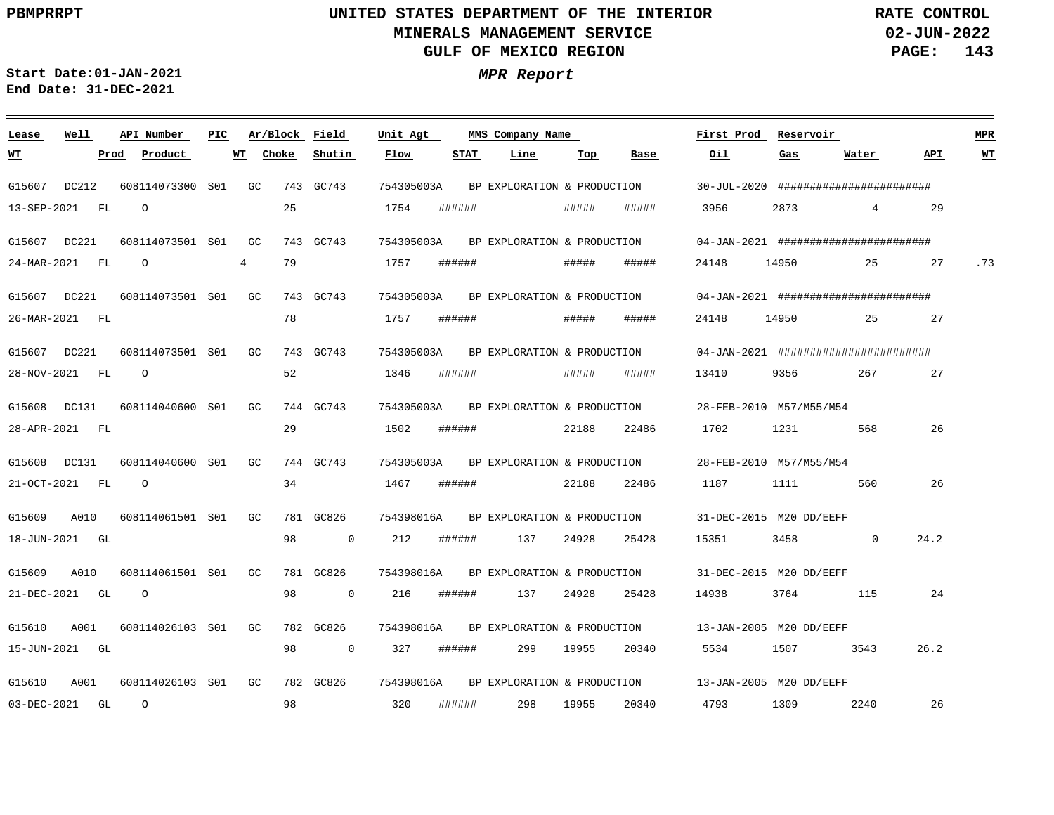UNITED STATES DEPARTMENT OF THE INTERIOR
MINERALS MANAGEMENT SERVICE
GULF OF MEXICO REGION

PBMPRRPT — RATE CONTROL — 02-JUN-2022

Start Date:01-JAN-2021
End Date: 31-DEC-2021

***MPR Report***

| Lease | Well | API Number | PIC | Ar/Block | Field | Unit Agt | MMS Company Name | | | First Prod | Reservoir | | | MPR |
|---|---|---|---|---|---|---|---|---|---|---|---|---|---|---|
| WT | Prod | Product | WT | Choke | Shutin | Flow | STAT | Line | Top | Base | Oil | Gas | Water | API | WT |

| Lease | Well | API Number | PIC | Ar/Block | Field | Unit Agt | MMS Company Name | First Prod | Reservoir |
|---|---|---|---|---|---|---|---|---|---|
| G15607 | DC212 | 608114073300 | S01 | GC 743 | GC743 | 754305003A | BP EXPLORATION & PRODUCTION | 30-JUL-2020 | ######################## |
| G15607 | DC221 | 608114073501 | S01 | GC 743 | GC743 | 754305003A | BP EXPLORATION & PRODUCTION | 04-JAN-2021 | ######################## |
| G15607 | DC221 | 608114073501 | S01 | GC 743 | GC743 | 754305003A | BP EXPLORATION & PRODUCTION | 04-JAN-2021 | ######################## |
| G15607 | DC221 | 608114073501 | S01 | GC 743 | GC743 | 754305003A | BP EXPLORATION & PRODUCTION | 04-JAN-2021 | ######################## |
| G15608 | DC131 | 608114040600 | S01 | GC 744 | GC743 | 754305003A | BP EXPLORATION & PRODUCTION | 28-FEB-2010 | M57/M55/M54 |
| G15608 | DC131 | 608114040600 | S01 | GC 744 | GC743 | 754305003A | BP EXPLORATION & PRODUCTION | 28-FEB-2010 | M57/M55/M54 |
| G15609 | A010 | 608114061501 | S01 | GC 781 | GC826 | 754398016A | BP EXPLORATION & PRODUCTION | 31-DEC-2015 | M20 DD/EEFF |
| G15609 | A010 | 608114061501 | S01 | GC 781 | GC826 | 754398016A | BP EXPLORATION & PRODUCTION | 31-DEC-2015 | M20 DD/EEFF |
| G15610 | A001 | 608114026103 | S01 | GC 782 | GC826 | 754398016A | BP EXPLORATION & PRODUCTION | 13-JAN-2005 | M20 DD/EEFF |
| G15610 | A001 | 608114026103 | S01 | GC 782 | GC826 | 754398016A | BP EXPLORATION & PRODUCTION | 13-JAN-2005 | M20 DD/EEFF |

| WT | Prod | Product | WT | Choke | Shutin | Flow | STAT | Line | Top | Base | Oil | Gas | Water | API | MPR WT |
|---|---|---|---|---|---|---|---|---|---|---|---|---|---|---|---|
| 13-SEP-2021 | FL | O | | 25 | | 1754 | ###### | | ##### | ##### | 3956 | 2873 | 4 | 29 | |
| 24-MAR-2021 | FL | O | 4 | 79 | | 1757 | ###### | | ##### | ##### | 24148 | 14950 | 25 | 27 | .73 |
| 26-MAR-2021 | FL | | | 78 | | 1757 | ###### | | ##### | ##### | 24148 | 14950 | 25 | 27 | |
| 28-NOV-2021 | FL | O | | 52 | | 1346 | ###### | | ##### | ##### | 13410 | 9356 | 267 | 27 | |
| 28-APR-2021 | FL | | | 29 | | 1502 | ###### | | 22188 | 22486 | 1702 | 1231 | 568 | 26 | |
| 21-OCT-2021 | FL | O | | 34 | | 1467 | ###### | | 22188 | 22486 | 1187 | 1111 | 560 | 26 | |
| 18-JUN-2021 | GL | | | 98 | 0 | 212 | ###### | 137 | 24928 | 25428 | 15351 | 3458 | 0 | 24.2 | |
| 21-DEC-2021 | GL | O | | 98 | 0 | 216 | ###### | 137 | 24928 | 25428 | 14938 | 3764 | 115 | 24 | |
| 15-JUN-2021 | GL | | | 98 | 0 | 327 | ###### | 299 | 19955 | 20340 | 5534 | 1507 | 3543 | 26.2 | |
| 03-DEC-2021 | GL | O | | 98 | | 320 | ###### | 298 | 19955 | 20340 | 4793 | 1309 | 2240 | 26 | |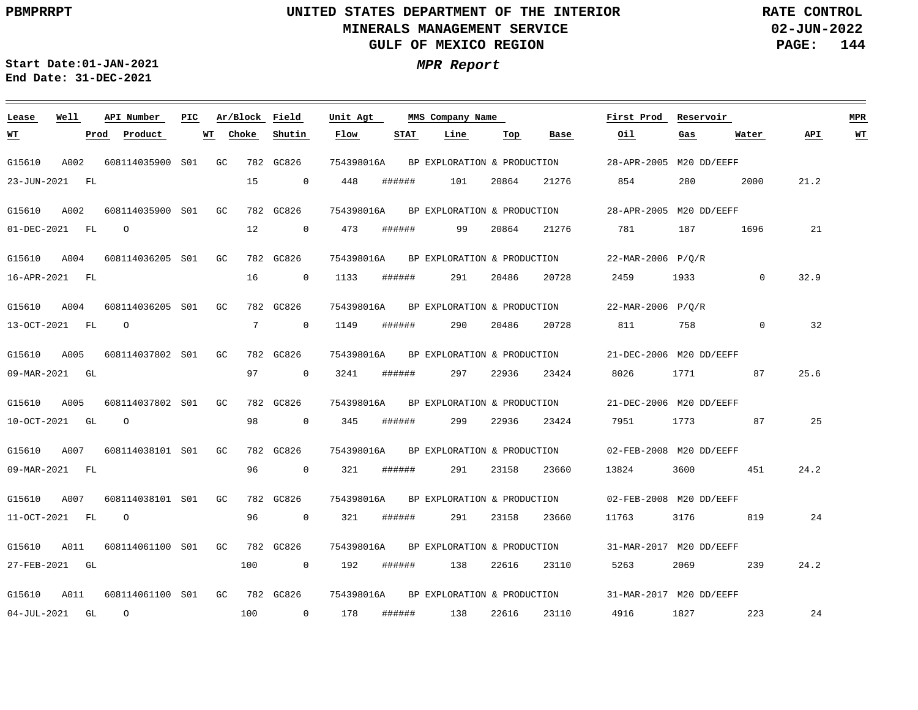PBMPRRPT

# UNITED STATES DEPARTMENT OF THE INTERIOR
## MINERALS MANAGEMENT SERVICE
## GULF OF MEXICO REGION

RATE CONTROL
02-JUN-2022

Start Date:01-JAN-2021
End Date: 31-DEC-2021

***MPR Report***

| Lease | Well | API Number | PIC | Ar/Block | | Field | Unit Agt | MMS Company Name | | | First Prod | Reservoir | | | MPR |
|---|---|---|---|---|---|---|---|---|---|---|---|---|---|---|---|
| **WT** | **Prod** | **Product** | **WT** | **Choke** | | **Shutin** | **Flow** | **STAT** | **Line** | **Top** | **Base** | **Oil** | **Gas** | **Water** | **API** / **WT** |
| G15610 | A002 | 608114035900 | S01 | GC | 782 | GC826 | 754398016A | BP EXPLORATION & PRODUCTION | | | 28-APR-2005 | M20 DD/EEFF | | | |
| 23-JUN-2021 | FL | | | | 15 | 0 | 448 | ###### | 101 | 20864 | 21276 | 854 | 280 | 2000 | 21.2 |
| G15610 | A002 | 608114035900 | S01 | GC | 782 | GC826 | 754398016A | BP EXPLORATION & PRODUCTION | | | 28-APR-2005 | M20 DD/EEFF | | | |
| 01-DEC-2021 | FL | O | | | 12 | 0 | 473 | ###### | 99 | 20864 | 21276 | 781 | 187 | 1696 | 21 |
| G15610 | A004 | 608114036205 | S01 | GC | 782 | GC826 | 754398016A | BP EXPLORATION & PRODUCTION | | | 22-MAR-2006 | P/Q/R | | | |
| 16-APR-2021 | FL | | | | 16 | 0 | 1133 | ###### | 291 | 20486 | 20728 | 2459 | 1933 | 0 | 32.9 |
| G15610 | A004 | 608114036205 | S01 | GC | 782 | GC826 | 754398016A | BP EXPLORATION & PRODUCTION | | | 22-MAR-2006 | P/Q/R | | | |
| 13-OCT-2021 | FL | O | | | 7 | 0 | 1149 | ###### | 290 | 20486 | 20728 | 811 | 758 | 0 | 32 |
| G15610 | A005 | 608114037802 | S01 | GC | 782 | GC826 | 754398016A | BP EXPLORATION & PRODUCTION | | | 21-DEC-2006 | M20 DD/EEFF | | | |
| 09-MAR-2021 | GL | | | | 97 | 0 | 3241 | ###### | 297 | 22936 | 23424 | 8026 | 1771 | 87 | 25.6 |
| G15610 | A005 | 608114037802 | S01 | GC | 782 | GC826 | 754398016A | BP EXPLORATION & PRODUCTION | | | 21-DEC-2006 | M20 DD/EEFF | | | |
| 10-OCT-2021 | GL | O | | | 98 | 0 | 345 | ###### | 299 | 22936 | 23424 | 7951 | 1773 | 87 | 25 |
| G15610 | A007 | 608114038101 | S01 | GC | 782 | GC826 | 754398016A | BP EXPLORATION & PRODUCTION | | | 02-FEB-2008 | M20 DD/EEFF | | | |
| 09-MAR-2021 | FL | | | | 96 | 0 | 321 | ###### | 291 | 23158 | 23660 | 13824 | 3600 | 451 | 24.2 |
| G15610 | A007 | 608114038101 | S01 | GC | 782 | GC826 | 754398016A | BP EXPLORATION & PRODUCTION | | | 02-FEB-2008 | M20 DD/EEFF | | | |
| 11-OCT-2021 | FL | O | | | 96 | 0 | 321 | ###### | 291 | 23158 | 23660 | 11763 | 3176 | 819 | 24 |
| G15610 | A011 | 608114061100 | S01 | GC | 782 | GC826 | 754398016A | BP EXPLORATION & PRODUCTION | | | 31-MAR-2017 | M20 DD/EEFF | | | |
| 27-FEB-2021 | GL | | | | 100 | 0 | 192 | ###### | 138 | 22616 | 23110 | 5263 | 2069 | 239 | 24.2 |
| G15610 | A011 | 608114061100 | S01 | GC | 782 | GC826 | 754398016A | BP EXPLORATION & PRODUCTION | | | 31-MAR-2017 | M20 DD/EEFF | | | |
| 04-JUL-2021 | GL | O | | | 100 | 0 | 178 | ###### | 138 | 22616 | 23110 | 4916 | 1827 | 223 | 24 |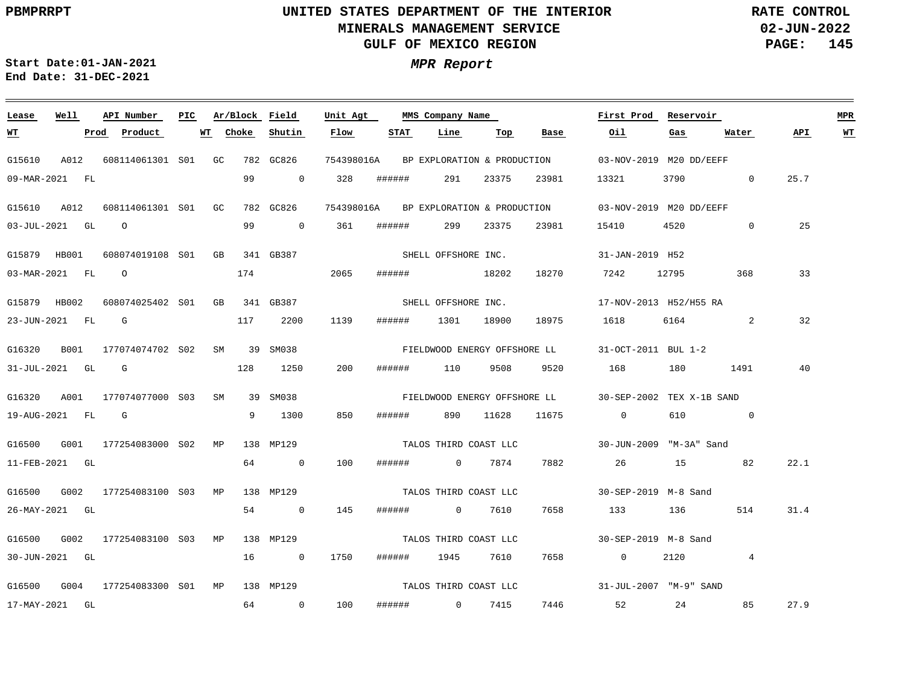# MPR Report

**Start Date:** 01-JAN-2021
**End Date:** 31-DEC-2021

| Lease | Well | API Number | PIC | Ar/Block | Field | Unit Agt | MMS Company Name | | | | First Prod | Reservoir | | | MPR |
|---|---|---|---|---|---|---|---|---|---|---|---|---|---|---|---|
| WT | Prod | Product | WT | Choke | Shutin | Flow | STAT | Line | Top | Base | Oil | Gas | Water | API | WT |
| G15610 | A012 | 608114061301 | S01 | GC 782 | GC826 | 754398016A | BP EXPLORATION & PRODUCTION | | | | 03-NOV-2019 | M20 DD/EEFF | | | |
| 09-MAR-2021 | FL | | | 99 | 0 | 328 | ###### | 291 | 23375 | 23981 | 13321 | 3790 | 0 | 25.7 | |
| G15610 | A012 | 608114061301 | S01 | GC 782 | GC826 | 754398016A | BP EXPLORATION & PRODUCTION | | | | 03-NOV-2019 | M20 DD/EEFF | | | |
| 03-JUL-2021 | GL | O | | 99 | 0 | 361 | ###### | 299 | 23375 | 23981 | 15410 | 4520 | 0 | 25 | |
| G15879 | HB001 | 608074019108 | S01 | GB 341 | GB387 | | SHELL OFFSHORE INC. | | | | 31-JAN-2019 | H52 | | | |
| 03-MAR-2021 | FL | O | | 174 | | 2065 | ###### | | 18202 | 18270 | 7242 | 12795 | 368 | 33 | |
| G15879 | HB002 | 608074025402 | S01 | GB 341 | GB387 | | SHELL OFFSHORE INC. | | | | 17-NOV-2013 | H52/H55 RA | | | |
| 23-JUN-2021 | FL | G | | 117 | 2200 | 1139 | ###### | 1301 | 18900 | 18975 | 1618 | 6164 | 2 | 32 | |
| G16320 | B001 | 177074074702 | S02 | SM 39 | SM038 | | FIELDWOOD ENERGY OFFSHORE LL | | | | 31-OCT-2011 | BUL 1-2 | | | |
| 31-JUL-2021 | GL | G | | 128 | 1250 | 200 | ###### | 110 | 9508 | 9520 | 168 | 180 | 1491 | 40 | |
| G16320 | A001 | 177074077000 | S03 | SM 39 | SM038 | | FIELDWOOD ENERGY OFFSHORE LL | | | | 30-SEP-2002 | TEX X-1B SAND | | | |
| 19-AUG-2021 | FL | G | | 9 | 1300 | 850 | ###### | 890 | 11628 | 11675 | 0 | 610 | 0 | | |
| G16500 | G001 | 177254083000 | S02 | MP 138 | MP129 | | TALOS THIRD COAST LLC | | | | 30-JUN-2009 | "M-3A" Sand | | | |
| 11-FEB-2021 | GL | | | 64 | 0 | 100 | ###### | 0 | 7874 | 7882 | 26 | 15 | 82 | 22.1 | |
| G16500 | G002 | 177254083100 | S03 | MP 138 | MP129 | | TALOS THIRD COAST LLC | | | | 30-SEP-2019 | M-8 Sand | | | |
| 26-MAY-2021 | GL | | | 54 | 0 | 145 | ###### | 0 | 7610 | 7658 | 133 | 136 | 514 | 31.4 | |
| G16500 | G002 | 177254083100 | S03 | MP 138 | MP129 | | TALOS THIRD COAST LLC | | | | 30-SEP-2019 | M-8 Sand | | | |
| 30-JUN-2021 | GL | | | 16 | 0 | 1750 | ###### | 1945 | 7610 | 7658 | 0 | 2120 | 4 | | |
| G16500 | G004 | 177254083300 | S01 | MP 138 | MP129 | | TALOS THIRD COAST LLC | | | | 31-JUL-2007 | "M-9" SAND | | | |
| 17-MAY-2021 | GL | | | 64 | 0 | 100 | ###### | 0 | 7415 | 7446 | 52 | 24 | 85 | 27.9 | |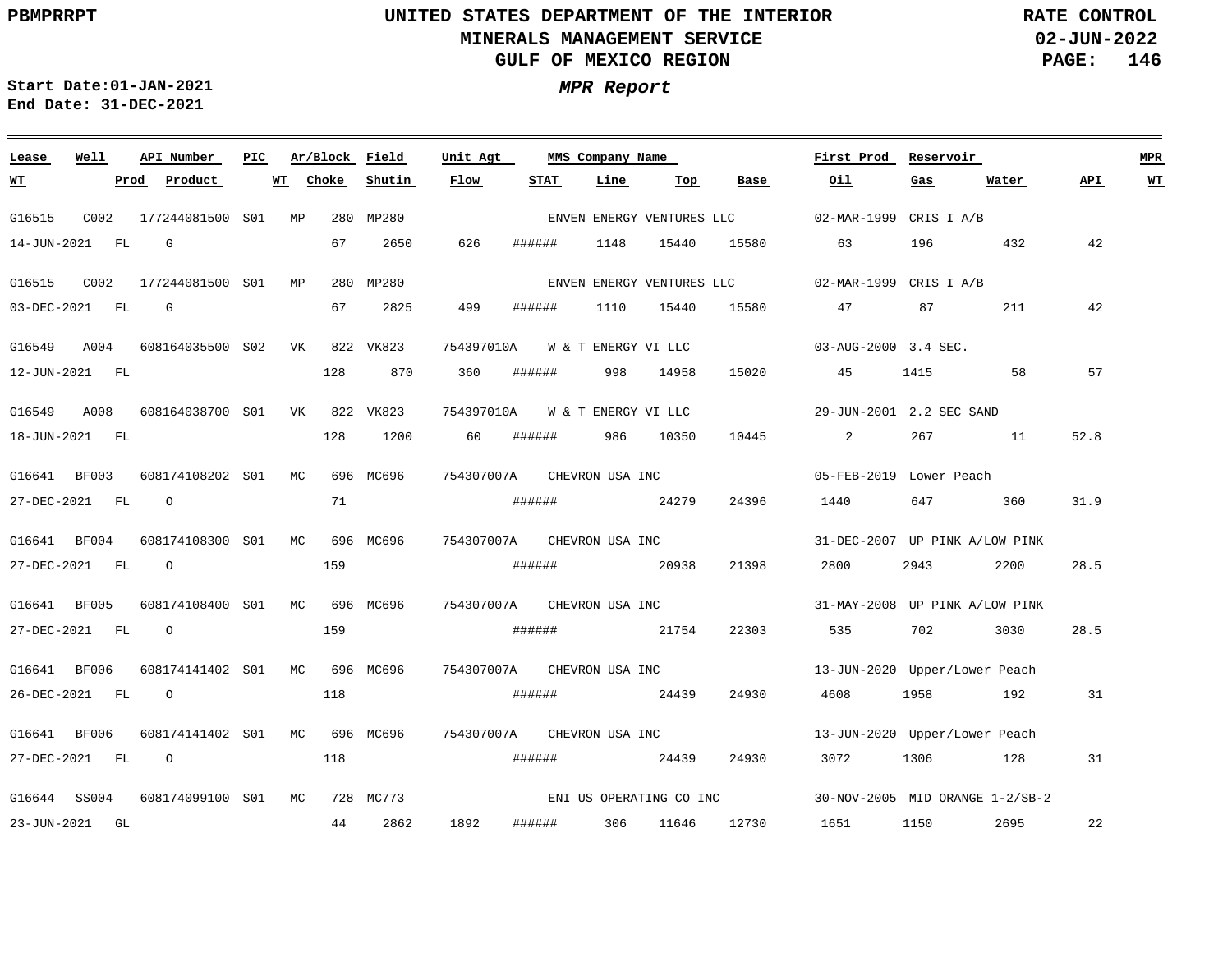# UNITED STATES DEPARTMENT OF THE INTERIOR
## MINERALS MANAGEMENT SERVICE
## GULF OF MEXICO REGION

PBMPRRPT

RATE CONTROL
02-JUN-2022

**Start Date:01-JAN-2021**
**End Date: 31-DEC-2021**

***MPR Report***

| Lease | Well | API Number | PIC | Ar/Block | Field | Unit Agt | MMS Company Name | | | | First Prod | Reservoir | | | MPR |
|---|---|---|---|---|---|---|---|---|---|---|---|---|---|---|---|
| WT | Prod | Product | WT | Choke | Shutin | Flow | STAT | Line | Top | Base | Oil | Gas | Water | API | WT |
| G16515 | C002 | 177244081500 | S01 | MP 280 | MP280 | | ENVEN ENERGY VENTURES LLC | | | | 02-MAR-1999 | CRIS I A/B | | | |
| 14-JUN-2021 | FL | G | | 67 | 2650 | 626 | ###### | 1148 | 15440 | 15580 | 63 | 196 | 432 | 42 | |
| G16515 | C002 | 177244081500 | S01 | MP 280 | MP280 | | ENVEN ENERGY VENTURES LLC | | | | 02-MAR-1999 | CRIS I A/B | | | |
| 03-DEC-2021 | FL | G | | 67 | 2825 | 499 | ###### | 1110 | 15440 | 15580 | 47 | 87 | 211 | 42 | |
| G16549 | A004 | 608164035500 | S02 | VK 822 | VK823 | 754397010A | W & T ENERGY VI LLC | | | | 03-AUG-2000 | 3.4 SEC. | | | |
| 12-JUN-2021 | FL | | | 128 | 870 | 360 | ###### | 998 | 14958 | 15020 | 45 | 1415 | 58 | 57 | |
| G16549 | A008 | 608164038700 | S01 | VK 822 | VK823 | 754397010A | W & T ENERGY VI LLC | | | | 29-JUN-2001 | 2.2 SEC SAND | | | |
| 18-JUN-2021 | FL | | | 128 | 1200 | 60 | ###### | 986 | 10350 | 10445 | 2 | 267 | 11 | 52.8 | |
| G16641 | BF003 | 608174108202 | S01 | MC 696 | MC696 | 754307007A | CHEVRON USA INC | | | | 05-FEB-2019 | Lower Peach | | | |
| 27-DEC-2021 | FL | O | | 71 | | | ###### | | 24279 | 24396 | 1440 | 647 | 360 | 31.9 | |
| G16641 | BF004 | 608174108300 | S01 | MC 696 | MC696 | 754307007A | CHEVRON USA INC | | | | 31-DEC-2007 | UP PINK A/LOW PINK | | | |
| 27-DEC-2021 | FL | O | | 159 | | | ###### | | 20938 | 21398 | 2800 | 2943 | 2200 | 28.5 | |
| G16641 | BF005 | 608174108400 | S01 | MC 696 | MC696 | 754307007A | CHEVRON USA INC | | | | 31-MAY-2008 | UP PINK A/LOW PINK | | | |
| 27-DEC-2021 | FL | O | | 159 | | | ###### | | 21754 | 22303 | 535 | 702 | 3030 | 28.5 | |
| G16641 | BF006 | 608174141402 | S01 | MC 696 | MC696 | 754307007A | CHEVRON USA INC | | | | 13-JUN-2020 | Upper/Lower Peach | | | |
| 26-DEC-2021 | FL | O | | 118 | | | ###### | | 24439 | 24930 | 4608 | 1958 | 192 | 31 | |
| G16641 | BF006 | 608174141402 | S01 | MC 696 | MC696 | 754307007A | CHEVRON USA INC | | | | 13-JUN-2020 | Upper/Lower Peach | | | |
| 27-DEC-2021 | FL | O | | 118 | | | ###### | | 24439 | 24930 | 3072 | 1306 | 128 | 31 | |
| G16644 | SS004 | 608174099100 | S01 | MC 728 | MC773 | | ENI US OPERATING CO INC | | | | 30-NOV-2005 | MID ORANGE 1-2/SB-2 | | | |
| 23-JUN-2021 | GL | | | 44 | 2862 | 1892 | ###### | 306 | 11646 | 12730 | 1651 | 1150 | 2695 | 22 | |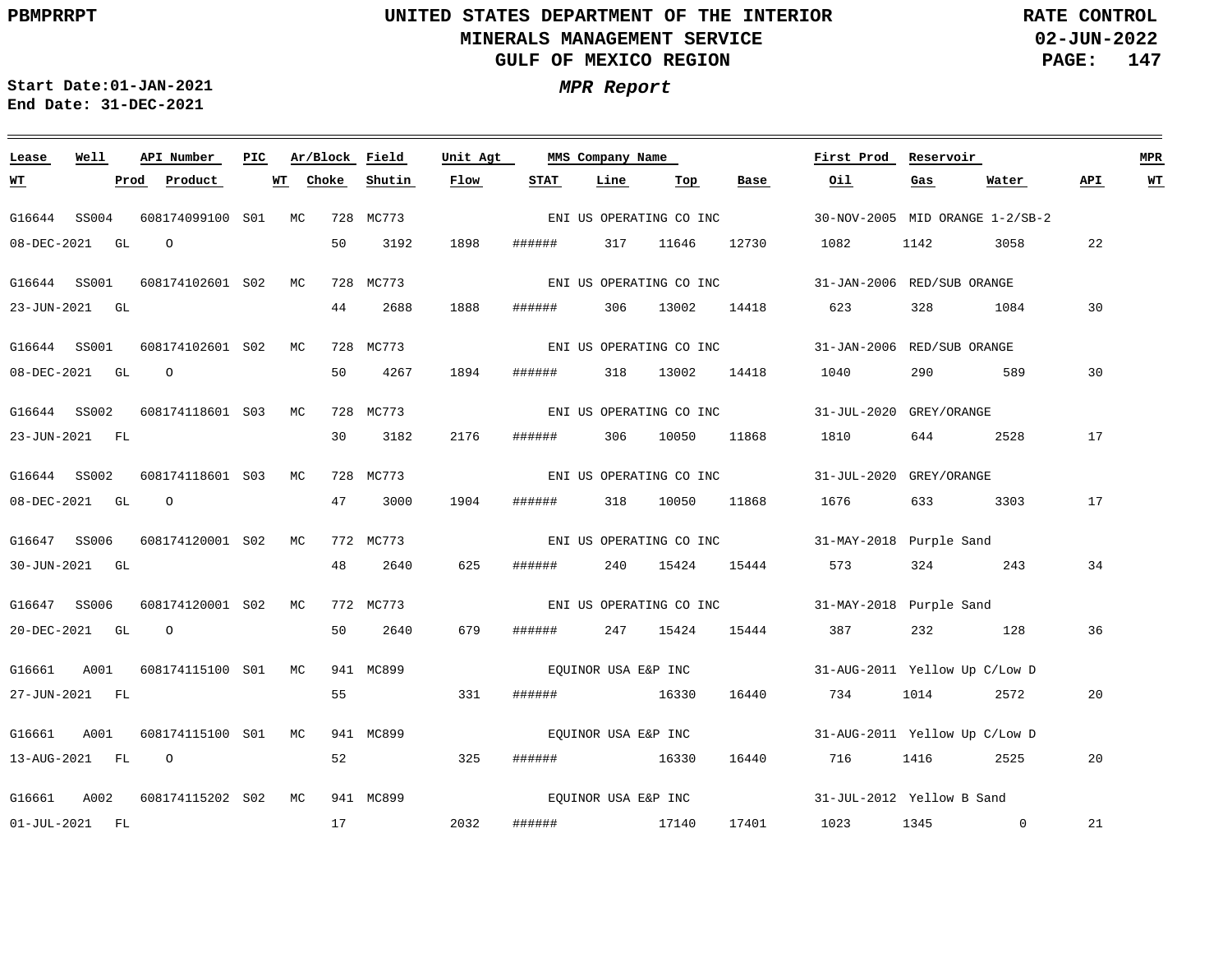PBMPRRPT

**UNITED STATES DEPARTMENT OF THE INTERIOR**
**MINERALS MANAGEMENT SERVICE**
**GULF OF MEXICO REGION**

**RATE CONTROL**
**02-JUN-2022**

**Start Date:01-JAN-2021**
**End Date: 31-DEC-2021**

***MPR Report***

| Lease | Well | API Number | PIC | Ar/Block | Field | Unit Agt | MMS Company Name | First Prod | Reservoir | WT | Prod | Product | WT | Choke | Shutin | Flow | STAT | Line | Top | Base | Oil | Gas | Water | API | MPR WT |
|---|---|---|---|---|---|---|---|---|---|---|---|---|---|---|---|---|---|---|---|---|---|---|---|---|---|
| G16644 | SS004 | 608174099100 | S01 | MC 728 | MC773 | | ENI US OPERATING CO INC | 30-NOV-2005 | MID ORANGE 1-2/SB-2 | 08-DEC-2021 | GL | O | | 50 | 3192 | 1898 | ###### | 317 | 11646 | 12730 | 1082 | 1142 | 3058 | 22 | |
| G16644 | SS001 | 608174102601 | S02 | MC 728 | MC773 | | ENI US OPERATING CO INC | 31-JAN-2006 | RED/SUB ORANGE | 23-JUN-2021 | GL | | | 44 | 2688 | 1888 | ###### | 306 | 13002 | 14418 | 623 | 328 | 1084 | 30 | |
| G16644 | SS001 | 608174102601 | S02 | MC 728 | MC773 | | ENI US OPERATING CO INC | 31-JAN-2006 | RED/SUB ORANGE | 08-DEC-2021 | GL | O | | 50 | 4267 | 1894 | ###### | 318 | 13002 | 14418 | 1040 | 290 | 589 | 30 | |
| G16644 | SS002 | 608174118601 | S03 | MC 728 | MC773 | | ENI US OPERATING CO INC | 31-JUL-2020 | GREY/ORANGE | 23-JUN-2021 | FL | | | 30 | 3182 | 2176 | ###### | 306 | 10050 | 11868 | 1810 | 644 | 2528 | 17 | |
| G16644 | SS002 | 608174118601 | S03 | MC 728 | MC773 | | ENI US OPERATING CO INC | 31-JUL-2020 | GREY/ORANGE | 08-DEC-2021 | GL | O | | 47 | 3000 | 1904 | ###### | 318 | 10050 | 11868 | 1676 | 633 | 3303 | 17 | |
| G16647 | SS006 | 608174120001 | S02 | MC 772 | MC773 | | ENI US OPERATING CO INC | 31-MAY-2018 | Purple Sand | 30-JUN-2021 | GL | | | 48 | 2640 | 625 | ###### | 240 | 15424 | 15444 | 573 | 324 | 243 | 34 | |
| G16647 | SS006 | 608174120001 | S02 | MC 772 | MC773 | | ENI US OPERATING CO INC | 31-MAY-2018 | Purple Sand | 20-DEC-2021 | GL | O | | 50 | 2640 | 679 | ###### | 247 | 15424 | 15444 | 387 | 232 | 128 | 36 | |
| G16661 | A001 | 608174115100 | S01 | MC 941 | MC899 | | EQUINOR USA E&P INC | 31-AUG-2011 | Yellow Up C/Low D | 27-JUN-2021 | FL | | | 55 | | 331 | ###### | | 16330 | 16440 | 734 | 1014 | 2572 | 20 | |
| G16661 | A001 | 608174115100 | S01 | MC 941 | MC899 | | EQUINOR USA E&P INC | 31-AUG-2011 | Yellow Up C/Low D | 13-AUG-2021 | FL | O | | 52 | | 325 | ###### | | 16330 | 16440 | 716 | 1416 | 2525 | 20 | |
| G16661 | A002 | 608174115202 | S02 | MC 941 | MC899 | | EQUINOR USA E&P INC | 31-JUL-2012 | Yellow B Sand | 01-JUL-2021 | FL | | | 17 | | 2032 | ###### | | 17140 | 17401 | 1023 | 1345 | 0 | 21 | |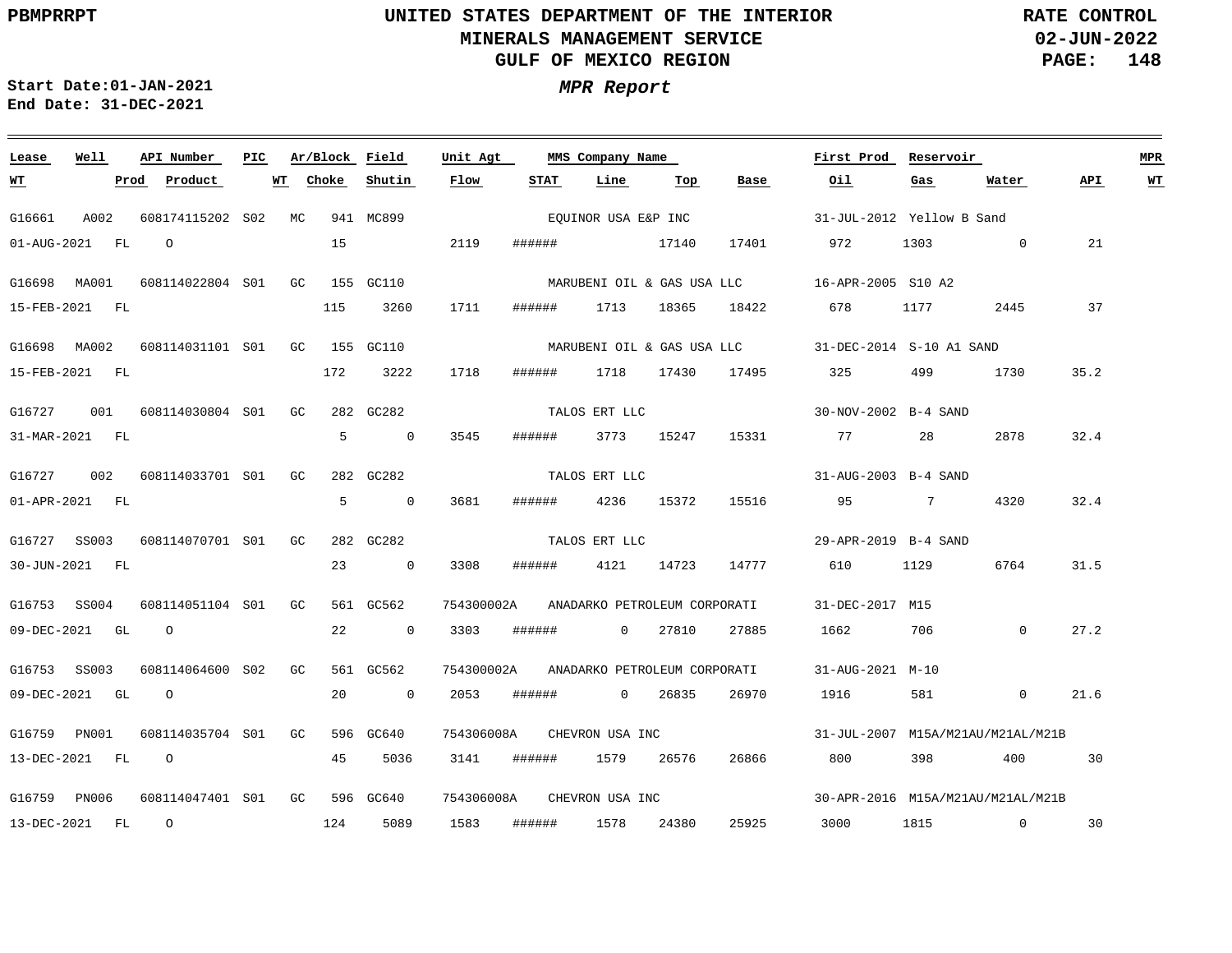PBMPRRPT

# UNITED STATES DEPARTMENT OF THE INTERIOR
## MINERALS MANAGEMENT SERVICE
## GULF OF MEXICO REGION

RATE CONTROL
02-JUN-2022

Start Date:01-JAN-2021
End Date: 31-DEC-2021

***MPR Report***

| Lease | Well | API Number | PIC | Ar/Block | Field | Unit Agt | MMS Company Name | | | First Prod | Reservoir | | | MPR |
|---|---|---|---|---|---|---|---|---|---|---|---|---|---|---|
| WT | Prod | Product | WT | Choke | Shutin | Flow | STAT | Line | Top | Base | Oil | Gas | Water | API | WT |
| G16661 | A002 | 608174115202 | S02 | MC 941 | MC899 | | EQUINOR USA E&P INC | | | 31-JUL-2012 | Yellow B Sand | | | |
| 01-AUG-2021 | FL | O | | 15 | | 2119 | ###### | | 17140 | 17401 | 972 | 1303 | 0 | 21 | |
| G16698 | MA001 | 608114022804 | S01 | GC 155 | GC110 | | MARUBENI OIL & GAS USA LLC | | | 16-APR-2005 | S10 A2 | | | |
| 15-FEB-2021 | FL | | | 115 | 3260 | 1711 | ###### | 1713 | 18365 | 18422 | 678 | 1177 | 2445 | 37 | |
| G16698 | MA002 | 608114031101 | S01 | GC 155 | GC110 | | MARUBENI OIL & GAS USA LLC | | | 31-DEC-2014 | S-10 A1 SAND | | | |
| 15-FEB-2021 | FL | | | 172 | 3222 | 1718 | ###### | 1718 | 17430 | 17495 | 325 | 499 | 1730 | 35.2 | |
| G16727 | 001 | 608114030804 | S01 | GC 282 | GC282 | | TALOS ERT LLC | | | 30-NOV-2002 | B-4 SAND | | | |
| 31-MAR-2021 | FL | | | 5 | 0 | 3545 | ###### | 3773 | 15247 | 15331 | 77 | 28 | 2878 | 32.4 | |
| G16727 | 002 | 608114033701 | S01 | GC 282 | GC282 | | TALOS ERT LLC | | | 31-AUG-2003 | B-4 SAND | | | |
| 01-APR-2021 | FL | | | 5 | 0 | 3681 | ###### | 4236 | 15372 | 15516 | 95 | 7 | 4320 | 32.4 | |
| G16727 | SS003 | 608114070701 | S01 | GC 282 | GC282 | | TALOS ERT LLC | | | 29-APR-2019 | B-4 SAND | | | |
| 30-JUN-2021 | FL | | | 23 | 0 | 3308 | ###### | 4121 | 14723 | 14777 | 610 | 1129 | 6764 | 31.5 | |
| G16753 | SS004 | 608114051104 | S01 | GC 561 | GC562 | 754300002A | ANADARKO PETROLEUM CORPORATI | | | 31-DEC-2017 | M15 | | | |
| 09-DEC-2021 | GL | O | | 22 | 0 | 3303 | ###### | 0 | 27810 | 27885 | 1662 | 706 | 0 | 27.2 | |
| G16753 | SS003 | 608114064600 | S02 | GC 561 | GC562 | 754300002A | ANADARKO PETROLEUM CORPORATI | | | 31-AUG-2021 | M-10 | | | |
| 09-DEC-2021 | GL | O | | 20 | 0 | 2053 | ###### | 0 | 26835 | 26970 | 1916 | 581 | 0 | 21.6 | |
| G16759 | PN001 | 608114035704 | S01 | GC 596 | GC640 | 754306008A | CHEVRON USA INC | | | 31-JUL-2007 | M15A/M21AU/M21AL/M21B | | | |
| 13-DEC-2021 | FL | O | | 45 | 5036 | 3141 | ###### | 1579 | 26576 | 26866 | 800 | 398 | 400 | 30 | |
| G16759 | PN006 | 608114047401 | S01 | GC 596 | GC640 | 754306008A | CHEVRON USA INC | | | 30-APR-2016 | M15A/M21AU/M21AL/M21B | | | |
| 13-DEC-2021 | FL | O | | 124 | 5089 | 1583 | ###### | 1578 | 24380 | 25925 | 3000 | 1815 | 0 | 30 | |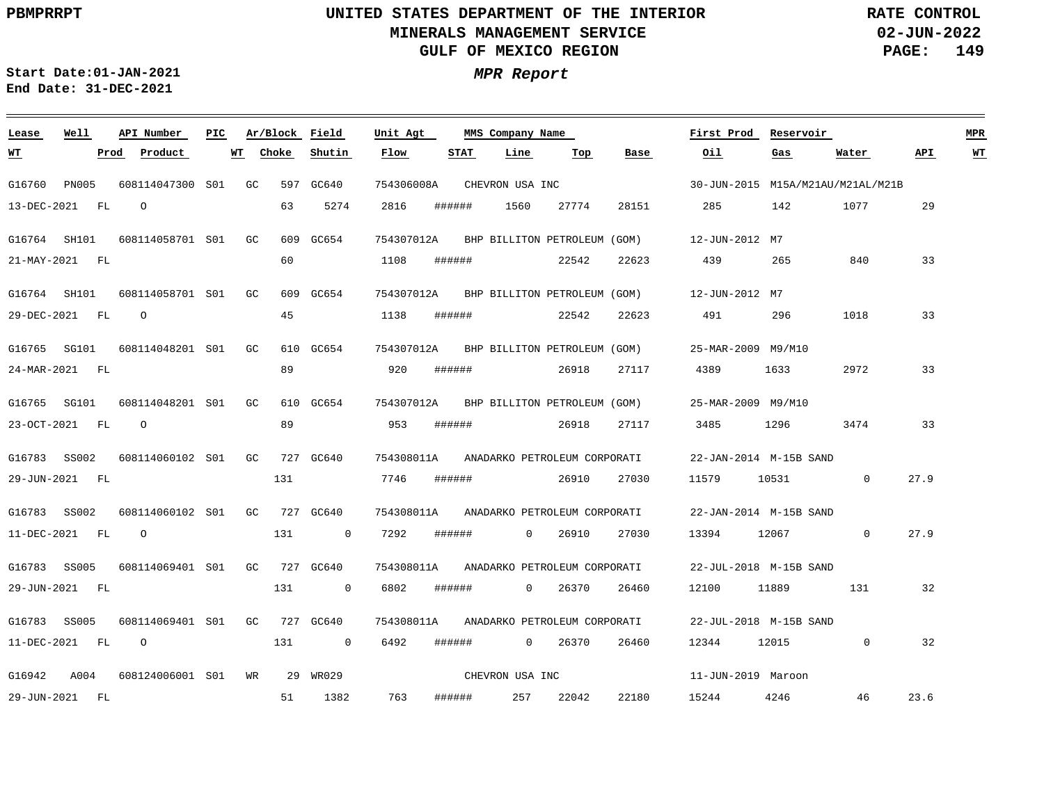PBMPRRPT

# UNITED STATES DEPARTMENT OF THE INTERIOR
## MINERALS MANAGEMENT SERVICE
## GULF OF MEXICO REGION

RATE CONTROL
02-JUN-2022

**Start Date:** 01-JAN-2021
**End Date:** 31-DEC-2021

***MPR Report***

| Lease | Well | API Number | PIC | Ar/Block | Field | Unit Agt | MMS Company Name | First Prod | Reservoir | WT | Prod | Product | WT | Choke | Shutin | Flow | STAT | Line | Top | Base | Oil | Gas | Water | API | MPR WT |
|---|---|---|---|---|---|---|---|---|---|---|---|---|---|---|---|---|---|---|---|---|---|---|---|---|---|
| G16760 | PN005 | 608114047300 | S01 | GC 597 | GC640 | 754306008A | CHEVRON USA INC | 30-JUN-2015 | M15A/M21AU/M21AL/M21B | 13-DEC-2021 | FL | O | | 63 | 5274 | 2816 | ###### | 1560 | 27774 | 28151 | 285 | 142 | 1077 | 29 | |
| G16764 | SH101 | 608114058701 | S01 | GC 609 | GC654 | 754307012A | BHP BILLITON PETROLEUM (GOM) | 12-JUN-2012 | M7 | 21-MAY-2021 | FL | | | 60 | | 1108 | ###### | | 22542 | 22623 | 439 | 265 | 840 | 33 | |
| G16764 | SH101 | 608114058701 | S01 | GC 609 | GC654 | 754307012A | BHP BILLITON PETROLEUM (GOM) | 12-JUN-2012 | M7 | 29-DEC-2021 | FL | O | | 45 | | 1138 | ###### | | 22542 | 22623 | 491 | 296 | 1018 | 33 | |
| G16765 | SG101 | 608114048201 | S01 | GC 610 | GC654 | 754307012A | BHP BILLITON PETROLEUM (GOM) | 25-MAR-2009 | M9/M10 | 24-MAR-2021 | FL | | | 89 | | 920 | ###### | | 26918 | 27117 | 4389 | 1633 | 2972 | 33 | |
| G16765 | SG101 | 608114048201 | S01 | GC 610 | GC654 | 754307012A | BHP BILLITON PETROLEUM (GOM) | 25-MAR-2009 | M9/M10 | 23-OCT-2021 | FL | O | | 89 | | 953 | ###### | | 26918 | 27117 | 3485 | 1296 | 3474 | 33 | |
| G16783 | SS002 | 608114060102 | S01 | GC 727 | GC640 | 754308011A | ANADARKO PETROLEUM CORPORATI | 22-JAN-2014 | M-15B SAND | 29-JUN-2021 | FL | | | 131 | | 7746 | ###### | | 26910 | 27030 | 11579 | 10531 | 0 | 27.9 | |
| G16783 | SS002 | 608114060102 | S01 | GC 727 | GC640 | 754308011A | ANADARKO PETROLEUM CORPORATI | 22-JAN-2014 | M-15B SAND | 11-DEC-2021 | FL | O | | 131 | 0 | 7292 | ###### | 0 | 26910 | 27030 | 13394 | 12067 | 0 | 27.9 | |
| G16783 | SS005 | 608114069401 | S01 | GC 727 | GC640 | 754308011A | ANADARKO PETROLEUM CORPORATI | 22-JUL-2018 | M-15B SAND | 29-JUN-2021 | FL | | | 131 | 0 | 6802 | ###### | 0 | 26370 | 26460 | 12100 | 11889 | 131 | 32 | |
| G16783 | SS005 | 608114069401 | S01 | GC 727 | GC640 | 754308011A | ANADARKO PETROLEUM CORPORATI | 22-JUL-2018 | M-15B SAND | 11-DEC-2021 | FL | O | | 131 | 0 | 6492 | ###### | 0 | 26370 | 26460 | 12344 | 12015 | 0 | 32 | |
| G16942 | A004 | 608124006001 | S01 | WR 29 | WR029 | | CHEVRON USA INC | 11-JUN-2019 | Maroon | 29-JUN-2021 | FL | | | 51 | 1382 | 763 | ###### | 257 | 22042 | 22180 | 15244 | 4246 | 46 | 23.6 | |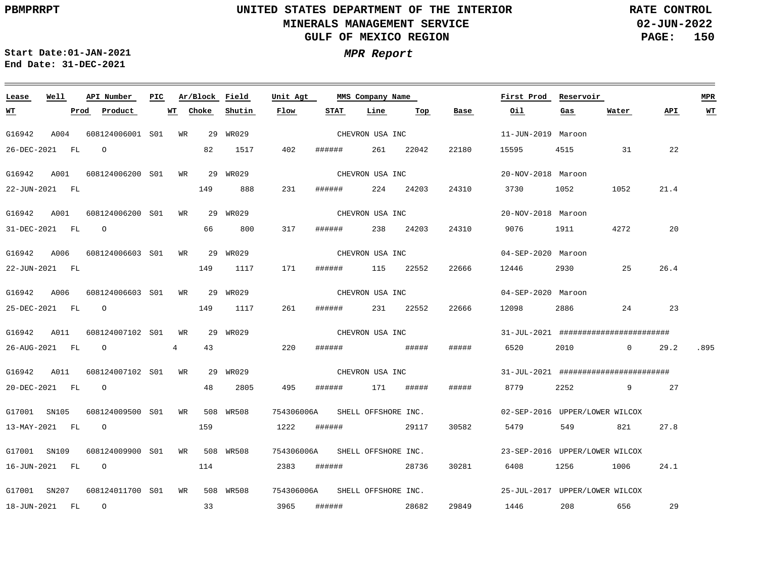## MPR Report

Start Date: 01-JAN-2021
End Date: 31-DEC-2021

| Lease / WT | Well / Prod | API Number / Product | PIC / WT | Ar/Block / Choke | Field / Shutin | Unit Agt / Flow | MMS Company Name / STAT | Line | Top | Base | First Prod / Oil | Reservoir / Gas | Water | API | MPR / WT |
|---|---|---|---|---|---|---|---|---|---|---|---|---|---|---|---|
| G16942 | A004 | 608124006001 | S01 | WR 29 | WR029 | | CHEVRON USA INC | | | | 11-JUN-2019 | Maroon | | | |
| 26-DEC-2021 | FL | O | | 82 | 1517 | 402 | ###### | 261 | 22042 | 22180 | 15595 | 4515 | 31 | 22 | |
| G16942 | A001 | 608124006200 | S01 | WR 29 | WR029 | | CHEVRON USA INC | | | | 20-NOV-2018 | Maroon | | | |
| 22-JUN-2021 | FL | | | 149 | 888 | 231 | ###### | 224 | 24203 | 24310 | 3730 | 1052 | 1052 | 21.4 | |
| G16942 | A001 | 608124006200 | S01 | WR 29 | WR029 | | CHEVRON USA INC | | | | 20-NOV-2018 | Maroon | | | |
| 31-DEC-2021 | FL | O | | 66 | 800 | 317 | ###### | 238 | 24203 | 24310 | 9076 | 1911 | 4272 | 20 | |
| G16942 | A006 | 608124006603 | S01 | WR 29 | WR029 | | CHEVRON USA INC | | | | 04-SEP-2020 | Maroon | | | |
| 22-JUN-2021 | FL | | | 149 | 1117 | 171 | ###### | 115 | 22552 | 22666 | 12446 | 2930 | 25 | 26.4 | |
| G16942 | A006 | 608124006603 | S01 | WR 29 | WR029 | | CHEVRON USA INC | | | | 04-SEP-2020 | Maroon | | | |
| 25-DEC-2021 | FL | O | | 149 | 1117 | 261 | ###### | 231 | 22552 | 22666 | 12098 | 2886 | 24 | 23 | |
| G16942 | A011 | 608124007102 | S01 | WR 29 | WR029 | | CHEVRON USA INC | | | | 31-JUL-2021 | ######################## | | | |
| 26-AUG-2021 | FL | O | 4 | 43 | | 220 | ###### | | ##### | ##### | 6520 | 2010 | 0 | 29.2 | .895 |
| G16942 | A011 | 608124007102 | S01 | WR 29 | WR029 | | CHEVRON USA INC | | | | 31-JUL-2021 | ######################## | | | |
| 20-DEC-2021 | FL | O | | 48 | 2805 | 495 | ###### | 171 | ##### | ##### | 8779 | 2252 | 9 | 27 | |
| G17001 | SN105 | 608124009500 | S01 | WR 508 | WR508 | 754306006A | SHELL OFFSHORE INC. | | | | 02-SEP-2016 | UPPER/LOWER WILCOX | | | |
| 13-MAY-2021 | FL | O | | 159 | | 1222 | ###### | | 29117 | 30582 | 5479 | 549 | 821 | 27.8 | |
| G17001 | SN109 | 608124009900 | S01 | WR 508 | WR508 | 754306006A | SHELL OFFSHORE INC. | | | | 23-SEP-2016 | UPPER/LOWER WILCOX | | | |
| 16-JUN-2021 | FL | O | | 114 | | 2383 | ###### | | 28736 | 30281 | 6408 | 1256 | 1006 | 24.1 | |
| G17001 | SN207 | 608124011700 | S01 | WR 508 | WR508 | 754306006A | SHELL OFFSHORE INC. | | | | 25-JUL-2017 | UPPER/LOWER WILCOX | | | |
| 18-JUN-2021 | FL | O | | 33 | | 3965 | ###### | | 28682 | 29849 | 1446 | 208 | 656 | 29 | |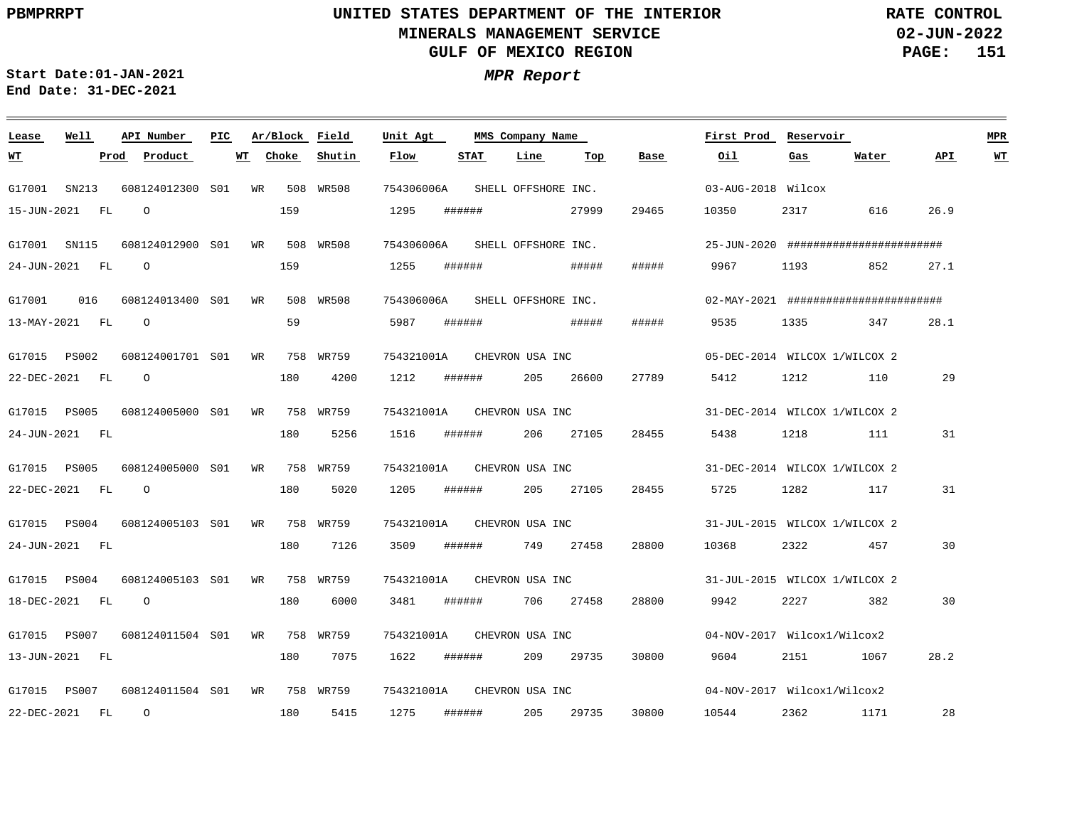# UNITED STATES DEPARTMENT OF THE INTERIOR
## MINERALS MANAGEMENT SERVICE
## GULF OF MEXICO REGION

PBMPRRPT

RATE CONTROL
02-JUN-2022

Start Date:01-JAN-2021
End Date: 31-DEC-2021

*MPR Report*

| Lease | Well | API Number | PIC | Ar/Block | Field | Unit Agt | MMS Company Name | First Prod | Reservoir | WT | Prod | Product | WT | Choke | Shutin | Flow | STAT | Line | Top | Base | Oil | Gas | Water | API | MPR WT |
|---|---|---|---|---|---|---|---|---|---|---|---|---|---|---|---|---|---|---|---|---|---|---|---|---|---|
| G17001 | SN213 | 608124012300 | S01 | WR 508 | WR508 | 754306006A | SHELL OFFSHORE INC. | 03-AUG-2018 | Wilcox | 15-JUN-2021 | FL | O | | 159 | | 1295 | ###### | | 27999 | 29465 | 10350 | 2317 | 616 | 26.9 | |
| G17001 | SN115 | 608124012900 | S01 | WR 508 | WR508 | 754306006A | SHELL OFFSHORE INC. | 25-JUN-2020 | ######################## | 24-JUN-2021 | FL | O | | 159 | | 1255 | ###### | | ##### | ##### | 9967 | 1193 | 852 | 27.1 | |
| G17001 | 016 | 608124013400 | S01 | WR 508 | WR508 | 754306006A | SHELL OFFSHORE INC. | 02-MAY-2021 | ######################## | 13-MAY-2021 | FL | O | | 59 | | 5987 | ###### | | ##### | ##### | 9535 | 1335 | 347 | 28.1 | |
| G17015 | PS002 | 608124001701 | S01 | WR 758 | WR759 | 754321001A | CHEVRON USA INC | 05-DEC-2014 | WILCOX 1/WILCOX 2 | 22-DEC-2021 | FL | O | | 180 | 4200 | 1212 | ###### | 205 | 26600 | 27789 | 5412 | 1212 | 110 | 29 | |
| G17015 | PS005 | 608124005000 | S01 | WR 758 | WR759 | 754321001A | CHEVRON USA INC | 31-DEC-2014 | WILCOX 1/WILCOX 2 | 24-JUN-2021 | FL | | | 180 | 5256 | 1516 | ###### | 206 | 27105 | 28455 | 5438 | 1218 | 111 | 31 | |
| G17015 | PS005 | 608124005000 | S01 | WR 758 | WR759 | 754321001A | CHEVRON USA INC | 31-DEC-2014 | WILCOX 1/WILCOX 2 | 22-DEC-2021 | FL | O | | 180 | 5020 | 1205 | ###### | 205 | 27105 | 28455 | 5725 | 1282 | 117 | 31 | |
| G17015 | PS004 | 608124005103 | S01 | WR 758 | WR759 | 754321001A | CHEVRON USA INC | 31-JUL-2015 | WILCOX 1/WILCOX 2 | 24-JUN-2021 | FL | | | 180 | 7126 | 3509 | ###### | 749 | 27458 | 28800 | 10368 | 2322 | 457 | 30 | |
| G17015 | PS004 | 608124005103 | S01 | WR 758 | WR759 | 754321001A | CHEVRON USA INC | 31-JUL-2015 | WILCOX 1/WILCOX 2 | 18-DEC-2021 | FL | O | | 180 | 6000 | 3481 | ###### | 706 | 27458 | 28800 | 9942 | 2227 | 382 | 30 | |
| G17015 | PS007 | 608124011504 | S01 | WR 758 | WR759 | 754321001A | CHEVRON USA INC | 04-NOV-2017 | Wilcox1/Wilcox2 | 13-JUN-2021 | FL | | | 180 | 7075 | 1622 | ###### | 209 | 29735 | 30800 | 9604 | 2151 | 1067 | 28.2 | |
| G17015 | PS007 | 608124011504 | S01 | WR 758 | WR759 | 754321001A | CHEVRON USA INC | 04-NOV-2017 | Wilcox1/Wilcox2 | 22-DEC-2021 | FL | O | | 180 | 5415 | 1275 | ###### | 205 | 29735 | 30800 | 10544 | 2362 | 1171 | 28 | |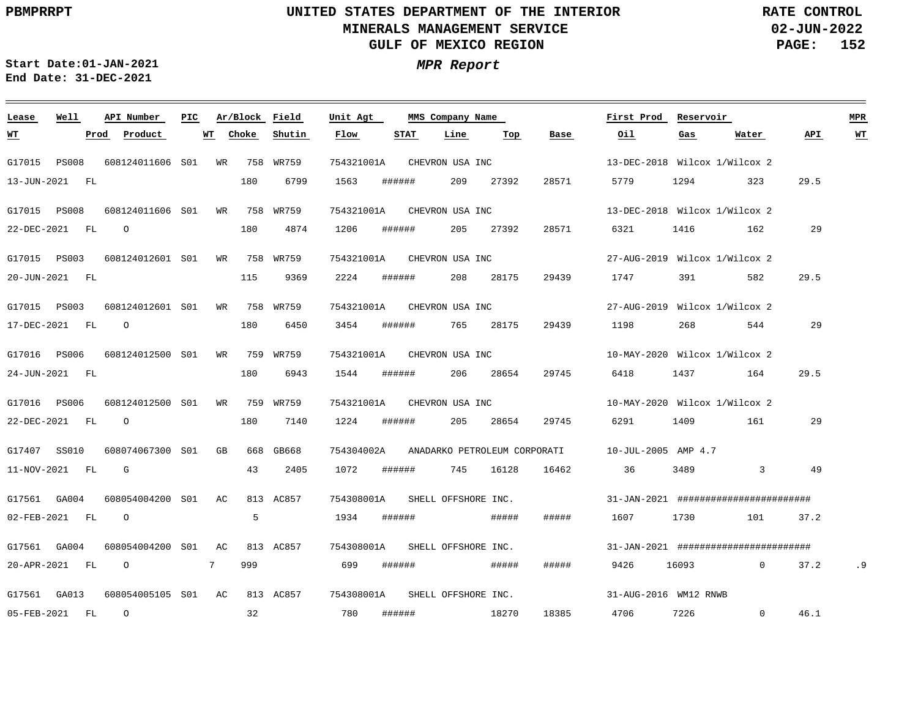**UNITED STATES DEPARTMENT OF THE INTERIOR**
**MINERALS MANAGEMENT SERVICE**
**GULF OF MEXICO REGION**

PBMPRRPT — RATE CONTROL — 02-JUN-2022

***MPR Report***

Start Date: 01-JAN-2021
End Date: 31-DEC-2021

| Lease | Well | API Number | PIC | Ar/Block | Field | Unit Agt | MMS Company Name | First Prod | Reservoir | WT | Prod | Product | WT | Choke | Shutin | Flow | STAT | Line | Top | Base | Oil | Gas | Water | API | MPR WT |
|---|---|---|---|---|---|---|---|---|---|---|---|---|---|---|---|---|---|---|---|---|---|---|---|---|---|
| G17015 | PS008 | 608124011606 | S01 | WR 758 | WR759 | 754321001A | CHEVRON USA INC | 13-DEC-2018 | Wilcox 1/Wilcox 2 | 13-JUN-2021 | FL | | | 180 | 6799 | 1563 | ###### | 209 | 27392 | 28571 | 5779 | 1294 | 323 | 29.5 | |
| G17015 | PS008 | 608124011606 | S01 | WR 758 | WR759 | 754321001A | CHEVRON USA INC | 13-DEC-2018 | Wilcox 1/Wilcox 2 | 22-DEC-2021 | FL | O | | 180 | 4874 | 1206 | ###### | 205 | 27392 | 28571 | 6321 | 1416 | 162 | 29 | |
| G17015 | PS003 | 608124012601 | S01 | WR 758 | WR759 | 754321001A | CHEVRON USA INC | 27-AUG-2019 | Wilcox 1/Wilcox 2 | 20-JUN-2021 | FL | | | 115 | 9369 | 2224 | ###### | 208 | 28175 | 29439 | 1747 | 391 | 582 | 29.5 | |
| G17015 | PS003 | 608124012601 | S01 | WR 758 | WR759 | 754321001A | CHEVRON USA INC | 27-AUG-2019 | Wilcox 1/Wilcox 2 | 17-DEC-2021 | FL | O | | 180 | 6450 | 3454 | ###### | 765 | 28175 | 29439 | 1198 | 268 | 544 | 29 | |
| G17016 | PS006 | 608124012500 | S01 | WR 759 | WR759 | 754321001A | CHEVRON USA INC | 10-MAY-2020 | Wilcox 1/Wilcox 2 | 24-JUN-2021 | FL | | | 180 | 6943 | 1544 | ###### | 206 | 28654 | 29745 | 6418 | 1437 | 164 | 29.5 | |
| G17016 | PS006 | 608124012500 | S01 | WR 759 | WR759 | 754321001A | CHEVRON USA INC | 10-MAY-2020 | Wilcox 1/Wilcox 2 | 22-DEC-2021 | FL | O | | 180 | 7140 | 1224 | ###### | 205 | 28654 | 29745 | 6291 | 1409 | 161 | 29 | |
| G17407 | SS010 | 608074067300 | S01 | GB 668 | GB668 | 754304002A | ANADARKO PETROLEUM CORPORATI | 10-JUL-2005 | AMP 4.7 | 11-NOV-2021 | FL | G | | 43 | 2405 | 1072 | ###### | 745 | 16128 | 16462 | 36 | 3489 | 3 | 49 | |
| G17561 | GA004 | 608054004200 | S01 | AC 813 | AC857 | 754308001A | SHELL OFFSHORE INC. | 31-JAN-2021 | ####################### | 02-FEB-2021 | FL | O | | 5 | | 1934 | ###### | | ##### | ##### | 1607 | 1730 | 101 | 37.2 | |
| G17561 | GA004 | 608054004200 | S01 | AC 813 | AC857 | 754308001A | SHELL OFFSHORE INC. | 31-JAN-2021 | ####################### | 20-APR-2021 | FL | O | 7 | 999 | | 699 | ###### | | ##### | ##### | 9426 | 16093 | 0 | 37.2 | .9 |
| G17561 | GA013 | 608054005105 | S01 | AC 813 | AC857 | 754308001A | SHELL OFFSHORE INC. | 31-AUG-2016 | WM12 RNWB | 05-FEB-2021 | FL | O | | 32 | | 780 | ###### | | 18270 | 18385 | 4706 | 7226 | 0 | 46.1 | |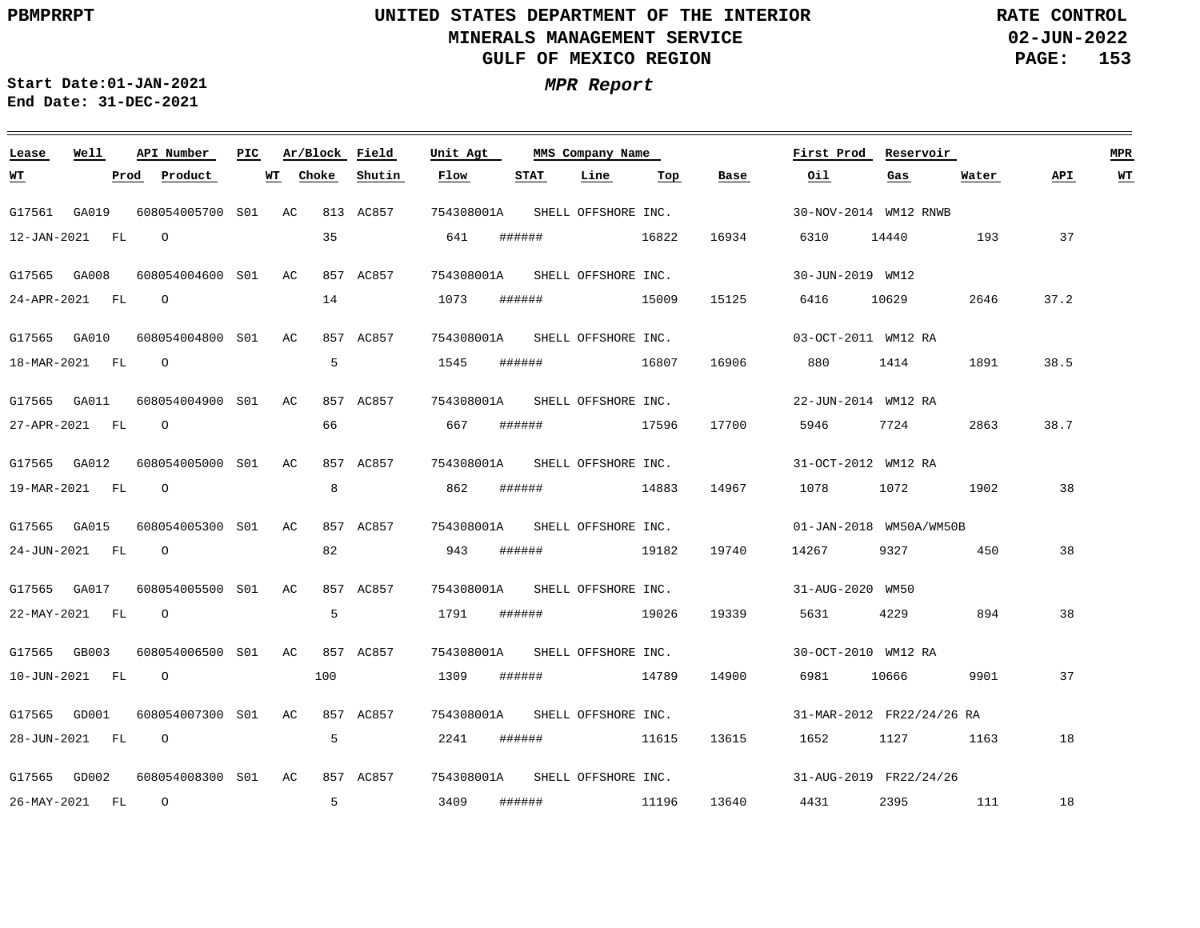UNITED STATES DEPARTMENT OF THE INTERIOR
MINERALS MANAGEMENT SERVICE
GULF OF MEXICO REGION

PBMPRRPT — RATE CONTROL — 02-JUN-2022

***MPR Report***

**Start Date:** 01-JAN-2021
**End Date:** 31-DEC-2021

| Lease | Well | API Number | PIC | Ar/Block | Field | Unit Agt | MMS Company Name | | | | First Prod | Reservoir | | | MPR |
|---|---|---|---|---|---|---|---|---|---|---|---|---|---|---|---|
| WT | Prod | Product | WT | Choke | Shutin | Flow | STAT | Line | Top | Base | Oil | Gas | Water | API | WT |
| G17561 | GA019 | 608054005700 | S01 | AC 813 | AC857 | 754308001A | SHELL OFFSHORE INC. | | | | 30-NOV-2014 | WM12 RNWB | | | |
| 12-JAN-2021 | FL | O | | 35 | | 641 | ###### | | 16822 | 16934 | 6310 | 14440 | 193 | 37 | |
| G17565 | GA008 | 608054004600 | S01 | AC 857 | AC857 | 754308001A | SHELL OFFSHORE INC. | | | | 30-JUN-2019 | WM12 | | | |
| 24-APR-2021 | FL | O | | 14 | | 1073 | ###### | | 15009 | 15125 | 6416 | 10629 | 2646 | 37.2 | |
| G17565 | GA010 | 608054004800 | S01 | AC 857 | AC857 | 754308001A | SHELL OFFSHORE INC. | | | | 03-OCT-2011 | WM12 RA | | | |
| 18-MAR-2021 | FL | O | | 5 | | 1545 | ###### | | 16807 | 16906 | 880 | 1414 | 1891 | 38.5 | |
| G17565 | GA011 | 608054004900 | S01 | AC 857 | AC857 | 754308001A | SHELL OFFSHORE INC. | | | | 22-JUN-2014 | WM12 RA | | | |
| 27-APR-2021 | FL | O | | 66 | | 667 | ###### | | 17596 | 17700 | 5946 | 7724 | 2863 | 38.7 | |
| G17565 | GA012 | 608054005000 | S01 | AC 857 | AC857 | 754308001A | SHELL OFFSHORE INC. | | | | 31-OCT-2012 | WM12 RA | | | |
| 19-MAR-2021 | FL | O | | 8 | | 862 | ###### | | 14883 | 14967 | 1078 | 1072 | 1902 | 38 | |
| G17565 | GA015 | 608054005300 | S01 | AC 857 | AC857 | 754308001A | SHELL OFFSHORE INC. | | | | 01-JAN-2018 | WM50A/WM50B | | | |
| 24-JUN-2021 | FL | O | | 82 | | 943 | ###### | | 19182 | 19740 | 14267 | 9327 | 450 | 38 | |
| G17565 | GA017 | 608054005500 | S01 | AC 857 | AC857 | 754308001A | SHELL OFFSHORE INC. | | | | 31-AUG-2020 | WM50 | | | |
| 22-MAY-2021 | FL | O | | 5 | | 1791 | ###### | | 19026 | 19339 | 5631 | 4229 | 894 | 38 | |
| G17565 | GB003 | 608054006500 | S01 | AC 857 | AC857 | 754308001A | SHELL OFFSHORE INC. | | | | 30-OCT-2010 | WM12 RA | | | |
| 10-JUN-2021 | FL | O | | 100 | | 1309 | ###### | | 14789 | 14900 | 6981 | 10666 | 9901 | 37 | |
| G17565 | GD001 | 608054007300 | S01 | AC 857 | AC857 | 754308001A | SHELL OFFSHORE INC. | | | | 31-MAR-2012 | FR22/24/26 RA | | | |
| 28-JUN-2021 | FL | O | | 5 | | 2241 | ###### | | 11615 | 13615 | 1652 | 1127 | 1163 | 18 | |
| G17565 | GD002 | 608054008300 | S01 | AC 857 | AC857 | 754308001A | SHELL OFFSHORE INC. | | | | 31-AUG-2019 | FR22/24/26 | | | |
| 26-MAY-2021 | FL | O | | 5 | | 3409 | ###### | | 11196 | 13640 | 4431 | 2395 | 111 | 18 | |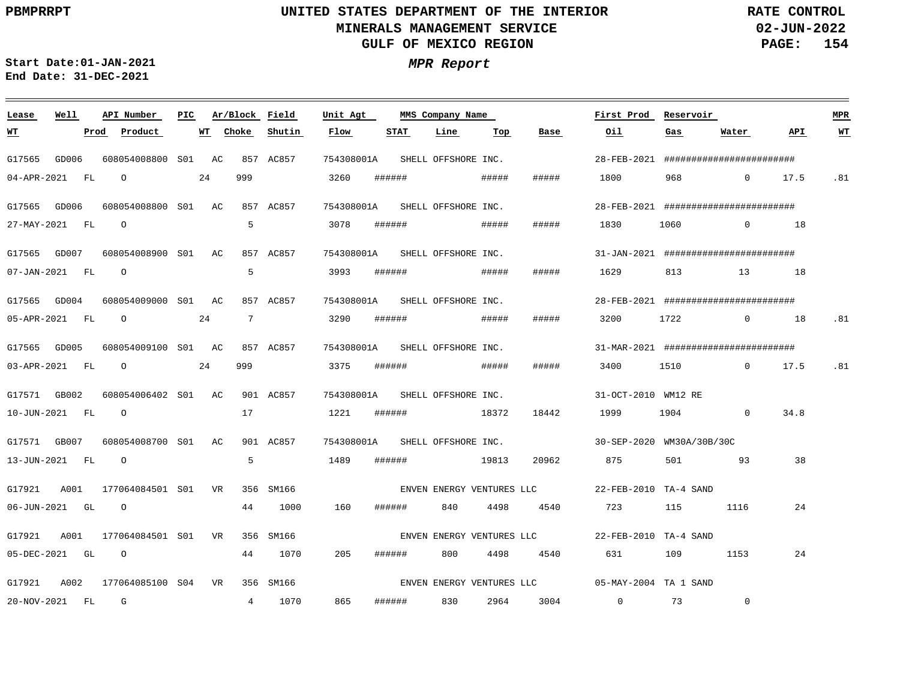PBMPRRPT

# UNITED STATES DEPARTMENT OF THE INTERIOR
## MINERALS MANAGEMENT SERVICE
## GULF OF MEXICO REGION

RATE CONTROL
02-JUN-2022

Start Date:01-JAN-2021
End Date: 31-DEC-2021

***MPR Report***

| Lease | Well | API Number | PIC | Ar/Block | Field | Unit Agt | MMS Company Name | | | First Prod | Reservoir | | | MPR |
|---|---|---|---|---|---|---|---|---|---|---|---|---|---|---|
| WT | Prod | Product | WT | Choke | Shutin | Flow | STAT | Line | Top | Base | Oil | Gas | Water | API | WT |

| | | | | | | | | | | | | | | | |
|---|---|---|---|---|---|---|---|---|---|---|---|---|---|---|---|
| G17565 | GD006 | 608054008800 | S01 | AC 857 | AC857 | 754308001A | SHELL OFFSHORE INC. | | | | 28-FEB-2021 | ####################### | | | |
| 04-APR-2021 | FL | O | 24 | 999 | | 3260 | ###### | | ##### | ##### | 1800 | 968 | 0 | 17.5 | .81 |
| G17565 | GD006 | 608054008800 | S01 | AC 857 | AC857 | 754308001A | SHELL OFFSHORE INC. | | | | 28-FEB-2021 | ####################### | | | |
| 27-MAY-2021 | FL | O | | 5 | | 3078 | ###### | | ##### | ##### | 1830 | 1060 | 0 | 18 | |
| G17565 | GD007 | 608054008900 | S01 | AC 857 | AC857 | 754308001A | SHELL OFFSHORE INC. | | | | 31-JAN-2021 | ####################### | | | |
| 07-JAN-2021 | FL | O | | 5 | | 3993 | ###### | | ##### | ##### | 1629 | 813 | 13 | 18 | |
| G17565 | GD004 | 608054009000 | S01 | AC 857 | AC857 | 754308001A | SHELL OFFSHORE INC. | | | | 28-FEB-2021 | ####################### | | | |
| 05-APR-2021 | FL | O | 24 | 7 | | 3290 | ###### | | ##### | ##### | 3200 | 1722 | 0 | 18 | .81 |
| G17565 | GD005 | 608054009100 | S01 | AC 857 | AC857 | 754308001A | SHELL OFFSHORE INC. | | | | 31-MAR-2021 | ####################### | | | |
| 03-APR-2021 | FL | O | 24 | 999 | | 3375 | ###### | | ##### | ##### | 3400 | 1510 | 0 | 17.5 | .81 |
| G17571 | GB002 | 608054006402 | S01 | AC 901 | AC857 | 754308001A | SHELL OFFSHORE INC. | | | | 31-OCT-2010 | WM12 RE | | | |
| 10-JUN-2021 | FL | O | | 17 | | 1221 | ###### | | 18372 | 18442 | 1999 | 1904 | 0 | 34.8 | |
| G17571 | GB007 | 608054008700 | S01 | AC 901 | AC857 | 754308001A | SHELL OFFSHORE INC. | | | | 30-SEP-2020 | WM30A/30B/30C | | | |
| 13-JUN-2021 | FL | O | | 5 | | 1489 | ###### | | 19813 | 20962 | 875 | 501 | 93 | 38 | |
| G17921 | A001 | 177064084501 | S01 | VR 356 | SM166 | | ENVEN ENERGY VENTURES LLC | | | | 22-FEB-2010 | TA-4 SAND | | | |
| 06-JUN-2021 | GL | O | | 44 | 1000 | 160 | ###### | 840 | 4498 | 4540 | 723 | 115 | 1116 | 24 | |
| G17921 | A001 | 177064084501 | S01 | VR 356 | SM166 | | ENVEN ENERGY VENTURES LLC | | | | 22-FEB-2010 | TA-4 SAND | | | |
| 05-DEC-2021 | GL | O | | 44 | 1070 | 205 | ###### | 800 | 4498 | 4540 | 631 | 109 | 1153 | 24 | |
| G17921 | A002 | 177064085100 | S04 | VR 356 | SM166 | | ENVEN ENERGY VENTURES LLC | | | | 05-MAY-2004 | TA 1 SAND | | | |
| 20-NOV-2021 | FL | G | | 4 | 1070 | 865 | ###### | 830 | 2964 | 3004 | 0 | 73 | 0 | | |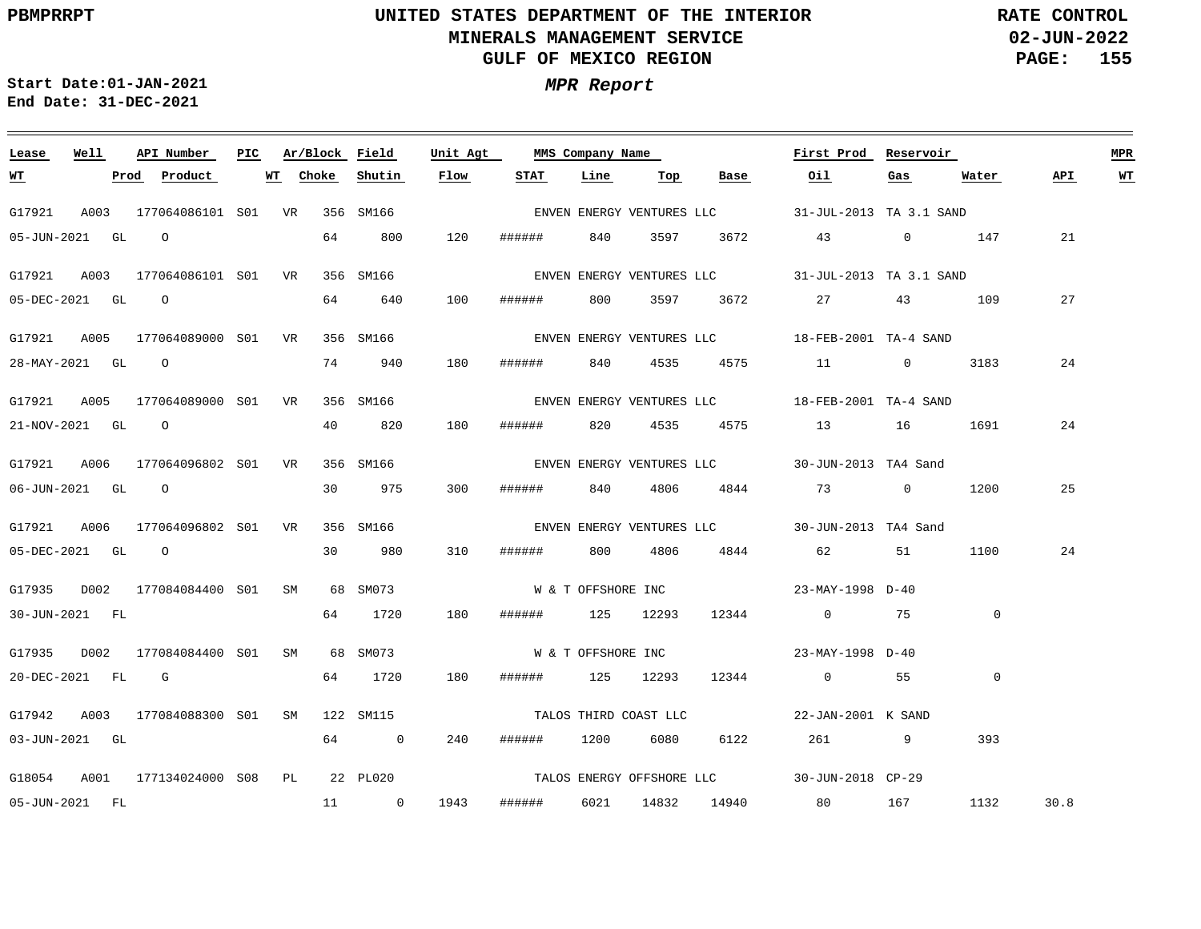UNITED STATES DEPARTMENT OF THE INTERIOR
MINERALS MANAGEMENT SERVICE
GULF OF MEXICO REGION

PBMPRRPT

RATE CONTROL
02-JUN-2022

Start Date:01-JAN-2021
End Date: 31-DEC-2021

*MPR Report*

| Lease | Well | API Number | PIC | Ar/Block | | Field | Unit Agt | MMS Company Name | | | | First Prod | Reservoir | | | MPR |
|---|---|---|---|---|---|---|---|---|---|---|---|---|---|---|---|---|
| WT | Prod | Product | | WT | Choke | Shutin | Flow | STAT | Line | Top | Base | Oil | Gas | Water | API | WT |
| G17921 | A003 | 177064086101 | S01 | VR | 356 | SM166 | | ENVEN ENERGY VENTURES LLC | | | | 31-JUL-2013 | TA 3.1 SAND | | | |
| 05-JUN-2021 | GL | O | | | 64 | 800 | 120 | ###### | 840 | 3597 | 3672 | 43 | 0 | 147 | 21 | |
| G17921 | A003 | 177064086101 | S01 | VR | 356 | SM166 | | ENVEN ENERGY VENTURES LLC | | | | 31-JUL-2013 | TA 3.1 SAND | | | |
| 05-DEC-2021 | GL | O | | | 64 | 640 | 100 | ###### | 800 | 3597 | 3672 | 27 | 43 | 109 | 27 | |
| G17921 | A005 | 177064089000 | S01 | VR | 356 | SM166 | | ENVEN ENERGY VENTURES LLC | | | | 18-FEB-2001 | TA-4 SAND | | | |
| 28-MAY-2021 | GL | O | | | 74 | 940 | 180 | ###### | 840 | 4535 | 4575 | 11 | 0 | 3183 | 24 | |
| G17921 | A005 | 177064089000 | S01 | VR | 356 | SM166 | | ENVEN ENERGY VENTURES LLC | | | | 18-FEB-2001 | TA-4 SAND | | | |
| 21-NOV-2021 | GL | O | | | 40 | 820 | 180 | ###### | 820 | 4535 | 4575 | 13 | 16 | 1691 | 24 | |
| G17921 | A006 | 177064096802 | S01 | VR | 356 | SM166 | | ENVEN ENERGY VENTURES LLC | | | | 30-JUN-2013 | TA4 Sand | | | |
| 06-JUN-2021 | GL | O | | | 30 | 975 | 300 | ###### | 840 | 4806 | 4844 | 73 | 0 | 1200 | 25 | |
| G17921 | A006 | 177064096802 | S01 | VR | 356 | SM166 | | ENVEN ENERGY VENTURES LLC | | | | 30-JUN-2013 | TA4 Sand | | | |
| 05-DEC-2021 | GL | O | | | 30 | 980 | 310 | ###### | 800 | 4806 | 4844 | 62 | 51 | 1100 | 24 | |
| G17935 | D002 | 177084084400 | S01 | SM | 68 | SM073 | | W & T OFFSHORE INC | | | | 23-MAY-1998 | D-40 | | | |
| 30-JUN-2021 | FL | | | | 64 | 1720 | 180 | ###### | 125 | 12293 | 12344 | 0 | 75 | 0 | | |
| G17935 | D002 | 177084084400 | S01 | SM | 68 | SM073 | | W & T OFFSHORE INC | | | | 23-MAY-1998 | D-40 | | | |
| 20-DEC-2021 | FL | G | | | 64 | 1720 | 180 | ###### | 125 | 12293 | 12344 | 0 | 55 | 0 | | |
| G17942 | A003 | 177084088300 | S01 | SM | 122 | SM115 | | TALOS THIRD COAST LLC | | | | 22-JAN-2001 | K SAND | | | |
| 03-JUN-2021 | GL | | | | 64 | 0 | 240 | ###### | 1200 | 6080 | 6122 | 261 | 9 | 393 | | |
| G18054 | A001 | 177134024000 | S08 | PL | 22 | PL020 | | TALOS ENERGY OFFSHORE LLC | | | | 30-JUN-2018 | CP-29 | | | |
| 05-JUN-2021 | FL | | | | 11 | 0 | 1943 | ###### | 6021 | 14832 | 14940 | 80 | 167 | 1132 | 30.8 | |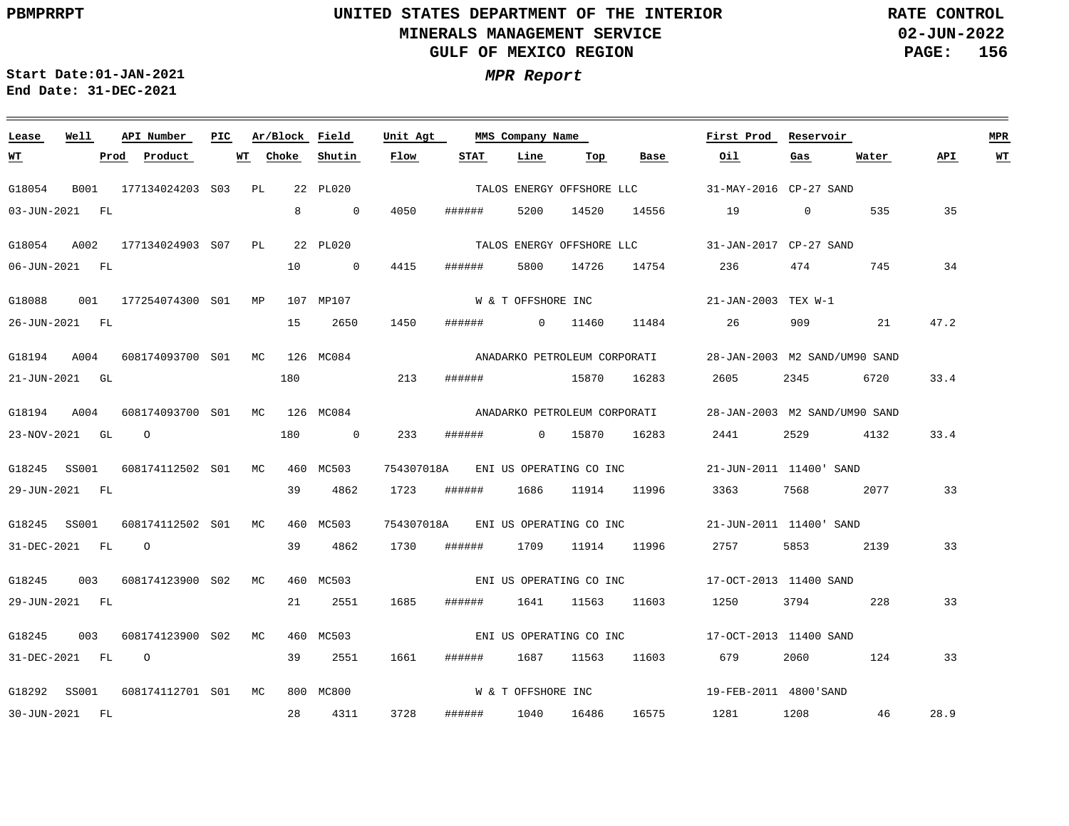UNITED STATES DEPARTMENT OF THE INTERIOR
MINERALS MANAGEMENT SERVICE
GULF OF MEXICO REGION

PBMPRRPT

RATE CONTROL
02-JUN-2022

Start Date:01-JAN-2021
End Date: 31-DEC-2021

*MPR Report*

| Lease | Well | API Number | PIC | Ar/Block | Field | Unit Agt | MMS Company Name | | | First Prod | Reservoir | | | MPR |
|---|---|---|---|---|---|---|---|---|---|---|---|---|---|---|
| WT | Prod | Product | WT | Choke | Shutin | Flow | STAT | Line | Top | Base | Oil | Gas | Water | API | WT |
| G18054 | B001 | 177134024203 | S03 | PL 22 | PL020 | | TALOS ENERGY OFFSHORE LLC | | | 31-MAY-2016 | CP-27 SAND | | | |
| 03-JUN-2021 | FL | | | 8 | 0 | 4050 | ###### | 5200 | 14520 | 14556 | 19 | 0 | 535 | 35 | |
| G18054 | A002 | 177134024903 | S07 | PL 22 | PL020 | | TALOS ENERGY OFFSHORE LLC | | | 31-JAN-2017 | CP-27 SAND | | | |
| 06-JUN-2021 | FL | | | 10 | 0 | 4415 | ###### | 5800 | 14726 | 14754 | 236 | 474 | 745 | 34 | |
| G18088 | 001 | 177254074300 | S01 | MP 107 | MP107 | | W & T OFFSHORE INC | | | 21-JAN-2003 | TEX W-1 | | | |
| 26-JUN-2021 | FL | | | 15 | 2650 | 1450 | ###### | 0 | 11460 | 11484 | 26 | 909 | 21 | 47.2 | |
| G18194 | A004 | 608174093700 | S01 | MC 126 | MC084 | | ANADARKO PETROLEUM CORPORATI | | | 28-JAN-2003 | M2 SAND/UM90 SAND | | | |
| 21-JUN-2021 | GL | | | 180 | | 213 | ###### | | 15870 | 16283 | 2605 | 2345 | 6720 | 33.4 | |
| G18194 | A004 | 608174093700 | S01 | MC 126 | MC084 | | ANADARKO PETROLEUM CORPORATI | | | 28-JAN-2003 | M2 SAND/UM90 SAND | | | |
| 23-NOV-2021 | GL | O | | 180 | 0 | 233 | ###### | 0 | 15870 | 16283 | 2441 | 2529 | 4132 | 33.4 | |
| G18245 | SS001 | 608174112502 | S01 | MC 460 | MC503 | 754307018A | ENI US OPERATING CO INC | | | 21-JUN-2011 | 11400' SAND | | | |
| 29-JUN-2021 | FL | | | 39 | 4862 | 1723 | ###### | 1686 | 11914 | 11996 | 3363 | 7568 | 2077 | 33 | |
| G18245 | SS001 | 608174112502 | S01 | MC 460 | MC503 | 754307018A | ENI US OPERATING CO INC | | | 21-JUN-2011 | 11400' SAND | | | |
| 31-DEC-2021 | FL | O | | 39 | 4862 | 1730 | ###### | 1709 | 11914 | 11996 | 2757 | 5853 | 2139 | 33 | |
| G18245 | 003 | 608174123900 | S02 | MC 460 | MC503 | | ENI US OPERATING CO INC | | | 17-OCT-2013 | 11400 SAND | | | |
| 29-JUN-2021 | FL | | | 21 | 2551 | 1685 | ###### | 1641 | 11563 | 11603 | 1250 | 3794 | 228 | 33 | |
| G18245 | 003 | 608174123900 | S02 | MC 460 | MC503 | | ENI US OPERATING CO INC | | | 17-OCT-2013 | 11400 SAND | | | |
| 31-DEC-2021 | FL | O | | 39 | 2551 | 1661 | ###### | 1687 | 11563 | 11603 | 679 | 2060 | 124 | 33 | |
| G18292 | SS001 | 608174112701 | S01 | MC 800 | MC800 | | W & T OFFSHORE INC | | | 19-FEB-2011 | 4800'SAND | | | |
| 30-JUN-2021 | FL | | | 28 | 4311 | 3728 | ###### | 1040 | 16486 | 16575 | 1281 | 1208 | 46 | 28.9 | |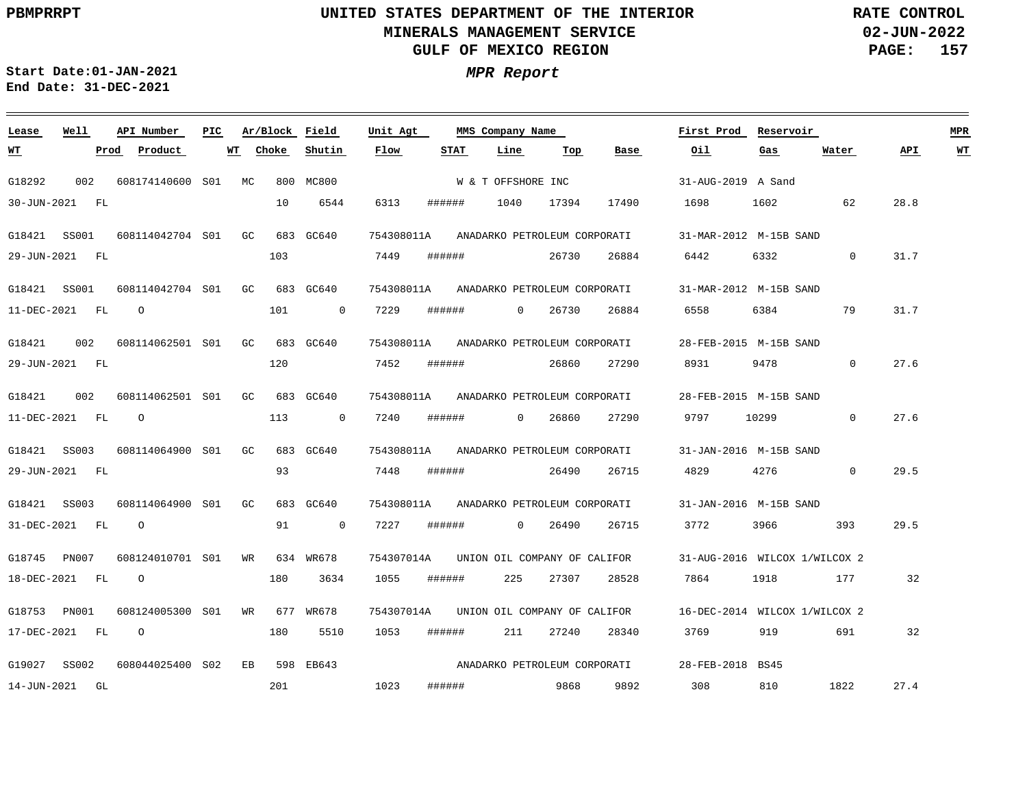UNITED STATES DEPARTMENT OF THE INTERIOR
MINERALS MANAGEMENT SERVICE
GULF OF MEXICO REGION

PBMPRRPT

RATE CONTROL
02-JUN-2022

Start Date:01-JAN-2021
End Date: 31-DEC-2021

***MPR Report***

| Lease | Well | API Number | PIC | Ar/Block | Field | Unit Agt | MMS Company Name | | | | First Prod | Reservoir | | | MPR |
|---|---|---|---|---|---|---|---|---|---|---|---|---|---|---|---|
| WT | Prod | Product | WT | Choke | Shutin | Flow | STAT | Line | Top | Base | Oil | Gas | Water | API | WT |
| G18292 | 002 | 608174140600 | S01 | MC 800 | MC800 | | W & T OFFSHORE INC | | | | 31-AUG-2019 | A Sand | | | |
| 30-JUN-2021 | FL | | | 10 | 6544 | 6313 | ###### | 1040 | 17394 | 17490 | 1698 | 1602 | 62 | 28.8 | |
| G18421 | SS001 | 608114042704 | S01 | GC 683 | GC640 | 754308011A | ANADARKO PETROLEUM CORPORATI | | | | 31-MAR-2012 | M-15B SAND | | | |
| 29-JUN-2021 | FL | | | 103 | | 7449 | ###### | | 26730 | 26884 | 6442 | 6332 | 0 | 31.7 | |
| G18421 | SS001 | 608114042704 | S01 | GC 683 | GC640 | 754308011A | ANADARKO PETROLEUM CORPORATI | | | | 31-MAR-2012 | M-15B SAND | | | |
| 11-DEC-2021 | FL | O | | 101 | 0 | 7229 | ###### | 0 | 26730 | 26884 | 6558 | 6384 | 79 | 31.7 | |
| G18421 | 002 | 608114062501 | S01 | GC 683 | GC640 | 754308011A | ANADARKO PETROLEUM CORPORATI | | | | 28-FEB-2015 | M-15B SAND | | | |
| 29-JUN-2021 | FL | | | 120 | | 7452 | ###### | | 26860 | 27290 | 8931 | 9478 | 0 | 27.6 | |
| G18421 | 002 | 608114062501 | S01 | GC 683 | GC640 | 754308011A | ANADARKO PETROLEUM CORPORATI | | | | 28-FEB-2015 | M-15B SAND | | | |
| 11-DEC-2021 | FL | O | | 113 | 0 | 7240 | ###### | 0 | 26860 | 27290 | 9797 | 10299 | 0 | 27.6 | |
| G18421 | SS003 | 608114064900 | S01 | GC 683 | GC640 | 754308011A | ANADARKO PETROLEUM CORPORATI | | | | 31-JAN-2016 | M-15B SAND | | | |
| 29-JUN-2021 | FL | | | 93 | | 7448 | ###### | | 26490 | 26715 | 4829 | 4276 | 0 | 29.5 | |
| G18421 | SS003 | 608114064900 | S01 | GC 683 | GC640 | 754308011A | ANADARKO PETROLEUM CORPORATI | | | | 31-JAN-2016 | M-15B SAND | | | |
| 31-DEC-2021 | FL | O | | 91 | 0 | 7227 | ###### | 0 | 26490 | 26715 | 3772 | 3966 | 393 | 29.5 | |
| G18745 | PN007 | 608124010701 | S01 | WR 634 | WR678 | 754307014A | UNION OIL COMPANY OF CALIFOR | | | | 31-AUG-2016 | WILCOX 1/WILCOX 2 | | | |
| 18-DEC-2021 | FL | O | | 180 | 3634 | 1055 | ###### | 225 | 27307 | 28528 | 7864 | 1918 | 177 | 32 | |
| G18753 | PN001 | 608124005300 | S01 | WR 677 | WR678 | 754307014A | UNION OIL COMPANY OF CALIFOR | | | | 16-DEC-2014 | WILCOX 1/WILCOX 2 | | | |
| 17-DEC-2021 | FL | O | | 180 | 5510 | 1053 | ###### | 211 | 27240 | 28340 | 3769 | 919 | 691 | 32 | |
| G19027 | SS002 | 608044025400 | S02 | EB 598 | EB643 | | ANADARKO PETROLEUM CORPORATI | | | | 28-FEB-2018 | BS45 | | | |
| 14-JUN-2021 | GL | | | 201 | | 1023 | ###### | | 9868 | 9892 | 308 | 810 | 1822 | 27.4 | |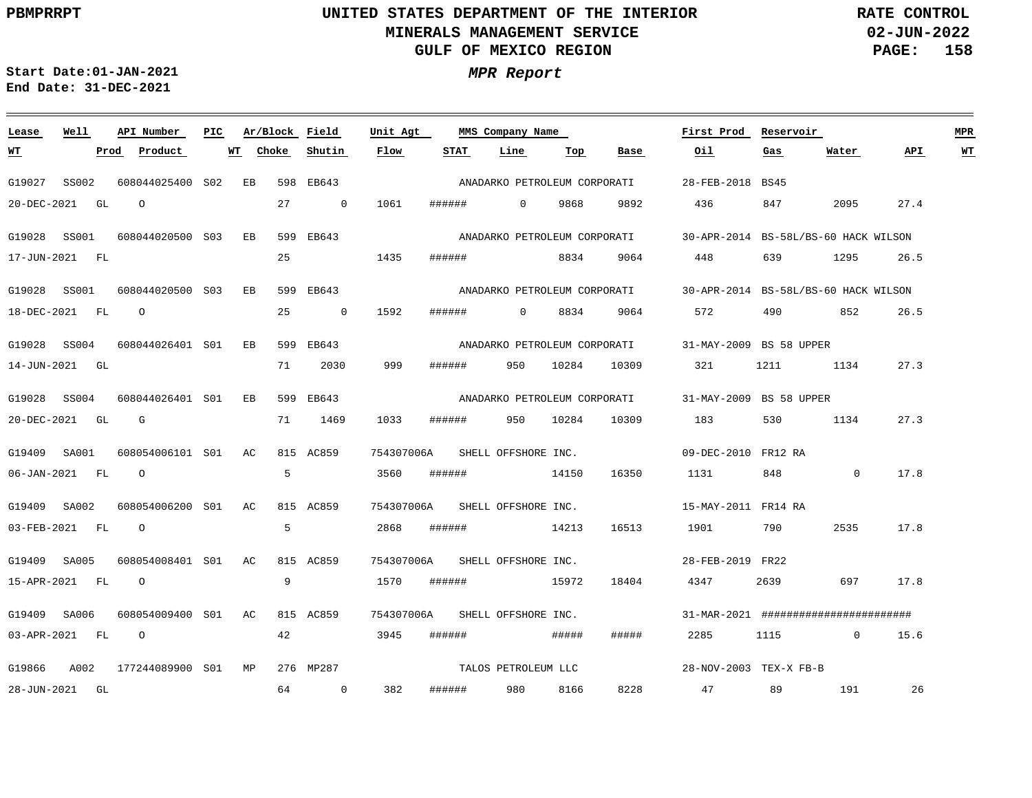PBMPRRPT

# UNITED STATES DEPARTMENT OF THE INTERIOR
## MINERALS MANAGEMENT SERVICE
## GULF OF MEXICO REGION

RATE CONTROL
02-JUN-2022

**Start Date:01-JAN-2021**
**End Date: 31-DEC-2021**

***MPR Report***

| Lease | Well | API Number | PIC | Ar/Block | | Field | Unit Agt | MMS Company Name | | | | First Prod | Reservoir | | | MPR |
|---|---|---|---|---|---|---|---|---|---|---|---|---|---|---|---|---|
| WT | Prod | Product | WT | Choke | | Shutin | Flow | STAT | Line | Top | Base | Oil | Gas | Water | API | WT |
| G19027 | SS002 | 608044025400 | S02 | EB | 598 | EB643 | | ANADARKO PETROLEUM CORPORATI | | | | 28-FEB-2018 | BS45 | | | |
| 20-DEC-2021 | GL | O | | 27 | | 0 | 1061 | ###### | 0 | 9868 | 9892 | 436 | 847 | 2095 | 27.4 | |
| G19028 | SS001 | 608044020500 | S03 | EB | 599 | EB643 | | ANADARKO PETROLEUM CORPORATI | | | | 30-APR-2014 | BS-58L/BS-60 HACK WILSON | | | |
| 17-JUN-2021 | FL | | | 25 | | | 1435 | ###### | | 8834 | 9064 | 448 | 639 | 1295 | 26.5 | |
| G19028 | SS001 | 608044020500 | S03 | EB | 599 | EB643 | | ANADARKO PETROLEUM CORPORATI | | | | 30-APR-2014 | BS-58L/BS-60 HACK WILSON | | | |
| 18-DEC-2021 | FL | O | | 25 | | 0 | 1592 | ###### | 0 | 8834 | 9064 | 572 | 490 | 852 | 26.5 | |
| G19028 | SS004 | 608044026401 | S01 | EB | 599 | EB643 | | ANADARKO PETROLEUM CORPORATI | | | | 31-MAY-2009 | BS 58 UPPER | | | |
| 14-JUN-2021 | GL | | | 71 | | 2030 | 999 | ###### | 950 | 10284 | 10309 | 321 | 1211 | 1134 | 27.3 | |
| G19028 | SS004 | 608044026401 | S01 | EB | 599 | EB643 | | ANADARKO PETROLEUM CORPORATI | | | | 31-MAY-2009 | BS 58 UPPER | | | |
| 20-DEC-2021 | GL | G | | 71 | | 1469 | 1033 | ###### | 950 | 10284 | 10309 | 183 | 530 | 1134 | 27.3 | |
| G19409 | SA001 | 608054006101 | S01 | AC | 815 | AC859 | 754307006A | SHELL OFFSHORE INC. | | | | 09-DEC-2010 | FR12 RA | | | |
| 06-JAN-2021 | FL | O | | 5 | | | 3560 | ###### | | 14150 | 16350 | 1131 | 848 | 0 | 17.8 | |
| G19409 | SA002 | 608054006200 | S01 | AC | 815 | AC859 | 754307006A | SHELL OFFSHORE INC. | | | | 15-MAY-2011 | FR14 RA | | | |
| 03-FEB-2021 | FL | O | | 5 | | | 2868 | ###### | | 14213 | 16513 | 1901 | 790 | 2535 | 17.8 | |
| G19409 | SA005 | 608054008401 | S01 | AC | 815 | AC859 | 754307006A | SHELL OFFSHORE INC. | | | | 28-FEB-2019 | FR22 | | | |
| 15-APR-2021 | FL | O | | 9 | | | 1570 | ###### | | 15972 | 18404 | 4347 | 2639 | 697 | 17.8 | |
| G19409 | SA006 | 608054009400 | S01 | AC | 815 | AC859 | 754307006A | SHELL OFFSHORE INC. | | | | 31-MAR-2021 | ######################## | | | |
| 03-APR-2021 | FL | O | | 42 | | | 3945 | ###### | | ##### | ##### | 2285 | 1115 | 0 | 15.6 | |
| G19866 | A002 | 177244089900 | S01 | MP | 276 | MP287 | | TALOS PETROLEUM LLC | | | | 28-NOV-2003 | TEX-X FB-B | | | |
| 28-JUN-2021 | GL | | | 64 | | 0 | 382 | ###### | 980 | 8166 | 8228 | 47 | 89 | 191 | 26 | |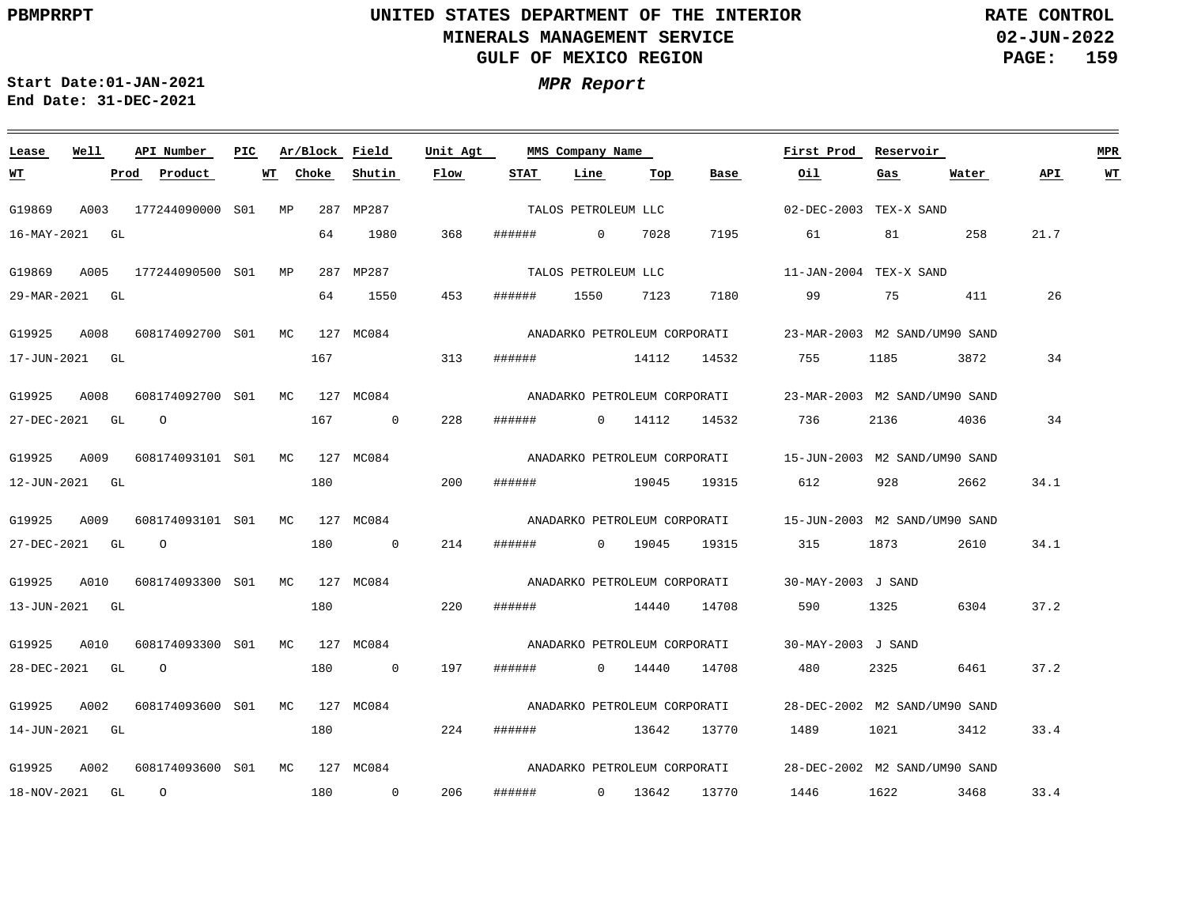# UNITED STATES DEPARTMENT OF THE INTERIOR
## MINERALS MANAGEMENT SERVICE
## GULF OF MEXICO REGION

**PBMPRRPT** — **RATE CONTROL** — **02-JUN-2022**

***MPR Report***

**Start Date:01-JAN-2021**
**End Date: 31-DEC-2021**

| Lease | Well | API Number | PIC | Ar/Block | Field | Unit Agt | MMS Company Name | | | | First Prod | Reservoir | | | MPR |
|---|---|---|---|---|---|---|---|---|---|---|---|---|---|---|---|
| WT | Prod | Product | WT | Choke | Shutin | Flow | STAT | Line | Top | Base | Oil | Gas | Water | API | WT |
| G19869 | A003 | 177244090000 | S01 | MP 287 | MP287 | | TALOS PETROLEUM LLC | | | | 02-DEC-2003 | TEX-X SAND | | | |
| 16-MAY-2021 | GL | | | 64 | 1980 | 368 | ###### | 0 | 7028 | 7195 | 61 | 81 | 258 | 21.7 | |
| G19869 | A005 | 177244090500 | S01 | MP 287 | MP287 | | TALOS PETROLEUM LLC | | | | 11-JAN-2004 | TEX-X SAND | | | |
| 29-MAR-2021 | GL | | | 64 | 1550 | 453 | ###### | 1550 | 7123 | 7180 | 99 | 75 | 411 | 26 | |
| G19925 | A008 | 608174092700 | S01 | MC 127 | MC084 | | ANADARKO PETROLEUM CORPORATI | | | | 23-MAR-2003 | M2 SAND/UM90 SAND | | | |
| 17-JUN-2021 | GL | | | 167 | | 313 | ###### | | 14112 | 14532 | 755 | 1185 | 3872 | 34 | |
| G19925 | A008 | 608174092700 | S01 | MC 127 | MC084 | | ANADARKO PETROLEUM CORPORATI | | | | 23-MAR-2003 | M2 SAND/UM90 SAND | | | |
| 27-DEC-2021 | GL | O | | 167 | 0 | 228 | ###### | 0 | 14112 | 14532 | 736 | 2136 | 4036 | 34 | |
| G19925 | A009 | 608174093101 | S01 | MC 127 | MC084 | | ANADARKO PETROLEUM CORPORATI | | | | 15-JUN-2003 | M2 SAND/UM90 SAND | | | |
| 12-JUN-2021 | GL | | | 180 | | 200 | ###### | | 19045 | 19315 | 612 | 928 | 2662 | 34.1 | |
| G19925 | A009 | 608174093101 | S01 | MC 127 | MC084 | | ANADARKO PETROLEUM CORPORATI | | | | 15-JUN-2003 | M2 SAND/UM90 SAND | | | |
| 27-DEC-2021 | GL | O | | 180 | 0 | 214 | ###### | 0 | 19045 | 19315 | 315 | 1873 | 2610 | 34.1 | |
| G19925 | A010 | 608174093300 | S01 | MC 127 | MC084 | | ANADARKO PETROLEUM CORPORATI | | | | 30-MAY-2003 | J SAND | | | |
| 13-JUN-2021 | GL | | | 180 | | 220 | ###### | | 14440 | 14708 | 590 | 1325 | 6304 | 37.2 | |
| G19925 | A010 | 608174093300 | S01 | MC 127 | MC084 | | ANADARKO PETROLEUM CORPORATI | | | | 30-MAY-2003 | J SAND | | | |
| 28-DEC-2021 | GL | O | | 180 | 0 | 197 | ###### | 0 | 14440 | 14708 | 480 | 2325 | 6461 | 37.2 | |
| G19925 | A002 | 608174093600 | S01 | MC 127 | MC084 | | ANADARKO PETROLEUM CORPORATI | | | | 28-DEC-2002 | M2 SAND/UM90 SAND | | | |
| 14-JUN-2021 | GL | | | 180 | | 224 | ###### | | 13642 | 13770 | 1489 | 1021 | 3412 | 33.4 | |
| G19925 | A002 | 608174093600 | S01 | MC 127 | MC084 | | ANADARKO PETROLEUM CORPORATI | | | | 28-DEC-2002 | M2 SAND/UM90 SAND | | | |
| 18-NOV-2021 | GL | O | | 180 | 0 | 206 | ###### | 0 | 13642 | 13770 | 1446 | 1622 | 3468 | 33.4 | |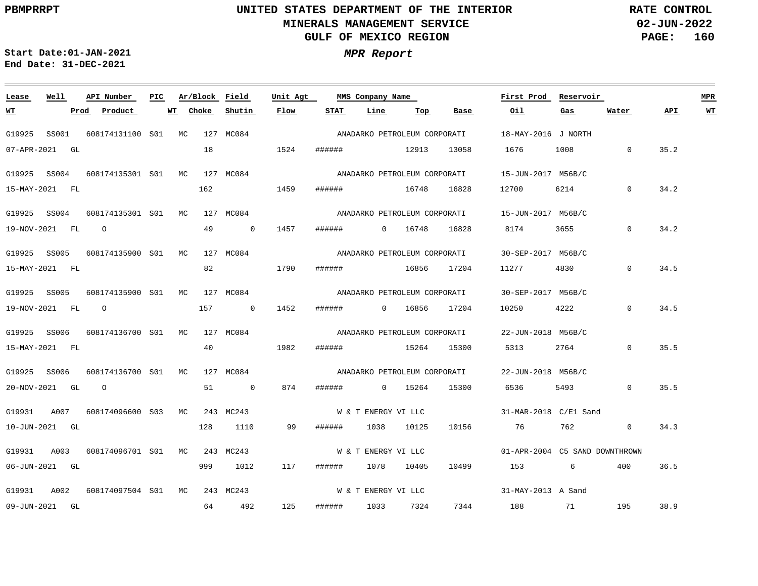# UNITED STATES DEPARTMENT OF THE INTERIOR
## MINERALS MANAGEMENT SERVICE
## GULF OF MEXICO REGION

PBMPRRPT

RATE CONTROL
02-JUN-2022

Start Date:01-JAN-2021
End Date: 31-DEC-2021

***MPR Report***

| Lease | Well | API Number | PIC | Ar/Block | | Field | Unit Agt | MMS Company Name | | | | First Prod | Reservoir | | | MPR |
|---|---|---|---|---|---|---|---|---|---|---|---|---|---|---|---|---|
| **WT** | **Prod** | **Product** | **WT** | **Choke** | | **Shutin** | **Flow** | **STAT** | **Line** | **Top** | **Base** | **Oil** | **Gas** | **Water** | **API** | **WT** |
| G19925 | SS001 | 608174131100 | S01 | MC | 127 | MC084 | | ANADARKO PETROLEUM CORPORATI | | | | 18-MAY-2016 | J NORTH | | | |
| 07-APR-2021 | GL | | | 18 | | | 1524 | ###### | | 12913 | 13058 | 1676 | 1008 | 0 | 35.2 | |
| G19925 | SS004 | 608174135301 | S01 | MC | 127 | MC084 | | ANADARKO PETROLEUM CORPORATI | | | | 15-JUN-2017 | M56B/C | | | |
| 15-MAY-2021 | FL | | | 162 | | | 1459 | ###### | | 16748 | 16828 | 12700 | 6214 | 0 | 34.2 | |
| G19925 | SS004 | 608174135301 | S01 | MC | 127 | MC084 | | ANADARKO PETROLEUM CORPORATI | | | | 15-JUN-2017 | M56B/C | | | |
| 19-NOV-2021 | FL | O | | 49 | | 0 | 1457 | ###### | 0 | 16748 | 16828 | 8174 | 3655 | 0 | 34.2 | |
| G19925 | SS005 | 608174135900 | S01 | MC | 127 | MC084 | | ANADARKO PETROLEUM CORPORATI | | | | 30-SEP-2017 | M56B/C | | | |
| 15-MAY-2021 | FL | | | 82 | | | 1790 | ###### | | 16856 | 17204 | 11277 | 4830 | 0 | 34.5 | |
| G19925 | SS005 | 608174135900 | S01 | MC | 127 | MC084 | | ANADARKO PETROLEUM CORPORATI | | | | 30-SEP-2017 | M56B/C | | | |
| 19-NOV-2021 | FL | O | | 157 | | 0 | 1452 | ###### | 0 | 16856 | 17204 | 10250 | 4222 | 0 | 34.5 | |
| G19925 | SS006 | 608174136700 | S01 | MC | 127 | MC084 | | ANADARKO PETROLEUM CORPORATI | | | | 22-JUN-2018 | M56B/C | | | |
| 15-MAY-2021 | FL | | | 40 | | | 1982 | ###### | | 15264 | 15300 | 5313 | 2764 | 0 | 35.5 | |
| G19925 | SS006 | 608174136700 | S01 | MC | 127 | MC084 | | ANADARKO PETROLEUM CORPORATI | | | | 22-JUN-2018 | M56B/C | | | |
| 20-NOV-2021 | GL | O | | 51 | | 0 | 874 | ###### | 0 | 15264 | 15300 | 6536 | 5493 | 0 | 35.5 | |
| G19931 | A007 | 608174096600 | S03 | MC | 243 | MC243 | | W & T ENERGY VI LLC | | | | 31-MAR-2018 | C/E1 Sand | | | |
| 10-JUN-2021 | GL | | | 128 | | 1110 | 99 | ###### | 1038 | 10125 | 10156 | 76 | 762 | 0 | 34.3 | |
| G19931 | A003 | 608174096701 | S01 | MC | 243 | MC243 | | W & T ENERGY VI LLC | | | | 01-APR-2004 | C5 SAND DOWNTHROWN | | | |
| 06-JUN-2021 | GL | | | 999 | | 1012 | 117 | ###### | 1078 | 10405 | 10499 | 153 | 6 | 400 | 36.5 | |
| G19931 | A002 | 608174097504 | S01 | MC | 243 | MC243 | | W & T ENERGY VI LLC | | | | 31-MAY-2013 | A Sand | | | |
| 09-JUN-2021 | GL | | | 64 | | 492 | 125 | ###### | 1033 | 7324 | 7344 | 188 | 71 | 195 | 38.9 | |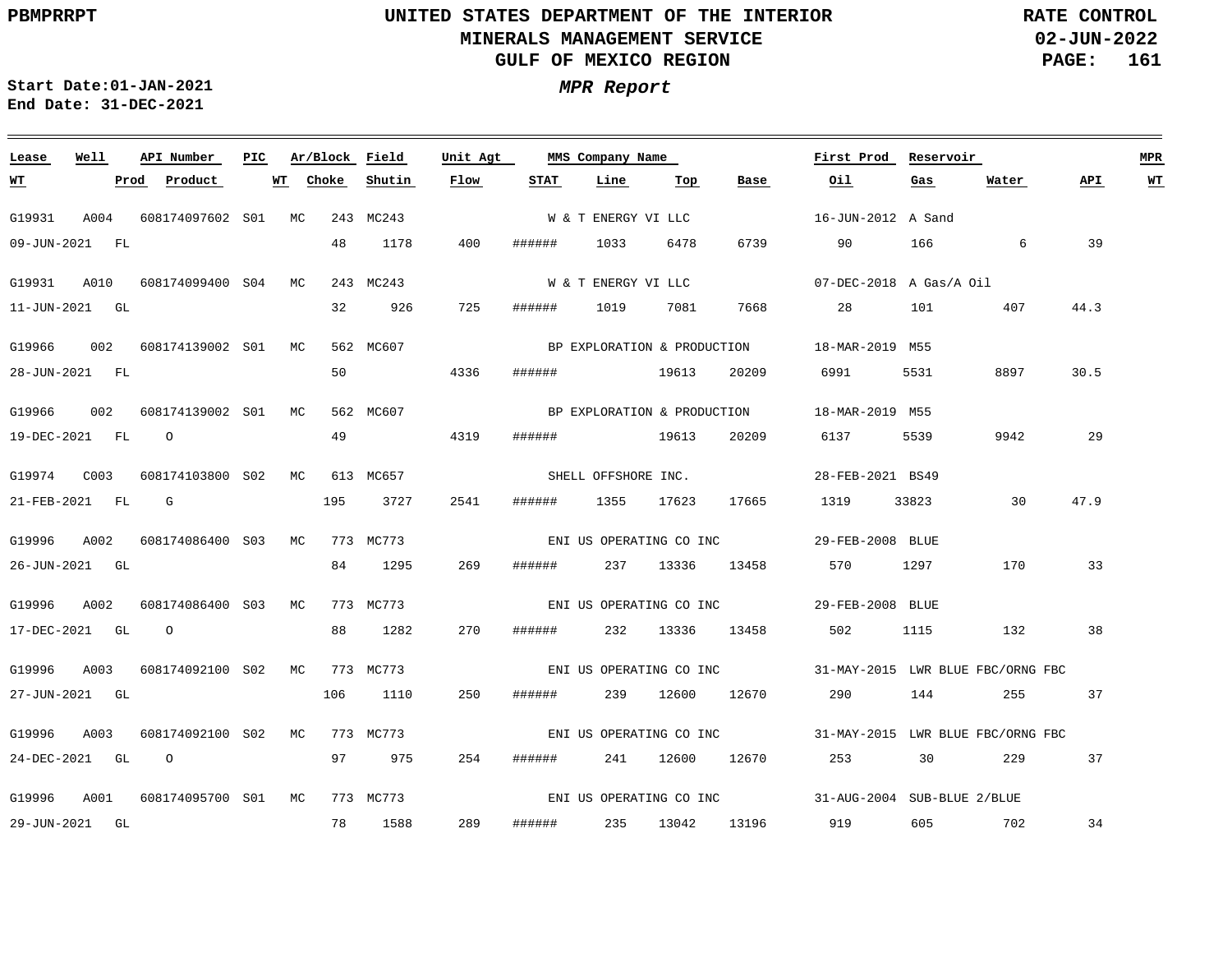UNITED STATES DEPARTMENT OF THE INTERIOR
MINERALS MANAGEMENT SERVICE
GULF OF MEXICO REGION

PBMPRRPT

RATE CONTROL
02-JUN-2022

Start Date:01-JAN-2021
End Date: 31-DEC-2021

*MPR Report*

| Lease | Well | API Number | PIC | Ar/Block | Field | Unit Agt | MMS Company Name | | | First Prod | Reservoir | | | MPR |
|---|---|---|---|---|---|---|---|---|---|---|---|---|---|---|
| WT | Prod | Product | WT | Choke | Shutin | Flow | STAT | Line | Top | Base | Oil | Gas | Water | API |
| G19931 | A004 | 608174097602 | S01 | MC 243 | MC243 | | W & T ENERGY VI LLC | | | 16-JUN-2012 | A Sand | | | |
| 09-JUN-2021 | FL | | | 48 | 1178 | 400 | ###### | 1033 | 6478 | 6739 | 90 | 166 | 6 | 39 |
| G19931 | A010 | 608174099400 | S04 | MC 243 | MC243 | | W & T ENERGY VI LLC | | | 07-DEC-2018 | A Gas/A Oil | | | |
| 11-JUN-2021 | GL | | | 32 | 926 | 725 | ###### | 1019 | 7081 | 7668 | 28 | 101 | 407 | 44.3 |
| G19966 | 002 | 608174139002 | S01 | MC 562 | MC607 | | BP EXPLORATION & PRODUCTION | | | 18-MAR-2019 | M55 | | | |
| 28-JUN-2021 | FL | | | 50 | | 4336 | ###### | | 19613 | 20209 | 6991 | 5531 | 8897 | 30.5 |
| G19966 | 002 | 608174139002 | S01 | MC 562 | MC607 | | BP EXPLORATION & PRODUCTION | | | 18-MAR-2019 | M55 | | | |
| 19-DEC-2021 | FL | O | | 49 | | 4319 | ###### | | 19613 | 20209 | 6137 | 5539 | 9942 | 29 |
| G19974 | C003 | 608174103800 | S02 | MC 613 | MC657 | | SHELL OFFSHORE INC. | | | 28-FEB-2021 | BS49 | | | |
| 21-FEB-2021 | FL | G | | 195 | 3727 | 2541 | ###### | 1355 | 17623 | 17665 | 1319 | 33823 | 30 | 47.9 |
| G19996 | A002 | 608174086400 | S03 | MC 773 | MC773 | | ENI US OPERATING CO INC | | | 29-FEB-2008 | BLUE | | | |
| 26-JUN-2021 | GL | | | 84 | 1295 | 269 | ###### | 237 | 13336 | 13458 | 570 | 1297 | 170 | 33 |
| G19996 | A002 | 608174086400 | S03 | MC 773 | MC773 | | ENI US OPERATING CO INC | | | 29-FEB-2008 | BLUE | | | |
| 17-DEC-2021 | GL | O | | 88 | 1282 | 270 | ###### | 232 | 13336 | 13458 | 502 | 1115 | 132 | 38 |
| G19996 | A003 | 608174092100 | S02 | MC 773 | MC773 | | ENI US OPERATING CO INC | | | 31-MAY-2015 | LWR BLUE FBC/ORNG FBC | | | |
| 27-JUN-2021 | GL | | | 106 | 1110 | 250 | ###### | 239 | 12600 | 12670 | 290 | 144 | 255 | 37 |
| G19996 | A003 | 608174092100 | S02 | MC 773 | MC773 | | ENI US OPERATING CO INC | | | 31-MAY-2015 | LWR BLUE FBC/ORNG FBC | | | |
| 24-DEC-2021 | GL | O | | 97 | 975 | 254 | ###### | 241 | 12600 | 12670 | 253 | 30 | 229 | 37 |
| G19996 | A001 | 608174095700 | S01 | MC 773 | MC773 | | ENI US OPERATING CO INC | | | 31-AUG-2004 | SUB-BLUE 2/BLUE | | | |
| 29-JUN-2021 | GL | | | 78 | 1588 | 289 | ###### | 235 | 13042 | 13196 | 919 | 605 | 702 | 34 |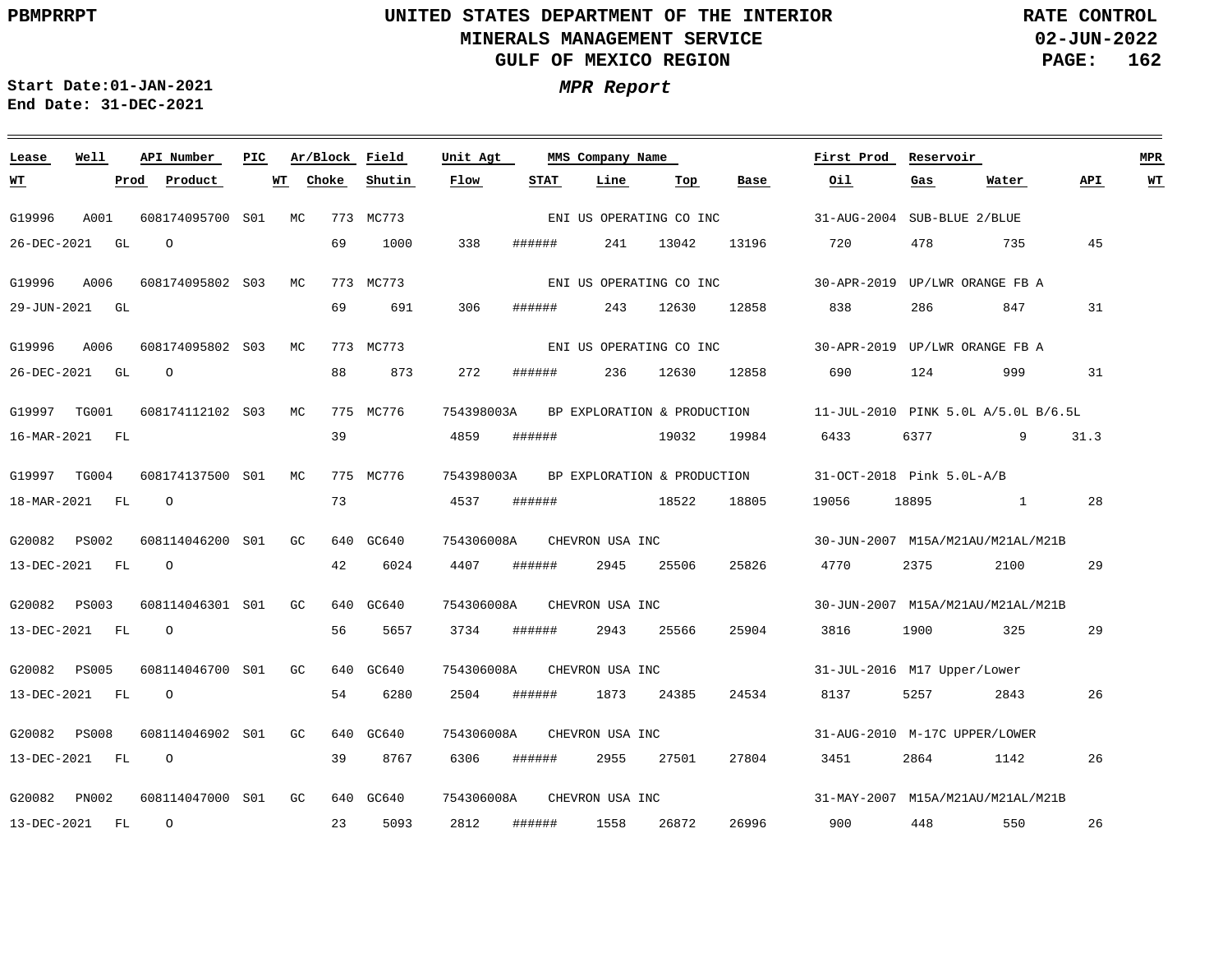PBMPRRPT

# UNITED STATES DEPARTMENT OF THE INTERIOR
## MINERALS MANAGEMENT SERVICE
## GULF OF MEXICO REGION

RATE CONTROL
02-JUN-2022

Start Date:01-JAN-2021
End Date: 31-DEC-2021

***MPR Report***

| Lease | Well | API Number | PIC | Ar/Block | Field | Unit Agt | MMS Company Name | | | | First Prod | Reservoir | | | MPR |
|---|---|---|---|---|---|---|---|---|---|---|---|---|---|---|---|
| WT | Prod | Product | WT | Choke | Shutin | Flow | STAT | Line | Top | Base | Oil | Gas | Water | API | WT |
| G19996 | A001 | 608174095700 | S01 | MC 773 | MC773 | | ENI US OPERATING CO INC | | | | 31-AUG-2004 | SUB-BLUE 2/BLUE | | | |
| 26-DEC-2021 | GL | O | | 69 | 1000 | 338 | ###### | 241 | 13042 | 13196 | 720 | 478 | 735 | 45 | |
| G19996 | A006 | 608174095802 | S03 | MC 773 | MC773 | | ENI US OPERATING CO INC | | | | 30-APR-2019 | UP/LWR ORANGE FB A | | | |
| 29-JUN-2021 | GL | | | 69 | 691 | 306 | ###### | 243 | 12630 | 12858 | 838 | 286 | 847 | 31 | |
| G19996 | A006 | 608174095802 | S03 | MC 773 | MC773 | | ENI US OPERATING CO INC | | | | 30-APR-2019 | UP/LWR ORANGE FB A | | | |
| 26-DEC-2021 | GL | O | | 88 | 873 | 272 | ###### | 236 | 12630 | 12858 | 690 | 124 | 999 | 31 | |
| G19997 | TG001 | 608174112102 | S03 | MC 775 | MC776 | 754398003A | BP EXPLORATION & PRODUCTION | | | | 11-JUL-2010 | PINK 5.0L A/5.0L B/6.5L | | | |
| 16-MAR-2021 | FL | | | 39 | | 4859 | ###### | | 19032 | 19984 | 6433 | 6377 | 9 | 31.3 | |
| G19997 | TG004 | 608174137500 | S01 | MC 775 | MC776 | 754398003A | BP EXPLORATION & PRODUCTION | | | | 31-OCT-2018 | Pink 5.0L-A/B | | | |
| 18-MAR-2021 | FL | O | | 73 | | 4537 | ###### | | 18522 | 18805 | 19056 | 18895 | 1 | 28 | |
| G20082 | PS002 | 608114046200 | S01 | GC 640 | GC640 | 754306008A | CHEVRON USA INC | | | | 30-JUN-2007 | M15A/M21AU/M21AL/M21B | | | |
| 13-DEC-2021 | FL | O | | 42 | 6024 | 4407 | ###### | 2945 | 25506 | 25826 | 4770 | 2375 | 2100 | 29 | |
| G20082 | PS003 | 608114046301 | S01 | GC 640 | GC640 | 754306008A | CHEVRON USA INC | | | | 30-JUN-2007 | M15A/M21AU/M21AL/M21B | | | |
| 13-DEC-2021 | FL | O | | 56 | 5657 | 3734 | ###### | 2943 | 25566 | 25904 | 3816 | 1900 | 325 | 29 | |
| G20082 | PS005 | 608114046700 | S01 | GC 640 | GC640 | 754306008A | CHEVRON USA INC | | | | 31-JUL-2016 | M17 Upper/Lower | | | |
| 13-DEC-2021 | FL | O | | 54 | 6280 | 2504 | ###### | 1873 | 24385 | 24534 | 8137 | 5257 | 2843 | 26 | |
| G20082 | PS008 | 608114046902 | S01 | GC 640 | GC640 | 754306008A | CHEVRON USA INC | | | | 31-AUG-2010 | M-17C UPPER/LOWER | | | |
| 13-DEC-2021 | FL | O | | 39 | 8767 | 6306 | ###### | 2955 | 27501 | 27804 | 3451 | 2864 | 1142 | 26 | |
| G20082 | PN002 | 608114047000 | S01 | GC 640 | GC640 | 754306008A | CHEVRON USA INC | | | | 31-MAY-2007 | M15A/M21AU/M21AL/M21B | | | |
| 13-DEC-2021 | FL | O | | 23 | 5093 | 2812 | ###### | 1558 | 26872 | 26996 | 900 | 448 | 550 | 26 | |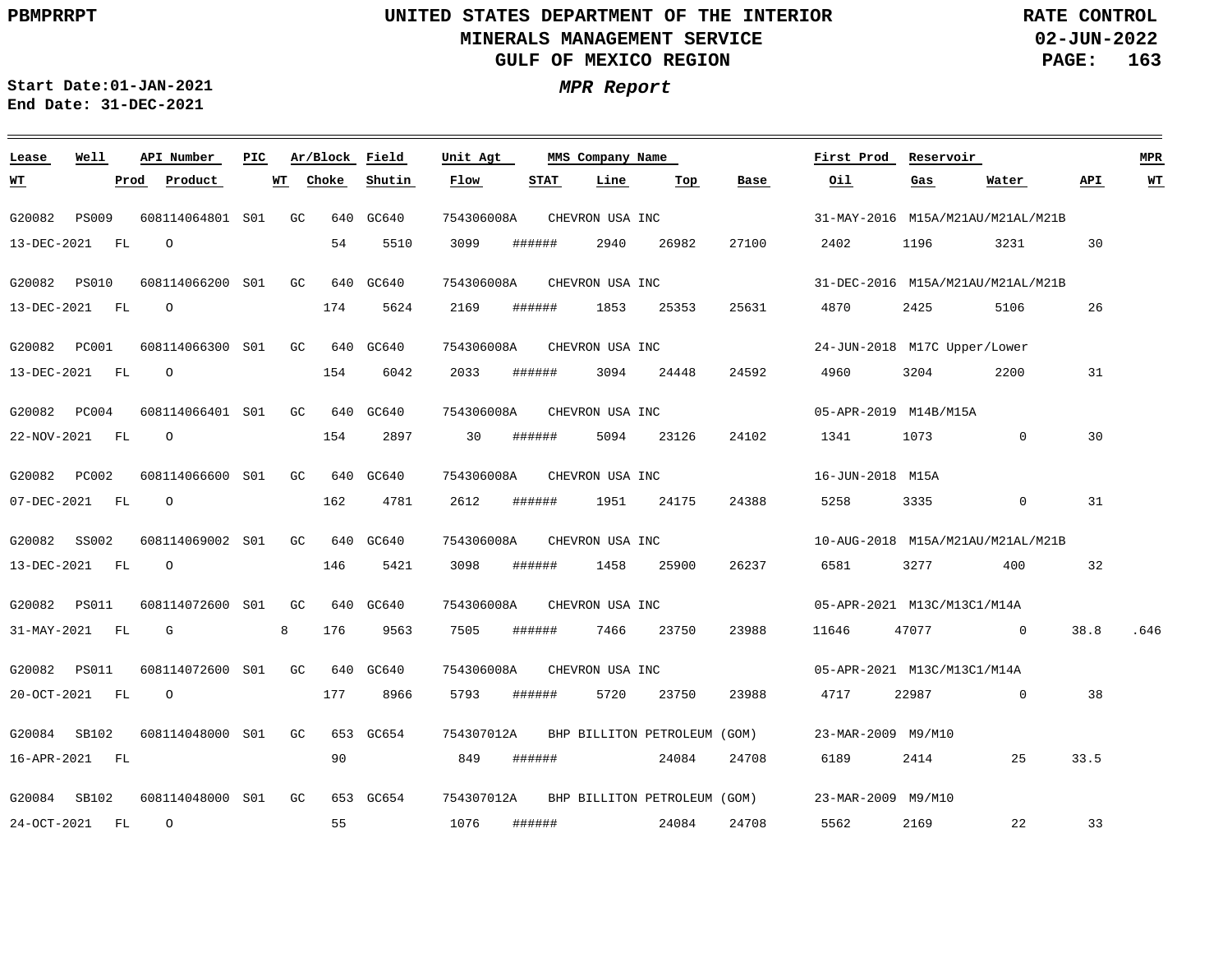UNITED STATES DEPARTMENT OF THE INTERIOR
MINERALS MANAGEMENT SERVICE
GULF OF MEXICO REGION

PBMPRRPT — RATE CONTROL — 02-JUN-2022

Start Date:01-JAN-2021
End Date: 31-DEC-2021

*MPR Report*

| Lease | Well | API Number | PIC | Ar/Block | | Field | Unit Agt | MMS Company Name | | | | First Prod | Reservoir | | | MPR |
|---|---|---|---|---|---|---|---|---|---|---|---|---|---|---|---|---|
| WT | Prod | Product | WT | Choke | | Shutin | Flow | STAT | Line | Top | Base | Oil | Gas | Water | API | WT |
| G20082 | PS009 | 608114064801 | S01 | GC | 640 | GC640 | 754306008A | CHEVRON USA INC | | | | 31-MAY-2016 | M15A/M21AU/M21AL/M21B | | | |
| 13-DEC-2021 | FL | O | | 54 | | 5510 | 3099 | ###### | 2940 | 26982 | 27100 | 2402 | 1196 | 3231 | 30 | |
| G20082 | PS010 | 608114066200 | S01 | GC | 640 | GC640 | 754306008A | CHEVRON USA INC | | | | 31-DEC-2016 | M15A/M21AU/M21AL/M21B | | | |
| 13-DEC-2021 | FL | O | | 174 | | 5624 | 2169 | ###### | 1853 | 25353 | 25631 | 4870 | 2425 | 5106 | 26 | |
| G20082 | PC001 | 608114066300 | S01 | GC | 640 | GC640 | 754306008A | CHEVRON USA INC | | | | 24-JUN-2018 | M17C Upper/Lower | | | |
| 13-DEC-2021 | FL | O | | 154 | | 6042 | 2033 | ###### | 3094 | 24448 | 24592 | 4960 | 3204 | 2200 | 31 | |
| G20082 | PC004 | 608114066401 | S01 | GC | 640 | GC640 | 754306008A | CHEVRON USA INC | | | | 05-APR-2019 | M14B/M15A | | | |
| 22-NOV-2021 | FL | O | | 154 | | 2897 | 30 | ###### | 5094 | 23126 | 24102 | 1341 | 1073 | 0 | 30 | |
| G20082 | PC002 | 608114066600 | S01 | GC | 640 | GC640 | 754306008A | CHEVRON USA INC | | | | 16-JUN-2018 | M15A | | | |
| 07-DEC-2021 | FL | O | | 162 | | 4781 | 2612 | ###### | 1951 | 24175 | 24388 | 5258 | 3335 | 0 | 31 | |
| G20082 | SS002 | 608114069002 | S01 | GC | 640 | GC640 | 754306008A | CHEVRON USA INC | | | | 10-AUG-2018 | M15A/M21AU/M21AL/M21B | | | |
| 13-DEC-2021 | FL | O | | 146 | | 5421 | 3098 | ###### | 1458 | 25900 | 26237 | 6581 | 3277 | 400 | 32 | |
| G20082 | PS011 | 608114072600 | S01 | GC | 640 | GC640 | 754306008A | CHEVRON USA INC | | | | 05-APR-2021 | M13C/M13C1/M14A | | | |
| 31-MAY-2021 | FL | G | 8 | 176 | | 9563 | 7505 | ###### | 7466 | 23750 | 23988 | 11646 | 47077 | 0 | 38.8 | .646 |
| G20082 | PS011 | 608114072600 | S01 | GC | 640 | GC640 | 754306008A | CHEVRON USA INC | | | | 05-APR-2021 | M13C/M13C1/M14A | | | |
| 20-OCT-2021 | FL | O | | 177 | | 8966 | 5793 | ###### | 5720 | 23750 | 23988 | 4717 | 22987 | 0 | 38 | |
| G20084 | SB102 | 608114048000 | S01 | GC | 653 | GC654 | 754307012A | BHP BILLITON PETROLEUM (GOM) | | | | 23-MAR-2009 | M9/M10 | | | |
| 16-APR-2021 | FL | | | 90 | | | 849 | ###### | | 24084 | 24708 | 6189 | 2414 | 25 | 33.5 | |
| G20084 | SB102 | 608114048000 | S01 | GC | 653 | GC654 | 754307012A | BHP BILLITON PETROLEUM (GOM) | | | | 23-MAR-2009 | M9/M10 | | | |
| 24-OCT-2021 | FL | O | | 55 | | | 1076 | ###### | | 24084 | 24708 | 5562 | 2169 | 22 | 33 | |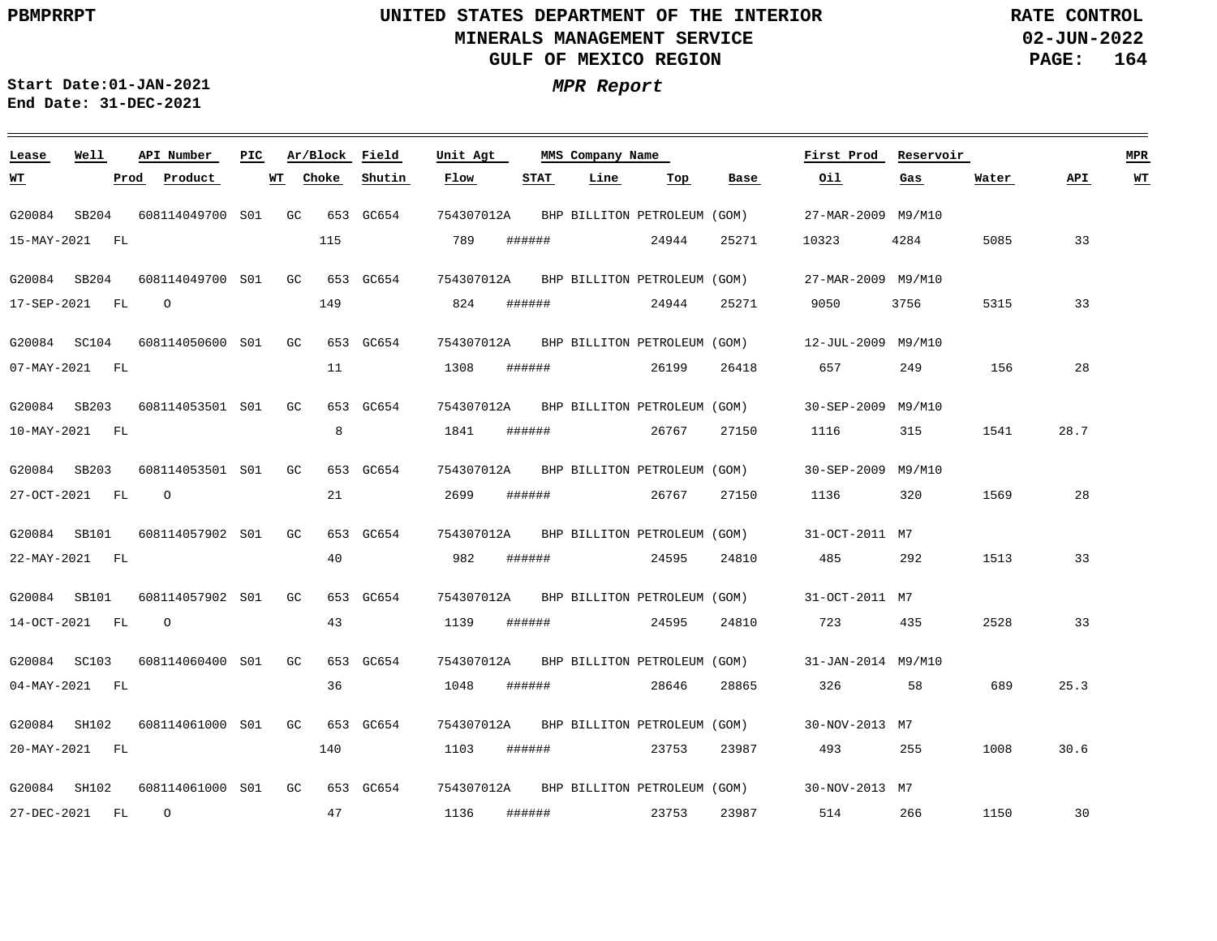UNITED STATES DEPARTMENT OF THE INTERIOR
MINERALS MANAGEMENT SERVICE
GULF OF MEXICO REGION

PBMPRRPT

RATE CONTROL
02-JUN-2022

Start Date:01-JAN-2021
End Date: 31-DEC-2021

*MPR Report*

| Lease | Well | API Number | PIC | Ar/Block | Field | Unit Agt | MMS Company Name | | | | First Prod | Reservoir | | | MPR |
|---|---|---|---|---|---|---|---|---|---|---|---|---|---|---|---|
| WT | Prod | Product | WT | Choke | Shutin | Flow | STAT | Line | Top | Base | Oil | Gas | Water | API | WT |
| G20084 | SB204 | 608114049700 | S01 | GC 653 | GC654 | 754307012A | BHP BILLITON PETROLEUM (GOM) | | | | 27-MAR-2009 | M9/M10 | | | |
| 15-MAY-2021 | FL | | | 115 | | 789 | ###### | | 24944 | 25271 | 10323 | 4284 | 5085 | 33 | |
| G20084 | SB204 | 608114049700 | S01 | GC 653 | GC654 | 754307012A | BHP BILLITON PETROLEUM (GOM) | | | | 27-MAR-2009 | M9/M10 | | | |
| 17-SEP-2021 | FL | O | | 149 | | 824 | ###### | | 24944 | 25271 | 9050 | 3756 | 5315 | 33 | |
| G20084 | SC104 | 608114050600 | S01 | GC 653 | GC654 | 754307012A | BHP BILLITON PETROLEUM (GOM) | | | | 12-JUL-2009 | M9/M10 | | | |
| 07-MAY-2021 | FL | | | 11 | | 1308 | ###### | | 26199 | 26418 | 657 | 249 | 156 | 28 | |
| G20084 | SB203 | 608114053501 | S01 | GC 653 | GC654 | 754307012A | BHP BILLITON PETROLEUM (GOM) | | | | 30-SEP-2009 | M9/M10 | | | |
| 10-MAY-2021 | FL | | | 8 | | 1841 | ###### | | 26767 | 27150 | 1116 | 315 | 1541 | 28.7 | |
| G20084 | SB203 | 608114053501 | S01 | GC 653 | GC654 | 754307012A | BHP BILLITON PETROLEUM (GOM) | | | | 30-SEP-2009 | M9/M10 | | | |
| 27-OCT-2021 | FL | O | | 21 | | 2699 | ###### | | 26767 | 27150 | 1136 | 320 | 1569 | 28 | |
| G20084 | SB101 | 608114057902 | S01 | GC 653 | GC654 | 754307012A | BHP BILLITON PETROLEUM (GOM) | | | | 31-OCT-2011 | M7 | | | |
| 22-MAY-2021 | FL | | | 40 | | 982 | ###### | | 24595 | 24810 | 485 | 292 | 1513 | 33 | |
| G20084 | SB101 | 608114057902 | S01 | GC 653 | GC654 | 754307012A | BHP BILLITON PETROLEUM (GOM) | | | | 31-OCT-2011 | M7 | | | |
| 14-OCT-2021 | FL | O | | 43 | | 1139 | ###### | | 24595 | 24810 | 723 | 435 | 2528 | 33 | |
| G20084 | SC103 | 608114060400 | S01 | GC 653 | GC654 | 754307012A | BHP BILLITON PETROLEUM (GOM) | | | | 31-JAN-2014 | M9/M10 | | | |
| 04-MAY-2021 | FL | | | 36 | | 1048 | ###### | | 28646 | 28865 | 326 | 58 | 689 | 25.3 | |
| G20084 | SH102 | 608114061000 | S01 | GC 653 | GC654 | 754307012A | BHP BILLITON PETROLEUM (GOM) | | | | 30-NOV-2013 | M7 | | | |
| 20-MAY-2021 | FL | | | 140 | | 1103 | ###### | | 23753 | 23987 | 493 | 255 | 1008 | 30.6 | |
| G20084 | SH102 | 608114061000 | S01 | GC 653 | GC654 | 754307012A | BHP BILLITON PETROLEUM (GOM) | | | | 30-NOV-2013 | M7 | | | |
| 27-DEC-2021 | FL | O | | 47 | | 1136 | ###### | | 23753 | 23987 | 514 | 266 | 1150 | 30 | |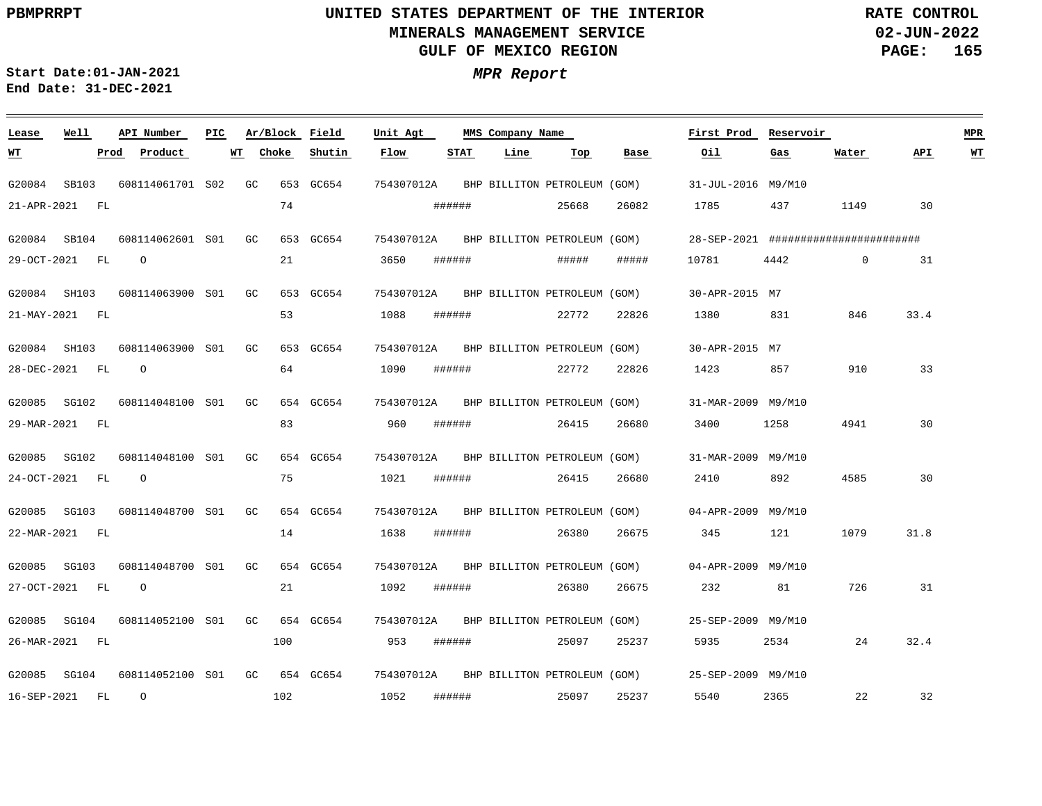UNITED STATES DEPARTMENT OF THE INTERIOR
MINERALS MANAGEMENT SERVICE
GULF OF MEXICO REGION

RATE CONTROL
02-JUN-2022

Start Date:01-JAN-2021
End Date: 31-DEC-2021

*MPR Report*

| Lease | Well | API Number | PIC | Ar/Block | Field | Unit Agt | MMS Company Name | First Prod | Reservoir | | | MPR |
|---|---|---|---|---|---|---|---|---|---|---|---|---|
| **WT** | **Prod** | **Product** | **WT** | **Choke** | **Shutin** | **Flow** | **STAT** | **Line** | **Top** | **Base** | **Oil** | **Gas** | **Water** | **API** | **WT** |

| Lease / WT | Well / Prod | API Number / Product | PIC / WT | Ar/Block / Choke | Field / Shutin | Unit Agt / Flow | STAT | Line | MMS Company Name / Top | Base | First Prod / Oil | Reservoir / Gas | Water | API | MPR WT |
|---|---|---|---|---|---|---|---|---|---|---|---|---|---|---|---|
| G20084 | SB103 | 608114061701 | S02 | GC 653 | GC654 | 754307012A | | | BHP BILLITON PETROLEUM (GOM) | | 31-JUL-2016 | M9/M10 | | | |
| 21-APR-2021 | FL | | | 74 | | | ###### | | 25668 | 26082 | 1785 | 437 | 1149 | 30 | |
| G20084 | SB104 | 608114062601 | S01 | GC 653 | GC654 | 754307012A | | | BHP BILLITON PETROLEUM (GOM) | | 28-SEP-2021 | ######################## | | | |
| 29-OCT-2021 | FL | O | | 21 | | 3650 | ###### | | ##### | ##### | 10781 | 4442 | 0 | 31 | |
| G20084 | SH103 | 608114063900 | S01 | GC 653 | GC654 | 754307012A | | | BHP BILLITON PETROLEUM (GOM) | | 30-APR-2015 | M7 | | | |
| 21-MAY-2021 | FL | | | 53 | | 1088 | ###### | | 22772 | 22826 | 1380 | 831 | 846 | 33.4 | |
| G20084 | SH103 | 608114063900 | S01 | GC 653 | GC654 | 754307012A | | | BHP BILLITON PETROLEUM (GOM) | | 30-APR-2015 | M7 | | | |
| 28-DEC-2021 | FL | O | | 64 | | 1090 | ###### | | 22772 | 22826 | 1423 | 857 | 910 | 33 | |
| G20085 | SG102 | 608114048100 | S01 | GC 654 | GC654 | 754307012A | | | BHP BILLITON PETROLEUM (GOM) | | 31-MAR-2009 | M9/M10 | | | |
| 29-MAR-2021 | FL | | | 83 | | 960 | ###### | | 26415 | 26680 | 3400 | 1258 | 4941 | 30 | |
| G20085 | SG102 | 608114048100 | S01 | GC 654 | GC654 | 754307012A | | | BHP BILLITON PETROLEUM (GOM) | | 31-MAR-2009 | M9/M10 | | | |
| 24-OCT-2021 | FL | O | | 75 | | 1021 | ###### | | 26415 | 26680 | 2410 | 892 | 4585 | 30 | |
| G20085 | SG103 | 608114048700 | S01 | GC 654 | GC654 | 754307012A | | | BHP BILLITON PETROLEUM (GOM) | | 04-APR-2009 | M9/M10 | | | |
| 22-MAR-2021 | FL | | | 14 | | 1638 | ###### | | 26380 | 26675 | 345 | 121 | 1079 | 31.8 | |
| G20085 | SG103 | 608114048700 | S01 | GC 654 | GC654 | 754307012A | | | BHP BILLITON PETROLEUM (GOM) | | 04-APR-2009 | M9/M10 | | | |
| 27-OCT-2021 | FL | O | | 21 | | 1092 | ###### | | 26380 | 26675 | 232 | 81 | 726 | 31 | |
| G20085 | SG104 | 608114052100 | S01 | GC 654 | GC654 | 754307012A | | | BHP BILLITON PETROLEUM (GOM) | | 25-SEP-2009 | M9/M10 | | | |
| 26-MAR-2021 | FL | | | 100 | | 953 | ###### | | 25097 | 25237 | 5935 | 2534 | 24 | 32.4 | |
| G20085 | SG104 | 608114052100 | S01 | GC 654 | GC654 | 754307012A | | | BHP BILLITON PETROLEUM (GOM) | | 25-SEP-2009 | M9/M10 | | | |
| 16-SEP-2021 | FL | O | | 102 | | 1052 | ###### | | 25097 | 25237 | 5540 | 2365 | 22 | 32 | |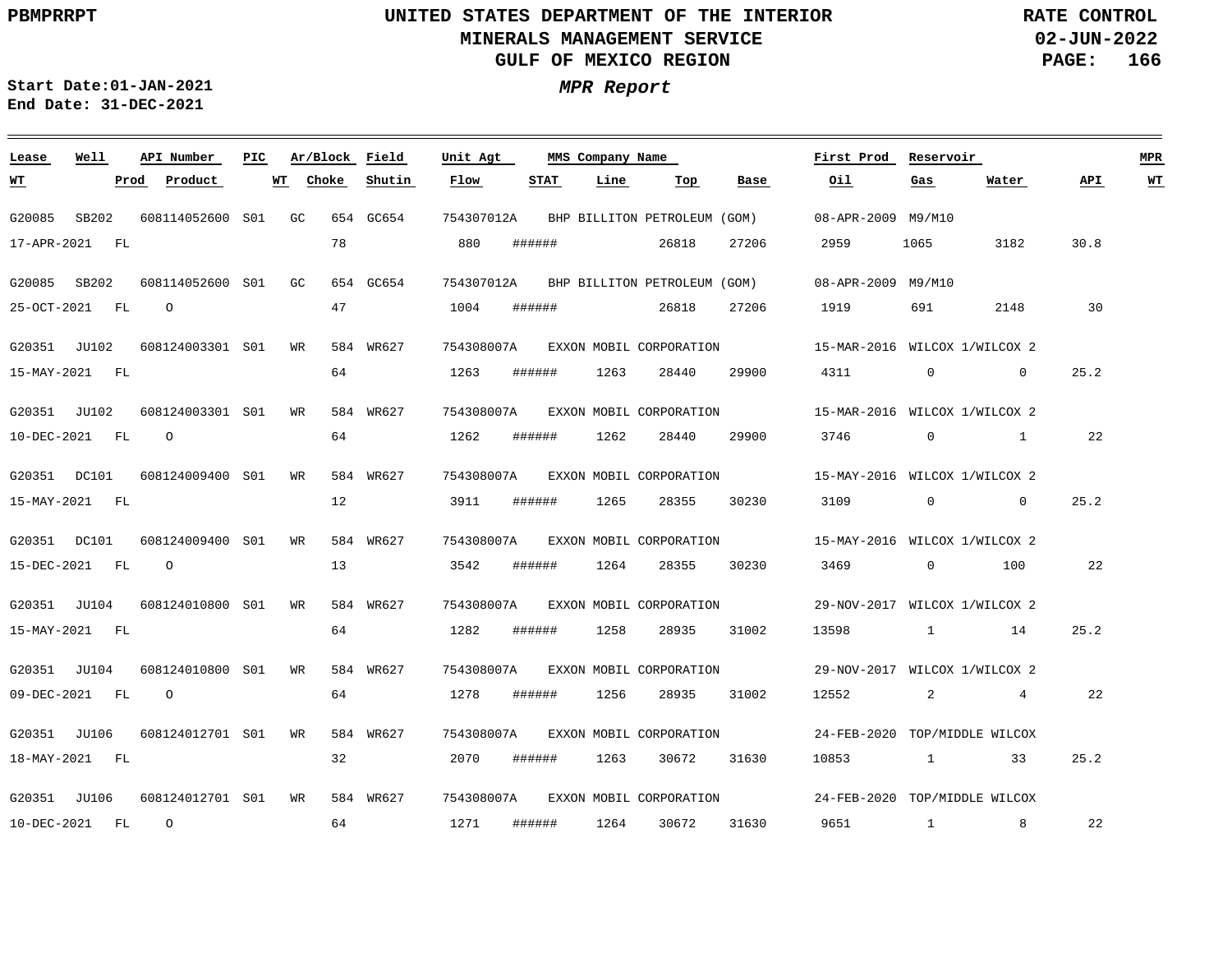# UNITED STATES DEPARTMENT OF THE INTERIOR
## MINERALS MANAGEMENT SERVICE
## GULF OF MEXICO REGION

PBMPRRPT — RATE CONTROL — 02-JUN-2022

***MPR Report***

**Start Date:** 01-JAN-2021
**End Date:** 31-DEC-2021

| Lease | Well | API Number | PIC | Ar/Block | Field | Unit Agt | MMS Company Name | First Prod | Reservoir | WT | Prod | Product | Choke | Shutin | Flow | STAT | Line | Top | Base | Oil | Gas | Water | API | MPR WT |
|---|---|---|---|---|---|---|---|---|---|---|---|---|---|---|---|---|---|---|---|---|---|---|---|---|
| G20085 | SB202 | 608114052600 | S01 | GC 654 | GC654 | 754307012A | BHP BILLITON PETROLEUM (GOM) | 08-APR-2009 | M9/M10 | 17-APR-2021 | FL | | 78 | | 880 | ###### | | 26818 | 27206 | 2959 | 1065 | 3182 | 30.8 | |
| G20085 | SB202 | 608114052600 | S01 | GC 654 | GC654 | 754307012A | BHP BILLITON PETROLEUM (GOM) | 08-APR-2009 | M9/M10 | 25-OCT-2021 | FL | O | 47 | | 1004 | ###### | | 26818 | 27206 | 1919 | 691 | 2148 | 30 | |
| G20351 | JU102 | 608124003301 | S01 | WR 584 | WR627 | 754308007A | EXXON MOBIL CORPORATION | 15-MAR-2016 | WILCOX 1/WILCOX 2 | 15-MAY-2021 | FL | | 64 | | 1263 | ###### | 1263 | 28440 | 29900 | 4311 | 0 | 0 | 25.2 | |
| G20351 | JU102 | 608124003301 | S01 | WR 584 | WR627 | 754308007A | EXXON MOBIL CORPORATION | 15-MAR-2016 | WILCOX 1/WILCOX 2 | 10-DEC-2021 | FL | O | 64 | | 1262 | ###### | 1262 | 28440 | 29900 | 3746 | 0 | 1 | 22 | |
| G20351 | DC101 | 608124009400 | S01 | WR 584 | WR627 | 754308007A | EXXON MOBIL CORPORATION | 15-MAY-2016 | WILCOX 1/WILCOX 2 | 15-MAY-2021 | FL | | 12 | | 3911 | ###### | 1265 | 28355 | 30230 | 3109 | 0 | 0 | 25.2 | |
| G20351 | DC101 | 608124009400 | S01 | WR 584 | WR627 | 754308007A | EXXON MOBIL CORPORATION | 15-MAY-2016 | WILCOX 1/WILCOX 2 | 15-DEC-2021 | FL | O | 13 | | 3542 | ###### | 1264 | 28355 | 30230 | 3469 | 0 | 100 | 22 | |
| G20351 | JU104 | 608124010800 | S01 | WR 584 | WR627 | 754308007A | EXXON MOBIL CORPORATION | 29-NOV-2017 | WILCOX 1/WILCOX 2 | 15-MAY-2021 | FL | | 64 | | 1282 | ###### | 1258 | 28935 | 31002 | 13598 | 1 | 14 | 25.2 | |
| G20351 | JU104 | 608124010800 | S01 | WR 584 | WR627 | 754308007A | EXXON MOBIL CORPORATION | 29-NOV-2017 | WILCOX 1/WILCOX 2 | 09-DEC-2021 | FL | O | 64 | | 1278 | ###### | 1256 | 28935 | 31002 | 12552 | 2 | 4 | 22 | |
| G20351 | JU106 | 608124012701 | S01 | WR 584 | WR627 | 754308007A | EXXON MOBIL CORPORATION | 24-FEB-2020 | TOP/MIDDLE WILCOX | 18-MAY-2021 | FL | | 32 | | 2070 | ###### | 1263 | 30672 | 31630 | 10853 | 1 | 33 | 25.2 | |
| G20351 | JU106 | 608124012701 | S01 | WR 584 | WR627 | 754308007A | EXXON MOBIL CORPORATION | 24-FEB-2020 | TOP/MIDDLE WILCOX | 10-DEC-2021 | FL | O | 64 | | 1271 | ###### | 1264 | 30672 | 31630 | 9651 | 1 | 8 | 22 | |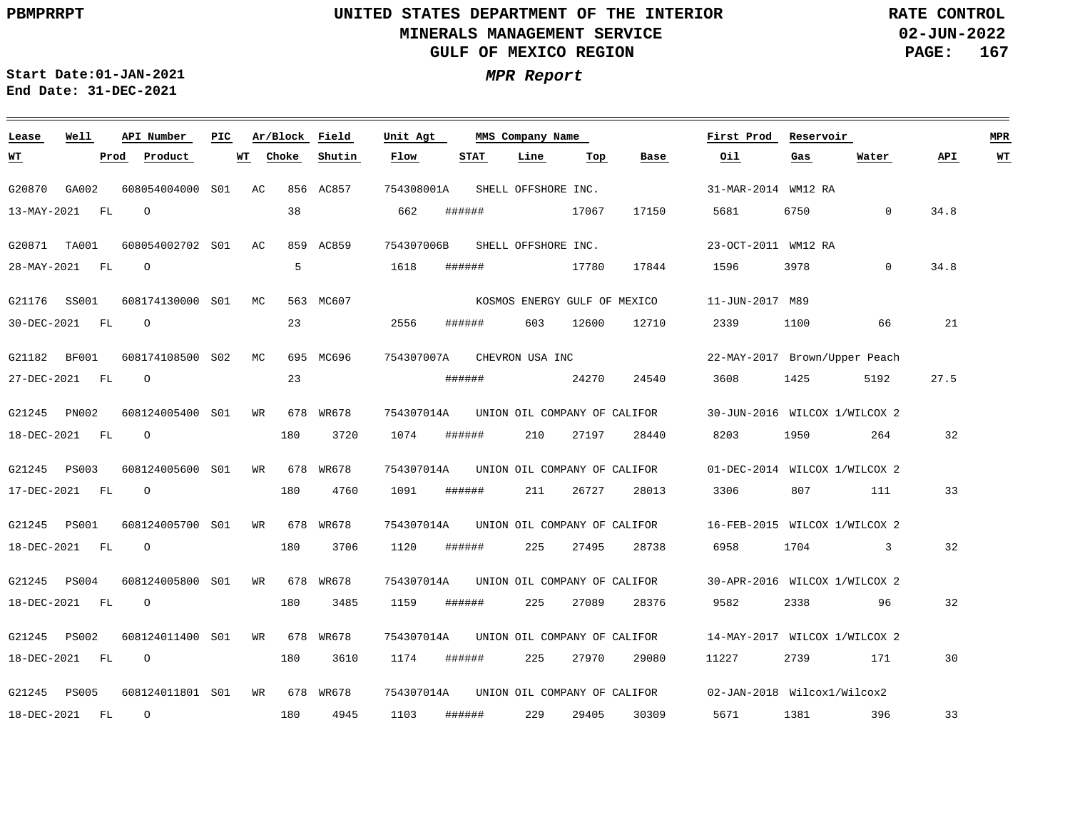# UNITED STATES DEPARTMENT OF THE INTERIOR
## MINERALS MANAGEMENT SERVICE
## GULF OF MEXICO REGION

**RATE CONTROL**
**02-JUN-2022**

**Start Date:01-JAN-2021**
**End Date: 31-DEC-2021**

***MPR Report***

| Lease | Well | API Number | PIC | Ar/Block | Field | Unit Agt | MMS Company Name | First Prod | Reservoir | WT | Prod | Product | WT | Choke | Shutin | Flow | STAT | Line | Top | Base | Oil | Gas | Water | API | MPR WT |
|---|---|---|---|---|---|---|---|---|---|---|---|---|---|---|---|---|---|---|---|---|---|---|---|---|---|
| G20870 | GA002 | 608054004000 | S01 | AC 856 | AC857 | 754308001A | SHELL OFFSHORE INC. | 31-MAR-2014 | WM12 RA | 13-MAY-2021 | FL | O | | 38 | | 662 | ###### | | 17067 | 17150 | 5681 | 6750 | 0 | 34.8 | |
| G20871 | TA001 | 608054002702 | S01 | AC 859 | AC859 | 754307006B | SHELL OFFSHORE INC. | 23-OCT-2011 | WM12 RA | 28-MAY-2021 | FL | O | | 5 | | 1618 | ###### | | 17780 | 17844 | 1596 | 3978 | 0 | 34.8 | |
| G21176 | SS001 | 608174130000 | S01 | MC 563 | MC607 | | KOSMOS ENERGY GULF OF MEXICO | 11-JUN-2017 | M89 | 30-DEC-2021 | FL | O | | 23 | | 2556 | ###### | 603 | 12600 | 12710 | 2339 | 1100 | 66 | 21 | |
| G21182 | BF001 | 608174108500 | S02 | MC 695 | MC696 | 754307007A | CHEVRON USA INC | 22-MAY-2017 | Brown/Upper Peach | 27-DEC-2021 | FL | O | | 23 | | | ###### | | 24270 | 24540 | 3608 | 1425 | 5192 | 27.5 | |
| G21245 | PN002 | 608124005400 | S01 | WR 678 | WR678 | 754307014A | UNION OIL COMPANY OF CALIFOR | 30-JUN-2016 | WILCOX 1/WILCOX 2 | 18-DEC-2021 | FL | O | | 180 | 3720 | 1074 | ###### | 210 | 27197 | 28440 | 8203 | 1950 | 264 | 32 | |
| G21245 | PS003 | 608124005600 | S01 | WR 678 | WR678 | 754307014A | UNION OIL COMPANY OF CALIFOR | 01-DEC-2014 | WILCOX 1/WILCOX 2 | 17-DEC-2021 | FL | O | | 180 | 4760 | 1091 | ###### | 211 | 26727 | 28013 | 3306 | 807 | 111 | 33 | |
| G21245 | PS001 | 608124005700 | S01 | WR 678 | WR678 | 754307014A | UNION OIL COMPANY OF CALIFOR | 16-FEB-2015 | WILCOX 1/WILCOX 2 | 18-DEC-2021 | FL | O | | 180 | 3706 | 1120 | ###### | 225 | 27495 | 28738 | 6958 | 1704 | 3 | 32 | |
| G21245 | PS004 | 608124005800 | S01 | WR 678 | WR678 | 754307014A | UNION OIL COMPANY OF CALIFOR | 30-APR-2016 | WILCOX 1/WILCOX 2 | 18-DEC-2021 | FL | O | | 180 | 3485 | 1159 | ###### | 225 | 27089 | 28376 | 9582 | 2338 | 96 | 32 | |
| G21245 | PS002 | 608124011400 | S01 | WR 678 | WR678 | 754307014A | UNION OIL COMPANY OF CALIFOR | 14-MAY-2017 | WILCOX 1/WILCOX 2 | 18-DEC-2021 | FL | O | | 180 | 3610 | 1174 | ###### | 225 | 27970 | 29080 | 11227 | 2739 | 171 | 30 | |
| G21245 | PS005 | 608124011801 | S01 | WR 678 | WR678 | 754307014A | UNION OIL COMPANY OF CALIFOR | 02-JAN-2018 | Wilcox1/Wilcox2 | 18-DEC-2021 | FL | O | | 180 | 4945 | 1103 | ###### | 229 | 29405 | 30309 | 5671 | 1381 | 396 | 33 | |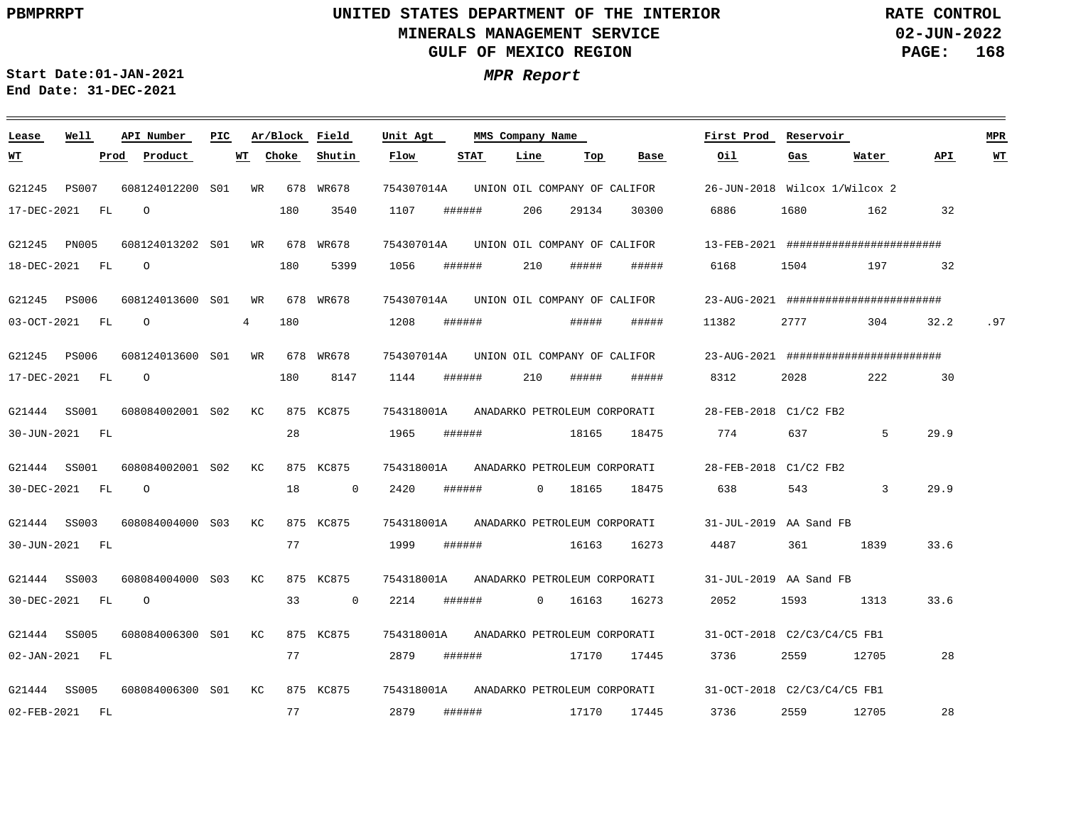PBMPRRPT

**UNITED STATES DEPARTMENT OF THE INTERIOR**
**MINERALS MANAGEMENT SERVICE**
**GULF OF MEXICO REGION**

**RATE CONTROL**
**02-JUN-2022**

**Start Date:01-JAN-2021**
**End Date: 31-DEC-2021**

***MPR Report***

| Lease | Well | API Number | PIC | Ar/Block | Field | Unit Agt | MMS Company Name | | | | First Prod | Reservoir | | | MPR |
|---|---|---|---|---|---|---|---|---|---|---|---|---|---|---|---|
| **WT** | **Prod** | **Product** | **WT** | **Choke** | **Shutin** | **Flow** | **STAT** | **Line** | **Top** | **Base** | **Oil** | **Gas** | **Water** | **API** | **WT** |
| G21245 | PS007 | 608124012200 | S01 | WR 678 | WR678 | 754307014A | UNION OIL COMPANY OF CALIFOR | | | | 26-JUN-2018 | Wilcox 1/Wilcox 2 | | | |
| 17-DEC-2021 | FL | O | | 180 | 3540 | 1107 | ###### | 206 | 29134 | 30300 | 6886 | 1680 | 162 | 32 | |
| G21245 | PN005 | 608124013202 | S01 | WR 678 | WR678 | 754307014A | UNION OIL COMPANY OF CALIFOR | | | | 13-FEB-2021 | ######################## | | | |
| 18-DEC-2021 | FL | O | | 180 | 5399 | 1056 | ###### | 210 | ##### | ##### | 6168 | 1504 | 197 | 32 | |
| G21245 | PS006 | 608124013600 | S01 | WR 678 | WR678 | 754307014A | UNION OIL COMPANY OF CALIFOR | | | | 23-AUG-2021 | ######################## | | | |
| 03-OCT-2021 | FL | O | 4 | 180 | | 1208 | ###### | | ##### | ##### | 11382 | 2777 | 304 | 32.2 | .97 |
| G21245 | PS006 | 608124013600 | S01 | WR 678 | WR678 | 754307014A | UNION OIL COMPANY OF CALIFOR | | | | 23-AUG-2021 | ######################## | | | |
| 17-DEC-2021 | FL | O | | 180 | 8147 | 1144 | ###### | 210 | ##### | ##### | 8312 | 2028 | 222 | 30 | |
| G21444 | SS001 | 608084002001 | S02 | KC 875 | KC875 | 754318001A | ANADARKO PETROLEUM CORPORATI | | | | 28-FEB-2018 | C1/C2 FB2 | | | |
| 30-JUN-2021 | FL | | | 28 | | 1965 | ###### | | 18165 | 18475 | 774 | 637 | 5 | 29.9 | |
| G21444 | SS001 | 608084002001 | S02 | KC 875 | KC875 | 754318001A | ANADARKO PETROLEUM CORPORATI | | | | 28-FEB-2018 | C1/C2 FB2 | | | |
| 30-DEC-2021 | FL | O | | 18 | 0 | 2420 | ###### | 0 | 18165 | 18475 | 638 | 543 | 3 | 29.9 | |
| G21444 | SS003 | 608084004000 | S03 | KC 875 | KC875 | 754318001A | ANADARKO PETROLEUM CORPORATI | | | | 31-JUL-2019 | AA Sand FB | | | |
| 30-JUN-2021 | FL | | | 77 | | 1999 | ###### | | 16163 | 16273 | 4487 | 361 | 1839 | 33.6 | |
| G21444 | SS003 | 608084004000 | S03 | KC 875 | KC875 | 754318001A | ANADARKO PETROLEUM CORPORATI | | | | 31-JUL-2019 | AA Sand FB | | | |
| 30-DEC-2021 | FL | O | | 33 | 0 | 2214 | ###### | 0 | 16163 | 16273 | 2052 | 1593 | 1313 | 33.6 | |
| G21444 | SS005 | 608084006300 | S01 | KC 875 | KC875 | 754318001A | ANADARKO PETROLEUM CORPORATI | | | | 31-OCT-2018 | C2/C3/C4/C5 FB1 | | | |
| 02-JAN-2021 | FL | | | 77 | | 2879 | ###### | | 17170 | 17445 | 3736 | 2559 | 12705 | 28 | |
| G21444 | SS005 | 608084006300 | S01 | KC 875 | KC875 | 754318001A | ANADARKO PETROLEUM CORPORATI | | | | 31-OCT-2018 | C2/C3/C4/C5 FB1 | | | |
| 02-FEB-2021 | FL | | | 77 | | 2879 | ###### | | 17170 | 17445 | 3736 | 2559 | 12705 | 28 | |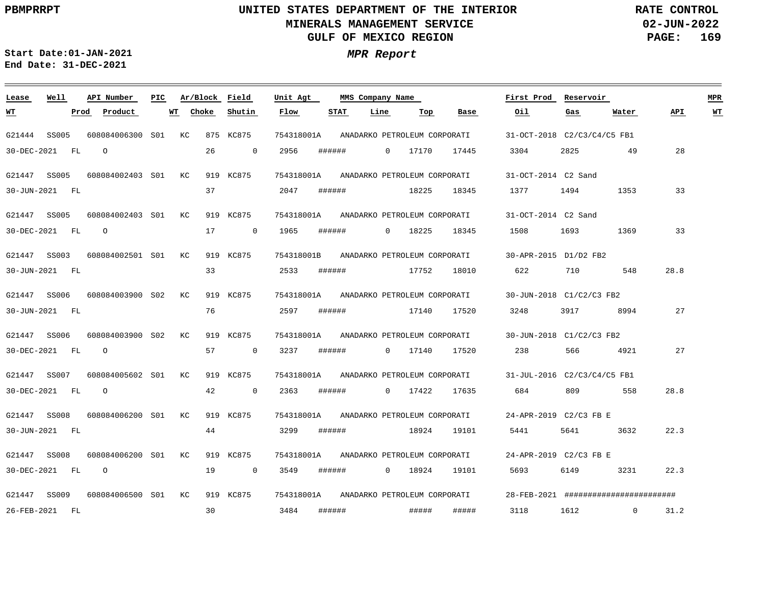# MPR Report

Start Date: 01-JAN-2021
End Date: 31-DEC-2021

| Lease | Well | API Number | PIC | Ar/Block | | Field | Unit Agt | MMS Company Name | First Prod | Reservoir | MPR |
|---|---|---|---|---|---|---|---|---|---|---|---|
| **WT** | **Prod** | **Product** | **WT** | **Choke** | **Shutin** | **Flow** | **STAT** | **Line** | **Top** | **Base** | **Oil** |

| Lease / WT | Well / Prod | API Number / Product | PIC / WT | Ar / Choke | Block / Shutin | Field / Flow | Unit Agt / STAT | MMS Company Name / Line | Top | Base | First Prod / Oil | Reservoir / Gas | Water | API | MPR WT |
|---|---|---|---|---|---|---|---|---|---|---|---|---|---|---|---|
| G21444 | SS005 | 608084006300 | S01 | KC | 875 | KC875 | 754318001A | ANADARKO PETROLEUM CORPORATI | | | 31-OCT-2018 | C2/C3/C4/C5 FB1 | | | |
| 30-DEC-2021 | FL | O | | 26 | 0 | 2956 | ###### | 0 | 17170 | 17445 | 3304 | 2825 | 49 | 28 | |
| G21447 | SS005 | 608084002403 | S01 | KC | 919 | KC875 | 754318001A | ANADARKO PETROLEUM CORPORATI | | | 31-OCT-2014 | C2 Sand | | | |
| 30-JUN-2021 | FL | | | 37 | | 2047 | ###### | | 18225 | 18345 | 1377 | 1494 | 1353 | 33 | |
| G21447 | SS005 | 608084002403 | S01 | KC | 919 | KC875 | 754318001A | ANADARKO PETROLEUM CORPORATI | | | 31-OCT-2014 | C2 Sand | | | |
| 30-DEC-2021 | FL | O | | 17 | 0 | 1965 | ###### | 0 | 18225 | 18345 | 1508 | 1693 | 1369 | 33 | |
| G21447 | SS003 | 608084002501 | S01 | KC | 919 | KC875 | 754318001B | ANADARKO PETROLEUM CORPORATI | | | 30-APR-2015 | D1/D2 FB2 | | | |
| 30-JUN-2021 | FL | | | 33 | | 2533 | ###### | | 17752 | 18010 | 622 | 710 | 548 | 28.8 | |
| G21447 | SS006 | 608084003900 | S02 | KC | 919 | KC875 | 754318001A | ANADARKO PETROLEUM CORPORATI | | | 30-JUN-2018 | C1/C2/C3 FB2 | | | |
| 30-JUN-2021 | FL | | | 76 | | 2597 | ###### | | 17140 | 17520 | 3248 | 3917 | 8994 | 27 | |
| G21447 | SS006 | 608084003900 | S02 | KC | 919 | KC875 | 754318001A | ANADARKO PETROLEUM CORPORATI | | | 30-JUN-2018 | C1/C2/C3 FB2 | | | |
| 30-DEC-2021 | FL | O | | 57 | 0 | 3237 | ###### | 0 | 17140 | 17520 | 238 | 566 | 4921 | 27 | |
| G21447 | SS007 | 608084005602 | S01 | KC | 919 | KC875 | 754318001A | ANADARKO PETROLEUM CORPORATI | | | 31-JUL-2016 | C2/C3/C4/C5 FB1 | | | |
| 30-DEC-2021 | FL | O | | 42 | 0 | 2363 | ###### | 0 | 17422 | 17635 | 684 | 809 | 558 | 28.8 | |
| G21447 | SS008 | 608084006200 | S01 | KC | 919 | KC875 | 754318001A | ANADARKO PETROLEUM CORPORATI | | | 24-APR-2019 | C2/C3 FB E | | | |
| 30-JUN-2021 | FL | | | 44 | | 3299 | ###### | | 18924 | 19101 | 5441 | 5641 | 3632 | 22.3 | |
| G21447 | SS008 | 608084006200 | S01 | KC | 919 | KC875 | 754318001A | ANADARKO PETROLEUM CORPORATI | | | 24-APR-2019 | C2/C3 FB E | | | |
| 30-DEC-2021 | FL | O | | 19 | 0 | 3549 | ###### | 0 | 18924 | 19101 | 5693 | 6149 | 3231 | 22.3 | |
| G21447 | SS009 | 608084006500 | S01 | KC | 919 | KC875 | 754318001A | ANADARKO PETROLEUM CORPORATI | | | 28-FEB-2021 | ######################## | | | |
| 26-FEB-2021 | FL | | | 30 | | 3484 | ###### | | ##### | ##### | 3118 | 1612 | 0 | 31.2 | |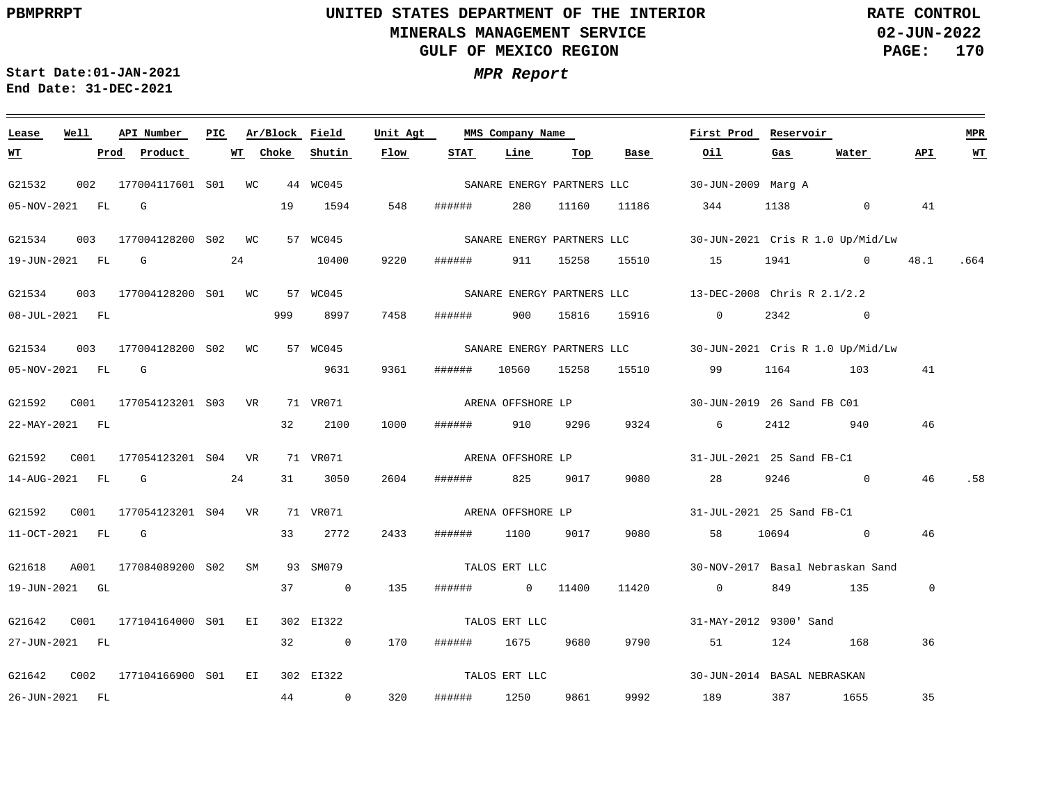UNITED STATES DEPARTMENT OF THE INTERIOR
MINERALS MANAGEMENT SERVICE
GULF OF MEXICO REGION

RATE CONTROL
02-JUN-2022

Start Date:01-JAN-2021
End Date: 31-DEC-2021

***MPR Report***

| Lease | Well | API Number | PIC | Ar/Block | Field | Unit Agt | MMS Company Name | | | First Prod | Reservoir | | | MPR |
|---|---|---|---|---|---|---|---|---|---|---|---|---|---|---|
| WT | Prod | Product | WT | Choke | Shutin | Flow | STAT | Line | Top | Base | Oil | Gas | Water | API | WT |
| G21532 | 002 | 177004117601 | S01 | WC 44 | WC045 | | SANARE ENERGY PARTNERS LLC | | | 30-JUN-2009 | Marg A | | | |
| 05-NOV-2021 | FL | G | | 19 | 1594 | 548 | ###### | 280 | 11160 | 11186 | 344 | 1138 | 0 | 41 | |
| G21534 | 003 | 177004128200 | S02 | WC 57 | WC045 | | SANARE ENERGY PARTNERS LLC | | | 30-JUN-2021 | Cris R 1.0 Up/Mid/Lw | | | |
| 19-JUN-2021 | FL | G | 24 | | 10400 | 9220 | ###### | 911 | 15258 | 15510 | 15 | 1941 | 0 | 48.1 | .664 |
| G21534 | 003 | 177004128200 | S01 | WC 57 | WC045 | | SANARE ENERGY PARTNERS LLC | | | 13-DEC-2008 | Chris R 2.1/2.2 | | | |
| 08-JUL-2021 | FL | | | 999 | 8997 | 7458 | ###### | 900 | 15816 | 15916 | 0 | 2342 | 0 | | |
| G21534 | 003 | 177004128200 | S02 | WC 57 | WC045 | | SANARE ENERGY PARTNERS LLC | | | 30-JUN-2021 | Cris R 1.0 Up/Mid/Lw | | | |
| 05-NOV-2021 | FL | G | | | 9631 | 9361 | ###### | 10560 | 15258 | 15510 | 99 | 1164 | 103 | 41 | |
| G21592 | C001 | 177054123201 | S03 | VR 71 | VR071 | | ARENA OFFSHORE LP | | | 30-JUN-2019 | 26 Sand FB C01 | | | |
| 22-MAY-2021 | FL | | | 32 | 2100 | 1000 | ###### | 910 | 9296 | 9324 | 6 | 2412 | 940 | 46 | |
| G21592 | C001 | 177054123201 | S04 | VR 71 | VR071 | | ARENA OFFSHORE LP | | | 31-JUL-2021 | 25 Sand FB-C1 | | | |
| 14-AUG-2021 | FL | G | 24 | 31 | 3050 | 2604 | ###### | 825 | 9017 | 9080 | 28 | 9246 | 0 | 46 | .58 |
| G21592 | C001 | 177054123201 | S04 | VR 71 | VR071 | | ARENA OFFSHORE LP | | | 31-JUL-2021 | 25 Sand FB-C1 | | | |
| 11-OCT-2021 | FL | G | | 33 | 2772 | 2433 | ###### | 1100 | 9017 | 9080 | 58 | 10694 | 0 | 46 | |
| G21618 | A001 | 177084089200 | S02 | SM 93 | SM079 | | TALOS ERT LLC | | | 30-NOV-2017 | Basal Nebraskan Sand | | | |
| 19-JUN-2021 | GL | | | 37 | 0 | 135 | ###### | 0 | 11400 | 11420 | 0 | 849 | 135 | 0 | |
| G21642 | C001 | 177104164000 | S01 | EI 302 | EI322 | | TALOS ERT LLC | | | 31-MAY-2012 | 9300' Sand | | | |
| 27-JUN-2021 | FL | | | 32 | 0 | 170 | ###### | 1675 | 9680 | 9790 | 51 | 124 | 168 | 36 | |
| G21642 | C002 | 177104166900 | S01 | EI 302 | EI322 | | TALOS ERT LLC | | | 30-JUN-2014 | BASAL NEBRASKAN | | | |
| 26-JUN-2021 | FL | | | 44 | 0 | 320 | ###### | 1250 | 9861 | 9992 | 189 | 387 | 1655 | 35 | |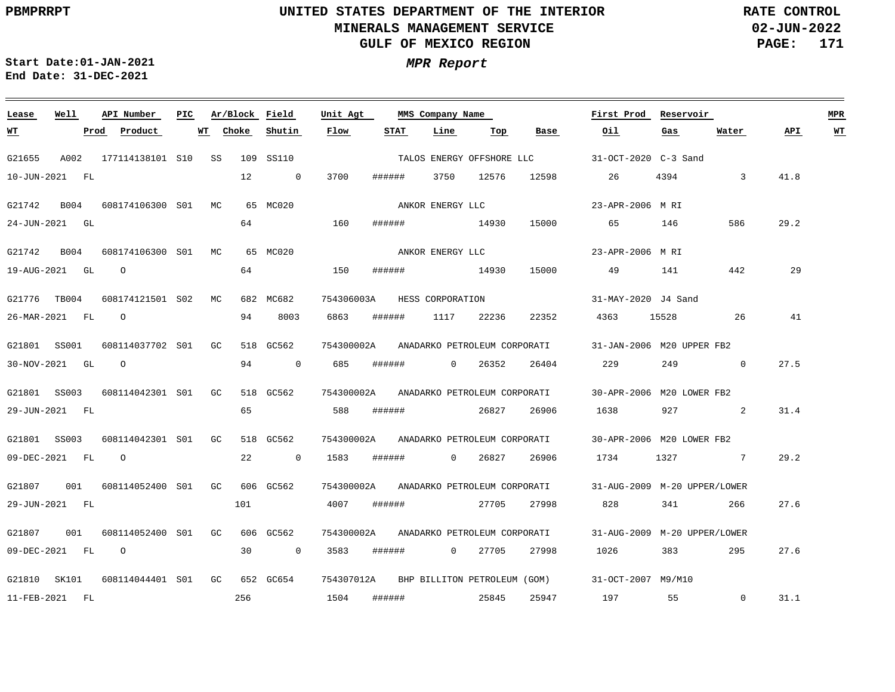UNITED STATES DEPARTMENT OF THE INTERIOR
MINERALS MANAGEMENT SERVICE
GULF OF MEXICO REGION

PBMPRRPT

RATE CONTROL
02-JUN-2022

Start Date:01-JAN-2021
End Date: 31-DEC-2021

***MPR Report***

| Lease | Well | API Number | PIC | Ar/Block | | Field | Unit Agt | MMS Company Name | | | | First Prod | Reservoir | | | MPR |
|---|---|---|---|---|---|---|---|---|---|---|---|---|---|---|---|---|
| WT | Prod | Product | WT | Choke | | Shutin | Flow | STAT | Line | Top | Base | Oil | Gas | Water | API | WT |
| G21655 | A002 | 177114138101 | S10 | SS | 109 | SS110 | | TALOS ENERGY OFFSHORE LLC | | | | 31-OCT-2020 | C-3 Sand | | | |
| 10-JUN-2021 | FL | | | 12 | | 0 | 3700 | ###### | 3750 | 12576 | 12598 | 26 | 4394 | 3 | 41.8 | |
| G21742 | B004 | 608174106300 | S01 | MC | 65 | MC020 | | ANKOR ENERGY LLC | | | | 23-APR-2006 | M RI | | | |
| 24-JUN-2021 | GL | | | 64 | | | 160 | ###### | | 14930 | 15000 | 65 | 146 | 586 | 29.2 | |
| G21742 | B004 | 608174106300 | S01 | MC | 65 | MC020 | | ANKOR ENERGY LLC | | | | 23-APR-2006 | M RI | | | |
| 19-AUG-2021 | GL | O | | 64 | | | 150 | ###### | | 14930 | 15000 | 49 | 141 | 442 | 29 | |
| G21776 | TB004 | 608174121501 | S02 | MC | 682 | MC682 | 754306003A | HESS CORPORATION | | | | 31-MAY-2020 | J4 Sand | | | |
| 26-MAR-2021 | FL | O | | 94 | | 8003 | 6863 | ###### | 1117 | 22236 | 22352 | 4363 | 15528 | 26 | 41 | |
| G21801 | SS001 | 608114037702 | S01 | GC | 518 | GC562 | 754300002A | ANADARKO PETROLEUM CORPORATI | | | | 31-JAN-2006 | M20 UPPER FB2 | | | |
| 30-NOV-2021 | GL | O | | 94 | | 0 | 685 | ###### | 0 | 26352 | 26404 | 229 | 249 | 0 | 27.5 | |
| G21801 | SS003 | 608114042301 | S01 | GC | 518 | GC562 | 754300002A | ANADARKO PETROLEUM CORPORATI | | | | 30-APR-2006 | M20 LOWER FB2 | | | |
| 29-JUN-2021 | FL | | | 65 | | | 588 | ###### | | 26827 | 26906 | 1638 | 927 | 2 | 31.4 | |
| G21801 | SS003 | 608114042301 | S01 | GC | 518 | GC562 | 754300002A | ANADARKO PETROLEUM CORPORATI | | | | 30-APR-2006 | M20 LOWER FB2 | | | |
| 09-DEC-2021 | FL | O | | 22 | | 0 | 1583 | ###### | 0 | 26827 | 26906 | 1734 | 1327 | 7 | 29.2 | |
| G21807 | 001 | 608114052400 | S01 | GC | 606 | GC562 | 754300002A | ANADARKO PETROLEUM CORPORATI | | | | 31-AUG-2009 | M-20 UPPER/LOWER | | | |
| 29-JUN-2021 | FL | | | 101 | | | 4007 | ###### | | 27705 | 27998 | 828 | 341 | 266 | 27.6 | |
| G21807 | 001 | 608114052400 | S01 | GC | 606 | GC562 | 754300002A | ANADARKO PETROLEUM CORPORATI | | | | 31-AUG-2009 | M-20 UPPER/LOWER | | | |
| 09-DEC-2021 | FL | O | | 30 | | 0 | 3583 | ###### | 0 | 27705 | 27998 | 1026 | 383 | 295 | 27.6 | |
| G21810 | SK101 | 608114044401 | S01 | GC | 652 | GC654 | 754307012A | BHP BILLITON PETROLEUM (GOM) | | | | 31-OCT-2007 | M9/M10 | | | |
| 11-FEB-2021 | FL | | | 256 | | | 1504 | ###### | | 25845 | 25947 | 197 | 55 | 0 | 31.1 | |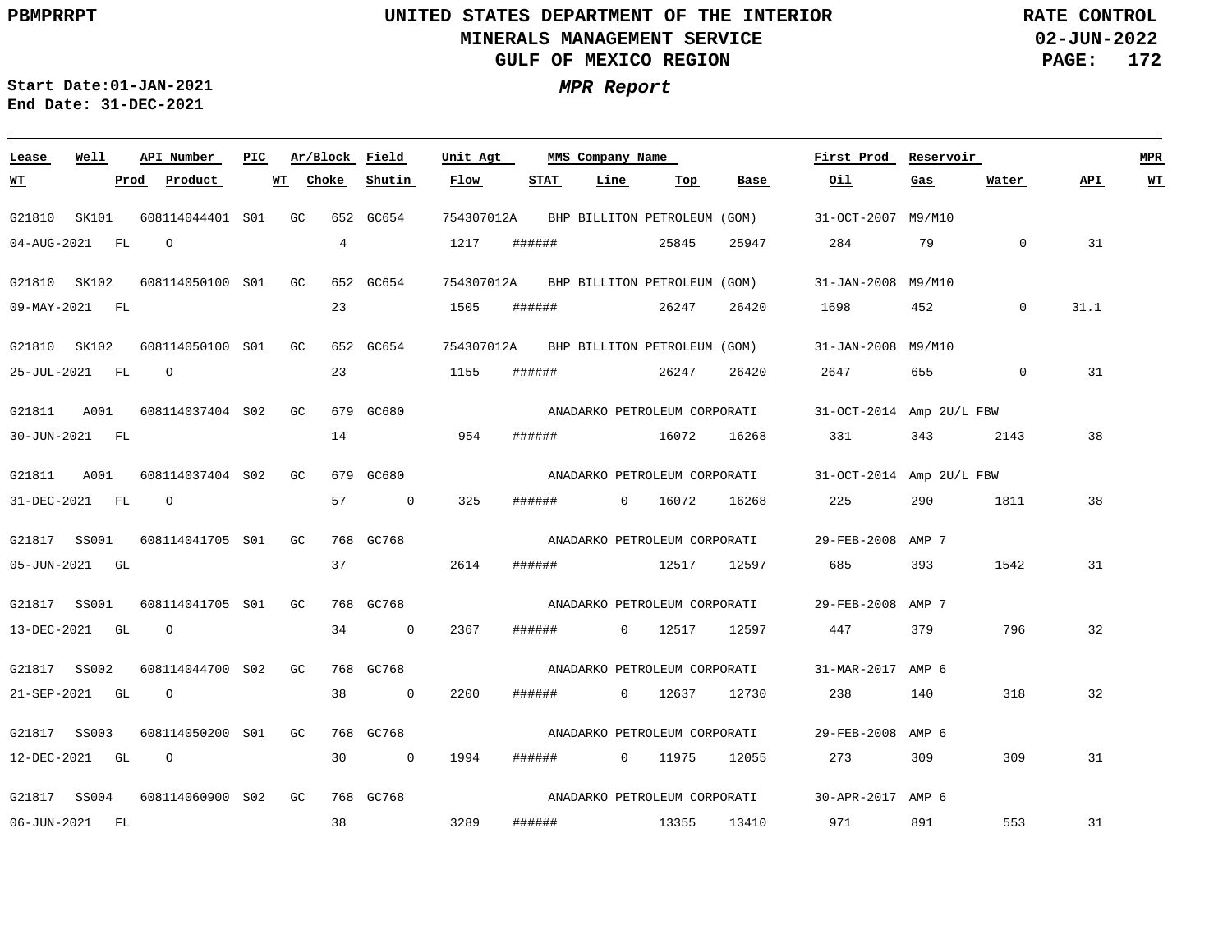PBMPRRPT

# UNITED STATES DEPARTMENT OF THE INTERIOR
## MINERALS MANAGEMENT SERVICE
## GULF OF MEXICO REGION

RATE CONTROL
02-JUN-2022

**Start Date:** 01-JAN-2021
**End Date:** 31-DEC-2021

### *MPR Report*

| Lease | Well | API Number | PIC | Ar/Block | Field | Unit Agt | MMS Company Name | First Prod | Reservoir | WT | Prod | Product | Choke | Shutin | Flow | STAT | Line | Top | Base | Oil | Gas | Water | API | MPR WT |
|---|---|---|---|---|---|---|---|---|---|---|---|---|---|---|---|---|---|---|---|---|---|---|---|---|
| G21810 | SK101 | 608114044401 | S01 | GC 652 | GC654 | 754307012A | BHP BILLITON PETROLEUM (GOM) | 31-OCT-2007 | M9/M10 | 04-AUG-2021 | FL | O | 4 | | 1217 | ###### | | 25845 | 25947 | 284 | 79 | 0 | 31 | |
| G21810 | SK102 | 608114050100 | S01 | GC 652 | GC654 | 754307012A | BHP BILLITON PETROLEUM (GOM) | 31-JAN-2008 | M9/M10 | 09-MAY-2021 | FL | | 23 | | 1505 | ###### | | 26247 | 26420 | 1698 | 452 | 0 | 31.1 | |
| G21810 | SK102 | 608114050100 | S01 | GC 652 | GC654 | 754307012A | BHP BILLITON PETROLEUM (GOM) | 31-JAN-2008 | M9/M10 | 25-JUL-2021 | FL | O | 23 | | 1155 | ###### | | 26247 | 26420 | 2647 | 655 | 0 | 31 | |
| G21811 | A001 | 608114037404 | S02 | GC 679 | GC680 | | ANADARKO PETROLEUM CORPORATI | 31-OCT-2014 | Amp 2U/L FBW | 30-JUN-2021 | FL | | 14 | | 954 | ###### | | 16072 | 16268 | 331 | 343 | 2143 | 38 | |
| G21811 | A001 | 608114037404 | S02 | GC 679 | GC680 | | ANADARKO PETROLEUM CORPORATI | 31-OCT-2014 | Amp 2U/L FBW | 31-DEC-2021 | FL | O | 57 | 0 | 325 | ###### | 0 | 16072 | 16268 | 225 | 290 | 1811 | 38 | |
| G21817 | SS001 | 608114041705 | S01 | GC 768 | GC768 | | ANADARKO PETROLEUM CORPORATI | 29-FEB-2008 | AMP 7 | 05-JUN-2021 | GL | | 37 | | 2614 | ###### | | 12517 | 12597 | 685 | 393 | 1542 | 31 | |
| G21817 | SS001 | 608114041705 | S01 | GC 768 | GC768 | | ANADARKO PETROLEUM CORPORATI | 29-FEB-2008 | AMP 7 | 13-DEC-2021 | GL | O | 34 | 0 | 2367 | ###### | 0 | 12517 | 12597 | 447 | 379 | 796 | 32 | |
| G21817 | SS002 | 608114044700 | S02 | GC 768 | GC768 | | ANADARKO PETROLEUM CORPORATI | 31-MAR-2017 | AMP 6 | 21-SEP-2021 | GL | O | 38 | 0 | 2200 | ###### | 0 | 12637 | 12730 | 238 | 140 | 318 | 32 | |
| G21817 | SS003 | 608114050200 | S01 | GC 768 | GC768 | | ANADARKO PETROLEUM CORPORATI | 29-FEB-2008 | AMP 6 | 12-DEC-2021 | GL | O | 30 | 0 | 1994 | ###### | 0 | 11975 | 12055 | 273 | 309 | 309 | 31 | |
| G21817 | SS004 | 608114060900 | S02 | GC 768 | GC768 | | ANADARKO PETROLEUM CORPORATI | 30-APR-2017 | AMP 6 | 06-JUN-2021 | FL | | 38 | | 3289 | ###### | | 13355 | 13410 | 971 | 891 | 553 | 31 | |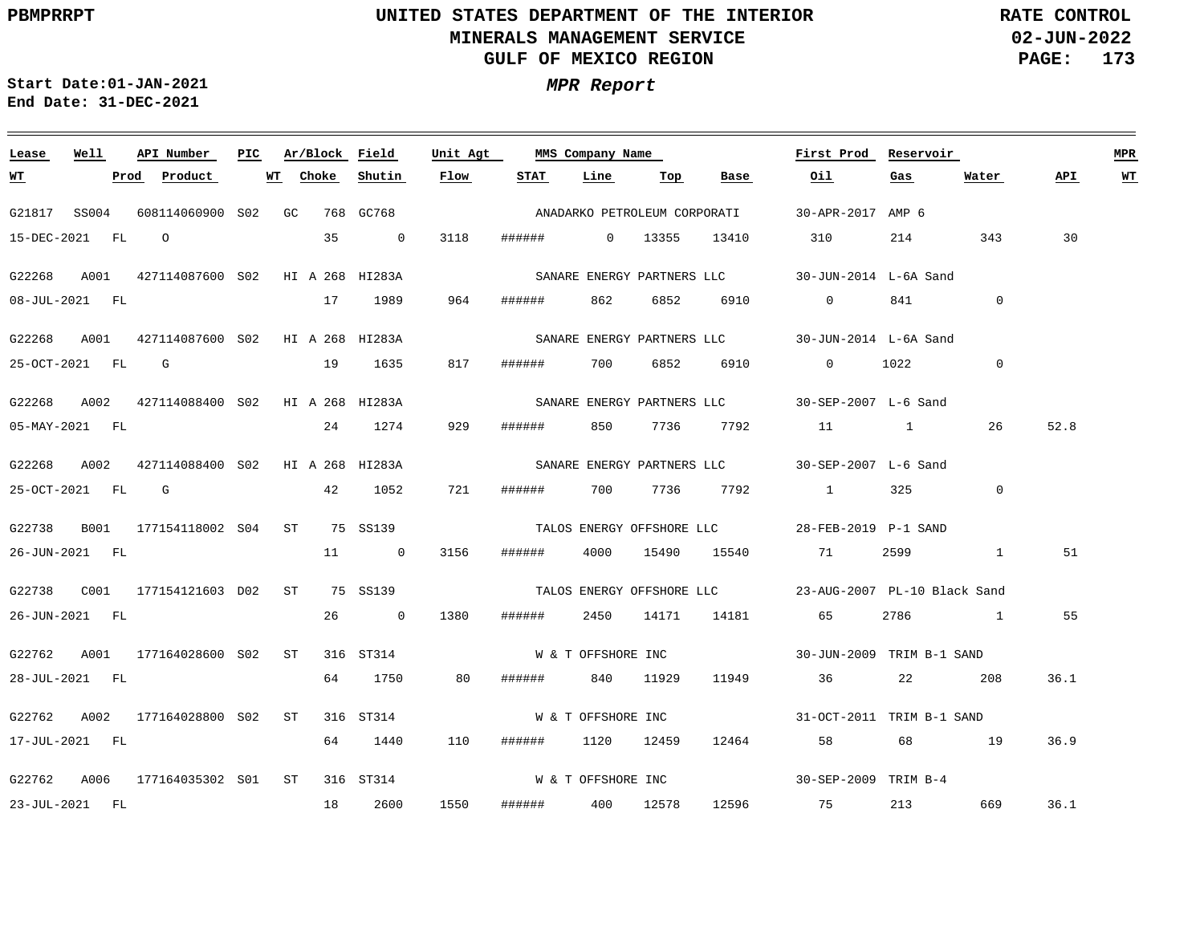UNITED STATES DEPARTMENT OF THE INTERIOR
MINERALS MANAGEMENT SERVICE
GULF OF MEXICO REGION

PBMPRRPT

RATE CONTROL
02-JUN-2022

Start Date:01-JAN-2021
End Date: 31-DEC-2021

*MPR Report*

| Lease / WT | Well / Prod | API Number / Product | PIC / WT | Ar/Block / Choke | Field / Shutin | Unit Agt / Flow | STAT | Line | Top | Base | First Prod / Oil | Reservoir / Gas | Water | API | MPR WT |
|---|---|---|---|---|---|---|---|---|---|---|---|---|---|---|---|
| G21817 | SS004 | 608114060900 | S02 | GC 768 | GC768 | | ANADARKO PETROLEUM CORPORATI | | | | 30-APR-2017 | AMP 6 | | | |
| 15-DEC-2021 | FL | O | | 35 | 0 | 3118 | ###### | 0 | 13355 | 13410 | 310 | 214 | 343 | 30 | |
| G22268 | A001 | 427114087600 | S02 | HI A 268 | HI283A | | SANARE ENERGY PARTNERS LLC | | | | 30-JUN-2014 | L-6A Sand | | | |
| 08-JUL-2021 | FL | | | 17 | 1989 | 964 | ###### | 862 | 6852 | 6910 | 0 | 841 | 0 | | |
| G22268 | A001 | 427114087600 | S02 | HI A 268 | HI283A | | SANARE ENERGY PARTNERS LLC | | | | 30-JUN-2014 | L-6A Sand | | | |
| 25-OCT-2021 | FL | G | | 19 | 1635 | 817 | ###### | 700 | 6852 | 6910 | 0 | 1022 | 0 | | |
| G22268 | A002 | 427114088400 | S02 | HI A 268 | HI283A | | SANARE ENERGY PARTNERS LLC | | | | 30-SEP-2007 | L-6 Sand | | | |
| 05-MAY-2021 | FL | | | 24 | 1274 | 929 | ###### | 850 | 7736 | 7792 | 11 | 1 | 26 | 52.8 | |
| G22268 | A002 | 427114088400 | S02 | HI A 268 | HI283A | | SANARE ENERGY PARTNERS LLC | | | | 30-SEP-2007 | L-6 Sand | | | |
| 25-OCT-2021 | FL | G | | 42 | 1052 | 721 | ###### | 700 | 7736 | 7792 | 1 | 325 | 0 | | |
| G22738 | B001 | 177154118002 | S04 | ST 75 | SS139 | | TALOS ENERGY OFFSHORE LLC | | | | 28-FEB-2019 | P-1 SAND | | | |
| 26-JUN-2021 | FL | | | 11 | 0 | 3156 | ###### | 4000 | 15490 | 15540 | 71 | 2599 | 1 | 51 | |
| G22738 | C001 | 177154121603 | D02 | ST 75 | SS139 | | TALOS ENERGY OFFSHORE LLC | | | | 23-AUG-2007 | PL-10 Black Sand | | | |
| 26-JUN-2021 | FL | | | 26 | 0 | 1380 | ###### | 2450 | 14171 | 14181 | 65 | 2786 | 1 | 55 | |
| G22762 | A001 | 177164028600 | S02 | ST 316 | ST314 | | W & T OFFSHORE INC | | | | 30-JUN-2009 | TRIM B-1 SAND | | | |
| 28-JUL-2021 | FL | | | 64 | 1750 | 80 | ###### | 840 | 11929 | 11949 | 36 | 22 | 208 | 36.1 | |
| G22762 | A002 | 177164028800 | S02 | ST 316 | ST314 | | W & T OFFSHORE INC | | | | 31-OCT-2011 | TRIM B-1 SAND | | | |
| 17-JUL-2021 | FL | | | 64 | 1440 | 110 | ###### | 1120 | 12459 | 12464 | 58 | 68 | 19 | 36.9 | |
| G22762 | A006 | 177164035302 | S01 | ST 316 | ST314 | | W & T OFFSHORE INC | | | | 30-SEP-2009 | TRIM B-4 | | | |
| 23-JUL-2021 | FL | | | 18 | 2600 | 1550 | ###### | 400 | 12578 | 12596 | 75 | 213 | 669 | 36.1 | |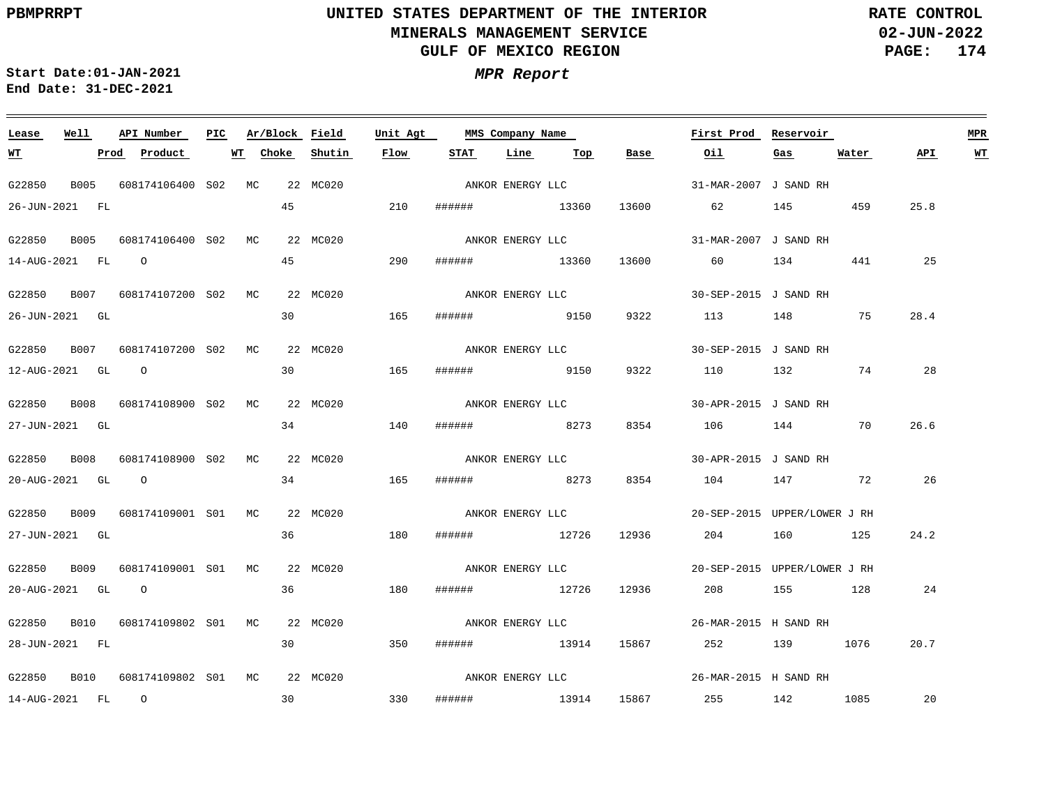UNITED STATES DEPARTMENT OF THE INTERIOR
MINERALS MANAGEMENT SERVICE
GULF OF MEXICO REGION

PBMPRRPT — RATE CONTROL — 02-JUN-2022

Start Date:01-JAN-2021
End Date: 31-DEC-2021

*MPR Report*

| Lease | Well | API Number | PIC | Ar/Block | Field | Unit Agt | MMS Company Name | | | First Prod | Reservoir | | | MPR |
|---|---|---|---|---|---|---|---|---|---|---|---|---|---|---|
| **WT** | **Prod** | **Product** | **WT** | **Choke** | **Shutin** | **Flow** | **STAT** | **Line** | **Top** | **Base** | **Oil** | **Gas** | **Water** | **API** |
| G22850 | B005 | 608174106400 | S02 | MC 22 | MC020 | | ANKOR ENERGY LLC | | | 31-MAR-2007 | J SAND RH | | | |
| 26-JUN-2021 | FL | | | 45 | | 210 | ###### | | 13360 | 13600 | 62 | 145 | 459 | 25.8 |
| G22850 | B005 | 608174106400 | S02 | MC 22 | MC020 | | ANKOR ENERGY LLC | | | 31-MAR-2007 | J SAND RH | | | |
| 14-AUG-2021 | FL | O | | 45 | | 290 | ###### | | 13360 | 13600 | 60 | 134 | 441 | 25 |
| G22850 | B007 | 608174107200 | S02 | MC 22 | MC020 | | ANKOR ENERGY LLC | | | 30-SEP-2015 | J SAND RH | | | |
| 26-JUN-2021 | GL | | | 30 | | 165 | ###### | | 9150 | 9322 | 113 | 148 | 75 | 28.4 |
| G22850 | B007 | 608174107200 | S02 | MC 22 | MC020 | | ANKOR ENERGY LLC | | | 30-SEP-2015 | J SAND RH | | | |
| 12-AUG-2021 | GL | O | | 30 | | 165 | ###### | | 9150 | 9322 | 110 | 132 | 74 | 28 |
| G22850 | B008 | 608174108900 | S02 | MC 22 | MC020 | | ANKOR ENERGY LLC | | | 30-APR-2015 | J SAND RH | | | |
| 27-JUN-2021 | GL | | | 34 | | 140 | ###### | | 8273 | 8354 | 106 | 144 | 70 | 26.6 |
| G22850 | B008 | 608174108900 | S02 | MC 22 | MC020 | | ANKOR ENERGY LLC | | | 30-APR-2015 | J SAND RH | | | |
| 20-AUG-2021 | GL | O | | 34 | | 165 | ###### | | 8273 | 8354 | 104 | 147 | 72 | 26 |
| G22850 | B009 | 608174109001 | S01 | MC 22 | MC020 | | ANKOR ENERGY LLC | | | 20-SEP-2015 | UPPER/LOWER J RH | | | |
| 27-JUN-2021 | GL | | | 36 | | 180 | ###### | | 12726 | 12936 | 204 | 160 | 125 | 24.2 |
| G22850 | B009 | 608174109001 | S01 | MC 22 | MC020 | | ANKOR ENERGY LLC | | | 20-SEP-2015 | UPPER/LOWER J RH | | | |
| 20-AUG-2021 | GL | O | | 36 | | 180 | ###### | | 12726 | 12936 | 208 | 155 | 128 | 24 |
| G22850 | B010 | 608174109802 | S01 | MC 22 | MC020 | | ANKOR ENERGY LLC | | | 26-MAR-2015 | H SAND RH | | | |
| 28-JUN-2021 | FL | | | 30 | | 350 | ###### | | 13914 | 15867 | 252 | 139 | 1076 | 20.7 |
| G22850 | B010 | 608174109802 | S01 | MC 22 | MC020 | | ANKOR ENERGY LLC | | | 26-MAR-2015 | H SAND RH | | | |
| 14-AUG-2021 | FL | O | | 30 | | 330 | ###### | | 13914 | 15867 | 255 | 142 | 1085 | 20 |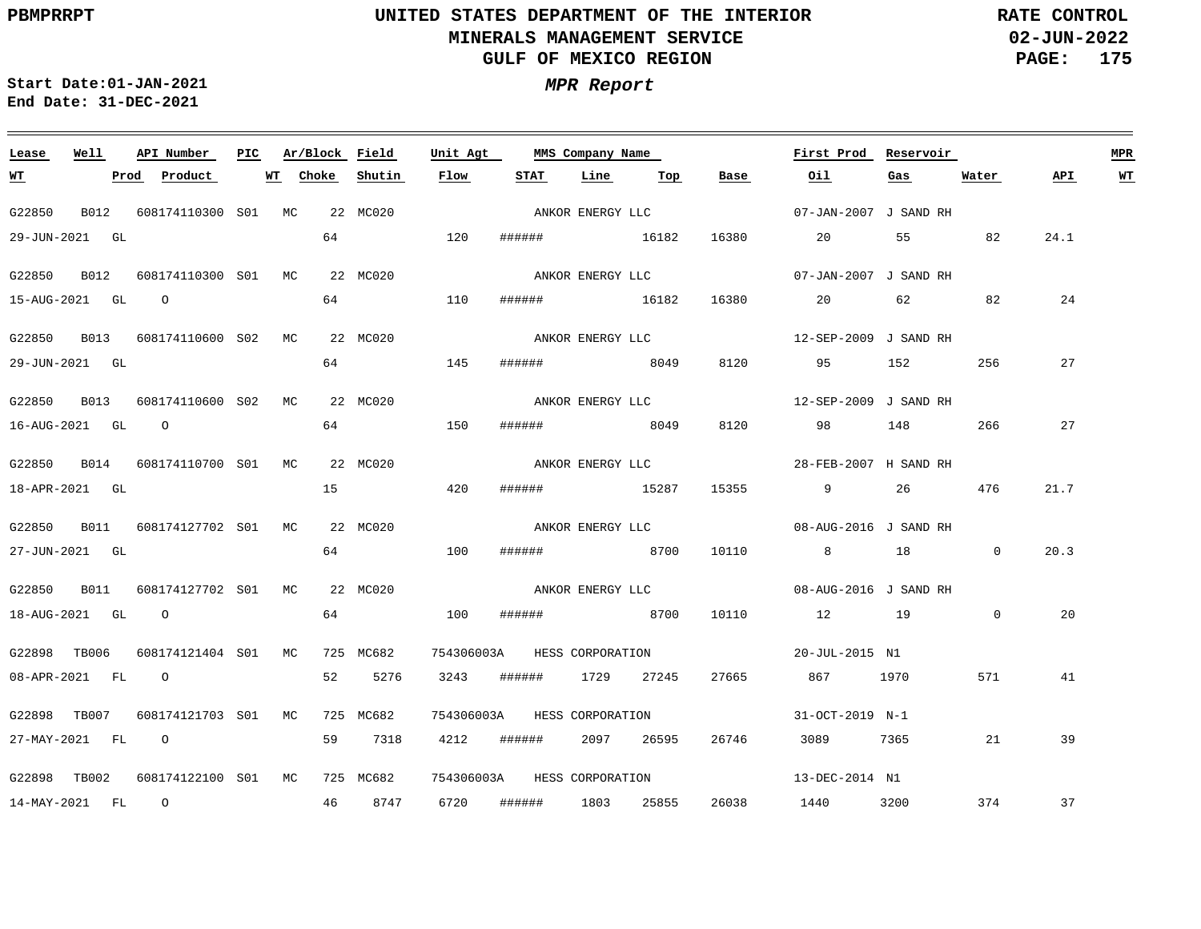# UNITED STATES DEPARTMENT OF THE INTERIOR
## MINERALS MANAGEMENT SERVICE
## GULF OF MEXICO REGION

PBMPRRPT

RATE CONTROL
02-JUN-2022

Start Date:01-JAN-2021
End Date: 31-DEC-2021

*MPR Report*

| Lease | Well | API Number | PIC | Ar/Block | | Field | Unit Agt | MMS Company Name | | | | First Prod | Reservoir | | | MPR |
|---|---|---|---|---|---|---|---|---|---|---|---|---|---|---|---|---|
| WT | Prod | Product | | WT | Choke | Shutin | Flow | STAT | Line | Top | Base | Oil | Gas | Water | API | WT |
| G22850 | B012 | 608174110300 | S01 | MC | 22 | MC020 | | ANKOR ENERGY LLC | | | | 07-JAN-2007 | J SAND RH | | | |
| 29-JUN-2021 | GL | | | | 64 | | 120 | ###### | | 16182 | 16380 | 20 | 55 | 82 | 24.1 | |
| G22850 | B012 | 608174110300 | S01 | MC | 22 | MC020 | | ANKOR ENERGY LLC | | | | 07-JAN-2007 | J SAND RH | | | |
| 15-AUG-2021 | GL | O | | | 64 | | 110 | ###### | | 16182 | 16380 | 20 | 62 | 82 | 24 | |
| G22850 | B013 | 608174110600 | S02 | MC | 22 | MC020 | | ANKOR ENERGY LLC | | | | 12-SEP-2009 | J SAND RH | | | |
| 29-JUN-2021 | GL | | | | 64 | | 145 | ###### | | 8049 | 8120 | 95 | 152 | 256 | 27 | |
| G22850 | B013 | 608174110600 | S02 | MC | 22 | MC020 | | ANKOR ENERGY LLC | | | | 12-SEP-2009 | J SAND RH | | | |
| 16-AUG-2021 | GL | O | | | 64 | | 150 | ###### | | 8049 | 8120 | 98 | 148 | 266 | 27 | |
| G22850 | B014 | 608174110700 | S01 | MC | 22 | MC020 | | ANKOR ENERGY LLC | | | | 28-FEB-2007 | H SAND RH | | | |
| 18-APR-2021 | GL | | | | 15 | | 420 | ###### | | 15287 | 15355 | 9 | 26 | 476 | 21.7 | |
| G22850 | B011 | 608174127702 | S01 | MC | 22 | MC020 | | ANKOR ENERGY LLC | | | | 08-AUG-2016 | J SAND RH | | | |
| 27-JUN-2021 | GL | | | | 64 | | 100 | ###### | | 8700 | 10110 | 8 | 18 | 0 | 20.3 | |
| G22850 | B011 | 608174127702 | S01 | MC | 22 | MC020 | | ANKOR ENERGY LLC | | | | 08-AUG-2016 | J SAND RH | | | |
| 18-AUG-2021 | GL | O | | | 64 | | 100 | ###### | | 8700 | 10110 | 12 | 19 | 0 | 20 | |
| G22898 | TB006 | 608174121404 | S01 | MC | 725 | MC682 | 754306003A | HESS CORPORATION | | | | 20-JUL-2015 | N1 | | | |
| 08-APR-2021 | FL | O | | | 52 | 5276 | 3243 | ###### | 1729 | 27245 | 27665 | 867 | 1970 | 571 | 41 | |
| G22898 | TB007 | 608174121703 | S01 | MC | 725 | MC682 | 754306003A | HESS CORPORATION | | | | 31-OCT-2019 | N-1 | | | |
| 27-MAY-2021 | FL | O | | | 59 | 7318 | 4212 | ###### | 2097 | 26595 | 26746 | 3089 | 7365 | 21 | 39 | |
| G22898 | TB002 | 608174122100 | S01 | MC | 725 | MC682 | 754306003A | HESS CORPORATION | | | | 13-DEC-2014 | N1 | | | |
| 14-MAY-2021 | FL | O | | | 46 | 8747 | 6720 | ###### | 1803 | 25855 | 26038 | 1440 | 3200 | 374 | 37 | |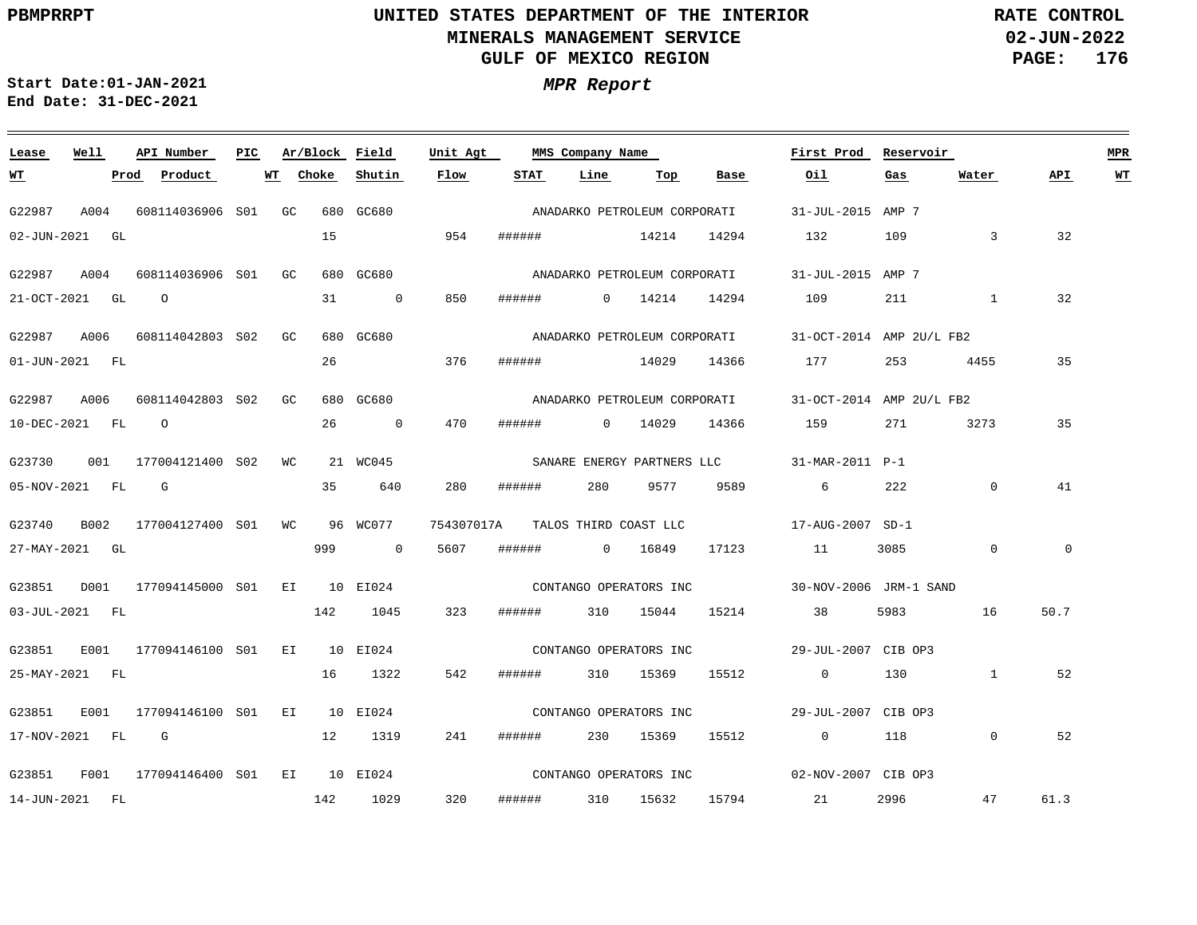# UNITED STATES DEPARTMENT OF THE INTERIOR
## MINERALS MANAGEMENT SERVICE
## GULF OF MEXICO REGION

PBMPRRPT | RATE CONTROL | 02-JUN-2022

**Start Date:** 01-JAN-2021
**End Date:** 31-DEC-2021

***MPR Report***

| Lease | Well | API Number | PIC | Ar/Block | Field | Unit Agt | MMS Company Name | | | | First Prod | Reservoir | | | MPR |
|---|---|---|---|---|---|---|---|---|---|---|---|---|---|---|---|
| WT | Prod | Product | WT | Choke | Shutin | Flow | STAT | Line | Top | Base | Oil | Gas | Water | API | WT |
| G22987 | A004 | 608114036906 | S01 | GC 680 | GC680 | | ANADARKO PETROLEUM CORPORATI | | | | 31-JUL-2015 | AMP 7 | | | |
| 02-JUN-2021 | GL | | | 15 | | 954 | ###### | | 14214 | 14294 | 132 | 109 | 3 | 32 | |
| G22987 | A004 | 608114036906 | S01 | GC 680 | GC680 | | ANADARKO PETROLEUM CORPORATI | | | | 31-JUL-2015 | AMP 7 | | | |
| 21-OCT-2021 | GL | O | | 31 | 0 | 850 | ###### | 0 | 14214 | 14294 | 109 | 211 | 1 | 32 | |
| G22987 | A006 | 608114042803 | S02 | GC 680 | GC680 | | ANADARKO PETROLEUM CORPORATI | | | | 31-OCT-2014 | AMP 2U/L FB2 | | | |
| 01-JUN-2021 | FL | | | 26 | | 376 | ###### | | 14029 | 14366 | 177 | 253 | 4455 | 35 | |
| G22987 | A006 | 608114042803 | S02 | GC 680 | GC680 | | ANADARKO PETROLEUM CORPORATI | | | | 31-OCT-2014 | AMP 2U/L FB2 | | | |
| 10-DEC-2021 | FL | O | | 26 | 0 | 470 | ###### | 0 | 14029 | 14366 | 159 | 271 | 3273 | 35 | |
| G23730 | 001 | 177004121400 | S02 | WC 21 | WC045 | | SANARE ENERGY PARTNERS LLC | | | | 31-MAR-2011 | P-1 | | | |
| 05-NOV-2021 | FL | G | | 35 | 640 | 280 | ###### | 280 | 9577 | 9589 | 6 | 222 | 0 | 41 | |
| G23740 | B002 | 177004127400 | S01 | WC 96 | WC077 | 754307017A | TALOS THIRD COAST LLC | | | | 17-AUG-2007 | SD-1 | | | |
| 27-MAY-2021 | GL | | | 999 | 0 | 5607 | ###### | 0 | 16849 | 17123 | 11 | 3085 | 0 | 0 | |
| G23851 | D001 | 177094145000 | S01 | EI 10 | EI024 | | CONTANGO OPERATORS INC | | | | 30-NOV-2006 | JRM-1 SAND | | | |
| 03-JUL-2021 | FL | | | 142 | 1045 | 323 | ###### | 310 | 15044 | 15214 | 38 | 5983 | 16 | 50.7 | |
| G23851 | E001 | 177094146100 | S01 | EI 10 | EI024 | | CONTANGO OPERATORS INC | | | | 29-JUL-2007 | CIB OP3 | | | |
| 25-MAY-2021 | FL | | | 16 | 1322 | 542 | ###### | 310 | 15369 | 15512 | 0 | 130 | 1 | 52 | |
| G23851 | E001 | 177094146100 | S01 | EI 10 | EI024 | | CONTANGO OPERATORS INC | | | | 29-JUL-2007 | CIB OP3 | | | |
| 17-NOV-2021 | FL | G | | 12 | 1319 | 241 | ###### | 230 | 15369 | 15512 | 0 | 118 | 0 | 52 | |
| G23851 | F001 | 177094146400 | S01 | EI 10 | EI024 | | CONTANGO OPERATORS INC | | | | 02-NOV-2007 | CIB OP3 | | | |
| 14-JUN-2021 | FL | | | 142 | 1029 | 320 | ###### | 310 | 15632 | 15794 | 21 | 2996 | 47 | 61.3 | |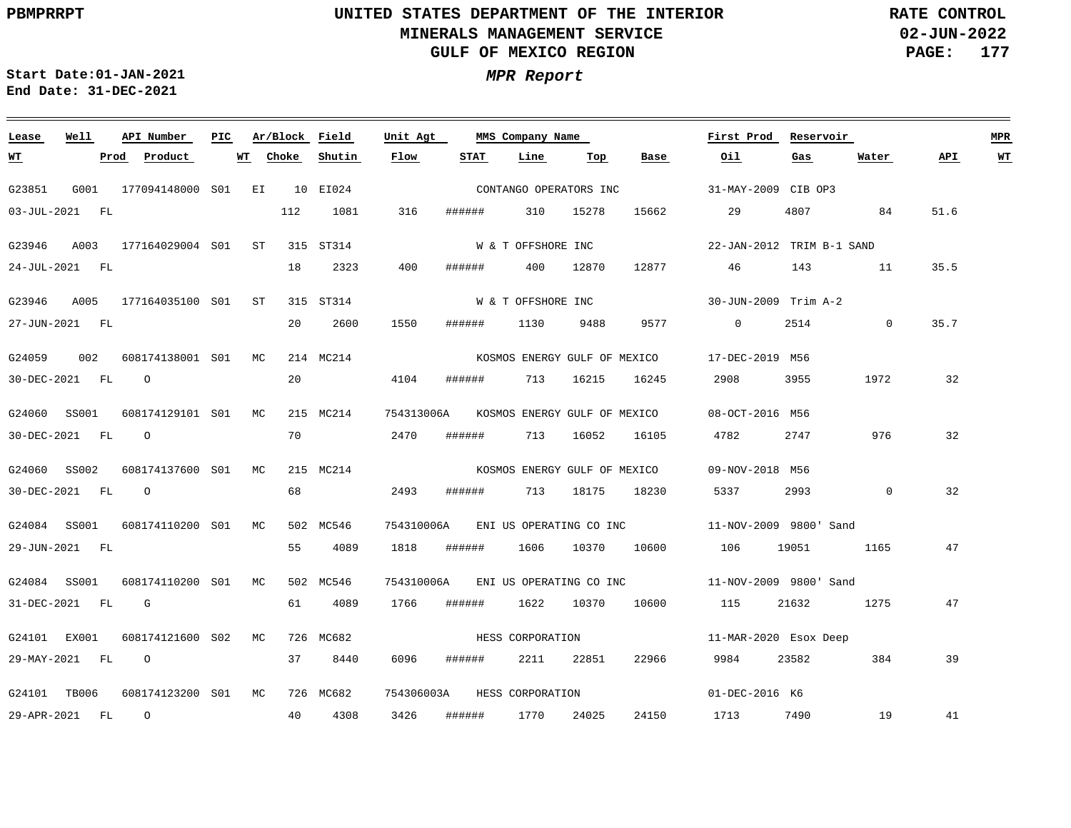# UNITED STATES DEPARTMENT OF THE INTERIOR
## MINERALS MANAGEMENT SERVICE
## GULF OF MEXICO REGION

PBMPRRPT

RATE CONTROL
02-JUN-2022

**Start Date:** 01-JAN-2021
**End Date:** 31-DEC-2021

***MPR Report***

| Lease | Well | API Number | PIC | Ar/Block | Field | Unit Agt | MMS Company Name | | | | First Prod | Reservoir | | | MPR |
|---|---|---|---|---|---|---|---|---|---|---|---|---|---|---|---|
| **WT** | **Prod** | **Product** | **WT** | **Choke** | **Shutin** | **Flow** | **STAT** | **Line** | **Top** | **Base** | **Oil** | **Gas** | **Water** | **API** | **WT** |
| G23851 | G001 | 177094148000 | S01 | EI 10 | EI024 | | CONTANGO OPERATORS INC | | | | 31-MAY-2009 | CIB OP3 | | | |
| 03-JUL-2021 | FL | | | 112 | 1081 | 316 | ###### | 310 | 15278 | 15662 | 29 | 4807 | 84 | 51.6 | |
| G23946 | A003 | 177164029004 | S01 | ST 315 | ST314 | | W & T OFFSHORE INC | | | | 22-JAN-2012 | TRIM B-1 SAND | | | |
| 24-JUL-2021 | FL | | | 18 | 2323 | 400 | ###### | 400 | 12870 | 12877 | 46 | 143 | 11 | 35.5 | |
| G23946 | A005 | 177164035100 | S01 | ST 315 | ST314 | | W & T OFFSHORE INC | | | | 30-JUN-2009 | Trim A-2 | | | |
| 27-JUN-2021 | FL | | | 20 | 2600 | 1550 | ###### | 1130 | 9488 | 9577 | 0 | 2514 | 0 | 35.7 | |
| G24059 | 002 | 608174138001 | S01 | MC 214 | MC214 | | KOSMOS ENERGY GULF OF MEXICO | | | | 17-DEC-2019 | M56 | | | |
| 30-DEC-2021 | FL | O | | 20 | | 4104 | ###### | 713 | 16215 | 16245 | 2908 | 3955 | 1972 | 32 | |
| G24060 | SS001 | 608174129101 | S01 | MC 215 | MC214 | 754313006A | KOSMOS ENERGY GULF OF MEXICO | | | | 08-OCT-2016 | M56 | | | |
| 30-DEC-2021 | FL | O | | 70 | | 2470 | ###### | 713 | 16052 | 16105 | 4782 | 2747 | 976 | 32 | |
| G24060 | SS002 | 608174137600 | S01 | MC 215 | MC214 | | KOSMOS ENERGY GULF OF MEXICO | | | | 09-NOV-2018 | M56 | | | |
| 30-DEC-2021 | FL | O | | 68 | | 2493 | ###### | 713 | 18175 | 18230 | 5337 | 2993 | 0 | 32 | |
| G24084 | SS001 | 608174110200 | S01 | MC 502 | MC546 | 754310006A | ENI US OPERATING CO INC | | | | 11-NOV-2009 | 9800' Sand | | | |
| 29-JUN-2021 | FL | | | 55 | 4089 | 1818 | ###### | 1606 | 10370 | 10600 | 106 | 19051 | 1165 | 47 | |
| G24084 | SS001 | 608174110200 | S01 | MC 502 | MC546 | 754310006A | ENI US OPERATING CO INC | | | | 11-NOV-2009 | 9800' Sand | | | |
| 31-DEC-2021 | FL | G | | 61 | 4089 | 1766 | ###### | 1622 | 10370 | 10600 | 115 | 21632 | 1275 | 47 | |
| G24101 | EX001 | 608174121600 | S02 | MC 726 | MC682 | | HESS CORPORATION | | | | 11-MAR-2020 | Esox Deep | | | |
| 29-MAY-2021 | FL | O | | 37 | 8440 | 6096 | ###### | 2211 | 22851 | 22966 | 9984 | 23582 | 384 | 39 | |
| G24101 | TB006 | 608174123200 | S01 | MC 726 | MC682 | 754306003A | HESS CORPORATION | | | | 01-DEC-2016 | K6 | | | |
| 29-APR-2021 | FL | O | | 40 | 4308 | 3426 | ###### | 1770 | 24025 | 24150 | 1713 | 7490 | 19 | 41 | |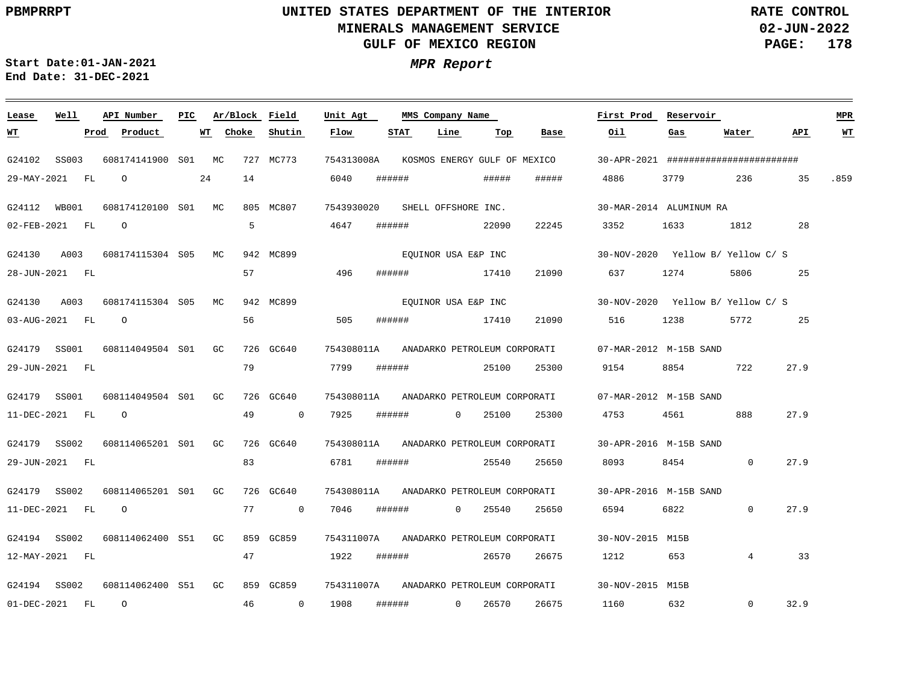**Start Date:** 01-JAN-2021
**End Date:** 31-DEC-2021

*MPR Report*

| Lease | Well | API Number | PIC | Ar/Block | | Field | Unit Agt | MMS Company Name | First Prod | Reservoir | MPR |
|---|---|---|---|---|---|---|---|---|---|---|---|
| **WT** | **Prod** | **Product** | **WT** | **Choke** | **Shutin** | **Flow** | **STAT** | **Line** | **Top** | **Base** | |

| Lease / WT | Well / Prod | API Number / Product | PIC / WT | Ar/Block / Choke | Field / Shutin | Unit Agt / Flow | STAT | MMS Company Name / Line | Top | Base | First Prod / Oil | Reservoir / Gas | Water | API | MPR WT |
|---|---|---|---|---|---|---|---|---|---|---|---|---|---|---|---|
| G24102 | SS003 | 608174141900 | S01 | MC 727 | MC773 | 754313008A | | KOSMOS ENERGY GULF OF MEXICO | | | 30-APR-2021 | ######################## | | | |
| 29-MAY-2021 | FL | O | 24 | 14 | | 6040 | ###### | | ##### | ##### | 4886 | 3779 | 236 | 35 | .859 |
| G24112 | WB001 | 608174120100 | S01 | MC 805 | MC807 | 7543930020 | | SHELL OFFSHORE INC. | | | 30-MAR-2014 | ALUMINUM RA | | | |
| 02-FEB-2021 | FL | O | | 5 | | 4647 | ###### | | 22090 | 22245 | 3352 | 1633 | 1812 | 28 | |
| G24130 | A003 | 608174115304 | S05 | MC 942 | MC899 | | | EQUINOR USA E&P INC | | | 30-NOV-2020 | Yellow B/ Yellow C/ S | | | |
| 28-JUN-2021 | FL | | | 57 | | 496 | ###### | | 17410 | 21090 | 637 | 1274 | 5806 | 25 | |
| G24130 | A003 | 608174115304 | S05 | MC 942 | MC899 | | | EQUINOR USA E&P INC | | | 30-NOV-2020 | Yellow B/ Yellow C/ S | | | |
| 03-AUG-2021 | FL | O | | 56 | | 505 | ###### | | 17410 | 21090 | 516 | 1238 | 5772 | 25 | |
| G24179 | SS001 | 608114049504 | S01 | GC 726 | GC640 | 754308011A | | ANADARKO PETROLEUM CORPORATI | | | 07-MAR-2012 | M-15B SAND | | | |
| 29-JUN-2021 | FL | | | 79 | | 7799 | ###### | | 25100 | 25300 | 9154 | 8854 | 722 | 27.9 | |
| G24179 | SS001 | 608114049504 | S01 | GC 726 | GC640 | 754308011A | | ANADARKO PETROLEUM CORPORATI | | | 07-MAR-2012 | M-15B SAND | | | |
| 11-DEC-2021 | FL | O | | 49 | 0 | 7925 | ###### | 0 | 25100 | 25300 | 4753 | 4561 | 888 | 27.9 | |
| G24179 | SS002 | 608114065201 | S01 | GC 726 | GC640 | 754308011A | | ANADARKO PETROLEUM CORPORATI | | | 30-APR-2016 | M-15B SAND | | | |
| 29-JUN-2021 | FL | | | 83 | | 6781 | ###### | | 25540 | 25650 | 8093 | 8454 | 0 | 27.9 | |
| G24179 | SS002 | 608114065201 | S01 | GC 726 | GC640 | 754308011A | | ANADARKO PETROLEUM CORPORATI | | | 30-APR-2016 | M-15B SAND | | | |
| 11-DEC-2021 | FL | O | | 77 | 0 | 7046 | ###### | 0 | 25540 | 25650 | 6594 | 6822 | 0 | 27.9 | |
| G24194 | SS002 | 608114062400 | S51 | GC 859 | GC859 | 754311007A | | ANADARKO PETROLEUM CORPORATI | | | 30-NOV-2015 | M15B | | | |
| 12-MAY-2021 | FL | | | 47 | | 1922 | ###### | | 26570 | 26675 | 1212 | 653 | 4 | 33 | |
| G24194 | SS002 | 608114062400 | S51 | GC 859 | GC859 | 754311007A | | ANADARKO PETROLEUM CORPORATI | | | 30-NOV-2015 | M15B | | | |
| 01-DEC-2021 | FL | O | | 46 | 0 | 1908 | ###### | 0 | 26570 | 26675 | 1160 | 632 | 0 | 32.9 | |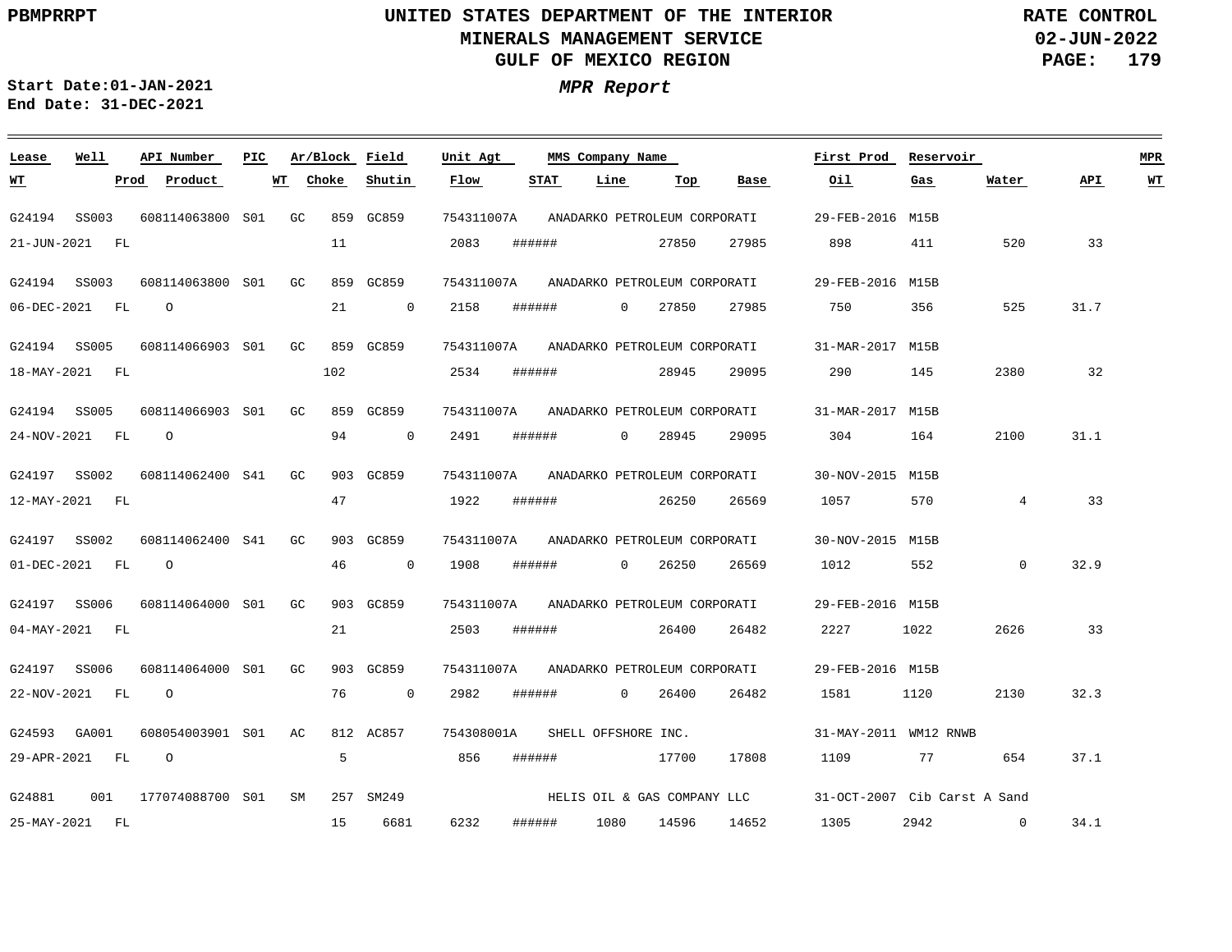PBMPRRPT

# UNITED STATES DEPARTMENT OF THE INTERIOR
## MINERALS MANAGEMENT SERVICE
## GULF OF MEXICO REGION

RATE CONTROL
02-JUN-2022

Start Date:01-JAN-2021
End Date: 31-DEC-2021

***MPR Report***

| Lease | Well | API Number | PIC | Ar/Block | Field | Unit Agt | MMS Company Name | | | | First Prod | Reservoir | | | MPR |
|---|---|---|---|---|---|---|---|---|---|---|---|---|---|---|---|
| WT | Prod | Product | WT | Choke | Shutin | Flow | STAT | Line | Top | Base | Oil | Gas | Water | API | WT |
| G24194 | SS003 | 608114063800 | S01 | GC 859 | GC859 | 754311007A | ANADARKO PETROLEUM CORPORATI | | | | 29-FEB-2016 | M15B | | | |
| 21-JUN-2021 | FL | | | 11 | | 2083 | ###### | | 27850 | 27985 | 898 | 411 | 520 | 33 | |
| G24194 | SS003 | 608114063800 | S01 | GC 859 | GC859 | 754311007A | ANADARKO PETROLEUM CORPORATI | | | | 29-FEB-2016 | M15B | | | |
| 06-DEC-2021 | FL | O | | 21 | 0 | 2158 | ###### | 0 | 27850 | 27985 | 750 | 356 | 525 | 31.7 | |
| G24194 | SS005 | 608114066903 | S01 | GC 859 | GC859 | 754311007A | ANADARKO PETROLEUM CORPORATI | | | | 31-MAR-2017 | M15B | | | |
| 18-MAY-2021 | FL | | | 102 | | 2534 | ###### | | 28945 | 29095 | 290 | 145 | 2380 | 32 | |
| G24194 | SS005 | 608114066903 | S01 | GC 859 | GC859 | 754311007A | ANADARKO PETROLEUM CORPORATI | | | | 31-MAR-2017 | M15B | | | |
| 24-NOV-2021 | FL | O | | 94 | 0 | 2491 | ###### | 0 | 28945 | 29095 | 304 | 164 | 2100 | 31.1 | |
| G24197 | SS002 | 608114062400 | S41 | GC 903 | GC859 | 754311007A | ANADARKO PETROLEUM CORPORATI | | | | 30-NOV-2015 | M15B | | | |
| 12-MAY-2021 | FL | | | 47 | | 1922 | ###### | | 26250 | 26569 | 1057 | 570 | 4 | 33 | |
| G24197 | SS002 | 608114062400 | S41 | GC 903 | GC859 | 754311007A | ANADARKO PETROLEUM CORPORATI | | | | 30-NOV-2015 | M15B | | | |
| 01-DEC-2021 | FL | O | | 46 | 0 | 1908 | ###### | 0 | 26250 | 26569 | 1012 | 552 | 0 | 32.9 | |
| G24197 | SS006 | 608114064000 | S01 | GC 903 | GC859 | 754311007A | ANADARKO PETROLEUM CORPORATI | | | | 29-FEB-2016 | M15B | | | |
| 04-MAY-2021 | FL | | | 21 | | 2503 | ###### | | 26400 | 26482 | 2227 | 1022 | 2626 | 33 | |
| G24197 | SS006 | 608114064000 | S01 | GC 903 | GC859 | 754311007A | ANADARKO PETROLEUM CORPORATI | | | | 29-FEB-2016 | M15B | | | |
| 22-NOV-2021 | FL | O | | 76 | 0 | 2982 | ###### | 0 | 26400 | 26482 | 1581 | 1120 | 2130 | 32.3 | |
| G24593 | GA001 | 608054003901 | S01 | AC 812 | AC857 | 754308001A | SHELL OFFSHORE INC. | | | | 31-MAY-2011 | WM12 RNWB | | | |
| 29-APR-2021 | FL | O | | 5 | | 856 | ###### | | 17700 | 17808 | 1109 | 77 | 654 | 37.1 | |
| G24881 | 001 | 177074088700 | S01 | SM 257 | SM249 | | HELIS OIL & GAS COMPANY LLC | | | | 31-OCT-2007 | Cib Carst A Sand | | | |
| 25-MAY-2021 | FL | | | 15 | 6681 | 6232 | ###### | 1080 | 14596 | 14652 | 1305 | 2942 | 0 | 34.1 | |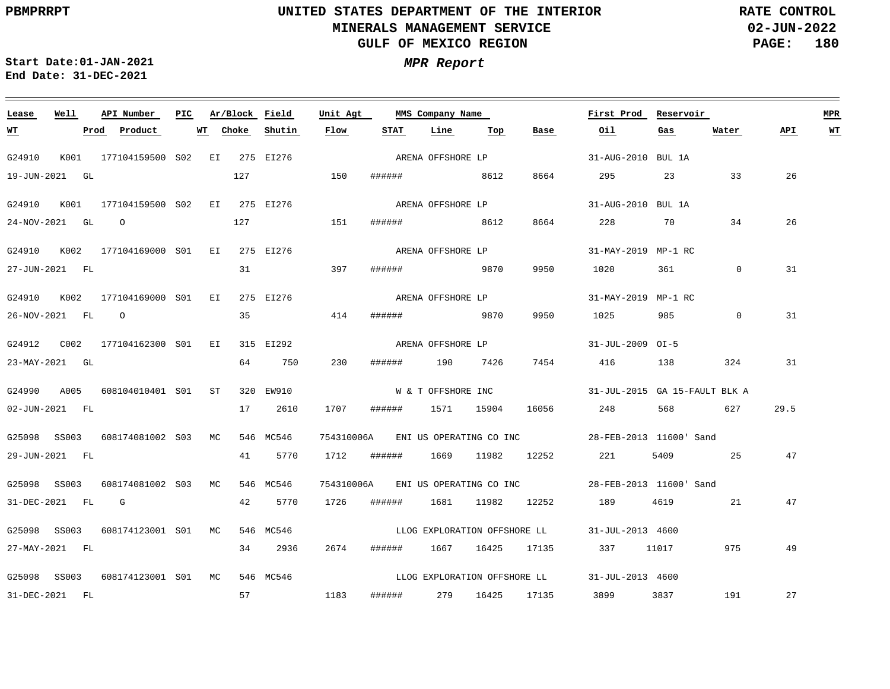# UNITED STATES DEPARTMENT OF THE INTERIOR
## MINERALS MANAGEMENT SERVICE
## GULF OF MEXICO REGION

PBMPRRPT — RATE CONTROL — 02-JUN-2022

Start Date:01-JAN-2021
End Date: 31-DEC-2021

***MPR Report***

| Lease | Well | API Number | PIC | Ar/Block | | Field | Unit Agt | MMS Company Name | | | | First Prod | Reservoir | | | MPR |
|---|---|---|---|---|---|---|---|---|---|---|---|---|---|---|---|---|
| **WT** | **Prod** | **Product** | **WT** | **Choke** | | **Shutin** | **Flow** | **STAT** | **Line** | **Top** | **Base** | **Oil** | **Gas** | **Water** | **API** | **WT** |
| G24910 | K001 | 177104159500 | S02 | EI | 275 | EI276 | | ARENA OFFSHORE LP | | | | 31-AUG-2010 | BUL 1A | | | |
| 19-JUN-2021 | GL | | | 127 | | | 150 | ###### | | 8612 | 8664 | 295 | 23 | 33 | 26 | |
| G24910 | K001 | 177104159500 | S02 | EI | 275 | EI276 | | ARENA OFFSHORE LP | | | | 31-AUG-2010 | BUL 1A | | | |
| 24-NOV-2021 | GL | O | | 127 | | | 151 | ###### | | 8612 | 8664 | 228 | 70 | 34 | 26 | |
| G24910 | K002 | 177104169000 | S01 | EI | 275 | EI276 | | ARENA OFFSHORE LP | | | | 31-MAY-2019 | MP-1 RC | | | |
| 27-JUN-2021 | FL | | | 31 | | | 397 | ###### | | 9870 | 9950 | 1020 | 361 | 0 | 31 | |
| G24910 | K002 | 177104169000 | S01 | EI | 275 | EI276 | | ARENA OFFSHORE LP | | | | 31-MAY-2019 | MP-1 RC | | | |
| 26-NOV-2021 | FL | O | | 35 | | | 414 | ###### | | 9870 | 9950 | 1025 | 985 | 0 | 31 | |
| G24912 | C002 | 177104162300 | S01 | EI | 315 | EI292 | | ARENA OFFSHORE LP | | | | 31-JUL-2009 | OI-5 | | | |
| 23-MAY-2021 | GL | | | 64 | | 750 | 230 | ###### | 190 | 7426 | 7454 | 416 | 138 | 324 | 31 | |
| G24990 | A005 | 608104010401 | S01 | ST | 320 | EW910 | | W & T OFFSHORE INC | | | | 31-JUL-2015 | GA 15-FAULT BLK A | | | |
| 02-JUN-2021 | FL | | | 17 | | 2610 | 1707 | ###### | 1571 | 15904 | 16056 | 248 | 568 | 627 | 29.5 | |
| G25098 | SS003 | 608174081002 | S03 | MC | 546 | MC546 | 754310006A | ENI US OPERATING CO INC | | | | 28-FEB-2013 | 11600' Sand | | | |
| 29-JUN-2021 | FL | | | 41 | | 5770 | 1712 | ###### | 1669 | 11982 | 12252 | 221 | 5409 | 25 | 47 | |
| G25098 | SS003 | 608174081002 | S03 | MC | 546 | MC546 | 754310006A | ENI US OPERATING CO INC | | | | 28-FEB-2013 | 11600' Sand | | | |
| 31-DEC-2021 | FL | G | | 42 | | 5770 | 1726 | ###### | 1681 | 11982 | 12252 | 189 | 4619 | 21 | 47 | |
| G25098 | SS003 | 608174123001 | S01 | MC | 546 | MC546 | | LLOG EXPLORATION OFFSHORE LL | | | | 31-JUL-2013 | 4600 | | | |
| 27-MAY-2021 | FL | | | 34 | | 2936 | 2674 | ###### | 1667 | 16425 | 17135 | 337 | 11017 | 975 | 49 | |
| G25098 | SS003 | 608174123001 | S01 | MC | 546 | MC546 | | LLOG EXPLORATION OFFSHORE LL | | | | 31-JUL-2013 | 4600 | | | |
| 31-DEC-2021 | FL | | | 57 | | | 1183 | ###### | 279 | 16425 | 17135 | 3899 | 3837 | 191 | 27 | |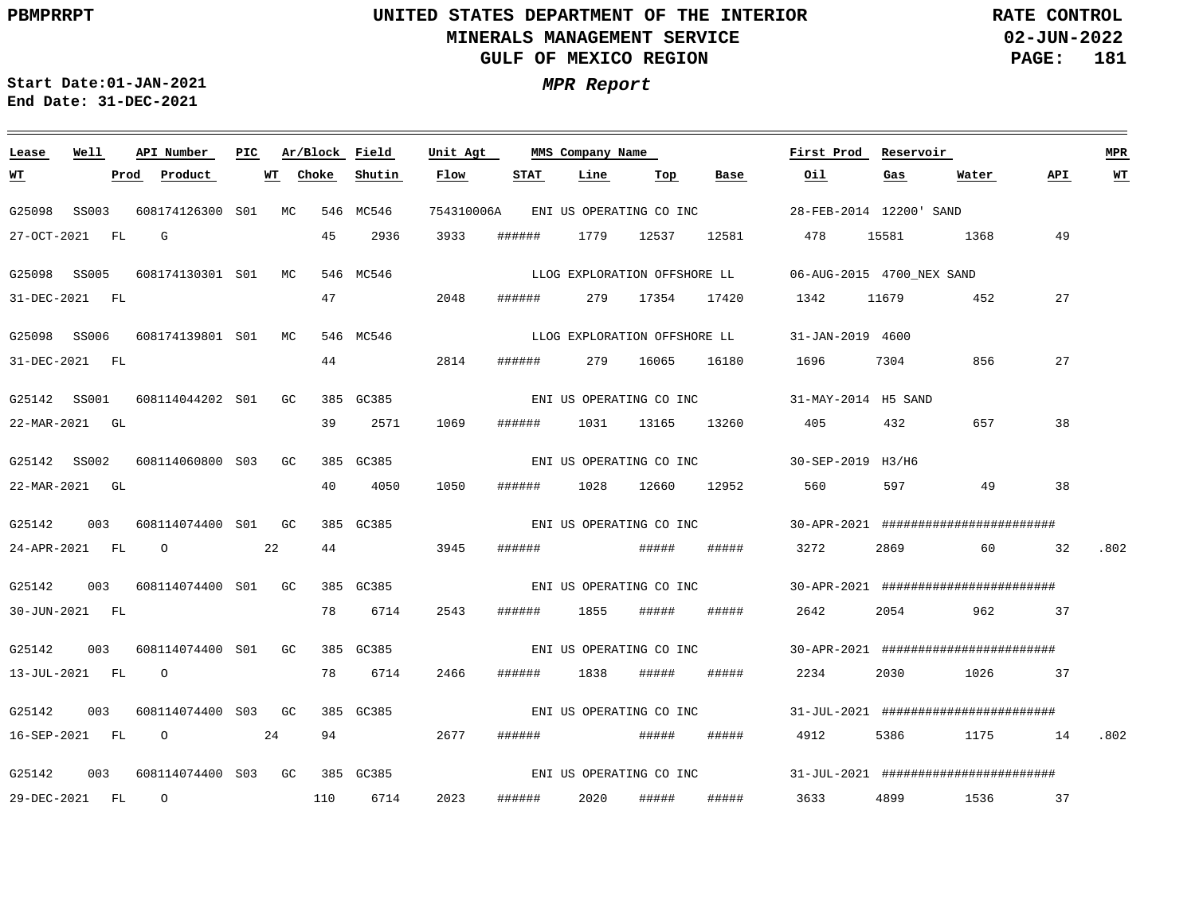**Start Date:** 01-JAN-2021
**End Date:** 31-DEC-2021

## *MPR Report*

| Lease | Well | API Number | PIC | Ar/Block | Field | Unit Agt | MMS Company Name | First Prod | Reservoir | WT | Prod | Product | WT | Choke | Shutin | Flow | STAT | Line | Top | Base | Oil | Gas | Water | API | MPR WT |
|---|---|---|---|---|---|---|---|---|---|---|---|---|---|---|---|---|---|---|---|---|---|---|---|---|---|
| G25098 | SS003 | 608174126300 | S01 | MC 546 | MC546 | 754310006A | ENI US OPERATING CO INC | 28-FEB-2014 | 12200' SAND | 27-OCT-2021 | FL | G | | 45 | 2936 | 3933 | ###### | 1779 | 12537 | 12581 | 478 | 15581 | 1368 | 49 | |
| G25098 | SS005 | 608174130301 | S01 | MC 546 | MC546 | | LLOG EXPLORATION OFFSHORE LL | 06-AUG-2015 | 4700_NEX SAND | 31-DEC-2021 | FL | | | 47 | | 2048 | ###### | 279 | 17354 | 17420 | 1342 | 11679 | 452 | 27 | |
| G25098 | SS006 | 608174139801 | S01 | MC 546 | MC546 | | LLOG EXPLORATION OFFSHORE LL | 31-JAN-2019 | 4600 | 31-DEC-2021 | FL | | | 44 | | 2814 | ###### | 279 | 16065 | 16180 | 1696 | 7304 | 856 | 27 | |
| G25142 | SS001 | 608114044202 | S01 | GC 385 | GC385 | | ENI US OPERATING CO INC | 31-MAY-2014 | H5 SAND | 22-MAR-2021 | GL | | | 39 | 2571 | 1069 | ###### | 1031 | 13165 | 13260 | 405 | 432 | 657 | 38 | |
| G25142 | SS002 | 608114060800 | S03 | GC 385 | GC385 | | ENI US OPERATING CO INC | 30-SEP-2019 | H3/H6 | 22-MAR-2021 | GL | | | 40 | 4050 | 1050 | ###### | 1028 | 12660 | 12952 | 560 | 597 | 49 | 38 | |
| G25142 | 003 | 608114074400 | S01 | GC 385 | GC385 | | ENI US OPERATING CO INC | 30-APR-2021 | ######################## | 24-APR-2021 | FL | O | 22 | 44 | | 3945 | ###### | | ##### | ##### | 3272 | 2869 | 60 | 32 | .802 |
| G25142 | 003 | 608114074400 | S01 | GC 385 | GC385 | | ENI US OPERATING CO INC | 30-APR-2021 | ######################## | 30-JUN-2021 | FL | | | 78 | 6714 | 2543 | ###### | 1855 | ##### | ##### | 2642 | 2054 | 962 | 37 | |
| G25142 | 003 | 608114074400 | S01 | GC 385 | GC385 | | ENI US OPERATING CO INC | 30-APR-2021 | ######################## | 13-JUL-2021 | FL | O | | 78 | 6714 | 2466 | ###### | 1838 | ##### | ##### | 2234 | 2030 | 1026 | 37 | |
| G25142 | 003 | 608114074400 | S03 | GC 385 | GC385 | | ENI US OPERATING CO INC | 31-JUL-2021 | ######################## | 16-SEP-2021 | FL | O | 24 | 94 | | 2677 | ###### | | ##### | ##### | 4912 | 5386 | 1175 | 14 | .802 |
| G25142 | 003 | 608114074400 | S03 | GC 385 | GC385 | | ENI US OPERATING CO INC | 31-JUL-2021 | ######################## | 29-DEC-2021 | FL | O | | 110 | 6714 | 2023 | ###### | 2020 | ##### | ##### | 3633 | 4899 | 1536 | 37 | |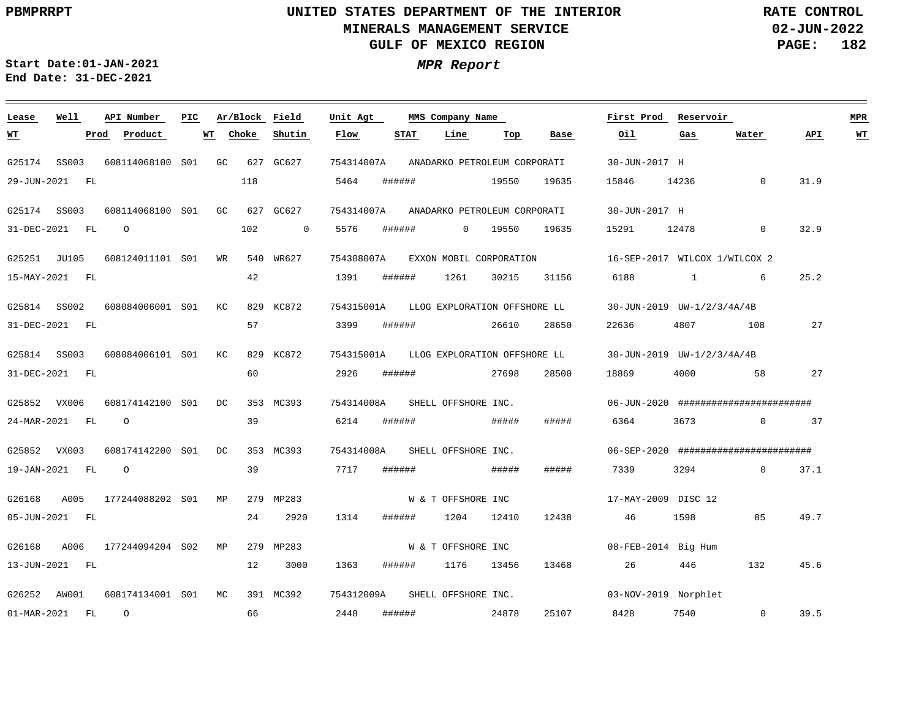**PBMPRRPT**

# UNITED STATES DEPARTMENT OF THE INTERIOR
## MINERALS MANAGEMENT SERVICE
## GULF OF MEXICO REGION

**RATE CONTROL**
**02-JUN-2022**

**Start Date:01-JAN-2021**
**End Date: 31-DEC-2021**

***MPR Report***

| Lease | Well | API Number | PIC | Ar/Block | | Field | Unit Agt | MMS Company Name | | | | First Prod | Reservoir | | | MPR |
|---|---|---|---|---|---|---|---|---|---|---|---|---|---|---|---|---|
| **WT** | **Prod** | **Product** | | **WT** | **Choke** | **Shutin** | **Flow** | **STAT** | **Line** | **Top** | **Base** | **Oil** | **Gas** | **Water** | **API** | **WT** |
| G25174 | SS003 | 608114068100 | S01 | GC | 627 | GC627 | 754314007A | ANADARKO PETROLEUM CORPORATI | | | | 30-JUN-2017 | H | | | |
| 29-JUN-2021 | FL | | | | 118 | | 5464 | ###### | | 19550 | 19635 | 15846 | 14236 | 0 | 31.9 | |
| G25174 | SS003 | 608114068100 | S01 | GC | 627 | GC627 | 754314007A | ANADARKO PETROLEUM CORPORATI | | | | 30-JUN-2017 | H | | | |
| 31-DEC-2021 | FL | O | | | 102 | 0 | 5576 | ###### | 0 | 19550 | 19635 | 15291 | 12478 | 0 | 32.9 | |
| G25251 | JU105 | 608124011101 | S01 | WR | 540 | WR627 | 754308007A | EXXON MOBIL CORPORATION | | | | 16-SEP-2017 | WILCOX 1/WILCOX 2 | | | |
| 15-MAY-2021 | FL | | | | 42 | | 1391 | ###### | 1261 | 30215 | 31156 | 6188 | 1 | 6 | 25.2 | |
| G25814 | SS002 | 608084006001 | S01 | KC | 829 | KC872 | 754315001A | LLOG EXPLORATION OFFSHORE LL | | | | 30-JUN-2019 | UW-1/2/3/4A/4B | | | |
| 31-DEC-2021 | FL | | | | 57 | | 3399 | ###### | | 26610 | 28650 | 22636 | 4807 | 108 | 27 | |
| G25814 | SS003 | 608084006101 | S01 | KC | 829 | KC872 | 754315001A | LLOG EXPLORATION OFFSHORE LL | | | | 30-JUN-2019 | UW-1/2/3/4A/4B | | | |
| 31-DEC-2021 | FL | | | | 60 | | 2926 | ###### | | 27698 | 28500 | 18869 | 4000 | 58 | 27 | |
| G25852 | VX006 | 608174142100 | S01 | DC | 353 | MC393 | 754314008A | SHELL OFFSHORE INC. | | | | 06-JUN-2020 | ######################## | | | |
| 24-MAR-2021 | FL | O | | | 39 | | 6214 | ###### | | ##### | ##### | 6364 | 3673 | 0 | 37 | |
| G25852 | VX003 | 608174142200 | S01 | DC | 353 | MC393 | 754314008A | SHELL OFFSHORE INC. | | | | 06-SEP-2020 | ######################## | | | |
| 19-JAN-2021 | FL | O | | | 39 | | 7717 | ###### | | ##### | ##### | 7339 | 3294 | 0 | 37.1 | |
| G26168 | A005 | 177244088202 | S01 | MP | 279 | MP283 | | W & T OFFSHORE INC | | | | 17-MAY-2009 | DISC 12 | | | |
| 05-JUN-2021 | FL | | | | 24 | 2920 | 1314 | ###### | 1204 | 12410 | 12438 | 46 | 1598 | 85 | 49.7 | |
| G26168 | A006 | 177244094204 | S02 | MP | 279 | MP283 | | W & T OFFSHORE INC | | | | 08-FEB-2014 | Big Hum | | | |
| 13-JUN-2021 | FL | | | | 12 | 3000 | 1363 | ###### | 1176 | 13456 | 13468 | 26 | 446 | 132 | 45.6 | |
| G26252 | AW001 | 608174134001 | S01 | MC | 391 | MC392 | 754312009A | SHELL OFFSHORE INC. | | | | 03-NOV-2019 | Norphlet | | | |
| 01-MAR-2021 | FL | O | | | 66 | | 2448 | ###### | | 24878 | 25107 | 8428 | 7540 | 0 | 39.5 | |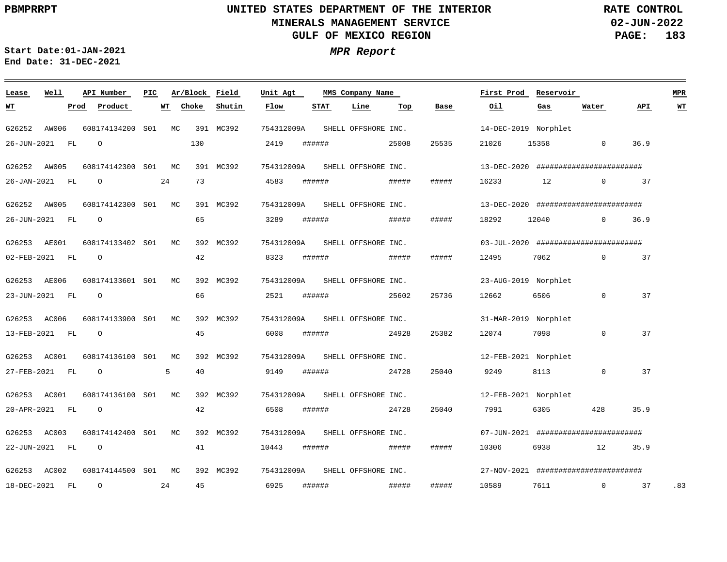UNITED STATES DEPARTMENT OF THE INTERIOR
MINERALS MANAGEMENT SERVICE
GULF OF MEXICO REGION

PBMPRRPT

RATE CONTROL
02-JUN-2022

Start Date:01-JAN-2021
End Date: 31-DEC-2021

*MPR Report*

| Lease | Well | | API Number | PIC | | Ar/Block | Field | Unit Agt | MMS Company Name | | | | First Prod | Reservoir | | | MPR |
|---|---|---|---|---|---|---|---|---|---|---|---|---|---|---|---|---|---|
| WT | | Prod | Product | | WT | Choke | Shutin | Flow | STAT | Line | Top | Base | Oil | Gas | Water | API | WT |
| G26252 | AW006 | | 608174134200 | S01 | | MC 391 | MC392 | 754312009A | SHELL OFFSHORE INC. | | | | 14-DEC-2019 | Norphlet | | | |
| 26-JUN-2021 | | FL | O | | | 130 | | 2419 | ###### | | 25008 | 25535 | 21026 | 15358 | 0 | 36.9 | |
| G26252 | AW005 | | 608174142300 | S01 | | MC 391 | MC392 | 754312009A | SHELL OFFSHORE INC. | | | | 13-DEC-2020 | ######################## | | | |
| 26-JAN-2021 | | FL | O | | 24 | 73 | | 4583 | ###### | | ##### | ##### | 16233 | 12 | 0 | 37 | |
| G26252 | AW005 | | 608174142300 | S01 | | MC 391 | MC392 | 754312009A | SHELL OFFSHORE INC. | | | | 13-DEC-2020 | ######################## | | | |
| 26-JUN-2021 | | FL | O | | | 65 | | 3289 | ###### | | ##### | ##### | 18292 | 12040 | 0 | 36.9 | |
| G26253 | AE001 | | 608174133402 | S01 | | MC 392 | MC392 | 754312009A | SHELL OFFSHORE INC. | | | | 03-JUL-2020 | ######################## | | | |
| 02-FEB-2021 | | FL | O | | | 42 | | 8323 | ###### | | ##### | ##### | 12495 | 7062 | 0 | 37 | |
| G26253 | AE006 | | 608174133601 | S01 | | MC 392 | MC392 | 754312009A | SHELL OFFSHORE INC. | | | | 23-AUG-2019 | Norphlet | | | |
| 23-JUN-2021 | | FL | O | | | 66 | | 2521 | ###### | | 25602 | 25736 | 12662 | 6506 | 0 | 37 | |
| G26253 | AC006 | | 608174133900 | S01 | | MC 392 | MC392 | 754312009A | SHELL OFFSHORE INC. | | | | 31-MAR-2019 | Norphlet | | | |
| 13-FEB-2021 | | FL | O | | | 45 | | 6008 | ###### | | 24928 | 25382 | 12074 | 7098 | 0 | 37 | |
| G26253 | AC001 | | 608174136100 | S01 | | MC 392 | MC392 | 754312009A | SHELL OFFSHORE INC. | | | | 12-FEB-2021 | Norphlet | | | |
| 27-FEB-2021 | | FL | O | | 5 | 40 | | 9149 | ###### | | 24728 | 25040 | 9249 | 8113 | 0 | 37 | |
| G26253 | AC001 | | 608174136100 | S01 | | MC 392 | MC392 | 754312009A | SHELL OFFSHORE INC. | | | | 12-FEB-2021 | Norphlet | | | |
| 20-APR-2021 | | FL | O | | | 42 | | 6508 | ###### | | 24728 | 25040 | 7991 | 6305 | 428 | 35.9 | |
| G26253 | AC003 | | 608174142400 | S01 | | MC 392 | MC392 | 754312009A | SHELL OFFSHORE INC. | | | | 07-JUN-2021 | ######################## | | | |
| 22-JUN-2021 | | FL | O | | | 41 | | 10443 | ###### | | ##### | ##### | 10306 | 6938 | 12 | 35.9 | |
| G26253 | AC002 | | 608174144500 | S01 | | MC 392 | MC392 | 754312009A | SHELL OFFSHORE INC. | | | | 27-NOV-2021 | ######################## | | | |
| 18-DEC-2021 | | FL | O | | 24 | 45 | | 6925 | ###### | | ##### | ##### | 10589 | 7611 | 0 | 37 | .83 |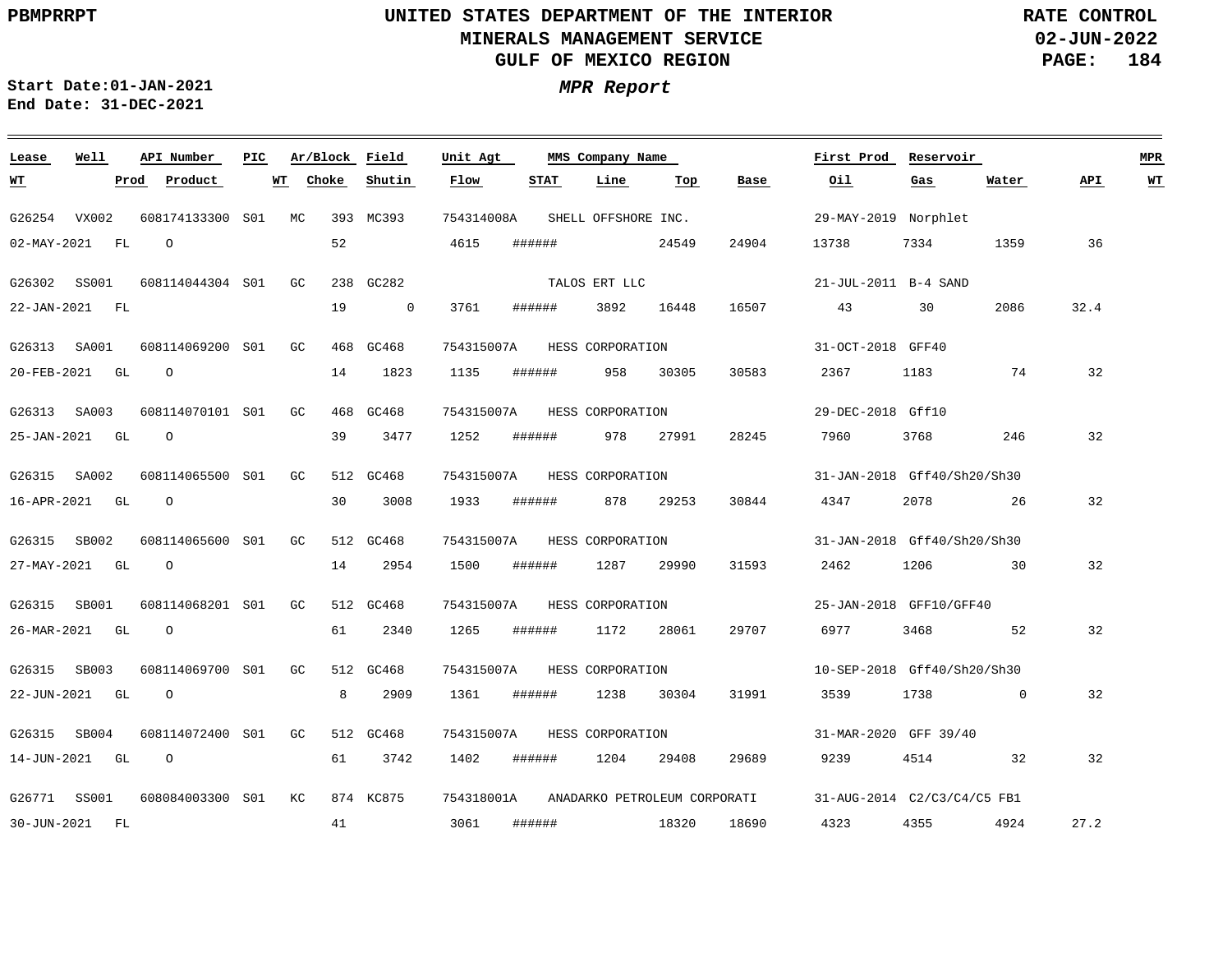**UNITED STATES DEPARTMENT OF THE INTERIOR**
**MINERALS MANAGEMENT SERVICE**
**GULF OF MEXICO REGION**

**RATE CONTROL**
**02-JUN-2022**

**PBMPRRPT**

**Start Date:01-JAN-2021**
**End Date: 31-DEC-2021**

***MPR Report***

| Lease | Well | API Number | PIC | Ar/Block | | Field | Unit Agt | MMS Company Name | | | | First Prod | Reservoir | | | MPR |
|---|---|---|---|---|---|---|---|---|---|---|---|---|---|---|---|---|
| **WT** | **Prod** | **Product** | **WT** | **Choke** | | **Shutin** | **Flow** | **STAT** | **Line** | **Top** | **Base** | **Oil** | **Gas** | **Water** | **API** | **WT** |
| G26254 | VX002 | 608174133300 | S01 | MC | 393 | MC393 | 754314008A | SHELL OFFSHORE INC. | | | | 29-MAY-2019 | Norphlet | | | |
| 02-MAY-2021 | FL | O | | 52 | | | 4615 | ###### | | 24549 | 24904 | 13738 | 7334 | 1359 | 36 | |
| G26302 | SS001 | 608114044304 | S01 | GC | 238 | GC282 | | TALOS ERT LLC | | | | 21-JUL-2011 | B-4 SAND | | | |
| 22-JAN-2021 | FL | | | 19 | | 0 | 3761 | ###### | 3892 | 16448 | 16507 | 43 | 30 | 2086 | 32.4 | |
| G26313 | SA001 | 608114069200 | S01 | GC | 468 | GC468 | 754315007A | HESS CORPORATION | | | | 31-OCT-2018 | GFF40 | | | |
| 20-FEB-2021 | GL | O | | 14 | | 1823 | 1135 | ###### | 958 | 30305 | 30583 | 2367 | 1183 | 74 | 32 | |
| G26313 | SA003 | 608114070101 | S01 | GC | 468 | GC468 | 754315007A | HESS CORPORATION | | | | 29-DEC-2018 | Gff10 | | | |
| 25-JAN-2021 | GL | O | | 39 | | 3477 | 1252 | ###### | 978 | 27991 | 28245 | 7960 | 3768 | 246 | 32 | |
| G26315 | SA002 | 608114065500 | S01 | GC | 512 | GC468 | 754315007A | HESS CORPORATION | | | | 31-JAN-2018 | Gff40/Sh20/Sh30 | | | |
| 16-APR-2021 | GL | O | | 30 | | 3008 | 1933 | ###### | 878 | 29253 | 30844 | 4347 | 2078 | 26 | 32 | |
| G26315 | SB002 | 608114065600 | S01 | GC | 512 | GC468 | 754315007A | HESS CORPORATION | | | | 31-JAN-2018 | Gff40/Sh20/Sh30 | | | |
| 27-MAY-2021 | GL | O | | 14 | | 2954 | 1500 | ###### | 1287 | 29990 | 31593 | 2462 | 1206 | 30 | 32 | |
| G26315 | SB001 | 608114068201 | S01 | GC | 512 | GC468 | 754315007A | HESS CORPORATION | | | | 25-JAN-2018 | GFF10/GFF40 | | | |
| 26-MAR-2021 | GL | O | | 61 | | 2340 | 1265 | ###### | 1172 | 28061 | 29707 | 6977 | 3468 | 52 | 32 | |
| G26315 | SB003 | 608114069700 | S01 | GC | 512 | GC468 | 754315007A | HESS CORPORATION | | | | 10-SEP-2018 | Gff40/Sh20/Sh30 | | | |
| 22-JUN-2021 | GL | O | | 8 | | 2909 | 1361 | ###### | 1238 | 30304 | 31991 | 3539 | 1738 | 0 | 32 | |
| G26315 | SB004 | 608114072400 | S01 | GC | 512 | GC468 | 754315007A | HESS CORPORATION | | | | 31-MAR-2020 | GFF 39/40 | | | |
| 14-JUN-2021 | GL | O | | 61 | | 3742 | 1402 | ###### | 1204 | 29408 | 29689 | 9239 | 4514 | 32 | 32 | |
| G26771 | SS001 | 608084003300 | S01 | KC | 874 | KC875 | 754318001A | ANADARKO PETROLEUM CORPORATI | | | | 31-AUG-2014 | C2/C3/C4/C5 FB1 | | | |
| 30-JUN-2021 | FL | | | 41 | | | 3061 | ###### | | 18320 | 18690 | 4323 | 4355 | 4924 | 27.2 | |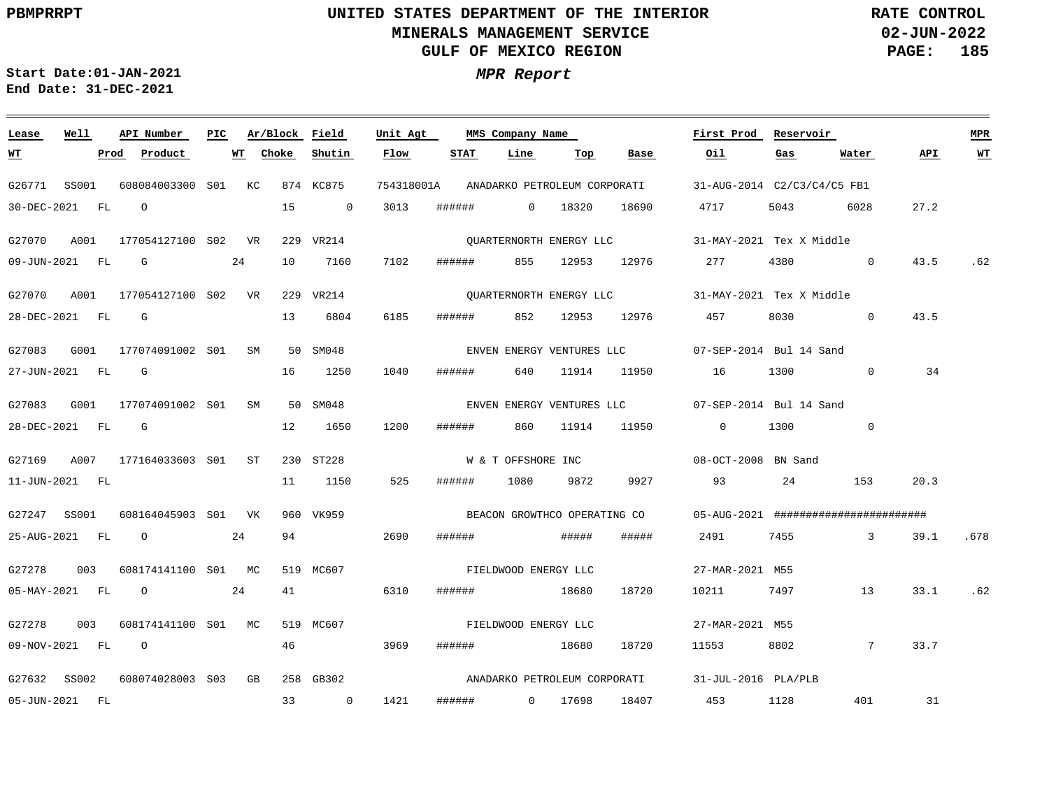UNITED STATES DEPARTMENT OF THE INTERIOR
MINERALS MANAGEMENT SERVICE
GULF OF MEXICO REGION

PBMPRRPT

RATE CONTROL
02-JUN-2022

Start Date:01-JAN-2021
End Date: 31-DEC-2021

*MPR Report*

| Lease | Well | API Number | PIC | Ar/Block | | Field | Unit Agt | MMS Company Name | | | First Prod | Reservoir | | | MPR |
|---|---|---|---|---|---|---|---|---|---|---|---|---|---|---|---|
| WT | Prod | Product | WT | Choke | | Shutin | Flow | STAT | Line | Top | Base | Oil | Gas | Water | API | WT |

| Lease / WT | Well / Prod | API Number / Product | PIC / WT | Ar/Block / Choke | Field / Shutin | Unit Agt / Flow | STAT | Line | Top | Base | First Prod / Oil | Reservoir / Gas | Water | API | MPR WT |
|---|---|---|---|---|---|---|---|---|---|---|---|---|---|---|---|
| G26771 | SS001 | 608084003300 | S01 | KC 874 | KC875 | 754318001A | ANADARKO PETROLEUM CORPORATI | | | | 31-AUG-2014 | C2/C3/C4/C5 FB1 | | | |
| 30-DEC-2021 | FL | O | | 15 | 0 | 3013 | ###### | 0 | 18320 | 18690 | 4717 | 5043 | 6028 | 27.2 | |
| G27070 | A001 | 177054127100 | S02 | VR 229 | VR214 | | QUARTERNORTH ENERGY LLC | | | | 31-MAY-2021 | Tex X Middle | | | |
| 09-JUN-2021 | FL | G | 24 | 10 | 7160 | 7102 | ###### | 855 | 12953 | 12976 | 277 | 4380 | 0 | 43.5 | .62 |
| G27070 | A001 | 177054127100 | S02 | VR 229 | VR214 | | QUARTERNORTH ENERGY LLC | | | | 31-MAY-2021 | Tex X Middle | | | |
| 28-DEC-2021 | FL | G | | 13 | 6804 | 6185 | ###### | 852 | 12953 | 12976 | 457 | 8030 | 0 | 43.5 | |
| G27083 | G001 | 177074091002 | S01 | SM 50 | SM048 | | ENVEN ENERGY VENTURES LLC | | | | 07-SEP-2014 | Bul 14 Sand | | | |
| 27-JUN-2021 | FL | G | | 16 | 1250 | 1040 | ###### | 640 | 11914 | 11950 | 16 | 1300 | 0 | 34 | |
| G27083 | G001 | 177074091002 | S01 | SM 50 | SM048 | | ENVEN ENERGY VENTURES LLC | | | | 07-SEP-2014 | Bul 14 Sand | | | |
| 28-DEC-2021 | FL | G | | 12 | 1650 | 1200 | ###### | 860 | 11914 | 11950 | 0 | 1300 | 0 | | |
| G27169 | A007 | 177164033603 | S01 | ST 230 | ST228 | | W & T OFFSHORE INC | | | | 08-OCT-2008 | BN Sand | | | |
| 11-JUN-2021 | FL | | | 11 | 1150 | 525 | ###### | 1080 | 9872 | 9927 | 93 | 24 | 153 | 20.3 | |
| G27247 | SS001 | 608164045903 | S01 | VK 960 | VK959 | | BEACON GROWTHCO OPERATING CO | | | | 05-AUG-2021 | ####################### | | | |
| 25-AUG-2021 | FL | O | 24 | 94 | | 2690 | ###### | | ##### | ##### | 2491 | 7455 | 3 | 39.1 | .678 |
| G27278 | 003 | 608174141100 | S01 | MC 519 | MC607 | | FIELDWOOD ENERGY LLC | | | | 27-MAR-2021 | M55 | | | |
| 05-MAY-2021 | FL | O | 24 | 41 | | 6310 | ###### | | 18680 | 18720 | 10211 | 7497 | 13 | 33.1 | .62 |
| G27278 | 003 | 608174141100 | S01 | MC 519 | MC607 | | FIELDWOOD ENERGY LLC | | | | 27-MAR-2021 | M55 | | | |
| 09-NOV-2021 | FL | O | | 46 | | 3969 | ###### | | 18680 | 18720 | 11553 | 8802 | 7 | 33.7 | |
| G27632 | SS002 | 608074028003 | S03 | GB 258 | GB302 | | ANADARKO PETROLEUM CORPORATI | | | | 31-JUL-2016 | PLA/PLB | | | |
| 05-JUN-2021 | FL | | | 33 | 0 | 1421 | ###### | 0 | 17698 | 18407 | 453 | 1128 | 401 | 31 | |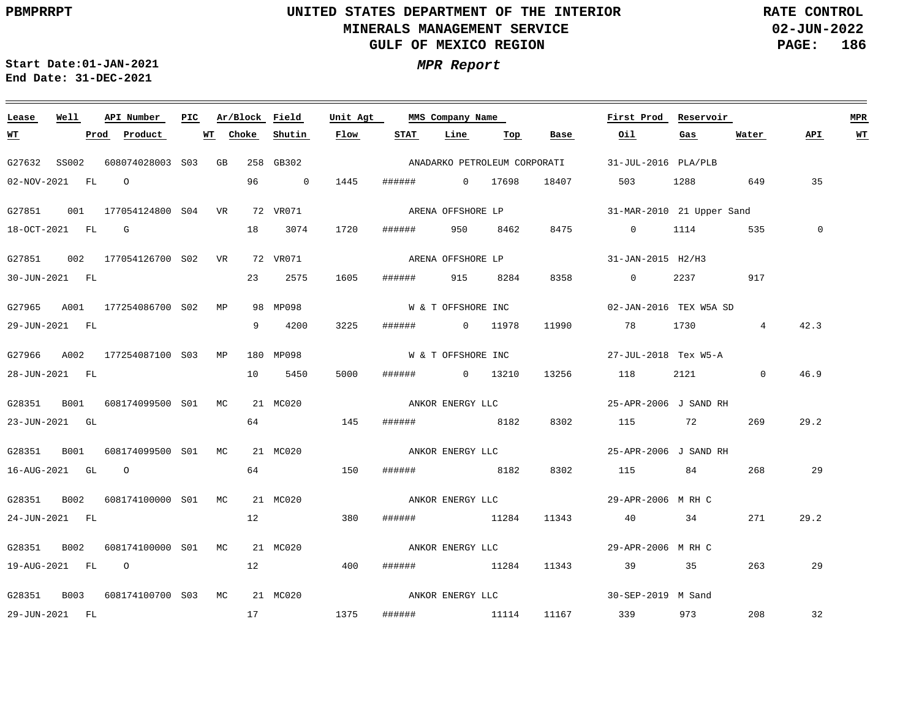**PBMPRRPT**

# UNITED STATES DEPARTMENT OF THE INTERIOR
## MINERALS MANAGEMENT SERVICE
## GULF OF MEXICO REGION

**RATE CONTROL**
**02-JUN-2022**

**Start Date:01-JAN-2021**
**End Date: 31-DEC-2021**

***MPR Report***

| Lease | Well | API Number | PIC | Ar/Block | Field | Unit Agt | MMS Company Name | | | | First Prod | Reservoir | | | MPR |
|---|---|---|---|---|---|---|---|---|---|---|---|---|---|---|---|
| WT | Prod | Product | WT | Choke | Shutin | Flow | STAT | Line | Top | Base | Oil | Gas | Water | API | WT |
| G27632 | SS002 | 608074028003 | S03 | GB 258 | GB302 | | ANADARKO PETROLEUM CORPORATI | | | | 31-JUL-2016 | PLA/PLB | | | |
| 02-NOV-2021 | FL | O | | 96 | 0 | 1445 | ###### | 0 | 17698 | 18407 | 503 | 1288 | 649 | 35 | |
| G27851 | 001 | 177054124800 | S04 | VR 72 | VR071 | | ARENA OFFSHORE LP | | | | 31-MAR-2010 | 21 Upper Sand | | | |
| 18-OCT-2021 | FL | G | | 18 | 3074 | 1720 | ###### | 950 | 8462 | 8475 | 0 | 1114 | 535 | 0 | |
| G27851 | 002 | 177054126700 | S02 | VR 72 | VR071 | | ARENA OFFSHORE LP | | | | 31-JAN-2015 | H2/H3 | | | |
| 30-JUN-2021 | FL | | | 23 | 2575 | 1605 | ###### | 915 | 8284 | 8358 | 0 | 2237 | 917 | | |
| G27965 | A001 | 177254086700 | S02 | MP 98 | MP098 | | W & T OFFSHORE INC | | | | 02-JAN-2016 | TEX W5A SD | | | |
| 29-JUN-2021 | FL | | | 9 | 4200 | 3225 | ###### | 0 | 11978 | 11990 | 78 | 1730 | 4 | 42.3 | |
| G27966 | A002 | 177254087100 | S03 | MP 180 | MP098 | | W & T OFFSHORE INC | | | | 27-JUL-2018 | Tex W5-A | | | |
| 28-JUN-2021 | FL | | | 10 | 5450 | 5000 | ###### | 0 | 13210 | 13256 | 118 | 2121 | 0 | 46.9 | |
| G28351 | B001 | 608174099500 | S01 | MC 21 | MC020 | | ANKOR ENERGY LLC | | | | 25-APR-2006 | J SAND RH | | | |
| 23-JUN-2021 | GL | | | 64 | | 145 | ###### | | 8182 | 8302 | 115 | 72 | 269 | 29.2 | |
| G28351 | B001 | 608174099500 | S01 | MC 21 | MC020 | | ANKOR ENERGY LLC | | | | 25-APR-2006 | J SAND RH | | | |
| 16-AUG-2021 | GL | O | | 64 | | 150 | ###### | | 8182 | 8302 | 115 | 84 | 268 | 29 | |
| G28351 | B002 | 608174100000 | S01 | MC 21 | MC020 | | ANKOR ENERGY LLC | | | | 29-APR-2006 | M RH C | | | |
| 24-JUN-2021 | FL | | | 12 | | 380 | ###### | | 11284 | 11343 | 40 | 34 | 271 | 29.2 | |
| G28351 | B002 | 608174100000 | S01 | MC 21 | MC020 | | ANKOR ENERGY LLC | | | | 29-APR-2006 | M RH C | | | |
| 19-AUG-2021 | FL | O | | 12 | | 400 | ###### | | 11284 | 11343 | 39 | 35 | 263 | 29 | |
| G28351 | B003 | 608174100700 | S03 | MC 21 | MC020 | | ANKOR ENERGY LLC | | | | 30-SEP-2019 | M Sand | | | |
| 29-JUN-2021 | FL | | | 17 | | 1375 | ###### | | 11114 | 11167 | 339 | 973 | 208 | 32 | |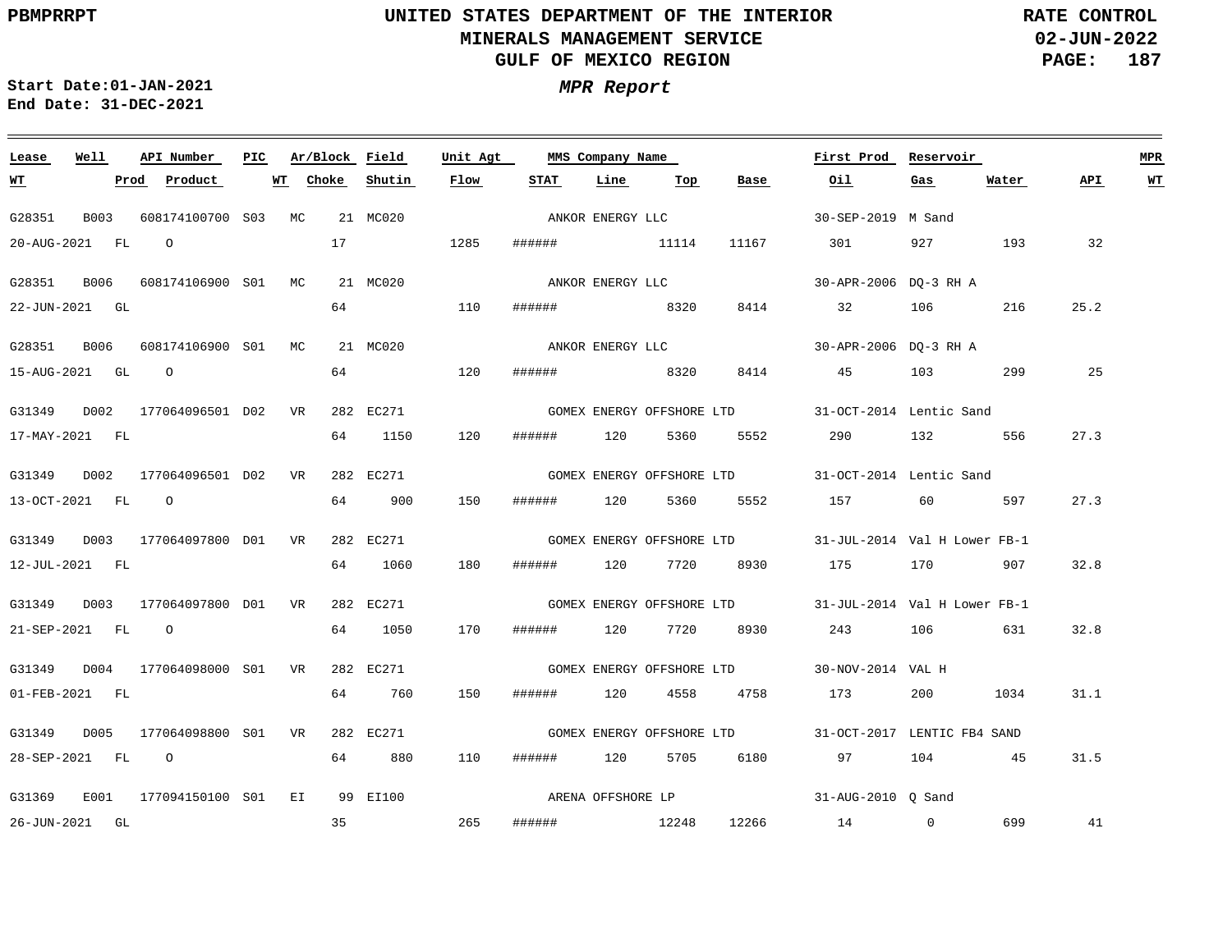**PBMPRRPT**

# UNITED STATES DEPARTMENT OF THE INTERIOR
## MINERALS MANAGEMENT SERVICE
## GULF OF MEXICO REGION

**RATE CONTROL**
**02-JUN-2022**

**Start Date:01-JAN-2021**
**End Date: 31-DEC-2021**

***MPR Report***

| Lease | Well | API Number | PIC | Ar/Block | | Field | Unit Agt | MMS Company Name | | | | First Prod | Reservoir | | | MPR |
|---|---|---|---|---|---|---|---|---|---|---|---|---|---|---|---|---|
| **WT** | **Prod** | **Product** | **WT** | **Choke** | | **Shutin** | **Flow** | **STAT** | **Line** | **Top** | **Base** | **Oil** | **Gas** | **Water** | **API** | **WT** |
| G28351 | B003 | 608174100700 | S03 | MC | 21 | MC020 | | ANKOR ENERGY LLC | | | | 30-SEP-2019 | M Sand | | | |
| 20-AUG-2021 | FL | O | | 17 | | | 1285 | ###### | | 11114 | 11167 | 301 | 927 | 193 | 32 | |
| G28351 | B006 | 608174106900 | S01 | MC | 21 | MC020 | | ANKOR ENERGY LLC | | | | 30-APR-2006 | DQ-3 RH A | | | |
| 22-JUN-2021 | GL | | | 64 | | | 110 | ###### | | 8320 | 8414 | 32 | 106 | 216 | 25.2 | |
| G28351 | B006 | 608174106900 | S01 | MC | 21 | MC020 | | ANKOR ENERGY LLC | | | | 30-APR-2006 | DQ-3 RH A | | | |
| 15-AUG-2021 | GL | O | | 64 | | | 120 | ###### | | 8320 | 8414 | 45 | 103 | 299 | 25 | |
| G31349 | D002 | 177064096501 | D02 | VR | 282 | EC271 | | GOMEX ENERGY OFFSHORE LTD | | | | 31-OCT-2014 | Lentic Sand | | | |
| 17-MAY-2021 | FL | | | 64 | | 1150 | 120 | ###### | 120 | 5360 | 5552 | 290 | 132 | 556 | 27.3 | |
| G31349 | D002 | 177064096501 | D02 | VR | 282 | EC271 | | GOMEX ENERGY OFFSHORE LTD | | | | 31-OCT-2014 | Lentic Sand | | | |
| 13-OCT-2021 | FL | O | | 64 | | 900 | 150 | ###### | 120 | 5360 | 5552 | 157 | 60 | 597 | 27.3 | |
| G31349 | D003 | 177064097800 | D01 | VR | 282 | EC271 | | GOMEX ENERGY OFFSHORE LTD | | | | 31-JUL-2014 | Val H Lower FB-1 | | | |
| 12-JUL-2021 | FL | | | 64 | | 1060 | 180 | ###### | 120 | 7720 | 8930 | 175 | 170 | 907 | 32.8 | |
| G31349 | D003 | 177064097800 | D01 | VR | 282 | EC271 | | GOMEX ENERGY OFFSHORE LTD | | | | 31-JUL-2014 | Val H Lower FB-1 | | | |
| 21-SEP-2021 | FL | O | | 64 | | 1050 | 170 | ###### | 120 | 7720 | 8930 | 243 | 106 | 631 | 32.8 | |
| G31349 | D004 | 177064098000 | S01 | VR | 282 | EC271 | | GOMEX ENERGY OFFSHORE LTD | | | | 30-NOV-2014 | VAL H | | | |
| 01-FEB-2021 | FL | | | 64 | | 760 | 150 | ###### | 120 | 4558 | 4758 | 173 | 200 | 1034 | 31.1 | |
| G31349 | D005 | 177064098800 | S01 | VR | 282 | EC271 | | GOMEX ENERGY OFFSHORE LTD | | | | 31-OCT-2017 | LENTIC FB4 SAND | | | |
| 28-SEP-2021 | FL | O | | 64 | | 880 | 110 | ###### | 120 | 5705 | 6180 | 97 | 104 | 45 | 31.5 | |
| G31369 | E001 | 177094150100 | S01 | EI | 99 | EI100 | | ARENA OFFSHORE LP | | | | 31-AUG-2010 | Q Sand | | | |
| 26-JUN-2021 | GL | | | 35 | | | 265 | ###### | | 12248 | 12266 | 14 | 0 | 699 | 41 | |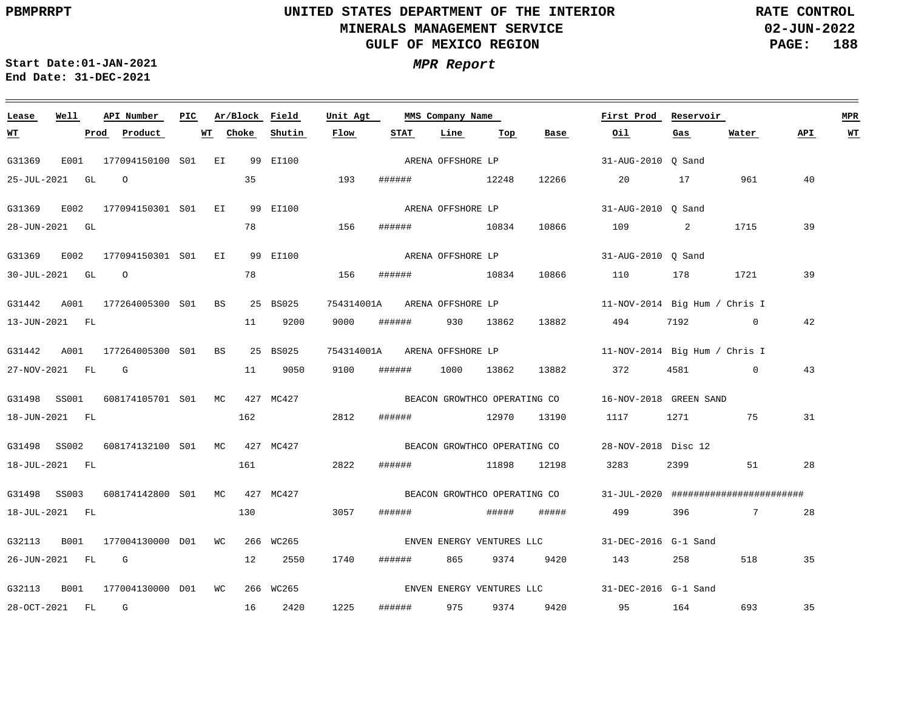UNITED STATES DEPARTMENT OF THE INTERIOR
MINERALS MANAGEMENT SERVICE
GULF OF MEXICO REGION

PBMPRRPT

RATE CONTROL
02-JUN-2022

Start Date:01-JAN-2021
End Date: 31-DEC-2021

*MPR Report*

| Lease | Well | API Number | PIC | Ar/Block | | Field | Unit Agt | | MMS Company Name | | | | First Prod | Reservoir | | | MPR |
|---|---|---|---|---|---|---|---|---|---|---|---|---|---|---|---|---|---|
| WT | Prod | Product | | WT | Choke | Shutin | Flow | STAT | Line | Top | Base | | Oil | Gas | Water | API | WT |
| G31369 | E001 | 177094150100 | S01 | EI | 99 | EI100 | | | ARENA OFFSHORE LP | | | | 31-AUG-2010 | Q Sand | | | |
| 25-JUL-2021 | GL | O | | | 35 | | 193 | ###### | | 12248 | 12266 | | 20 | 17 | 961 | 40 | |
| G31369 | E002 | 177094150301 | S01 | EI | 99 | EI100 | | | ARENA OFFSHORE LP | | | | 31-AUG-2010 | Q Sand | | | |
| 28-JUN-2021 | GL | | | | 78 | | 156 | ###### | | 10834 | 10866 | | 109 | 2 | 1715 | 39 | |
| G31369 | E002 | 177094150301 | S01 | EI | 99 | EI100 | | | ARENA OFFSHORE LP | | | | 31-AUG-2010 | Q Sand | | | |
| 30-JUL-2021 | GL | O | | | 78 | | 156 | ###### | | 10834 | 10866 | | 110 | 178 | 1721 | 39 | |
| G31442 | A001 | 177264005300 | S01 | BS | 25 | BS025 | 754314001A | | ARENA OFFSHORE LP | | | | 11-NOV-2014 | Big Hum / Chris I | | | |
| 13-JUN-2021 | FL | | | | 11 | 9200 | 9000 | ###### | 930 | 13862 | 13882 | | 494 | 7192 | 0 | 42 | |
| G31442 | A001 | 177264005300 | S01 | BS | 25 | BS025 | 754314001A | | ARENA OFFSHORE LP | | | | 11-NOV-2014 | Big Hum / Chris I | | | |
| 27-NOV-2021 | FL | G | | | 11 | 9050 | 9100 | ###### | 1000 | 13862 | 13882 | | 372 | 4581 | 0 | 43 | |
| G31498 | SS001 | 608174105701 | S01 | MC | 427 | MC427 | | | BEACON GROWTHCO OPERATING CO | | | | 16-NOV-2018 | GREEN SAND | | | |
| 18-JUN-2021 | FL | | | | 162 | | 2812 | ###### | | 12970 | 13190 | | 1117 | 1271 | 75 | 31 | |
| G31498 | SS002 | 608174132100 | S01 | MC | 427 | MC427 | | | BEACON GROWTHCO OPERATING CO | | | | 28-NOV-2018 | Disc 12 | | | |
| 18-JUL-2021 | FL | | | | 161 | | 2822 | ###### | | 11898 | 12198 | | 3283 | 2399 | 51 | 28 | |
| G31498 | SS003 | 608174142800 | S01 | MC | 427 | MC427 | | | BEACON GROWTHCO OPERATING CO | | | | 31-JUL-2020 | ####################### | | | |
| 18-JUL-2021 | FL | | | | 130 | | 3057 | ###### | | ##### | ##### | | 499 | 396 | 7 | 28 | |
| G32113 | B001 | 177004130000 | D01 | WC | 266 | WC265 | | | ENVEN ENERGY VENTURES LLC | | | | 31-DEC-2016 | G-1 Sand | | | |
| 26-JUN-2021 | FL | G | | | 12 | 2550 | 1740 | ###### | 865 | 9374 | 9420 | | 143 | 258 | 518 | 35 | |
| G32113 | B001 | 177004130000 | D01 | WC | 266 | WC265 | | | ENVEN ENERGY VENTURES LLC | | | | 31-DEC-2016 | G-1 Sand | | | |
| 28-OCT-2021 | FL | G | | | 16 | 2420 | 1225 | ###### | 975 | 9374 | 9420 | | 95 | 164 | 693 | 35 | |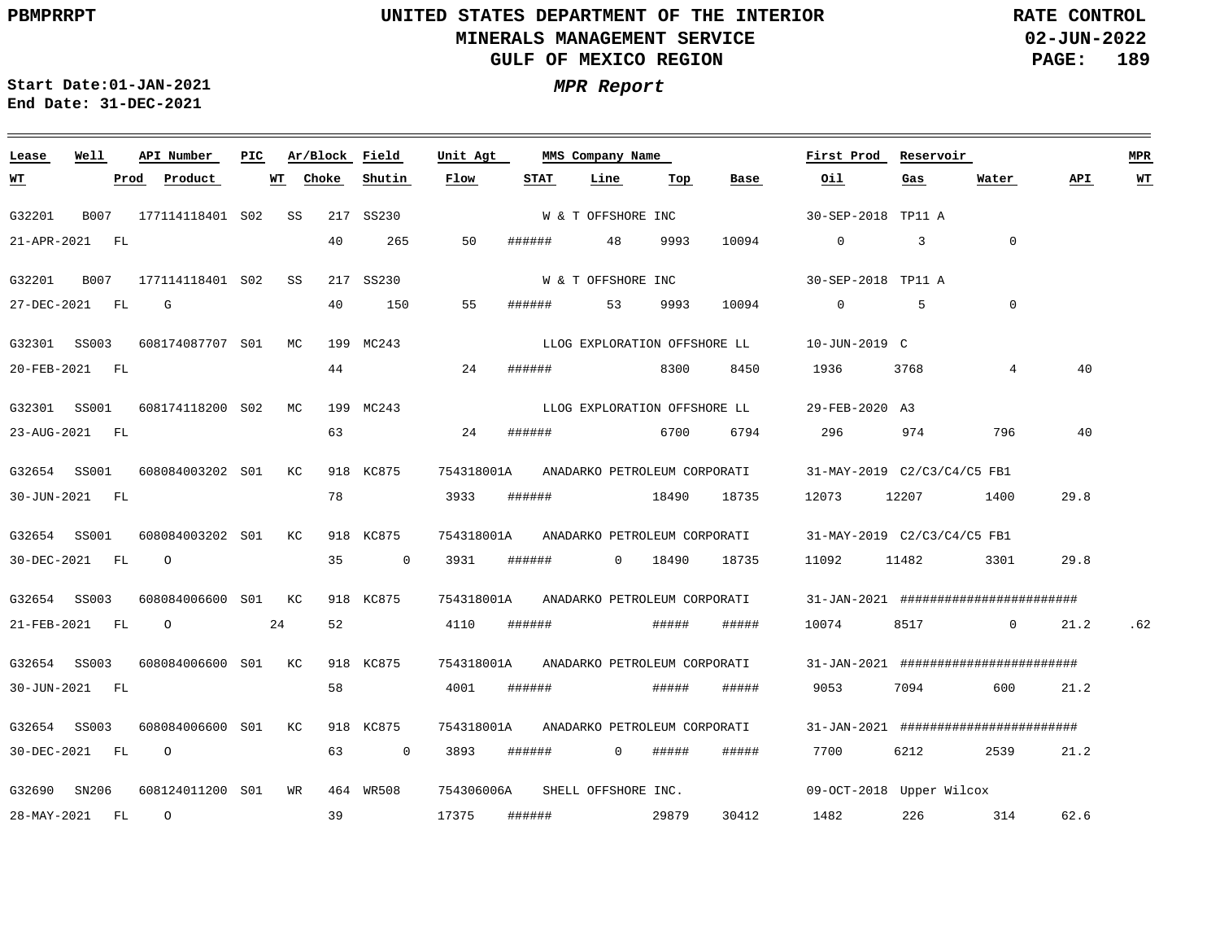UNITED STATES DEPARTMENT OF THE INTERIOR
MINERALS MANAGEMENT SERVICE
GULF OF MEXICO REGION

PBMPRRPT

RATE CONTROL
02-JUN-2022

Start Date:01-JAN-2021
End Date: 31-DEC-2021

*MPR Report*

| Lease | Well | API Number | PIC | Ar/Block | Field | Unit Agt | MMS Company Name | | | First Prod | Reservoir | | | MPR |
|---|---|---|---|---|---|---|---|---|---|---|---|---|---|---|
| WT | Prod | Product | WT | Choke | Shutin | Flow | STAT | Line | Top | Base | Oil | Gas | Water | API | WT |
| G32201 | B007 | 177114118401 | S02 | SS 217 | SS230 | | W & T OFFSHORE INC | | | 30-SEP-2018 | TP11 A | | | |
| 21-APR-2021 | FL | | | 40 | 265 | 50 | ###### | 48 | 9993 | 10094 | 0 | 3 | 0 | | |
| G32201 | B007 | 177114118401 | S02 | SS 217 | SS230 | | W & T OFFSHORE INC | | | 30-SEP-2018 | TP11 A | | | |
| 27-DEC-2021 | FL | G | | 40 | 150 | 55 | ###### | 53 | 9993 | 10094 | 0 | 5 | 0 | | |
| G32301 | SS003 | 608174087707 | S01 | MC 199 | MC243 | | LLOG EXPLORATION OFFSHORE LL | | | 10-JUN-2019 | C | | | |
| 20-FEB-2021 | FL | | | 44 | | 24 | ###### | | 8300 | 8450 | 1936 | 3768 | 4 | 40 | |
| G32301 | SS001 | 608174118200 | S02 | MC 199 | MC243 | | LLOG EXPLORATION OFFSHORE LL | | | 29-FEB-2020 | A3 | | | |
| 23-AUG-2021 | FL | | | 63 | | 24 | ###### | | 6700 | 6794 | 296 | 974 | 796 | 40 | |
| G32654 | SS001 | 608084003202 | S01 | KC 918 | KC875 | 754318001A | ANADARKO PETROLEUM CORPORATI | | | 31-MAY-2019 | C2/C3/C4/C5 FB1 | | | |
| 30-JUN-2021 | FL | | | 78 | | 3933 | ###### | | 18490 | 18735 | 12073 | 12207 | 1400 | 29.8 | |
| G32654 | SS001 | 608084003202 | S01 | KC 918 | KC875 | 754318001A | ANADARKO PETROLEUM CORPORATI | | | 31-MAY-2019 | C2/C3/C4/C5 FB1 | | | |
| 30-DEC-2021 | FL | O | | 35 | 0 | 3931 | ###### | 0 | 18490 | 18735 | 11092 | 11482 | 3301 | 29.8 | |
| G32654 | SS003 | 608084006600 | S01 | KC 918 | KC875 | 754318001A | ANADARKO PETROLEUM CORPORATI | | | 31-JAN-2021 | ######################## | | | |
| 21-FEB-2021 | FL | O | 24 | 52 | | 4110 | ###### | | ##### | ##### | 10074 | 8517 | 0 | 21.2 | .62 |
| G32654 | SS003 | 608084006600 | S01 | KC 918 | KC875 | 754318001A | ANADARKO PETROLEUM CORPORATI | | | 31-JAN-2021 | ######################## | | | |
| 30-JUN-2021 | FL | | | 58 | | 4001 | ###### | | ##### | ##### | 9053 | 7094 | 600 | 21.2 | |
| G32654 | SS003 | 608084006600 | S01 | KC 918 | KC875 | 754318001A | ANADARKO PETROLEUM CORPORATI | | | 31-JAN-2021 | ######################## | | | |
| 30-DEC-2021 | FL | O | | 63 | 0 | 3893 | ###### | 0 | ##### | ##### | 7700 | 6212 | 2539 | 21.2 | |
| G32690 | SN206 | 608124011200 | S01 | WR 464 | WR508 | 754306006A | SHELL OFFSHORE INC. | | | 09-OCT-2018 | Upper Wilcox | | | |
| 28-MAY-2021 | FL | O | | 39 | | 17375 | ###### | | 29879 | 30412 | 1482 | 226 | 314 | 62.6 | |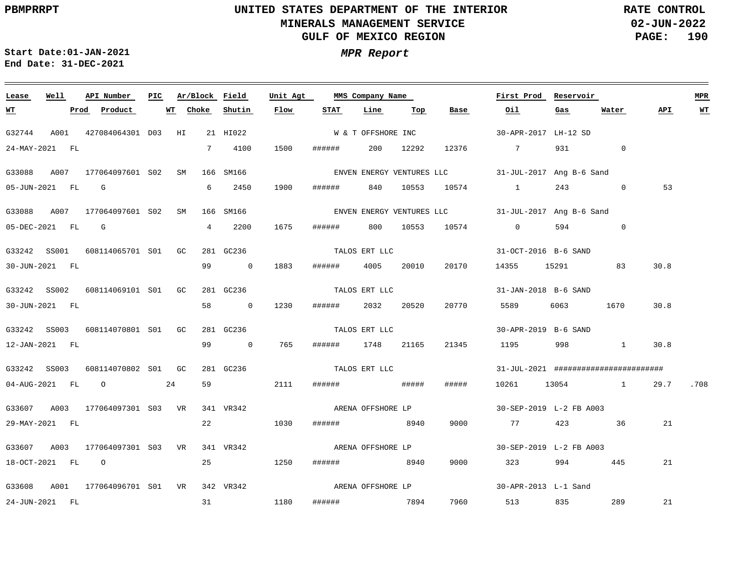PBMPRRPT

UNITED STATES DEPARTMENT OF THE INTERIOR
MINERALS MANAGEMENT SERVICE
GULF OF MEXICO REGION

RATE CONTROL
02-JUN-2022

Start Date:01-JAN-2021
End Date: 31-DEC-2021

***MPR Report***

| Lease | Well | API Number | PIC | Ar/Block | | Field | Unit Agt | MMS Company Name | | | | First Prod | Reservoir | | | MPR |
|---|---|---|---|---|---|---|---|---|---|---|---|---|---|---|---|---|
| WT | Prod | Product | | WT | Choke | Shutin | Flow | STAT | Line | Top | Base | Oil | Gas | Water | API | WT |
| G32744 | A001 | 427084064301 | D03 | HI | 21 | HI022 | | W & T OFFSHORE INC | | | | 30-APR-2017 | LH-12 SD | | | |
| 24-MAY-2021 | FL | | | | 7 | 4100 | 1500 | ###### | 200 | 12292 | 12376 | 7 | 931 | 0 | | |
| G33088 | A007 | 177064097601 | S02 | SM | 166 | SM166 | | ENVEN ENERGY VENTURES LLC | | | | 31-JUL-2017 | Ang B-6 Sand | | | |
| 05-JUN-2021 | FL | G | | | 6 | 2450 | 1900 | ###### | 840 | 10553 | 10574 | 1 | 243 | 0 | 53 | |
| G33088 | A007 | 177064097601 | S02 | SM | 166 | SM166 | | ENVEN ENERGY VENTURES LLC | | | | 31-JUL-2017 | Ang B-6 Sand | | | |
| 05-DEC-2021 | FL | G | | | 4 | 2200 | 1675 | ###### | 800 | 10553 | 10574 | 0 | 594 | 0 | | |
| G33242 | SS001 | 608114065701 | S01 | GC | 281 | GC236 | | TALOS ERT LLC | | | | 31-OCT-2016 | B-6 SAND | | | |
| 30-JUN-2021 | FL | | | | 99 | 0 | 1883 | ###### | 4005 | 20010 | 20170 | 14355 | 15291 | 83 | 30.8 | |
| G33242 | SS002 | 608114069101 | S01 | GC | 281 | GC236 | | TALOS ERT LLC | | | | 31-JAN-2018 | B-6 SAND | | | |
| 30-JUN-2021 | FL | | | | 58 | 0 | 1230 | ###### | 2032 | 20520 | 20770 | 5589 | 6063 | 1670 | 30.8 | |
| G33242 | SS003 | 608114070801 | S01 | GC | 281 | GC236 | | TALOS ERT LLC | | | | 30-APR-2019 | B-6 SAND | | | |
| 12-JAN-2021 | FL | | | | 99 | 0 | 765 | ###### | 1748 | 21165 | 21345 | 1195 | 998 | 1 | 30.8 | |
| G33242 | SS003 | 608114070802 | S01 | GC | 281 | GC236 | | TALOS ERT LLC | | | | 31-JUL-2021 | ######################## | | | |
| 04-AUG-2021 | FL | O | | 24 | 59 | | 2111 | ###### | | ##### | ##### | 10261 | 13054 | 1 | 29.7 | .708 |
| G33607 | A003 | 177064097301 | S03 | VR | 341 | VR342 | | ARENA OFFSHORE LP | | | | 30-SEP-2019 | L-2 FB A003 | | | |
| 29-MAY-2021 | FL | | | | 22 | | 1030 | ###### | | 8940 | 9000 | 77 | 423 | 36 | 21 | |
| G33607 | A003 | 177064097301 | S03 | VR | 341 | VR342 | | ARENA OFFSHORE LP | | | | 30-SEP-2019 | L-2 FB A003 | | | |
| 18-OCT-2021 | FL | O | | | 25 | | 1250 | ###### | | 8940 | 9000 | 323 | 994 | 445 | 21 | |
| G33608 | A001 | 177064096701 | S01 | VR | 342 | VR342 | | ARENA OFFSHORE LP | | | | 30-APR-2013 | L-1 Sand | | | |
| 24-JUN-2021 | FL | | | | 31 | | 1180 | ###### | | 7894 | 7960 | 513 | 835 | 289 | 21 | |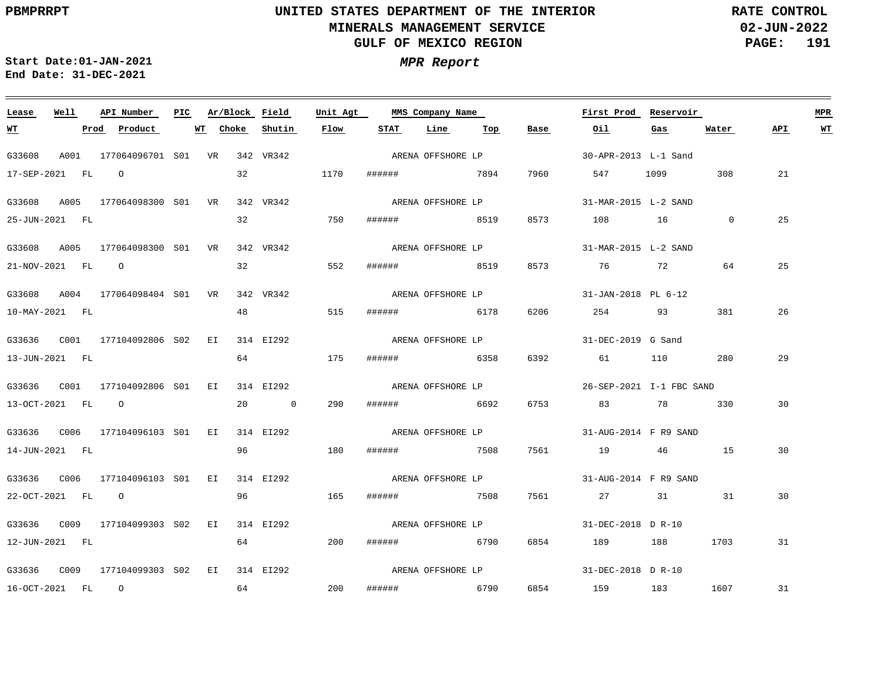UNITED STATES DEPARTMENT OF THE INTERIOR
MINERALS MANAGEMENT SERVICE
GULF OF MEXICO REGION

PBMPRRPT

RATE CONTROL
02-JUN-2022

Start Date:01-JAN-2021
End Date: 31-DEC-2021

*MPR Report*

| Lease | Well | API Number | PIC | Ar/Block | Field | Unit Agt | MMS Company Name | | | First Prod | Reservoir | | | MPR |
|---|---|---|---|---|---|---|---|---|---|---|---|---|---|---|
| WT | Prod | Product | WT | Choke | Shutin | Flow | STAT | Line | Top | Base | Oil | Gas | Water | API | WT |
| G33608 | A001 | 177064096701 | S01 | VR 342 | VR342 | | ARENA OFFSHORE LP | | | 30-APR-2013 | L-1 Sand | | | | |
| 17-SEP-2021 | FL | O | | 32 | | 1170 | ###### | | 7894 | 7960 | 547 | 1099 | 308 | 21 | |
| G33608 | A005 | 177064098300 | S01 | VR 342 | VR342 | | ARENA OFFSHORE LP | | | 31-MAR-2015 | L-2 SAND | | | | |
| 25-JUN-2021 | FL | | | 32 | | 750 | ###### | | 8519 | 8573 | 108 | 16 | 0 | 25 | |
| G33608 | A005 | 177064098300 | S01 | VR 342 | VR342 | | ARENA OFFSHORE LP | | | 31-MAR-2015 | L-2 SAND | | | | |
| 21-NOV-2021 | FL | O | | 32 | | 552 | ###### | | 8519 | 8573 | 76 | 72 | 64 | 25 | |
| G33608 | A004 | 177064098404 | S01 | VR 342 | VR342 | | ARENA OFFSHORE LP | | | 31-JAN-2018 | PL 6-12 | | | | |
| 10-MAY-2021 | FL | | | 48 | | 515 | ###### | | 6178 | 6206 | 254 | 93 | 381 | 26 | |
| G33636 | C001 | 177104092806 | S02 | EI 314 | EI292 | | ARENA OFFSHORE LP | | | 31-DEC-2019 | G Sand | | | | |
| 13-JUN-2021 | FL | | | 64 | | 175 | ###### | | 6358 | 6392 | 61 | 110 | 280 | 29 | |
| G33636 | C001 | 177104092806 | S01 | EI 314 | EI292 | | ARENA OFFSHORE LP | | | 26-SEP-2021 | I-1 FBC SAND | | | | |
| 13-OCT-2021 | FL | O | | 20 | 0 | 290 | ###### | | 6692 | 6753 | 83 | 78 | 330 | 30 | |
| G33636 | C006 | 177104096103 | S01 | EI 314 | EI292 | | ARENA OFFSHORE LP | | | 31-AUG-2014 | F R9 SAND | | | | |
| 14-JUN-2021 | FL | | | 96 | | 180 | ###### | | 7508 | 7561 | 19 | 46 | 15 | 30 | |
| G33636 | C006 | 177104096103 | S01 | EI 314 | EI292 | | ARENA OFFSHORE LP | | | 31-AUG-2014 | F R9 SAND | | | | |
| 22-OCT-2021 | FL | O | | 96 | | 165 | ###### | | 7508 | 7561 | 27 | 31 | 31 | 30 | |
| G33636 | C009 | 177104099303 | S02 | EI 314 | EI292 | | ARENA OFFSHORE LP | | | 31-DEC-2018 | D R-10 | | | | |
| 12-JUN-2021 | FL | | | 64 | | 200 | ###### | | 6790 | 6854 | 189 | 188 | 1703 | 31 | |
| G33636 | C009 | 177104099303 | S02 | EI 314 | EI292 | | ARENA OFFSHORE LP | | | 31-DEC-2018 | D R-10 | | | | |
| 16-OCT-2021 | FL | O | | 64 | | 200 | ###### | | 6790 | 6854 | 159 | 183 | 1607 | 31 | |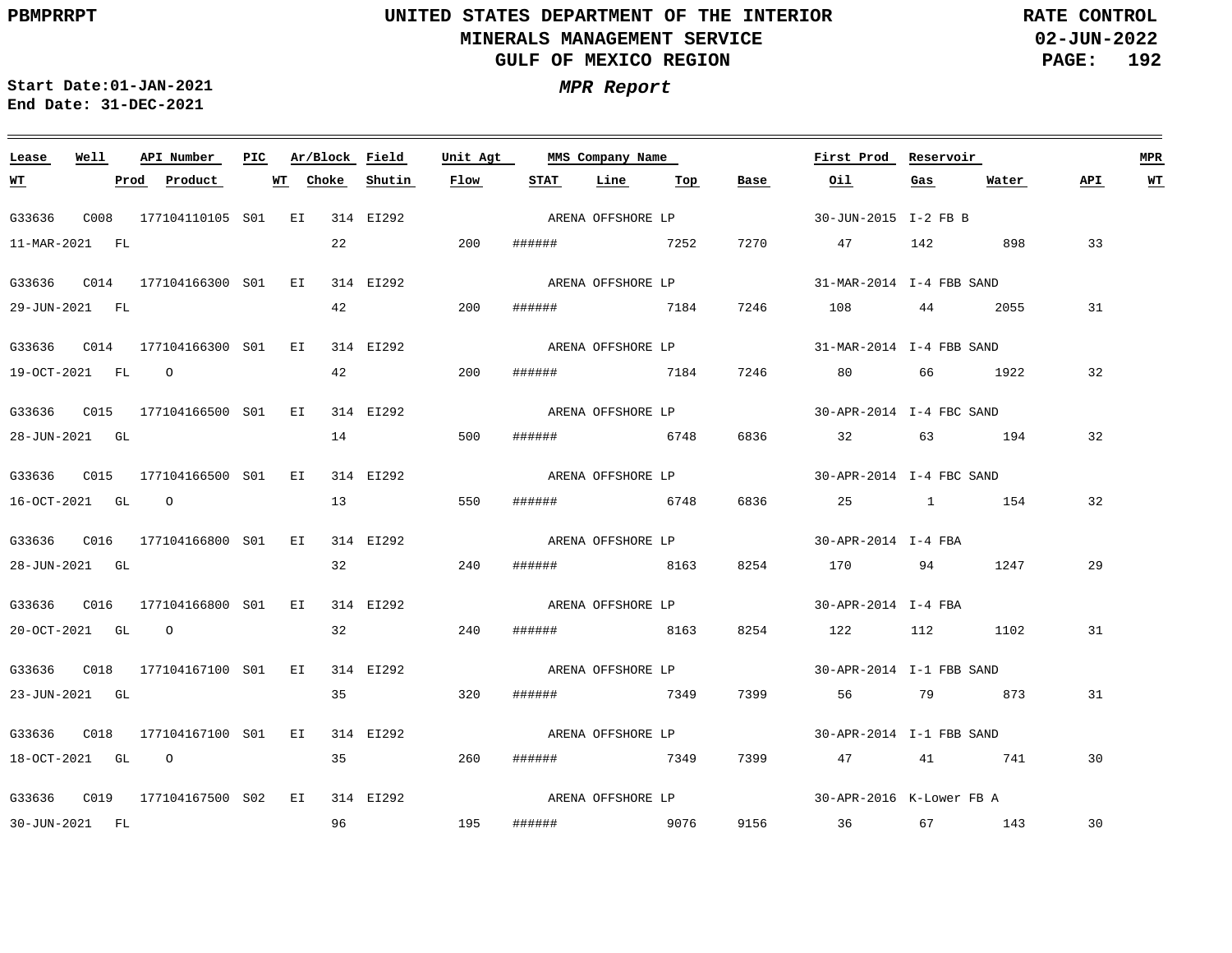PBMPRRPT

# UNITED STATES DEPARTMENT OF THE INTERIOR
## MINERALS MANAGEMENT SERVICE
## GULF OF MEXICO REGION

RATE CONTROL
02-JUN-2022

**Start Date:01-JAN-2021**
**End Date: 31-DEC-2021**

***MPR Report***

| Lease | Well | API Number | PIC | Ar/Block | Field | Unit Agt | MMS Company Name | First Prod | Reservoir | WT | Prod | Product | WT | Choke | Shutin | Flow | STAT | Line | Top | Base | Oil | Gas | Water | API | MPR WT |
|---|---|---|---|---|---|---|---|---|---|---|---|---|---|---|---|---|---|---|---|---|---|---|---|---|---|
| G33636 | C008 | 177104110105 | S01 | EI 314 | EI292 | | ARENA OFFSHORE LP | 30-JUN-2015 | I-2 FB B | 11-MAR-2021 | FL | | | 22 | | 200 | ###### | | 7252 | 7270 | 47 | 142 | 898 | 33 | |
| G33636 | C014 | 177104166300 | S01 | EI 314 | EI292 | | ARENA OFFSHORE LP | 31-MAR-2014 | I-4 FBB SAND | 29-JUN-2021 | FL | | | 42 | | 200 | ###### | | 7184 | 7246 | 108 | 44 | 2055 | 31 | |
| G33636 | C014 | 177104166300 | S01 | EI 314 | EI292 | | ARENA OFFSHORE LP | 31-MAR-2014 | I-4 FBB SAND | 19-OCT-2021 | FL | O | | 42 | | 200 | ###### | | 7184 | 7246 | 80 | 66 | 1922 | 32 | |
| G33636 | C015 | 177104166500 | S01 | EI 314 | EI292 | | ARENA OFFSHORE LP | 30-APR-2014 | I-4 FBC SAND | 28-JUN-2021 | GL | | | 14 | | 500 | ###### | | 6748 | 6836 | 32 | 63 | 194 | 32 | |
| G33636 | C015 | 177104166500 | S01 | EI 314 | EI292 | | ARENA OFFSHORE LP | 30-APR-2014 | I-4 FBC SAND | 16-OCT-2021 | GL | O | | 13 | | 550 | ###### | | 6748 | 6836 | 25 | 1 | 154 | 32 | |
| G33636 | C016 | 177104166800 | S01 | EI 314 | EI292 | | ARENA OFFSHORE LP | 30-APR-2014 | I-4 FBA | 28-JUN-2021 | GL | | | 32 | | 240 | ###### | | 8163 | 8254 | 170 | 94 | 1247 | 29 | |
| G33636 | C016 | 177104166800 | S01 | EI 314 | EI292 | | ARENA OFFSHORE LP | 30-APR-2014 | I-4 FBA | 20-OCT-2021 | GL | O | | 32 | | 240 | ###### | | 8163 | 8254 | 122 | 112 | 1102 | 31 | |
| G33636 | C018 | 177104167100 | S01 | EI 314 | EI292 | | ARENA OFFSHORE LP | 30-APR-2014 | I-1 FBB SAND | 23-JUN-2021 | GL | | | 35 | | 320 | ###### | | 7349 | 7399 | 56 | 79 | 873 | 31 | |
| G33636 | C018 | 177104167100 | S01 | EI 314 | EI292 | | ARENA OFFSHORE LP | 30-APR-2014 | I-1 FBB SAND | 18-OCT-2021 | GL | O | | 35 | | 260 | ###### | | 7349 | 7399 | 47 | 41 | 741 | 30 | |
| G33636 | C019 | 177104167500 | S02 | EI 314 | EI292 | | ARENA OFFSHORE LP | 30-APR-2016 | K-Lower FB A | 30-JUN-2021 | FL | | | 96 | | 195 | ###### | | 9076 | 9156 | 36 | 67 | 143 | 30 | |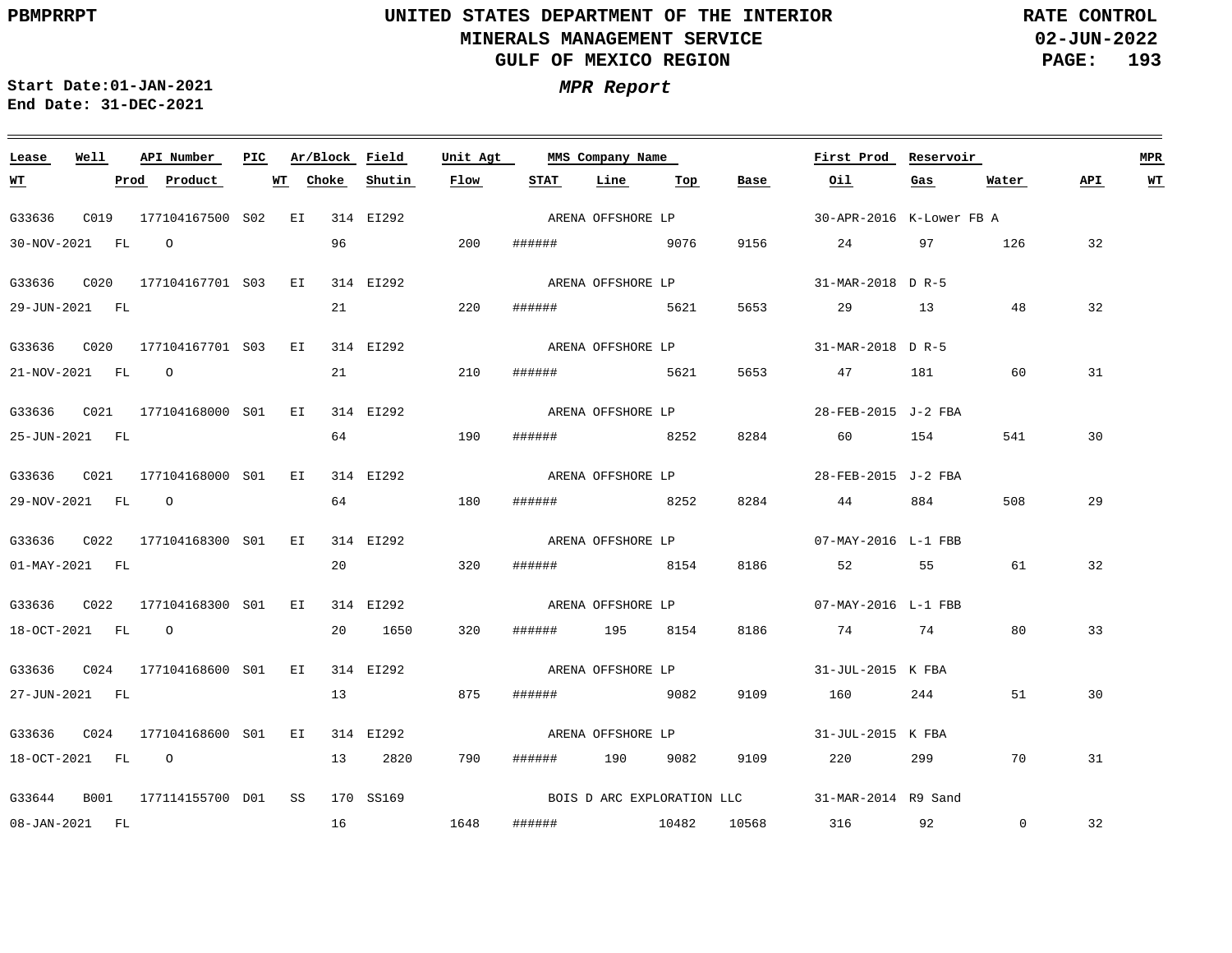PBMPRRPT

# UNITED STATES DEPARTMENT OF THE INTERIOR
## MINERALS MANAGEMENT SERVICE
## GULF OF MEXICO REGION

RATE CONTROL
02-JUN-2022

**Start Date:01-JAN-2021**
**End Date: 31-DEC-2021**

***MPR Report***

| Lease | Well | API Number | PIC | Ar/Block | Field | Unit Agt | MMS Company Name | | | | First Prod | Reservoir | | | MPR |
|---|---|---|---|---|---|---|---|---|---|---|---|---|---|---|---|
| WT | Prod | Product | WT | Choke | Shutin | Flow | STAT | Line | Top | Base | Oil | Gas | Water | API | WT |
| G33636 | C019 | 177104167500 | S02 | EI 314 | EI292 | | ARENA OFFSHORE LP | | | | 30-APR-2016 | K-Lower FB A | | | |
| 30-NOV-2021 | FL | O | | 96 | | 200 | ###### | | 9076 | 9156 | 24 | 97 | 126 | 32 | |
| G33636 | C020 | 177104167701 | S03 | EI 314 | EI292 | | ARENA OFFSHORE LP | | | | 31-MAR-2018 | D R-5 | | | |
| 29-JUN-2021 | FL | | | 21 | | 220 | ###### | | 5621 | 5653 | 29 | 13 | 48 | 32 | |
| G33636 | C020 | 177104167701 | S03 | EI 314 | EI292 | | ARENA OFFSHORE LP | | | | 31-MAR-2018 | D R-5 | | | |
| 21-NOV-2021 | FL | O | | 21 | | 210 | ###### | | 5621 | 5653 | 47 | 181 | 60 | 31 | |
| G33636 | C021 | 177104168000 | S01 | EI 314 | EI292 | | ARENA OFFSHORE LP | | | | 28-FEB-2015 | J-2 FBA | | | |
| 25-JUN-2021 | FL | | | 64 | | 190 | ###### | | 8252 | 8284 | 60 | 154 | 541 | 30 | |
| G33636 | C021 | 177104168000 | S01 | EI 314 | EI292 | | ARENA OFFSHORE LP | | | | 28-FEB-2015 | J-2 FBA | | | |
| 29-NOV-2021 | FL | O | | 64 | | 180 | ###### | | 8252 | 8284 | 44 | 884 | 508 | 29 | |
| G33636 | C022 | 177104168300 | S01 | EI 314 | EI292 | | ARENA OFFSHORE LP | | | | 07-MAY-2016 | L-1 FBB | | | |
| 01-MAY-2021 | FL | | | 20 | | 320 | ###### | | 8154 | 8186 | 52 | 55 | 61 | 32 | |
| G33636 | C022 | 177104168300 | S01 | EI 314 | EI292 | | ARENA OFFSHORE LP | | | | 07-MAY-2016 | L-1 FBB | | | |
| 18-OCT-2021 | FL | O | | 20 | 1650 | 320 | ###### | 195 | 8154 | 8186 | 74 | 74 | 80 | 33 | |
| G33636 | C024 | 177104168600 | S01 | EI 314 | EI292 | | ARENA OFFSHORE LP | | | | 31-JUL-2015 | K FBA | | | |
| 27-JUN-2021 | FL | | | 13 | | 875 | ###### | | 9082 | 9109 | 160 | 244 | 51 | 30 | |
| G33636 | C024 | 177104168600 | S01 | EI 314 | EI292 | | ARENA OFFSHORE LP | | | | 31-JUL-2015 | K FBA | | | |
| 18-OCT-2021 | FL | O | | 13 | 2820 | 790 | ###### | 190 | 9082 | 9109 | 220 | 299 | 70 | 31 | |
| G33644 | B001 | 177114155700 | D01 | SS 170 | SS169 | | BOIS D ARC EXPLORATION LLC | | | | 31-MAR-2014 | R9 Sand | | | |
| 08-JAN-2021 | FL | | | 16 | | 1648 | ###### | | 10482 | 10568 | 316 | 92 | 0 | 32 | |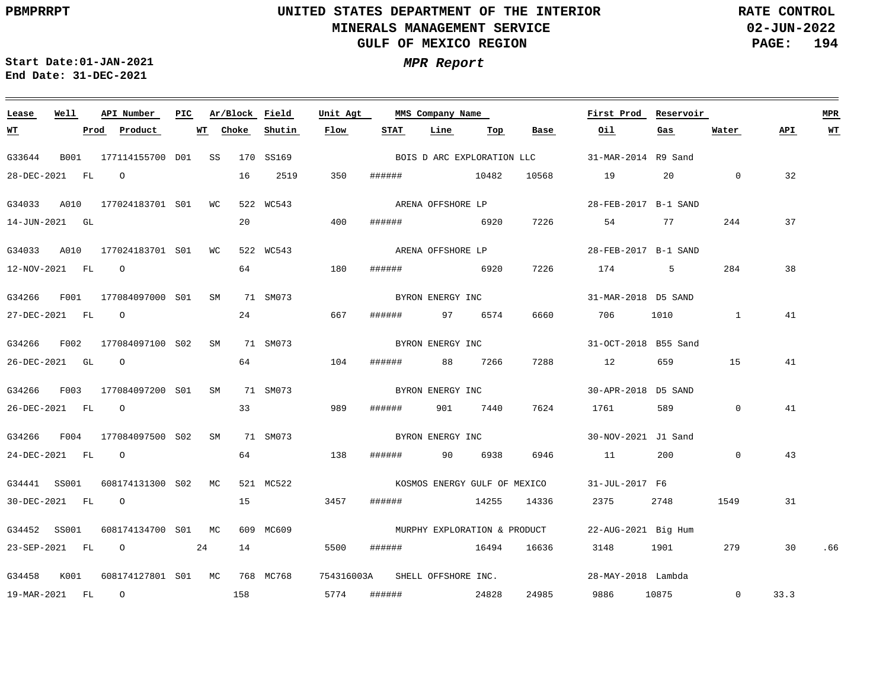PBMPRRPT

# UNITED STATES DEPARTMENT OF THE INTERIOR
## MINERALS MANAGEMENT SERVICE
## GULF OF MEXICO REGION

RATE CONTROL
02-JUN-2022

**Start Date:** 01-JAN-2021
**End Date:** 31-DEC-2021

***MPR Report***

| Lease | Well | API Number | PIC | Ar/Block | Field | Unit Agt | MMS Company Name | First Prod | Reservoir | MPR |
|---|---|---|---|---|---|---|---|---|---|---|
| **WT** | **Prod** | **Product** | **WT** | **Choke** | **Shutin** | **Flow** | **STAT** | **Line** | **Top** | **Base** |

| Lease | Well | API Number | PIC | Ar/Block | Field | Unit Agt | MMS Company Name | First Prod | Reservoir | WT | Prod | Product | WT | Choke | Shutin | Flow | STAT | Line | Top | Base | Oil | Gas | Water | API | MPR WT |
|---|---|---|---|---|---|---|---|---|---|---|---|---|---|---|---|---|---|---|---|---|---|---|---|---|---|
| G33644 | B001 | 177114155700 | D01 | SS 170 | SS169 | | BOIS D ARC EXPLORATION LLC | 31-MAR-2014 | R9 Sand | 28-DEC-2021 | FL | O | | 16 | 2519 | 350 | ###### | | 10482 | 10568 | 19 | 20 | 0 | 32 | |
| G34033 | A010 | 177024183701 | S01 | WC 522 | WC543 | | ARENA OFFSHORE LP | 28-FEB-2017 | B-1 SAND | 14-JUN-2021 | GL | | | 20 | | 400 | ###### | | 6920 | 7226 | 54 | 77 | 244 | 37 | |
| G34033 | A010 | 177024183701 | S01 | WC 522 | WC543 | | ARENA OFFSHORE LP | 28-FEB-2017 | B-1 SAND | 12-NOV-2021 | FL | O | | 64 | | 180 | ###### | | 6920 | 7226 | 174 | 5 | 284 | 38 | |
| G34266 | F001 | 177084097000 | S01 | SM 71 | SM073 | | BYRON ENERGY INC | 31-MAR-2018 | D5 SAND | 27-DEC-2021 | FL | O | | 24 | | 667 | ###### | 97 | 6574 | 6660 | 706 | 1010 | 1 | 41 | |
| G34266 | F002 | 177084097100 | S02 | SM 71 | SM073 | | BYRON ENERGY INC | 31-OCT-2018 | B55 Sand | 26-DEC-2021 | GL | O | | 64 | | 104 | ###### | 88 | 7266 | 7288 | 12 | 659 | 15 | 41 | |
| G34266 | F003 | 177084097200 | S01 | SM 71 | SM073 | | BYRON ENERGY INC | 30-APR-2018 | D5 SAND | 26-DEC-2021 | FL | O | | 33 | | 989 | ###### | 901 | 7440 | 7624 | 1761 | 589 | 0 | 41 | |
| G34266 | F004 | 177084097500 | S02 | SM 71 | SM073 | | BYRON ENERGY INC | 30-NOV-2021 | J1 Sand | 24-DEC-2021 | FL | O | | 64 | | 138 | ###### | 90 | 6938 | 6946 | 11 | 200 | 0 | 43 | |
| G34441 | SS001 | 608174131300 | S02 | MC 521 | MC522 | | KOSMOS ENERGY GULF OF MEXICO | 31-JUL-2017 | F6 | 30-DEC-2021 | FL | O | | 15 | | 3457 | ###### | | 14255 | 14336 | 2375 | 2748 | 1549 | 31 | |
| G34452 | SS001 | 608174134700 | S01 | MC 609 | MC609 | | MURPHY EXPLORATION & PRODUCT | 22-AUG-2021 | Big Hum | 23-SEP-2021 | FL | O | 24 | 14 | | 5500 | ###### | | 16494 | 16636 | 3148 | 1901 | 279 | 30 | .66 |
| G34458 | K001 | 608174127801 | S01 | MC 768 | MC768 | 754316003A | SHELL OFFSHORE INC. | 28-MAY-2018 | Lambda | 19-MAR-2021 | FL | O | | 158 | | 5774 | ###### | | 24828 | 24985 | 9886 | 10875 | 0 | 33.3 | |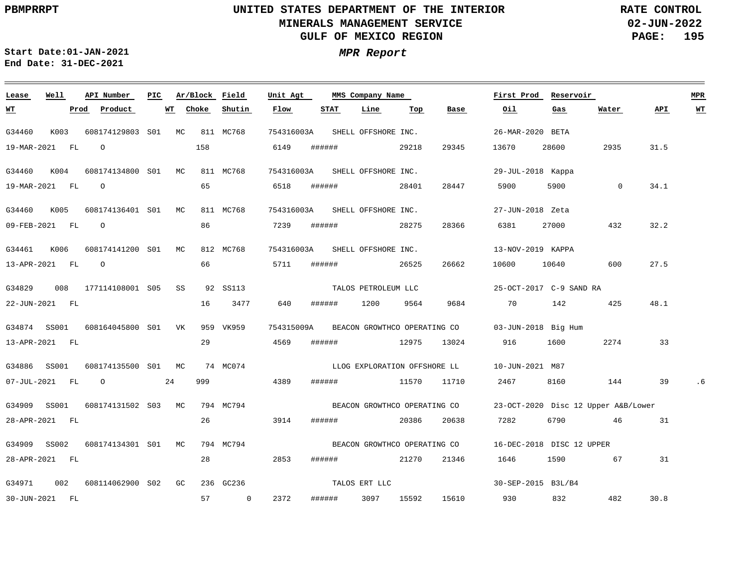PBMPRRPT

# UNITED STATES DEPARTMENT OF THE INTERIOR
## MINERALS MANAGEMENT SERVICE
## GULF OF MEXICO REGION

RATE CONTROL
02-JUN-2022

**Start Date:** 01-JAN-2021
**End Date:** 31-DEC-2021

***MPR Report***

| Lease | Well | API Number | PIC | Ar/Block | Field | Unit Agt | MMS Company Name | | | | First Prod | Reservoir | | | MPR |
|---|---|---|---|---|---|---|---|---|---|---|---|---|---|---|---|
| WT | Prod | Product | WT | Choke | Shutin | Flow | STAT | Line | Top | Base | Oil | Gas | Water | API | WT |
| G34460 | K003 | 608174129803 | S01 | MC 811 | MC768 | 754316003A | SHELL OFFSHORE INC. | | | | 26-MAR-2020 | BETA | | | |
| 19-MAR-2021 | FL | O | | 158 | | 6149 | ###### | | 29218 | 29345 | 13670 | 28600 | 2935 | 31.5 | |
| G34460 | K004 | 608174134800 | S01 | MC 811 | MC768 | 754316003A | SHELL OFFSHORE INC. | | | | 29-JUL-2018 | Kappa | | | |
| 19-MAR-2021 | FL | O | | 65 | | 6518 | ###### | | 28401 | 28447 | 5900 | 5900 | 0 | 34.1 | |
| G34460 | K005 | 608174136401 | S01 | MC 811 | MC768 | 754316003A | SHELL OFFSHORE INC. | | | | 27-JUN-2018 | Zeta | | | |
| 09-FEB-2021 | FL | O | | 86 | | 7239 | ###### | | 28275 | 28366 | 6381 | 27000 | 432 | 32.2 | |
| G34461 | K006 | 608174141200 | S01 | MC 812 | MC768 | 754316003A | SHELL OFFSHORE INC. | | | | 13-NOV-2019 | KAPPA | | | |
| 13-APR-2021 | FL | O | | 66 | | 5711 | ###### | | 26525 | 26662 | 10600 | 10640 | 600 | 27.5 | |
| G34829 | 008 | 177114108001 | S05 | SS 92 | SS113 | | TALOS PETROLEUM LLC | | | | 25-OCT-2017 | C-9 SAND RA | | | |
| 22-JUN-2021 | FL | | | 16 | 3477 | 640 | ###### | 1200 | 9564 | 9684 | 70 | 142 | 425 | 48.1 | |
| G34874 | SS001 | 608164045800 | S01 | VK 959 | VK959 | 754315009A | BEACON GROWTHCO OPERATING CO | | | | 03-JUN-2018 | Big Hum | | | |
| 13-APR-2021 | FL | | | 29 | | 4569 | ###### | | 12975 | 13024 | 916 | 1600 | 2274 | 33 | |
| G34886 | SS001 | 608174135500 | S01 | MC 74 | MC074 | | LLOG EXPLORATION OFFSHORE LL | | | | 10-JUN-2021 | M87 | | | |
| 07-JUL-2021 | FL | O | 24 | 999 | | 4389 | ###### | | 11570 | 11710 | 2467 | 8160 | 144 | 39 | .6 |
| G34909 | SS001 | 608174131502 | S03 | MC 794 | MC794 | | BEACON GROWTHCO OPERATING CO | | | | 23-OCT-2020 | Disc 12 Upper A&B/Lower | | | |
| 28-APR-2021 | FL | | | 26 | | 3914 | ###### | | 20386 | 20638 | 7282 | 6790 | 46 | 31 | |
| G34909 | SS002 | 608174134301 | S01 | MC 794 | MC794 | | BEACON GROWTHCO OPERATING CO | | | | 16-DEC-2018 | DISC 12 UPPER | | | |
| 28-APR-2021 | FL | | | 28 | | 2853 | ###### | | 21270 | 21346 | 1646 | 1590 | 67 | 31 | |
| G34971 | 002 | 608114062900 | S02 | GC 236 | GC236 | | TALOS ERT LLC | | | | 30-SEP-2015 | B3L/B4 | | | |
| 30-JUN-2021 | FL | | | 57 | 0 | 2372 | ###### | 3097 | 15592 | 15610 | 930 | 832 | 482 | 30.8 | |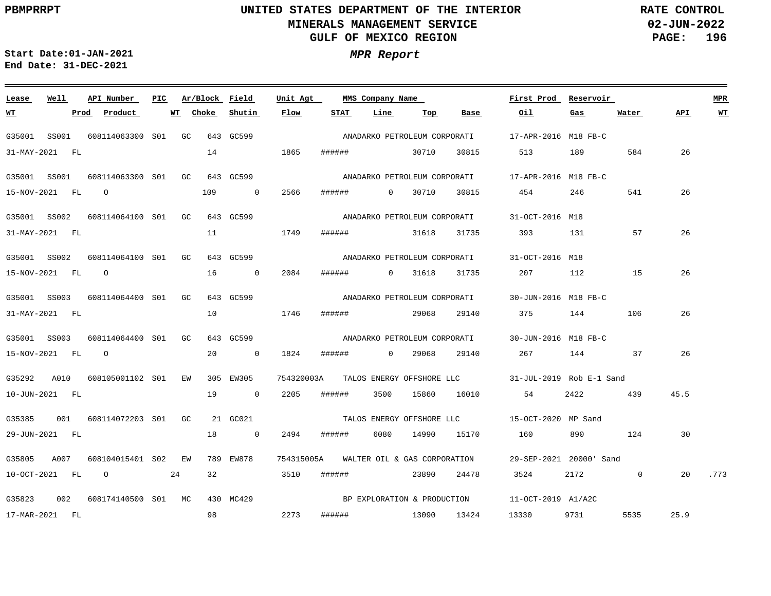# UNITED STATES DEPARTMENT OF THE INTERIOR
## MINERALS MANAGEMENT SERVICE
## GULF OF MEXICO REGION

PBMPRRPT

RATE CONTROL
02-JUN-2022

Start Date:01-JAN-2021
End Date: 31-DEC-2021

***MPR Report***

| Lease | Well | API Number | PIC | Ar/Block | | Field | Unit Agt | MMS Company Name | | | | First Prod | Reservoir | | | |
|---|---|---|---|---|---|---|---|---|---|---|---|---|---|---|---|---|
| **WT** | **Prod** | **Product** | **WT** | **Choke** | | **Shutin** | **Flow** | **STAT** | **Line** | **Top** | **Base** | **Oil** | **Gas** | **Water** | **API** | **MPR WT** |
| G35001 | SS001 | 608114063300 | S01 | GC | 643 | GC599 | | ANADARKO PETROLEUM CORPORATI | | | | 17-APR-2016 | M18 FB-C | | | |
| 31-MAY-2021 | FL | | | 14 | | | 1865 | ###### | | 30710 | 30815 | 513 | 189 | 584 | 26 | |
| G35001 | SS001 | 608114063300 | S01 | GC | 643 | GC599 | | ANADARKO PETROLEUM CORPORATI | | | | 17-APR-2016 | M18 FB-C | | | |
| 15-NOV-2021 | FL | O | | 109 | | 0 | 2566 | ###### | 0 | 30710 | 30815 | 454 | 246 | 541 | 26 | |
| G35001 | SS002 | 608114064100 | S01 | GC | 643 | GC599 | | ANADARKO PETROLEUM CORPORATI | | | | 31-OCT-2016 | M18 | | | |
| 31-MAY-2021 | FL | | | 11 | | | 1749 | ###### | | 31618 | 31735 | 393 | 131 | 57 | 26 | |
| G35001 | SS002 | 608114064100 | S01 | GC | 643 | GC599 | | ANADARKO PETROLEUM CORPORATI | | | | 31-OCT-2016 | M18 | | | |
| 15-NOV-2021 | FL | O | | 16 | | 0 | 2084 | ###### | 0 | 31618 | 31735 | 207 | 112 | 15 | 26 | |
| G35001 | SS003 | 608114064400 | S01 | GC | 643 | GC599 | | ANADARKO PETROLEUM CORPORATI | | | | 30-JUN-2016 | M18 FB-C | | | |
| 31-MAY-2021 | FL | | | 10 | | | 1746 | ###### | | 29068 | 29140 | 375 | 144 | 106 | 26 | |
| G35001 | SS003 | 608114064400 | S01 | GC | 643 | GC599 | | ANADARKO PETROLEUM CORPORATI | | | | 30-JUN-2016 | M18 FB-C | | | |
| 15-NOV-2021 | FL | O | | 20 | | 0 | 1824 | ###### | 0 | 29068 | 29140 | 267 | 144 | 37 | 26 | |
| G35292 | A010 | 608105001102 | S01 | EW | 305 | EW305 | 754320003A | TALOS ENERGY OFFSHORE LLC | | | | 31-JUL-2019 | Rob E-1 Sand | | | |
| 10-JUN-2021 | FL | | | 19 | | 0 | 2205 | ###### | 3500 | 15860 | 16010 | 54 | 2422 | 439 | 45.5 | |
| G35385 | 001 | 608114072203 | S01 | GC | 21 | GC021 | | TALOS ENERGY OFFSHORE LLC | | | | 15-OCT-2020 | MP Sand | | | |
| 29-JUN-2021 | FL | | | 18 | | 0 | 2494 | ###### | 6080 | 14990 | 15170 | 160 | 890 | 124 | 30 | |
| G35805 | A007 | 608104015401 | S02 | EW | 789 | EW878 | 754315005A | WALTER OIL & GAS CORPORATION | | | | 29-SEP-2021 | 20000' Sand | | | |
| 10-OCT-2021 | FL | O | 24 | 32 | | | 3510 | ###### | | 23890 | 24478 | 3524 | 2172 | 0 | 20 | .773 |
| G35823 | 002 | 608174140500 | S01 | MC | 430 | MC429 | | BP EXPLORATION & PRODUCTION | | | | 11-OCT-2019 | A1/A2C | | | |
| 17-MAR-2021 | FL | | | 98 | | | 2273 | ###### | | 13090 | 13424 | 13330 | 9731 | 5535 | 25.9 | |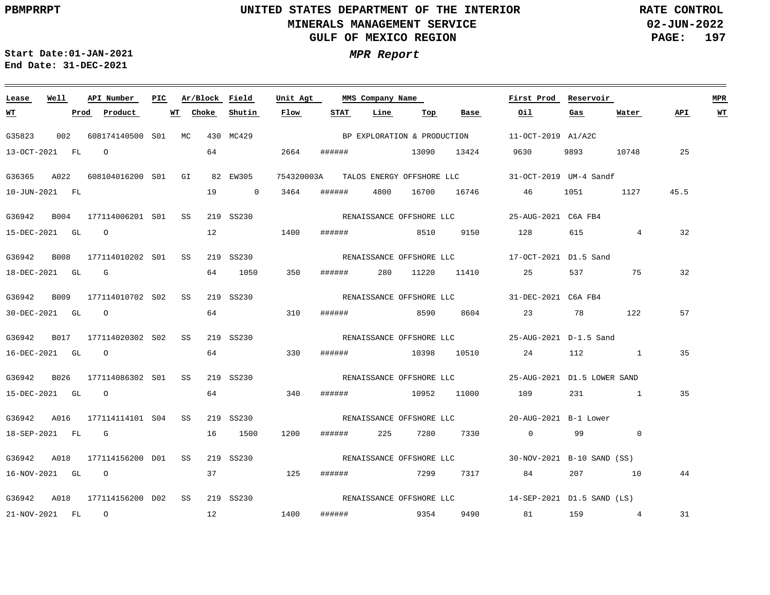# UNITED STATES DEPARTMENT OF THE INTERIOR
## MINERALS MANAGEMENT SERVICE
## GULF OF MEXICO REGION

PBMPRRPT

RATE CONTROL
02-JUN-2022

Start Date:01-JAN-2021
End Date: 31-DEC-2021

***MPR Report***

| Lease | Well | API Number | PIC | Ar/Block | | Field | Unit Agt | MMS Company Name | | | | First Prod | Reservoir | | | MPR |
|---|---|---|---|---|---|---|---|---|---|---|---|---|---|---|---|---|
| WT | Prod | Product | | WT | Choke | Shutin | Flow | STAT | Line | Top | Base | Oil | Gas | Water | API | WT |
| G35823 | 002 | 608174140500 | S01 | MC | 430 | MC429 | | BP EXPLORATION & PRODUCTION | | | | 11-OCT-2019 | A1/A2C | | | |
| 13-OCT-2021 | FL | O | | | 64 | | 2664 | ###### | | 13090 | 13424 | 9630 | 9893 | 10748 | 25 | |
| G36365 | A022 | 608104016200 | S01 | GI | 82 | EW305 | 754320003A | TALOS ENERGY OFFSHORE LLC | | | | 31-OCT-2019 | UM-4 Sandf | | | |
| 10-JUN-2021 | FL | | | | 19 | 0 | 3464 | ###### | 4800 | 16700 | 16746 | 46 | 1051 | 1127 | 45.5 | |
| G36942 | B004 | 177114006201 | S01 | SS | 219 | SS230 | | RENAISSANCE OFFSHORE LLC | | | | 25-AUG-2021 | C6A FB4 | | | |
| 15-DEC-2021 | GL | O | | | 12 | | 1400 | ###### | | 8510 | 9150 | 128 | 615 | 4 | 32 | |
| G36942 | B008 | 177114010202 | S01 | SS | 219 | SS230 | | RENAISSANCE OFFSHORE LLC | | | | 17-OCT-2021 | D1.5 Sand | | | |
| 18-DEC-2021 | GL | G | | | 64 | 1050 | 350 | ###### | 280 | 11220 | 11410 | 25 | 537 | 75 | 32 | |
| G36942 | B009 | 177114010702 | S02 | SS | 219 | SS230 | | RENAISSANCE OFFSHORE LLC | | | | 31-DEC-2021 | C6A FB4 | | | |
| 30-DEC-2021 | GL | O | | | 64 | | 310 | ###### | | 8590 | 8604 | 23 | 78 | 122 | 57 | |
| G36942 | B017 | 177114020302 | S02 | SS | 219 | SS230 | | RENAISSANCE OFFSHORE LLC | | | | 25-AUG-2021 | D-1.5 Sand | | | |
| 16-DEC-2021 | GL | O | | | 64 | | 330 | ###### | | 10398 | 10510 | 24 | 112 | 1 | 35 | |
| G36942 | B026 | 177114086302 | S01 | SS | 219 | SS230 | | RENAISSANCE OFFSHORE LLC | | | | 25-AUG-2021 | D1.5 LOWER SAND | | | |
| 15-DEC-2021 | GL | O | | | 64 | | 340 | ###### | | 10952 | 11000 | 109 | 231 | 1 | 35 | |
| G36942 | A016 | 177114114101 | S04 | SS | 219 | SS230 | | RENAISSANCE OFFSHORE LLC | | | | 20-AUG-2021 | B-1 Lower | | | |
| 18-SEP-2021 | FL | G | | | 16 | 1500 | 1200 | ###### | 225 | 7280 | 7330 | 0 | 99 | 0 | | |
| G36942 | A018 | 177114156200 | D01 | SS | 219 | SS230 | | RENAISSANCE OFFSHORE LLC | | | | 30-NOV-2021 | B-10 SAND (SS) | | | |
| 16-NOV-2021 | GL | O | | | 37 | | 125 | ###### | | 7299 | 7317 | 84 | 207 | 10 | 44 | |
| G36942 | A018 | 177114156200 | D02 | SS | 219 | SS230 | | RENAISSANCE OFFSHORE LLC | | | | 14-SEP-2021 | D1.5 SAND (LS) | | | |
| 21-NOV-2021 | FL | O | | | 12 | | 1400 | ###### | | 9354 | 9490 | 81 | 159 | 4 | 31 | |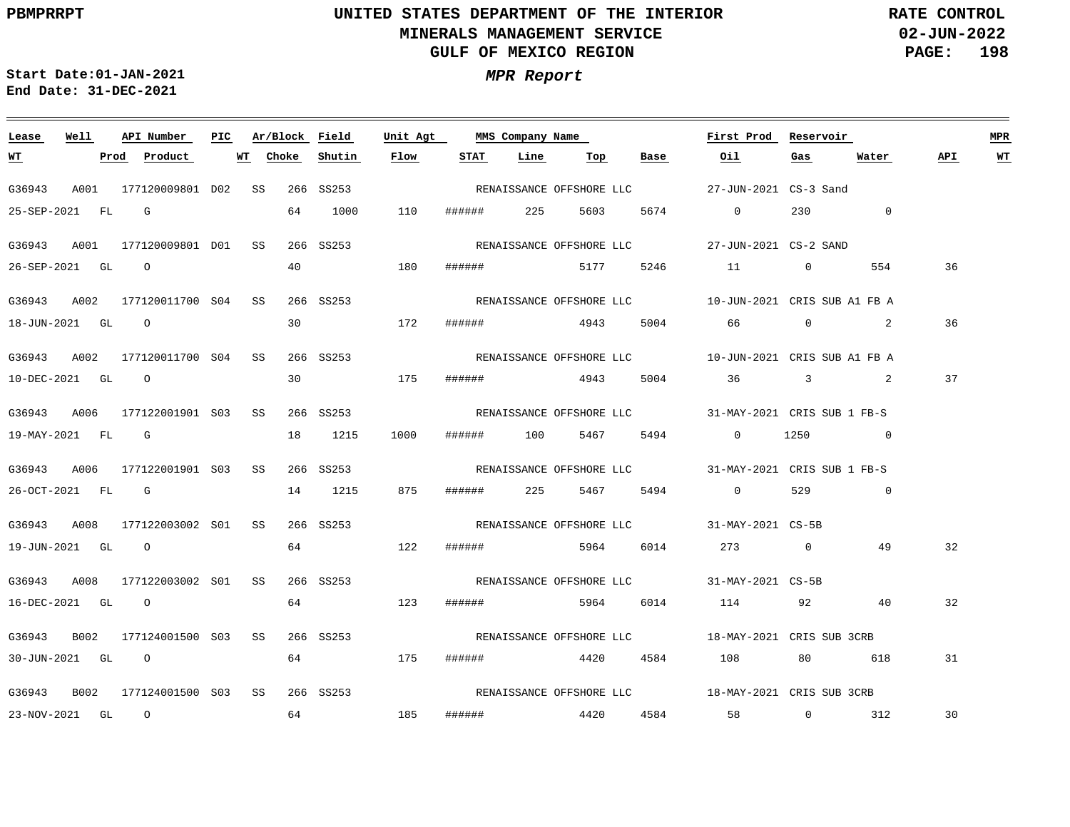# UNITED STATES DEPARTMENT OF THE INTERIOR
## MINERALS MANAGEMENT SERVICE
## GULF OF MEXICO REGION

PBMPRRPT

RATE CONTROL
02-JUN-2022

Start Date:01-JAN-2021
End Date: 31-DEC-2021

***MPR Report***

| Lease | Well | API Number | PIC | Ar/Block | Field | Unit Agt | MMS Company Name | First Prod | Reservoir | MPR WT | Prod | Product | WT | Choke | Shutin | Flow | STAT | Line | Top | Base | Oil | Gas | Water | API |
|---|---|---|---|---|---|---|---|---|---|---|---|---|---|---|---|---|---|---|---|---|---|---|---|---|
| G36943 | A001 | 177120009801 | D02 | SS 266 | SS253 | | RENAISSANCE OFFSHORE LLC | 27-JUN-2021 | CS-3 Sand | 25-SEP-2021 | FL | G | | 64 | 1000 | 110 | ###### | 225 | 5603 | 5674 | 0 | 230 | 0 | |
| G36943 | A001 | 177120009801 | D01 | SS 266 | SS253 | | RENAISSANCE OFFSHORE LLC | 27-JUN-2021 | CS-2 SAND | 26-SEP-2021 | GL | O | | 40 | | 180 | ###### | | 5177 | 5246 | 11 | 0 | 554 | 36 |
| G36943 | A002 | 177120011700 | S04 | SS 266 | SS253 | | RENAISSANCE OFFSHORE LLC | 10-JUN-2021 | CRIS SUB A1 FB A | 18-JUN-2021 | GL | O | | 30 | | 172 | ###### | | 4943 | 5004 | 66 | 0 | 2 | 36 |
| G36943 | A002 | 177120011700 | S04 | SS 266 | SS253 | | RENAISSANCE OFFSHORE LLC | 10-JUN-2021 | CRIS SUB A1 FB A | 10-DEC-2021 | GL | O | | 30 | | 175 | ###### | | 4943 | 5004 | 36 | 3 | 2 | 37 |
| G36943 | A006 | 177122001901 | S03 | SS 266 | SS253 | | RENAISSANCE OFFSHORE LLC | 31-MAY-2021 | CRIS SUB 1 FB-S | 19-MAY-2021 | FL | G | | 18 | 1215 | 1000 | ###### | 100 | 5467 | 5494 | 0 | 1250 | 0 | |
| G36943 | A006 | 177122001901 | S03 | SS 266 | SS253 | | RENAISSANCE OFFSHORE LLC | 31-MAY-2021 | CRIS SUB 1 FB-S | 26-OCT-2021 | FL | G | | 14 | 1215 | 875 | ###### | 225 | 5467 | 5494 | 0 | 529 | 0 | |
| G36943 | A008 | 177122003002 | S01 | SS 266 | SS253 | | RENAISSANCE OFFSHORE LLC | 31-MAY-2021 | CS-5B | 19-JUN-2021 | GL | O | | 64 | | 122 | ###### | | 5964 | 6014 | 273 | 0 | 49 | 32 |
| G36943 | A008 | 177122003002 | S01 | SS 266 | SS253 | | RENAISSANCE OFFSHORE LLC | 31-MAY-2021 | CS-5B | 16-DEC-2021 | GL | O | | 64 | | 123 | ###### | | 5964 | 6014 | 114 | 92 | 40 | 32 |
| G36943 | B002 | 177124001500 | S03 | SS 266 | SS253 | | RENAISSANCE OFFSHORE LLC | 18-MAY-2021 | CRIS SUB 3CRB | 30-JUN-2021 | GL | O | | 64 | | 175 | ###### | | 4420 | 4584 | 108 | 80 | 618 | 31 |
| G36943 | B002 | 177124001500 | S03 | SS 266 | SS253 | | RENAISSANCE OFFSHORE LLC | 18-MAY-2021 | CRIS SUB 3CRB | 23-NOV-2021 | GL | O | | 64 | | 185 | ###### | | 4420 | 4584 | 58 | 0 | 312 | 30 |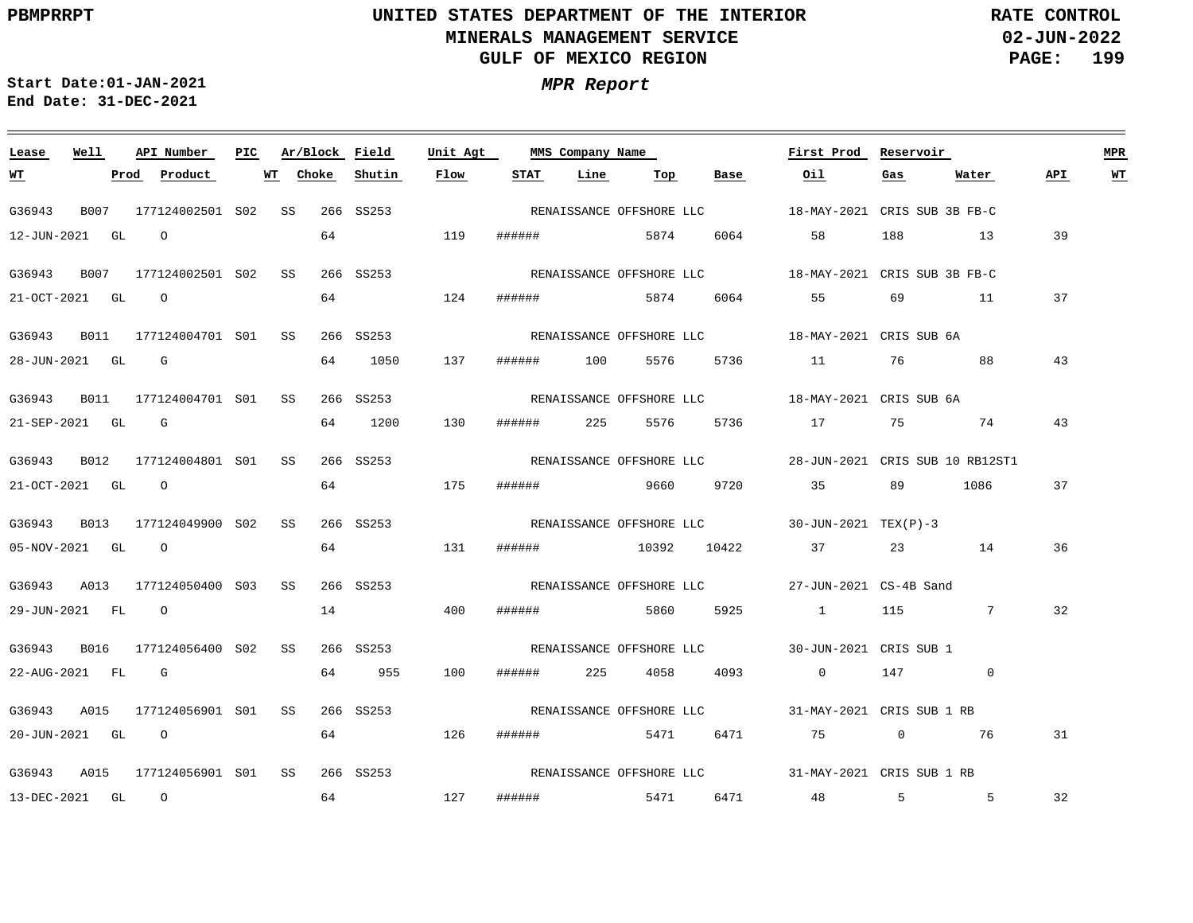# UNITED STATES DEPARTMENT OF THE INTERIOR
## MINERALS MANAGEMENT SERVICE
## GULF OF MEXICO REGION

PBMPRRPT

RATE CONTROL
02-JUN-2022

***MPR Report***

**Start Date:** 01-JAN-2021
**End Date:** 31-DEC-2021

| Lease | Well | API Number | PIC | Ar/Block | Field | Unit Agt | MMS Company Name | First Prod | Reservoir | MPR |
|---|---|---|---|---|---|---|---|---|---|---|
| **WT** | **Prod** | **Product** | **WT** | **Choke** | **Shutin** | **Flow** | **STAT** | **Line** | **Top** | **Base** |
| **Oil** | **Gas** | **Water** | **API** | **WT** | | | | | | |

| Lease | Well | API Number | PIC | Ar/Block | Field | Unit Agt | MMS Company Name | First Prod | Reservoir | WT | Prod | Product | WT | Choke | Shutin | Flow | STAT | Line | Top | Base | Oil | Gas | Water | API | MPR WT |
|---|---|---|---|---|---|---|---|---|---|---|---|---|---|---|---|---|---|---|---|---|---|---|---|---|---|
| G36943 | B007 | 177124002501 | S02 | SS 266 | SS253 | | RENAISSANCE OFFSHORE LLC | 18-MAY-2021 | CRIS SUB 3B FB-C | 12-JUN-2021 | GL | O | | 64 | | 119 | ###### | | 5874 | 6064 | 58 | 188 | 13 | 39 | |
| G36943 | B007 | 177124002501 | S02 | SS 266 | SS253 | | RENAISSANCE OFFSHORE LLC | 18-MAY-2021 | CRIS SUB 3B FB-C | 21-OCT-2021 | GL | O | | 64 | | 124 | ###### | | 5874 | 6064 | 55 | 69 | 11 | 37 | |
| G36943 | B011 | 177124004701 | S01 | SS 266 | SS253 | | RENAISSANCE OFFSHORE LLC | 18-MAY-2021 | CRIS SUB 6A | 28-JUN-2021 | GL | G | | 64 | 1050 | 137 | ###### | 100 | 5576 | 5736 | 11 | 76 | 88 | 43 | |
| G36943 | B011 | 177124004701 | S01 | SS 266 | SS253 | | RENAISSANCE OFFSHORE LLC | 18-MAY-2021 | CRIS SUB 6A | 21-SEP-2021 | GL | G | | 64 | 1200 | 130 | ###### | 225 | 5576 | 5736 | 17 | 75 | 74 | 43 | |
| G36943 | B012 | 177124004801 | S01 | SS 266 | SS253 | | RENAISSANCE OFFSHORE LLC | 28-JUN-2021 | CRIS SUB 10 RB12ST1 | 21-OCT-2021 | GL | O | | 64 | | 175 | ###### | | 9660 | 9720 | 35 | 89 | 1086 | 37 | |
| G36943 | B013 | 177124049900 | S02 | SS 266 | SS253 | | RENAISSANCE OFFSHORE LLC | 30-JUN-2021 | TEX(P)-3 | 05-NOV-2021 | GL | O | | 64 | | 131 | ###### | | 10392 | 10422 | 37 | 23 | 14 | 36 | |
| G36943 | A013 | 177124050400 | S03 | SS 266 | SS253 | | RENAISSANCE OFFSHORE LLC | 27-JUN-2021 | CS-4B Sand | 29-JUN-2021 | FL | O | | 14 | | 400 | ###### | | 5860 | 5925 | 1 | 115 | 7 | 32 | |
| G36943 | B016 | 177124056400 | S02 | SS 266 | SS253 | | RENAISSANCE OFFSHORE LLC | 30-JUN-2021 | CRIS SUB 1 | 22-AUG-2021 | FL | G | | 64 | 955 | 100 | ###### | 225 | 4058 | 4093 | 0 | 147 | 0 | | |
| G36943 | A015 | 177124056901 | S01 | SS 266 | SS253 | | RENAISSANCE OFFSHORE LLC | 31-MAY-2021 | CRIS SUB 1 RB | 20-JUN-2021 | GL | O | | 64 | | 126 | ###### | | 5471 | 6471 | 75 | 0 | 76 | 31 | |
| G36943 | A015 | 177124056901 | S01 | SS 266 | SS253 | | RENAISSANCE OFFSHORE LLC | 31-MAY-2021 | CRIS SUB 1 RB | 13-DEC-2021 | GL | O | | 64 | | 127 | ###### | | 5471 | 6471 | 48 | 5 | 5 | 32 | |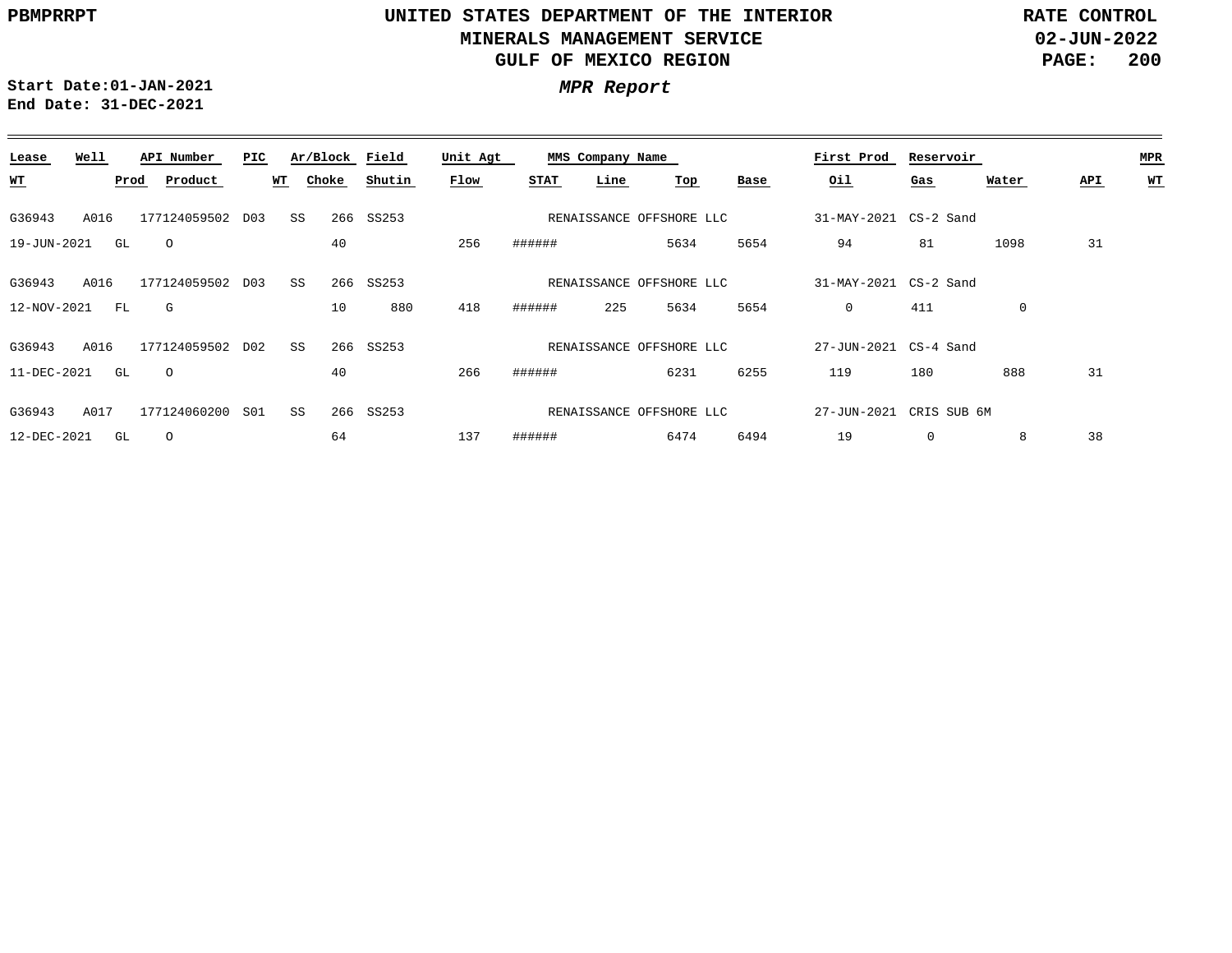**UNITED STATES DEPARTMENT OF THE INTERIOR**
**MINERALS MANAGEMENT SERVICE**
**GULF OF MEXICO REGION**

**PBMPRRPT** | **RATE CONTROL** | **02-JUN-2022**

**Start Date:01-JAN-2021**
**End Date: 31-DEC-2021**

***MPR Report***

| Lease | Well | API Number | PIC | Ar/Block | Field | Unit Agt | MMS Company Name | | | | First Prod | Reservoir | | | MPR |
|---|---|---|---|---|---|---|---|---|---|---|---|---|---|---|---|
| **WT** | **Prod** | **Product** | **WT** | **Choke** | **Shutin** | **Flow** | **STAT** | **Line** | **Top** | **Base** | **Oil** | **Gas** | **Water** | **API** | **WT** |
| G36943 | A016 | 177124059502 | D03 | SS 266 | SS253 | | RENAISSANCE OFFSHORE LLC | | | | 31-MAY-2021 | CS-2 Sand | | | |
| 19-JUN-2021 | GL | O | | 40 | | 256 | ###### | | 5634 | 5654 | 94 | 81 | 1098 | 31 | |
| G36943 | A016 | 177124059502 | D03 | SS 266 | SS253 | | RENAISSANCE OFFSHORE LLC | | | | 31-MAY-2021 | CS-2 Sand | | | |
| 12-NOV-2021 | FL | G | | 10 | 880 | 418 | ###### | 225 | 5634 | 5654 | 0 | 411 | 0 | | |
| G36943 | A016 | 177124059502 | D02 | SS 266 | SS253 | | RENAISSANCE OFFSHORE LLC | | | | 27-JUN-2021 | CS-4 Sand | | | |
| 11-DEC-2021 | GL | O | | 40 | | 266 | ###### | | 6231 | 6255 | 119 | 180 | 888 | 31 | |
| G36943 | A017 | 177124060200 | S01 | SS 266 | SS253 | | RENAISSANCE OFFSHORE LLC | | | | 27-JUN-2021 | CRIS SUB 6M | | | |
| 12-DEC-2021 | GL | O | | 64 | | 137 | ###### | | 6474 | 6494 | 19 | 0 | 8 | 38 | |